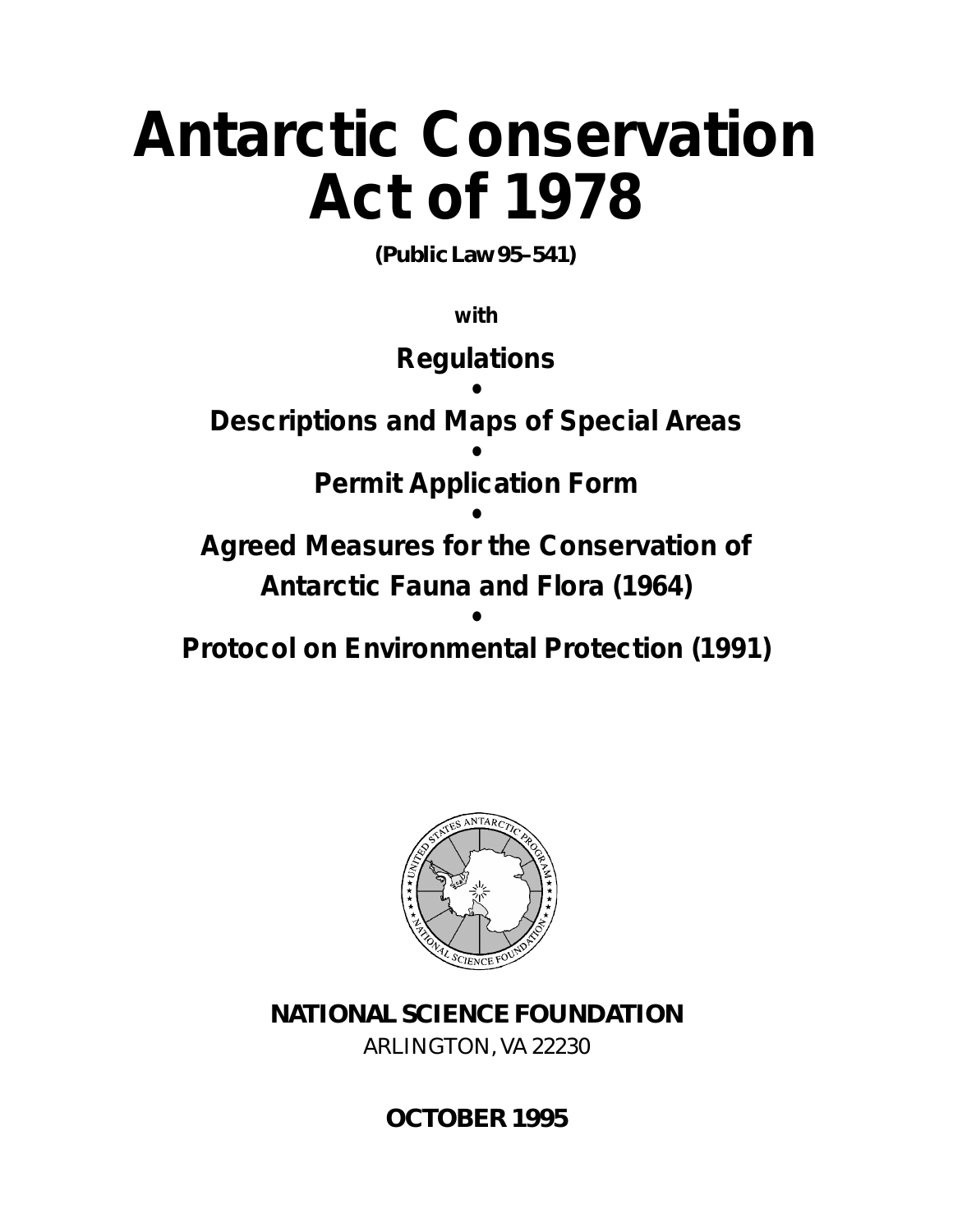# Antarctic Conservation Act of 1978

**(Public Law 95–541)**

**with**

**Regulations**

•

**Descriptions and Maps of Special Areas**

•

**Permit Application Form**

•

**Agreed Measures for the Conservation of Antarctic Fauna and Flora (1964)**

•

**Protocol on Environmental Protection (1991)**

**NATIONAL SCIENCE FOUNDATION**

ARLINGTON, VA 22230

**OCTOBER 1995**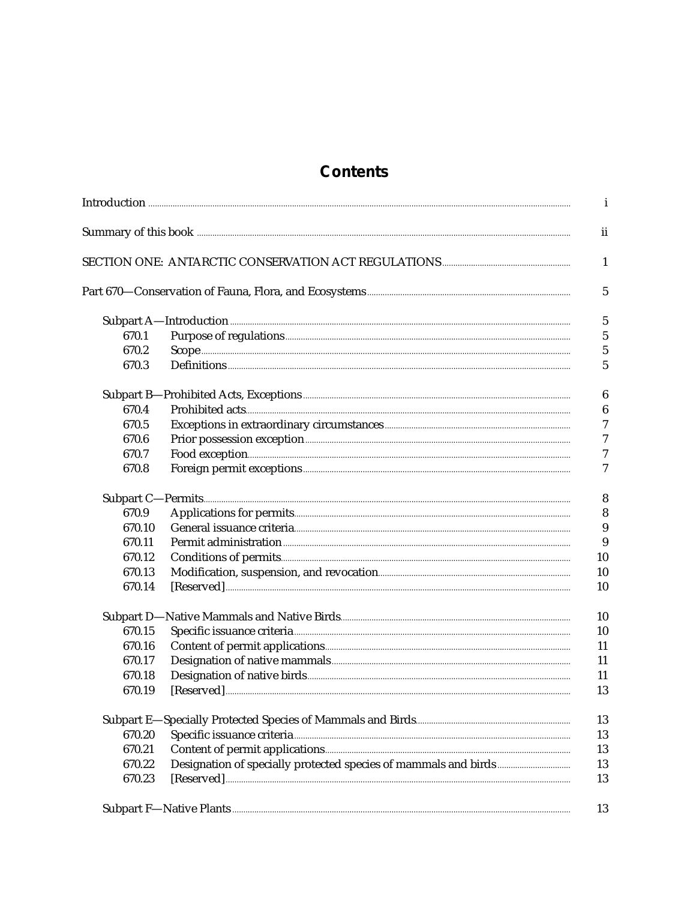# Contents

| | | |
|---|---|---|
| Introduction | | i |
| Summary of this book | | ii |
| SECTION ONE: ANTARCTIC CONSERVATION ACT REGULATIONS | | 1 |
| Part 670—Conservation of Fauna, Flora, and Ecosystems | | 5 |
| Subpart A—Introduction | | 5 |
| 670.1 | Purpose of regulations | 5 |
| 670.2 | Scope | 5 |
| 670.3 | Definitions | 5 |
| Subpart B—Prohibited Acts, Exceptions | | 6 |
| 670.4 | Prohibited acts | 6 |
| 670.5 | Exceptions in extraordinary circumstances | 7 |
| 670.6 | Prior possession exception | 7 |
| 670.7 | Food exception | 7 |
| 670.8 | Foreign permit exceptions | 7 |
| Subpart C—Permits | | 8 |
| 670.9 | Applications for permits | 8 |
| 670.10 | General issuance criteria | 9 |
| 670.11 | Permit administration | 9 |
| 670.12 | Conditions of permits | 10 |
| 670.13 | Modification, suspension, and revocation | 10 |
| 670.14 | [Reserved] | 10 |
| Subpart D—Native Mammals and Native Birds | | 10 |
| 670.15 | Specific issuance criteria | 10 |
| 670.16 | Content of permit applications | 11 |
| 670.17 | Designation of native mammals | 11 |
| 670.18 | Designation of native birds | 11 |
| 670.19 | [Reserved] | 13 |
| Subpart E—Specially Protected Species of Mammals and Birds | | 13 |
| 670.20 | Specific issuance criteria | 13 |
| 670.21 | Content of permit applications | 13 |
| 670.22 | Designation of specially protected species of mammals and birds | 13 |
| 670.23 | [Reserved] | 13 |
| Subpart F—Native Plants | | 13 |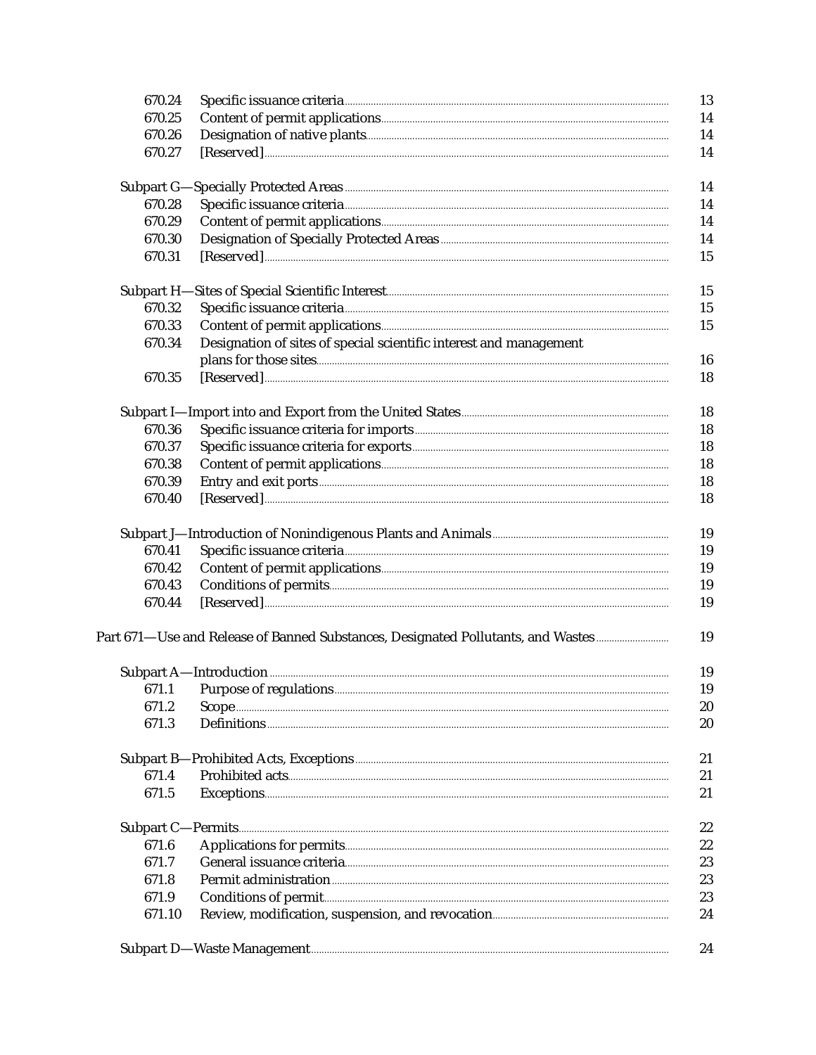| | | |
|---|---|---|
| 670.24 | Specific issuance criteria | 13 |
| 670.25 | Content of permit applications | 14 |
| 670.26 | Designation of native plants | 14 |
| 670.27 | [Reserved] | 14 |
| **Subpart G—Specially Protected Areas** | | 14 |
| 670.28 | Specific issuance criteria | 14 |
| 670.29 | Content of permit applications | 14 |
| 670.30 | Designation of Specially Protected Areas | 14 |
| 670.31 | [Reserved] | 15 |
| **Subpart H—Sites of Special Scientific Interest** | | 15 |
| 670.32 | Specific issuance criteria | 15 |
| 670.33 | Content of permit applications | 15 |
| 670.34 | Designation of sites of special scientific interest and management plans for those sites | 16 |
| 670.35 | [Reserved] | 18 |
| **Subpart I—Import into and Export from the United States** | | 18 |
| 670.36 | Specific issuance criteria for imports | 18 |
| 670.37 | Specific issuance criteria for exports | 18 |
| 670.38 | Content of permit applications | 18 |
| 670.39 | Entry and exit ports | 18 |
| 670.40 | [Reserved] | 18 |
| **Subpart J—Introduction of Nonindigenous Plants and Animals** | | 19 |
| 670.41 | Specific issuance criteria | 19 |
| 670.42 | Content of permit applications | 19 |
| 670.43 | Conditions of permits | 19 |
| 670.44 | [Reserved] | 19 |
| **Part 671—Use and Release of Banned Substances, Designated Pollutants, and Wastes** | | 19 |
| **Subpart A—Introduction** | | 19 |
| 671.1 | Purpose of regulations | 19 |
| 671.2 | Scope | 20 |
| 671.3 | Definitions | 20 |
| **Subpart B—Prohibited Acts, Exceptions** | | 21 |
| 671.4 | Prohibited acts | 21 |
| 671.5 | Exceptions | 21 |
| **Subpart C—Permits** | | 22 |
| 671.6 | Applications for permits | 22 |
| 671.7 | General issuance criteria | 23 |
| 671.8 | Permit administration | 23 |
| 671.9 | Conditions of permit | 23 |
| 671.10 | Review, modification, suspension, and revocation | 24 |
| **Subpart D—Waste Management** | | 24 |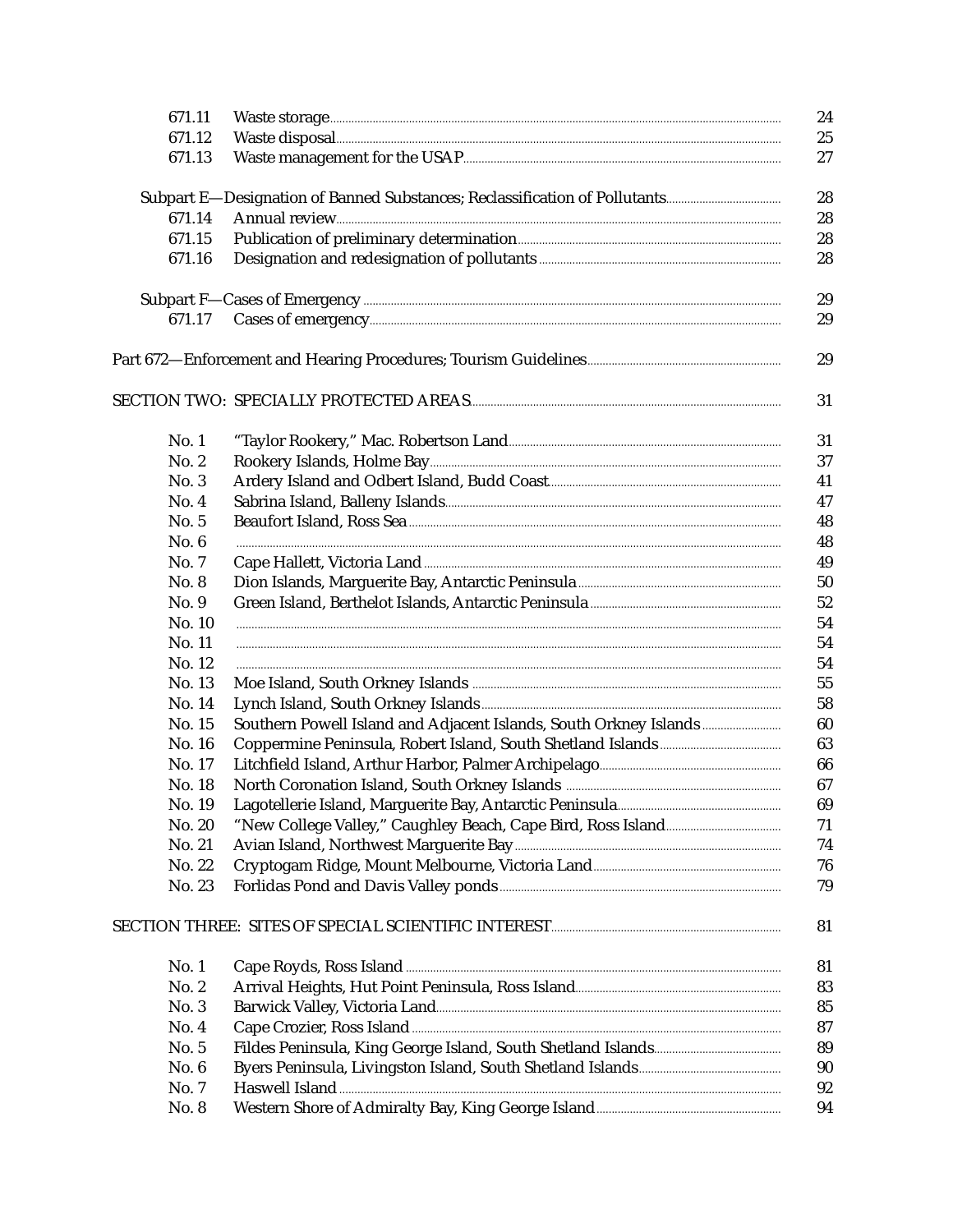| | | |
|---|---|---|
| 671.11 | Waste storage | 24 |
| 671.12 | Waste disposal | 25 |
| 671.13 | Waste management for the USAP | 27 |
| Subpart E—Designation of Banned Substances; Reclassification of Pollutants | | 28 |
| 671.14 | Annual review | 28 |
| 671.15 | Publication of preliminary determination | 28 |
| 671.16 | Designation and redesignation of pollutants | 28 |
| Subpart F—Cases of Emergency | | 29 |
| 671.17 | Cases of emergency | 29 |
| Part 672—Enforcement and Hearing Procedures; Tourism Guidelines | | 29 |
| SECTION TWO: SPECIALLY PROTECTED AREAS | | 31 |
| No. 1 | "Taylor Rookery," Mac. Robertson Land | 31 |
| No. 2 | Rookery Islands, Holme Bay | 37 |
| No. 3 | Ardery Island and Odbert Island, Budd Coast | 41 |
| No. 4 | Sabrina Island, Balleny Islands | 47 |
| No. 5 | Beaufort Island, Ross Sea | 48 |
| No. 6 | | 48 |
| No. 7 | Cape Hallett, Victoria Land | 49 |
| No. 8 | Dion Islands, Marguerite Bay, Antarctic Peninsula | 50 |
| No. 9 | Green Island, Berthelot Islands, Antarctic Peninsula | 52 |
| No. 10 | | 54 |
| No. 11 | | 54 |
| No. 12 | | 54 |
| No. 13 | Moe Island, South Orkney Islands | 55 |
| No. 14 | Lynch Island, South Orkney Islands | 58 |
| No. 15 | Southern Powell Island and Adjacent Islands, South Orkney Islands | 60 |
| No. 16 | Coppermine Peninsula, Robert Island, South Shetland Islands | 63 |
| No. 17 | Litchfield Island, Arthur Harbor, Palmer Archipelago | 66 |
| No. 18 | North Coronation Island, South Orkney Islands | 67 |
| No. 19 | Lagotellerie Island, Marguerite Bay, Antarctic Peninsula | 69 |
| No. 20 | "New College Valley," Caughley Beach, Cape Bird, Ross Island | 71 |
| No. 21 | Avian Island, Northwest Marguerite Bay | 74 |
| No. 22 | Cryptogam Ridge, Mount Melbourne, Victoria Land | 76 |
| No. 23 | Forlidas Pond and Davis Valley ponds | 79 |
| SECTION THREE: SITES OF SPECIAL SCIENTIFIC INTEREST | | 81 |
| No. 1 | Cape Royds, Ross Island | 81 |
| No. 2 | Arrival Heights, Hut Point Peninsula, Ross Island | 83 |
| No. 3 | Barwick Valley, Victoria Land | 85 |
| No. 4 | Cape Crozier, Ross Island | 87 |
| No. 5 | Fildes Peninsula, King George Island, South Shetland Islands | 89 |
| No. 6 | Byers Peninsula, Livingston Island, South Shetland Islands | 90 |
| No. 7 | Haswell Island | 92 |
| No. 8 | Western Shore of Admiralty Bay, King George Island | 94 |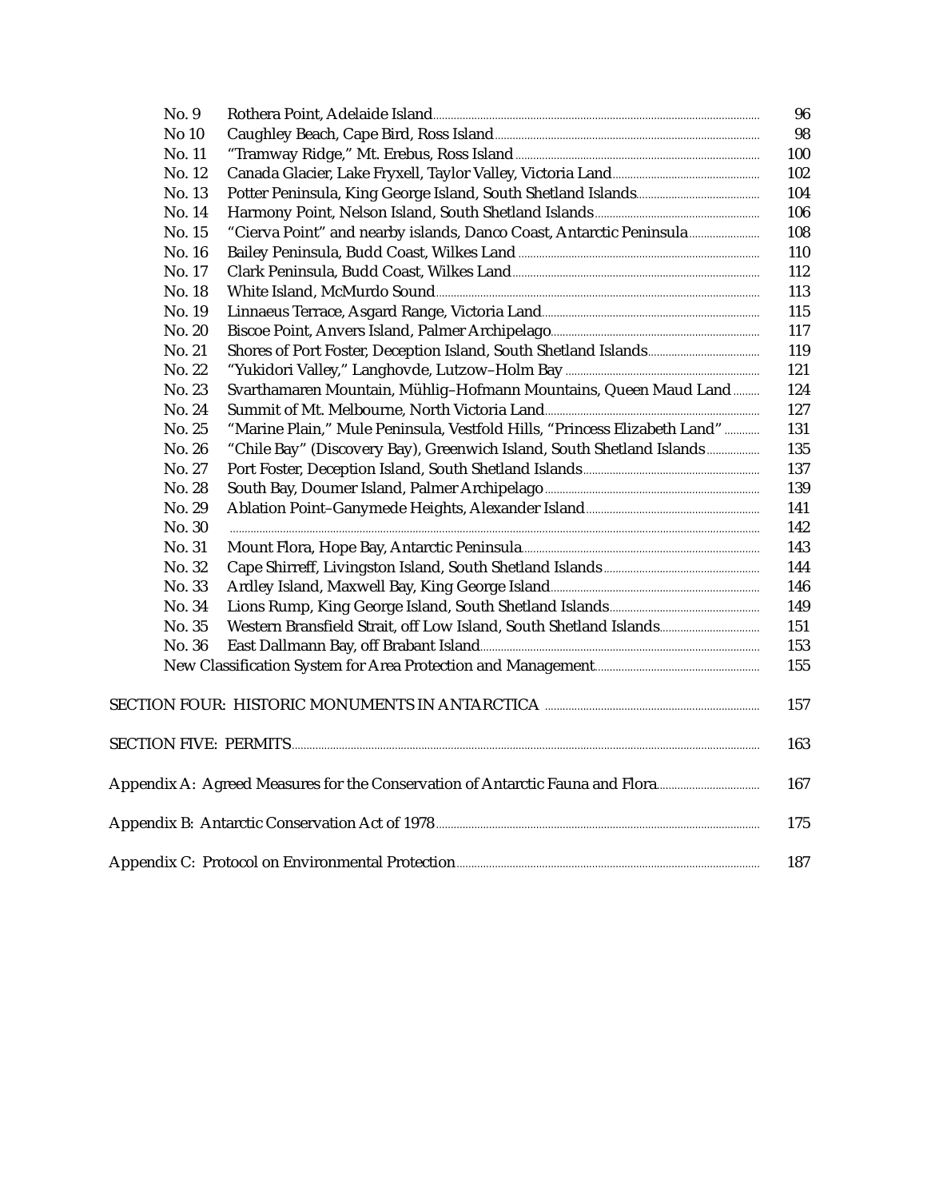| | | |
|---|---|---|
| No. 9 | Rothera Point, Adelaide Island | 96 |
| No 10 | Caughley Beach, Cape Bird, Ross Island | 98 |
| No. 11 | "Tramway Ridge," Mt. Erebus, Ross Island | 100 |
| No. 12 | Canada Glacier, Lake Fryxell, Taylor Valley, Victoria Land | 102 |
| No. 13 | Potter Peninsula, King George Island, South Shetland Islands | 104 |
| No. 14 | Harmony Point, Nelson Island, South Shetland Islands | 106 |
| No. 15 | "Cierva Point" and nearby islands, Danco Coast, Antarctic Peninsula | 108 |
| No. 16 | Bailey Peninsula, Budd Coast, Wilkes Land | 110 |
| No. 17 | Clark Peninsula, Budd Coast, Wilkes Land | 112 |
| No. 18 | White Island, McMurdo Sound | 113 |
| No. 19 | Linnaeus Terrace, Asgard Range, Victoria Land | 115 |
| No. 20 | Biscoe Point, Anvers Island, Palmer Archipelago | 117 |
| No. 21 | Shores of Port Foster, Deception Island, South Shetland Islands | 119 |
| No. 22 | "Yukidori Valley," Langhovde, Lutzow–Holm Bay | 121 |
| No. 23 | Svarthamaren Mountain, Mühlig–Hofmann Mountains, Queen Maud Land | 124 |
| No. 24 | Summit of Mt. Melbourne, North Victoria Land | 127 |
| No. 25 | "Marine Plain," Mule Peninsula, Vestfold Hills, "Princess Elizabeth Land" | 131 |
| No. 26 | "Chile Bay" (Discovery Bay), Greenwich Island, South Shetland Islands | 135 |
| No. 27 | Port Foster, Deception Island, South Shetland Islands | 137 |
| No. 28 | South Bay, Doumer Island, Palmer Archipelago | 139 |
| No. 29 | Ablation Point–Ganymede Heights, Alexander Island | 141 |
| No. 30 | | 142 |
| No. 31 | Mount Flora, Hope Bay, Antarctic Peninsula | 143 |
| No. 32 | Cape Shirreff, Livingston Island, South Shetland Islands | 144 |
| No. 33 | Ardley Island, Maxwell Bay, King George Island | 146 |
| No. 34 | Lions Rump, King George Island, South Shetland Islands | 149 |
| No. 35 | Western Bransfield Strait, off Low Island, South Shetland Islands | 151 |
| No. 36 | East Dallmann Bay, off Brabant Island | 153 |
| | New Classification System for Area Protection and Management | 155 |

SECTION FOUR: HISTORIC MONUMENTS IN ANTARCTICA ........ 157

SECTION FIVE: PERMITS ........ 163

Appendix A: Agreed Measures for the Conservation of Antarctic Fauna and Flora ........ 167

Appendix B: Antarctic Conservation Act of 1978 ........ 175

Appendix C: Protocol on Environmental Protection ........ 187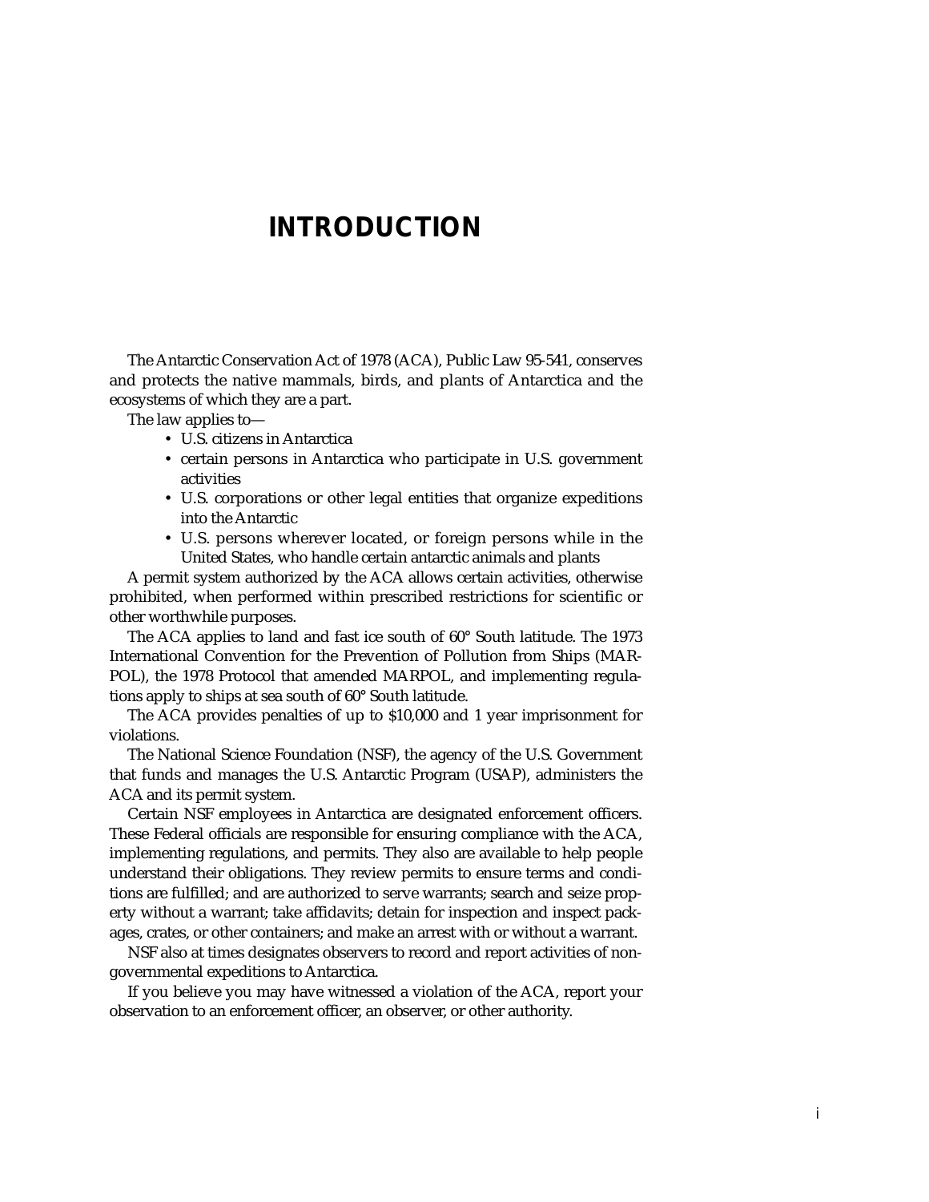# INTRODUCTION

The Antarctic Conservation Act of 1978 (ACA), Public Law 95-541, conserves and protects the native mammals, birds, and plants of Antarctica and the ecosystems of which they are a part.

The law applies to—

- U.S. citizens in Antarctica
- certain persons in Antarctica who participate in U.S. government activities
- U.S. corporations or other legal entities that organize expeditions into the Antarctic
- U.S. persons wherever located, or foreign persons while in the United States, who handle certain antarctic animals and plants

A permit system authorized by the ACA allows certain activities, otherwise prohibited, when performed within prescribed restrictions for scientific or other worthwhile purposes.

The ACA applies to land and fast ice south of 60° South latitude. The 1973 International Convention for the Prevention of Pollution from Ships (MARPOL), the 1978 Protocol that amended MARPOL, and implementing regulations apply to ships at sea south of 60° South latitude.

The ACA provides penalties of up to $10,000 and 1 year imprisonment for violations.

The National Science Foundation (NSF), the agency of the U.S. Government that funds and manages the U.S. Antarctic Program (USAP), administers the ACA and its permit system.

Certain NSF employees in Antarctica are designated enforcement officers. These Federal officials are responsible for ensuring compliance with the ACA, implementing regulations, and permits. They also are available to help people understand their obligations. They review permits to ensure terms and conditions are fulfilled; and are authorized to serve warrants; search and seize property without a warrant; take affidavits; detain for inspection and inspect packages, crates, or other containers; and make an arrest with or without a warrant.

NSF also at times designates observers to record and report activities of nongovernmental expeditions to Antarctica.

If you believe you may have witnessed a violation of the ACA, report your observation to an enforcement officer, an observer, or other authority.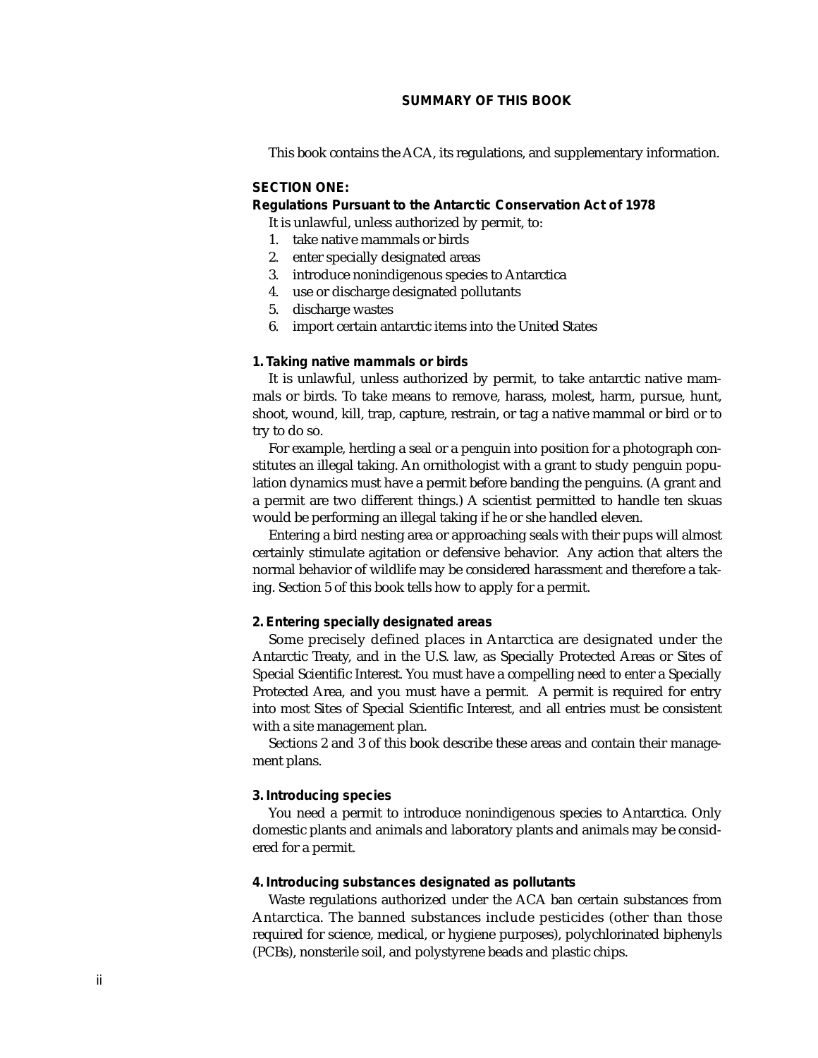## SUMMARY OF THIS BOOK

This book contains the ACA, its regulations, and supplementary information.

### SECTION ONE:

### Regulations Pursuant to the Antarctic Conservation Act of 1978

It is unlawful, unless authorized by permit, to:

1. take native mammals or birds
2. enter specially designated areas
3. introduce nonindigenous species to Antarctica
4. use or discharge designated pollutants
5. discharge wastes
6. import certain antarctic items into the United States

#### 1. Taking native mammals or birds

It is unlawful, unless authorized by permit, to take antarctic native mammals or birds. To take means to remove, harass, molest, harm, pursue, hunt, shoot, wound, kill, trap, capture, restrain, or tag a native mammal or bird or to try to do so.

For example, herding a seal or a penguin into position for a photograph constitutes an illegal taking. An ornithologist with a grant to study penguin population dynamics must have a permit before banding the penguins. (A grant and a permit are two different things.) A scientist permitted to handle ten skuas would be performing an illegal taking if he or she handled eleven.

Entering a bird nesting area or approaching seals with their pups will almost certainly stimulate agitation or defensive behavior. Any action that alters the normal behavior of wildlife may be considered harassment and therefore a taking. Section 5 of this book tells how to apply for a permit.

#### 2. Entering specially designated areas

Some precisely defined places in Antarctica are designated under the Antarctic Treaty, and in the U.S. law, as Specially Protected Areas or Sites of Special Scientific Interest. You must have a compelling need to enter a Specially Protected Area, and you must have a permit. A permit is required for entry into most Sites of Special Scientific Interest, and all entries must be consistent with a site management plan.

Sections 2 and 3 of this book describe these areas and contain their management plans.

#### 3. Introducing species

You need a permit to introduce nonindigenous species to Antarctica. Only domestic plants and animals and laboratory plants and animals may be considered for a permit.

#### 4. Introducing substances designated as pollutants

Waste regulations authorized under the ACA ban certain substances from Antarctica. The banned substances include pesticides (other than those required for science, medical, or hygiene purposes), polychlorinated biphenyls (PCBs), nonsterile soil, and polystyrene beads and plastic chips.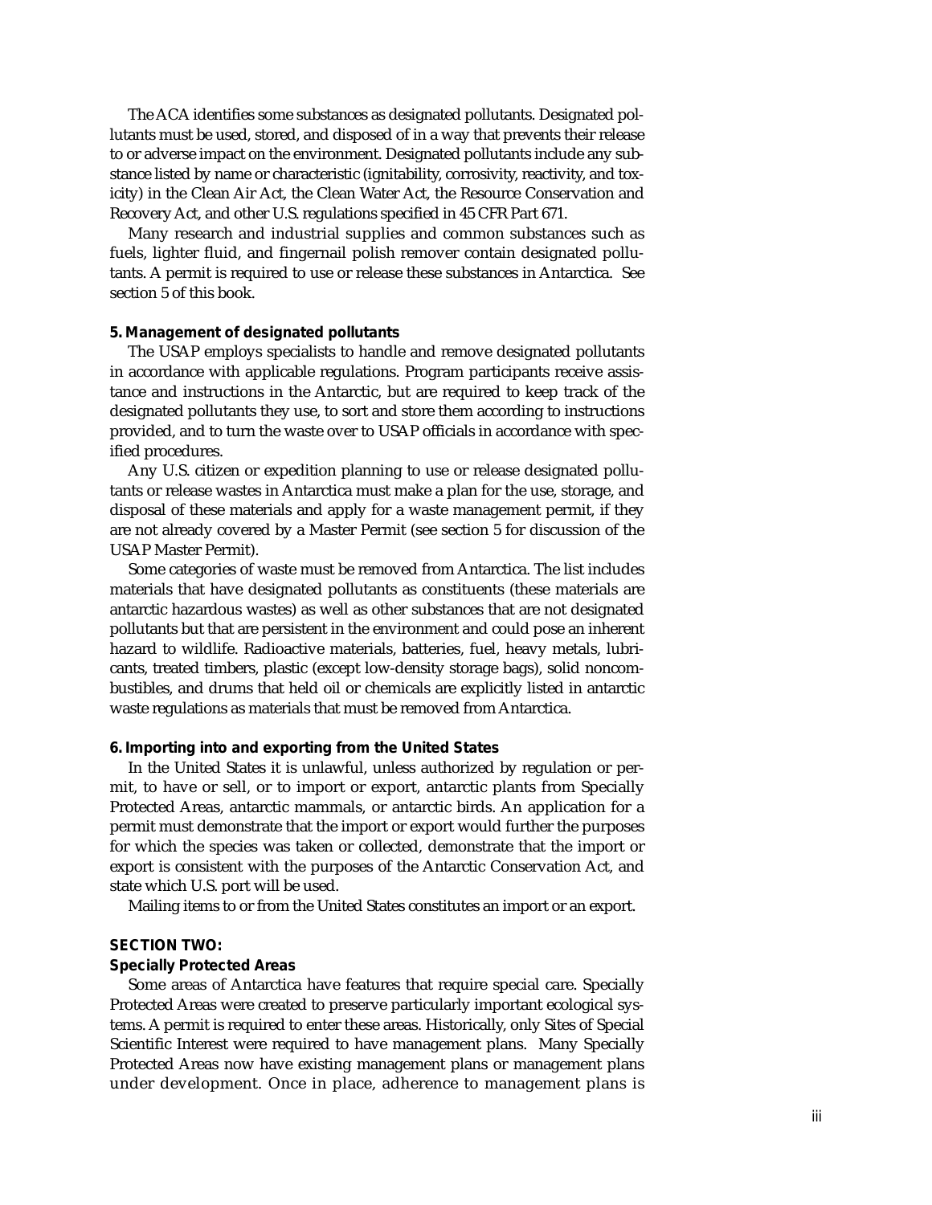The ACA identifies some substances as designated pollutants. Designated pollutants must be used, stored, and disposed of in a way that prevents their release to or adverse impact on the environment. Designated pollutants include any substance listed by name or characteristic (ignitability, corrosivity, reactivity, and toxicity) in the Clean Air Act, the Clean Water Act, the Resource Conservation and Recovery Act, and other U.S. regulations specified in 45 CFR Part 671.

Many research and industrial supplies and common substances such as fuels, lighter fluid, and fingernail polish remover contain designated pollutants. A permit is required to use or release these substances in Antarctica. See section 5 of this book.

**5. Management of designated pollutants**

The USAP employs specialists to handle and remove designated pollutants in accordance with applicable regulations. Program participants receive assistance and instructions in the Antarctic, but are required to keep track of the designated pollutants they use, to sort and store them according to instructions provided, and to turn the waste over to USAP officials in accordance with specified procedures.

Any U.S. citizen or expedition planning to use or release designated pollutants or release wastes in Antarctica must make a plan for the use, storage, and disposal of these materials and apply for a waste management permit, if they are not already covered by a Master Permit (see section 5 for discussion of the USAP Master Permit).

Some categories of waste must be removed from Antarctica. The list includes materials that have designated pollutants as constituents (these materials are antarctic hazardous wastes) as well as other substances that are not designated pollutants but that are persistent in the environment and could pose an inherent hazard to wildlife. Radioactive materials, batteries, fuel, heavy metals, lubricants, treated timbers, plastic (except low-density storage bags), solid noncombustibles, and drums that held oil or chemicals are explicitly listed in antarctic waste regulations as materials that must be removed from Antarctica.

**6. Importing into and exporting from the United States**

In the United States it is unlawful, unless authorized by regulation or permit, to have or sell, or to import or export, antarctic plants from Specially Protected Areas, antarctic mammals, or antarctic birds. An application for a permit must demonstrate that the import or export would further the purposes for which the species was taken or collected, demonstrate that the import or export is consistent with the purposes of the Antarctic Conservation Act, and state which U.S. port will be used.

Mailing items to or from the United States constitutes an import or an export.

## SECTION TWO:

### Specially Protected Areas

Some areas of Antarctica have features that require special care. Specially Protected Areas were created to preserve particularly important ecological systems. A permit is required to enter these areas. Historically, only Sites of Special Scientific Interest were required to have management plans. Many Specially Protected Areas now have existing management plans or management plans under development. Once in place, adherence to management plans is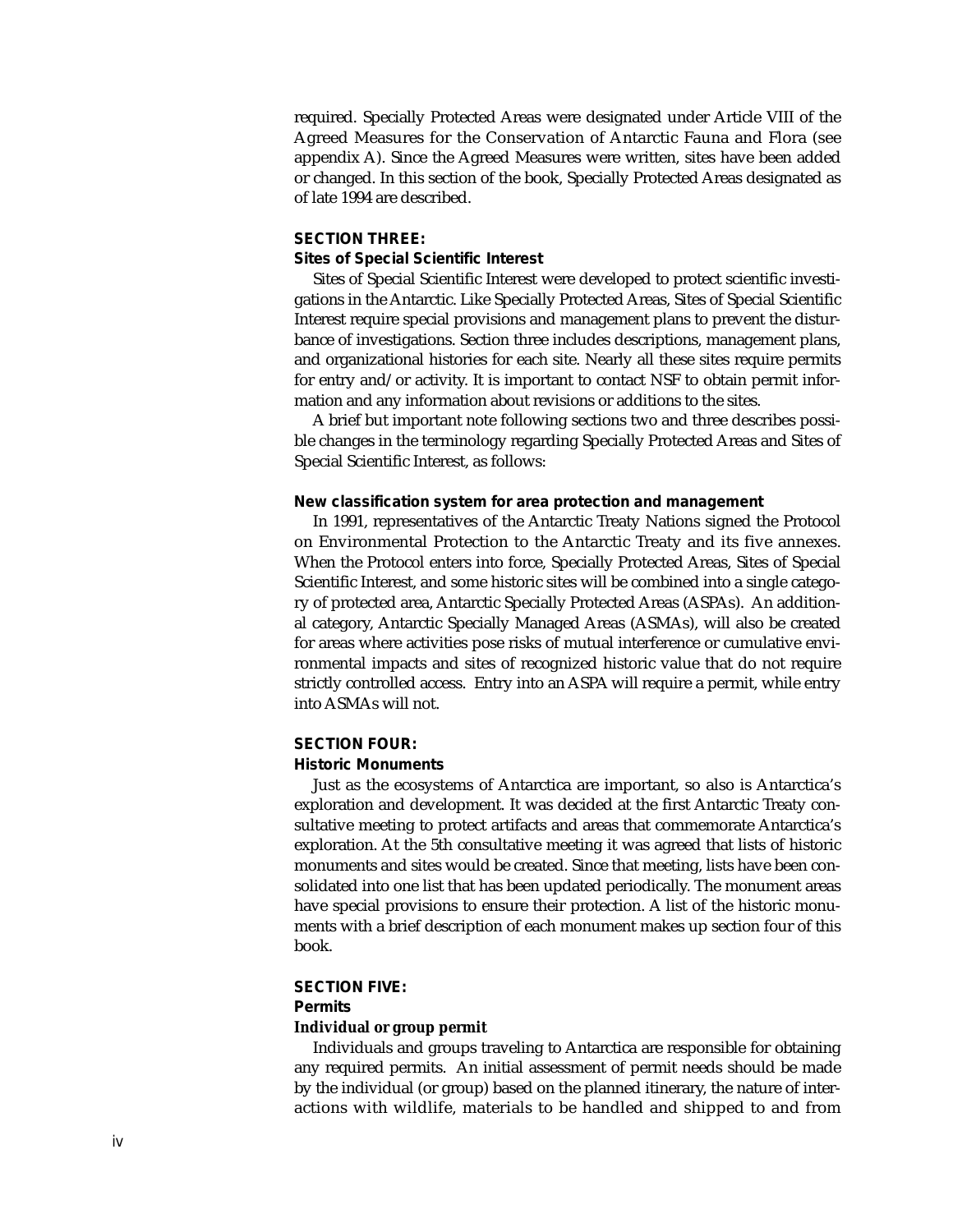required. Specially Protected Areas were designated under Article VIII of the Agreed Measures for the Conservation of Antarctic Fauna and Flora (see appendix A). Since the Agreed Measures were written, sites have been added or changed. In this section of the book, Specially Protected Areas designated as of late 1994 are described.

### SECTION THREE:
### Sites of Special Scientific Interest

Sites of Special Scientific Interest were developed to protect scientific investigations in the Antarctic. Like Specially Protected Areas, Sites of Special Scientific Interest require special provisions and management plans to prevent the disturbance of investigations. Section three includes descriptions, management plans, and organizational histories for each site. Nearly all these sites require permits for entry and/or activity. It is important to contact NSF to obtain permit information and any information about revisions or additions to the sites.

A brief but important note following sections two and three describes possible changes in the terminology regarding Specially Protected Areas and Sites of Special Scientific Interest, as follows:

#### New classification system for area protection and management

In 1991, representatives of the Antarctic Treaty Nations signed the Protocol on Environmental Protection to the Antarctic Treaty and its five annexes. When the Protocol enters into force, Specially Protected Areas, Sites of Special Scientific Interest, and some historic sites will be combined into a single category of protected area, Antarctic Specially Protected Areas (ASPAs). An additional category, Antarctic Specially Managed Areas (ASMAs), will also be created for areas where activities pose risks of mutual interference or cumulative environmental impacts and sites of recognized historic value that do not require strictly controlled access. Entry into an ASPA will require a permit, while entry into ASMAs will not.

### SECTION FOUR:
### Historic Monuments

Just as the ecosystems of Antarctica are important, so also is Antarctica's exploration and development. It was decided at the first Antarctic Treaty consultative meeting to protect artifacts and areas that commemorate Antarctica's exploration. At the 5th consultative meeting it was agreed that lists of historic monuments and sites would be created. Since that meeting, lists have been consolidated into one list that has been updated periodically. The monument areas have special provisions to ensure their protection. A list of the historic monuments with a brief description of each monument makes up section four of this book.

### SECTION FIVE:
### Permits

#### Individual or group permit

Individuals and groups traveling to Antarctica are responsible for obtaining any required permits. An initial assessment of permit needs should be made by the individual (or group) based on the planned itinerary, the nature of interactions with wildlife, materials to be handled and shipped to and from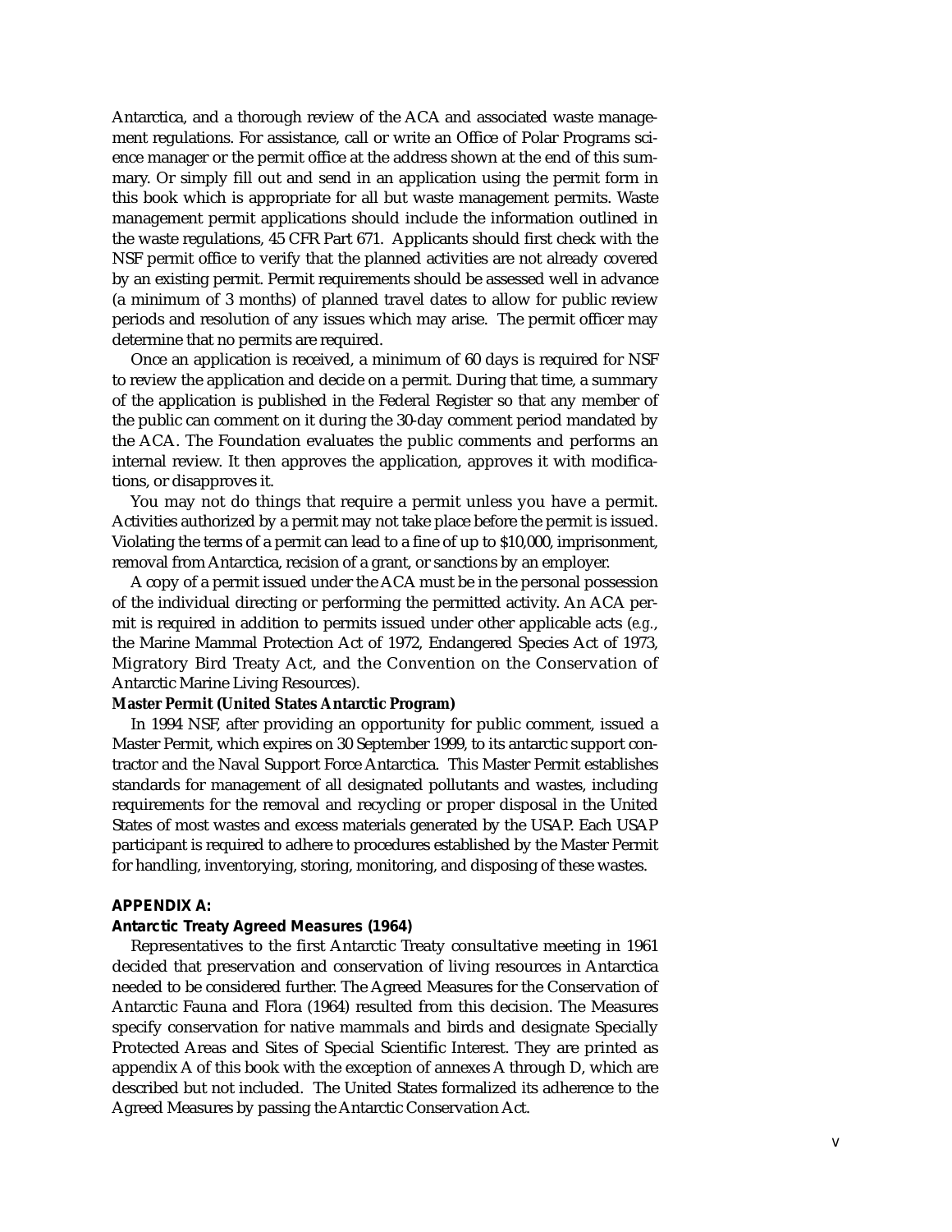Antarctica, and a thorough review of the ACA and associated waste management regulations. For assistance, call or write an Office of Polar Programs science manager or the permit office at the address shown at the end of this summary. Or simply fill out and send in an application using the permit form in this book which is appropriate for all but waste management permits. Waste management permit applications should include the information outlined in the waste regulations, 45 CFR Part 671. Applicants should first check with the NSF permit office to verify that the planned activities are not already covered by an existing permit. Permit requirements should be assessed well in advance (a minimum of 3 months) of planned travel dates to allow for public review periods and resolution of any issues which may arise. The permit officer may determine that no permits are required.

Once an application is received, a minimum of 60 days is required for NSF to review the application and decide on a permit. During that time, a summary of the application is published in the Federal Register so that any member of the public can comment on it during the 30-day comment period mandated by the ACA. The Foundation evaluates the public comments and performs an internal review. It then approves the application, approves it with modifications, or disapproves it.

You may not do things that require a permit unless you have a permit. Activities authorized by a permit may not take place before the permit is issued. Violating the terms of a permit can lead to a fine of up to $10,000, imprisonment, removal from Antarctica, recision of a grant, or sanctions by an employer.

A copy of a permit issued under the ACA must be in the personal possession of the individual directing or performing the permitted activity. An ACA permit is required in addition to permits issued under other applicable acts (*e.g.*, the Marine Mammal Protection Act of 1972, Endangered Species Act of 1973, Migratory Bird Treaty Act, and the Convention on the Conservation of Antarctic Marine Living Resources).

**Master Permit (United States Antarctic Program)**

In 1994 NSF, after providing an opportunity for public comment, issued a Master Permit, which expires on 30 September 1999, to its antarctic support contractor and the Naval Support Force Antarctica. This Master Permit establishes standards for management of all designated pollutants and wastes, including requirements for the removal and recycling or proper disposal in the United States of most wastes and excess materials generated by the USAP. Each USAP participant is required to adhere to procedures established by the Master Permit for handling, inventorying, storing, monitoring, and disposing of these wastes.

**APPENDIX A:**

**Antarctic Treaty Agreed Measures (1964)**

Representatives to the first Antarctic Treaty consultative meeting in 1961 decided that preservation and conservation of living resources in Antarctica needed to be considered further. The Agreed Measures for the Conservation of Antarctic Fauna and Flora (1964) resulted from this decision. The Measures specify conservation for native mammals and birds and designate Specially Protected Areas and Sites of Special Scientific Interest. They are printed as appendix A of this book with the exception of annexes A through D, which are described but not included. The United States formalized its adherence to the Agreed Measures by passing the Antarctic Conservation Act.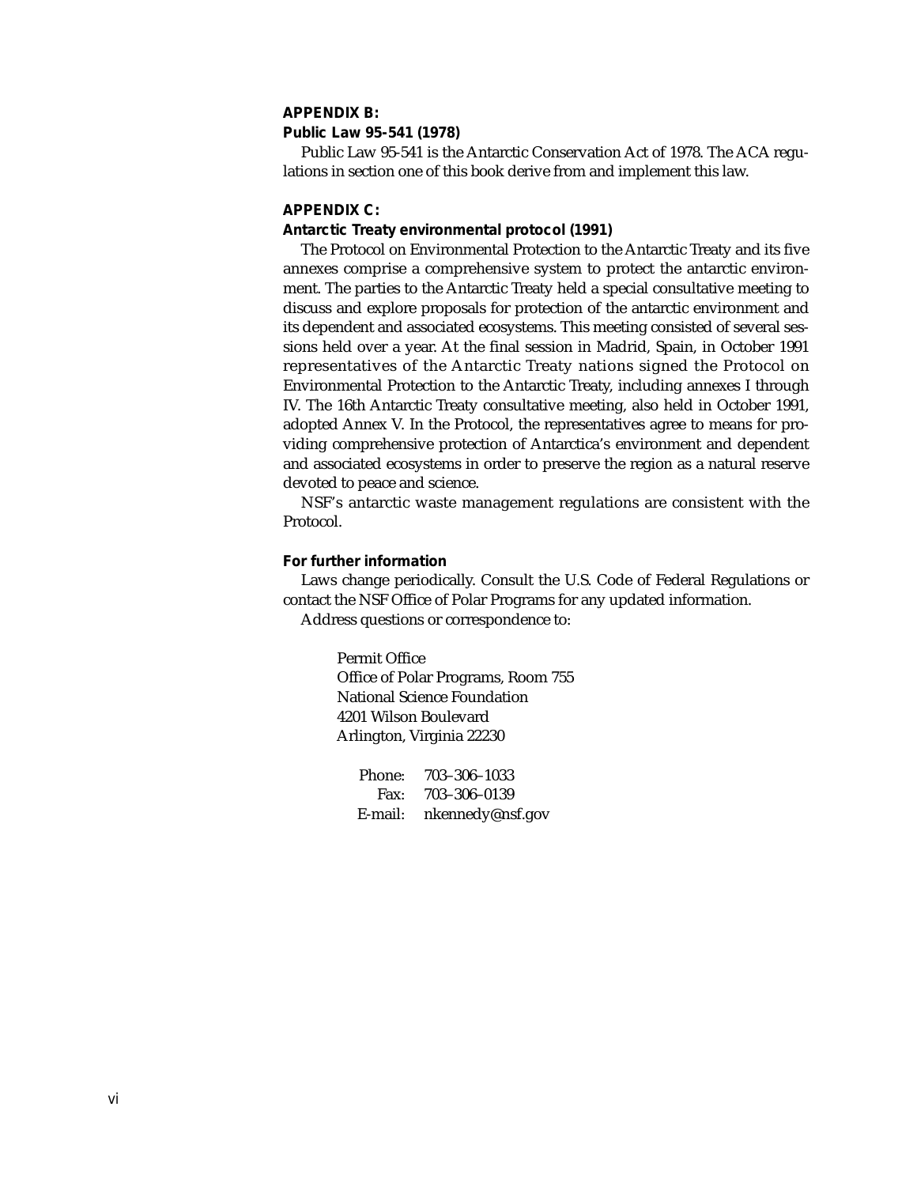**APPENDIX B:**

**Public Law 95-541 (1978)**

Public Law 95-541 is the Antarctic Conservation Act of 1978. The ACA regulations in section one of this book derive from and implement this law.

**APPENDIX C:**

**Antarctic Treaty environmental protocol (1991)**

The Protocol on Environmental Protection to the Antarctic Treaty and its five annexes comprise a comprehensive system to protect the antarctic environment. The parties to the Antarctic Treaty held a special consultative meeting to discuss and explore proposals for protection of the antarctic environment and its dependent and associated ecosystems. This meeting consisted of several sessions held over a year. At the final session in Madrid, Spain, in October 1991 representatives of the Antarctic Treaty nations signed the Protocol on Environmental Protection to the Antarctic Treaty, including annexes I through IV. The 16th Antarctic Treaty consultative meeting, also held in October 1991, adopted Annex V. In the Protocol, the representatives agree to means for providing comprehensive protection of Antarctica's environment and dependent and associated ecosystems in order to preserve the region as a natural reserve devoted to peace and science.

NSF's antarctic waste management regulations are consistent with the Protocol.

**For further information**

Laws change periodically. Consult the U.S. Code of Federal Regulations or contact the NSF Office of Polar Programs for any updated information.

Address questions or correspondence to:

Permit Office
Office of Polar Programs, Room 755
National Science Foundation
4201 Wilson Boulevard
Arlington, Virginia 22230

Phone: 703–306–1033
Fax: 703–306–0139
E-mail: nkennedy@nsf.gov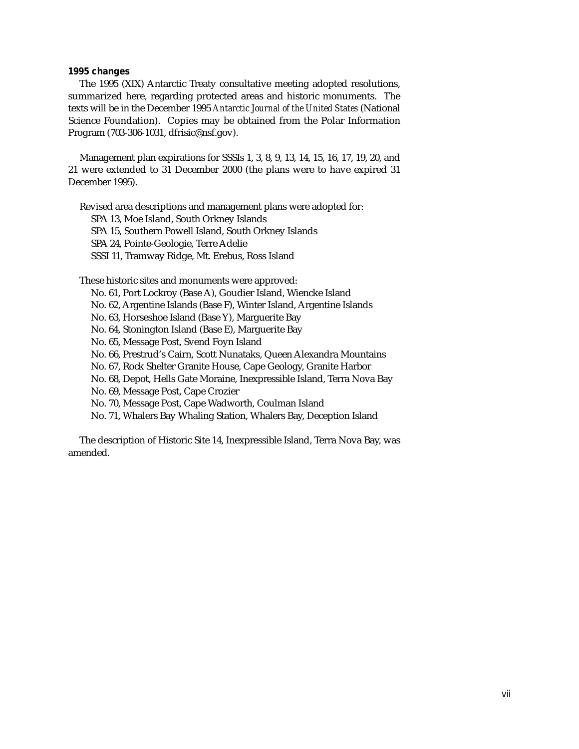**1995 changes**

The 1995 (XIX) Antarctic Treaty consultative meeting adopted resolutions, summarized here, regarding protected areas and historic monuments. The texts will be in the December 1995 *Antarctic Journal of the United States* (National Science Foundation). Copies may be obtained from the Polar Information Program (703-306-1031, dfrisic@nsf.gov).

Management plan expirations for SSSIs 1, 3, 8, 9, 13, 14, 15, 16, 17, 19, 20, and 21 were extended to 31 December 2000 (the plans were to have expired 31 December 1995).

Revised area descriptions and management plans were adopted for:

SPA 13, Moe Island, South Orkney Islands
SPA 15, Southern Powell Island, South Orkney Islands
SPA 24, Pointe-Geologie, Terre Adelie
SSSI 11, Tramway Ridge, Mt. Erebus, Ross Island

These historic sites and monuments were approved:

No. 61, Port Lockroy (Base A), Goudier Island, Wiencke Island
No. 62, Argentine Islands (Base F), Winter Island, Argentine Islands
No. 63, Horseshoe Island (Base Y), Marguerite Bay
No. 64, Stonington Island (Base E), Marguerite Bay
No. 65, Message Post, Svend Foyn Island
No. 66, Prestrud's Cairn, Scott Nunataks, Queen Alexandra Mountains
No. 67, Rock Shelter Granite House, Cape Geology, Granite Harbor
No. 68, Depot, Hells Gate Moraine, Inexpressible Island, Terra Nova Bay
No. 69, Message Post, Cape Crozier
No. 70, Message Post, Cape Wadworth, Coulman Island
No. 71, Whalers Bay Whaling Station, Whalers Bay, Deception Island

The description of Historic Site 14, Inexpressible Island, Terra Nova Bay, was amended.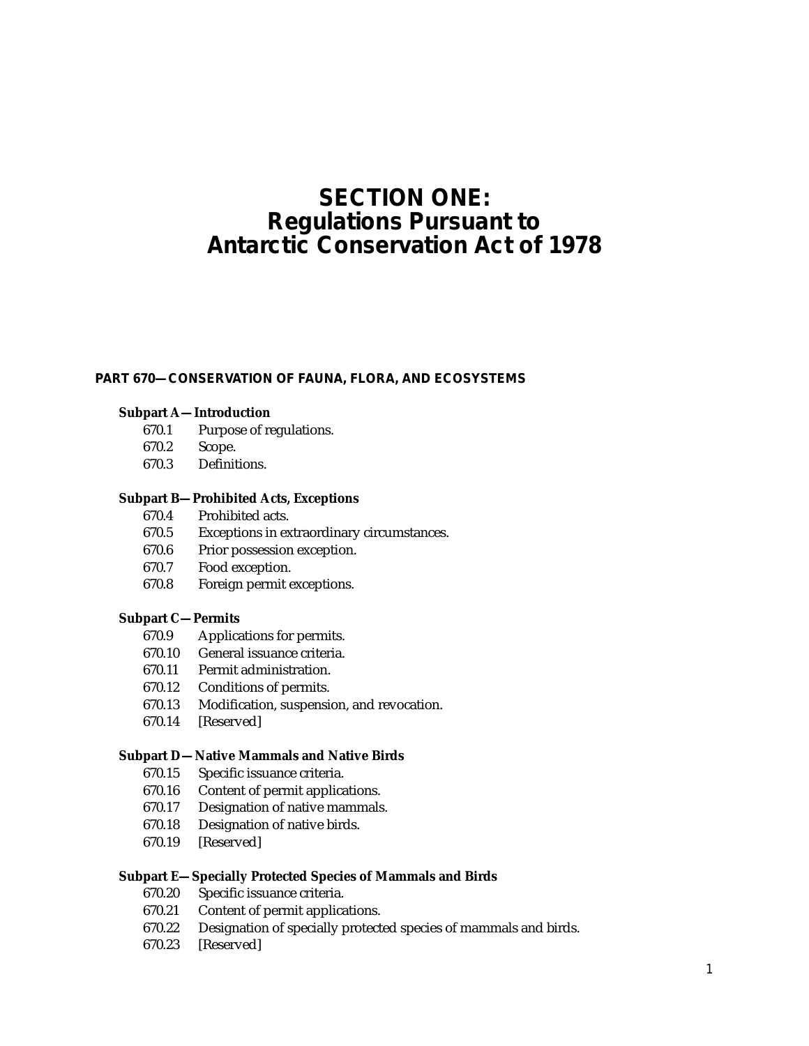# SECTION ONE: Regulations Pursuant to Antarctic Conservation Act of 1978

## PART 670—CONSERVATION OF FAUNA, FLORA, AND ECOSYSTEMS

**Subpart A—Introduction**

- 670.1 Purpose of regulations.
- 670.2 Scope.
- 670.3 Definitions.

**Subpart B—Prohibited Acts, Exceptions**

- 670.4 Prohibited acts.
- 670.5 Exceptions in extraordinary circumstances.
- 670.6 Prior possession exception.
- 670.7 Food exception.
- 670.8 Foreign permit exceptions.

**Subpart C—Permits**

- 670.9 Applications for permits.
- 670.10 General issuance criteria.
- 670.11 Permit administration.
- 670.12 Conditions of permits.
- 670.13 Modification, suspension, and revocation.
- 670.14 [Reserved]

**Subpart D—Native Mammals and Native Birds**

- 670.15 Specific issuance criteria.
- 670.16 Content of permit applications.
- 670.17 Designation of native mammals.
- 670.18 Designation of native birds.
- 670.19 [Reserved]

**Subpart E—Specially Protected Species of Mammals and Birds**

- 670.20 Specific issuance criteria.
- 670.21 Content of permit applications.
- 670.22 Designation of specially protected species of mammals and birds.
- 670.23 [Reserved]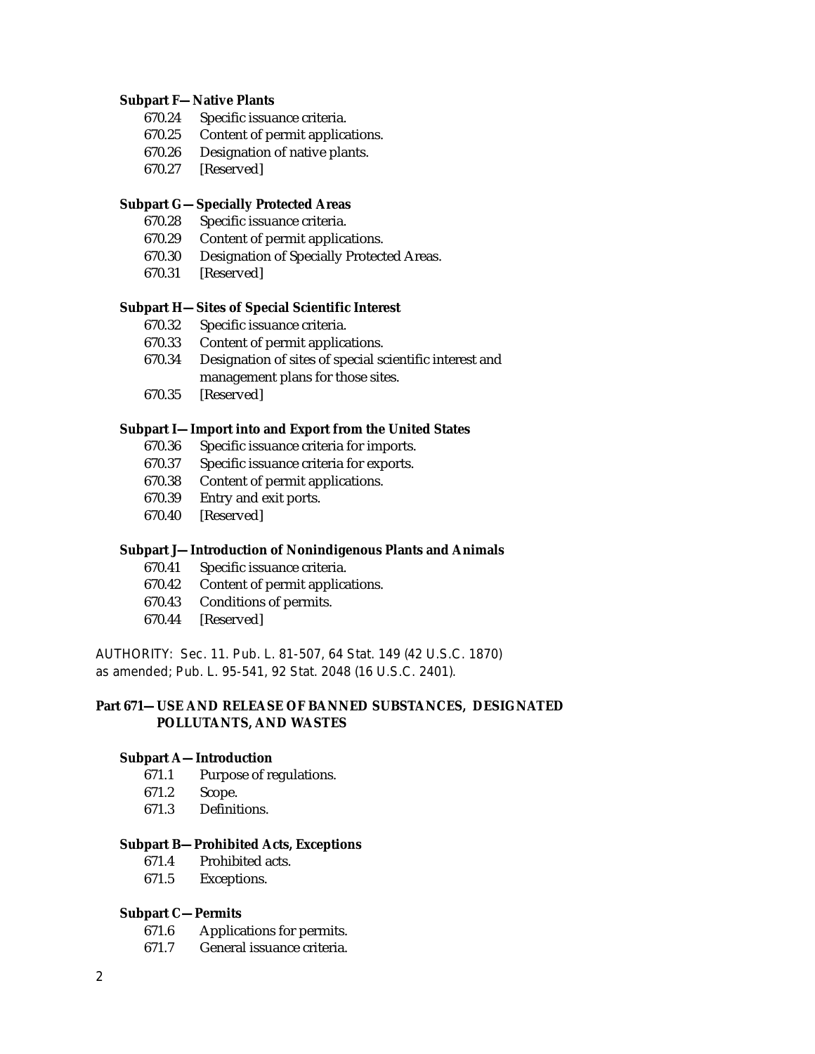**Subpart F—Native Plants**

670.24 Specific issuance criteria.
670.25 Content of permit applications.
670.26 Designation of native plants.
670.27 [Reserved]

**Subpart G—Specially Protected Areas**

670.28 Specific issuance criteria.
670.29 Content of permit applications.
670.30 Designation of Specially Protected Areas.
670.31 [Reserved]

**Subpart H—Sites of Special Scientific Interest**

670.32 Specific issuance criteria.
670.33 Content of permit applications.
670.34 Designation of sites of special scientific interest and management plans for those sites.
670.35 [Reserved]

**Subpart I—Import into and Export from the United States**

670.36 Specific issuance criteria for imports.
670.37 Specific issuance criteria for exports.
670.38 Content of permit applications.
670.39 Entry and exit ports.
670.40 [Reserved]

**Subpart J—Introduction of Nonindigenous Plants and Animals**

670.41 Specific issuance criteria.
670.42 Content of permit applications.
670.43 Conditions of permits.
670.44 [Reserved]

AUTHORITY: Sec. 11. Pub. L. 81-507, 64 Stat. 149 (42 U.S.C. 1870) as amended; Pub. L. 95-541, 92 Stat. 2048 (16 U.S.C. 2401).

## Part 671—USE AND RELEASE OF BANNED SUBSTANCES, DESIGNATED POLLUTANTS, AND WASTES

**Subpart A—Introduction**

671.1 Purpose of regulations.
671.2 Scope.
671.3 Definitions.

**Subpart B—Prohibited Acts, Exceptions**

671.4 Prohibited acts.
671.5 Exceptions.

**Subpart C—Permits**

671.6 Applications for permits.
671.7 General issuance criteria.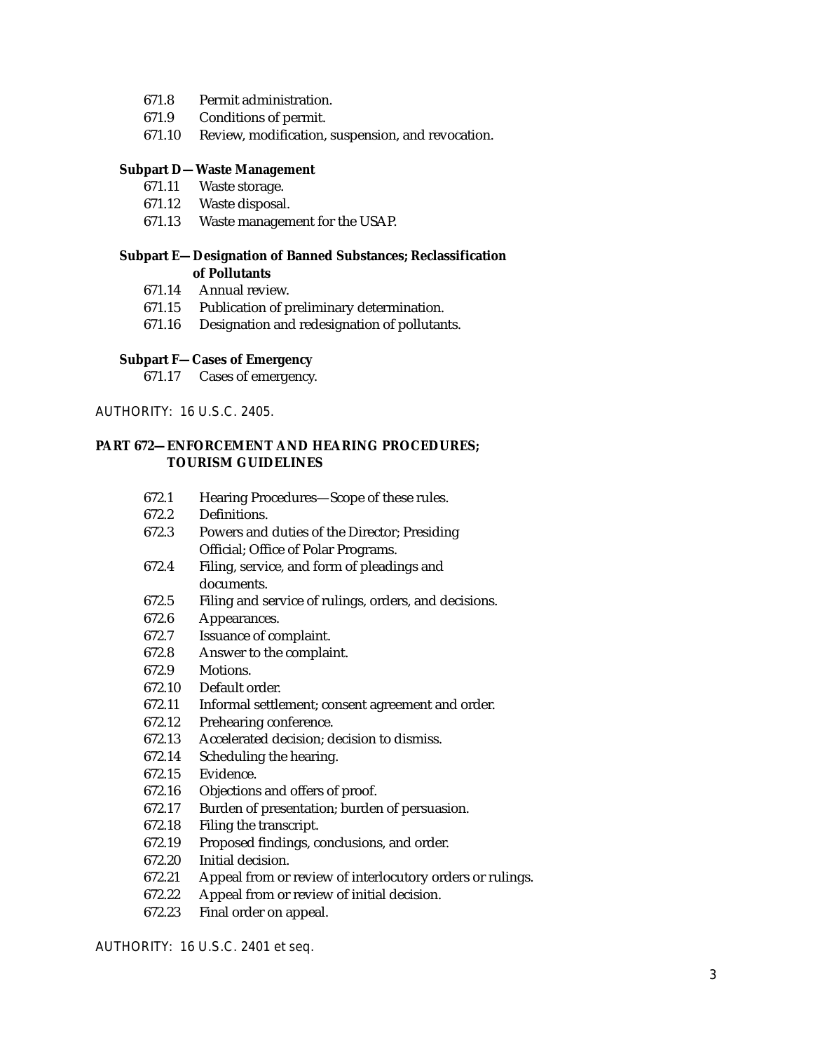671.8 Permit administration.
671.9 Conditions of permit.
671.10 Review, modification, suspension, and revocation.

**Subpart D—Waste Management**

671.11 Waste storage.
671.12 Waste disposal.
671.13 Waste management for the USAP.

**Subpart E—Designation of Banned Substances; Reclassification of Pollutants**

671.14 Annual review.
671.15 Publication of preliminary determination.
671.16 Designation and redesignation of pollutants.

**Subpart F—Cases of Emergency**

671.17 Cases of emergency.

AUTHORITY: 16 U.S.C. 2405.

## PART 672—ENFORCEMENT AND HEARING PROCEDURES; TOURISM GUIDELINES

672.1 Hearing Procedures—Scope of these rules.
672.2 Definitions.
672.3 Powers and duties of the Director; Presiding Official; Office of Polar Programs.
672.4 Filing, service, and form of pleadings and documents.
672.5 Filing and service of rulings, orders, and decisions.
672.6 Appearances.
672.7 Issuance of complaint.
672.8 Answer to the complaint.
672.9 Motions.
672.10 Default order.
672.11 Informal settlement; consent agreement and order.
672.12 Prehearing conference.
672.13 Accelerated decision; decision to dismiss.
672.14 Scheduling the hearing.
672.15 Evidence.
672.16 Objections and offers of proof.
672.17 Burden of presentation; burden of persuasion.
672.18 Filing the transcript.
672.19 Proposed findings, conclusions, and order.
672.20 Initial decision.
672.21 Appeal from or review of interlocutory orders or rulings.
672.22 Appeal from or review of initial decision.
672.23 Final order on appeal.

AUTHORITY: 16 U.S.C. 2401 *et seq.*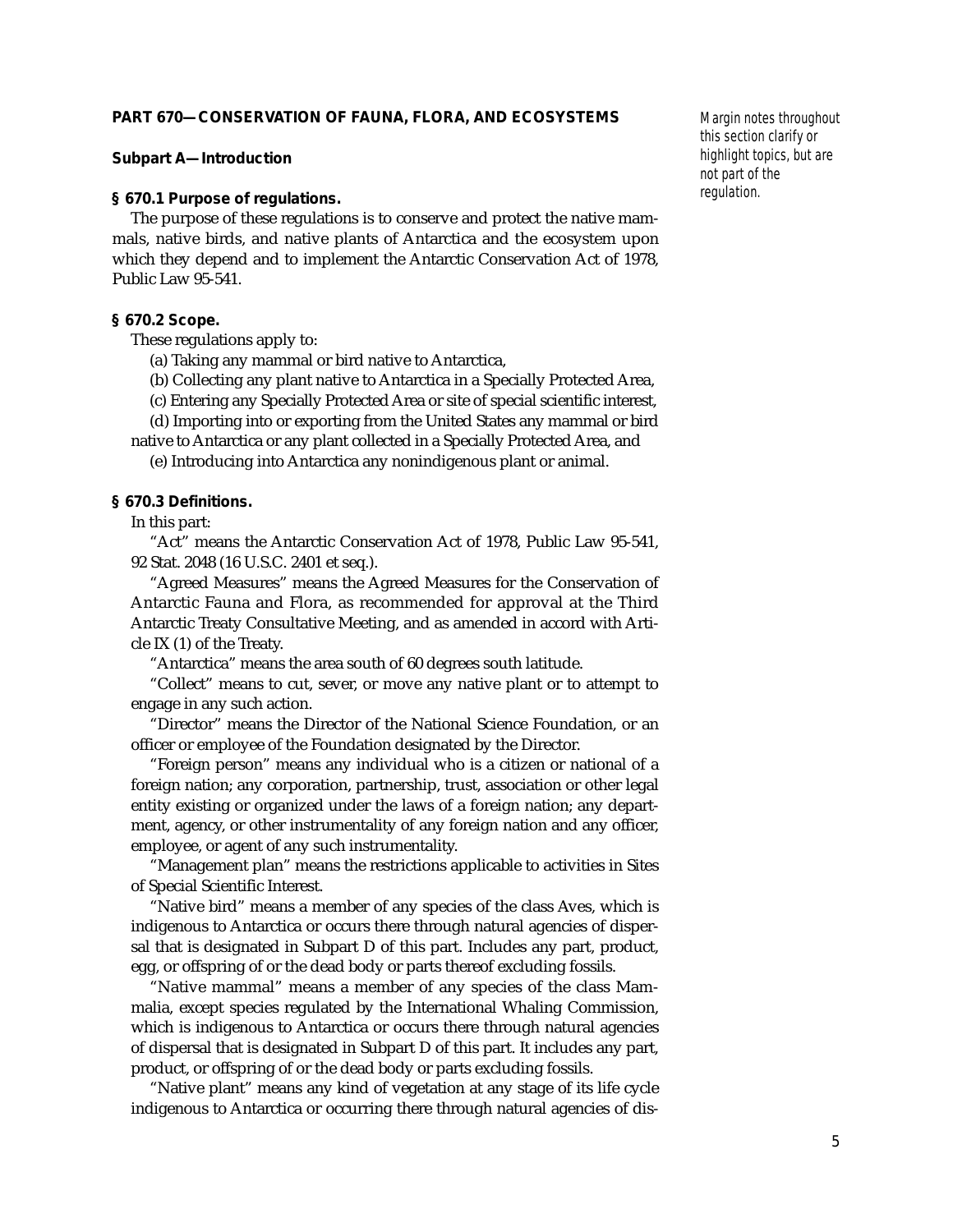## PART 670—CONSERVATION OF FAUNA, FLORA, AND ECOSYSTEMS

*Margin notes throughout this section clarify or highlight topics, but are not part of the regulation.*

### Subpart A—Introduction

**§ 670.1 Purpose of regulations.**

The purpose of these regulations is to conserve and protect the native mammals, native birds, and native plants of Antarctica and the ecosystem upon which they depend and to implement the Antarctic Conservation Act of 1978, Public Law 95-541.

**§ 670.2 Scope.**

These regulations apply to:

(a) Taking any mammal or bird native to Antarctica,

(b) Collecting any plant native to Antarctica in a Specially Protected Area,

(c) Entering any Specially Protected Area or site of special scientific interest,

(d) Importing into or exporting from the United States any mammal or bird native to Antarctica or any plant collected in a Specially Protected Area, and

(e) Introducing into Antarctica any nonindigenous plant or animal.

**§ 670.3 Definitions.**

In this part:

"Act" means the Antarctic Conservation Act of 1978, Public Law 95-541, 92 Stat. 2048 (16 U.S.C. 2401 et seq.).

"Agreed Measures" means the Agreed Measures for the Conservation of Antarctic Fauna and Flora, as recommended for approval at the Third Antarctic Treaty Consultative Meeting, and as amended in accord with Article IX (1) of the Treaty.

"Antarctica" means the area south of 60 degrees south latitude.

"Collect" means to cut, sever, or move any native plant or to attempt to engage in any such action.

"Director" means the Director of the National Science Foundation, or an officer or employee of the Foundation designated by the Director.

"Foreign person" means any individual who is a citizen or national of a foreign nation; any corporation, partnership, trust, association or other legal entity existing or organized under the laws of a foreign nation; any department, agency, or other instrumentality of any foreign nation and any officer, employee, or agent of any such instrumentality.

"Management plan" means the restrictions applicable to activities in Sites of Special Scientific Interest.

"Native bird" means a member of any species of the class Aves, which is indigenous to Antarctica or occurs there through natural agencies of dispersal that is designated in Subpart D of this part. Includes any part, product, egg, or offspring of or the dead body or parts thereof excluding fossils.

"Native mammal" means a member of any species of the class Mammalia, except species regulated by the International Whaling Commission, which is indigenous to Antarctica or occurs there through natural agencies of dispersal that is designated in Subpart D of this part. It includes any part, product, or offspring of or the dead body or parts excluding fossils.

"Native plant" means any kind of vegetation at any stage of its life cycle indigenous to Antarctica or occurring there through natural agencies of dis-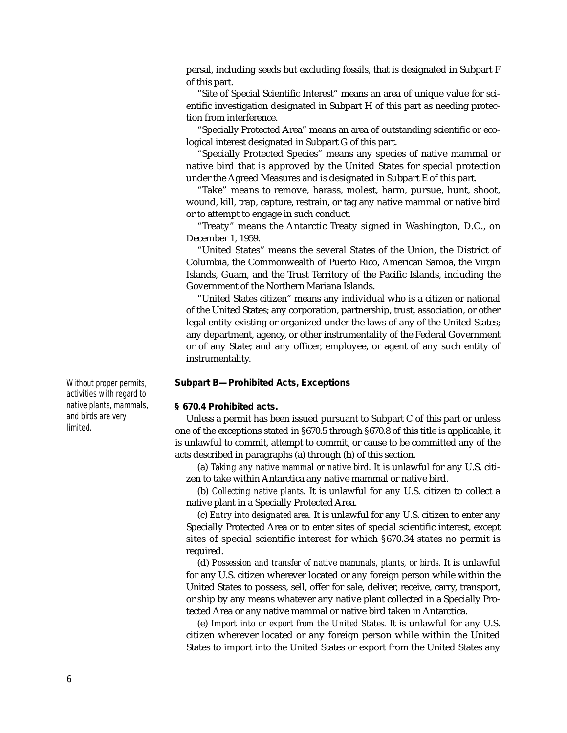persal, including seeds but excluding fossils, that is designated in Subpart F of this part.

"Site of Special Scientific Interest" means an area of unique value for scientific investigation designated in Subpart H of this part as needing protection from interference.

"Specially Protected Area" means an area of outstanding scientific or ecological interest designated in Subpart G of this part.

"Specially Protected Species" means any species of native mammal or native bird that is approved by the United States for special protection under the Agreed Measures and is designated in Subpart E of this part.

"Take" means to remove, harass, molest, harm, pursue, hunt, shoot, wound, kill, trap, capture, restrain, or tag any native mammal or native bird or to attempt to engage in such conduct.

"Treaty" means the Antarctic Treaty signed in Washington, D.C., on December 1, 1959.

"United States" means the several States of the Union, the District of Columbia, the Commonwealth of Puerto Rico, American Samoa, the Virgin Islands, Guam, and the Trust Territory of the Pacific Islands, including the Government of the Northern Mariana Islands.

"United States citizen" means any individual who is a citizen or national of the United States; any corporation, partnership, trust, association, or other legal entity existing or organized under the laws of any of the United States; any department, agency, or other instrumentality of the Federal Government or of any State; and any officer, employee, or agent of any such entity of instrumentality.

*Without proper permits, activities with regard to native plants, mammals, and birds are very limited.*

## Subpart B—Prohibited Acts, Exceptions

### § 670.4 Prohibited acts.

Unless a permit has been issued pursuant to Subpart C of this part or unless one of the exceptions stated in §670.5 through §670.8 of this title is applicable, it is unlawful to commit, attempt to commit, or cause to be committed any of the acts described in paragraphs (a) through (h) of this section.

(a) *Taking any native mammal or native bird.* It is unlawful for any U.S. citizen to take within Antarctica any native mammal or native bird.

(b) *Collecting native plants.* It is unlawful for any U.S. citizen to collect a native plant in a Specially Protected Area.

(c) *Entry into designated area.* It is unlawful for any U.S. citizen to enter any Specially Protected Area or to enter sites of special scientific interest, except sites of special scientific interest for which §670.34 states no permit is required.

(d) *Possession and transfer of native mammals, plants, or birds.* It is unlawful for any U.S. citizen wherever located or any foreign person while within the United States to possess, sell, offer for sale, deliver, receive, carry, transport, or ship by any means whatever any native plant collected in a Specially Protected Area or any native mammal or native bird taken in Antarctica.

(e) *Import into or export from the United States.* It is unlawful for any U.S. citizen wherever located or any foreign person while within the United States to import into the United States or export from the United States any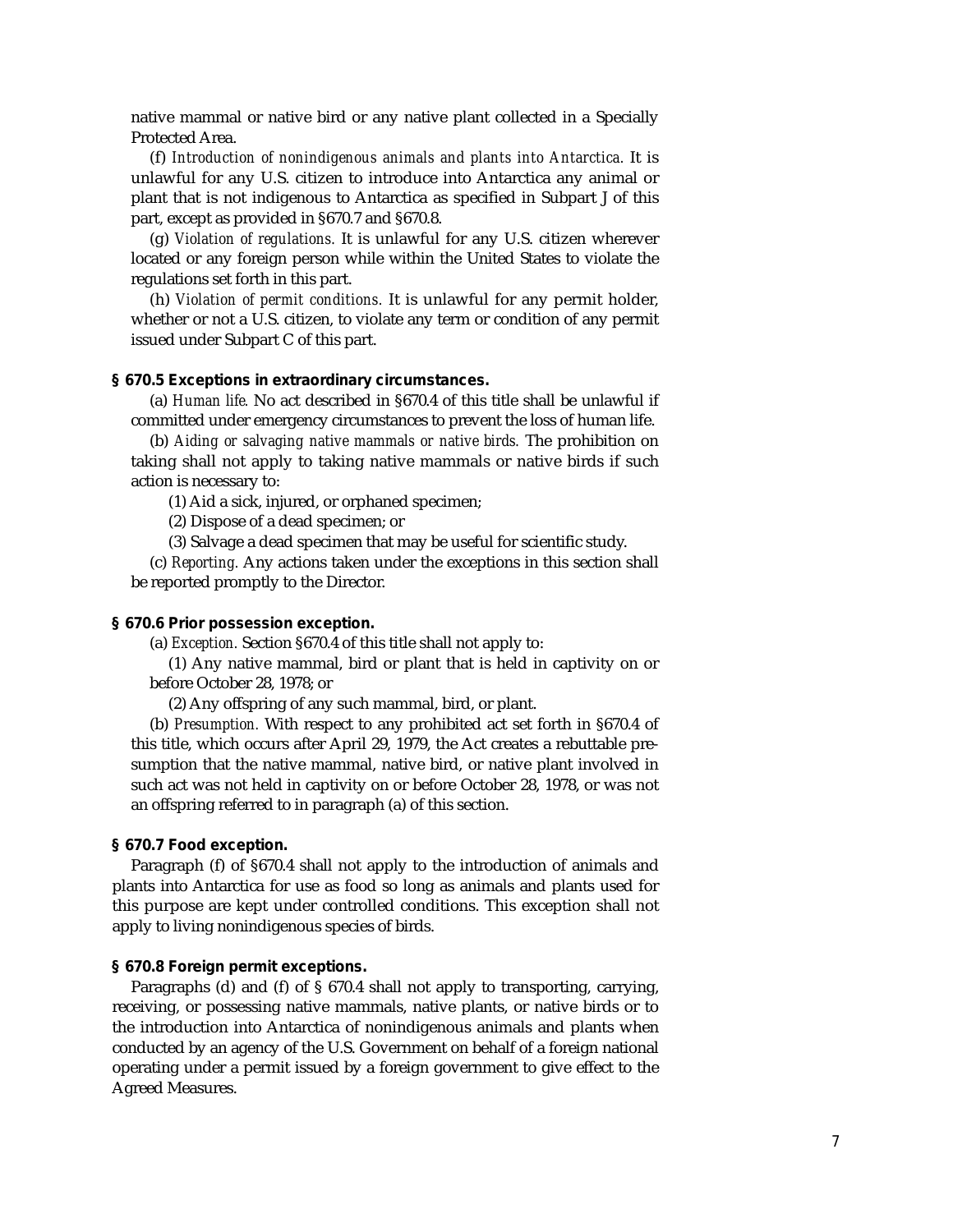native mammal or native bird or any native plant collected in a Specially Protected Area.

(f) *Introduction of nonindigenous animals and plants into Antarctica.* It is unlawful for any U.S. citizen to introduce into Antarctica any animal or plant that is not indigenous to Antarctica as specified in Subpart J of this part, except as provided in §670.7 and §670.8.

(g) *Violation of regulations.* It is unlawful for any U.S. citizen wherever located or any foreign person while within the United States to violate the regulations set forth in this part.

(h) *Violation of permit conditions.* It is unlawful for any permit holder, whether or not a U.S. citizen, to violate any term or condition of any permit issued under Subpart C of this part.

### § 670.5 Exceptions in extraordinary circumstances.

(a) *Human life.* No act described in §670.4 of this title shall be unlawful if committed under emergency circumstances to prevent the loss of human life.

(b) *Aiding or salvaging native mammals or native birds.* The prohibition on taking shall not apply to taking native mammals or native birds if such action is necessary to:

(1) Aid a sick, injured, or orphaned specimen;

(2) Dispose of a dead specimen; or

(3) Salvage a dead specimen that may be useful for scientific study.

(c) *Reporting.* Any actions taken under the exceptions in this section shall be reported promptly to the Director.

### § 670.6 Prior possession exception.

(a) *Exception.* Section §670.4 of this title shall not apply to:

(1) Any native mammal, bird or plant that is held in captivity on or before October 28, 1978; or

(2) Any offspring of any such mammal, bird, or plant.

(b) *Presumption.* With respect to any prohibited act set forth in §670.4 of this title, which occurs after April 29, 1979, the Act creates a rebuttable presumption that the native mammal, native bird, or native plant involved in such act was not held in captivity on or before October 28, 1978, or was not an offspring referred to in paragraph (a) of this section.

### § 670.7 Food exception.

Paragraph (f) of §670.4 shall not apply to the introduction of animals and plants into Antarctica for use as food so long as animals and plants used for this purpose are kept under controlled conditions. This exception shall not apply to living nonindigenous species of birds.

### § 670.8 Foreign permit exceptions.

Paragraphs (d) and (f) of § 670.4 shall not apply to transporting, carrying, receiving, or possessing native mammals, native plants, or native birds or to the introduction into Antarctica of nonindigenous animals and plants when conducted by an agency of the U.S. Government on behalf of a foreign national operating under a permit issued by a foreign government to give effect to the Agreed Measures.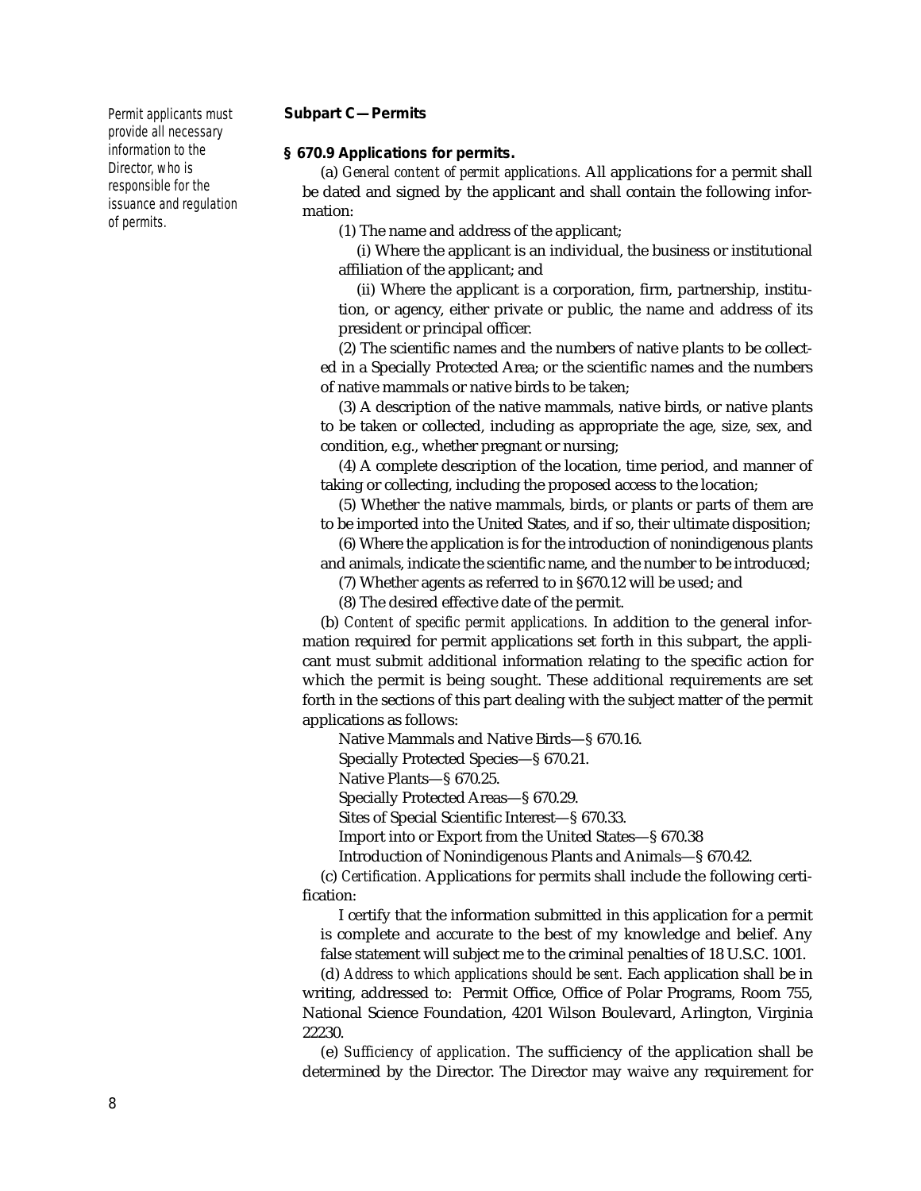Permit applicants must provide all necessary information to the Director, who is responsible for the issuance and regulation of permits.

### Subpart C—Permits

#### § 670.9 Applications for permits.

(a) *General content of permit applications.* All applications for a permit shall be dated and signed by the applicant and shall contain the following information:

(1) The name and address of the applicant;

(i) Where the applicant is an individual, the business or institutional affiliation of the applicant; and

(ii) Where the applicant is a corporation, firm, partnership, institution, or agency, either private or public, the name and address of its president or principal officer.

(2) The scientific names and the numbers of native plants to be collected in a Specially Protected Area; or the scientific names and the numbers of native mammals or native birds to be taken;

(3) A description of the native mammals, native birds, or native plants to be taken or collected, including as appropriate the age, size, sex, and condition, e.g., whether pregnant or nursing;

(4) A complete description of the location, time period, and manner of taking or collecting, including the proposed access to the location;

(5) Whether the native mammals, birds, or plants or parts of them are to be imported into the United States, and if so, their ultimate disposition;

(6) Where the application is for the introduction of nonindigenous plants and animals, indicate the scientific name, and the number to be introduced;

(7) Whether agents as referred to in §670.12 will be used; and

(8) The desired effective date of the permit.

(b) *Content of specific permit applications.* In addition to the general information required for permit applications set forth in this subpart, the applicant must submit additional information relating to the specific action for which the permit is being sought. These additional requirements are set forth in the sections of this part dealing with the subject matter of the permit applications as follows:

Native Mammals and Native Birds—§ 670.16.

Specially Protected Species—§ 670.21.

Native Plants—§ 670.25.

Specially Protected Areas—§ 670.29.

Sites of Special Scientific Interest—§ 670.33.

Import into or Export from the United States—§ 670.38

Introduction of Nonindigenous Plants and Animals—§ 670.42.

(c) *Certification.* Applications for permits shall include the following certification:

I certify that the information submitted in this application for a permit is complete and accurate to the best of my knowledge and belief. Any false statement will subject me to the criminal penalties of 18 U.S.C. 1001.

(d) *Address to which applications should be sent.* Each application shall be in writing, addressed to: Permit Office, Office of Polar Programs, Room 755, National Science Foundation, 4201 Wilson Boulevard, Arlington, Virginia 22230.

(e) *Sufficiency of application.* The sufficiency of the application shall be determined by the Director. The Director may waive any requirement for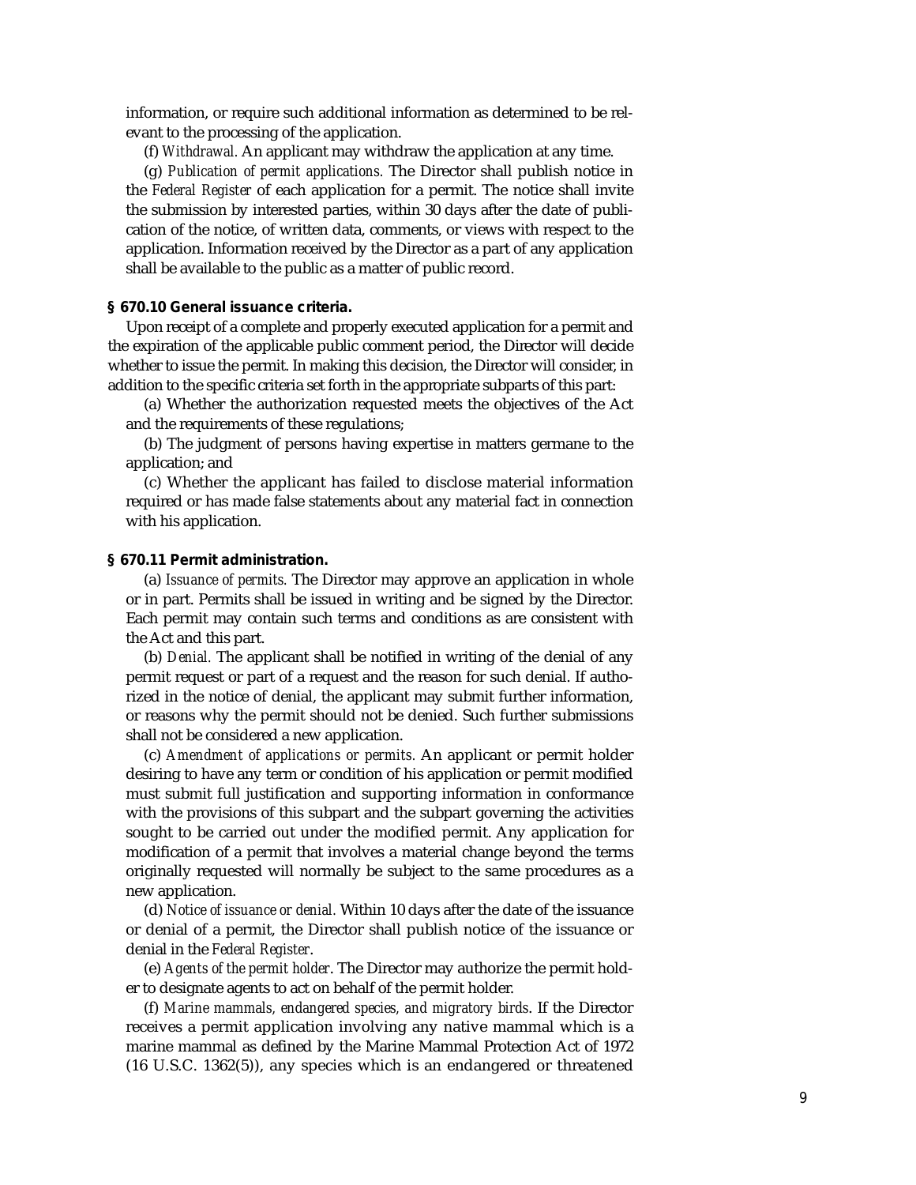information, or require such additional information as determined to be relevant to the processing of the application.

(f) *Withdrawal.* An applicant may withdraw the application at any time.

(g) *Publication of permit applications.* The Director shall publish notice in the *Federal Register* of each application for a permit. The notice shall invite the submission by interested parties, within 30 days after the date of publication of the notice, of written data, comments, or views with respect to the application. Information received by the Director as a part of any application shall be available to the public as a matter of public record.

**§ 670.10 General issuance criteria.**

Upon receipt of a complete and properly executed application for a permit and the expiration of the applicable public comment period, the Director will decide whether to issue the permit. In making this decision, the Director will consider, in addition to the specific criteria set forth in the appropriate subparts of this part:

(a) Whether the authorization requested meets the objectives of the Act and the requirements of these regulations;

(b) The judgment of persons having expertise in matters germane to the application; and

(c) Whether the applicant has failed to disclose material information required or has made false statements about any material fact in connection with his application.

**§ 670.11 Permit administration.**

(a) *Issuance of permits.* The Director may approve an application in whole or in part. Permits shall be issued in writing and be signed by the Director. Each permit may contain such terms and conditions as are consistent with the Act and this part.

(b) *Denial.* The applicant shall be notified in writing of the denial of any permit request or part of a request and the reason for such denial. If authorized in the notice of denial, the applicant may submit further information, or reasons why the permit should not be denied. Such further submissions shall not be considered a new application.

(c) *Amendment of applications or permits.* An applicant or permit holder desiring to have any term or condition of his application or permit modified must submit full justification and supporting information in conformance with the provisions of this subpart and the subpart governing the activities sought to be carried out under the modified permit. Any application for modification of a permit that involves a material change beyond the terms originally requested will normally be subject to the same procedures as a new application.

(d) *Notice of issuance or denial.* Within 10 days after the date of the issuance or denial of a permit, the Director shall publish notice of the issuance or denial in the *Federal Register*.

(e) *Agents of the permit holder*. The Director may authorize the permit holder to designate agents to act on behalf of the permit holder.

(f) *Marine mammals, endangered species, and migratory birds*. If the Director receives a permit application involving any native mammal which is a marine mammal as defined by the Marine Mammal Protection Act of 1972 (16 U.S.C. 1362(5)), any species which is an endangered or threatened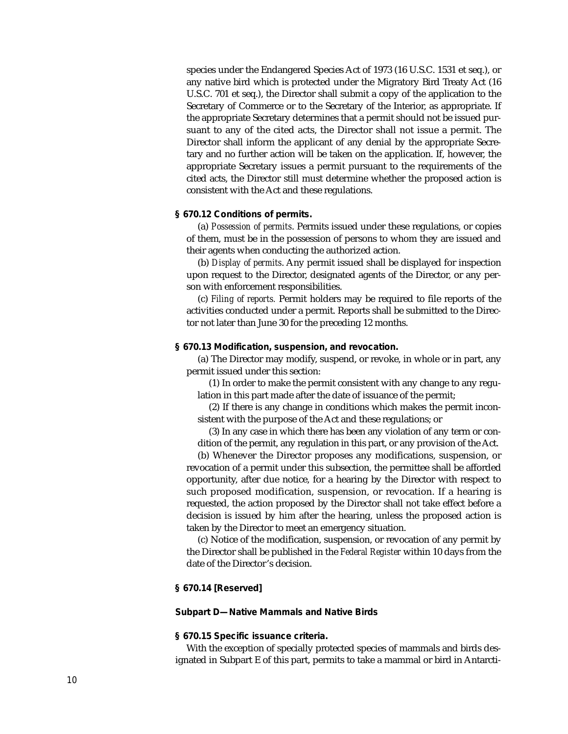species under the Endangered Species Act of 1973 (16 U.S.C. 1531 et seq.), or any native bird which is protected under the Migratory Bird Treaty Act (16 U.S.C. 701 et seq.), the Director shall submit a copy of the application to the Secretary of Commerce or to the Secretary of the Interior, as appropriate. If the appropriate Secretary determines that a permit should not be issued pursuant to any of the cited acts, the Director shall not issue a permit. The Director shall inform the applicant of any denial by the appropriate Secretary and no further action will be taken on the application. If, however, the appropriate Secretary issues a permit pursuant to the requirements of the cited acts, the Director still must determine whether the proposed action is consistent with the Act and these regulations.

**§ 670.12 Conditions of permits.**

(a) *Possession of permits*. Permits issued under these regulations, or copies of them, must be in the possession of persons to whom they are issued and their agents when conducting the authorized action.

(b) *Display of permits*. Any permit issued shall be displayed for inspection upon request to the Director, designated agents of the Director, or any person with enforcement responsibilities.

(c) *Filing of reports.* Permit holders may be required to file reports of the activities conducted under a permit. Reports shall be submitted to the Director not later than June 30 for the preceding 12 months.

**§ 670.13 Modification, suspension, and revocation.**

(a) The Director may modify, suspend, or revoke, in whole or in part, any permit issued under this section:

(1) In order to make the permit consistent with any change to any regulation in this part made after the date of issuance of the permit;

(2) If there is any change in conditions which makes the permit inconsistent with the purpose of the Act and these regulations; or

(3) In any case in which there has been any violation of any term or condition of the permit, any regulation in this part, or any provision of the Act.

(b) Whenever the Director proposes any modifications, suspension, or revocation of a permit under this subsection, the permittee shall be afforded opportunity, after due notice, for a hearing by the Director with respect to such proposed modification, suspension, or revocation. If a hearing is requested, the action proposed by the Director shall not take effect before a decision is issued by him after the hearing, unless the proposed action is taken by the Director to meet an emergency situation.

(c) Notice of the modification, suspension, or revocation of any permit by the Director shall be published in the *Federal Register* within 10 days from the date of the Director's decision.

**§ 670.14 [Reserved]**

**Subpart D—Native Mammals and Native Birds**

**§ 670.15 Specific issuance criteria.**

With the exception of specially protected species of mammals and birds designated in Subpart E of this part, permits to take a mammal or bird in Antarcti-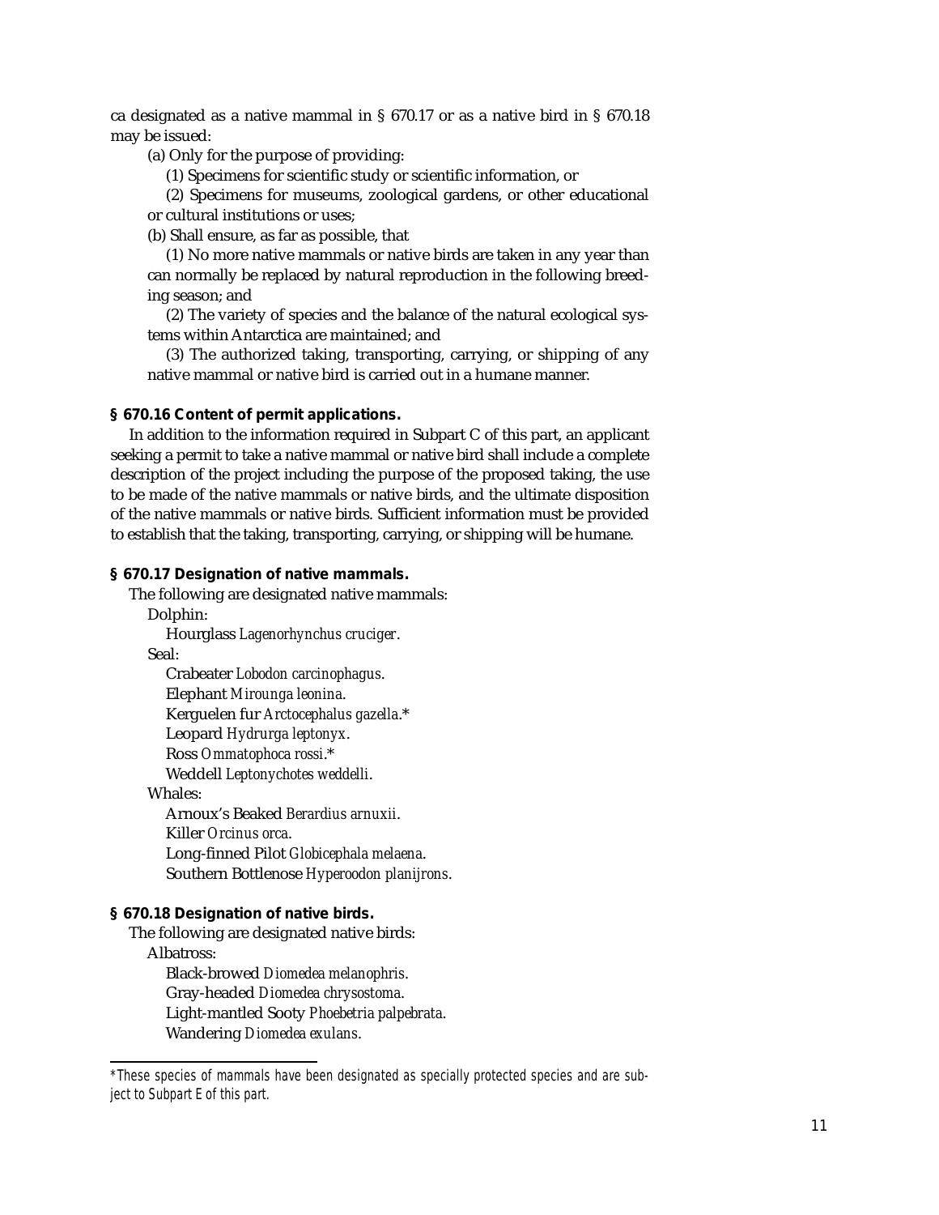ca designated as a native mammal in § 670.17 or as a native bird in § 670.18 may be issued:

(a) Only for the purpose of providing:

(1) Specimens for scientific study or scientific information, or

(2) Specimens for museums, zoological gardens, or other educational or cultural institutions or uses;

(b) Shall ensure, as far as possible, that

(1) No more native mammals or native birds are taken in any year than can normally be replaced by natural reproduction in the following breeding season; and

(2) The variety of species and the balance of the natural ecological systems within Antarctica are maintained; and

(3) The authorized taking, transporting, carrying, or shipping of any native mammal or native bird is carried out in a humane manner.

**§ 670.16 Content of permit applications.**

In addition to the information required in Subpart C of this part, an applicant seeking a permit to take a native mammal or native bird shall include a complete description of the project including the purpose of the proposed taking, the use to be made of the native mammals or native birds, and the ultimate disposition of the native mammals or native birds. Sufficient information must be provided to establish that the taking, transporting, carrying, or shipping will be humane.

**§ 670.17 Designation of native mammals.**

The following are designated native mammals:

Dolphin:

Hourglass *Lagenorhynchus cruciger*.

Seal:

Crabeater *Lobodon carcinophagus*.

Elephant *Mirounga leonina*.

Kerguelen fur *Arctocephalus gazella*.*

Leopard *Hydrurga leptonyx*.

Ross *Ommatophoca rossi*.*

Weddell *Leptonychotes weddelli*.

Whales:

Arnoux's Beaked *Berardius arnuxii*.

Killer *Orcinus orca*.

Long-finned Pilot *Globicephala melaena*.

Southern Bottlenose *Hyperoodon planijrons*.

**§ 670.18 Designation of native birds.**

The following are designated native birds:

Albatross:

Black-browed *Diomedea melanophris*.

Gray-headed *Diomedea chrysostoma*.

Light-mantled Sooty *Phoebetria palpebrata*.

Wandering *Diomedea exulans*.

---

*These species of mammals have been designated as specially protected species and are subject to Subpart E of this part.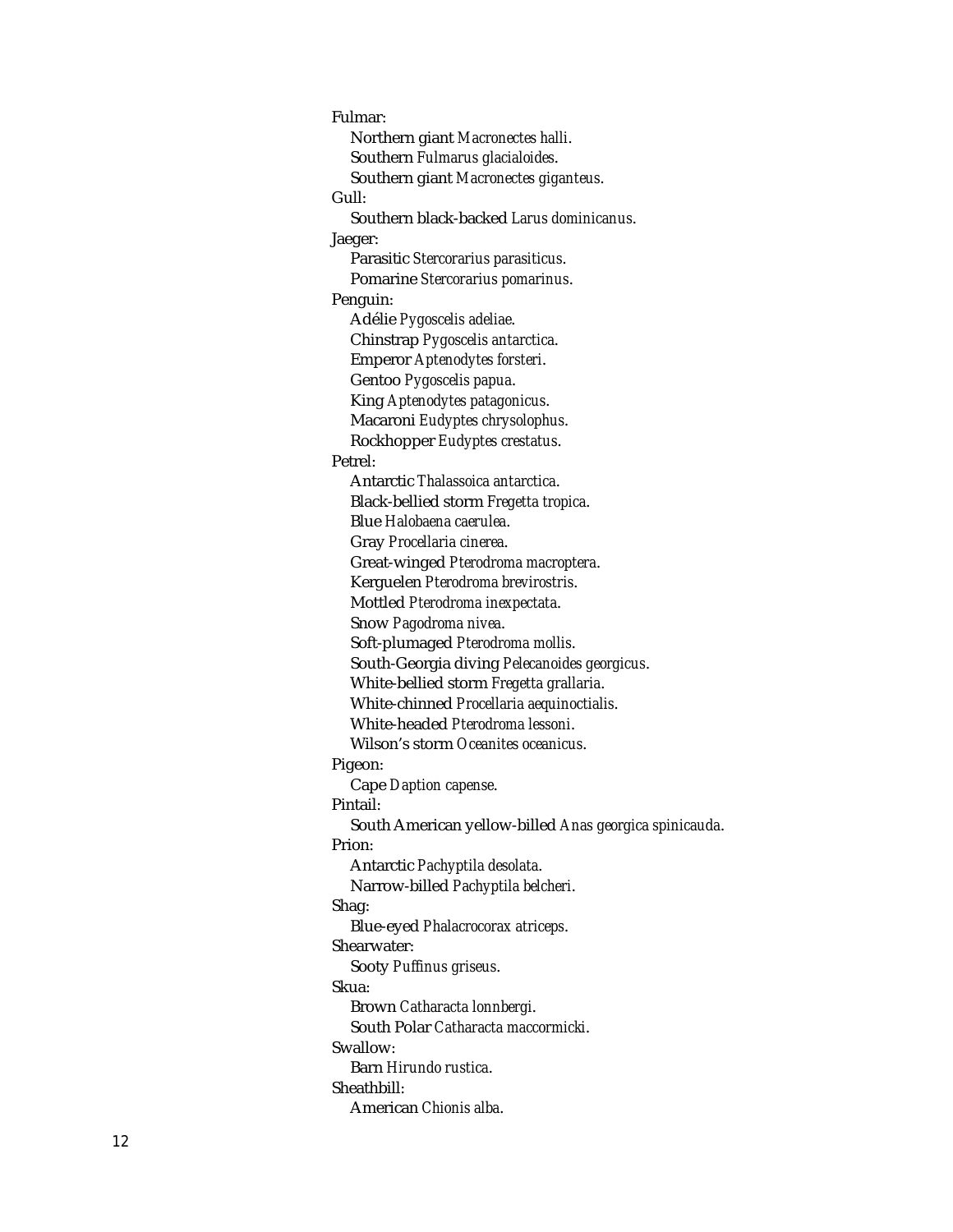Fulmar:

  Northern giant *Macronectes halli*.

  Southern *Fulmarus glacialoides*.

  Southern giant *Macronectes giganteus*.

Gull:

  Southern black-backed *Larus dominicanus*.

Jaeger:

  Parasitic *Stercorarius parasiticus*.

  Pomarine *Stercorarius pomarinus*.

Penguin:

  Adélie *Pygoscelis adeliae*.

  Chinstrap *Pygoscelis antarctica*.

  Emperor *Aptenodytes forsteri*.

  Gentoo *Pygoscelis papua*.

  King *Aptenodytes patagonicus*.

  Macaroni *Eudyptes chrysolophus*.

  Rockhopper *Eudyptes crestatus*.

Petrel:

  Antarctic *Thalassoica antarctica*.

  Black-bellied storm *Fregetta tropica*.

  Blue *Halobaena caerulea*.

  Gray *Procellaria cinerea*.

  Great-winged *Pterodroma macroptera*.

  Kerguelen *Pterodroma brevirostris*.

  Mottled *Pterodroma inexpectata*.

  Snow *Pagodroma nivea*.

  Soft-plumaged *Pterodroma mollis*.

  South-Georgia diving *Pelecanoides georgicus*.

  White-bellied storm *Fregetta grallaria*.

  White-chinned *Procellaria aequinoctialis*.

  White-headed *Pterodroma lessoni*.

  Wilson's storm *Oceanites oceanicus*.

Pigeon:

  Cape *Daption capense*.

Pintail:

  South American yellow-billed *Anas georgica spinicauda*.

Prion:

  Antarctic *Pachyptila desolata*.

  Narrow-billed *Pachyptila belcheri*.

Shag:

  Blue-eyed *Phalacrocorax atriceps*.

Shearwater:

  Sooty *Puffinus griseus*.

Skua:

  Brown *Catharacta lonnbergi*.

  South Polar *Catharacta maccormicki*.

Swallow:

  Barn *Hirundo rustica*.

Sheathbill:

  American *Chionis alba*.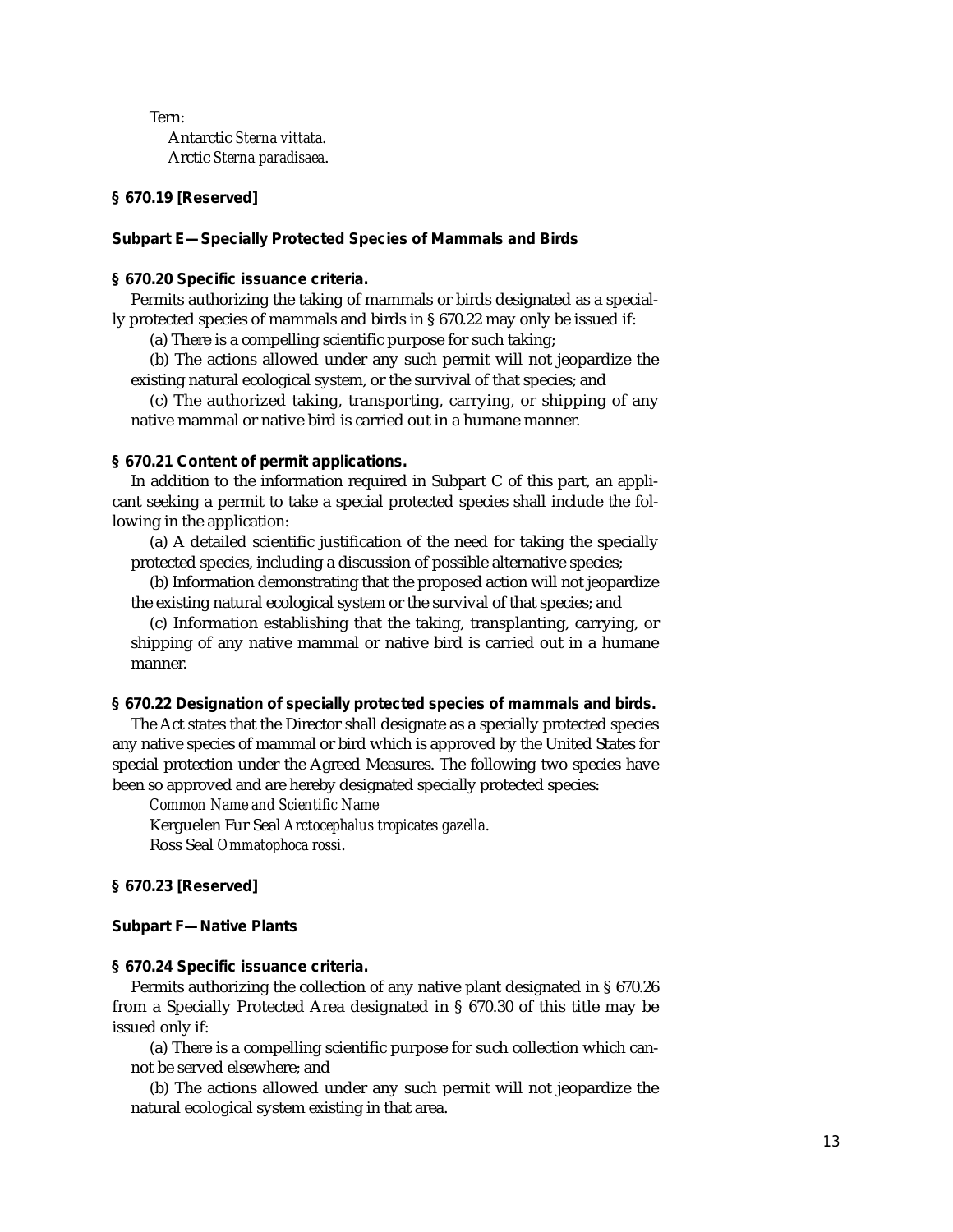Tern:

Antarctic *Sterna vittata*.

Arctic *Sterna paradisaea*.

**§ 670.19 [Reserved]**

**Subpart E—Specially Protected Species of Mammals and Birds**

**§ 670.20 Specific issuance criteria.**

Permits authorizing the taking of mammals or birds designated as a specially protected species of mammals and birds in § 670.22 may only be issued if:

(a) There is a compelling scientific purpose for such taking;

(b) The actions allowed under any such permit will not jeopardize the existing natural ecological system, or the survival of that species; and

(c) The authorized taking, transporting, carrying, or shipping of any native mammal or native bird is carried out in a humane manner.

**§ 670.21 Content of permit applications.**

In addition to the information required in Subpart C of this part, an applicant seeking a permit to take a special protected species shall include the following in the application:

(a) A detailed scientific justification of the need for taking the specially protected species, including a discussion of possible alternative species;

(b) Information demonstrating that the proposed action will not jeopardize the existing natural ecological system or the survival of that species; and

(c) Information establishing that the taking, transplanting, carrying, or shipping of any native mammal or native bird is carried out in a humane manner.

**§ 670.22 Designation of specially protected species of mammals and birds.**

The Act states that the Director shall designate as a specially protected species any native species of mammal or bird which is approved by the United States for special protection under the Agreed Measures. The following two species have been so approved and are hereby designated specially protected species:

*Common Name and Scientific Name*

Kerguelen Fur Seal *Arctocephalus tropicates gazella*.

Ross Seal *Ommatophoca rossi*.

**§ 670.23 [Reserved]**

**Subpart F—Native Plants**

**§ 670.24 Specific issuance criteria.**

Permits authorizing the collection of any native plant designated in § 670.26 from a Specially Protected Area designated in § 670.30 of this title may be issued only if:

(a) There is a compelling scientific purpose for such collection which cannot be served elsewhere; and

(b) The actions allowed under any such permit will not jeopardize the natural ecological system existing in that area.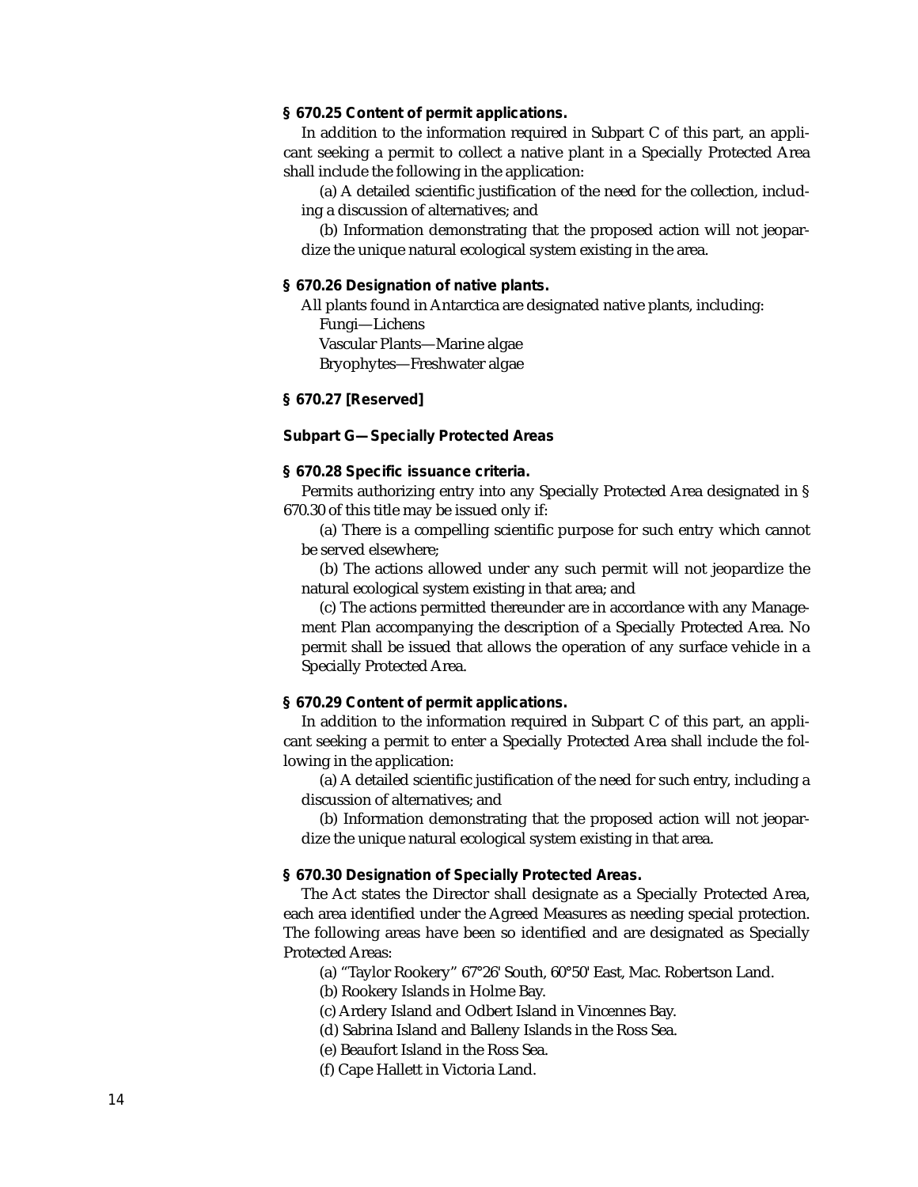### § 670.25 Content of permit applications.

In addition to the information required in Subpart C of this part, an applicant seeking a permit to collect a native plant in a Specially Protected Area shall include the following in the application:

(a) A detailed scientific justification of the need for the collection, including a discussion of alternatives; and

(b) Information demonstrating that the proposed action will not jeopardize the unique natural ecological system existing in the area.

### § 670.26 Designation of native plants.

All plants found in Antarctica are designated native plants, including:

Fungi—Lichens

Vascular Plants—Marine algae

Bryophytes—Freshwater algae

### § 670.27 [Reserved]

## Subpart G—Specially Protected Areas

### § 670.28 Specific issuance criteria.

Permits authorizing entry into any Specially Protected Area designated in § 670.30 of this title may be issued only if:

(a) There is a compelling scientific purpose for such entry which cannot be served elsewhere;

(b) The actions allowed under any such permit will not jeopardize the natural ecological system existing in that area; and

(c) The actions permitted thereunder are in accordance with any Management Plan accompanying the description of a Specially Protected Area. No permit shall be issued that allows the operation of any surface vehicle in a Specially Protected Area.

### § 670.29 Content of permit applications.

In addition to the information required in Subpart C of this part, an applicant seeking a permit to enter a Specially Protected Area shall include the following in the application:

(a) A detailed scientific justification of the need for such entry, including a discussion of alternatives; and

(b) Information demonstrating that the proposed action will not jeopardize the unique natural ecological system existing in that area.

### § 670.30 Designation of Specially Protected Areas.

The Act states the Director shall designate as a Specially Protected Area, each area identified under the Agreed Measures as needing special protection. The following areas have been so identified and are designated as Specially Protected Areas:

(a) "Taylor Rookery" 67°26' South, 60°50' East, Mac. Robertson Land.

(b) Rookery Islands in Holme Bay.

(c) Ardery Island and Odbert Island in Vincennes Bay.

(d) Sabrina Island and Balleny Islands in the Ross Sea.

(e) Beaufort Island in the Ross Sea.

(f) Cape Hallett in Victoria Land.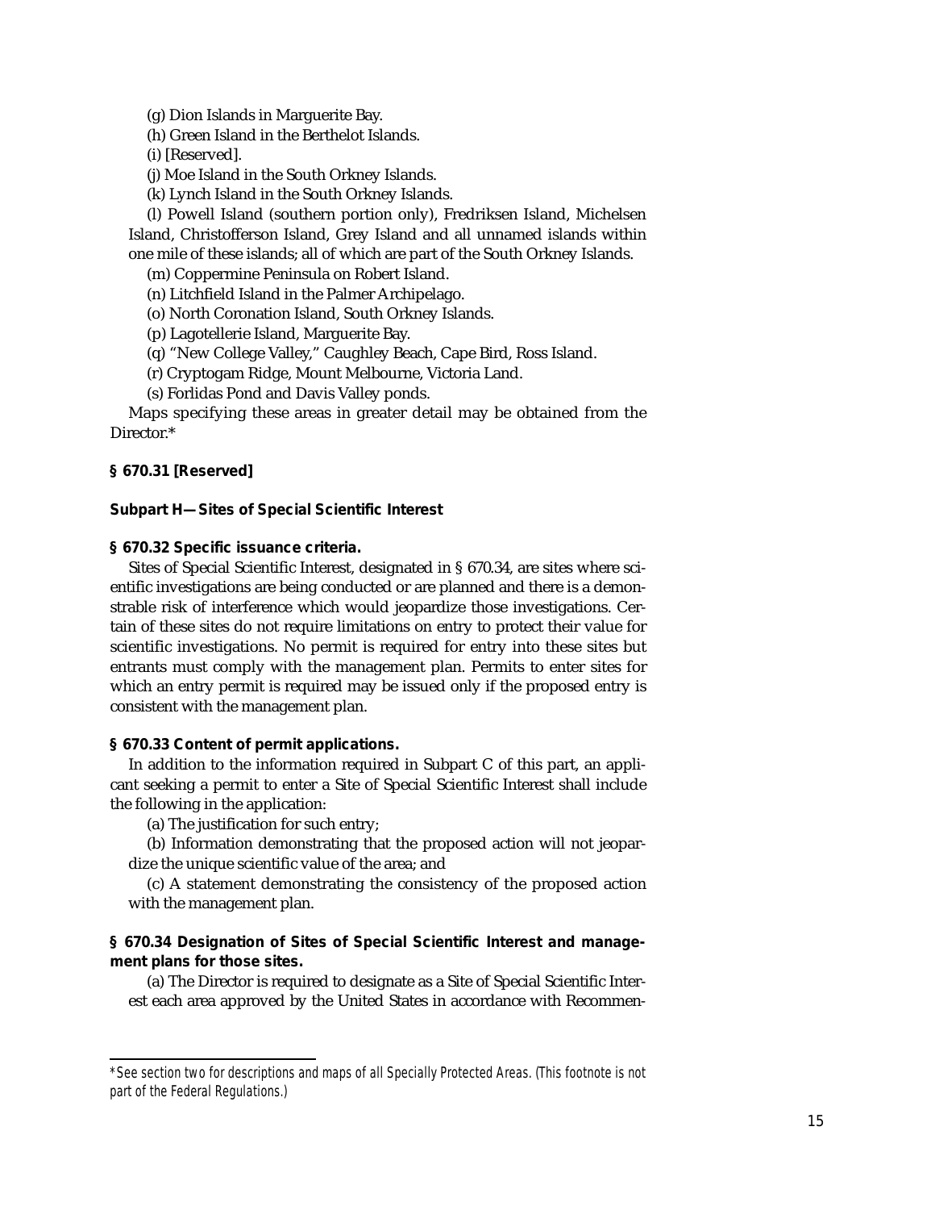(g) Dion Islands in Marguerite Bay.

(h) Green Island in the Berthelot Islands.

(i) [Reserved].

(j) Moe Island in the South Orkney Islands.

(k) Lynch Island in the South Orkney Islands.

(l) Powell Island (southern portion only), Fredriksen Island, Michelsen Island, Christofferson Island, Grey Island and all unnamed islands within one mile of these islands; all of which are part of the South Orkney Islands.

(m) Coppermine Peninsula on Robert Island.

(n) Litchfield Island in the Palmer Archipelago.

(o) North Coronation Island, South Orkney Islands.

(p) Lagotellerie Island, Marguerite Bay.

(q) "New College Valley," Caughley Beach, Cape Bird, Ross Island.

(r) Cryptogam Ridge, Mount Melbourne, Victoria Land.

(s) Forlidas Pond and Davis Valley ponds.

Maps specifying these areas in greater detail may be obtained from the Director.*

**§ 670.31 [Reserved]**

## Subpart H—Sites of Special Scientific Interest

**§ 670.32 Specific issuance criteria.**

Sites of Special Scientific Interest, designated in § 670.34, are sites where scientific investigations are being conducted or are planned and there is a demonstrable risk of interference which would jeopardize those investigations. Certain of these sites do not require limitations on entry to protect their value for scientific investigations. No permit is required for entry into these sites but entrants must comply with the management plan. Permits to enter sites for which an entry permit is required may be issued only if the proposed entry is consistent with the management plan.

**§ 670.33 Content of permit applications.**

In addition to the information required in Subpart C of this part, an applicant seeking a permit to enter a Site of Special Scientific Interest shall include the following in the application:

(a) The justification for such entry;

(b) Information demonstrating that the proposed action will not jeopardize the unique scientific value of the area; and

(c) A statement demonstrating the consistency of the proposed action with the management plan.

**§ 670.34 Designation of Sites of Special Scientific Interest and management plans for those sites.**

(a) The Director is required to designate as a Site of Special Scientific Interest each area approved by the United States in accordance with Recommen-

---

*See section two for descriptions and maps of all Specially Protected Areas. (This footnote is not part of the Federal Regulations.)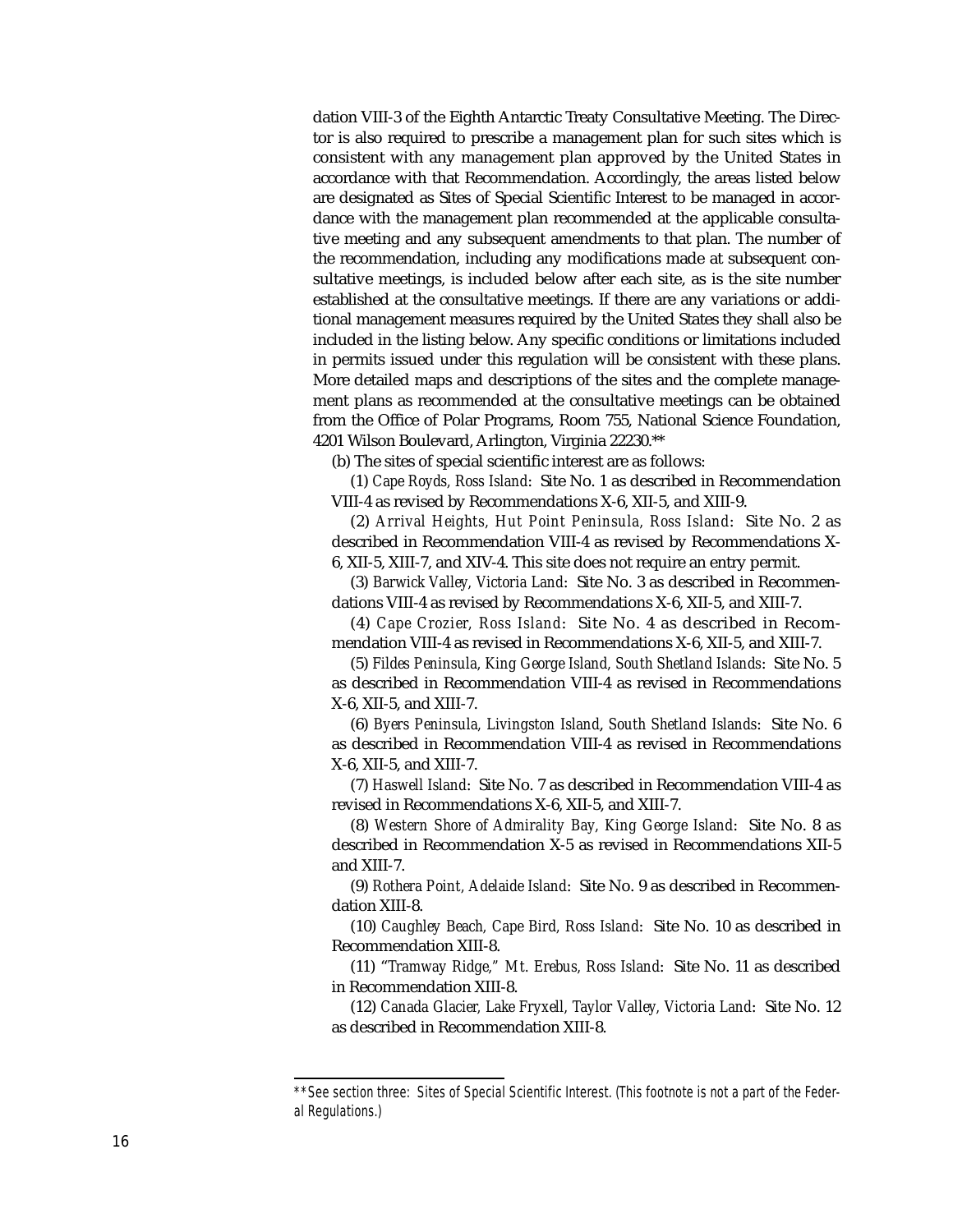dation VIII-3 of the Eighth Antarctic Treaty Consultative Meeting. The Director is also required to prescribe a management plan for such sites which is consistent with any management plan approved by the United States in accordance with that Recommendation. Accordingly, the areas listed below are designated as Sites of Special Scientific Interest to be managed in accordance with the management plan recommended at the applicable consultative meeting and any subsequent amendments to that plan. The number of the recommendation, including any modifications made at subsequent consultative meetings, is included below after each site, as is the site number established at the consultative meetings. If there are any variations or additional management measures required by the United States they shall also be included in the listing below. Any specific conditions or limitations included in permits issued under this regulation will be consistent with these plans. More detailed maps and descriptions of the sites and the complete management plans as recommended at the consultative meetings can be obtained from the Office of Polar Programs, Room 755, National Science Foundation, 4201 Wilson Boulevard, Arlington, Virginia 22230.**

(b) The sites of special scientific interest are as follows:

(1) *Cape Royds, Ross Island*: Site No. 1 as described in Recommendation VIII-4 as revised by Recommendations X-6, XII-5, and XIII-9.

(2) *Arrival Heights, Hut Point Peninsula, Ross Island*: Site No. 2 as described in Recommendation VIII-4 as revised by Recommendations X-6, XII-5, XIII-7, and XIV-4. This site does not require an entry permit.

(3) *Barwick Valley, Victoria Land*: Site No. 3 as described in Recommendations VIII-4 as revised by Recommendations X-6, XII-5, and XIII-7.

(4) *Cape Crozier, Ross Island*: Site No. 4 as described in Recommendation VIII-4 as revised in Recommendations X-6, XII-5, and XIII-7.

(5) *Fildes Peninsula, King George Island, South Shetland Islands*: Site No. 5 as described in Recommendation VIII-4 as revised in Recommendations X-6, XII-5, and XIII-7.

(6) *Byers Peninsula, Livingston Island, South Shetland Islands*: Site No. 6 as described in Recommendation VIII-4 as revised in Recommendations X-6, XII-5, and XIII-7.

(7) *Haswell Island*: Site No. 7 as described in Recommendation VIII-4 as revised in Recommendations X-6, XII-5, and XIII-7.

(8) *Western Shore of Admirality Bay, King George Island*: Site No. 8 as described in Recommendation X-5 as revised in Recommendations XII-5 and XIII-7.

(9) *Rothera Point, Adelaide Island*: Site No. 9 as described in Recommendation XIII-8.

(10) *Caughley Beach, Cape Bird, Ross Island*: Site No. 10 as described in Recommendation XIII-8.

(11) *"Tramway Ridge," Mt. Erebus, Ross Island*: Site No. 11 as described in Recommendation XIII-8.

(12) *Canada Glacier, Lake Fryxell, Taylor Valley, Victoria Land*: Site No. 12 as described in Recommendation XIII-8.

---

**See section three: Sites of Special Scientific Interest. (This footnote is not a part of the Federal Regulations.)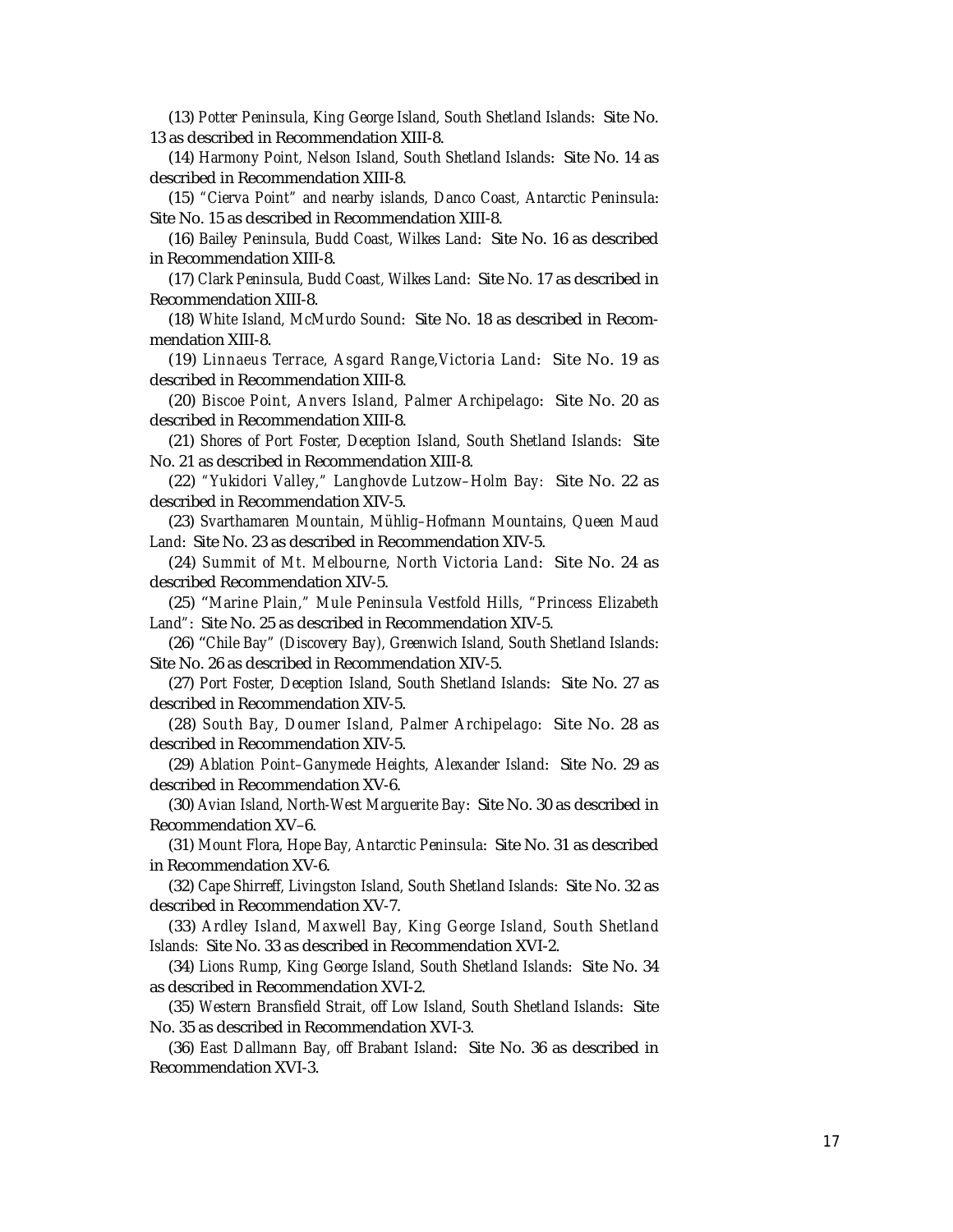(13) *Potter Peninsula, King George Island, South Shetland Islands*: Site No. 13 as described in Recommendation XIII-8.

(14) *Harmony Point, Nelson Island, South Shetland Islands*: Site No. 14 as described in Recommendation XIII-8.

(15) *"Cierva Point" and nearby islands, Danco Coast, Antarctic Peninsula*: Site No. 15 as described in Recommendation XIII-8.

(16) *Bailey Peninsula, Budd Coast, Wilkes Land*: Site No. 16 as described in Recommendation XIII-8.

(17) *Clark Peninsula, Budd Coast, Wilkes Land*: Site No. 17 as described in Recommendation XIII-8.

(18) *White Island, McMurdo Sound*: Site No. 18 as described in Recommendation XIII-8.

(19) *Linnaeus Terrace, Asgard Range,Victoria Land*: Site No. 19 as described in Recommendation XIII-8.

(20) *Biscoe Point, Anvers Island, Palmer Archipelago*: Site No. 20 as described in Recommendation XIII-8.

(21) *Shores of Port Foster, Deception Island, South Shetland Islands*: Site No. 21 as described in Recommendation XIII-8.

(22) *"Yukidori Valley," Langhovde Lutzow–Holm Bay*: Site No. 22 as described in Recommendation XIV-5.

(23) *Svarthamaren Mountain, Mühlig–Hofmann Mountains, Queen Maud Land*: Site No. 23 as described in Recommendation XIV-5.

(24) *Summit of Mt. Melbourne, North Victoria Land*: Site No. 24 as described Recommendation XIV-5.

(25) *"Marine Plain," Mule Peninsula Vestfold Hills, "Princess Elizabeth Land"*: Site No. 25 as described in Recommendation XIV-5.

(26) *"Chile Bay" (Discovery Bay), Greenwich Island, South Shetland Islands*: Site No. 26 as described in Recommendation XIV-5.

(27) *Port Foster, Deception Island, South Shetland Islands*: Site No. 27 as described in Recommendation XIV-5.

(28) *South Bay, Doumer Island, Palmer Archipelago*: Site No. 28 as described in Recommendation XIV-5.

(29) *Ablation Point–Ganymede Heights, Alexander Island*: Site No. 29 as described in Recommendation XV-6.

(30) *Avian Island, North-West Marguerite Bay*: Site No. 30 as described in Recommendation XV–6.

(31) *Mount Flora, Hope Bay, Antarctic Peninsula*: Site No. 31 as described in Recommendation XV-6.

(32) *Cape Shirreff, Livingston Island, South Shetland Islands*: Site No. 32 as described in Recommendation XV-7.

(33) *Ardley Island, Maxwell Bay, King George Island, South Shetland Islands*: Site No. 33 as described in Recommendation XVI-2.

(34) *Lions Rump, King George Island, South Shetland Islands*: Site No. 34 as described in Recommendation XVI-2.

(35) *Western Bransfield Strait, off Low Island, South Shetland Islands*: Site No. 35 as described in Recommendation XVI-3.

(36) *East Dallmann Bay, off Brabant Island*: Site No. 36 as described in Recommendation XVI-3.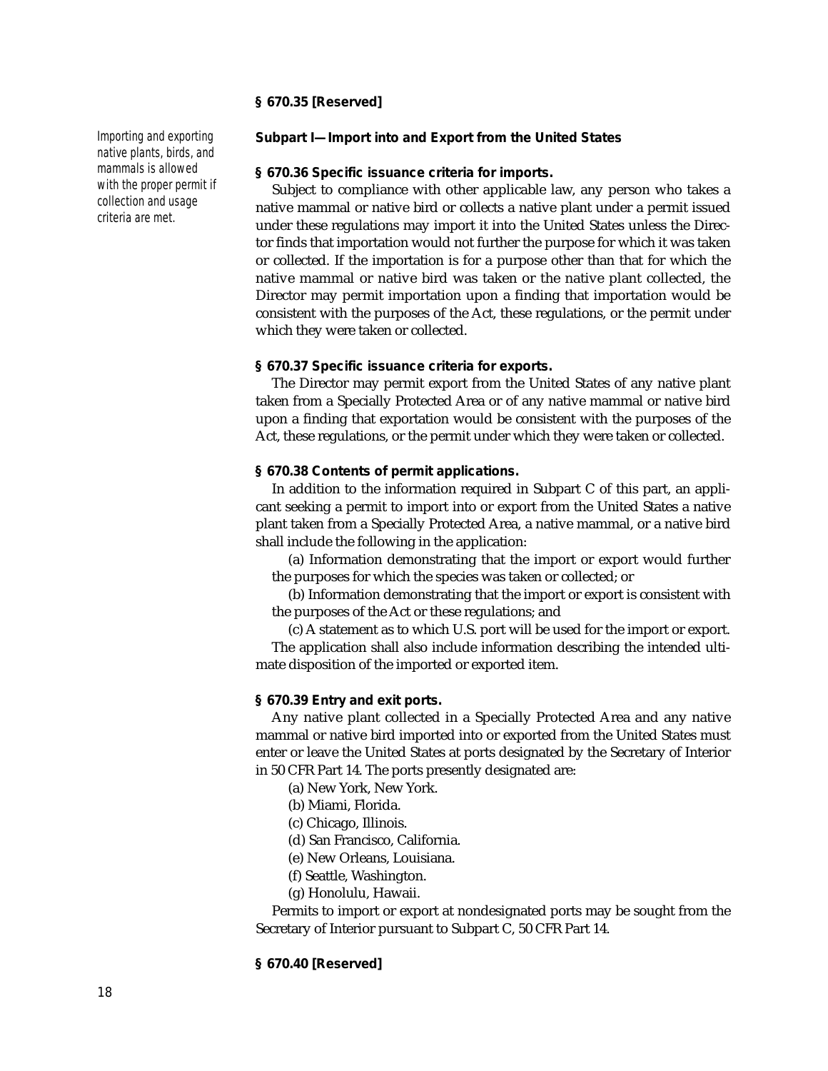**§ 670.35 [Reserved]**

*Importing and exporting native plants, birds, and mammals is allowed with the proper permit if collection and usage criteria are met.*

## Subpart I—Import into and Export from the United States

**§ 670.36 Specific issuance criteria for imports.**

Subject to compliance with other applicable law, any person who takes a native mammal or native bird or collects a native plant under a permit issued under these regulations may import it into the United States unless the Director finds that importation would not further the purpose for which it was taken or collected. If the importation is for a purpose other than that for which the native mammal or native bird was taken or the native plant collected, the Director may permit importation upon a finding that importation would be consistent with the purposes of the Act, these regulations, or the permit under which they were taken or collected.

**§ 670.37 Specific issuance criteria for exports.**

The Director may permit export from the United States of any native plant taken from a Specially Protected Area or of any native mammal or native bird upon a finding that exportation would be consistent with the purposes of the Act, these regulations, or the permit under which they were taken or collected.

**§ 670.38 Contents of permit applications.**

In addition to the information required in Subpart C of this part, an applicant seeking a permit to import into or export from the United States a native plant taken from a Specially Protected Area, a native mammal, or a native bird shall include the following in the application:

(a) Information demonstrating that the import or export would further the purposes for which the species was taken or collected; or

(b) Information demonstrating that the import or export is consistent with the purposes of the Act or these regulations; and

(c) A statement as to which U.S. port will be used for the import or export.

The application shall also include information describing the intended ultimate disposition of the imported or exported item.

**§ 670.39 Entry and exit ports.**

Any native plant collected in a Specially Protected Area and any native mammal or native bird imported into or exported from the United States must enter or leave the United States at ports designated by the Secretary of Interior in 50 CFR Part 14. The ports presently designated are:

(a) New York, New York.

(b) Miami, Florida.

(c) Chicago, Illinois.

(d) San Francisco, California.

(e) New Orleans, Louisiana.

(f) Seattle, Washington.

(g) Honolulu, Hawaii.

Permits to import or export at nondesignated ports may be sought from the Secretary of Interior pursuant to Subpart C, 50 CFR Part 14.

**§ 670.40 [Reserved]**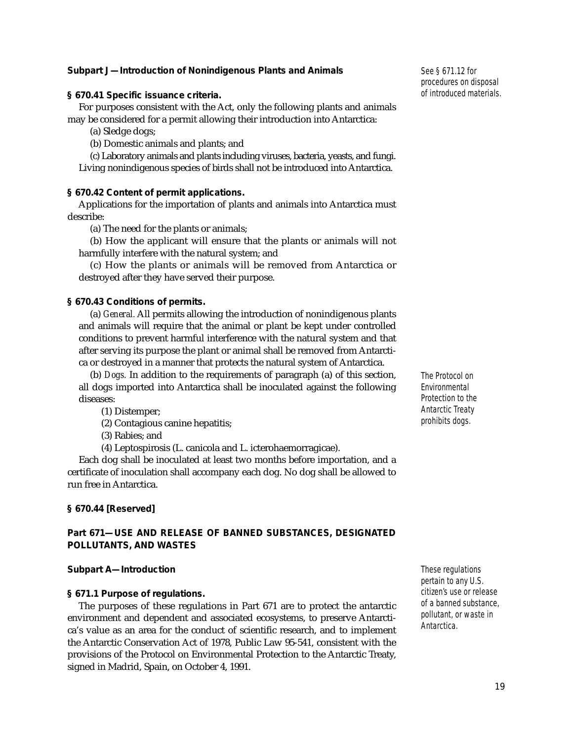### Subpart J—Introduction of Nonindigenous Plants and Animals

*See § 671.12 for procedures on disposal of introduced materials.*

#### § 670.41 Specific issuance criteria.

For purposes consistent with the Act, only the following plants and animals may be considered for a permit allowing their introduction into Antarctica:

(a) Sledge dogs;

(b) Domestic animals and plants; and

(c) Laboratory animals and plants including viruses, bacteria, yeasts, and fungi.

Living nonindigenous species of birds shall not be introduced into Antarctica.

#### § 670.42 Content of permit applications.

Applications for the importation of plants and animals into Antarctica must describe:

(a) The need for the plants or animals;

(b) How the applicant will ensure that the plants or animals will not harmfully interfere with the natural system; and

(c) How the plants or animals will be removed from Antarctica or destroyed after they have served their purpose.

#### § 670.43 Conditions of permits.

(a) *General.* All permits allowing the introduction of nonindigenous plants and animals will require that the animal or plant be kept under controlled conditions to prevent harmful interference with the natural system and that after serving its purpose the plant or animal shall be removed from Antarctica or destroyed in a manner that protects the natural system of Antarctica.

(b) *Dogs.* In addition to the requirements of paragraph (a) of this section, all dogs imported into Antarctica shall be inoculated against the following diseases:

*The Protocol on Environmental Protection to the Antarctic Treaty prohibits dogs.*

(1) Distemper;

(2) Contagious canine hepatitis;

(3) Rabies; and

(4) Leptospirosis (L. canicola and L. icterohaemorragicae).

Each dog shall be inoculated at least two months before importation, and a certificate of inoculation shall accompany each dog. No dog shall be allowed to run free in Antarctica.

#### § 670.44 [Reserved]

## Part 671—USE AND RELEASE OF BANNED SUBSTANCES, DESIGNATED POLLUTANTS, AND WASTES

### Subpart A—Introduction

*These regulations pertain to any U.S. citizen's use or release of a banned substance, pollutant, or waste in Antarctica.*

#### § 671.1 Purpose of regulations.

The purposes of these regulations in Part 671 are to protect the antarctic environment and dependent and associated ecosystems, to preserve Antarctica's value as an area for the conduct of scientific research, and to implement the Antarctic Conservation Act of 1978, Public Law 95-541, consistent with the provisions of the Protocol on Environmental Protection to the Antarctic Treaty, signed in Madrid, Spain, on October 4, 1991.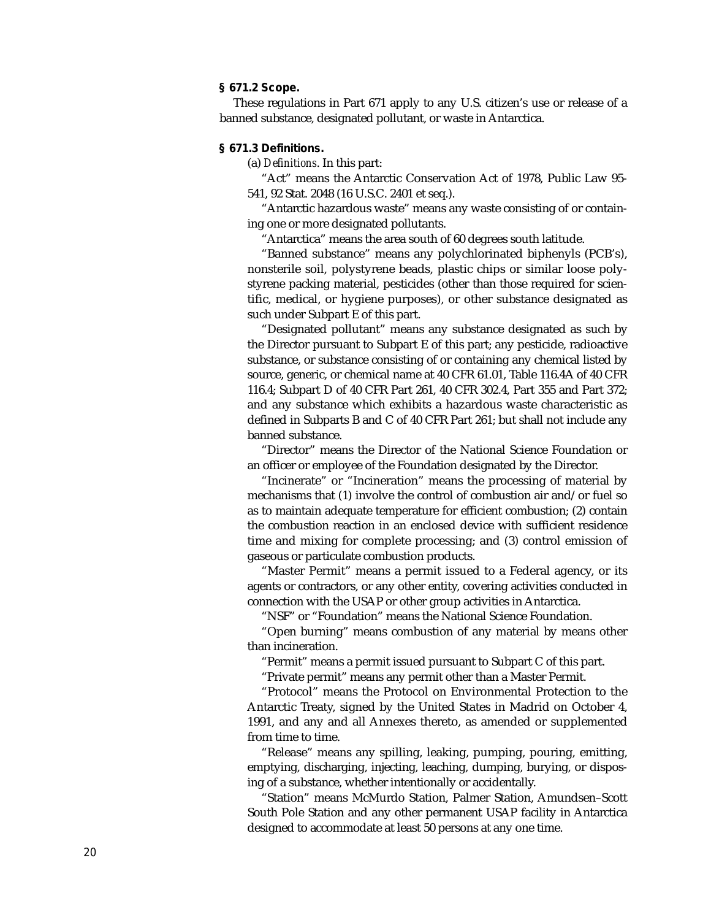**§ 671.2 Scope.**

These regulations in Part 671 apply to any U.S. citizen's use or release of a banned substance, designated pollutant, or waste in Antarctica.

**§ 671.3 Definitions.**

(a) *Definitions*. In this part:

"Act" means the Antarctic Conservation Act of 1978, Public Law 95-541, 92 Stat. 2048 (16 U.S.C. 2401 et seq.).

"Antarctic hazardous waste" means any waste consisting of or containing one or more designated pollutants.

"Antarctica" means the area south of 60 degrees south latitude.

"Banned substance" means any polychlorinated biphenyls (PCB's), nonsterile soil, polystyrene beads, plastic chips or similar loose polystyrene packing material, pesticides (other than those required for scientific, medical, or hygiene purposes), or other substance designated as such under Subpart E of this part.

"Designated pollutant" means any substance designated as such by the Director pursuant to Subpart E of this part; any pesticide, radioactive substance, or substance consisting of or containing any chemical listed by source, generic, or chemical name at 40 CFR 61.01, Table 116.4A of 40 CFR 116.4; Subpart D of 40 CFR Part 261, 40 CFR 302.4, Part 355 and Part 372; and any substance which exhibits a hazardous waste characteristic as defined in Subparts B and C of 40 CFR Part 261; but shall not include any banned substance.

"Director" means the Director of the National Science Foundation or an officer or employee of the Foundation designated by the Director.

"Incinerate" or "Incineration" means the processing of material by mechanisms that (1) involve the control of combustion air and/or fuel so as to maintain adequate temperature for efficient combustion; (2) contain the combustion reaction in an enclosed device with sufficient residence time and mixing for complete processing; and (3) control emission of gaseous or particulate combustion products.

"Master Permit" means a permit issued to a Federal agency, or its agents or contractors, or any other entity, covering activities conducted in connection with the USAP or other group activities in Antarctica.

"NSF" or "Foundation" means the National Science Foundation.

"Open burning" means combustion of any material by means other than incineration.

"Permit" means a permit issued pursuant to Subpart C of this part.

"Private permit" means any permit other than a Master Permit.

"Protocol" means the Protocol on Environmental Protection to the Antarctic Treaty, signed by the United States in Madrid on October 4, 1991, and any and all Annexes thereto, as amended or supplemented from time to time.

"Release" means any spilling, leaking, pumping, pouring, emitting, emptying, discharging, injecting, leaching, dumping, burying, or disposing of a substance, whether intentionally or accidentally.

"Station" means McMurdo Station, Palmer Station, Amundsen–Scott South Pole Station and any other permanent USAP facility in Antarctica designed to accommodate at least 50 persons at any one time.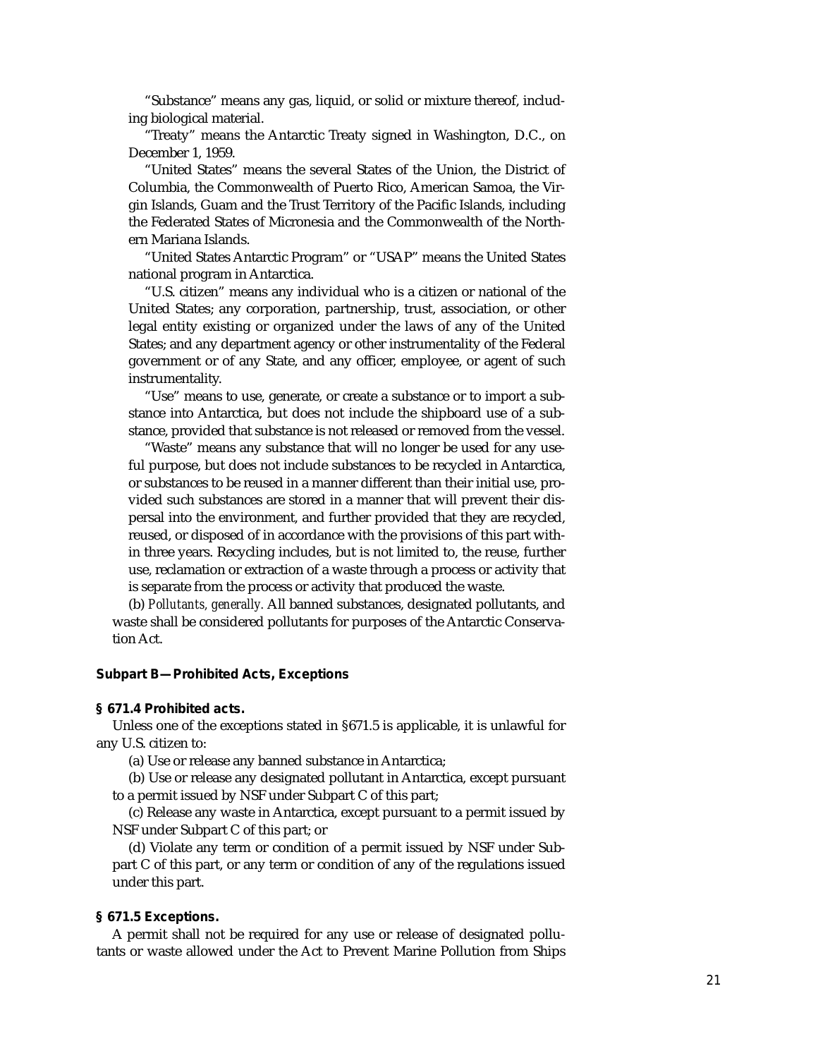"Substance" means any gas, liquid, or solid or mixture thereof, including biological material.

"Treaty" means the Antarctic Treaty signed in Washington, D.C., on December 1, 1959.

"United States" means the several States of the Union, the District of Columbia, the Commonwealth of Puerto Rico, American Samoa, the Virgin Islands, Guam and the Trust Territory of the Pacific Islands, including the Federated States of Micronesia and the Commonwealth of the Northern Mariana Islands.

"United States Antarctic Program" or "USAP" means the United States national program in Antarctica.

"U.S. citizen" means any individual who is a citizen or national of the United States; any corporation, partnership, trust, association, or other legal entity existing or organized under the laws of any of the United States; and any department agency or other instrumentality of the Federal government or of any State, and any officer, employee, or agent of such instrumentality.

"Use" means to use, generate, or create a substance or to import a substance into Antarctica, but does not include the shipboard use of a substance, provided that substance is not released or removed from the vessel.

"Waste" means any substance that will no longer be used for any useful purpose, but does not include substances to be recycled in Antarctica, or substances to be reused in a manner different than their initial use, provided such substances are stored in a manner that will prevent their dispersal into the environment, and further provided that they are recycled, reused, or disposed of in accordance with the provisions of this part within three years. Recycling includes, but is not limited to, the reuse, further use, reclamation or extraction of a waste through a process or activity that is separate from the process or activity that produced the waste.

(b) *Pollutants, generally.* All banned substances, designated pollutants, and waste shall be considered pollutants for purposes of the Antarctic Conservation Act.

### Subpart B—Prohibited Acts, Exceptions

#### § 671.4 Prohibited acts.

Unless one of the exceptions stated in §671.5 is applicable, it is unlawful for any U.S. citizen to:

(a) Use or release any banned substance in Antarctica;

(b) Use or release any designated pollutant in Antarctica, except pursuant to a permit issued by NSF under Subpart C of this part;

(c) Release any waste in Antarctica, except pursuant to a permit issued by NSF under Subpart C of this part; or

(d) Violate any term or condition of a permit issued by NSF under Subpart C of this part, or any term or condition of any of the regulations issued under this part.

#### § 671.5 Exceptions.

A permit shall not be required for any use or release of designated pollutants or waste allowed under the Act to Prevent Marine Pollution from Ships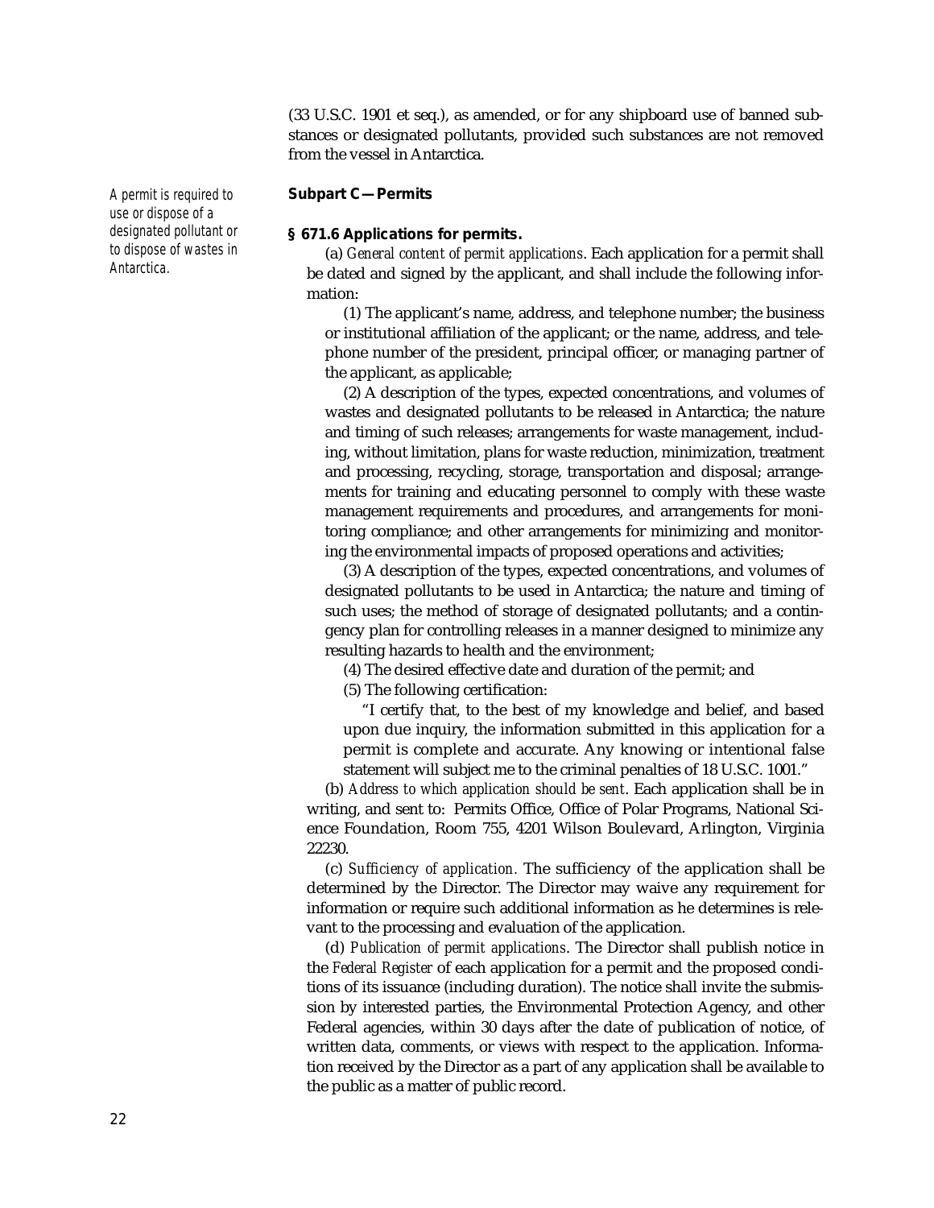(33 U.S.C. 1901 et seq.), as amended, or for any shipboard use of banned substances or designated pollutants, provided such substances are not removed from the vessel in Antarctica.

*A permit is required to use or dispose of a designated pollutant or to dispose of wastes in Antarctica.*

**Subpart C—Permits**

**§ 671.6 Applications for permits.**

(a) *General content of permit applications*. Each application for a permit shall be dated and signed by the applicant, and shall include the following information:

(1) The applicant's name, address, and telephone number; the business or institutional affiliation of the applicant; or the name, address, and telephone number of the president, principal officer, or managing partner of the applicant, as applicable;

(2) A description of the types, expected concentrations, and volumes of wastes and designated pollutants to be released in Antarctica; the nature and timing of such releases; arrangements for waste management, including, without limitation, plans for waste reduction, minimization, treatment and processing, recycling, storage, transportation and disposal; arrangements for training and educating personnel to comply with these waste management requirements and procedures, and arrangements for monitoring compliance; and other arrangements for minimizing and monitoring the environmental impacts of proposed operations and activities;

(3) A description of the types, expected concentrations, and volumes of designated pollutants to be used in Antarctica; the nature and timing of such uses; the method of storage of designated pollutants; and a contingency plan for controlling releases in a manner designed to minimize any resulting hazards to health and the environment;

(4) The desired effective date and duration of the permit; and

(5) The following certification:

"I certify that, to the best of my knowledge and belief, and based upon due inquiry, the information submitted in this application for a permit is complete and accurate. Any knowing or intentional false statement will subject me to the criminal penalties of 18 U.S.C. 1001."

(b) *Address to which application should be sent*. Each application shall be in writing, and sent to: Permits Office, Office of Polar Programs, National Science Foundation, Room 755, 4201 Wilson Boulevard, Arlington, Virginia 22230.

(c) *Sufficiency of application.* The sufficiency of the application shall be determined by the Director. The Director may waive any requirement for information or require such additional information as he determines is relevant to the processing and evaluation of the application.

(d) *Publication of permit applications*. The Director shall publish notice in the *Federal Register* of each application for a permit and the proposed conditions of its issuance (including duration). The notice shall invite the submission by interested parties, the Environmental Protection Agency, and other Federal agencies, within 30 days after the date of publication of notice, of written data, comments, or views with respect to the application. Information received by the Director as a part of any application shall be available to the public as a matter of public record.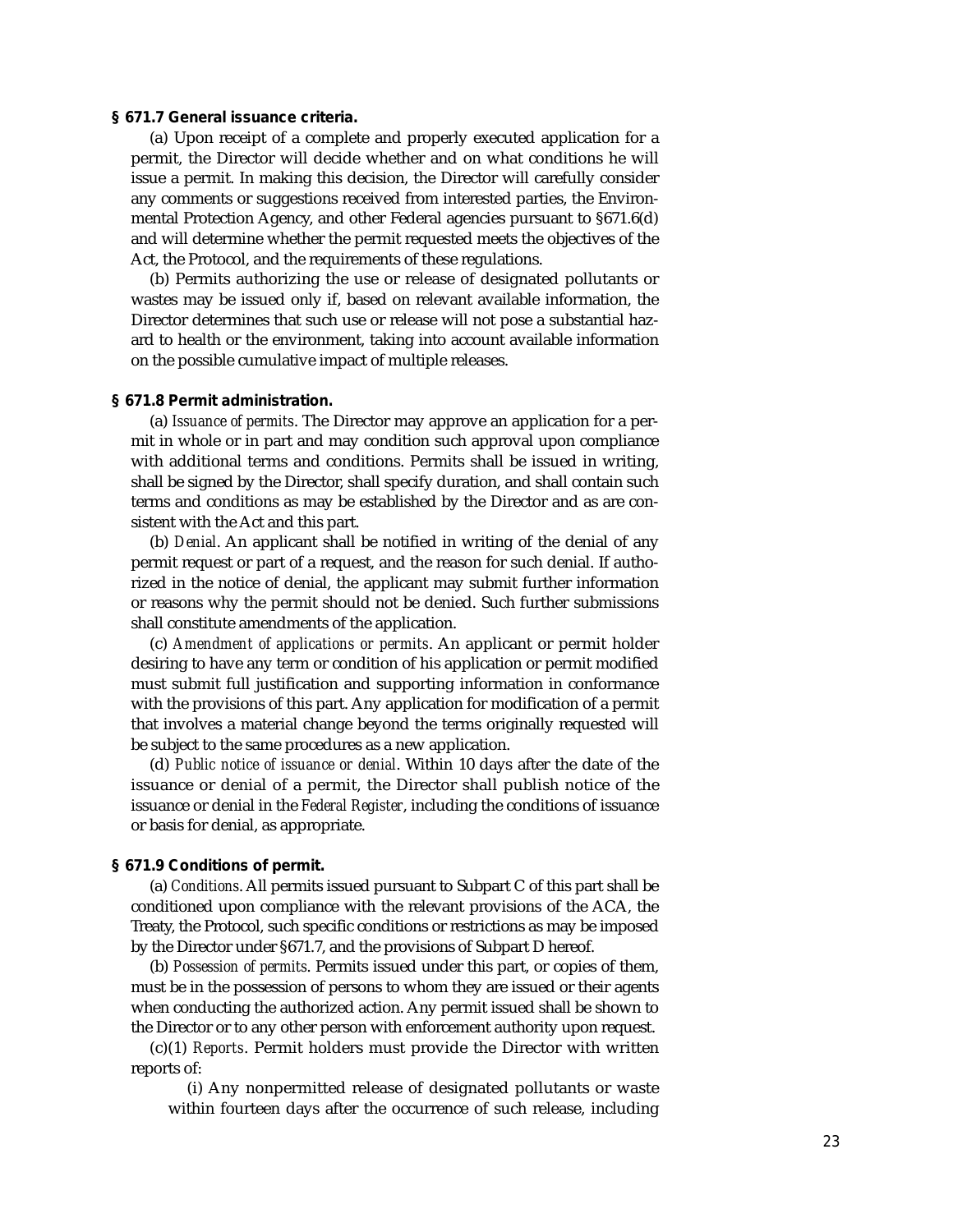**§ 671.7 General issuance criteria.**

(a) Upon receipt of a complete and properly executed application for a permit, the Director will decide whether and on what conditions he will issue a permit. In making this decision, the Director will carefully consider any comments or suggestions received from interested parties, the Environmental Protection Agency, and other Federal agencies pursuant to §671.6(d) and will determine whether the permit requested meets the objectives of the Act, the Protocol, and the requirements of these regulations.

(b) Permits authorizing the use or release of designated pollutants or wastes may be issued only if, based on relevant available information, the Director determines that such use or release will not pose a substantial hazard to health or the environment, taking into account available information on the possible cumulative impact of multiple releases.

**§ 671.8 Permit administration.**

(a) *Issuance of permits*. The Director may approve an application for a permit in whole or in part and may condition such approval upon compliance with additional terms and conditions. Permits shall be issued in writing, shall be signed by the Director, shall specify duration, and shall contain such terms and conditions as may be established by the Director and as are consistent with the Act and this part.

(b) *Denial*. An applicant shall be notified in writing of the denial of any permit request or part of a request, and the reason for such denial. If authorized in the notice of denial, the applicant may submit further information or reasons why the permit should not be denied. Such further submissions shall constitute amendments of the application.

(c) *Amendment of applications or permits*. An applicant or permit holder desiring to have any term or condition of his application or permit modified must submit full justification and supporting information in conformance with the provisions of this part. Any application for modification of a permit that involves a material change beyond the terms originally requested will be subject to the same procedures as a new application.

(d) *Public notice of issuance or denial*. Within 10 days after the date of the issuance or denial of a permit, the Director shall publish notice of the issuance or denial in the *Federal Register*, including the conditions of issuance or basis for denial, as appropriate.

**§ 671.9 Conditions of permit.**

(a) *Conditions*. All permits issued pursuant to Subpart C of this part shall be conditioned upon compliance with the relevant provisions of the ACA, the Treaty, the Protocol, such specific conditions or restrictions as may be imposed by the Director under §671.7, and the provisions of Subpart D hereof.

(b) *Possession of permits*. Permits issued under this part, or copies of them, must be in the possession of persons to whom they are issued or their agents when conducting the authorized action. Any permit issued shall be shown to the Director or to any other person with enforcement authority upon request.

(c)(1) *Reports*. Permit holders must provide the Director with written reports of:

(i) Any nonpermitted release of designated pollutants or waste within fourteen days after the occurrence of such release, including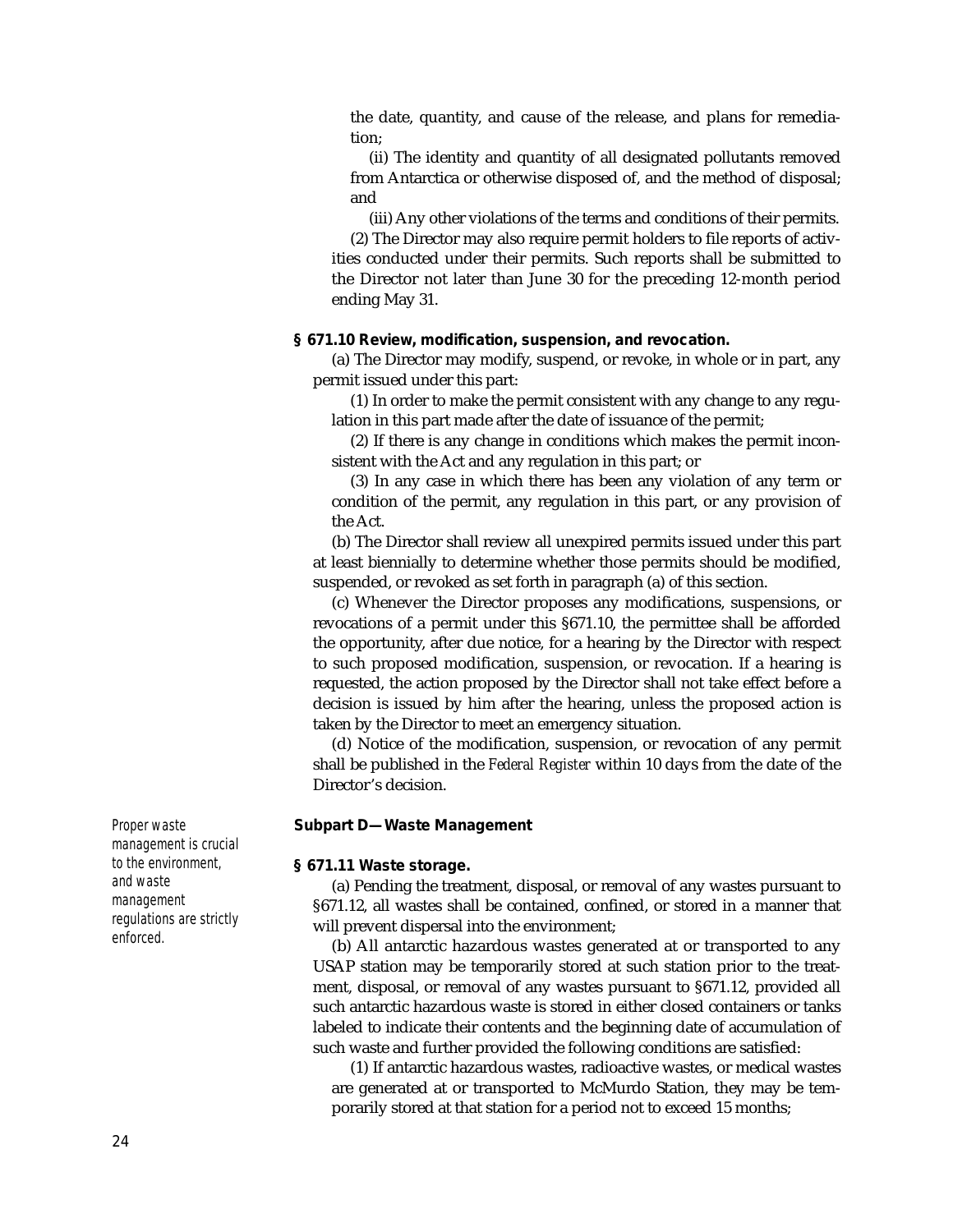the date, quantity, and cause of the release, and plans for remediation;

(ii) The identity and quantity of all designated pollutants removed from Antarctica or otherwise disposed of, and the method of disposal; and

(iii) Any other violations of the terms and conditions of their permits.

(2) The Director may also require permit holders to file reports of activities conducted under their permits. Such reports shall be submitted to the Director not later than June 30 for the preceding 12-month period ending May 31.

**§ 671.10 Review, modification, suspension, and revocation.**

(a) The Director may modify, suspend, or revoke, in whole or in part, any permit issued under this part:

(1) In order to make the permit consistent with any change to any regulation in this part made after the date of issuance of the permit;

(2) If there is any change in conditions which makes the permit inconsistent with the Act and any regulation in this part; or

(3) In any case in which there has been any violation of any term or condition of the permit, any regulation in this part, or any provision of the Act.

(b) The Director shall review all unexpired permits issued under this part at least biennially to determine whether those permits should be modified, suspended, or revoked as set forth in paragraph (a) of this section.

(c) Whenever the Director proposes any modifications, suspensions, or revocations of a permit under this §671.10, the permittee shall be afforded the opportunity, after due notice, for a hearing by the Director with respect to such proposed modification, suspension, or revocation. If a hearing is requested, the action proposed by the Director shall not take effect before a decision is issued by him after the hearing, unless the proposed action is taken by the Director to meet an emergency situation.

(d) Notice of the modification, suspension, or revocation of any permit shall be published in the *Federal Register* within 10 days from the date of the Director's decision.

*Proper waste management is crucial to the environment, and waste management regulations are strictly enforced.*

**Subpart D—Waste Management**

**§ 671.11 Waste storage.**

(a) Pending the treatment, disposal, or removal of any wastes pursuant to §671.12, all wastes shall be contained, confined, or stored in a manner that will prevent dispersal into the environment;

(b) All antarctic hazardous wastes generated at or transported to any USAP station may be temporarily stored at such station prior to the treatment, disposal, or removal of any wastes pursuant to §671.12, provided all such antarctic hazardous waste is stored in either closed containers or tanks labeled to indicate their contents and the beginning date of accumulation of such waste and further provided the following conditions are satisfied:

(1) If antarctic hazardous wastes, radioactive wastes, or medical wastes are generated at or transported to McMurdo Station, they may be temporarily stored at that station for a period not to exceed 15 months;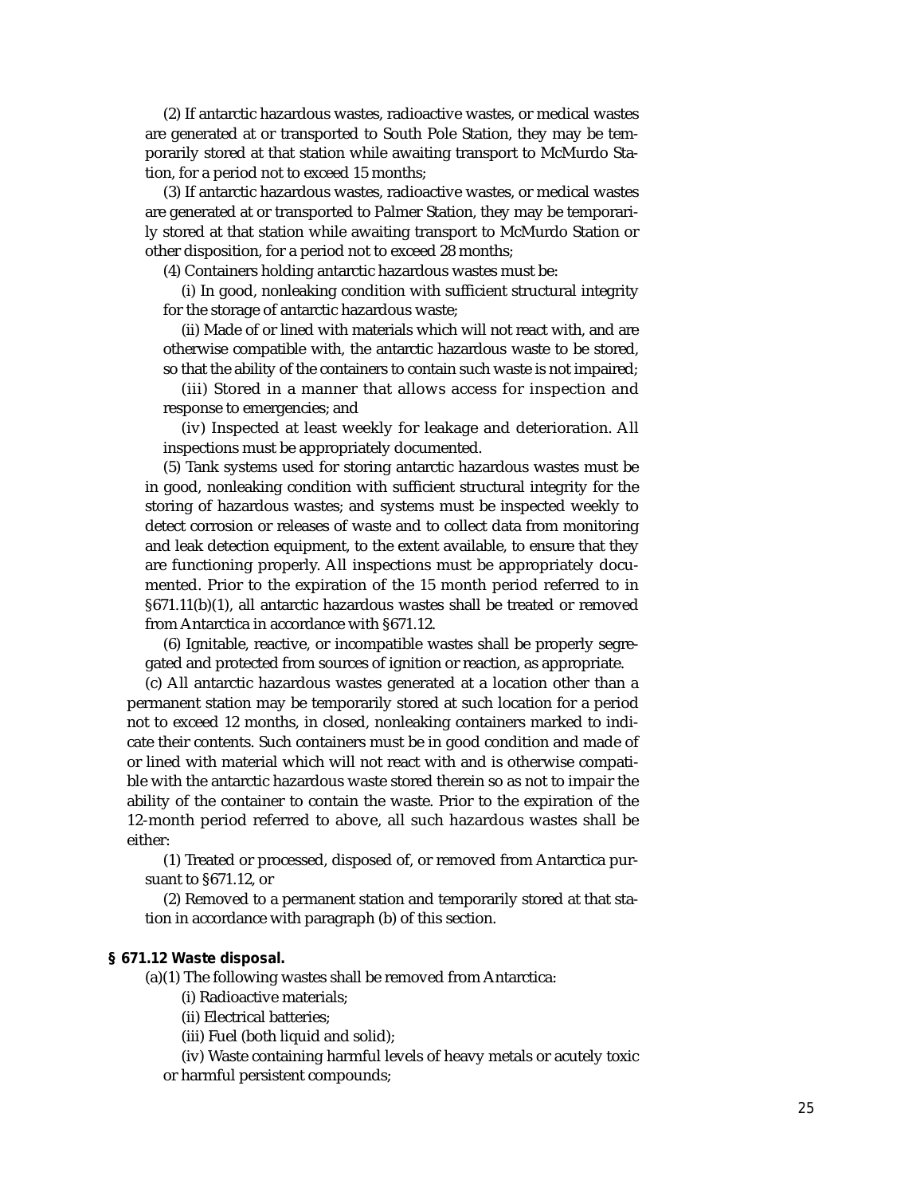(2) If antarctic hazardous wastes, radioactive wastes, or medical wastes are generated at or transported to South Pole Station, they may be temporarily stored at that station while awaiting transport to McMurdo Station, for a period not to exceed 15 months;

(3) If antarctic hazardous wastes, radioactive wastes, or medical wastes are generated at or transported to Palmer Station, they may be temporarily stored at that station while awaiting transport to McMurdo Station or other disposition, for a period not to exceed 28 months;

(4) Containers holding antarctic hazardous wastes must be:

(i) In good, nonleaking condition with sufficient structural integrity for the storage of antarctic hazardous waste;

(ii) Made of or lined with materials which will not react with, and are otherwise compatible with, the antarctic hazardous waste to be stored, so that the ability of the containers to contain such waste is not impaired;

(iii) Stored in a manner that allows access for inspection and response to emergencies; and

(iv) Inspected at least weekly for leakage and deterioration. All inspections must be appropriately documented.

(5) Tank systems used for storing antarctic hazardous wastes must be in good, nonleaking condition with sufficient structural integrity for the storing of hazardous wastes; and systems must be inspected weekly to detect corrosion or releases of waste and to collect data from monitoring and leak detection equipment, to the extent available, to ensure that they are functioning properly. All inspections must be appropriately documented. Prior to the expiration of the 15 month period referred to in §671.11(b)(1), all antarctic hazardous wastes shall be treated or removed from Antarctica in accordance with §671.12.

(6) Ignitable, reactive, or incompatible wastes shall be properly segregated and protected from sources of ignition or reaction, as appropriate.

(c) All antarctic hazardous wastes generated at a location other than a permanent station may be temporarily stored at such location for a period not to exceed 12 months, in closed, nonleaking containers marked to indicate their contents. Such containers must be in good condition and made of or lined with material which will not react with and is otherwise compatible with the antarctic hazardous waste stored therein so as not to impair the ability of the container to contain the waste. Prior to the expiration of the 12-month period referred to above, all such hazardous wastes shall be either:

(1) Treated or processed, disposed of, or removed from Antarctica pursuant to §671.12, or

(2) Removed to a permanent station and temporarily stored at that station in accordance with paragraph (b) of this section.

**§ 671.12 Waste disposal.**

(a)(1) The following wastes shall be removed from Antarctica:

(i) Radioactive materials;

(ii) Electrical batteries;

(iii) Fuel (both liquid and solid);

(iv) Waste containing harmful levels of heavy metals or acutely toxic or harmful persistent compounds;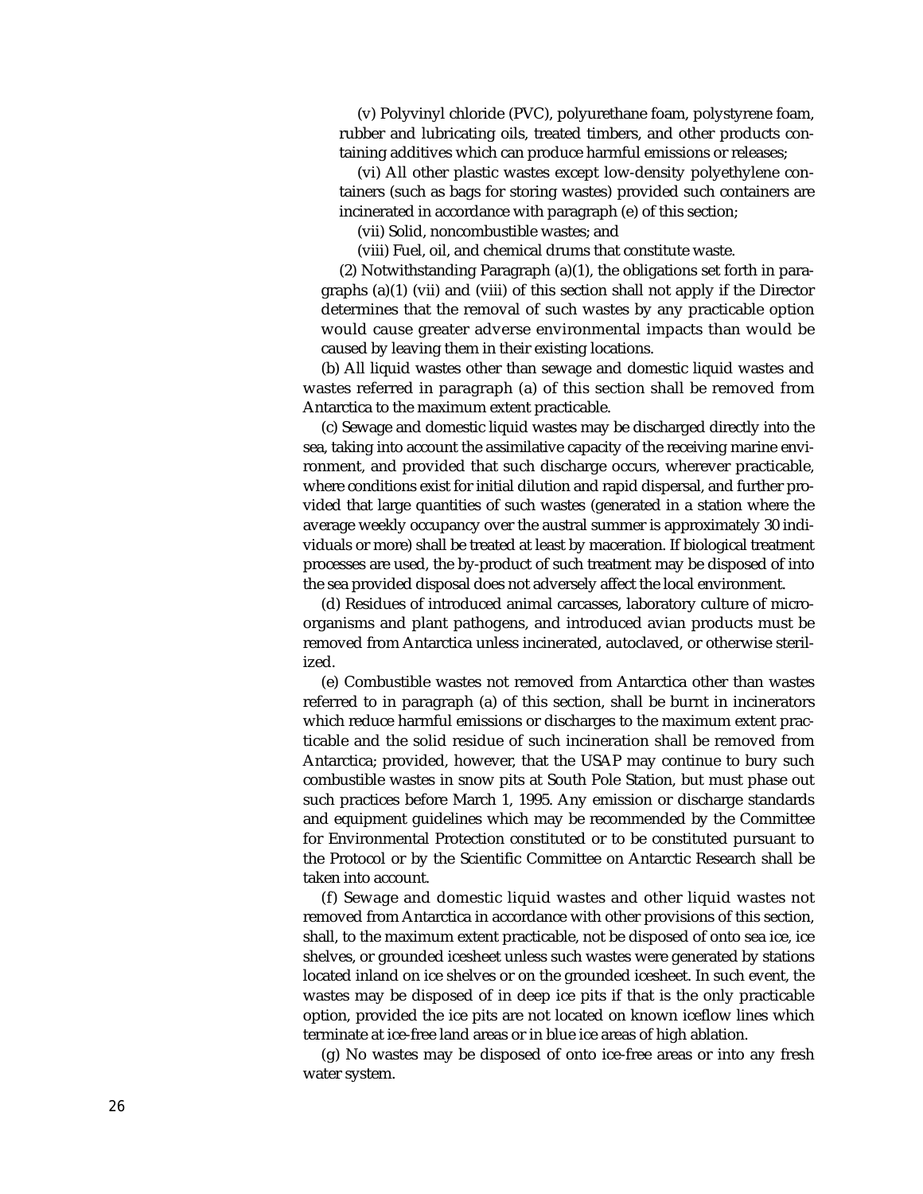(v) Polyvinyl chloride (PVC), polyurethane foam, polystyrene foam, rubber and lubricating oils, treated timbers, and other products containing additives which can produce harmful emissions or releases;

(vi) All other plastic wastes except low-density polyethylene containers (such as bags for storing wastes) provided such containers are incinerated in accordance with paragraph (e) of this section;

(vii) Solid, noncombustible wastes; and

(viii) Fuel, oil, and chemical drums that constitute waste.

(2) Notwithstanding Paragraph (a)(1), the obligations set forth in paragraphs (a)(1) (vii) and (viii) of this section shall not apply if the Director determines that the removal of such wastes by any practicable option would cause greater adverse environmental impacts than would be caused by leaving them in their existing locations.

(b) All liquid wastes other than sewage and domestic liquid wastes and wastes referred in paragraph (a) of this section shall be removed from Antarctica to the maximum extent practicable.

(c) Sewage and domestic liquid wastes may be discharged directly into the sea, taking into account the assimilative capacity of the receiving marine environment, and provided that such discharge occurs, wherever practicable, where conditions exist for initial dilution and rapid dispersal, and further provided that large quantities of such wastes (generated in a station where the average weekly occupancy over the austral summer is approximately 30 individuals or more) shall be treated at least by maceration. If biological treatment processes are used, the by-product of such treatment may be disposed of into the sea provided disposal does not adversely affect the local environment.

(d) Residues of introduced animal carcasses, laboratory culture of microorganisms and plant pathogens, and introduced avian products must be removed from Antarctica unless incinerated, autoclaved, or otherwise sterilized.

(e) Combustible wastes not removed from Antarctica other than wastes referred to in paragraph (a) of this section, shall be burnt in incinerators which reduce harmful emissions or discharges to the maximum extent practicable and the solid residue of such incineration shall be removed from Antarctica; provided, however, that the USAP may continue to bury such combustible wastes in snow pits at South Pole Station, but must phase out such practices before March 1, 1995. Any emission or discharge standards and equipment guidelines which may be recommended by the Committee for Environmental Protection constituted or to be constituted pursuant to the Protocol or by the Scientific Committee on Antarctic Research shall be taken into account.

(f) Sewage and domestic liquid wastes and other liquid wastes not removed from Antarctica in accordance with other provisions of this section, shall, to the maximum extent practicable, not be disposed of onto sea ice, ice shelves, or grounded icesheet unless such wastes were generated by stations located inland on ice shelves or on the grounded icesheet. In such event, the wastes may be disposed of in deep ice pits if that is the only practicable option, provided the ice pits are not located on known iceflow lines which terminate at ice-free land areas or in blue ice areas of high ablation.

(g) No wastes may be disposed of onto ice-free areas or into any fresh water system.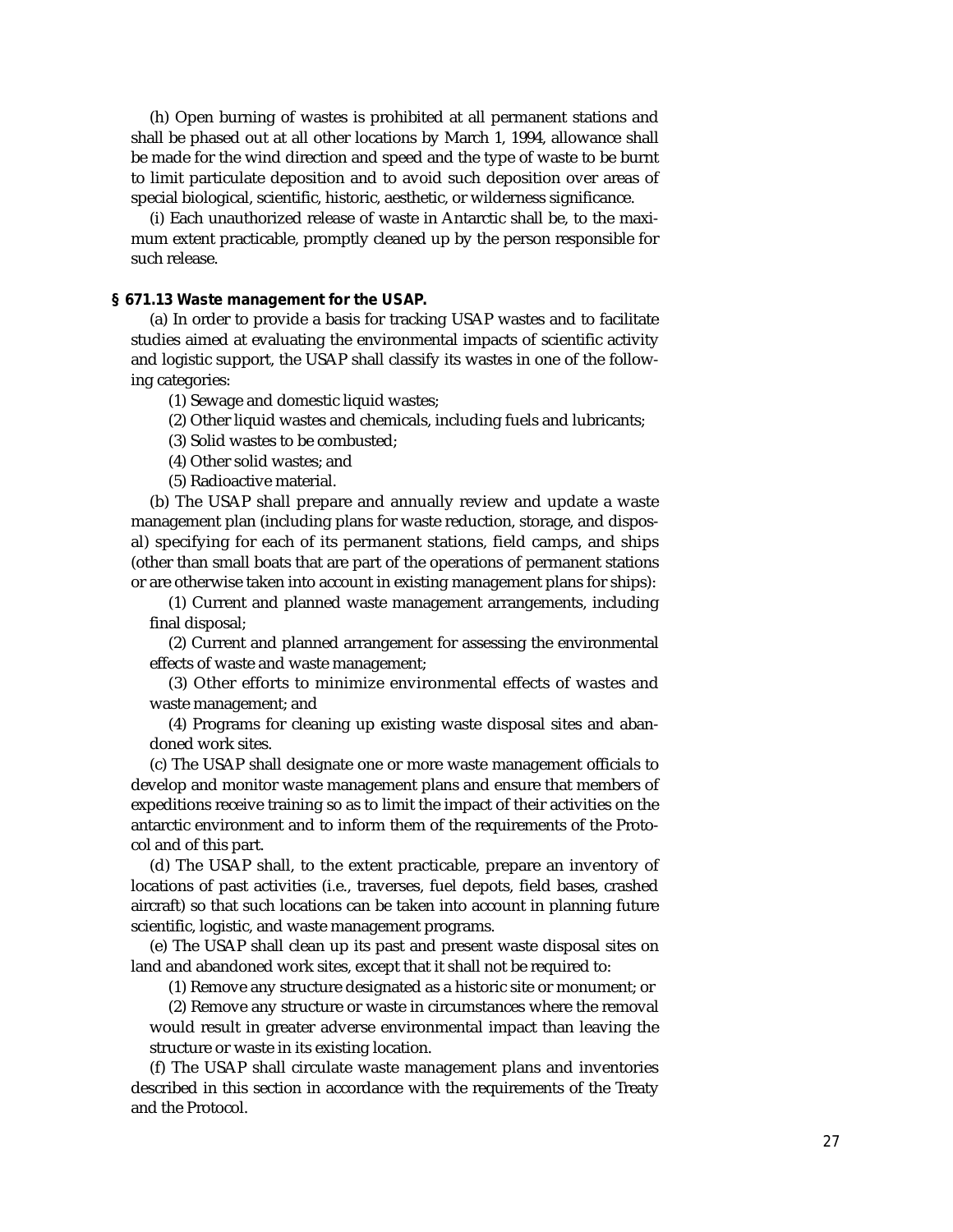(h) Open burning of wastes is prohibited at all permanent stations and shall be phased out at all other locations by March 1, 1994, allowance shall be made for the wind direction and speed and the type of waste to be burnt to limit particulate deposition and to avoid such deposition over areas of special biological, scientific, historic, aesthetic, or wilderness significance.

(i) Each unauthorized release of waste in Antarctic shall be, to the maximum extent practicable, promptly cleaned up by the person responsible for such release.

**§ 671.13 Waste management for the USAP.**

(a) In order to provide a basis for tracking USAP wastes and to facilitate studies aimed at evaluating the environmental impacts of scientific activity and logistic support, the USAP shall classify its wastes in one of the following categories:

(1) Sewage and domestic liquid wastes;

(2) Other liquid wastes and chemicals, including fuels and lubricants;

(3) Solid wastes to be combusted;

(4) Other solid wastes; and

(5) Radioactive material.

(b) The USAP shall prepare and annually review and update a waste management plan (including plans for waste reduction, storage, and disposal) specifying for each of its permanent stations, field camps, and ships (other than small boats that are part of the operations of permanent stations or are otherwise taken into account in existing management plans for ships):

(1) Current and planned waste management arrangements, including final disposal;

(2) Current and planned arrangement for assessing the environmental effects of waste and waste management;

(3) Other efforts to minimize environmental effects of wastes and waste management; and

(4) Programs for cleaning up existing waste disposal sites and abandoned work sites.

(c) The USAP shall designate one or more waste management officials to develop and monitor waste management plans and ensure that members of expeditions receive training so as to limit the impact of their activities on the antarctic environment and to inform them of the requirements of the Protocol and of this part.

(d) The USAP shall, to the extent practicable, prepare an inventory of locations of past activities (i.e., traverses, fuel depots, field bases, crashed aircraft) so that such locations can be taken into account in planning future scientific, logistic, and waste management programs.

(e) The USAP shall clean up its past and present waste disposal sites on land and abandoned work sites, except that it shall not be required to:

(1) Remove any structure designated as a historic site or monument; or

(2) Remove any structure or waste in circumstances where the removal would result in greater adverse environmental impact than leaving the structure or waste in its existing location.

(f) The USAP shall circulate waste management plans and inventories described in this section in accordance with the requirements of the Treaty and the Protocol.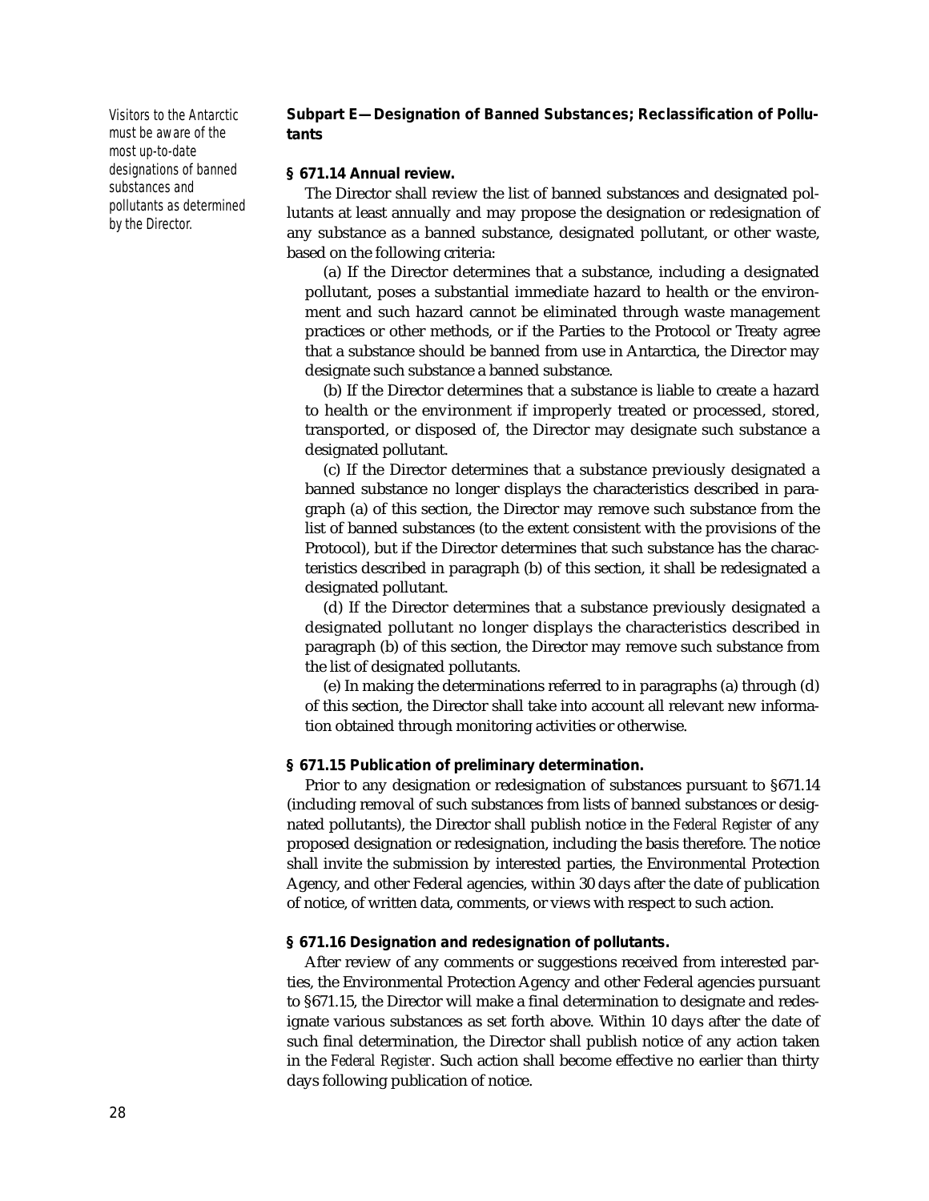*Visitors to the Antarctic must be aware of the most up-to-date designations of banned substances and pollutants as determined by the Director.*

### Subpart E—Designation of Banned Substances; Reclassification of Pollutants

#### § 671.14 Annual review.

The Director shall review the list of banned substances and designated pollutants at least annually and may propose the designation or redesignation of any substance as a banned substance, designated pollutant, or other waste, based on the following criteria:

(a) If the Director determines that a substance, including a designated pollutant, poses a substantial immediate hazard to health or the environment and such hazard cannot be eliminated through waste management practices or other methods, or if the Parties to the Protocol or Treaty agree that a substance should be banned from use in Antarctica, the Director may designate such substance a banned substance.

(b) If the Director determines that a substance is liable to create a hazard to health or the environment if improperly treated or processed, stored, transported, or disposed of, the Director may designate such substance a designated pollutant.

(c) If the Director determines that a substance previously designated a banned substance no longer displays the characteristics described in paragraph (a) of this section, the Director may remove such substance from the list of banned substances (to the extent consistent with the provisions of the Protocol), but if the Director determines that such substance has the characteristics described in paragraph (b) of this section, it shall be redesignated a designated pollutant.

(d) If the Director determines that a substance previously designated a designated pollutant no longer displays the characteristics described in paragraph (b) of this section, the Director may remove such substance from the list of designated pollutants.

(e) In making the determinations referred to in paragraphs (a) through (d) of this section, the Director shall take into account all relevant new information obtained through monitoring activities or otherwise.

#### § 671.15 Publication of preliminary determination.

Prior to any designation or redesignation of substances pursuant to §671.14 (including removal of such substances from lists of banned substances or designated pollutants), the Director shall publish notice in the *Federal Register* of any proposed designation or redesignation, including the basis therefore. The notice shall invite the submission by interested parties, the Environmental Protection Agency, and other Federal agencies, within 30 days after the date of publication of notice, of written data, comments, or views with respect to such action.

#### § 671.16 Designation and redesignation of pollutants.

After review of any comments or suggestions received from interested parties, the Environmental Protection Agency and other Federal agencies pursuant to §671.15, the Director will make a final determination to designate and redesignate various substances as set forth above. Within 10 days after the date of such final determination, the Director shall publish notice of any action taken in the *Federal Register*. Such action shall become effective no earlier than thirty days following publication of notice.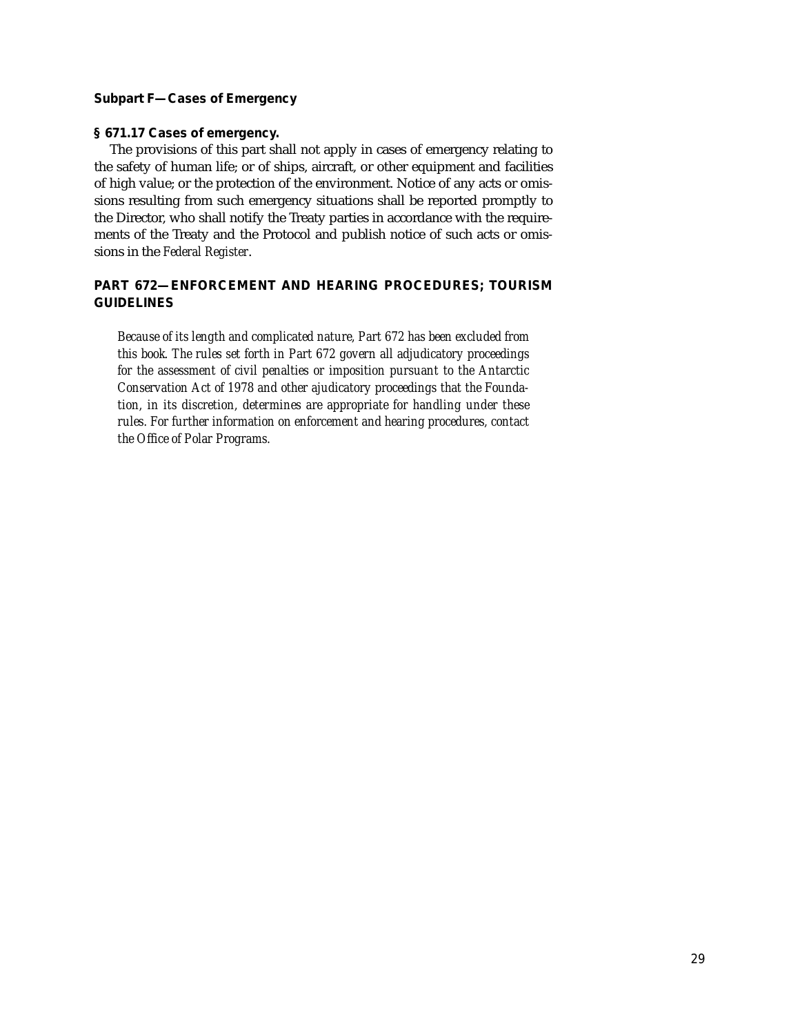### Subpart F—Cases of Emergency

#### § 671.17 Cases of emergency.

The provisions of this part shall not apply in cases of emergency relating to the safety of human life; or of ships, aircraft, or other equipment and facilities of high value; or the protection of the environment. Notice of any acts or omissions resulting from such emergency situations shall be reported promptly to the Director, who shall notify the Treaty parties in accordance with the requirements of the Treaty and the Protocol and publish notice of such acts or omissions in the *Federal Register*.

## PART 672—ENFORCEMENT AND HEARING PROCEDURES; TOURISM GUIDELINES

*Because of its length and complicated nature, Part 672 has been excluded from this book. The rules set forth in Part 672 govern all adjudicatory proceedings for the assessment of civil penalties or imposition pursuant to the Antarctic Conservation Act of 1978 and other ajudicatory proceedings that the Foundation, in its discretion, determines are appropriate for handling under these rules. For further information on enforcement and hearing procedures, contact the Office of Polar Programs.*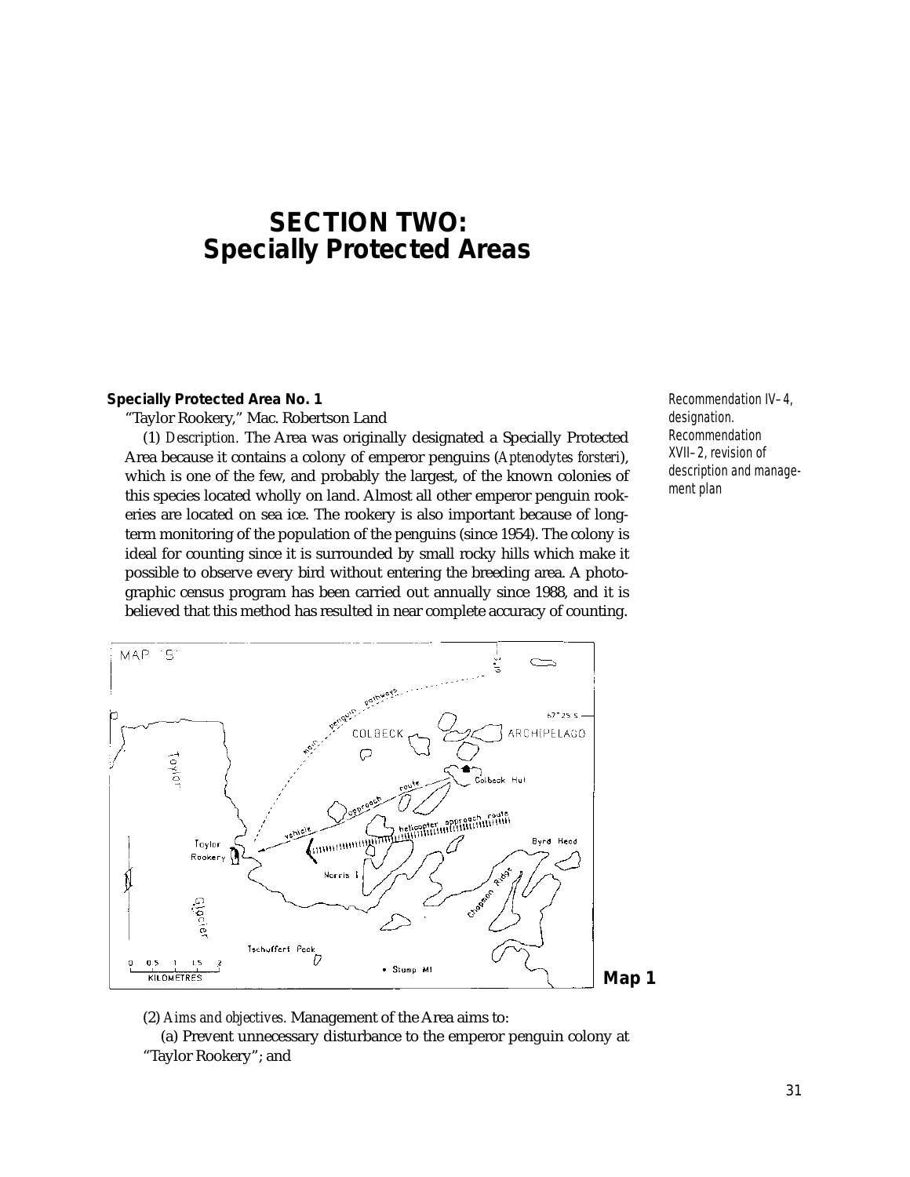# SECTION TWO: Specially Protected Areas

### Specially Protected Area No. 1

*Recommendation IV–4, designation. Recommendation XVII–2, revision of description and management plan*

"Taylor Rookery," Mac. Robertson Land

(1) *Description.* The Area was originally designated a Specially Protected Area because it contains a colony of emperor penguins (*Aptenodytes forsteri*), which is one of the few, and probably the largest, of the known colonies of this species located wholly on land. Almost all other emperor penguin rookeries are located on sea ice. The rookery is also important because of long-term monitoring of the population of the penguins (since 1954). The colony is ideal for counting since it is surrounded by small rocky hills which make it possible to observe every bird without entering the breeding area. A photographic census program has been carried out annually since 1988, and it is believed that this method has resulted in near complete accuracy of counting.

**Map 1**

(2) *Aims and objectives.* Management of the Area aims to:

(a) Prevent unnecessary disturbance to the emperor penguin colony at "Taylor Rookery"; and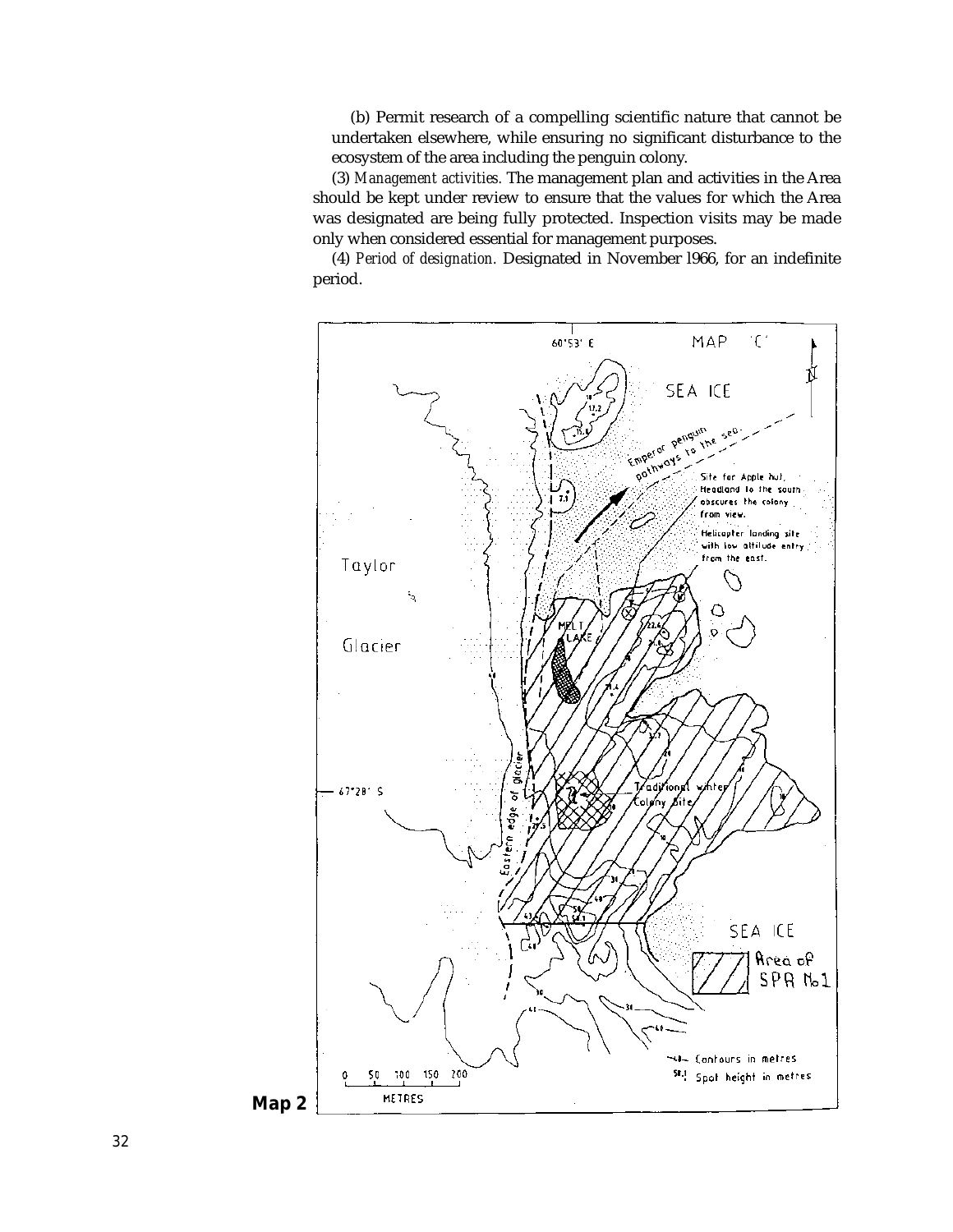(b) Permit research of a compelling scientific nature that cannot be undertaken elsewhere, while ensuring no significant disturbance to the ecosystem of the area including the penguin colony.

(3) *Management activities.* The management plan and activities in the Area should be kept under review to ensure that the values for which the Area was designated are being fully protected. Inspection visits may be made only when considered essential for management purposes.

(4) *Period of designation.* Designated in November 1966, for an indefinite period.

**Map 2**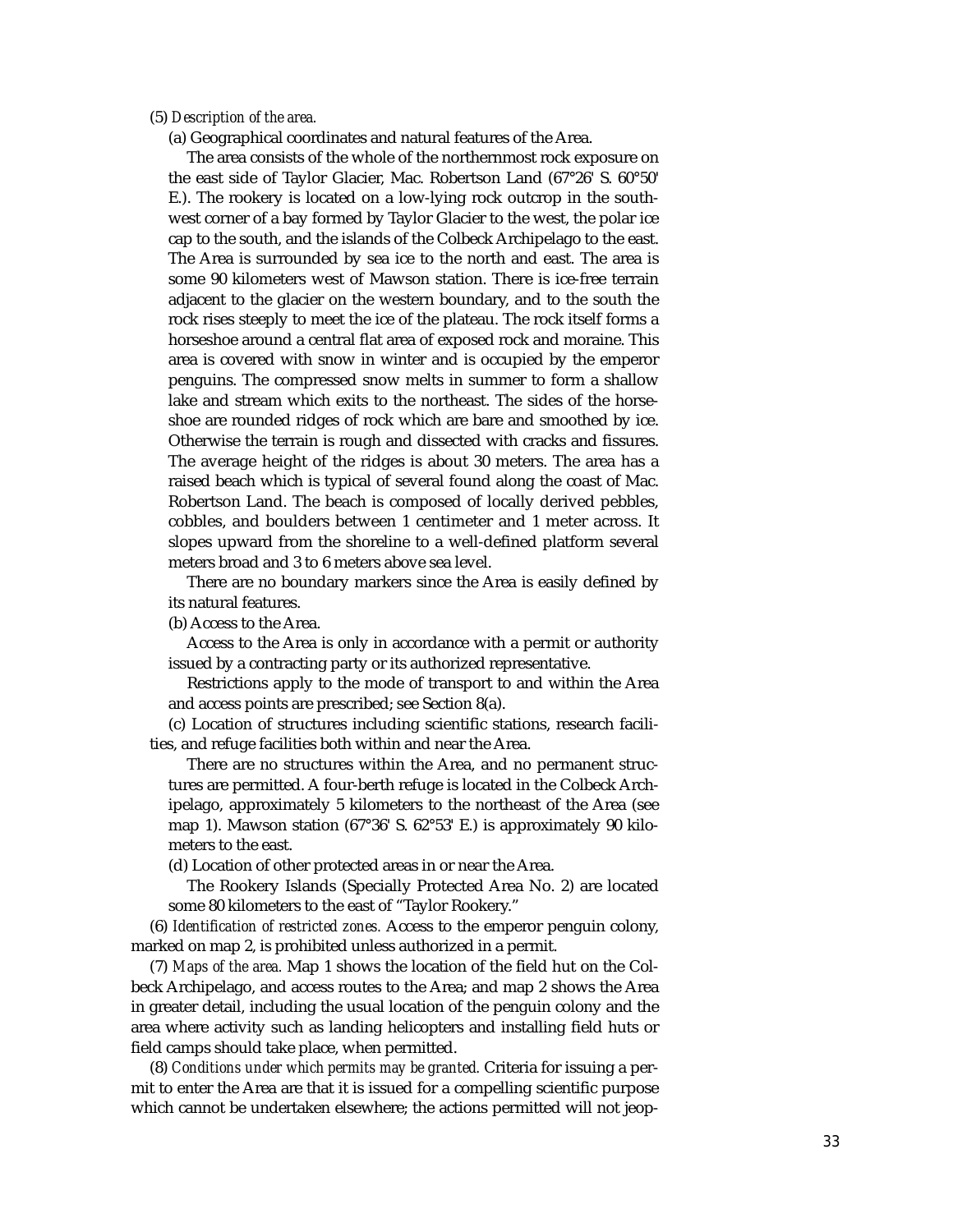(5) *Description of the area.*

(a) Geographical coordinates and natural features of the Area.

The area consists of the whole of the northernmost rock exposure on the east side of Taylor Glacier, Mac. Robertson Land (67°26' S. 60°50' E.). The rookery is located on a low-lying rock outcrop in the southwest corner of a bay formed by Taylor Glacier to the west, the polar ice cap to the south, and the islands of the Colbeck Archipelago to the east. The Area is surrounded by sea ice to the north and east. The area is some 90 kilometers west of Mawson station. There is ice-free terrain adjacent to the glacier on the western boundary, and to the south the rock rises steeply to meet the ice of the plateau. The rock itself forms a horseshoe around a central flat area of exposed rock and moraine. This area is covered with snow in winter and is occupied by the emperor penguins. The compressed snow melts in summer to form a shallow lake and stream which exits to the northeast. The sides of the horseshoe are rounded ridges of rock which are bare and smoothed by ice. Otherwise the terrain is rough and dissected with cracks and fissures. The average height of the ridges is about 30 meters. The area has a raised beach which is typical of several found along the coast of Mac. Robertson Land. The beach is composed of locally derived pebbles, cobbles, and boulders between 1 centimeter and 1 meter across. It slopes upward from the shoreline to a well-defined platform several meters broad and 3 to 6 meters above sea level.

There are no boundary markers since the Area is easily defined by its natural features.

(b) Access to the Area.

Access to the Area is only in accordance with a permit or authority issued by a contracting party or its authorized representative.

Restrictions apply to the mode of transport to and within the Area and access points are prescribed; see Section 8(a).

(c) Location of structures including scientific stations, research facilities, and refuge facilities both within and near the Area.

There are no structures within the Area, and no permanent structures are permitted. A four-berth refuge is located in the Colbeck Archipelago, approximately 5 kilometers to the northeast of the Area (see map 1). Mawson station (67°36' S. 62°53' E.) is approximately 90 kilometers to the east.

(d) Location of other protected areas in or near the Area.

The Rookery Islands (Specially Protected Area No. 2) are located some 80 kilometers to the east of "Taylor Rookery."

(6) *Identification of restricted zones.* Access to the emperor penguin colony, marked on map 2, is prohibited unless authorized in a permit.

(7) *Maps of the area.* Map 1 shows the location of the field hut on the Colbeck Archipelago, and access routes to the Area; and map 2 shows the Area in greater detail, including the usual location of the penguin colony and the area where activity such as landing helicopters and installing field huts or field camps should take place, when permitted.

(8) *Conditions under which permits may be granted.* Criteria for issuing a permit to enter the Area are that it is issued for a compelling scientific purpose which cannot be undertaken elsewhere; the actions permitted will not jeop-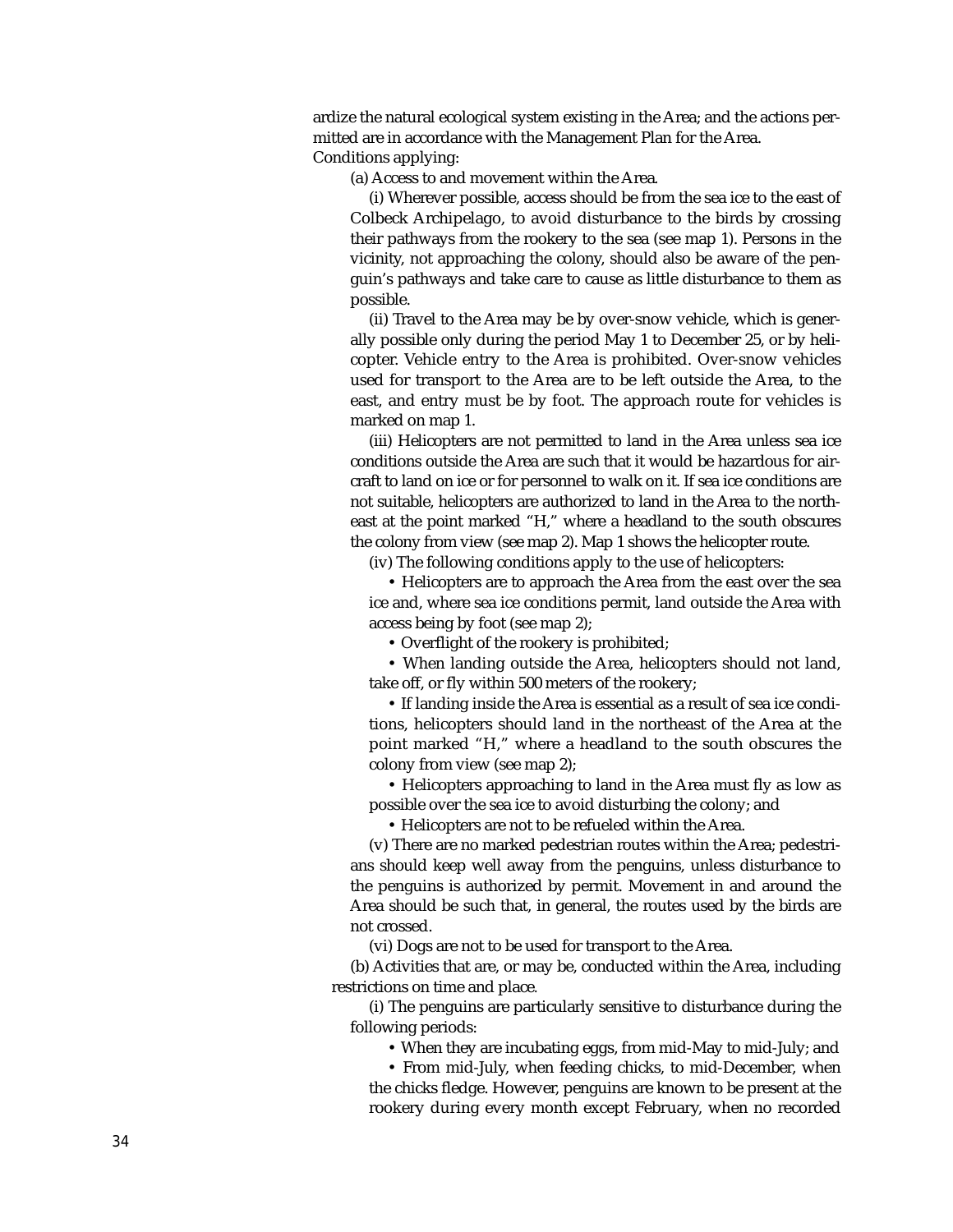ardize the natural ecological system existing in the Area; and the actions permitted are in accordance with the Management Plan for the Area.

Conditions applying:

(a) Access to and movement within the Area.

(i) Wherever possible, access should be from the sea ice to the east of Colbeck Archipelago, to avoid disturbance to the birds by crossing their pathways from the rookery to the sea (see map 1). Persons in the vicinity, not approaching the colony, should also be aware of the penguin's pathways and take care to cause as little disturbance to them as possible.

(ii) Travel to the Area may be by over-snow vehicle, which is generally possible only during the period May 1 to December 25, or by helicopter. Vehicle entry to the Area is prohibited. Over-snow vehicles used for transport to the Area are to be left outside the Area, to the east, and entry must be by foot. The approach route for vehicles is marked on map 1.

(iii) Helicopters are not permitted to land in the Area unless sea ice conditions outside the Area are such that it would be hazardous for aircraft to land on ice or for personnel to walk on it. If sea ice conditions are not suitable, helicopters are authorized to land in the Area to the northeast at the point marked "H," where a headland to the south obscures the colony from view (see map 2). Map 1 shows the helicopter route.

(iv) The following conditions apply to the use of helicopters:

- Helicopters are to approach the Area from the east over the sea ice and, where sea ice conditions permit, land outside the Area with access being by foot (see map 2);
- Overflight of the rookery is prohibited;
- When landing outside the Area, helicopters should not land, take off, or fly within 500 meters of the rookery;
- If landing inside the Area is essential as a result of sea ice conditions, helicopters should land in the northeast of the Area at the point marked "H," where a headland to the south obscures the colony from view (see map 2);
- Helicopters approaching to land in the Area must fly as low as possible over the sea ice to avoid disturbing the colony; and
- Helicopters are not to be refueled within the Area.

(v) There are no marked pedestrian routes within the Area; pedestrians should keep well away from the penguins, unless disturbance to the penguins is authorized by permit. Movement in and around the Area should be such that, in general, the routes used by the birds are not crossed.

(vi) Dogs are not to be used for transport to the Area.

(b) Activities that are, or may be, conducted within the Area, including restrictions on time and place.

(i) The penguins are particularly sensitive to disturbance during the following periods:

- When they are incubating eggs, from mid-May to mid-July; and
- From mid-July, when feeding chicks, to mid-December, when the chicks fledge. However, penguins are known to be present at the rookery during every month except February, when no recorded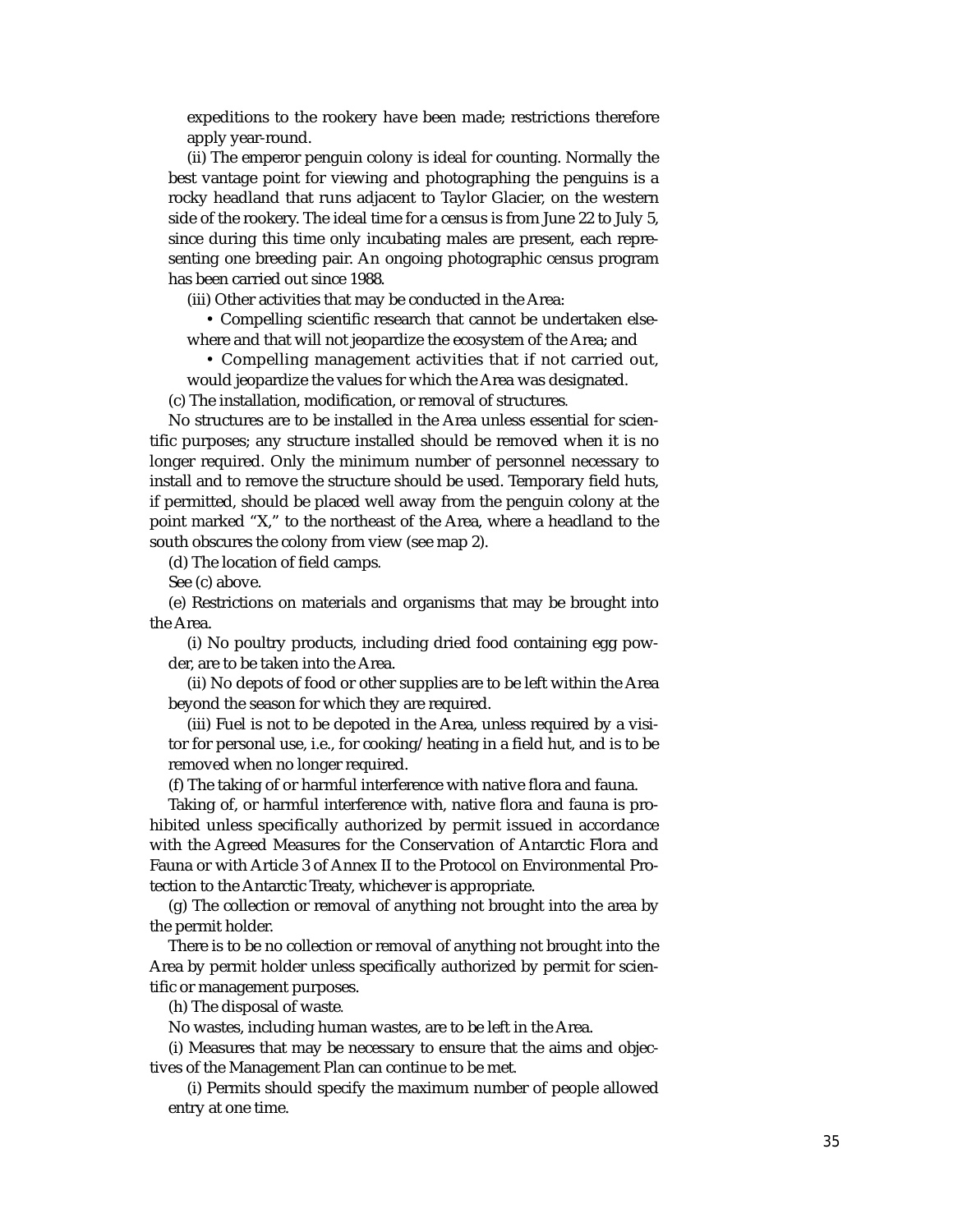expeditions to the rookery have been made; restrictions therefore apply year-round.

(ii) The emperor penguin colony is ideal for counting. Normally the best vantage point for viewing and photographing the penguins is a rocky headland that runs adjacent to Taylor Glacier, on the western side of the rookery. The ideal time for a census is from June 22 to July 5, since during this time only incubating males are present, each representing one breeding pair. An ongoing photographic census program has been carried out since 1988.

(iii) Other activities that may be conducted in the Area:

- Compelling scientific research that cannot be undertaken elsewhere and that will not jeopardize the ecosystem of the Area; and
- Compelling management activities that if not carried out, would jeopardize the values for which the Area was designated.

(c) The installation, modification, or removal of structures.

No structures are to be installed in the Area unless essential for scientific purposes; any structure installed should be removed when it is no longer required. Only the minimum number of personnel necessary to install and to remove the structure should be used. Temporary field huts, if permitted, should be placed well away from the penguin colony at the point marked "X," to the northeast of the Area, where a headland to the south obscures the colony from view (see map 2).

(d) The location of field camps.

See (c) above.

(e) Restrictions on materials and organisms that may be brought into the Area.

(i) No poultry products, including dried food containing egg powder, are to be taken into the Area.

(ii) No depots of food or other supplies are to be left within the Area beyond the season for which they are required.

(iii) Fuel is not to be depoted in the Area, unless required by a visitor for personal use, i.e., for cooking/heating in a field hut, and is to be removed when no longer required.

(f) The taking of or harmful interference with native flora and fauna.

Taking of, or harmful interference with, native flora and fauna is prohibited unless specifically authorized by permit issued in accordance with the Agreed Measures for the Conservation of Antarctic Flora and Fauna or with Article 3 of Annex II to the Protocol on Environmental Protection to the Antarctic Treaty, whichever is appropriate.

(g) The collection or removal of anything not brought into the area by the permit holder.

There is to be no collection or removal of anything not brought into the Area by permit holder unless specifically authorized by permit for scientific or management purposes.

(h) The disposal of waste.

No wastes, including human wastes, are to be left in the Area.

(i) Measures that may be necessary to ensure that the aims and objectives of the Management Plan can continue to be met.

(i) Permits should specify the maximum number of people allowed entry at one time.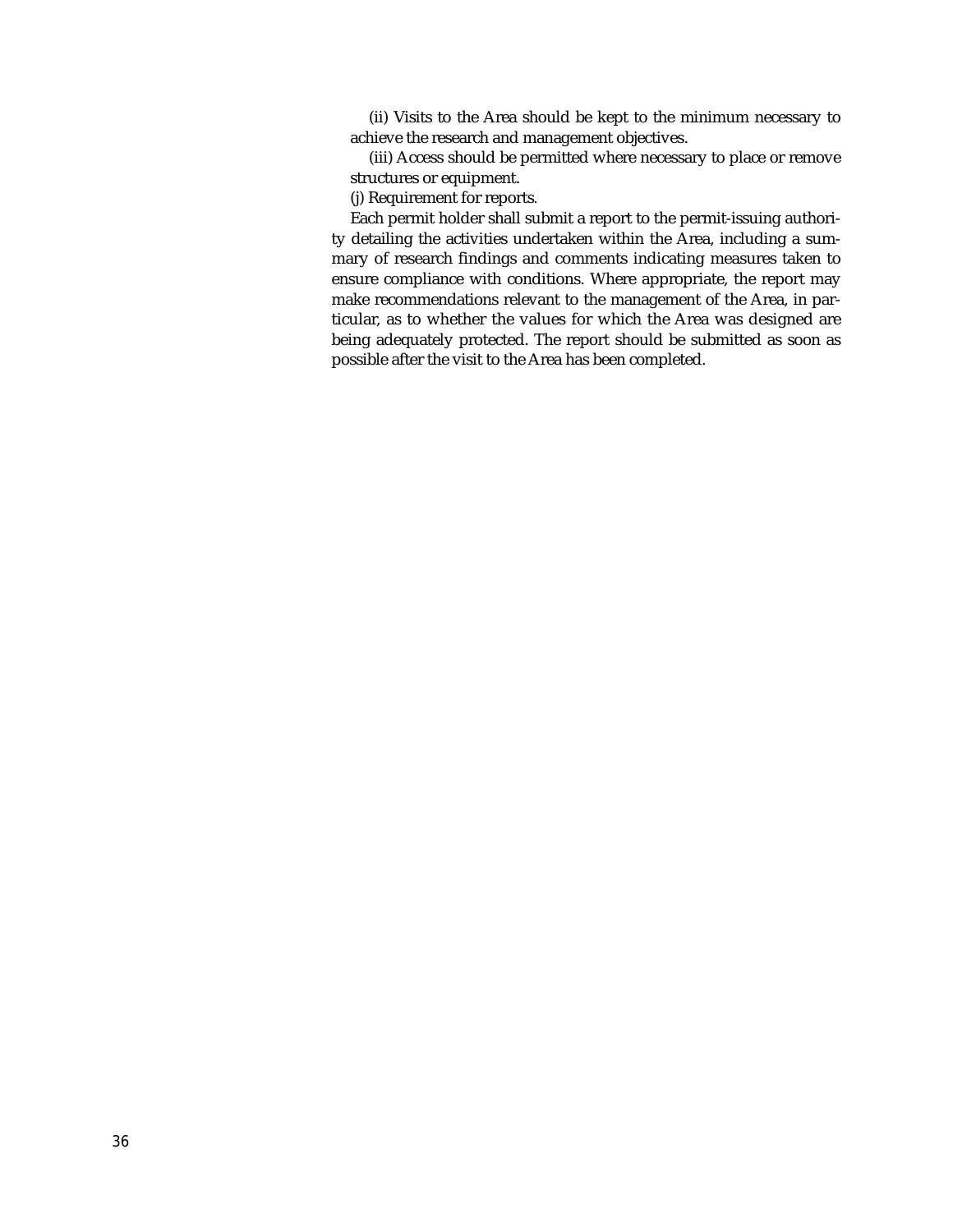(ii) Visits to the Area should be kept to the minimum necessary to achieve the research and management objectives.

(iii) Access should be permitted where necessary to place or remove structures or equipment.

(j) Requirement for reports.

Each permit holder shall submit a report to the permit-issuing authority detailing the activities undertaken within the Area, including a summary of research findings and comments indicating measures taken to ensure compliance with conditions. Where appropriate, the report may make recommendations relevant to the management of the Area, in particular, as to whether the values for which the Area was designed are being adequately protected. The report should be submitted as soon as possible after the visit to the Area has been completed.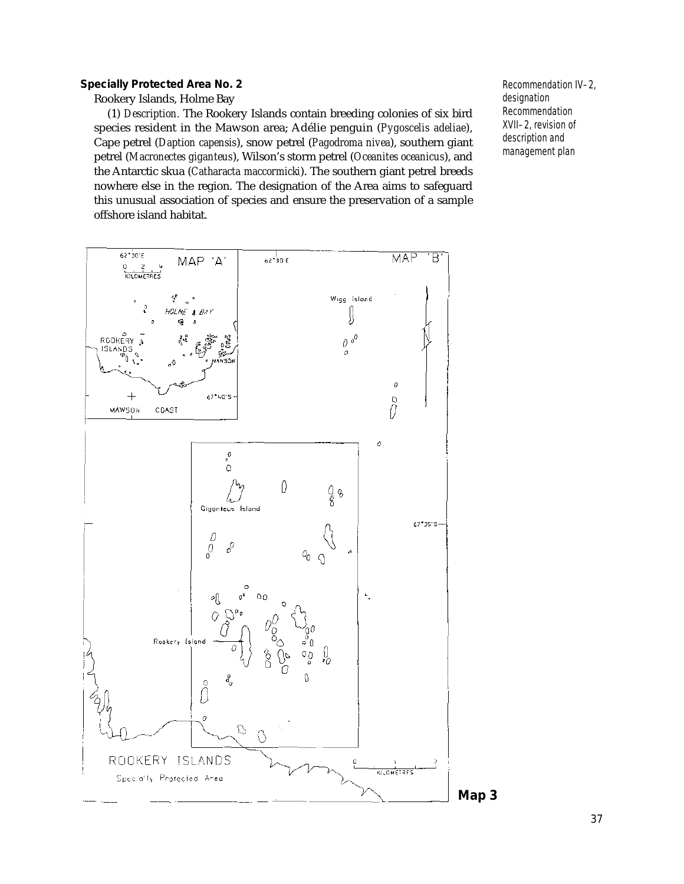**Specially Protected Area No. 2**

Rookery Islands, Holme Bay

Recommendation IV–2, designation
Recommendation XVII–2, revision of description and management plan

(1) *Description.* The Rookery Islands contain breeding colonies of six bird species resident in the Mawson area; Adélie penguin (*Pygoscelis adeliae*), Cape petrel (*Daption capensis*), snow petrel (*Pagodroma nivea*), southern giant petrel (*Macronectes giganteus*), Wilson's storm petrel (*Oceanites oceanicus*), and the Antarctic skua (*Catharacta maccormicki*). The southern giant petrel breeds nowhere else in the region. The designation of the Area aims to safeguard this unusual association of species and ensure the preservation of a sample offshore island habitat.

MAP 'A'

62°30'E

0 2 4
KILOMETRES

HOLME BAY

ROOKERY ISLANDS

MAWSON

67°40'S

MAWSON COAST

MAP 'B'

62°30'E

Wigg Island

Giganteus Island

67°35'S

Rookery Island

ROOKERY ISLANDS
Specially Protected Area

0 1 2
KILOMETRES

**Map 3**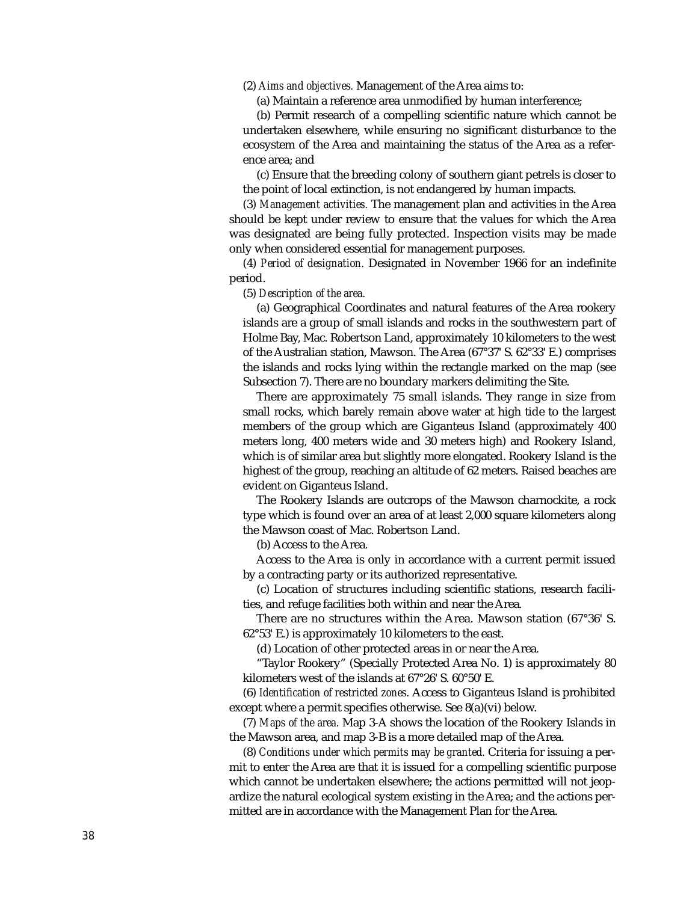(2) *Aims and objectives.* Management of the Area aims to:

(a) Maintain a reference area unmodified by human interference;

(b) Permit research of a compelling scientific nature which cannot be undertaken elsewhere, while ensuring no significant disturbance to the ecosystem of the Area and maintaining the status of the Area as a reference area; and

(c) Ensure that the breeding colony of southern giant petrels is closer to the point of local extinction, is not endangered by human impacts.

(3) *Management activities.* The management plan and activities in the Area should be kept under review to ensure that the values for which the Area was designated are being fully protected. Inspection visits may be made only when considered essential for management purposes.

(4) *Period of designation.* Designated in November 1966 for an indefinite period.

(5) *Description of the area.*

(a) Geographical Coordinates and natural features of the Area rookery islands are a group of small islands and rocks in the southwestern part of Holme Bay, Mac. Robertson Land, approximately 10 kilometers to the west of the Australian station, Mawson. The Area (67°37' S. 62°33' E.) comprises the islands and rocks lying within the rectangle marked on the map (see Subsection 7). There are no boundary markers delimiting the Site.

There are approximately 75 small islands. They range in size from small rocks, which barely remain above water at high tide to the largest members of the group which are Giganteus Island (approximately 400 meters long, 400 meters wide and 30 meters high) and Rookery Island, which is of similar area but slightly more elongated. Rookery Island is the highest of the group, reaching an altitude of 62 meters. Raised beaches are evident on Giganteus Island.

The Rookery Islands are outcrops of the Mawson charnockite, a rock type which is found over an area of at least 2,000 square kilometers along the Mawson coast of Mac. Robertson Land.

(b) Access to the Area.

Access to the Area is only in accordance with a current permit issued by a contracting party or its authorized representative.

(c) Location of structures including scientific stations, research facilities, and refuge facilities both within and near the Area.

There are no structures within the Area. Mawson station (67°36' S. 62°53' E.) is approximately 10 kilometers to the east.

(d) Location of other protected areas in or near the Area.

"Taylor Rookery" (Specially Protected Area No. 1) is approximately 80 kilometers west of the islands at 67°26' S. 60°50' E.

(6) *Identification of restricted zones.* Access to Giganteus Island is prohibited except where a permit specifies otherwise. See 8(a)(vi) below.

(7) *Maps of the area.* Map 3-A shows the location of the Rookery Islands in the Mawson area, and map 3-B is a more detailed map of the Area.

(8) *Conditions under which permits may be granted.* Criteria for issuing a permit to enter the Area are that it is issued for a compelling scientific purpose which cannot be undertaken elsewhere; the actions permitted will not jeopardize the natural ecological system existing in the Area; and the actions permitted are in accordance with the Management Plan for the Area.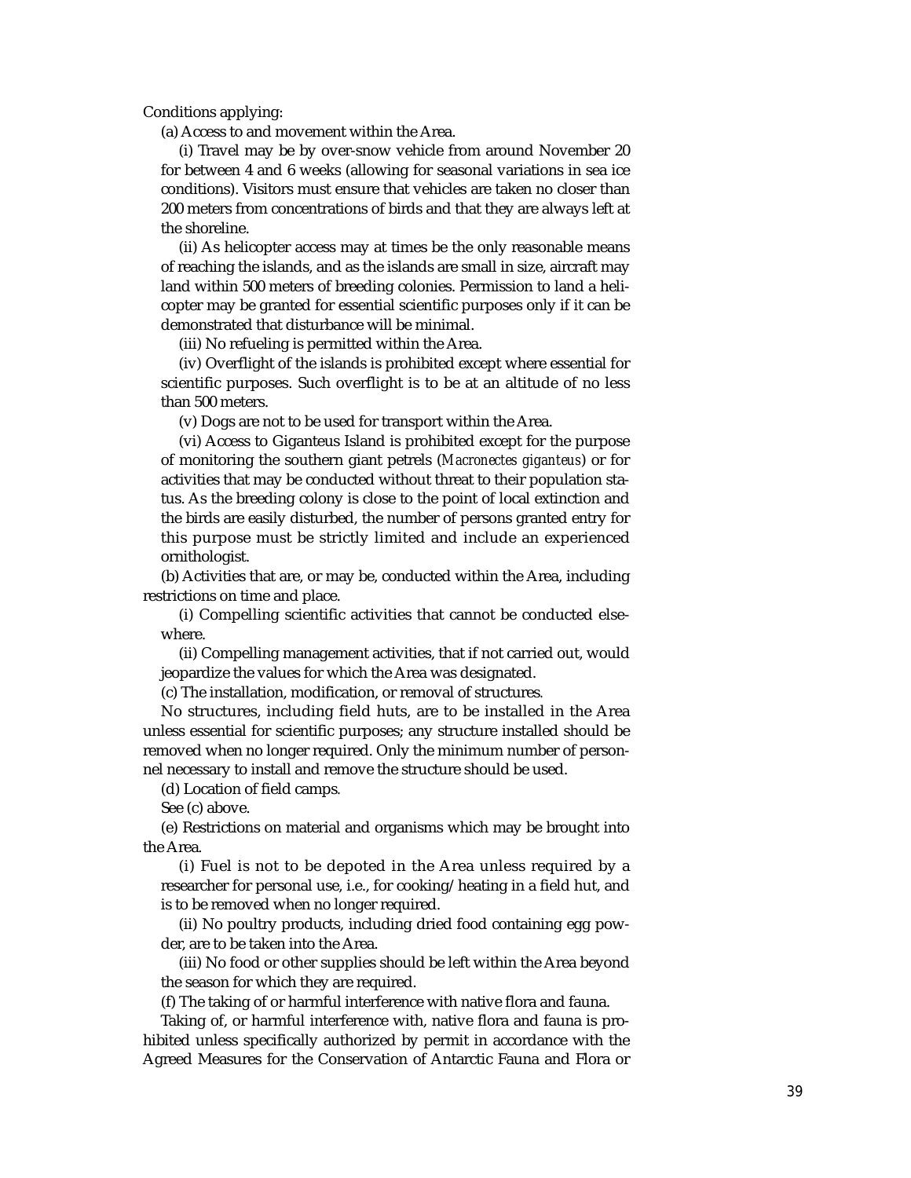Conditions applying:

(a) Access to and movement within the Area.

(i) Travel may be by over-snow vehicle from around November 20 for between 4 and 6 weeks (allowing for seasonal variations in sea ice conditions). Visitors must ensure that vehicles are taken no closer than 200 meters from concentrations of birds and that they are always left at the shoreline.

(ii) As helicopter access may at times be the only reasonable means of reaching the islands, and as the islands are small in size, aircraft may land within 500 meters of breeding colonies. Permission to land a helicopter may be granted for essential scientific purposes only if it can be demonstrated that disturbance will be minimal.

(iii) No refueling is permitted within the Area.

(iv) Overflight of the islands is prohibited except where essential for scientific purposes. Such overflight is to be at an altitude of no less than 500 meters.

(v) Dogs are not to be used for transport within the Area.

(vi) Access to Giganteus Island is prohibited except for the purpose of monitoring the southern giant petrels (*Macronectes giganteus*) or for activities that may be conducted without threat to their population status. As the breeding colony is close to the point of local extinction and the birds are easily disturbed, the number of persons granted entry for this purpose must be strictly limited and include an experienced ornithologist.

(b) Activities that are, or may be, conducted within the Area, including restrictions on time and place.

(i) Compelling scientific activities that cannot be conducted elsewhere.

(ii) Compelling management activities, that if not carried out, would jeopardize the values for which the Area was designated.

(c) The installation, modification, or removal of structures.

No structures, including field huts, are to be installed in the Area unless essential for scientific purposes; any structure installed should be removed when no longer required. Only the minimum number of personnel necessary to install and remove the structure should be used.

(d) Location of field camps.

See (c) above.

(e) Restrictions on material and organisms which may be brought into the Area.

(i) Fuel is not to be depoted in the Area unless required by a researcher for personal use, i.e., for cooking/heating in a field hut, and is to be removed when no longer required.

(ii) No poultry products, including dried food containing egg powder, are to be taken into the Area.

(iii) No food or other supplies should be left within the Area beyond the season for which they are required.

(f) The taking of or harmful interference with native flora and fauna.

Taking of, or harmful interference with, native flora and fauna is prohibited unless specifically authorized by permit in accordance with the Agreed Measures for the Conservation of Antarctic Fauna and Flora or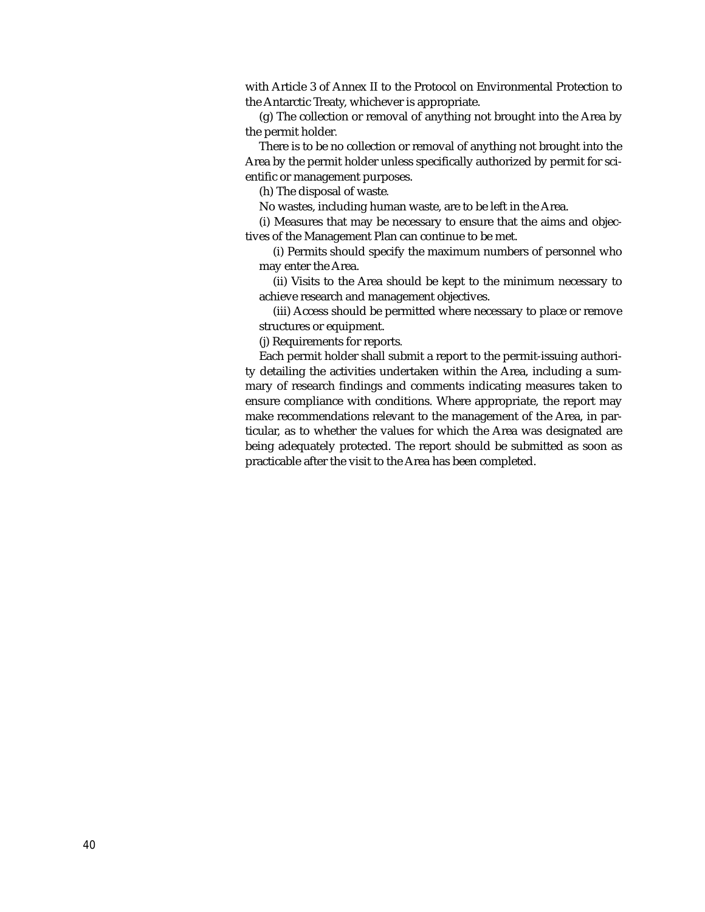with Article 3 of Annex II to the Protocol on Environmental Protection to the Antarctic Treaty, whichever is appropriate.

(g) The collection or removal of anything not brought into the Area by the permit holder.

There is to be no collection or removal of anything not brought into the Area by the permit holder unless specifically authorized by permit for scientific or management purposes.

(h) The disposal of waste.

No wastes, including human waste, are to be left in the Area.

(i) Measures that may be necessary to ensure that the aims and objectives of the Management Plan can continue to be met.

(i) Permits should specify the maximum numbers of personnel who may enter the Area.

(ii) Visits to the Area should be kept to the minimum necessary to achieve research and management objectives.

(iii) Access should be permitted where necessary to place or remove structures or equipment.

(j) Requirements for reports.

Each permit holder shall submit a report to the permit-issuing authority detailing the activities undertaken within the Area, including a summary of research findings and comments indicating measures taken to ensure compliance with conditions. Where appropriate, the report may make recommendations relevant to the management of the Area, in particular, as to whether the values for which the Area was designated are being adequately protected. The report should be submitted as soon as practicable after the visit to the Area has been completed.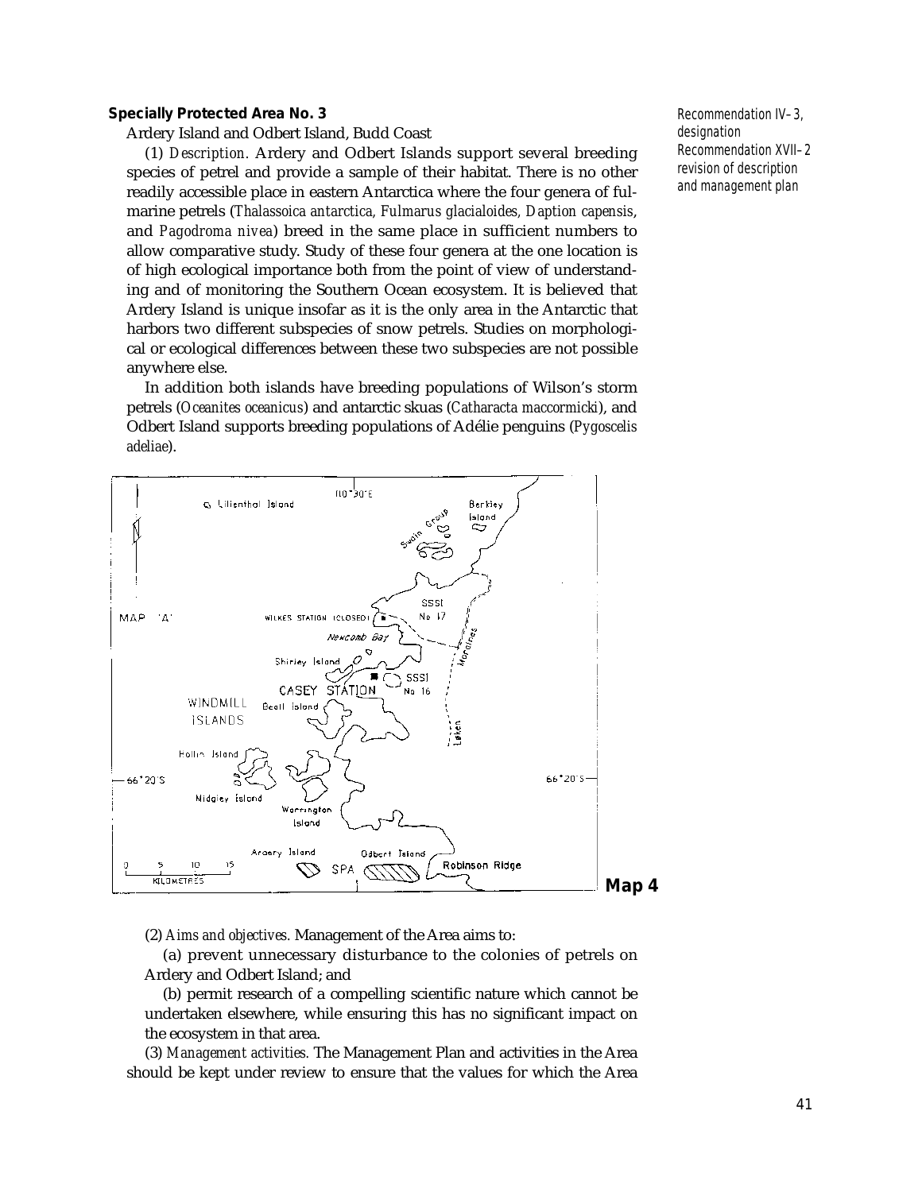**Specially Protected Area No. 3**

Ardery Island and Odbert Island, Budd Coast

Recommendation IV–3, designation
Recommendation XVII–2 revision of description and management plan

(1) *Description.* Ardery and Odbert Islands support several breeding species of petrel and provide a sample of their habitat. There is no other readily accessible place in eastern Antarctica where the four genera of fulmarine petrels (*Thalassoica antarctica, Fulmarus glacialoides, Daption capensis*, and *Pagodroma nivea*) breed in the same place in sufficient numbers to allow comparative study. Study of these four genera at the one location is of high ecological importance both from the point of view of understanding and of monitoring the Southern Ocean ecosystem. It is believed that Ardery Island is unique insofar as it is the only area in the Antarctic that harbors two different subspecies of snow petrels. Studies on morphological or ecological differences between these two subspecies are not possible anywhere else.

In addition both islands have breeding populations of Wilson's storm petrels (*Oceanites oceanicus*) and antarctic skuas (*Catharacta maccormicki*), and Odbert Island supports breeding populations of Adélie penguins (*Pygoscelis adeliae*).

**Map 4**

(2) *Aims and objectives.* Management of the Area aims to:

(a) prevent unnecessary disturbance to the colonies of petrels on Ardery and Odbert Island; and

(b) permit research of a compelling scientific nature which cannot be undertaken elsewhere, while ensuring this has no significant impact on the ecosystem in that area.

(3) *Management activities.* The Management Plan and activities in the Area should be kept under review to ensure that the values for which the Area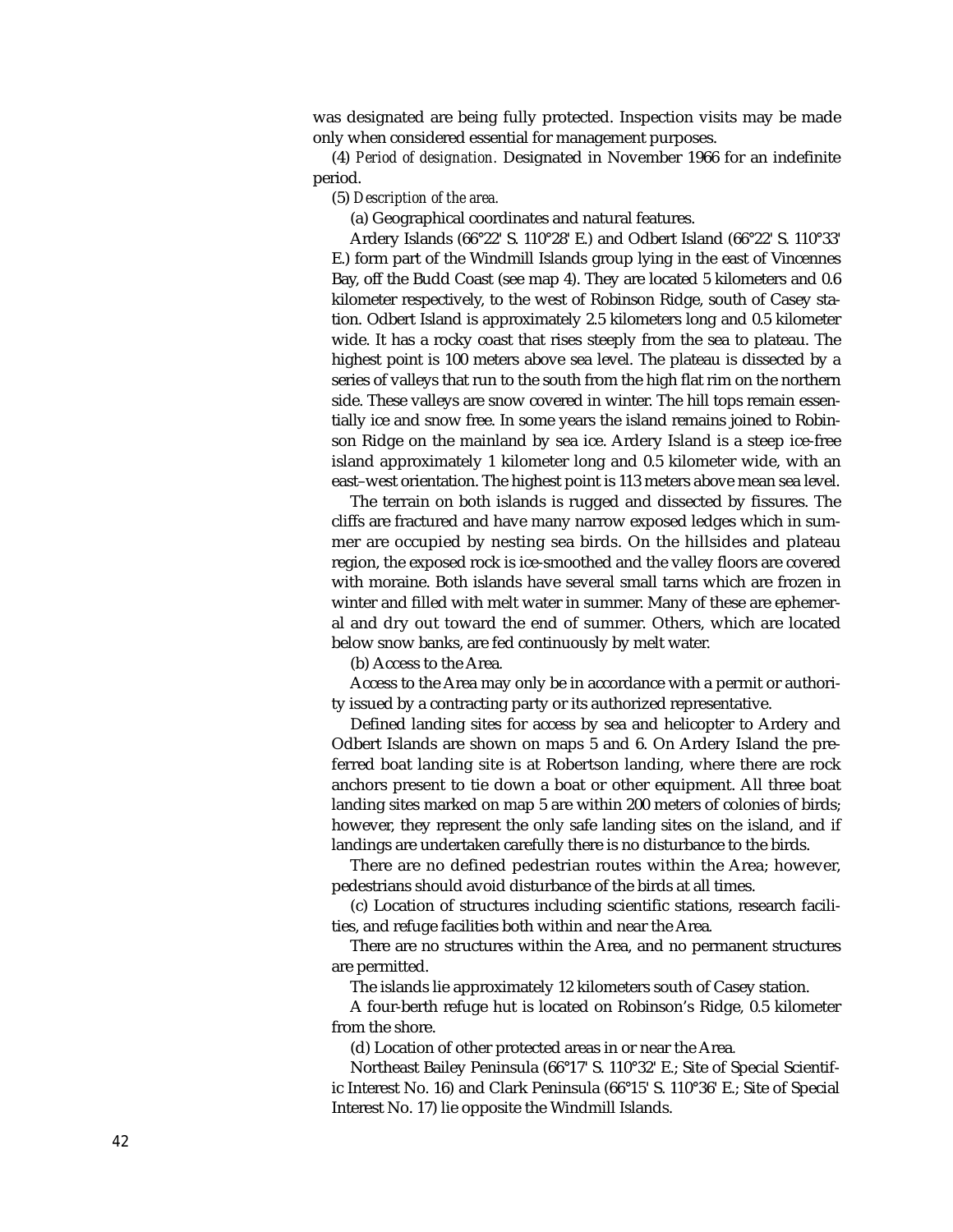was designated are being fully protected. Inspection visits may be made only when considered essential for management purposes.

(4) *Period of designation.* Designated in November 1966 for an indefinite period.

(5) *Description of the area.*

(a) Geographical coordinates and natural features.

Ardery Islands (66°22' S. 110°28' E.) and Odbert Island (66°22' S. 110°33' E.) form part of the Windmill Islands group lying in the east of Vincennes Bay, off the Budd Coast (see map 4). They are located 5 kilometers and 0.6 kilometer respectively, to the west of Robinson Ridge, south of Casey station. Odbert Island is approximately 2.5 kilometers long and 0.5 kilometer wide. It has a rocky coast that rises steeply from the sea to plateau. The highest point is 100 meters above sea level. The plateau is dissected by a series of valleys that run to the south from the high flat rim on the northern side. These valleys are snow covered in winter. The hill tops remain essentially ice and snow free. In some years the island remains joined to Robinson Ridge on the mainland by sea ice. Ardery Island is a steep ice-free island approximately 1 kilometer long and 0.5 kilometer wide, with an east–west orientation. The highest point is 113 meters above mean sea level.

The terrain on both islands is rugged and dissected by fissures. The cliffs are fractured and have many narrow exposed ledges which in summer are occupied by nesting sea birds. On the hillsides and plateau region, the exposed rock is ice-smoothed and the valley floors are covered with moraine. Both islands have several small tarns which are frozen in winter and filled with melt water in summer. Many of these are ephemeral and dry out toward the end of summer. Others, which are located below snow banks, are fed continuously by melt water.

(b) Access to the Area.

Access to the Area may only be in accordance with a permit or authority issued by a contracting party or its authorized representative.

Defined landing sites for access by sea and helicopter to Ardery and Odbert Islands are shown on maps 5 and 6. On Ardery Island the preferred boat landing site is at Robertson landing, where there are rock anchors present to tie down a boat or other equipment. All three boat landing sites marked on map 5 are within 200 meters of colonies of birds; however, they represent the only safe landing sites on the island, and if landings are undertaken carefully there is no disturbance to the birds.

There are no defined pedestrian routes within the Area; however, pedestrians should avoid disturbance of the birds at all times.

(c) Location of structures including scientific stations, research facilities, and refuge facilities both within and near the Area.

There are no structures within the Area, and no permanent structures are permitted.

The islands lie approximately 12 kilometers south of Casey station.

A four-berth refuge hut is located on Robinson's Ridge, 0.5 kilometer from the shore.

(d) Location of other protected areas in or near the Area.

Northeast Bailey Peninsula (66°17' S. 110°32' E.; Site of Special Scientific Interest No. 16) and Clark Peninsula (66°15' S. 110°36' E.; Site of Special Interest No. 17) lie opposite the Windmill Islands.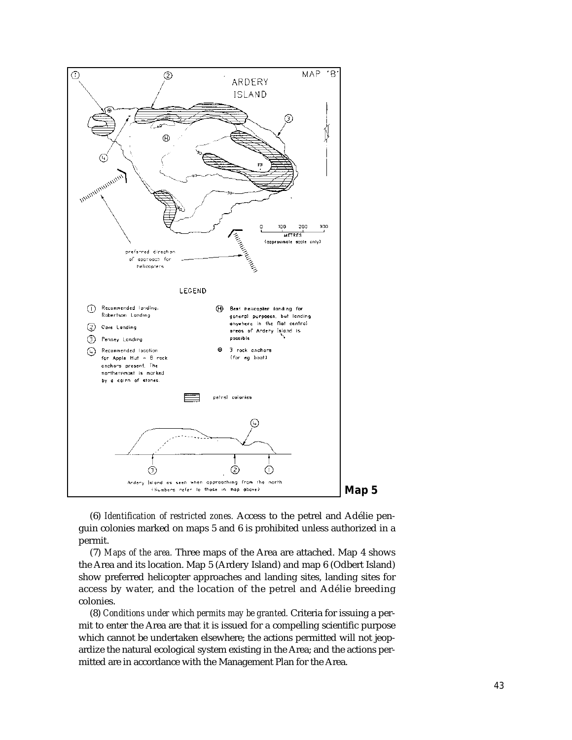**Map 5**

(6) *Identification of restricted zones.* Access to the petrel and Adélie penguin colonies marked on maps 5 and 6 is prohibited unless authorized in a permit.

(7) *Maps of the area.* Three maps of the Area are attached. Map 4 shows the Area and its location. Map 5 (Ardery Island) and map 6 (Odbert Island) show preferred helicopter approaches and landing sites, landing sites for access by water, and the location of the petrel and Adélie breeding colonies.

(8) *Conditions under which permits may be granted.* Criteria for issuing a permit to enter the Area are that it is issued for a compelling scientific purpose which cannot be undertaken elsewhere; the actions permitted will not jeopardize the natural ecological system existing in the Area; and the actions permitted are in accordance with the Management Plan for the Area.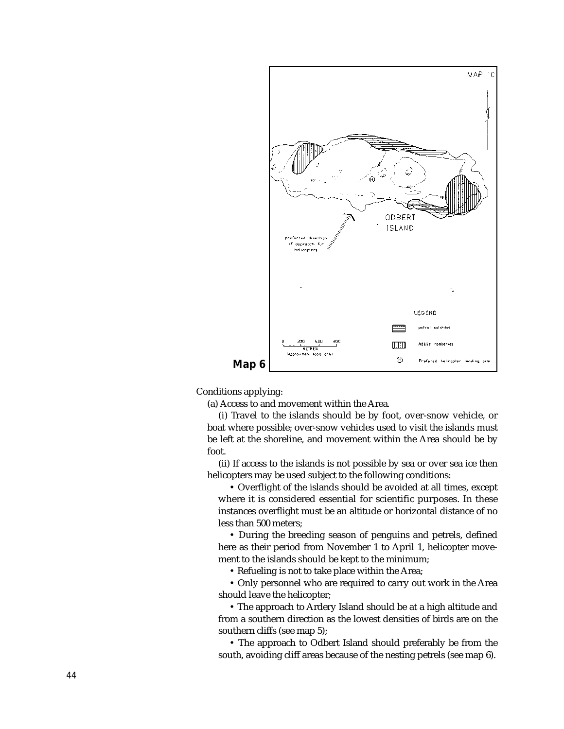**Map 6**

Conditions applying:

(a) Access to and movement within the Area.

(i) Travel to the islands should be by foot, over-snow vehicle, or boat where possible; over-snow vehicles used to visit the islands must be left at the shoreline, and movement within the Area should be by foot.

(ii) If access to the islands is not possible by sea or over sea ice then helicopters may be used subject to the following conditions:

- Overflight of the islands should be avoided at all times, except where it is considered essential for scientific purposes. In these instances overflight must be an altitude or horizontal distance of no less than 500 meters;
- During the breeding season of penguins and petrels, defined here as their period from November 1 to April 1, helicopter movement to the islands should be kept to the minimum;
- Refueling is not to take place within the Area;
- Only personnel who are required to carry out work in the Area should leave the helicopter;
- The approach to Ardery Island should be at a high altitude and from a southern direction as the lowest densities of birds are on the southern cliffs (see map 5);
- The approach to Odbert Island should preferably be from the south, avoiding cliff areas because of the nesting petrels (see map 6).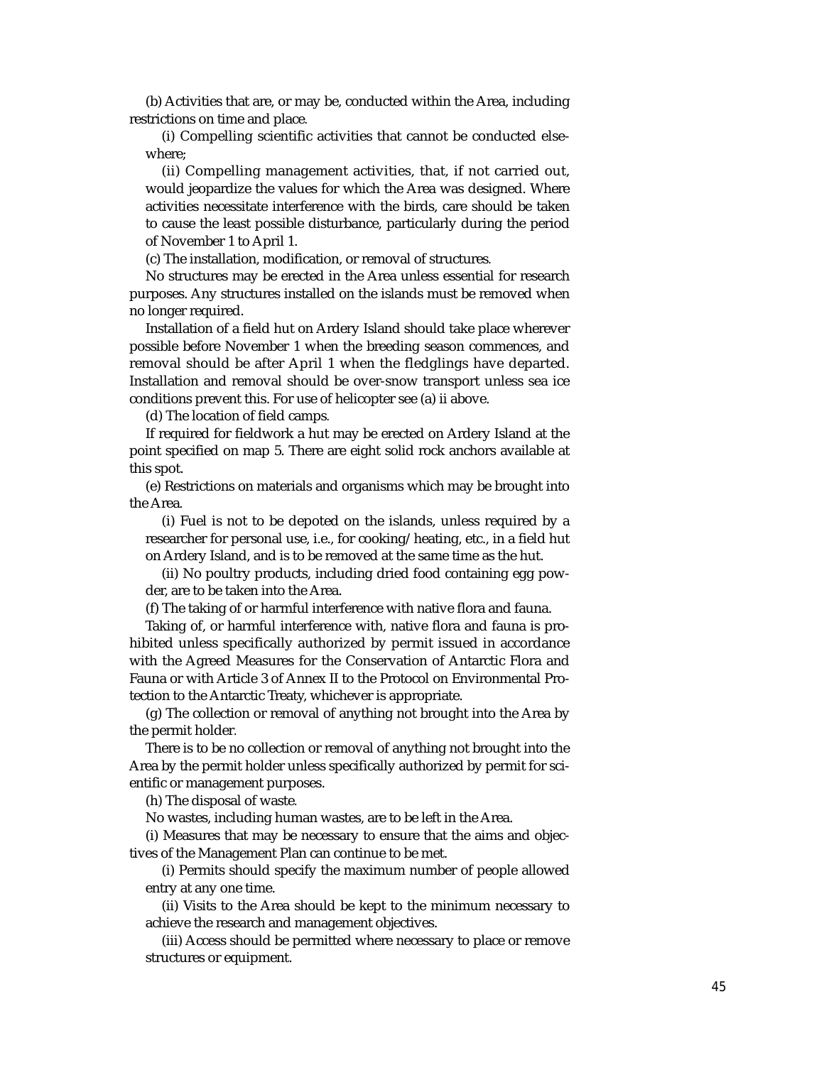(b) Activities that are, or may be, conducted within the Area, including restrictions on time and place.

(i) Compelling scientific activities that cannot be conducted elsewhere;

(ii) Compelling management activities, that, if not carried out, would jeopardize the values for which the Area was designed. Where activities necessitate interference with the birds, care should be taken to cause the least possible disturbance, particularly during the period of November 1 to April 1.

(c) The installation, modification, or removal of structures.

No structures may be erected in the Area unless essential for research purposes. Any structures installed on the islands must be removed when no longer required.

Installation of a field hut on Ardery Island should take place wherever possible before November 1 when the breeding season commences, and removal should be after April 1 when the fledglings have departed. Installation and removal should be over-snow transport unless sea ice conditions prevent this. For use of helicopter see (a) ii above.

(d) The location of field camps.

If required for fieldwork a hut may be erected on Ardery Island at the point specified on map 5. There are eight solid rock anchors available at this spot.

(e) Restrictions on materials and organisms which may be brought into the Area.

(i) Fuel is not to be depoted on the islands, unless required by a researcher for personal use, i.e., for cooking/heating, etc., in a field hut on Ardery Island, and is to be removed at the same time as the hut.

(ii) No poultry products, including dried food containing egg powder, are to be taken into the Area.

(f) The taking of or harmful interference with native flora and fauna.

Taking of, or harmful interference with, native flora and fauna is prohibited unless specifically authorized by permit issued in accordance with the Agreed Measures for the Conservation of Antarctic Flora and Fauna or with Article 3 of Annex II to the Protocol on Environmental Protection to the Antarctic Treaty, whichever is appropriate.

(g) The collection or removal of anything not brought into the Area by the permit holder.

There is to be no collection or removal of anything not brought into the Area by the permit holder unless specifically authorized by permit for scientific or management purposes.

(h) The disposal of waste.

No wastes, including human wastes, are to be left in the Area.

(i) Measures that may be necessary to ensure that the aims and objectives of the Management Plan can continue to be met.

(i) Permits should specify the maximum number of people allowed entry at any one time.

(ii) Visits to the Area should be kept to the minimum necessary to achieve the research and management objectives.

(iii) Access should be permitted where necessary to place or remove structures or equipment.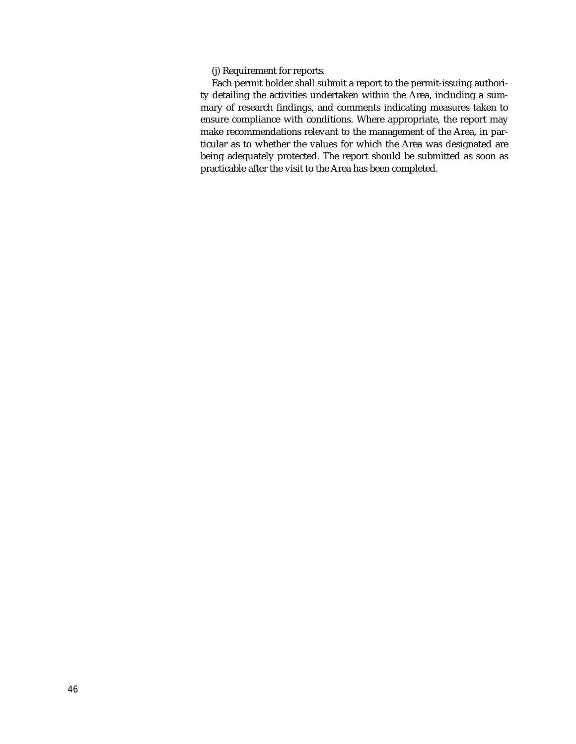(j) Requirement for reports.

Each permit holder shall submit a report to the permit-issuing authority detailing the activities undertaken within the Area, including a summary of research findings, and comments indicating measures taken to ensure compliance with conditions. Where appropriate, the report may make recommendations relevant to the management of the Area, in particular as to whether the values for which the Area was designated are being adequately protected. The report should be submitted as soon as practicable after the visit to the Area has been completed.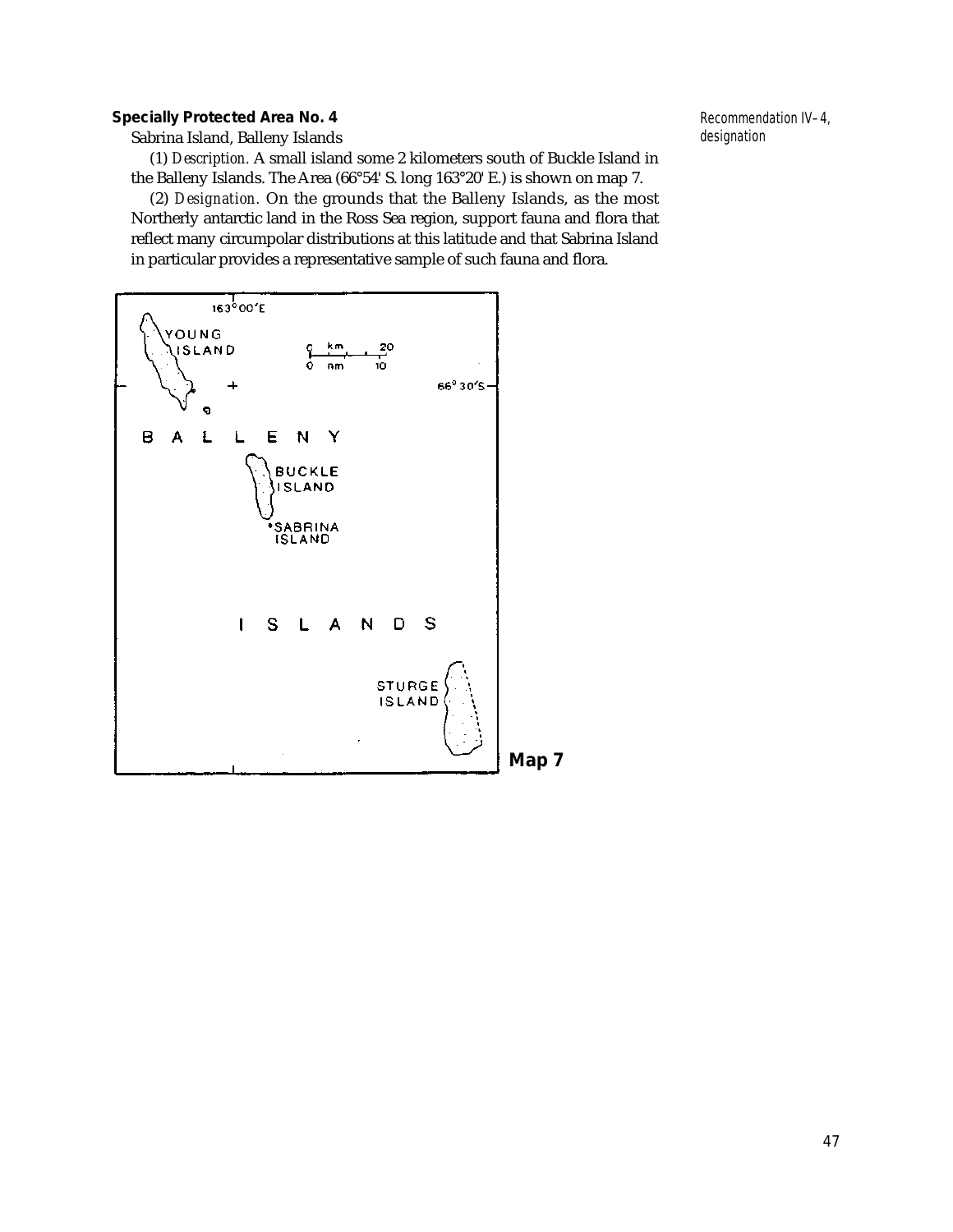**Specially Protected Area No. 4**

Recommendation IV–4, designation

Sabrina Island, Balleny Islands

(1) *Description.* A small island some 2 kilometers south of Buckle Island in the Balleny Islands. The Area (66°54' S. long 163°20' E.) is shown on map 7.

(2) *Designation.* On the grounds that the Balleny Islands, as the most Northerly antarctic land in the Ross Sea region, support fauna and flora that reflect many circumpolar distributions at this latitude and that Sabrina Island in particular provides a representative sample of such fauna and flora.

**Map 7**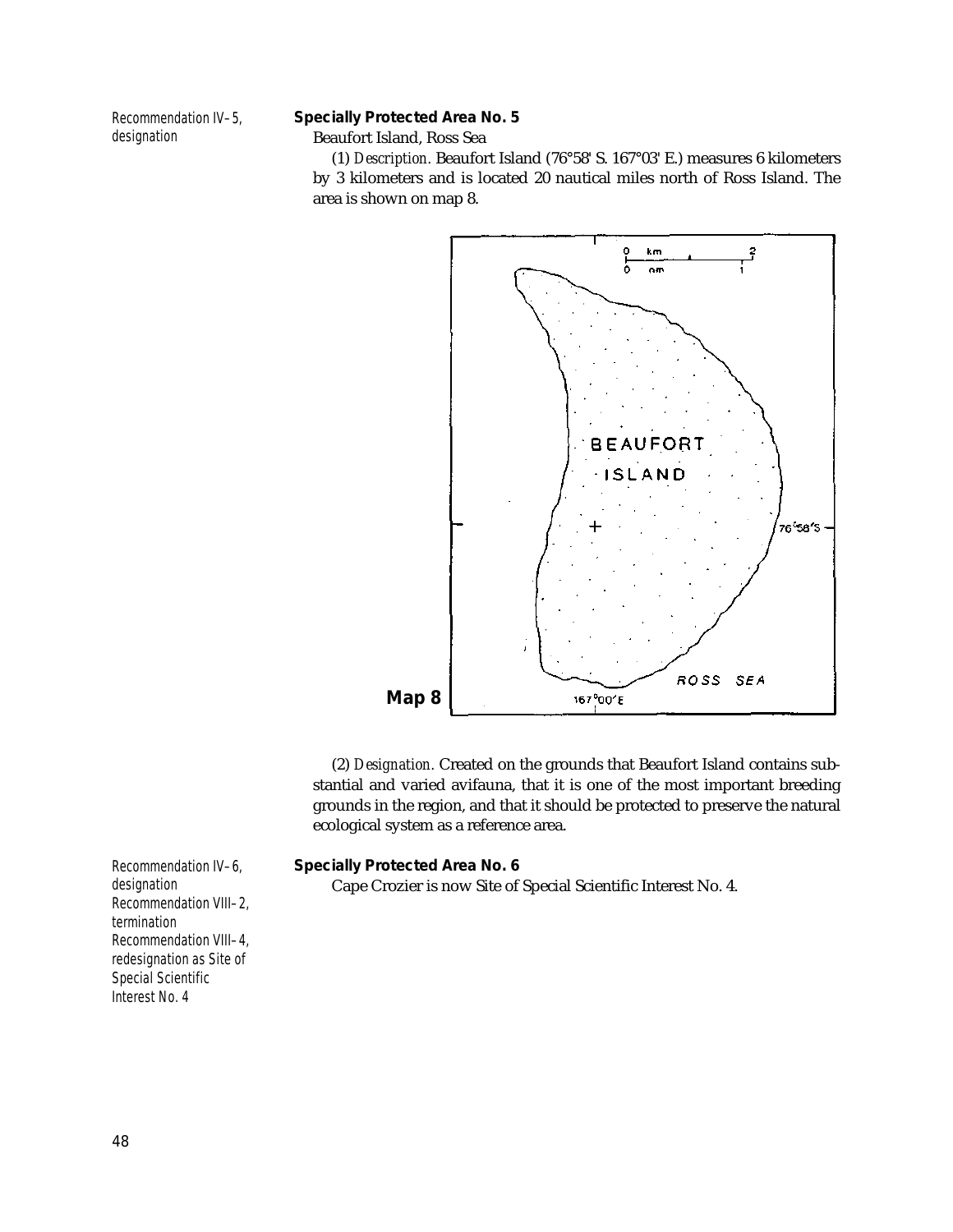Recommendation IV–5, designation

**Specially Protected Area No. 5**

Beaufort Island, Ross Sea

(1) *Description.* Beaufort Island (76°58' S. 167°03' E.) measures 6 kilometers by 3 kilometers and is located 20 nautical miles north of Ross Island. The area is shown on map 8.

**Map 8**

(2) *Designation.* Created on the grounds that Beaufort Island contains substantial and varied avifauna, that it is one of the most important breeding grounds in the region, and that it should be protected to preserve the natural ecological system as a reference area.

Recommendation IV–6, designation
Recommendation VIII–2, termination
Recommendation VIII–4, redesignation as Site of Special Scientific Interest No. 4

**Specially Protected Area No. 6**

Cape Crozier is now Site of Special Scientific Interest No. 4.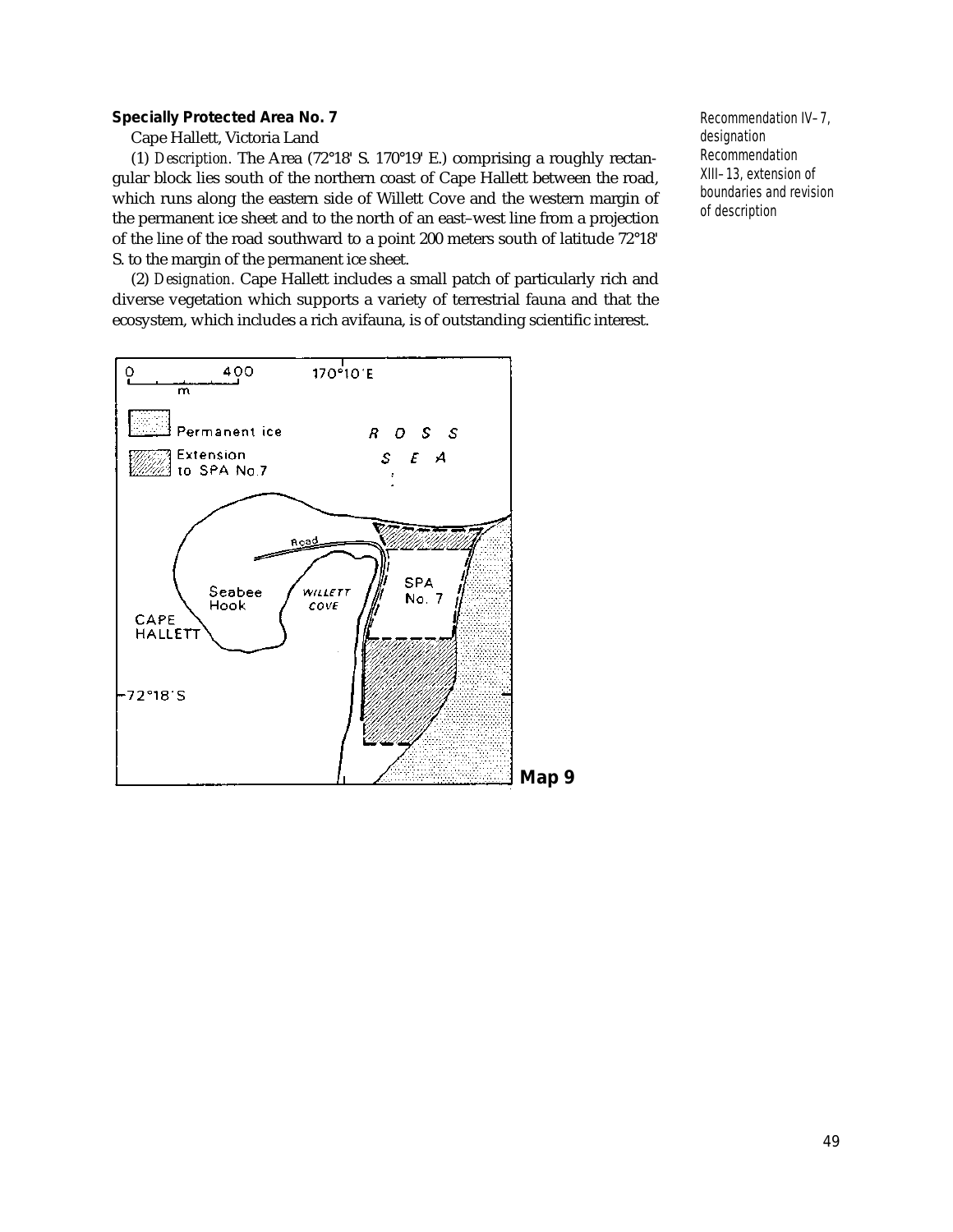**Specially Protected Area No. 7**

Cape Hallett, Victoria Land

Recommendation IV–7, designation
Recommendation XIII–13, extension of boundaries and revision of description

(1) *Description.* The Area (72°18' S. 170°19' E.) comprising a roughly rectangular block lies south of the northern coast of Cape Hallett between the road, which runs along the eastern side of Willett Cove and the western margin of the permanent ice sheet and to the north of an east–west line from a projection of the line of the road southward to a point 200 meters south of latitude 72°18' S. to the margin of the permanent ice sheet.

(2) *Designation.* Cape Hallett includes a small patch of particularly rich and diverse vegetation which supports a variety of terrestrial fauna and that the ecosystem, which includes a rich avifauna, is of outstanding scientific interest.

**Map 9**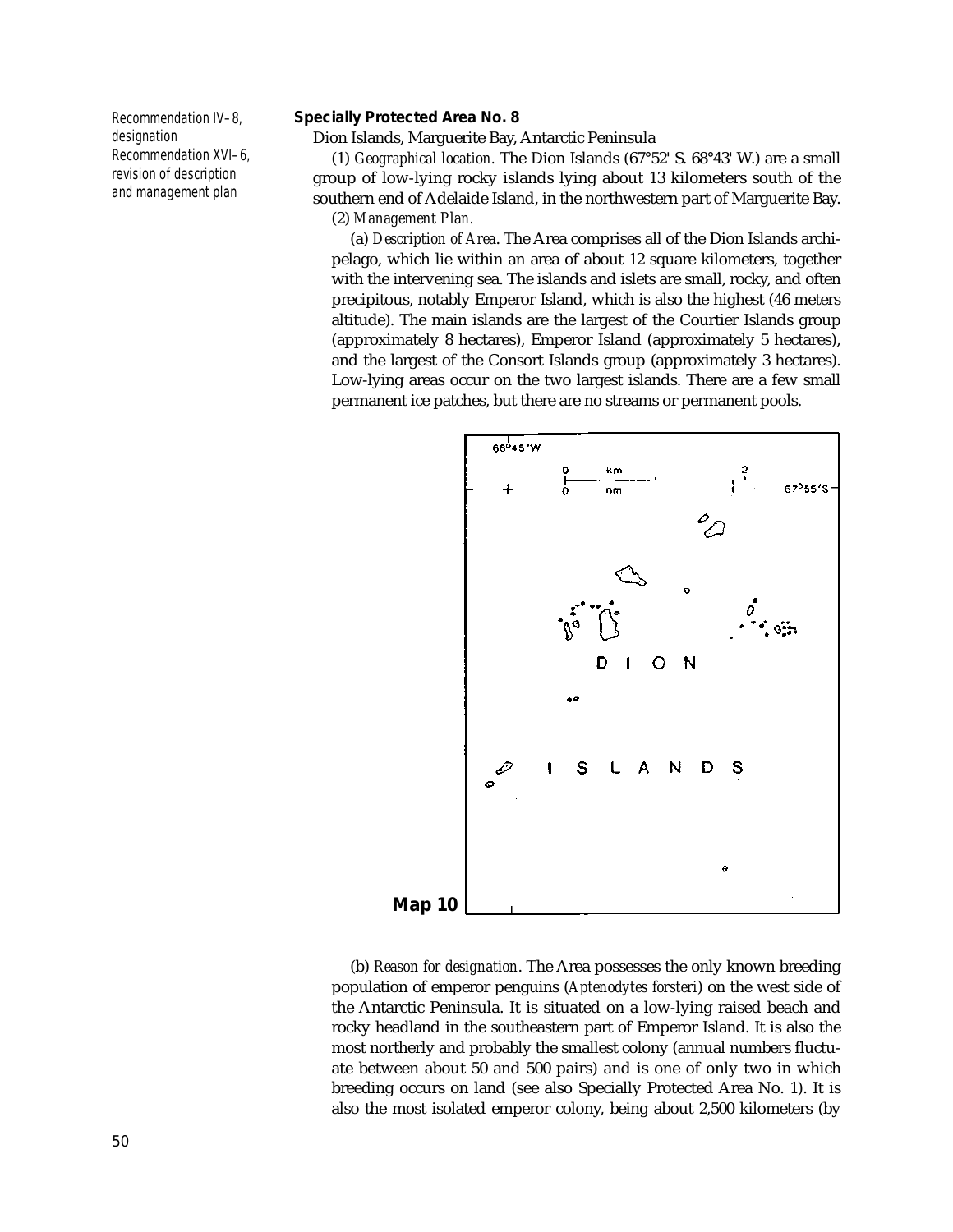Recommendation IV–8, designation
Recommendation XVI–6, revision of description and management plan

**Specially Protected Area No. 8**

Dion Islands, Marguerite Bay, Antarctic Peninsula

(1) *Geographical location.* The Dion Islands (67°52' S. 68°43' W.) are a small group of low-lying rocky islands lying about 13 kilometers south of the southern end of Adelaide Island, in the northwestern part of Marguerite Bay.

(2) *Management Plan.*

(a) *Description of Area.* The Area comprises all of the Dion Islands archipelago, which lie within an area of about 12 square kilometers, together with the intervening sea. The islands and islets are small, rocky, and often precipitous, notably Emperor Island, which is also the highest (46 meters altitude). The main islands are the largest of the Courtier Islands group (approximately 8 hectares), Emperor Island (approximately 5 hectares), and the largest of the Consort Islands group (approximately 3 hectares). Low-lying areas occur on the two largest islands. There are a few small permanent ice patches, but there are no streams or permanent pools.

68°45'W

0 km 2

0 nm 1

67°55'S

DION ISLANDS

**Map 10**

(b) *Reason for designation.* The Area possesses the only known breeding population of emperor penguins (*Aptenodytes forsteri*) on the west side of the Antarctic Peninsula. It is situated on a low-lying raised beach and rocky headland in the southeastern part of Emperor Island. It is also the most northerly and probably the smallest colony (annual numbers fluctuate between about 50 and 500 pairs) and is one of only two in which breeding occurs on land (see also Specially Protected Area No. 1). It is also the most isolated emperor colony, being about 2,500 kilometers (by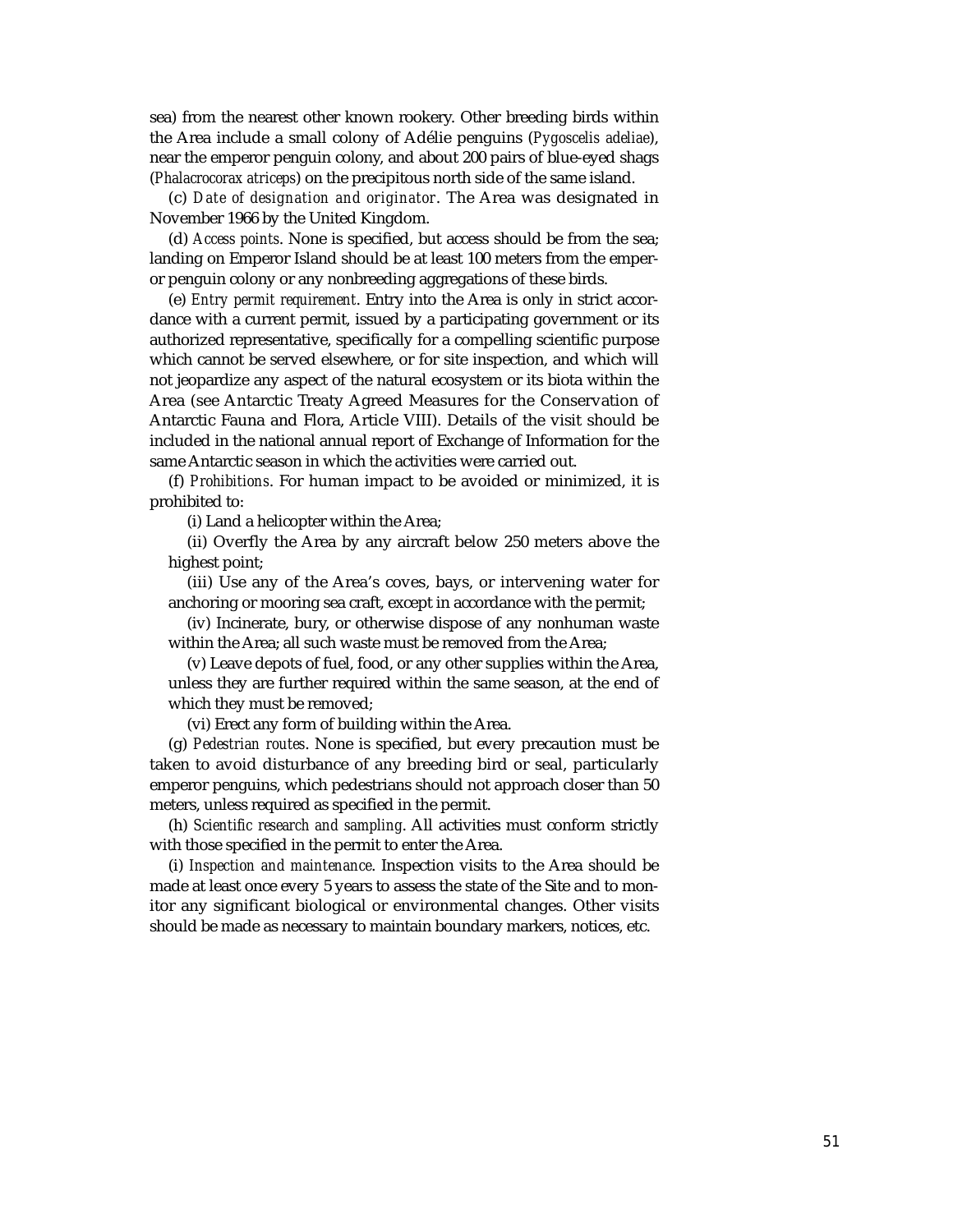sea) from the nearest other known rookery. Other breeding birds within the Area include a small colony of Adélie penguins (*Pygoscelis adeliae*), near the emperor penguin colony, and about 200 pairs of blue-eyed shags (*Phalacrocorax atriceps*) on the precipitous north side of the same island.

(c) *Date of designation and originator*. The Area was designated in November 1966 by the United Kingdom.

(d) *Access points*. None is specified, but access should be from the sea; landing on Emperor Island should be at least 100 meters from the emperor penguin colony or any nonbreeding aggregations of these birds.

(e) *Entry permit requirement*. Entry into the Area is only in strict accordance with a current permit, issued by a participating government or its authorized representative, specifically for a compelling scientific purpose which cannot be served elsewhere, or for site inspection, and which will not jeopardize any aspect of the natural ecosystem or its biota within the Area (see Antarctic Treaty Agreed Measures for the Conservation of Antarctic Fauna and Flora, Article VIII). Details of the visit should be included in the national annual report of Exchange of Information for the same Antarctic season in which the activities were carried out.

(f) *Prohibitions*. For human impact to be avoided or minimized, it is prohibited to:

(i) Land a helicopter within the Area;

(ii) Overfly the Area by any aircraft below 250 meters above the highest point;

(iii) Use any of the Area's coves, bays, or intervening water for anchoring or mooring sea craft, except in accordance with the permit;

(iv) Incinerate, bury, or otherwise dispose of any nonhuman waste within the Area; all such waste must be removed from the Area;

(v) Leave depots of fuel, food, or any other supplies within the Area, unless they are further required within the same season, at the end of which they must be removed;

(vi) Erect any form of building within the Area.

(g) *Pedestrian routes*. None is specified, but every precaution must be taken to avoid disturbance of any breeding bird or seal, particularly emperor penguins, which pedestrians should not approach closer than 50 meters, unless required as specified in the permit.

(h) *Scientific research and sampling*. All activities must conform strictly with those specified in the permit to enter the Area.

(i) *Inspection and maintenance*. Inspection visits to the Area should be made at least once every 5 years to assess the state of the Site and to monitor any significant biological or environmental changes. Other visits should be made as necessary to maintain boundary markers, notices, etc.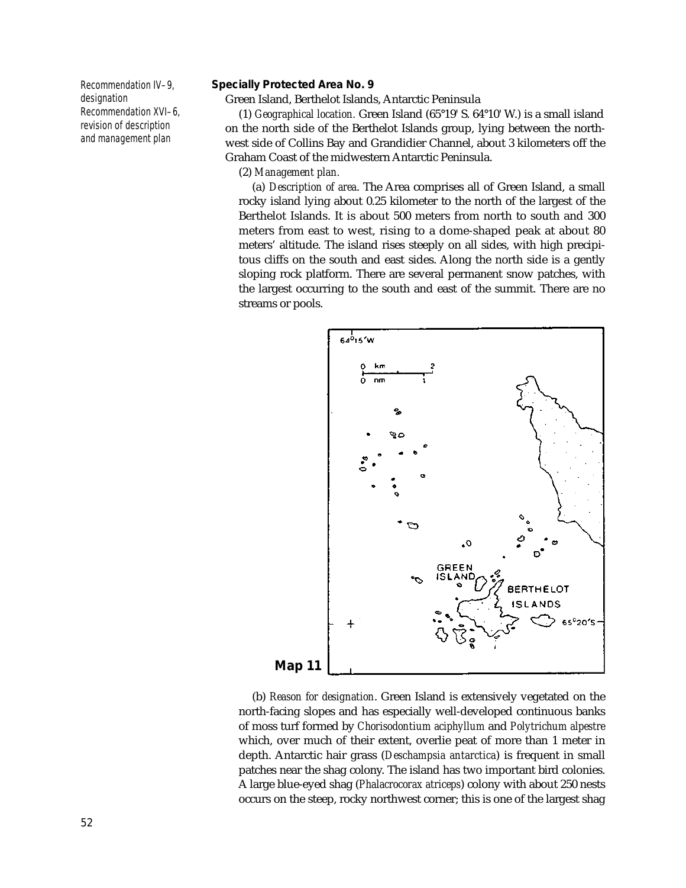Recommendation IV–9, designation
Recommendation XVI–6, revision of description and management plan

**Specially Protected Area No. 9**

Green Island, Berthelot Islands, Antarctic Peninsula

(1) *Geographical location.* Green Island (65°19' S. 64°10' W.) is a small island on the north side of the Berthelot Islands group, lying between the northwest side of Collins Bay and Grandidier Channel, about 3 kilometers off the Graham Coast of the midwestern Antarctic Peninsula.

(2) *Management plan.*

(a) *Description of area*. The Area comprises all of Green Island, a small rocky island lying about 0.25 kilometer to the north of the largest of the Berthelot Islands. It is about 500 meters from north to south and 300 meters from east to west, rising to a dome-shaped peak at about 80 meters' altitude. The island rises steeply on all sides, with high precipitous cliffs on the south and east sides. Along the north side is a gently sloping rock platform. There are several permanent snow patches, with the largest occurring to the south and east of the summit. There are no streams or pools.

**Map 11**

(b) *Reason for designation*. Green Island is extensively vegetated on the north-facing slopes and has especially well-developed continuous banks of moss turf formed by *Chorisodontium aciphyllum* and *Polytrichum alpestre* which, over much of their extent, overlie peat of more than 1 meter in depth. Antarctic hair grass (*Deschampsia antarctica*) is frequent in small patches near the shag colony. The island has two important bird colonies. A large blue-eyed shag (*Phalacrocorax atriceps*) colony with about 250 nests occurs on the steep, rocky northwest corner; this is one of the largest shag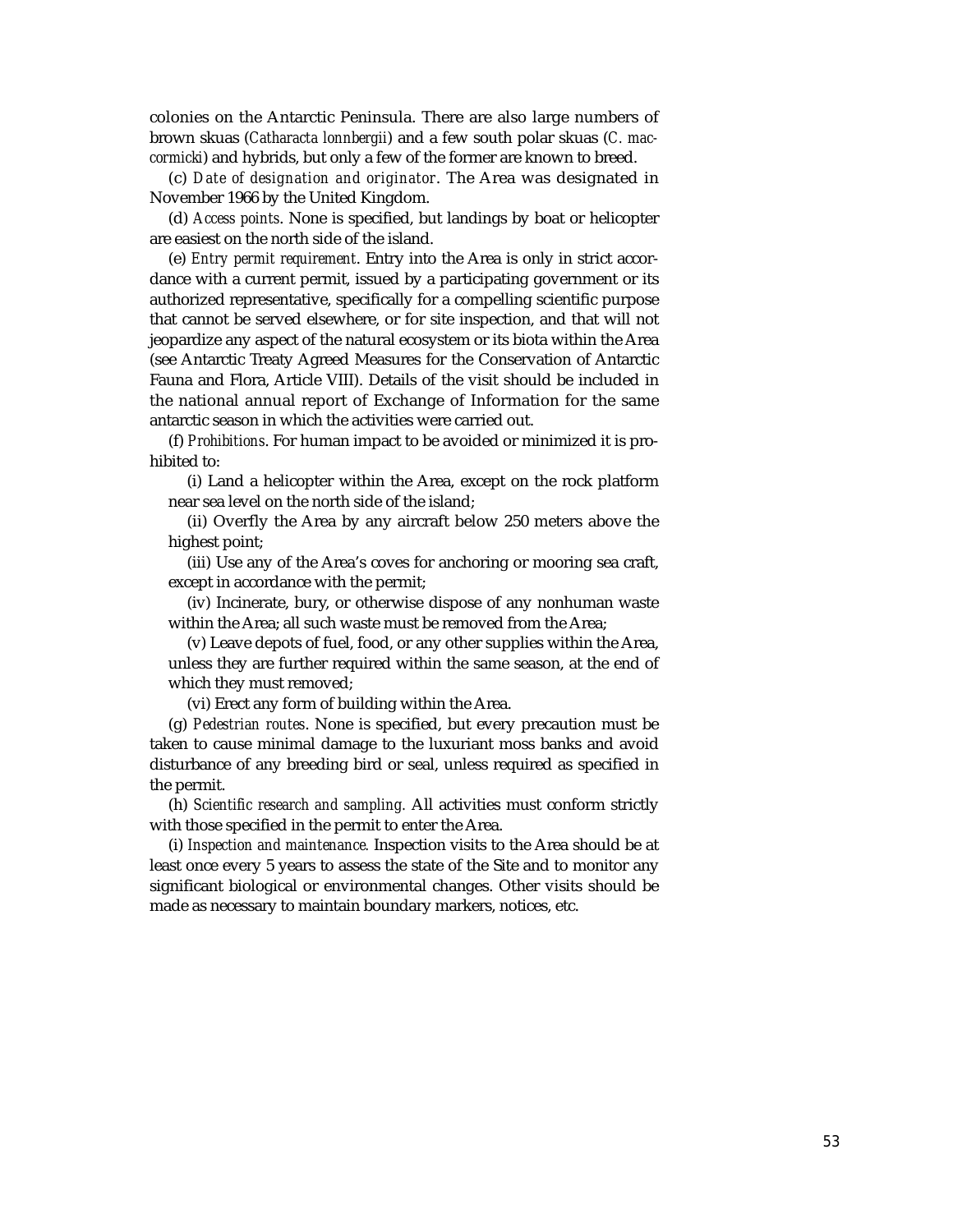colonies on the Antarctic Peninsula. There are also large numbers of brown skuas (*Catharacta lonnbergii*) and a few south polar skuas (*C. maccormicki*) and hybrids, but only a few of the former are known to breed.

(c) *Date of designation and originator*. The Area was designated in November 1966 by the United Kingdom.

(d) *Access points*. None is specified, but landings by boat or helicopter are easiest on the north side of the island.

(e) *Entry permit requirement*. Entry into the Area is only in strict accordance with a current permit, issued by a participating government or its authorized representative, specifically for a compelling scientific purpose that cannot be served elsewhere, or for site inspection, and that will not jeopardize any aspect of the natural ecosystem or its biota within the Area (see Antarctic Treaty Agreed Measures for the Conservation of Antarctic Fauna and Flora, Article VIII). Details of the visit should be included in the national annual report of Exchange of Information for the same antarctic season in which the activities were carried out.

(f) *Prohibitions*. For human impact to be avoided or minimized it is prohibited to:

(i) Land a helicopter within the Area, except on the rock platform near sea level on the north side of the island;

(ii) Overfly the Area by any aircraft below 250 meters above the highest point;

(iii) Use any of the Area's coves for anchoring or mooring sea craft, except in accordance with the permit;

(iv) Incinerate, bury, or otherwise dispose of any nonhuman waste within the Area; all such waste must be removed from the Area;

(v) Leave depots of fuel, food, or any other supplies within the Area, unless they are further required within the same season, at the end of which they must removed;

(vi) Erect any form of building within the Area.

(g) *Pedestrian routes*. None is specified, but every precaution must be taken to cause minimal damage to the luxuriant moss banks and avoid disturbance of any breeding bird or seal, unless required as specified in the permit.

(h) *Scientific research and sampling.* All activities must conform strictly with those specified in the permit to enter the Area.

(i) *Inspection and maintenance.* Inspection visits to the Area should be at least once every 5 years to assess the state of the Site and to monitor any significant biological or environmental changes. Other visits should be made as necessary to maintain boundary markers, notices, etc.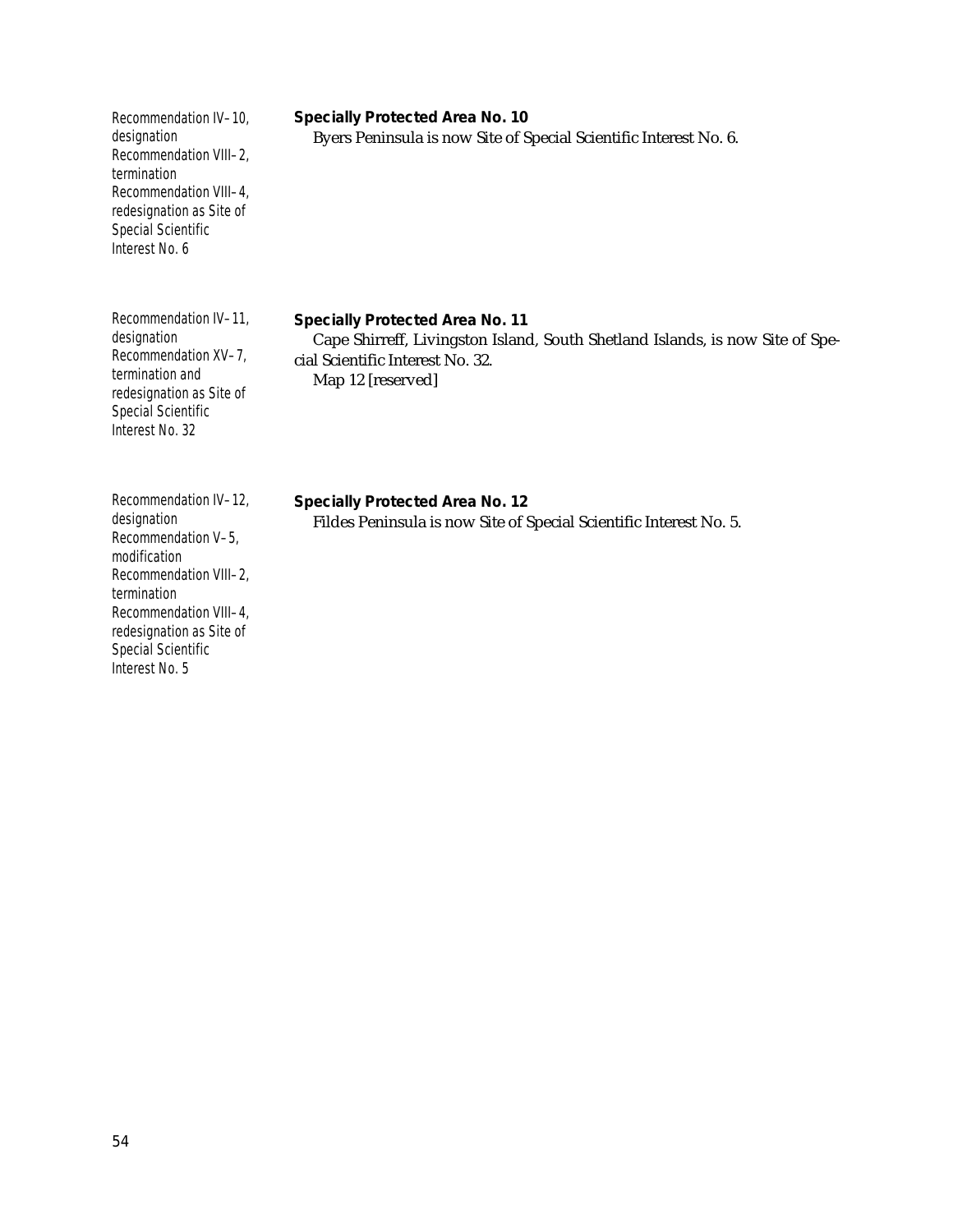Recommendation IV–10, designation
Recommendation VIII–2, termination
Recommendation VIII–4, redesignation as Site of Special Scientific Interest No. 6

### Specially Protected Area No. 10

Byers Peninsula is now Site of Special Scientific Interest No. 6.

Recommendation IV–11, designation
Recommendation XV–7, termination and redesignation as Site of Special Scientific Interest No. 32

### Specially Protected Area No. 11

Cape Shirreff, Livingston Island, South Shetland Islands, is now Site of Special Scientific Interest No. 32.

Map 12 [reserved]

Recommendation IV–12, designation
Recommendation V–5, modification
Recommendation VIII–2, termination
Recommendation VIII–4, redesignation as Site of Special Scientific Interest No. 5

### Specially Protected Area No. 12

Fildes Peninsula is now Site of Special Scientific Interest No. 5.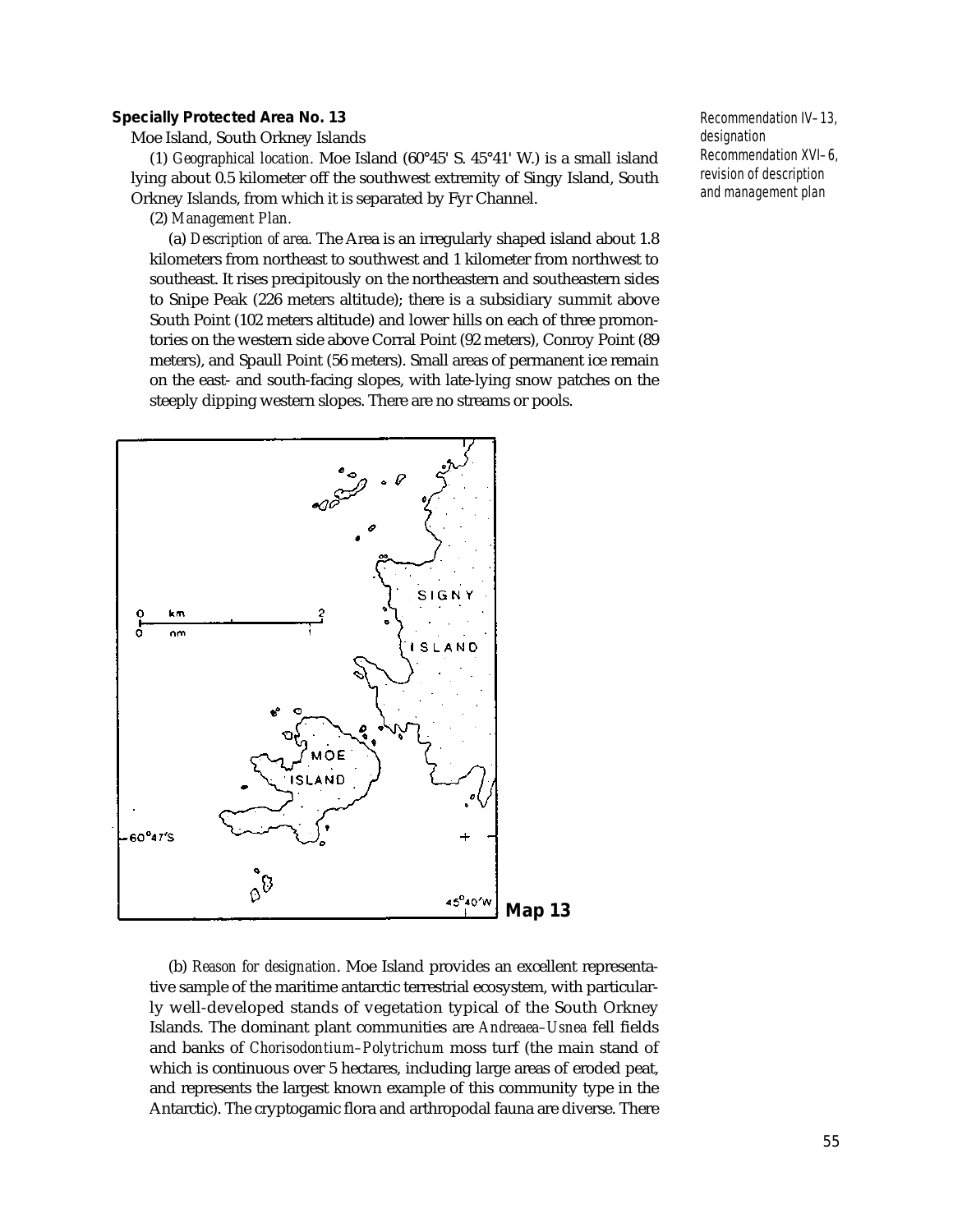**Specially Protected Area No. 13**

Moe Island, South Orkney Islands

*Recommendation IV–13, designation*
*Recommendation XVI–6, revision of description and management plan*

(1) *Geographical location.* Moe Island (60°45' S. 45°41' W.) is a small island lying about 0.5 kilometer off the southwest extremity of Singy Island, South Orkney Islands, from which it is separated by Fyr Channel.

(2) *Management Plan.*

(a) *Description of area.* The Area is an irregularly shaped island about 1.8 kilometers from northeast to southwest and 1 kilometer from northwest to southeast. It rises precipitously on the northeastern and southeastern sides to Snipe Peak (226 meters altitude); there is a subsidiary summit above South Point (102 meters altitude) and lower hills on each of three promontories on the western side above Corral Point (92 meters), Conroy Point (89 meters), and Spaull Point (56 meters). Small areas of permanent ice remain on the east- and south-facing slopes, with late-lying snow patches on the steeply dipping western slopes. There are no streams or pools.

**Map 13**

(b) *Reason for designation*. Moe Island provides an excellent representative sample of the maritime antarctic terrestrial ecosystem, with particularly well-developed stands of vegetation typical of the South Orkney Islands. The dominant plant communities are *Andreaea–Usnea* fell fields and banks of *Chorisodontium–Polytrichum* moss turf (the main stand of which is continuous over 5 hectares, including large areas of eroded peat, and represents the largest known example of this community type in the Antarctic). The cryptogamic flora and arthropodal fauna are diverse. There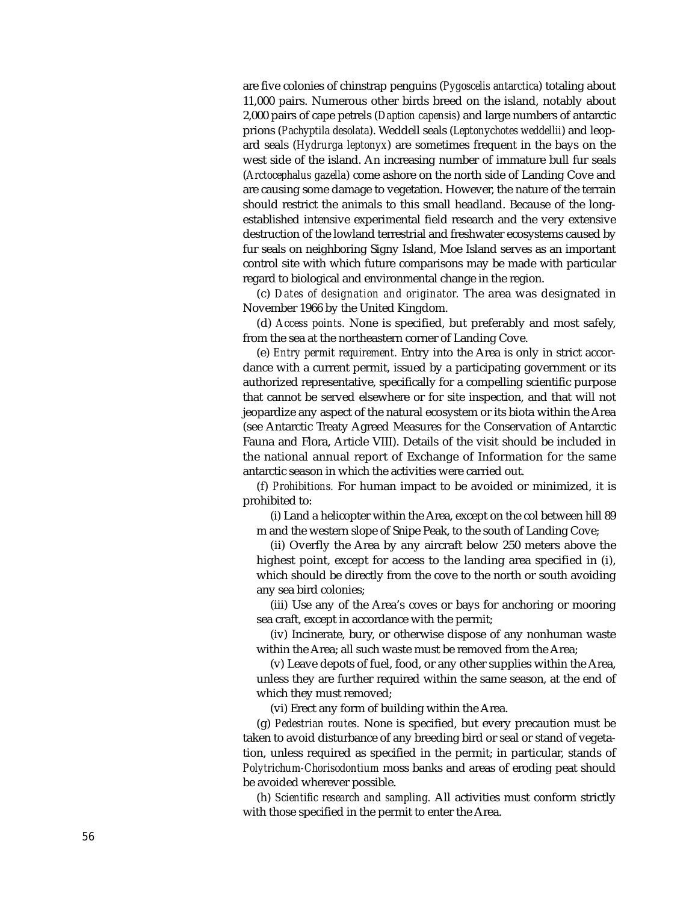are five colonies of chinstrap penguins (*Pygoscelis antarctica*) totaling about 11,000 pairs. Numerous other birds breed on the island, notably about 2,000 pairs of cape petrels (*Daption capensis*) and large numbers of antarctic prions (*Pachyptila desolata*). Weddell seals (*Leptonychotes weddellii*) and leopard seals (*Hydrurga leptonyx*) are sometimes frequent in the bays on the west side of the island. An increasing number of immature bull fur seals (*Arctocephalus gazella*) come ashore on the north side of Landing Cove and are causing some damage to vegetation. However, the nature of the terrain should restrict the animals to this small headland. Because of the long-established intensive experimental field research and the very extensive destruction of the lowland terrestrial and freshwater ecosystems caused by fur seals on neighboring Signy Island, Moe Island serves as an important control site with which future comparisons may be made with particular regard to biological and environmental change in the region.

(c) *Dates of designation and originator.* The area was designated in November 1966 by the United Kingdom.

(d) *Access points.* None is specified, but preferably and most safely, from the sea at the northeastern corner of Landing Cove.

(e) *Entry permit requirement.* Entry into the Area is only in strict accordance with a current permit, issued by a participating government or its authorized representative, specifically for a compelling scientific purpose that cannot be served elsewhere or for site inspection, and that will not jeopardize any aspect of the natural ecosystem or its biota within the Area (see Antarctic Treaty Agreed Measures for the Conservation of Antarctic Fauna and Flora, Article VIII). Details of the visit should be included in the national annual report of Exchange of Information for the same antarctic season in which the activities were carried out.

(f) *Prohibitions.* For human impact to be avoided or minimized, it is prohibited to:

(i) Land a helicopter within the Area, except on the col between hill 89 m and the western slope of Snipe Peak, to the south of Landing Cove;

(ii) Overfly the Area by any aircraft below 250 meters above the highest point, except for access to the landing area specified in (i), which should be directly from the cove to the north or south avoiding any sea bird colonies;

(iii) Use any of the Area's coves or bays for anchoring or mooring sea craft, except in accordance with the permit;

(iv) Incinerate, bury, or otherwise dispose of any nonhuman waste within the Area; all such waste must be removed from the Area;

(v) Leave depots of fuel, food, or any other supplies within the Area, unless they are further required within the same season, at the end of which they must removed;

(vi) Erect any form of building within the Area.

(g) *Pedestrian routes.* None is specified, but every precaution must be taken to avoid disturbance of any breeding bird or seal or stand of vegetation, unless required as specified in the permit; in particular, stands of *Polytrichum-Chorisodontium* moss banks and areas of eroding peat should be avoided wherever possible.

(h) *Scientific research and sampling.* All activities must conform strictly with those specified in the permit to enter the Area.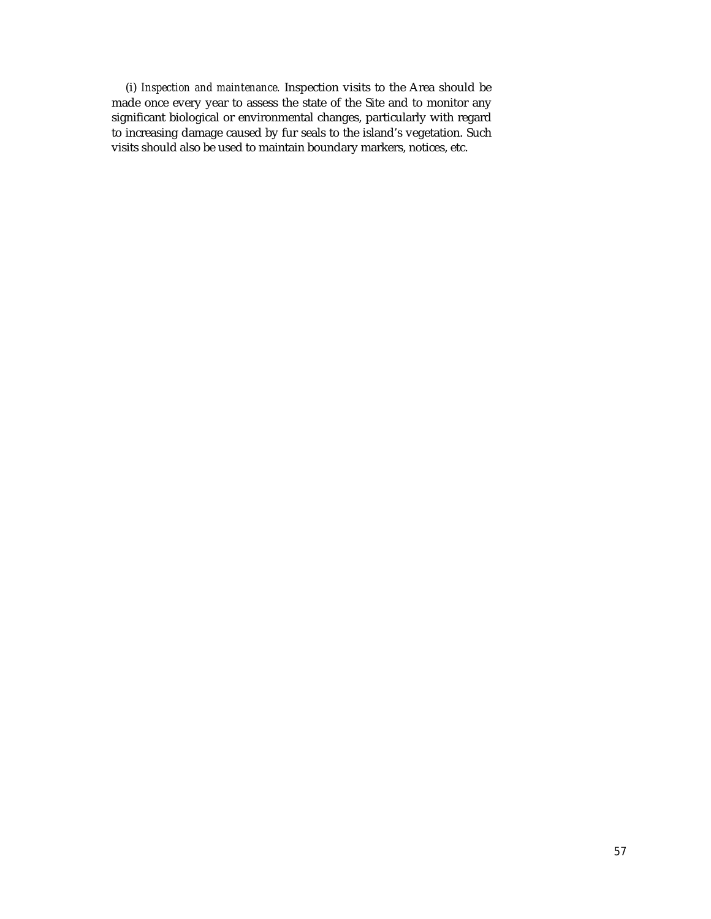(i) *Inspection and maintenance.* Inspection visits to the Area should be made once every year to assess the state of the Site and to monitor any significant biological or environmental changes, particularly with regard to increasing damage caused by fur seals to the island's vegetation. Such visits should also be used to maintain boundary markers, notices, etc.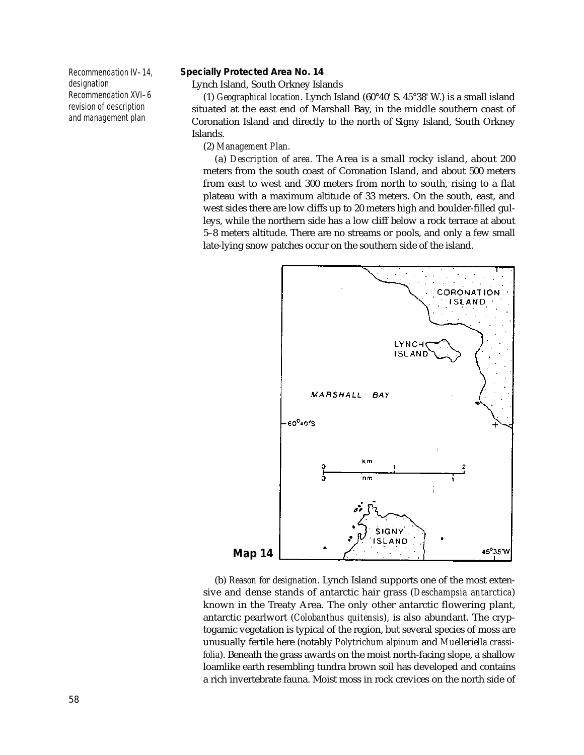Recommendation IV–14, designation
Recommendation XVI–6 revision of description and management plan

**Specially Protected Area No. 14**

Lynch Island, South Orkney Islands

(1) *Geographical location.* Lynch Island (60°40' S. 45°38' W.) is a small island situated at the east end of Marshall Bay, in the middle southern coast of Coronation Island and directly to the north of Signy Island, South Orkney Islands.

(2) *Management Plan.*

(a) *Description of area.* The Area is a small rocky island, about 200 meters from the south coast of Coronation Island, and about 500 meters from east to west and 300 meters from north to south, rising to a flat plateau with a maximum altitude of 33 meters. On the south, east, and west sides there are low cliffs up to 20 meters high and boulder-filled gulleys, while the northern side has a low cliff below a rock terrace at about 5–8 meters altitude. There are no streams or pools, and only a few small late-lying snow patches occur on the southern side of the island.

CORONATION ISLAND

LYNCH ISLAND

MARSHALL BAY

60°40'S

km 0 1 2

nm 0 1

SIGNY ISLAND

45°35'W

**Map 14**

(b) *Reason for designation.* Lynch Island supports one of the most extensive and dense stands of antarctic hair grass (*Deschampsia antarctica*) known in the Treaty Area. The only other antarctic flowering plant, antarctic pearlwort (*Colobanthus quitensis*), is also abundant. The cryptogamic vegetation is typical of the region, but several species of moss are unusually fertile here (notably *Polytrichum alpinum* and *Muelleriella crassifolia*). Beneath the grass awards on the moist north-facing slope, a shallow loamlike earth resembling tundra brown soil has developed and contains a rich invertebrate fauna. Moist moss in rock crevices on the north side of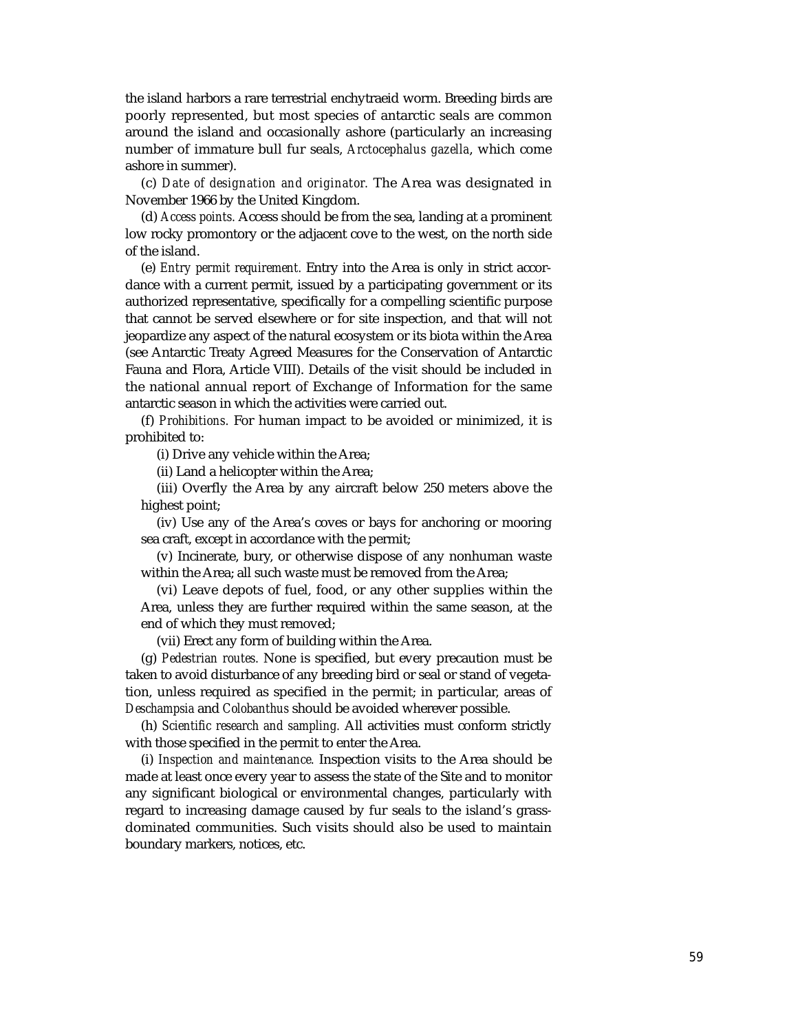the island harbors a rare terrestrial enchytraeid worm. Breeding birds are poorly represented, but most species of antarctic seals are common around the island and occasionally ashore (particularly an increasing number of immature bull fur seals, *Arctocephalus gazella*, which come ashore in summer).

(c) *Date of designation and originator.* The Area was designated in November 1966 by the United Kingdom.

(d) *Access points.* Access should be from the sea, landing at a prominent low rocky promontory or the adjacent cove to the west, on the north side of the island.

(e) *Entry permit requirement.* Entry into the Area is only in strict accordance with a current permit, issued by a participating government or its authorized representative, specifically for a compelling scientific purpose that cannot be served elsewhere or for site inspection, and that will not jeopardize any aspect of the natural ecosystem or its biota within the Area (see Antarctic Treaty Agreed Measures for the Conservation of Antarctic Fauna and Flora, Article VIII). Details of the visit should be included in the national annual report of Exchange of Information for the same antarctic season in which the activities were carried out.

(f) *Prohibitions.* For human impact to be avoided or minimized, it is prohibited to:

(i) Drive any vehicle within the Area;

(ii) Land a helicopter within the Area;

(iii) Overfly the Area by any aircraft below 250 meters above the highest point;

(iv) Use any of the Area's coves or bays for anchoring or mooring sea craft, except in accordance with the permit;

(v) Incinerate, bury, or otherwise dispose of any nonhuman waste within the Area; all such waste must be removed from the Area;

(vi) Leave depots of fuel, food, or any other supplies within the Area, unless they are further required within the same season, at the end of which they must removed;

(vii) Erect any form of building within the Area.

(g) *Pedestrian routes.* None is specified, but every precaution must be taken to avoid disturbance of any breeding bird or seal or stand of vegetation, unless required as specified in the permit; in particular, areas of *Deschampsia* and *Colobanthus* should be avoided wherever possible.

(h) *Scientific research and sampling.* All activities must conform strictly with those specified in the permit to enter the Area.

(i) *Inspection and maintenance.* Inspection visits to the Area should be made at least once every year to assess the state of the Site and to monitor any significant biological or environmental changes, particularly with regard to increasing damage caused by fur seals to the island's grass-dominated communities. Such visits should also be used to maintain boundary markers, notices, etc.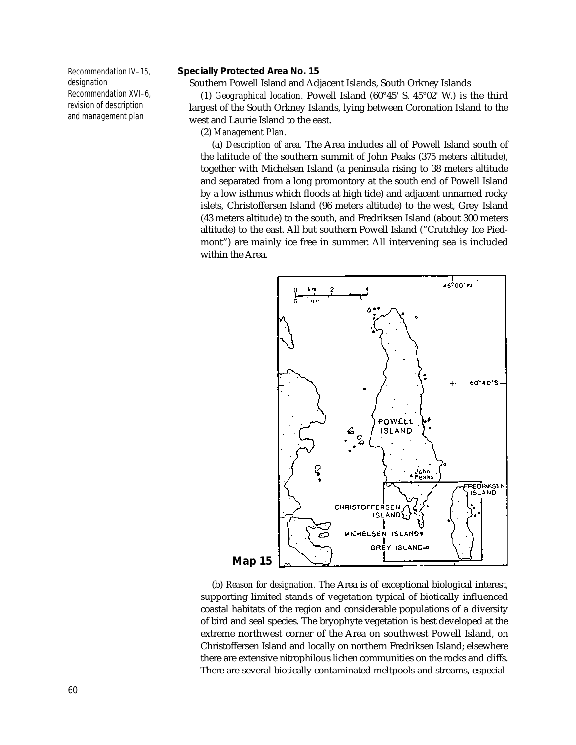Recommendation IV–15, designation
Recommendation XVI–6, revision of description and management plan

**Specially Protected Area No. 15**

Southern Powell Island and Adjacent Islands, South Orkney Islands

(1) *Geographical location.* Powell Island (60°45' S. 45°02' W.) is the third largest of the South Orkney Islands, lying between Coronation Island to the west and Laurie Island to the east.

(2) *Management Plan.*

(a) *Description of area.* The Area includes all of Powell Island south of the latitude of the southern summit of John Peaks (375 meters altitude), together with Michelsen Island (a peninsula rising to 38 meters altitude and separated from a long promontory at the south end of Powell Island by a low isthmus which floods at high tide) and adjacent unnamed rocky islets, Christoffersen Island (96 meters altitude) to the west, Grey Island (43 meters altitude) to the south, and Fredriksen Island (about 300 meters altitude) to the east. All but southern Powell Island ("Crutchley Ice Piedmont") are mainly ice free in summer. All intervening sea is included within the Area.

**Map 15**

(b) *Reason for designation.* The Area is of exceptional biological interest, supporting limited stands of vegetation typical of biotically influenced coastal habitats of the region and considerable populations of a diversity of bird and seal species. The bryophyte vegetation is best developed at the extreme northwest corner of the Area on southwest Powell Island, on Christoffersen Island and locally on northern Fredriksen Island; elsewhere there are extensive nitrophilous lichen communities on the rocks and cliffs. There are several biotically contaminated meltpools and streams, especial-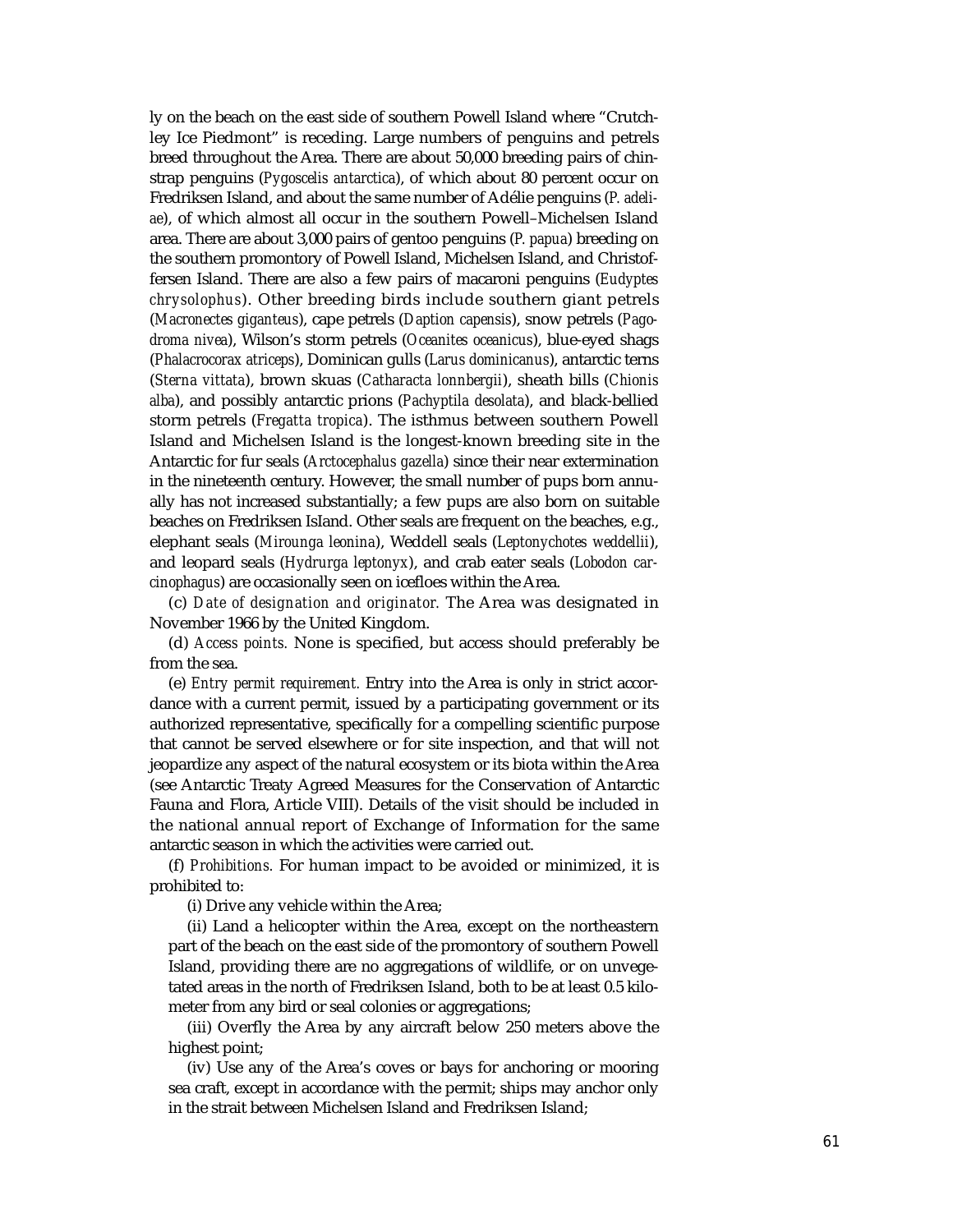ly on the beach on the east side of southern Powell Island where "Crutchley Ice Piedmont" is receding. Large numbers of penguins and petrels breed throughout the Area. There are about 50,000 breeding pairs of chinstrap penguins (*Pygoscelis antarctica*), of which about 80 percent occur on Fredriksen Island, and about the same number of Adélie penguins (*P. adeliae*), of which almost all occur in the southern Powell–Michelsen Island area. There are about 3,000 pairs of gentoo penguins (*P. papua*) breeding on the southern promontory of Powell Island, Michelsen Island, and Christoffersen Island. There are also a few pairs of macaroni penguins (*Eudyptes chrysolophus*). Other breeding birds include southern giant petrels (*Macronectes giganteus*), cape petrels (*Daption capensis*), snow petrels (*Pagodroma nivea*), Wilson's storm petrels (*Oceanites oceanicus*), blue-eyed shags (*Phalacrocorax atriceps*), Dominican gulls (*Larus dominicanus*), antarctic terns (*Sterna vittata*), brown skuas (*Catharacta lonnbergii*), sheath bills (*Chionis alba*), and possibly antarctic prions (*Pachyptila desolata*), and black-bellied storm petrels (*Fregatta tropica*). The isthmus between southern Powell Island and Michelsen Island is the longest-known breeding site in the Antarctic for fur seals (*Arctocephalus gazella*) since their near extermination in the nineteenth century. However, the small number of pups born annually has not increased substantially; a few pups are also born on suitable beaches on Fredriksen IsIand. Other seals are frequent on the beaches, e.g., elephant seals (*Mirounga leonina*), Weddell seals (*Leptonychotes weddellii*), and leopard seals (*Hydrurga leptonyx*), and crab eater seals (*Lobodon carcinophagus*) are occasionally seen on icefloes within the Area.

(c) *Date of designation and originator.* The Area was designated in November 1966 by the United Kingdom.

(d) *Access points.* None is specified, but access should preferably be from the sea.

(e) *Entry permit requirement.* Entry into the Area is only in strict accordance with a current permit, issued by a participating government or its authorized representative, specifically for a compelling scientific purpose that cannot be served elsewhere or for site inspection, and that will not jeopardize any aspect of the natural ecosystem or its biota within the Area (see Antarctic Treaty Agreed Measures for the Conservation of Antarctic Fauna and Flora, Article VIII). Details of the visit should be included in the national annual report of Exchange of Information for the same antarctic season in which the activities were carried out.

(f) *Prohibitions.* For human impact to be avoided or minimized, it is prohibited to:

(i) Drive any vehicle within the Area;

(ii) Land a helicopter within the Area, except on the northeastern part of the beach on the east side of the promontory of southern Powell Island, providing there are no aggregations of wildlife, or on unvegetated areas in the north of Fredriksen Island, both to be at least 0.5 kilometer from any bird or seal colonies or aggregations;

(iii) Overfly the Area by any aircraft below 250 meters above the highest point;

(iv) Use any of the Area's coves or bays for anchoring or mooring sea craft, except in accordance with the permit; ships may anchor only in the strait between Michelsen Island and Fredriksen Island;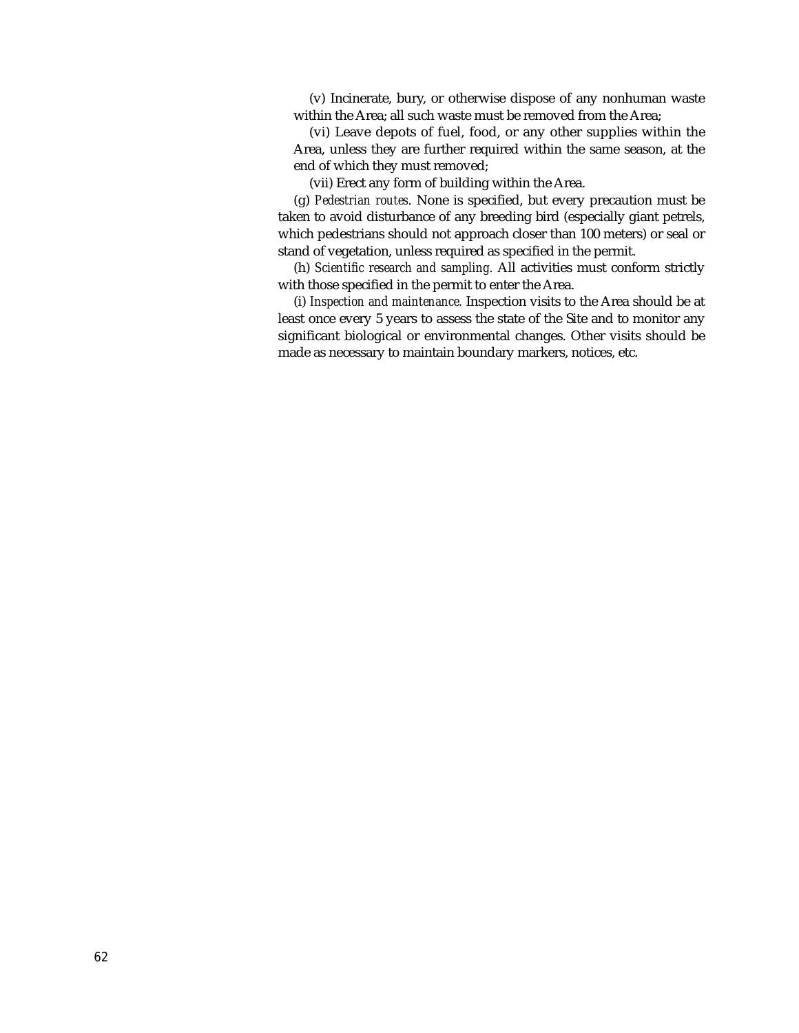(v) Incinerate, bury, or otherwise dispose of any nonhuman waste within the Area; all such waste must be removed from the Area;

(vi) Leave depots of fuel, food, or any other supplies within the Area, unless they are further required within the same season, at the end of which they must removed;

(vii) Erect any form of building within the Area.

(g) *Pedestrian routes.* None is specified, but every precaution must be taken to avoid disturbance of any breeding bird (especially giant petrels, which pedestrians should not approach closer than 100 meters) or seal or stand of vegetation, unless required as specified in the permit.

(h) *Scientific research and sampling.* All activities must conform strictly with those specified in the permit to enter the Area.

(i) *Inspection and maintenance.* Inspection visits to the Area should be at least once every 5 years to assess the state of the Site and to monitor any significant biological or environmental changes. Other visits should be made as necessary to maintain boundary markers, notices, etc.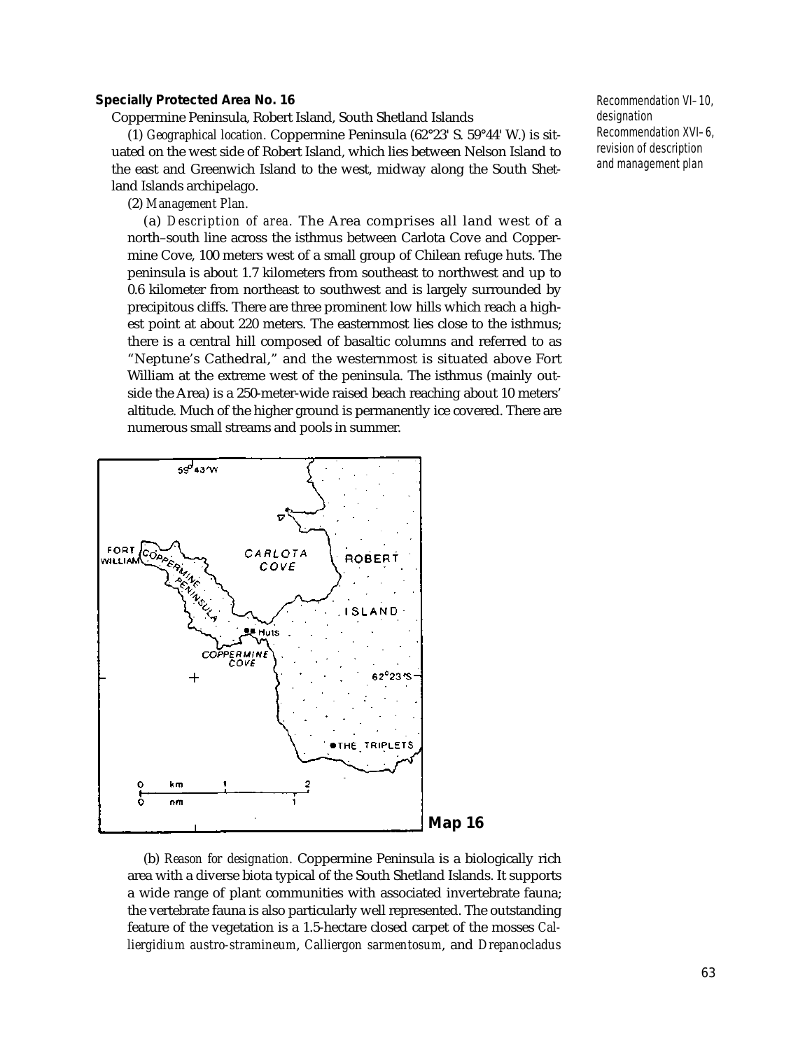**Specially Protected Area No. 16**

Coppermine Peninsula, Robert Island, South Shetland Islands

Recommendation VI–10, designation
Recommendation XVI–6, revision of description and management plan

(1) *Geographical location.* Coppermine Peninsula (62°23' S. 59°44' W.) is situated on the west side of Robert Island, which lies between Nelson Island to the east and Greenwich Island to the west, midway along the South Shetland Islands archipelago.

(2) *Management Plan.*

(a) *Description of area.* The Area comprises all land west of a north–south line across the isthmus between Carlota Cove and Coppermine Cove, 100 meters west of a small group of Chilean refuge huts. The peninsula is about 1.7 kilometers from southeast to northwest and up to 0.6 kilometer from northeast to southwest and is largely surrounded by precipitous cliffs. There are three prominent low hills which reach a highest point at about 220 meters. The easternmost lies close to the isthmus; there is a central hill composed of basaltic columns and referred to as "Neptune's Cathedral," and the westernmost is situated above Fort William at the extreme west of the peninsula. The isthmus (mainly outside the Area) is a 250-meter-wide raised beach reaching about 10 meters' altitude. Much of the higher ground is permanently ice covered. There are numerous small streams and pools in summer.

**Map 16**

(b) *Reason for designation.* Coppermine Peninsula is a biologically rich area with a diverse biota typical of the South Shetland Islands. It supports a wide range of plant communities with associated invertebrate fauna; the vertebrate fauna is also particularly well represented. The outstanding feature of the vegetation is a 1.5-hectare closed carpet of the mosses *Calliergidium austro-stramineum*, *Calliergon sarmentosum*, and *Drepanocladus*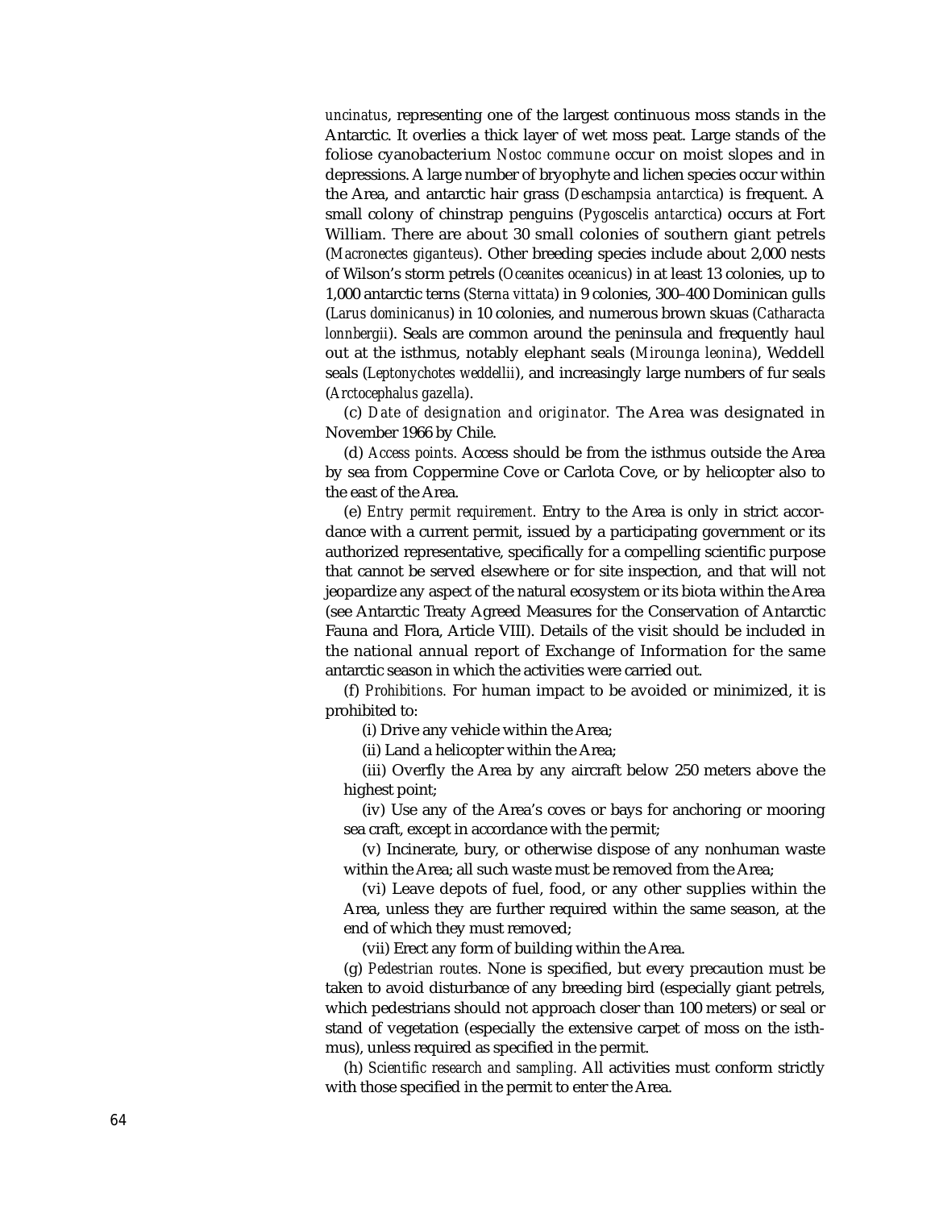*uncinatus*, representing one of the largest continuous moss stands in the Antarctic. It overlies a thick layer of wet moss peat. Large stands of the foliose cyanobacterium *Nostoc commune* occur on moist slopes and in depressions. A large number of bryophyte and lichen species occur within the Area, and antarctic hair grass (*Deschampsia antarctica*) is frequent. A small colony of chinstrap penguins (*Pygoscelis antarctica*) occurs at Fort William. There are about 30 small colonies of southern giant petrels (*Macronectes giganteus*). Other breeding species include about 2,000 nests of Wilson's storm petrels (*Oceanites oceanicus*) in at least 13 colonies, up to 1,000 antarctic terns (*Sterna vittata*) in 9 colonies, 300–400 Dominican gulls (*Larus dominicanus*) in 10 colonies, and numerous brown skuas (*Catharacta lonnbergii*). Seals are common around the peninsula and frequently haul out at the isthmus, notably elephant seals (*Mirounga leonina*), Weddell seals (*Leptonychotes weddellii*), and increasingly large numbers of fur seals (*Arctocephalus gazella*).

(c) *Date of designation and originator.* The Area was designated in November 1966 by Chile.

(d) *Access points.* Access should be from the isthmus outside the Area by sea from Coppermine Cove or Carlota Cove, or by helicopter also to the east of the Area.

(e) *Entry permit requirement.* Entry to the Area is only in strict accordance with a current permit, issued by a participating government or its authorized representative, specifically for a compelling scientific purpose that cannot be served elsewhere or for site inspection, and that will not jeopardize any aspect of the natural ecosystem or its biota within the Area (see Antarctic Treaty Agreed Measures for the Conservation of Antarctic Fauna and Flora, Article VIII). Details of the visit should be included in the national annual report of Exchange of Information for the same antarctic season in which the activities were carried out.

(f) *Prohibitions.* For human impact to be avoided or minimized, it is prohibited to:

(i) Drive any vehicle within the Area;

(ii) Land a helicopter within the Area;

(iii) Overfly the Area by any aircraft below 250 meters above the highest point;

(iv) Use any of the Area's coves or bays for anchoring or mooring sea craft, except in accordance with the permit;

(v) Incinerate, bury, or otherwise dispose of any nonhuman waste within the Area; all such waste must be removed from the Area;

(vi) Leave depots of fuel, food, or any other supplies within the Area, unless they are further required within the same season, at the end of which they must removed;

(vii) Erect any form of building within the Area.

(g) *Pedestrian routes.* None is specified, but every precaution must be taken to avoid disturbance of any breeding bird (especially giant petrels, which pedestrians should not approach closer than 100 meters) or seal or stand of vegetation (especially the extensive carpet of moss on the isthmus), unless required as specified in the permit.

(h) *Scientific research and sampling.* All activities must conform strictly with those specified in the permit to enter the Area.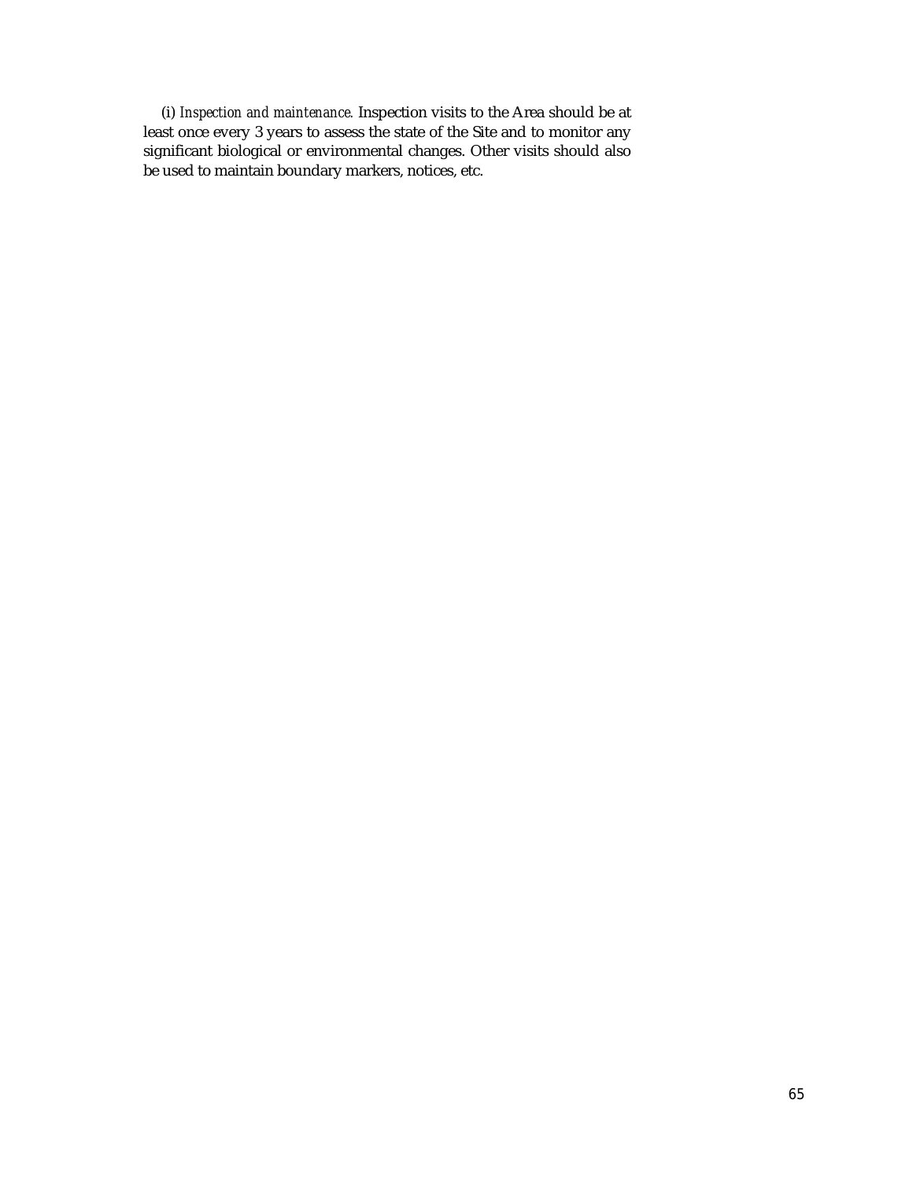(i) *Inspection and maintenance.* Inspection visits to the Area should be at least once every 3 years to assess the state of the Site and to monitor any significant biological or environmental changes. Other visits should also be used to maintain boundary markers, notices, etc.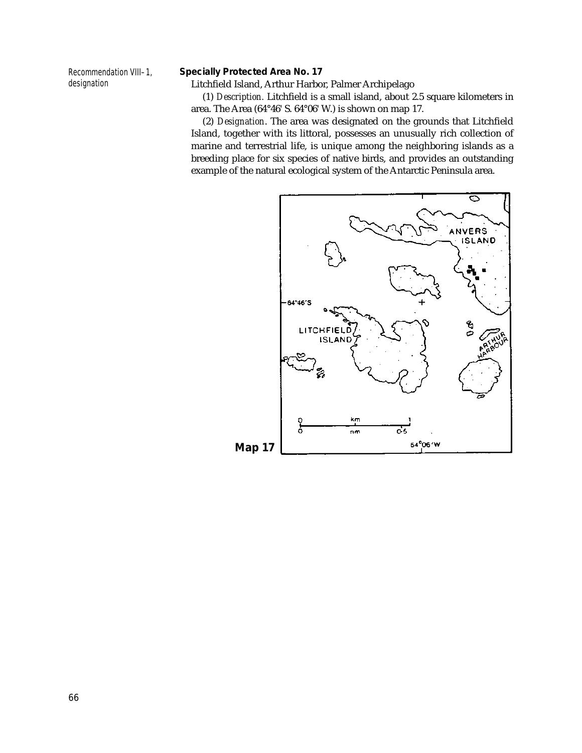Recommendation VIII–1, designation

**Specially Protected Area No. 17**

Litchfield Island, Arthur Harbor, Palmer Archipelago

(1) *Description*. Litchfield is a small island, about 2.5 square kilometers in area. The Area (64°46' S. 64°06' W.) is shown on map 17.

(2) *Designation*. The area was designated on the grounds that Litchfield Island, together with its littoral, possesses an unusually rich collection of marine and terrestrial life, is unique among the neighboring islands as a breeding place for six species of native birds, and provides an outstanding example of the natural ecological system of the Antarctic Peninsula area.

**Map 17**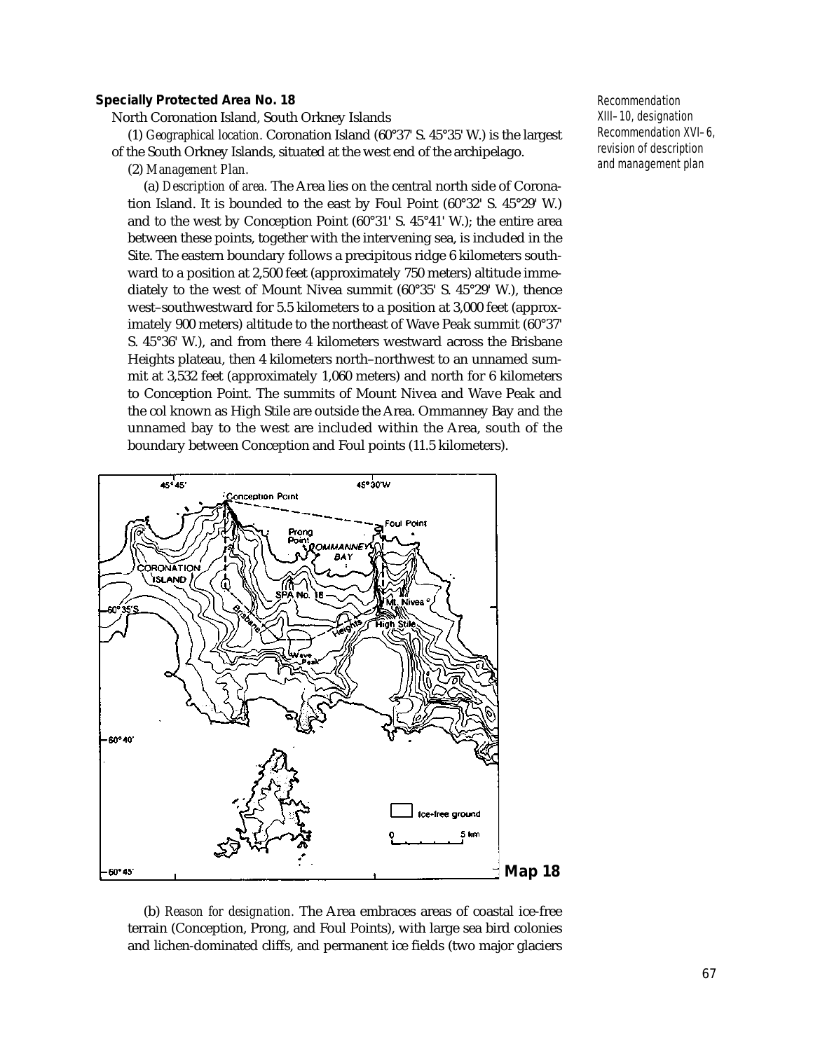**Specially Protected Area No. 18**

North Coronation Island, South Orkney Islands

Recommendation XIII–10, designation
Recommendation XVI–6, revision of description and management plan

(1) *Geographical location.* Coronation Island (60°37' S. 45°35' W.) is the largest of the South Orkney Islands, situated at the west end of the archipelago.

(2) *Management Plan.*

(a) *Description of area.* The Area lies on the central north side of Coronation Island. It is bounded to the east by Foul Point (60°32' S. 45°29' W.) and to the west by Conception Point (60°31' S. 45°41' W.); the entire area between these points, together with the intervening sea, is included in the Site. The eastern boundary follows a precipitous ridge 6 kilometers southward to a position at 2,500 feet (approximately 750 meters) altitude immediately to the west of Mount Nivea summit (60°35' S. 45°29' W.), thence west–southwestward for 5.5 kilometers to a position at 3,000 feet (approximately 900 meters) altitude to the northeast of Wave Peak summit (60°37' S. 45°36' W.), and from there 4 kilometers westward across the Brisbane Heights plateau, then 4 kilometers north–northwest to an unnamed summit at 3,532 feet (approximately 1,060 meters) and north for 6 kilometers to Conception Point. The summits of Mount Nivea and Wave Peak and the col known as High Stile are outside the Area. Ommanney Bay and the unnamed bay to the west are included within the Area, south of the boundary between Conception and Foul points (11.5 kilometers).

**Map 18**

(b) *Reason for designation.* The Area embraces areas of coastal ice-free terrain (Conception, Prong, and Foul Points), with large sea bird colonies and lichen-dominated cliffs, and permanent ice fields (two major glaciers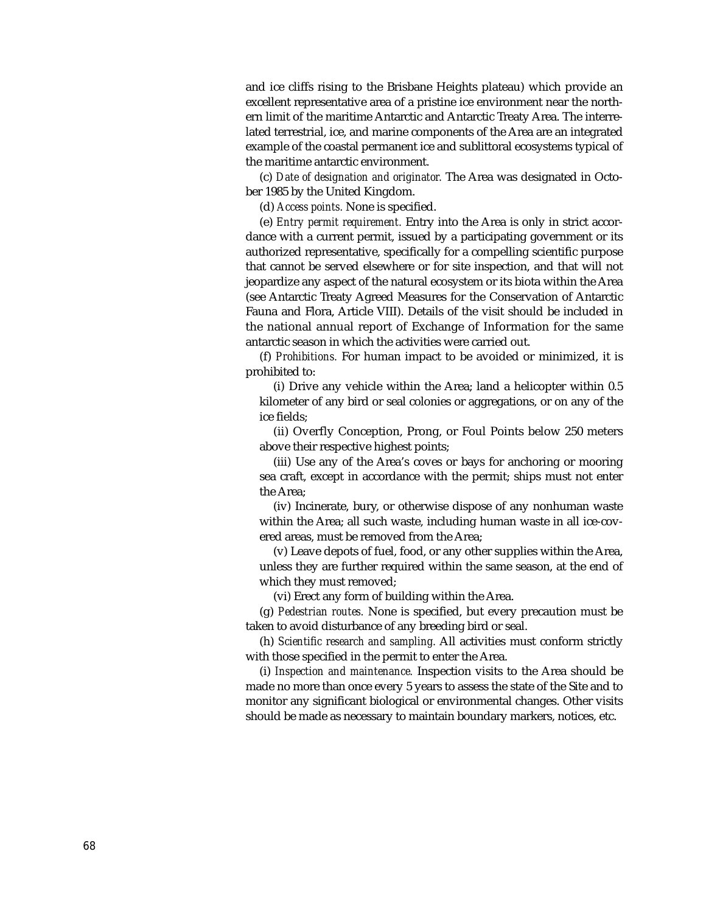and ice cliffs rising to the Brisbane Heights plateau) which provide an excellent representative area of a pristine ice environment near the northern limit of the maritime Antarctic and Antarctic Treaty Area. The interrelated terrestrial, ice, and marine components of the Area are an integrated example of the coastal permanent ice and sublittoral ecosystems typical of the maritime antarctic environment.

(c) *Date of designation and originator.* The Area was designated in October 1985 by the United Kingdom.

(d) *Access points.* None is specified.

(e) *Entry permit requirement.* Entry into the Area is only in strict accordance with a current permit, issued by a participating government or its authorized representative, specifically for a compelling scientific purpose that cannot be served elsewhere or for site inspection, and that will not jeopardize any aspect of the natural ecosystem or its biota within the Area (see Antarctic Treaty Agreed Measures for the Conservation of Antarctic Fauna and Flora, Article VIII). Details of the visit should be included in the national annual report of Exchange of Information for the same antarctic season in which the activities were carried out.

(f) *Prohibitions.* For human impact to be avoided or minimized, it is prohibited to:

(i) Drive any vehicle within the Area; land a helicopter within 0.5 kilometer of any bird or seal colonies or aggregations, or on any of the ice fields;

(ii) Overfly Conception, Prong, or Foul Points below 250 meters above their respective highest points;

(iii) Use any of the Area's coves or bays for anchoring or mooring sea craft, except in accordance with the permit; ships must not enter the Area;

(iv) Incinerate, bury, or otherwise dispose of any nonhuman waste within the Area; all such waste, including human waste in all ice-covered areas, must be removed from the Area;

(v) Leave depots of fuel, food, or any other supplies within the Area, unless they are further required within the same season, at the end of which they must removed;

(vi) Erect any form of building within the Area.

(g) *Pedestrian routes.* None is specified, but every precaution must be taken to avoid disturbance of any breeding bird or seal.

(h) *Scientific research and sampling.* All activities must conform strictly with those specified in the permit to enter the Area.

(i) *Inspection and maintenance.* Inspection visits to the Area should be made no more than once every 5 years to assess the state of the Site and to monitor any significant biological or environmental changes. Other visits should be made as necessary to maintain boundary markers, notices, etc.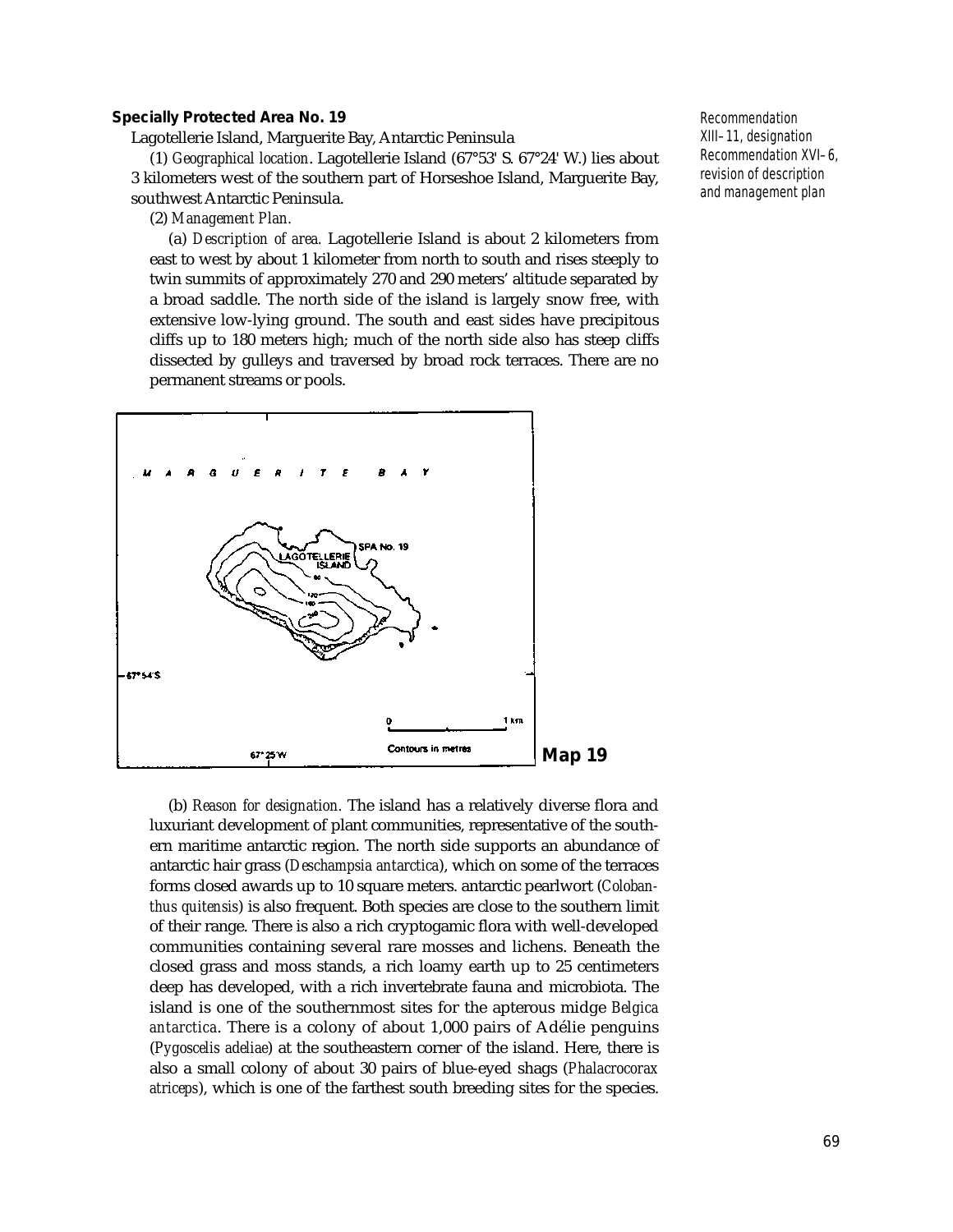### Specially Protected Area No. 19

Recommendation XIII–11, designation
Recommendation XVI–6, revision of description and management plan

Lagotellerie Island, Marguerite Bay, Antarctic Peninsula

(1) *Geographical location*. Lagotellerie Island (67°53' S. 67°24' W.) lies about 3 kilometers west of the southern part of Horseshoe Island, Marguerite Bay, southwest Antarctic Peninsula.

(2) *Management Plan.*

(a) *Description of area.* Lagotellerie Island is about 2 kilometers from east to west by about 1 kilometer from north to south and rises steeply to twin summits of approximately 270 and 290 meters' altitude separated by a broad saddle. The north side of the island is largely snow free, with extensive low-lying ground. The south and east sides have precipitous cliffs up to 180 meters high; much of the north side also has steep cliffs dissected by gulleys and traversed by broad rock terraces. There are no permanent streams or pools.

MARGUERITE BAY

SPA No. 19

LAGOTELLERIE ISLAND

67°54'S

67°25'W

0 — 1 km

Contours in metres

**Map 19**

(b) *Reason for designation.* The island has a relatively diverse flora and luxuriant development of plant communities, representative of the southern maritime antarctic region. The north side supports an abundance of antarctic hair grass (*Deschampsia antarctica*), which on some of the terraces forms closed awards up to 10 square meters. antarctic pearlwort (*Colobanthus quitensis*) is also frequent. Both species are close to the southern limit of their range. There is also a rich cryptogamic flora with well-developed communities containing several rare mosses and lichens. Beneath the closed grass and moss stands, a rich loamy earth up to 25 centimeters deep has developed, with a rich invertebrate fauna and microbiota. The island is one of the southernmost sites for the apterous midge *Belgica antarctica*. There is a colony of about 1,000 pairs of Adélie penguins (*Pygoscelis adeliae*) at the southeastern corner of the island. Here, there is also a small colony of about 30 pairs of blue-eyed shags (*Phalacrocorax atriceps*), which is one of the farthest south breeding sites for the species.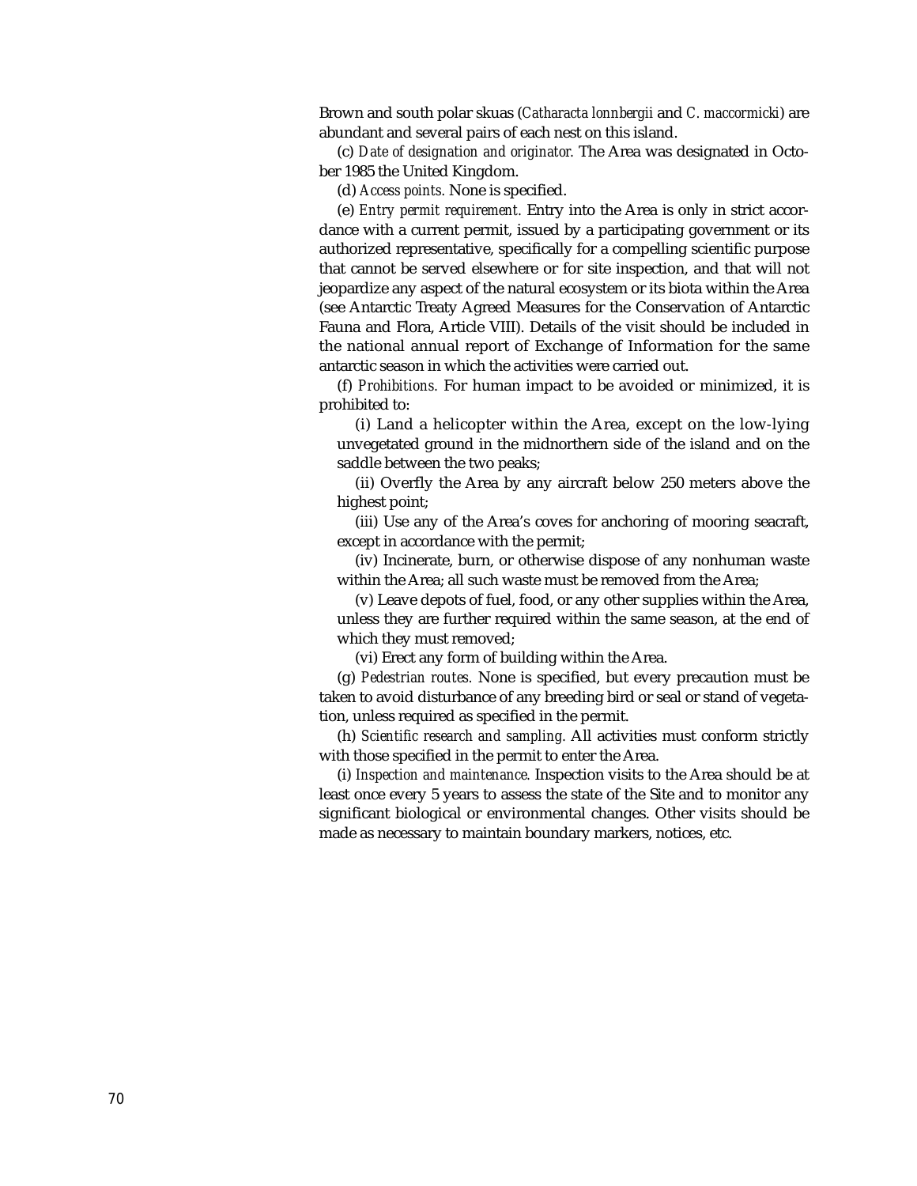Brown and south polar skuas (*Catharacta lonnbergii* and *C. maccormicki*) are abundant and several pairs of each nest on this island.

(c) *Date of designation and originator.* The Area was designated in October 1985 the United Kingdom.

(d) *Access points.* None is specified.

(e) *Entry permit requirement.* Entry into the Area is only in strict accordance with a current permit, issued by a participating government or its authorized representative, specifically for a compelling scientific purpose that cannot be served elsewhere or for site inspection, and that will not jeopardize any aspect of the natural ecosystem or its biota within the Area (see Antarctic Treaty Agreed Measures for the Conservation of Antarctic Fauna and Flora, Article VIII). Details of the visit should be included in the national annual report of Exchange of Information for the same antarctic season in which the activities were carried out.

(f) *Prohibitions.* For human impact to be avoided or minimized, it is prohibited to:

(i) Land a helicopter within the Area, except on the low-lying unvegetated ground in the midnorthern side of the island and on the saddle between the two peaks;

(ii) Overfly the Area by any aircraft below 250 meters above the highest point;

(iii) Use any of the Area's coves for anchoring of mooring seacraft, except in accordance with the permit;

(iv) Incinerate, burn, or otherwise dispose of any nonhuman waste within the Area; all such waste must be removed from the Area;

(v) Leave depots of fuel, food, or any other supplies within the Area, unless they are further required within the same season, at the end of which they must removed;

(vi) Erect any form of building within the Area.

(g) *Pedestrian routes.* None is specified, but every precaution must be taken to avoid disturbance of any breeding bird or seal or stand of vegetation, unless required as specified in the permit.

(h) *Scientific research and sampling.* All activities must conform strictly with those specified in the permit to enter the Area.

(i) *Inspection and maintenance.* Inspection visits to the Area should be at least once every 5 years to assess the state of the Site and to monitor any significant biological or environmental changes. Other visits should be made as necessary to maintain boundary markers, notices, etc.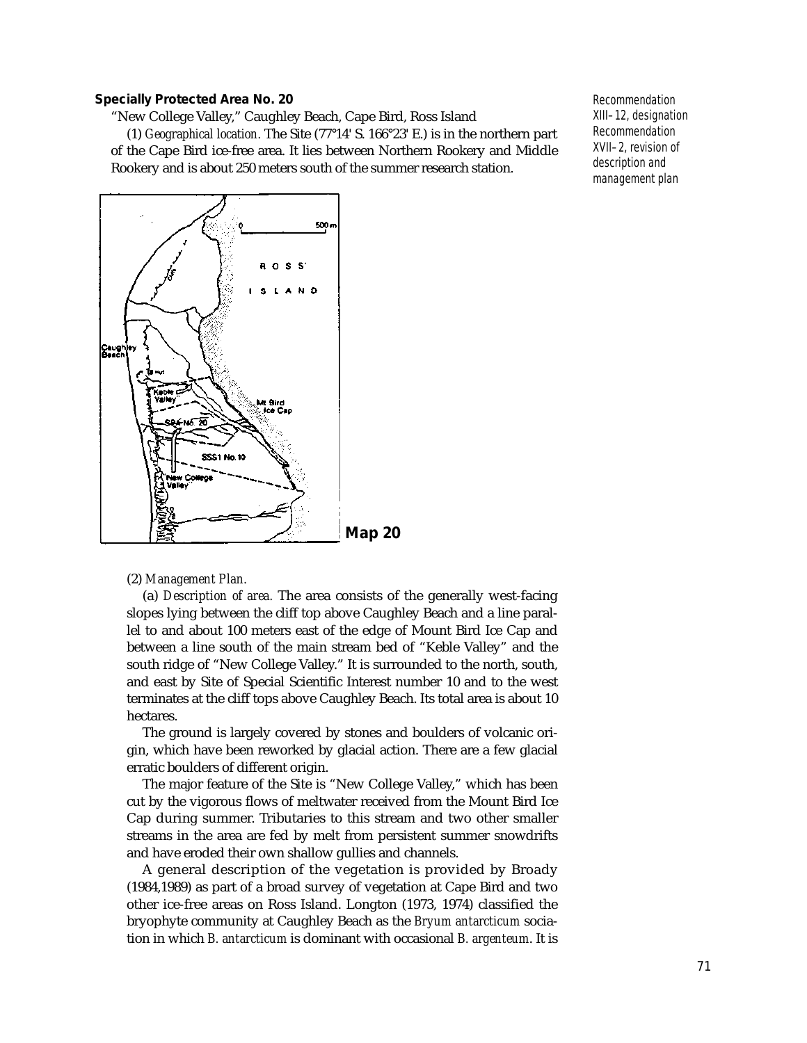### Specially Protected Area No. 20

"New College Valley," Caughley Beach, Cape Bird, Ross Island

Recommendation XIII–12, designation
Recommendation XVII–2, revision of description and management plan

(1) *Geographical location.* The Site (77°14' S. 166°23' E.) is in the northern part of the Cape Bird ice-free area. It lies between Northern Rookery and Middle Rookery and is about 250 meters south of the summer research station.

**Map 20**

(2) *Management Plan.*

(a) *Description of area.* The area consists of the generally west-facing slopes lying between the cliff top above Caughley Beach and a line parallel to and about 100 meters east of the edge of Mount Bird Ice Cap and between a line south of the main stream bed of "Keble Valley" and the south ridge of "New College Valley." It is surrounded to the north, south, and east by Site of Special Scientific Interest number 10 and to the west terminates at the cliff tops above Caughley Beach. Its total area is about 10 hectares.

The ground is largely covered by stones and boulders of volcanic origin, which have been reworked by glacial action. There are a few glacial erratic boulders of different origin.

The major feature of the Site is "New College Valley," which has been cut by the vigorous flows of meltwater received from the Mount Bird Ice Cap during summer. Tributaries to this stream and two other smaller streams in the area are fed by melt from persistent summer snowdrifts and have eroded their own shallow gullies and channels.

A general description of the vegetation is provided by Broady (1984,1989) as part of a broad survey of vegetation at Cape Bird and two other ice-free areas on Ross Island. Longton (1973, 1974) classified the bryophyte community at Caughley Beach as the *Bryum antarcticum* sociation in which *B. antarcticum* is dominant with occasional *B. argenteum*. It is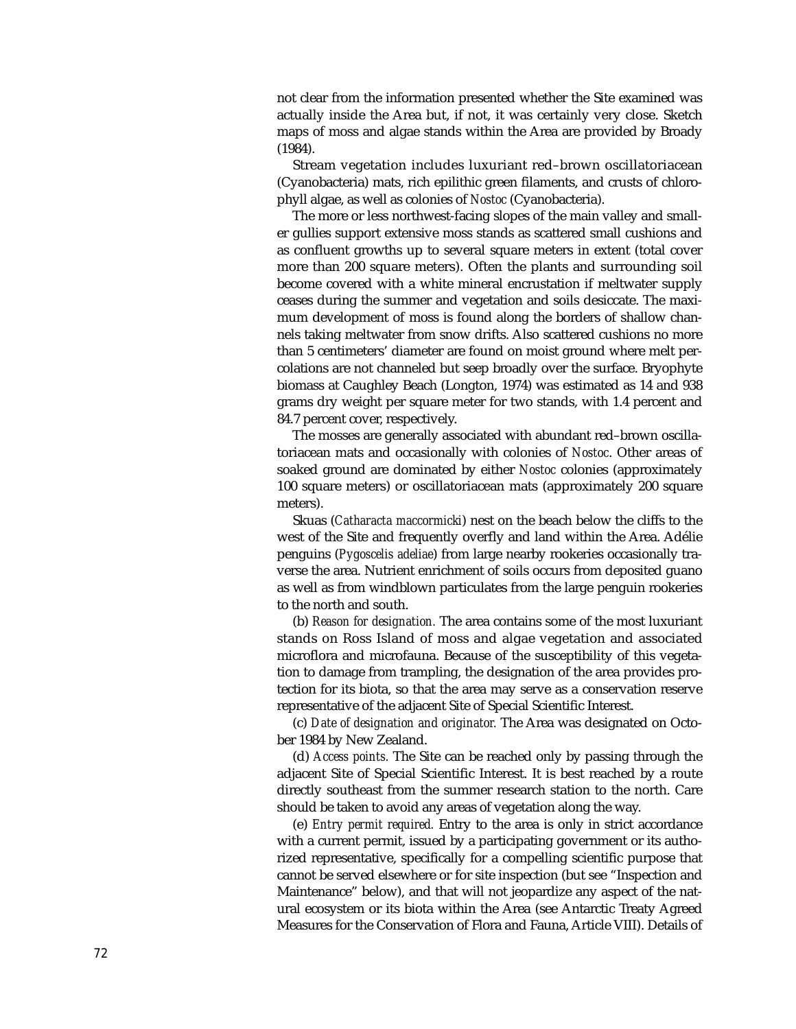not clear from the information presented whether the Site examined was actually inside the Area but, if not, it was certainly very close. Sketch maps of moss and algae stands within the Area are provided by Broady (1984).

Stream vegetation includes luxuriant red–brown oscillatoriacean (Cyanobacteria) mats, rich epilithic green filaments, and crusts of chlorophyll algae, as well as colonies of *Nostoc* (Cyanobacteria).

The more or less northwest-facing slopes of the main valley and smaller gullies support extensive moss stands as scattered small cushions and as confluent growths up to several square meters in extent (total cover more than 200 square meters). Often the plants and surrounding soil become covered with a white mineral encrustation if meltwater supply ceases during the summer and vegetation and soils desiccate. The maximum development of moss is found along the borders of shallow channels taking meltwater from snow drifts. Also scattered cushions no more than 5 centimeters' diameter are found on moist ground where melt percolations are not channeled but seep broadly over the surface. Bryophyte biomass at Caughley Beach (Longton, 1974) was estimated as 14 and 938 grams dry weight per square meter for two stands, with 1.4 percent and 84.7 percent cover, respectively.

The mosses are generally associated with abundant red–brown oscillatoriacean mats and occasionally with colonies of *Nostoc*. Other areas of soaked ground are dominated by either *Nostoc* colonies (approximately 100 square meters) or oscillatoriacean mats (approximately 200 square meters).

Skuas (*Catharacta maccormicki*) nest on the beach below the cliffs to the west of the Site and frequently overfly and land within the Area. Adélie penguins (*Pygoscelis adeliae*) from large nearby rookeries occasionally traverse the area. Nutrient enrichment of soils occurs from deposited guano as well as from windblown particulates from the large penguin rookeries to the north and south.

(b) *Reason for designation.* The area contains some of the most luxuriant stands on Ross Island of moss and algae vegetation and associated microflora and microfauna. Because of the susceptibility of this vegetation to damage from trampling, the designation of the area provides protection for its biota, so that the area may serve as a conservation reserve representative of the adjacent Site of Special Scientific Interest.

(c) *Date of designation and originator.* The Area was designated on October 1984 by New Zealand.

(d) *Access points.* The Site can be reached only by passing through the adjacent Site of Special Scientific Interest. It is best reached by a route directly southeast from the summer research station to the north. Care should be taken to avoid any areas of vegetation along the way.

(e) *Entry permit required.* Entry to the area is only in strict accordance with a current permit, issued by a participating government or its authorized representative, specifically for a compelling scientific purpose that cannot be served elsewhere or for site inspection (but see "Inspection and Maintenance" below), and that will not jeopardize any aspect of the natural ecosystem or its biota within the Area (see Antarctic Treaty Agreed Measures for the Conservation of Flora and Fauna, Article VIII). Details of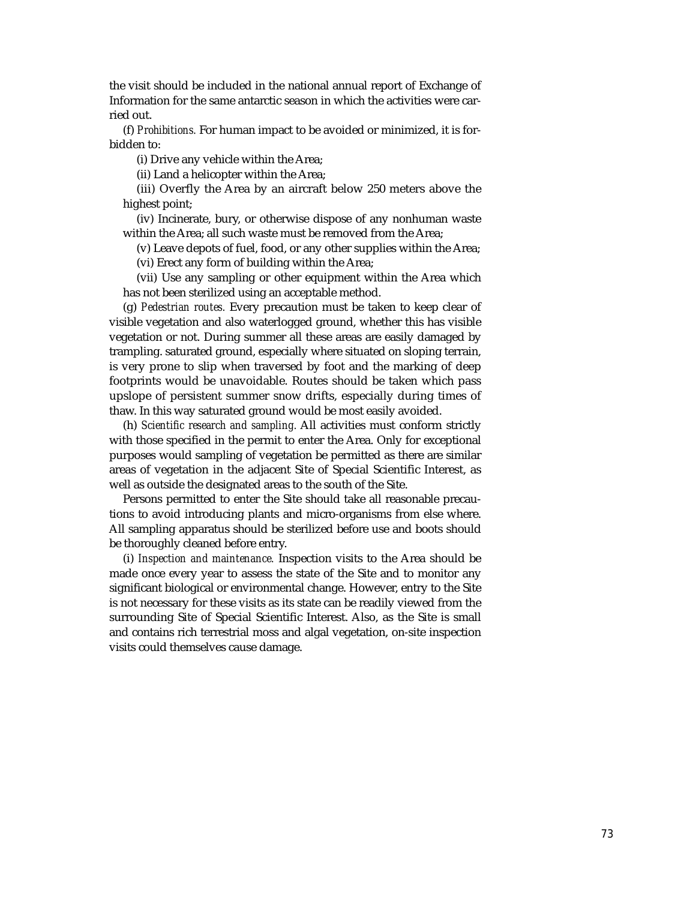the visit should be included in the national annual report of Exchange of Information for the same antarctic season in which the activities were carried out.

(f) *Prohibitions.* For human impact to be avoided or minimized, it is forbidden to:

(i) Drive any vehicle within the Area;

(ii) Land a helicopter within the Area;

(iii) Overfly the Area by an aircraft below 250 meters above the highest point;

(iv) Incinerate, bury, or otherwise dispose of any nonhuman waste within the Area; all such waste must be removed from the Area;

(v) Leave depots of fuel, food, or any other supplies within the Area;

(vi) Erect any form of building within the Area;

(vii) Use any sampling or other equipment within the Area which has not been sterilized using an acceptable method.

(g) *Pedestrian routes.* Every precaution must be taken to keep clear of visible vegetation and also waterlogged ground, whether this has visible vegetation or not. During summer all these areas are easily damaged by trampling. saturated ground, especially where situated on sloping terrain, is very prone to slip when traversed by foot and the marking of deep footprints would be unavoidable. Routes should be taken which pass upslope of persistent summer snow drifts, especially during times of thaw. In this way saturated ground would be most easily avoided.

(h) *Scientific research and sampling.* All activities must conform strictly with those specified in the permit to enter the Area. Only for exceptional purposes would sampling of vegetation be permitted as there are similar areas of vegetation in the adjacent Site of Special Scientific Interest, as well as outside the designated areas to the south of the Site.

Persons permitted to enter the Site should take all reasonable precautions to avoid introducing plants and micro-organisms from else where. All sampling apparatus should be sterilized before use and boots should be thoroughly cleaned before entry.

(i) *Inspection and maintenance.* Inspection visits to the Area should be made once every year to assess the state of the Site and to monitor any significant biological or environmental change. However, entry to the Site is not necessary for these visits as its state can be readily viewed from the surrounding Site of Special Scientific Interest. Also, as the Site is small and contains rich terrestrial moss and algal vegetation, on-site inspection visits could themselves cause damage.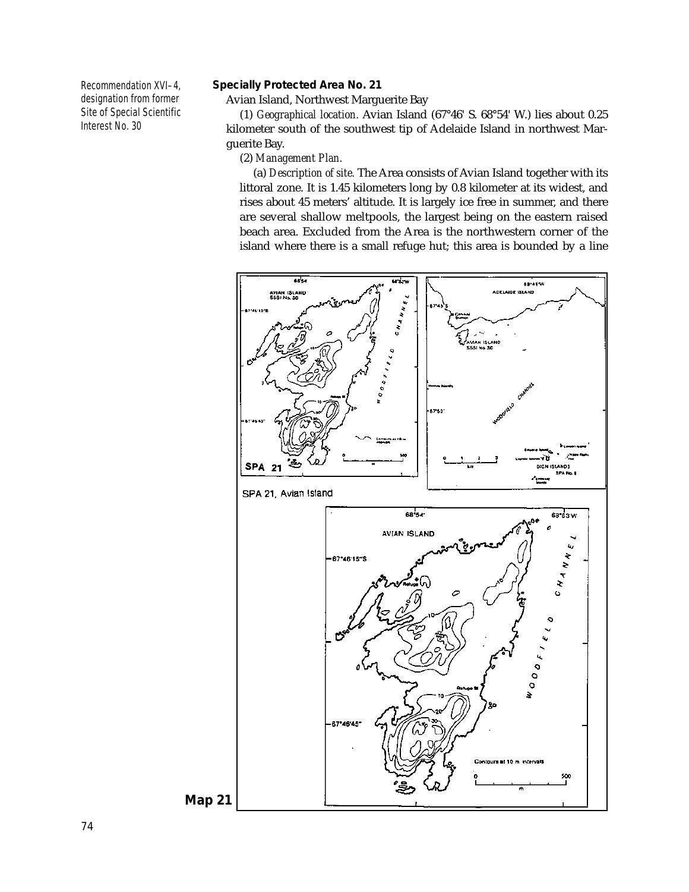Recommendation XVI–4, designation from former Site of Special Scientific Interest No. 30

**Specially Protected Area No. 21**

Avian Island, Northwest Marguerite Bay

(1) *Geographical location.* Avian Island (67°46' S. 68°54' W.) lies about 0.25 kilometer south of the southwest tip of Adelaide Island in northwest Marguerite Bay.

(2) *Management Plan.*

(a) *Description of site.* The Area consists of Avian Island together with its littoral zone. It is 1.45 kilometers long by 0.8 kilometer at its widest, and rises about 45 meters' altitude. It is largely ice free in summer, and there are several shallow meltpools, the largest being on the eastern raised beach area. Excluded from the Area is the northwestern corner of the island where there is a small refuge hut; this area is bounded by a line

SPA 21, Avian Island

**Map 21**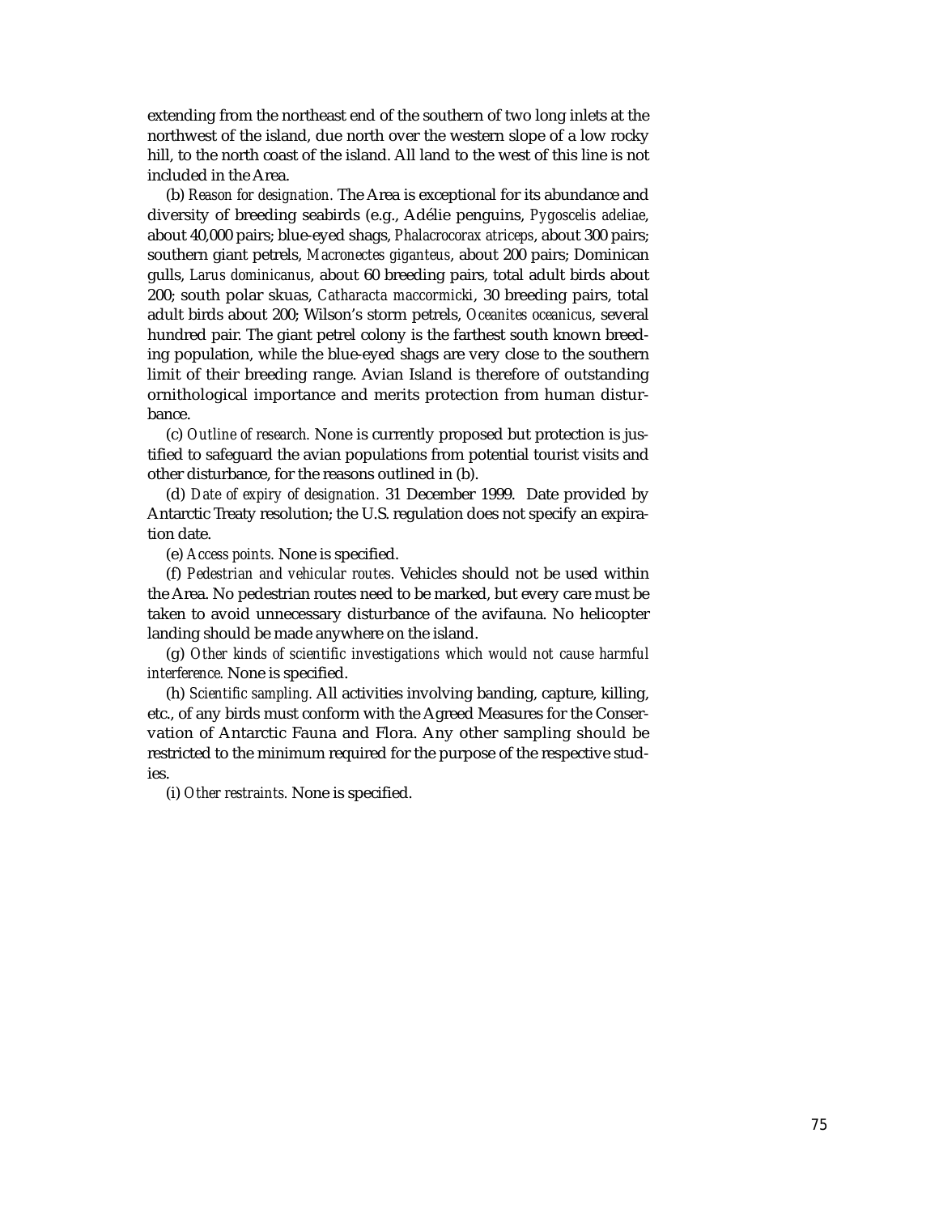extending from the northeast end of the southern of two long inlets at the northwest of the island, due north over the western slope of a low rocky hill, to the north coast of the island. All land to the west of this line is not included in the Area.

(b) *Reason for designation.* The Area is exceptional for its abundance and diversity of breeding seabirds (e.g., Adélie penguins, *Pygoscelis adeliae*, about 40,000 pairs; blue-eyed shags, *Phalacrocorax atriceps*, about 300 pairs; southern giant petrels, *Macronectes giganteus*, about 200 pairs; Dominican gulls, *Larus dominicanus*, about 60 breeding pairs, total adult birds about 200; south polar skuas, *Catharacta maccormicki*, 30 breeding pairs, total adult birds about 200; Wilson's storm petrels, *Oceanites oceanicus*, several hundred pair. The giant petrel colony is the farthest south known breeding population, while the blue-eyed shags are very close to the southern limit of their breeding range. Avian Island is therefore of outstanding ornithological importance and merits protection from human disturbance.

(c) *Outline of research.* None is currently proposed but protection is justified to safeguard the avian populations from potential tourist visits and other disturbance, for the reasons outlined in (b).

(d) *Date of expiry of designation.* 31 December 1999. Date provided by Antarctic Treaty resolution; the U.S. regulation does not specify an expiration date.

(e) *Access points.* None is specified.

(f) *Pedestrian and vehicular routes.* Vehicles should not be used within the Area. No pedestrian routes need to be marked, but every care must be taken to avoid unnecessary disturbance of the avifauna. No helicopter landing should be made anywhere on the island.

(g) *Other kinds of scientific investigations which would not cause harmful interference.* None is specified.

(h) *Scientific sampling.* All activities involving banding, capture, killing, etc., of any birds must conform with the Agreed Measures for the Conservation of Antarctic Fauna and Flora. Any other sampling should be restricted to the minimum required for the purpose of the respective studies.

(i) *Other restraints.* None is specified.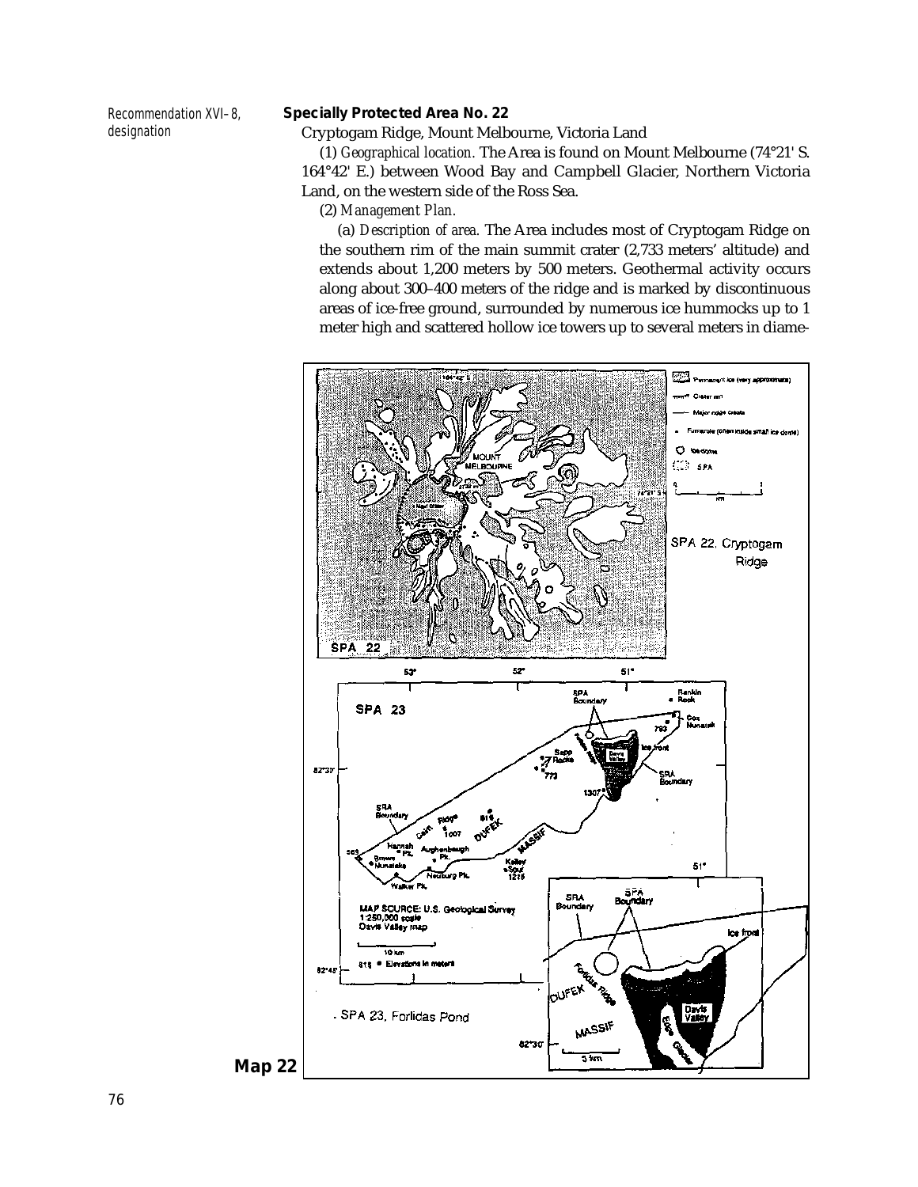Recommendation XVI–8, designation

**Specially Protected Area No. 22**

Cryptogam Ridge, Mount Melbourne, Victoria Land

(1) *Geographical location.* The Area is found on Mount Melbourne (74°21' S. 164°42' E.) between Wood Bay and Campbell Glacier, Northern Victoria Land, on the western side of the Ross Sea.

(2) *Management Plan.*

(a) *Description of area.* The Area includes most of Cryptogam Ridge on the southern rim of the main summit crater (2,733 meters' altitude) and extends about 1,200 meters by 500 meters. Geothermal activity occurs along about 300–400 meters of the ridge and is marked by discontinuous areas of ice-free ground, surrounded by numerous ice hummocks up to 1 meter high and scattered hollow ice towers up to several meters in diame-

**Map 22**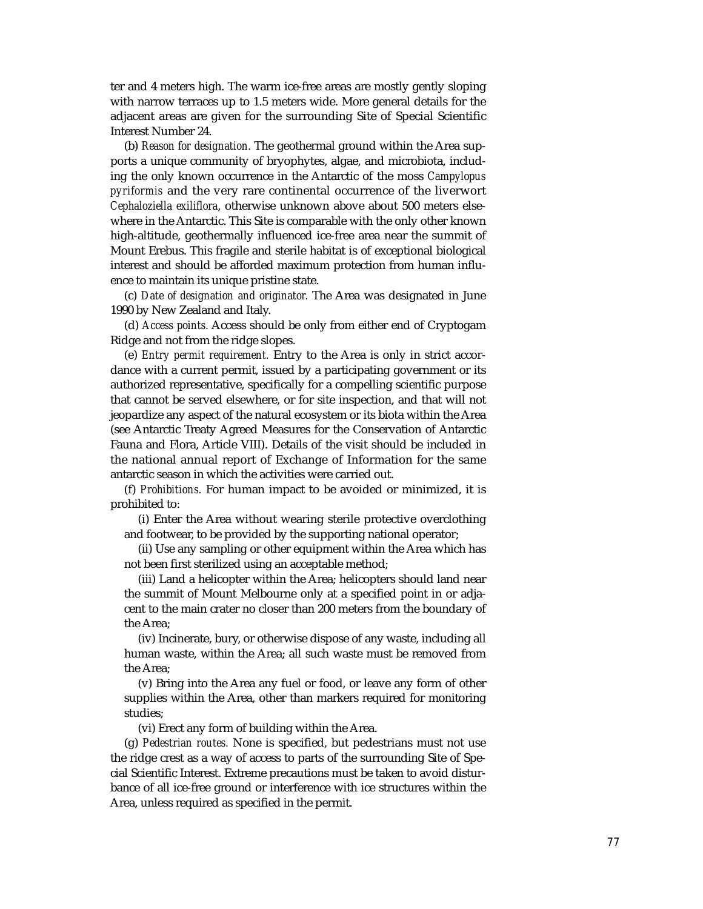ter and 4 meters high. The warm ice-free areas are mostly gently sloping with narrow terraces up to 1.5 meters wide. More general details for the adjacent areas are given for the surrounding Site of Special Scientific Interest Number 24.

(b) *Reason for designation.* The geothermal ground within the Area supports a unique community of bryophytes, algae, and microbiota, including the only known occurrence in the Antarctic of the moss *Campylopus pyriformis* and the very rare continental occurrence of the liverwort *Cephaloziella exiliflora*, otherwise unknown above about 500 meters elsewhere in the Antarctic. This Site is comparable with the only other known high-altitude, geothermally influenced ice-free area near the summit of Mount Erebus. This fragile and sterile habitat is of exceptional biological interest and should be afforded maximum protection from human influence to maintain its unique pristine state.

(c) *Date of designation and originator.* The Area was designated in June 1990 by New Zealand and Italy.

(d) *Access points.* Access should be only from either end of Cryptogam Ridge and not from the ridge slopes.

(e) *Entry permit requirement.* Entry to the Area is only in strict accordance with a current permit, issued by a participating government or its authorized representative, specifically for a compelling scientific purpose that cannot be served elsewhere, or for site inspection, and that will not jeopardize any aspect of the natural ecosystem or its biota within the Area (see Antarctic Treaty Agreed Measures for the Conservation of Antarctic Fauna and Flora, Article VIII). Details of the visit should be included in the national annual report of Exchange of Information for the same antarctic season in which the activities were carried out.

(f) *Prohibitions.* For human impact to be avoided or minimized, it is prohibited to:

(i) Enter the Area without wearing sterile protective overclothing and footwear, to be provided by the supporting national operator;

(ii) Use any sampling or other equipment within the Area which has not been first sterilized using an acceptable method;

(iii) Land a helicopter within the Area; helicopters should land near the summit of Mount Melbourne only at a specified point in or adjacent to the main crater no closer than 200 meters from the boundary of the Area;

(iv) Incinerate, bury, or otherwise dispose of any waste, including all human waste, within the Area; all such waste must be removed from the Area;

(v) Bring into the Area any fuel or food, or leave any form of other supplies within the Area, other than markers required for monitoring studies;

(vi) Erect any form of building within the Area.

(g) *Pedestrian routes.* None is specified, but pedestrians must not use the ridge crest as a way of access to parts of the surrounding Site of Special Scientific Interest. Extreme precautions must be taken to avoid disturbance of all ice-free ground or interference with ice structures within the Area, unless required as specified in the permit.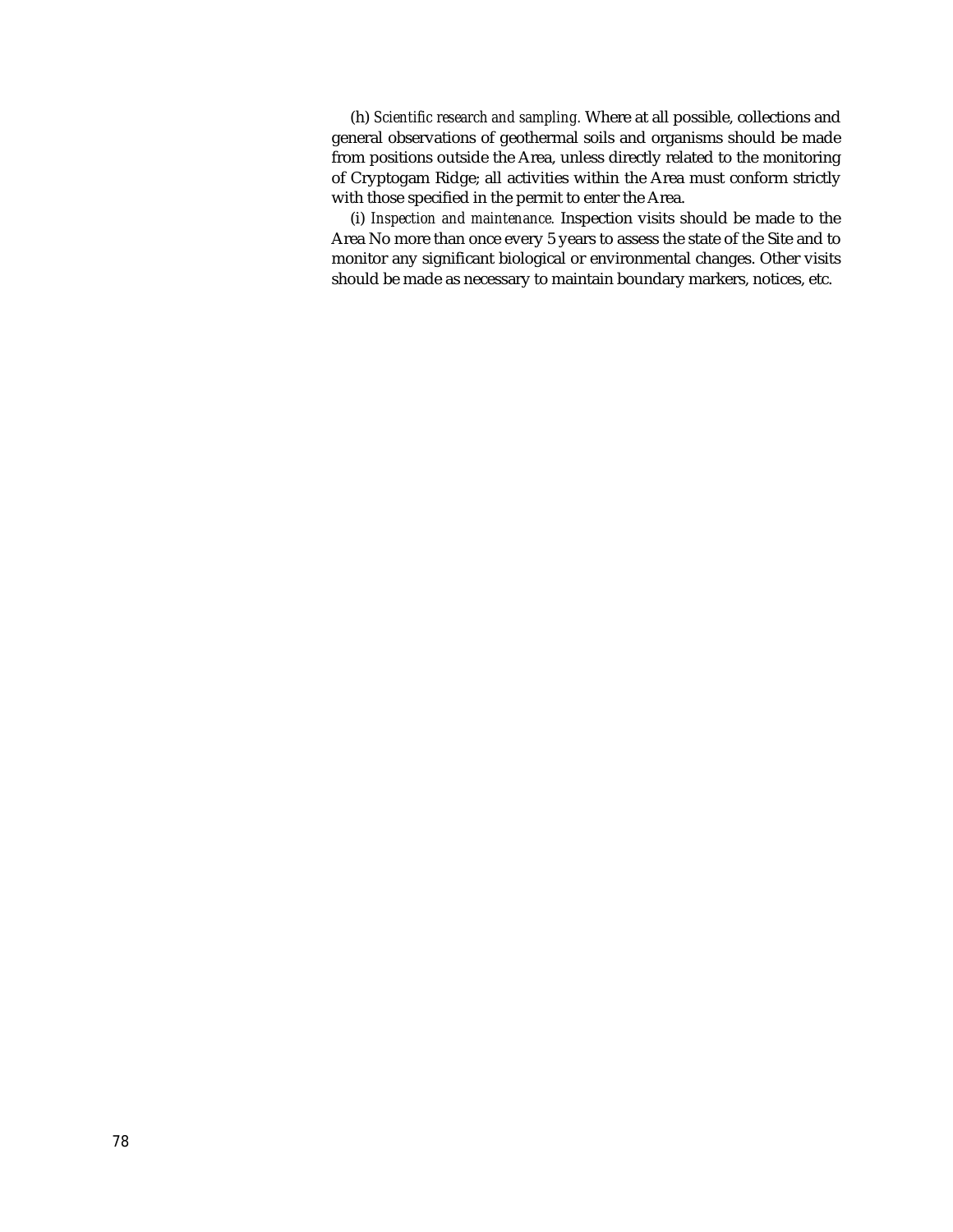(h) *Scientific research and sampling*. Where at all possible, collections and general observations of geothermal soils and organisms should be made from positions outside the Area, unless directly related to the monitoring of Cryptogam Ridge; all activities within the Area must conform strictly with those specified in the permit to enter the Area.

(i) *Inspection and maintenance*. Inspection visits should be made to the Area No more than once every 5 years to assess the state of the Site and to monitor any significant biological or environmental changes. Other visits should be made as necessary to maintain boundary markers, notices, etc.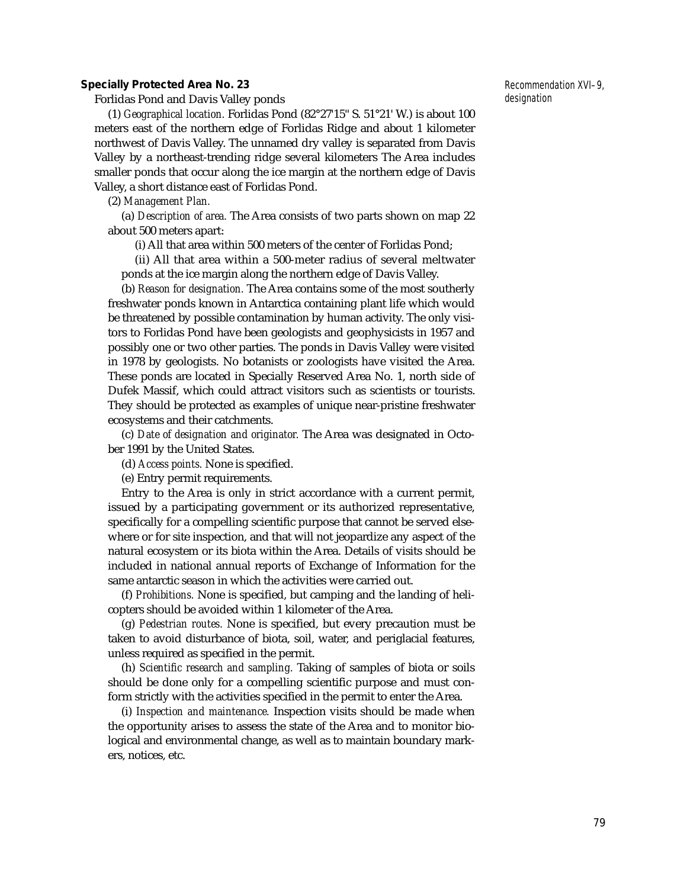**Specially Protected Area No. 23**

Recommendation XVI–9, designation

Forlidas Pond and Davis Valley ponds

(1) *Geographical location.* Forlidas Pond (82°27'15" S. 51°21' W.) is about 100 meters east of the northern edge of Forlidas Ridge and about 1 kilometer northwest of Davis Valley. The unnamed dry valley is separated from Davis Valley by a northeast-trending ridge several kilometers The Area includes smaller ponds that occur along the ice margin at the northern edge of Davis Valley, a short distance east of Forlidas Pond.

(2) *Management Plan.*

(a) *Description of area.* The Area consists of two parts shown on map 22 about 500 meters apart:

(i) All that area within 500 meters of the center of Forlidas Pond;

(ii) All that area within a 500-meter radius of several meltwater ponds at the ice margin along the northern edge of Davis Valley.

(b) *Reason for designation.* The Area contains some of the most southerly freshwater ponds known in Antarctica containing plant life which would be threatened by possible contamination by human activity. The only visitors to Forlidas Pond have been geologists and geophysicists in 1957 and possibly one or two other parties. The ponds in Davis Valley were visited in 1978 by geologists. No botanists or zoologists have visited the Area. These ponds are located in Specially Reserved Area No. 1, north side of Dufek Massif, which could attract visitors such as scientists or tourists. They should be protected as examples of unique near-pristine freshwater ecosystems and their catchments.

(c) *Date of designation and originator.* The Area was designated in October 1991 by the United States.

(d) *Access points.* None is specified.

(e) Entry permit requirements.

Entry to the Area is only in strict accordance with a current permit, issued by a participating government or its authorized representative, specifically for a compelling scientific purpose that cannot be served elsewhere or for site inspection, and that will not jeopardize any aspect of the natural ecosystem or its biota within the Area. Details of visits should be included in national annual reports of Exchange of Information for the same antarctic season in which the activities were carried out.

(f) *Prohibitions.* None is specified, but camping and the landing of helicopters should be avoided within 1 kilometer of the Area.

(g) *Pedestrian routes.* None is specified, but every precaution must be taken to avoid disturbance of biota, soil, water, and periglacial features, unless required as specified in the permit.

(h) *Scientific research and sampling.* Taking of samples of biota or soils should be done only for a compelling scientific purpose and must conform strictly with the activities specified in the permit to enter the Area.

(i) *Inspection and maintenance.* Inspection visits should be made when the opportunity arises to assess the state of the Area and to monitor biological and environmental change, as well as to maintain boundary markers, notices, etc.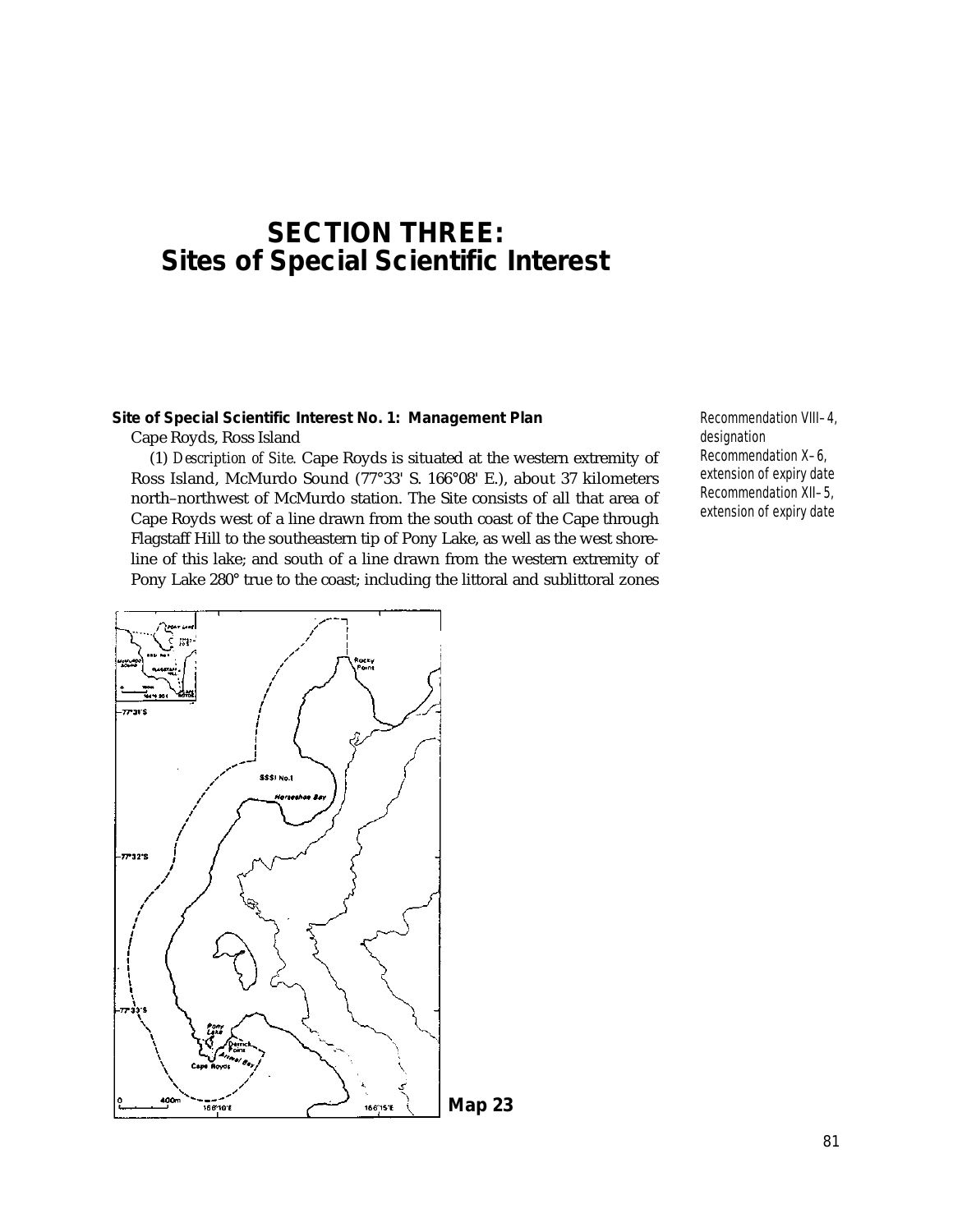# SECTION THREE: Sites of Special Scientific Interest

**Site of Special Scientific Interest No. 1: Management Plan**

Cape Royds, Ross Island

Recommendation VIII–4, designation
Recommendation X–6, extension of expiry date
Recommendation XII–5, extension of expiry date

(1) *Description of Site.* Cape Royds is situated at the western extremity of Ross Island, McMurdo Sound (77°33' S. 166°08' E.), about 37 kilometers north–northwest of McMurdo station. The Site consists of all that area of Cape Royds west of a line drawn from the south coast of the Cape through Flagstaff Hill to the southeastern tip of Pony Lake, as well as the west shoreline of this lake; and south of a line drawn from the western extremity of Pony Lake 280° true to the coast; including the littoral and sublittoral zones

**Map 23**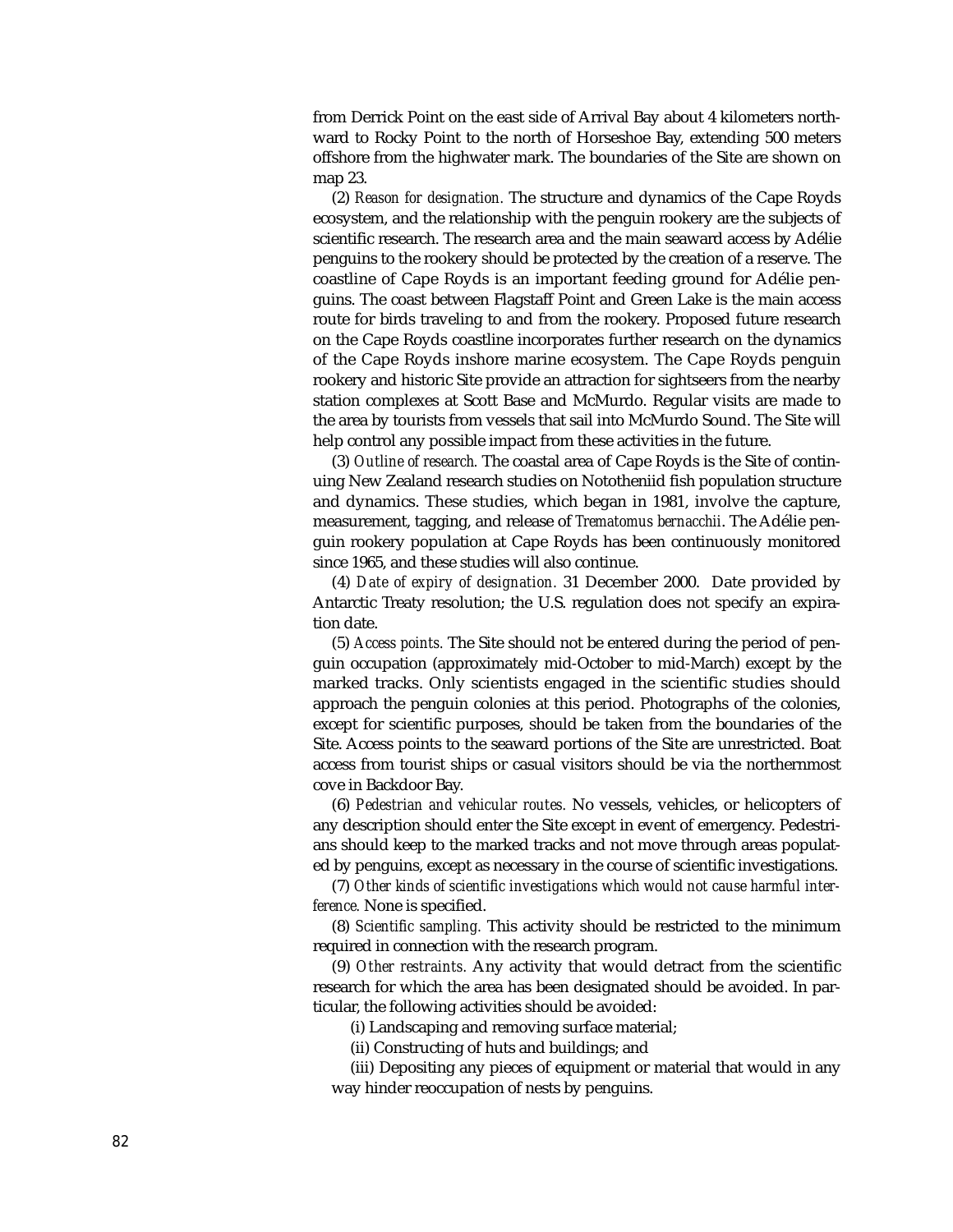from Derrick Point on the east side of Arrival Bay about 4 kilometers northward to Rocky Point to the north of Horseshoe Bay, extending 500 meters offshore from the highwater mark. The boundaries of the Site are shown on map 23.

(2) *Reason for designation.* The structure and dynamics of the Cape Royds ecosystem, and the relationship with the penguin rookery are the subjects of scientific research. The research area and the main seaward access by Adélie penguins to the rookery should be protected by the creation of a reserve. The coastline of Cape Royds is an important feeding ground for Adélie penguins. The coast between Flagstaff Point and Green Lake is the main access route for birds traveling to and from the rookery. Proposed future research on the Cape Royds coastline incorporates further research on the dynamics of the Cape Royds inshore marine ecosystem. The Cape Royds penguin rookery and historic Site provide an attraction for sightseers from the nearby station complexes at Scott Base and McMurdo. Regular visits are made to the area by tourists from vessels that sail into McMurdo Sound. The Site will help control any possible impact from these activities in the future.

(3) *Outline of research.* The coastal area of Cape Royds is the Site of continuing New Zealand research studies on Nototheniid fish population structure and dynamics. These studies, which began in 1981, involve the capture, measurement, tagging, and release of *Trematomus bernacchii*. The Adélie penguin rookery population at Cape Royds has been continuously monitored since 1965, and these studies will also continue.

(4) *Date of expiry of designation.* 31 December 2000. Date provided by Antarctic Treaty resolution; the U.S. regulation does not specify an expiration date.

(5) *Access points.* The Site should not be entered during the period of penguin occupation (approximately mid-October to mid-March) except by the marked tracks. Only scientists engaged in the scientific studies should approach the penguin colonies at this period. Photographs of the colonies, except for scientific purposes, should be taken from the boundaries of the Site. Access points to the seaward portions of the Site are unrestricted. Boat access from tourist ships or casual visitors should be via the northernmost cove in Backdoor Bay.

(6) *Pedestrian and vehicular routes.* No vessels, vehicles, or helicopters of any description should enter the Site except in event of emergency. Pedestrians should keep to the marked tracks and not move through areas populated by penguins, except as necessary in the course of scientific investigations.

(7) *Other kinds of scientific investigations which would not cause harmful interference.* None is specified.

(8) *Scientific sampling.* This activity should be restricted to the minimum required in connection with the research program.

(9) *Other restraints.* Any activity that would detract from the scientific research for which the area has been designated should be avoided. In particular, the following activities should be avoided:

(i) Landscaping and removing surface material;

(ii) Constructing of huts and buildings; and

(iii) Depositing any pieces of equipment or material that would in any way hinder reoccupation of nests by penguins.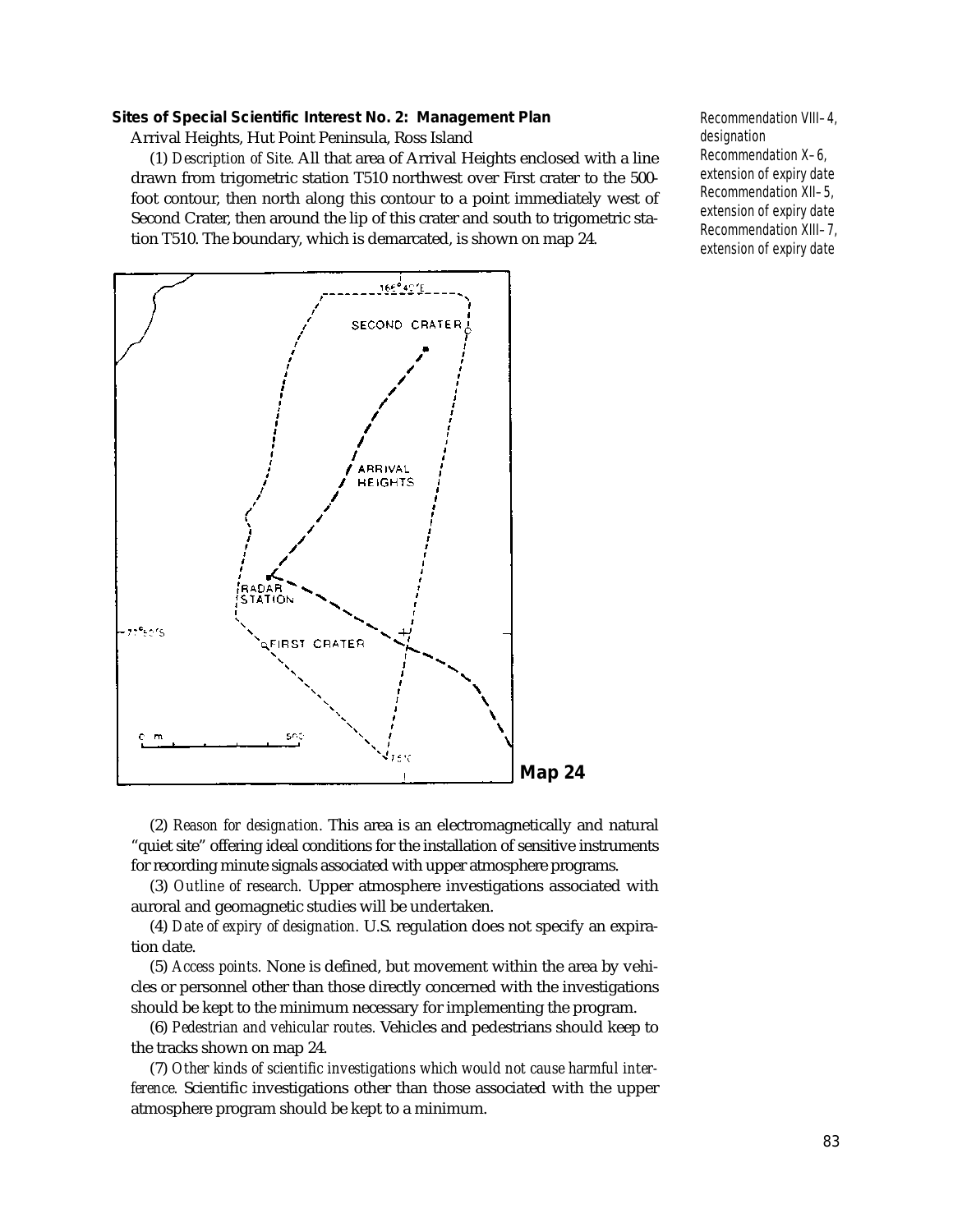**Sites of Special Scientific Interest No. 2: Management Plan**

Arrival Heights, Hut Point Peninsula, Ross Island

Recommendation VIII–4, designation
Recommendation X–6, extension of expiry date
Recommendation XII–5, extension of expiry date
Recommendation XIII–7, extension of expiry date

(1) *Description of Site.* All that area of Arrival Heights enclosed with a line drawn from trigometric station T510 northwest over First crater to the 500-foot contour, then north along this contour to a point immediately west of Second Crater, then around the lip of this crater and south to trigometric station T510. The boundary, which is demarcated, is shown on map 24.

**Map 24**

(2) *Reason for designation.* This area is an electromagnetically and natural "quiet site" offering ideal conditions for the installation of sensitive instruments for recording minute signals associated with upper atmosphere programs.

(3) *Outline of research.* Upper atmosphere investigations associated with auroral and geomagnetic studies will be undertaken.

(4) *Date of expiry of designation.* U.S. regulation does not specify an expiration date.

(5) *Access points.* None is defined, but movement within the area by vehicles or personnel other than those directly concerned with the investigations should be kept to the minimum necessary for implementing the program.

(6) *Pedestrian and vehicular routes.* Vehicles and pedestrians should keep to the tracks shown on map 24.

(7) *Other kinds of scientific investigations which would not cause harmful interference.* Scientific investigations other than those associated with the upper atmosphere program should be kept to a minimum.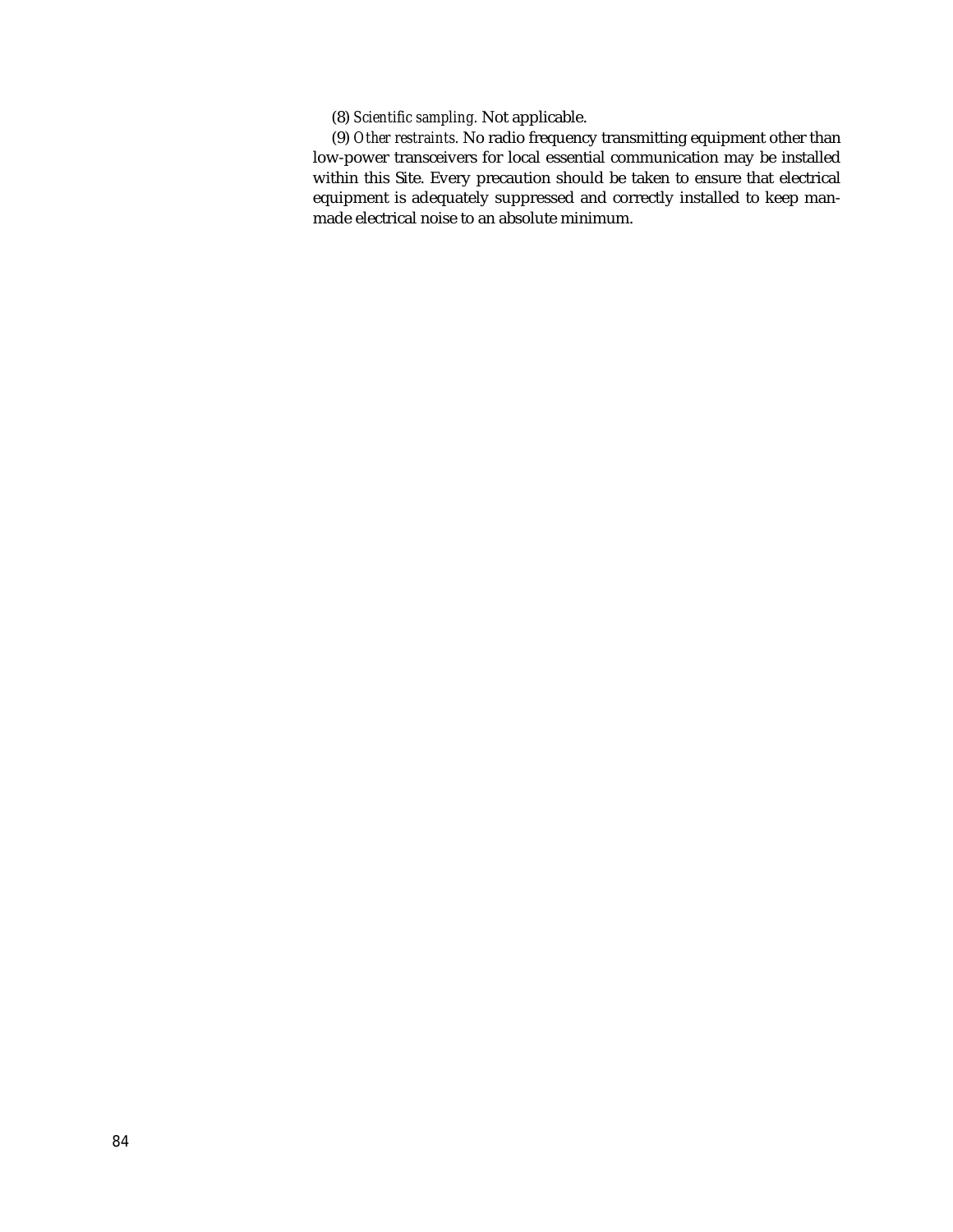(8) *Scientific sampling.* Not applicable.

(9) *Other restraints.* No radio frequency transmitting equipment other than low-power transceivers for local essential communication may be installed within this Site. Every precaution should be taken to ensure that electrical equipment is adequately suppressed and correctly installed to keep man-made electrical noise to an absolute minimum.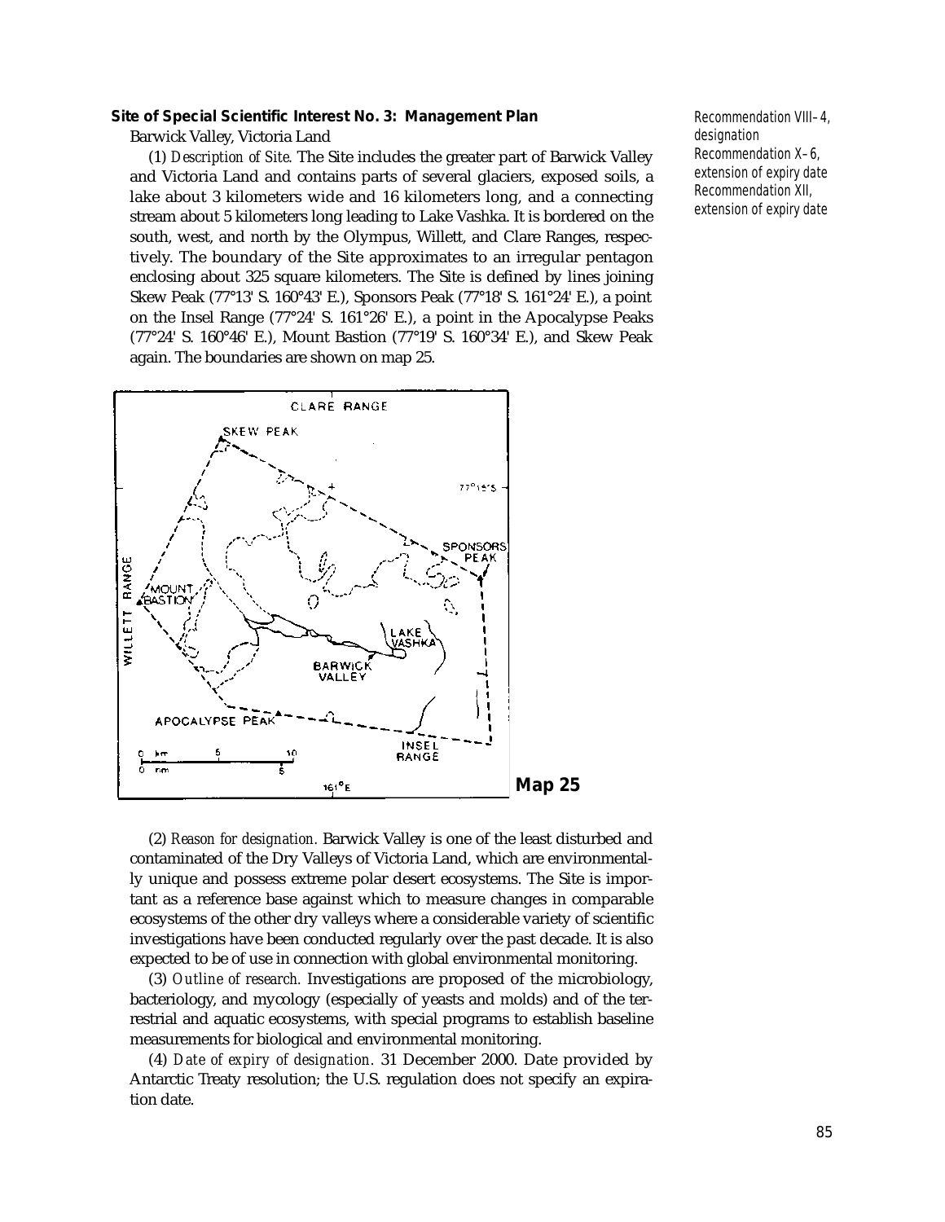**Site of Special Scientific Interest No. 3: Management Plan**

Recommendation VIII–4, designation
Recommendation X–6, extension of expiry date
Recommendation XII, extension of expiry date

Barwick Valley, Victoria Land

(1) *Description of Site.* The Site includes the greater part of Barwick Valley and Victoria Land and contains parts of several glaciers, exposed soils, a lake about 3 kilometers wide and 16 kilometers long, and a connecting stream about 5 kilometers long leading to Lake Vashka. It is bordered on the south, west, and north by the Olympus, Willett, and Clare Ranges, respectively. The boundary of the Site approximates to an irregular pentagon enclosing about 325 square kilometers. The Site is defined by lines joining Skew Peak (77°13' S. 160°43' E.), Sponsors Peak (77°18' S. 161°24' E.), a point on the Insel Range (77°24' S. 161°26' E.), a point in the Apocalypse Peaks (77°24' S. 160°46' E.), Mount Bastion (77°19' S. 160°34' E.), and Skew Peak again. The boundaries are shown on map 25.

CLARE RANGE · SKEW PEAK · 77°15'S · SPONSORS PEAK · WILLETT RANGE · MOUNT BASTION · LAKE VASHKA · BARWICK VALLEY · APOCALYPSE PEAK · INSEL RANGE · 0 km 5 10 · 0 nm 5 · 161°E

**Map 25**

(2) *Reason for designation.* Barwick Valley is one of the least disturbed and contaminated of the Dry Valleys of Victoria Land, which are environmentally unique and possess extreme polar desert ecosystems. The Site is important as a reference base against which to measure changes in comparable ecosystems of the other dry valleys where a considerable variety of scientific investigations have been conducted regularly over the past decade. It is also expected to be of use in connection with global environmental monitoring.

(3) *Outline of research.* Investigations are proposed of the microbiology, bacteriology, and mycology (especially of yeasts and molds) and of the terrestrial and aquatic ecosystems, with special programs to establish baseline measurements for biological and environmental monitoring.

(4) *Date of expiry of designation.* 31 December 2000. Date provided by Antarctic Treaty resolution; the U.S. regulation does not specify an expiration date.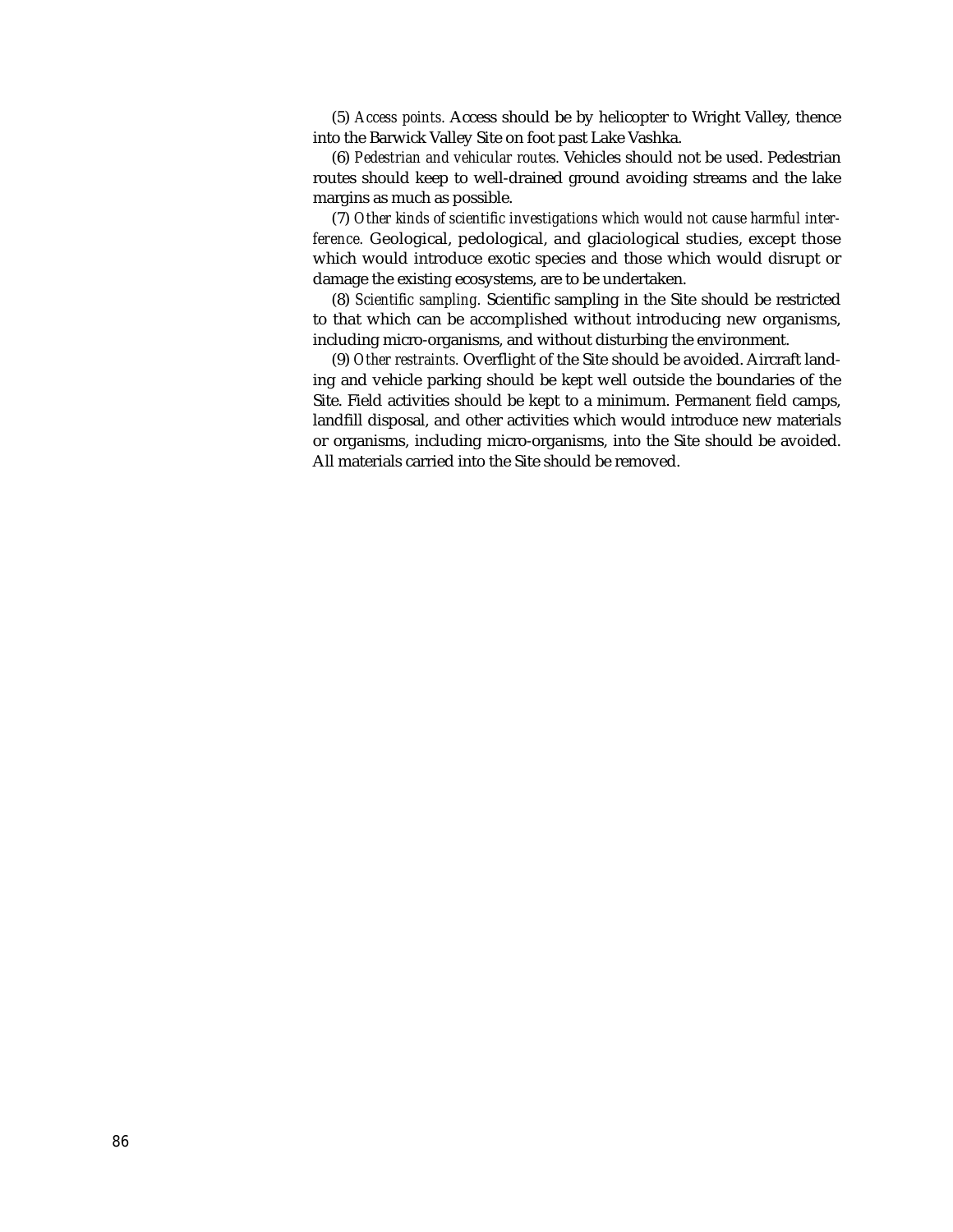(5) *Access points.* Access should be by helicopter to Wright Valley, thence into the Barwick Valley Site on foot past Lake Vashka.

(6) *Pedestrian and vehicular routes.* Vehicles should not be used. Pedestrian routes should keep to well-drained ground avoiding streams and the lake margins as much as possible.

(7) *Other kinds of scientific investigations which would not cause harmful interference.* Geological, pedological, and glaciological studies, except those which would introduce exotic species and those which would disrupt or damage the existing ecosystems, are to be undertaken.

(8) *Scientific sampling.* Scientific sampling in the Site should be restricted to that which can be accomplished without introducing new organisms, including micro-organisms, and without disturbing the environment.

(9) *Other restraints.* Overflight of the Site should be avoided. Aircraft landing and vehicle parking should be kept well outside the boundaries of the Site. Field activities should be kept to a minimum. Permanent field camps, landfill disposal, and other activities which would introduce new materials or organisms, including micro-organisms, into the Site should be avoided. All materials carried into the Site should be removed.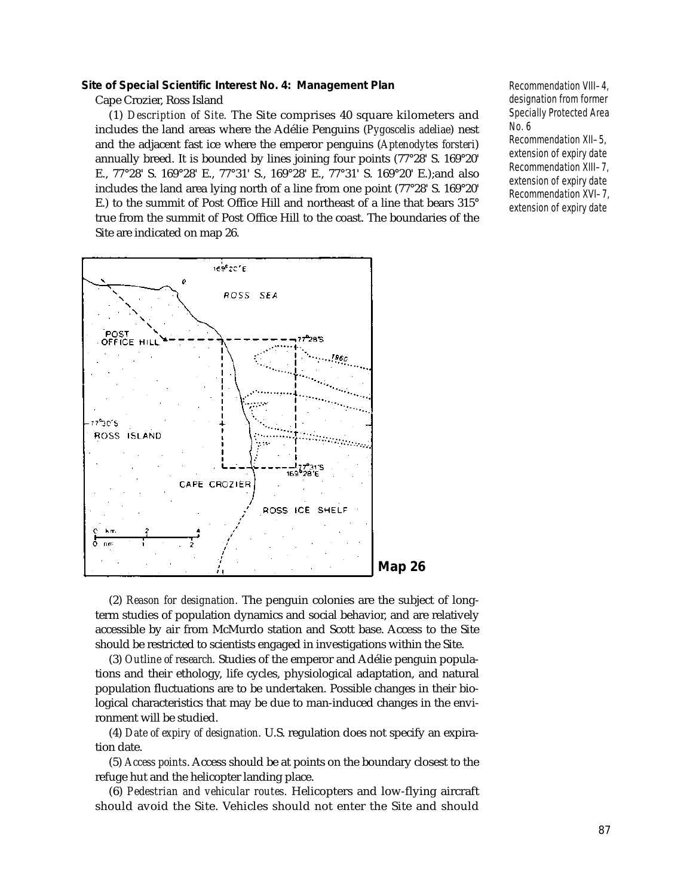**Site of Special Scientific Interest No. 4: Management Plan**

Cape Crozier, Ross Island

Recommendation VIII–4, designation from former Specially Protected Area No. 6
Recommendation XII–5, extension of expiry date
Recommendation XIII–7, extension of expiry date
Recommendation XVI–7, extension of expiry date

(1) *Description of Site.* The Site comprises 40 square kilometers and includes the land areas where the Adélie Penguins (*Pygoscelis adeliae*) nest and the adjacent fast ice where the emperor penguins (*Aptenodytes forsteri*) annually breed. It is bounded by lines joining four points (77°28' S. 169°20' E., 77°28' S. 169°28' E., 77°31' S., 169°28' E., 77°31' S. 169°20' E.);and also includes the land area lying north of a line from one point (77°28' S. 169°20' E.) to the summit of Post Office Hill and northeast of a line that bears 315° true from the summit of Post Office Hill to the coast. The boundaries of the Site are indicated on map 26.

**Map 26**

(2) *Reason for designation.* The penguin colonies are the subject of long-term studies of population dynamics and social behavior, and are relatively accessible by air from McMurdo station and Scott base. Access to the Site should be restricted to scientists engaged in investigations within the Site.

(3) *Outline of research.* Studies of the emperor and Adélie penguin populations and their ethology, life cycles, physiological adaptation, and natural population fluctuations are to be undertaken. Possible changes in their biological characteristics that may be due to man-induced changes in the environment will be studied.

(4) *Date of expiry of designation.* U.S. regulation does not specify an expiration date.

(5) *Access points*. Access should be at points on the boundary closest to the refuge hut and the helicopter landing place.

(6) *Pedestrian and vehicular routes.* Helicopters and low-flying aircraft should avoid the Site. Vehicles should not enter the Site and should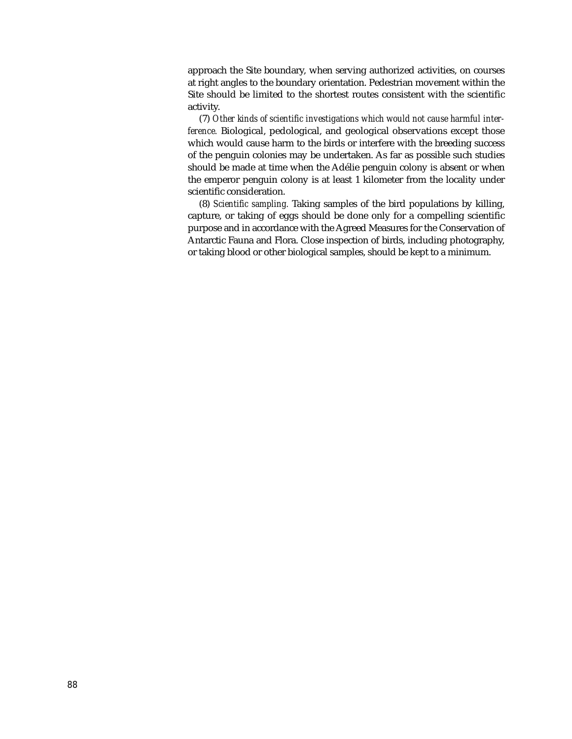approach the Site boundary, when serving authorized activities, on courses at right angles to the boundary orientation. Pedestrian movement within the Site should be limited to the shortest routes consistent with the scientific activity.

(7) *Other kinds of scientific investigations which would not cause harmful interference.* Biological, pedological, and geological observations except those which would cause harm to the birds or interfere with the breeding success of the penguin colonies may be undertaken. As far as possible such studies should be made at time when the Adélie penguin colony is absent or when the emperor penguin colony is at least 1 kilometer from the locality under scientific consideration.

(8) *Scientific sampling.* Taking samples of the bird populations by killing, capture, or taking of eggs should be done only for a compelling scientific purpose and in accordance with the Agreed Measures for the Conservation of Antarctic Fauna and Flora. Close inspection of birds, including photography, or taking blood or other biological samples, should be kept to a minimum.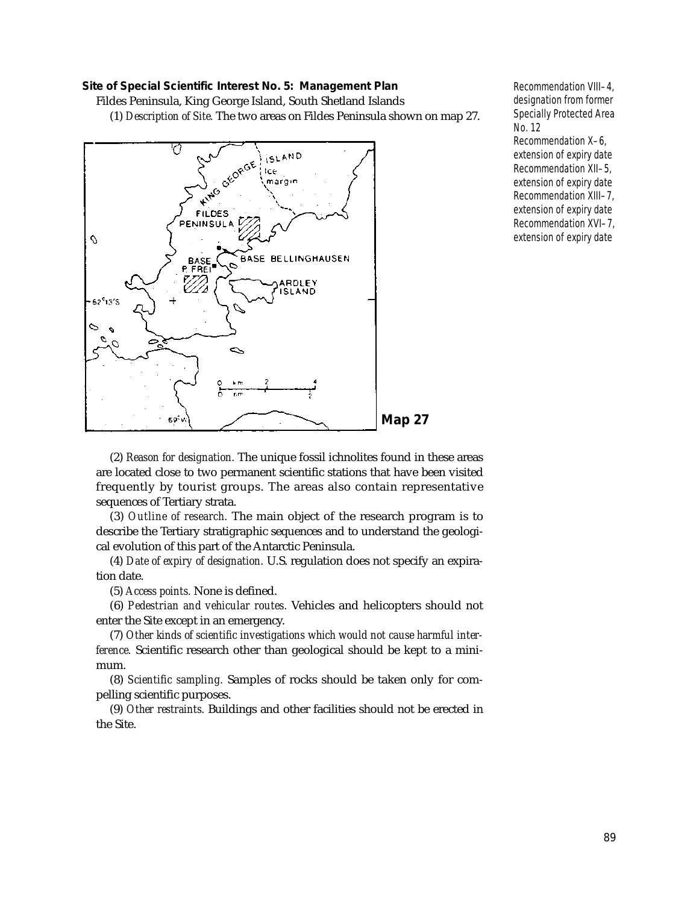**Site of Special Scientific Interest No. 5: Management Plan**

Fildes Peninsula, King George Island, South Shetland Islands

Recommendation VIII–4, designation from former Specially Protected Area No. 12
Recommendation X–6, extension of expiry date
Recommendation XII–5, extension of expiry date
Recommendation XIII–7, extension of expiry date
Recommendation XVI–7, extension of expiry date

(1) *Description of Site*. The two areas on Fildes Peninsula shown on map 27.

**Map 27**

(2) *Reason for designation.* The unique fossil ichnolites found in these areas are located close to two permanent scientific stations that have been visited frequently by tourist groups. The areas also contain representative sequences of Tertiary strata.

(3) *Outline of research.* The main object of the research program is to describe the Tertiary stratigraphic sequences and to understand the geological evolution of this part of the Antarctic Peninsula.

(4) *Date of expiry of designation.* U.S. regulation does not specify an expiration date.

(5) *Access points.* None is defined.

(6) *Pedestrian and vehicular routes.* Vehicles and helicopters should not enter the Site except in an emergency.

(7) *Other kinds of scientific investigations which would not cause harmful interference.* Scientific research other than geological should be kept to a minimum.

(8) *Scientific sampling.* Samples of rocks should be taken only for compelling scientific purposes.

(9) *Other restraints.* Buildings and other facilities should not be erected in the Site.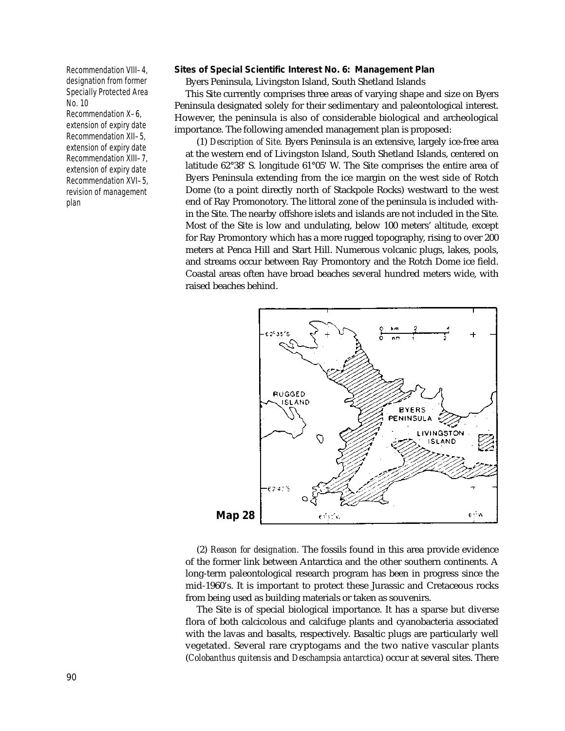Recommendation VIII–4, designation from former Specially Protected Area No. 10
Recommendation X–6, extension of expiry date
Recommendation XII–5, extension of expiry date
Recommendation XIII–7, extension of expiry date
Recommendation XVI–5, revision of management plan

**Sites of Special Scientific Interest No. 6: Management Plan**

Byers Peninsula, Livingston Island, South Shetland Islands

This Site currently comprises three areas of varying shape and size on Byers Peninsula designated solely for their sedimentary and paleontological interest. However, the peninsula is also of considerable biological and archeological importance. The following amended management plan is proposed:

(1) *Description of Site.* Byers Peninsula is an extensive, largely ice-free area at the western end of Livingston Island, South Shetland Islands, centered on latitude 62°38' S. longitude 61°05' W. The Site comprises the entire area of Byers Peninsula extending from the ice margin on the west side of Rotch Dome (to a point directly north of Stackpole Rocks) westward to the west end of Ray Promonotory. The littoral zone of the peninsula is included within the Site. The nearby offshore islets and islands are not included in the Site. Most of the Site is low and undulating, below 100 meters' altitude, except for Ray Promontory which has a more rugged topography, rising to over 200 meters at Penca Hill and Start Hill. Numerous volcanic plugs, lakes, pools, and streams occur between Ray Promontory and the Rotch Dome ice field. Coastal areas often have broad beaches several hundred meters wide, with raised beaches behind.

**Map 28**

(2) *Reason for designation.* The fossils found in this area provide evidence of the former link between Antarctica and the other southern continents. A long-term paleontological research program has been in progress since the mid-1960's. It is important to protect these Jurassic and Cretaceous rocks from being used as building materials or taken as souvenirs.

The Site is of special biological importance. It has a sparse but diverse flora of both calcicolous and calcifuge plants and cyanobacteria associated with the lavas and basalts, respectively. Basaltic plugs are particularly well vegetated. Several rare cryptogams and the two native vascular plants (*Colobanthus quitensis* and *Deschampsia antarctica*) occur at several sites. There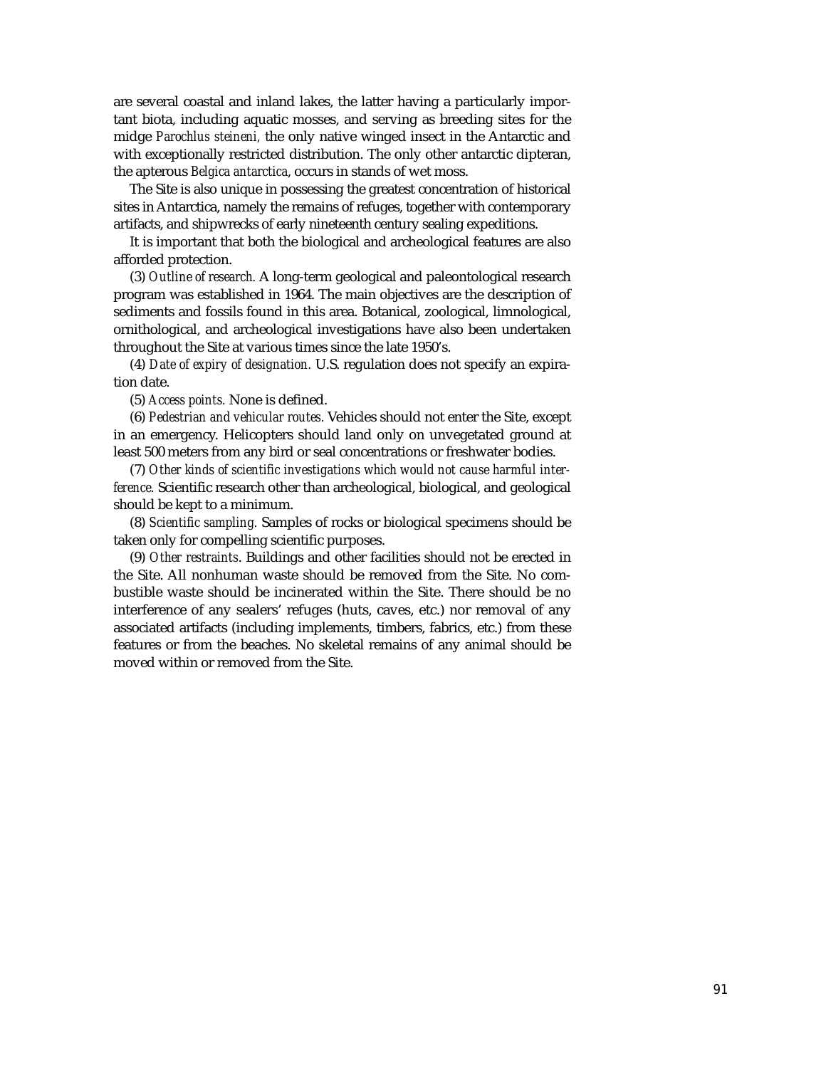are several coastal and inland lakes, the latter having a particularly important biota, including aquatic mosses, and serving as breeding sites for the midge *Parochlus steineni,* the only native winged insect in the Antarctic and with exceptionally restricted distribution. The only other antarctic dipteran, the apterous *Belgica antarctica*, occurs in stands of wet moss.

The Site is also unique in possessing the greatest concentration of historical sites in Antarctica, namely the remains of refuges, together with contemporary artifacts, and shipwrecks of early nineteenth century sealing expeditions.

It is important that both the biological and archeological features are also afforded protection.

(3) *Outline of research.* A long-term geological and paleontological research program was established in 1964. The main objectives are the description of sediments and fossils found in this area. Botanical, zoological, limnological, ornithological, and archeological investigations have also been undertaken throughout the Site at various times since the late 1950's.

(4) *Date of expiry of designation.* U.S. regulation does not specify an expiration date.

(5) *Access points.* None is defined.

(6) *Pedestrian and vehicular routes.* Vehicles should not enter the Site, except in an emergency. Helicopters should land only on unvegetated ground at least 500 meters from any bird or seal concentrations or freshwater bodies.

(7) *Other kinds of scientific investigations which would not cause harmful interference.* Scientific research other than archeological, biological, and geological should be kept to a minimum.

(8) *Scientific sampling.* Samples of rocks or biological specimens should be taken only for compelling scientific purposes.

(9) *Other restraints*. Buildings and other facilities should not be erected in the Site. All nonhuman waste should be removed from the Site. No combustible waste should be incinerated within the Site. There should be no interference of any sealers' refuges (huts, caves, etc.) nor removal of any associated artifacts (including implements, timbers, fabrics, etc.) from these features or from the beaches. No skeletal remains of any animal should be moved within or removed from the Site.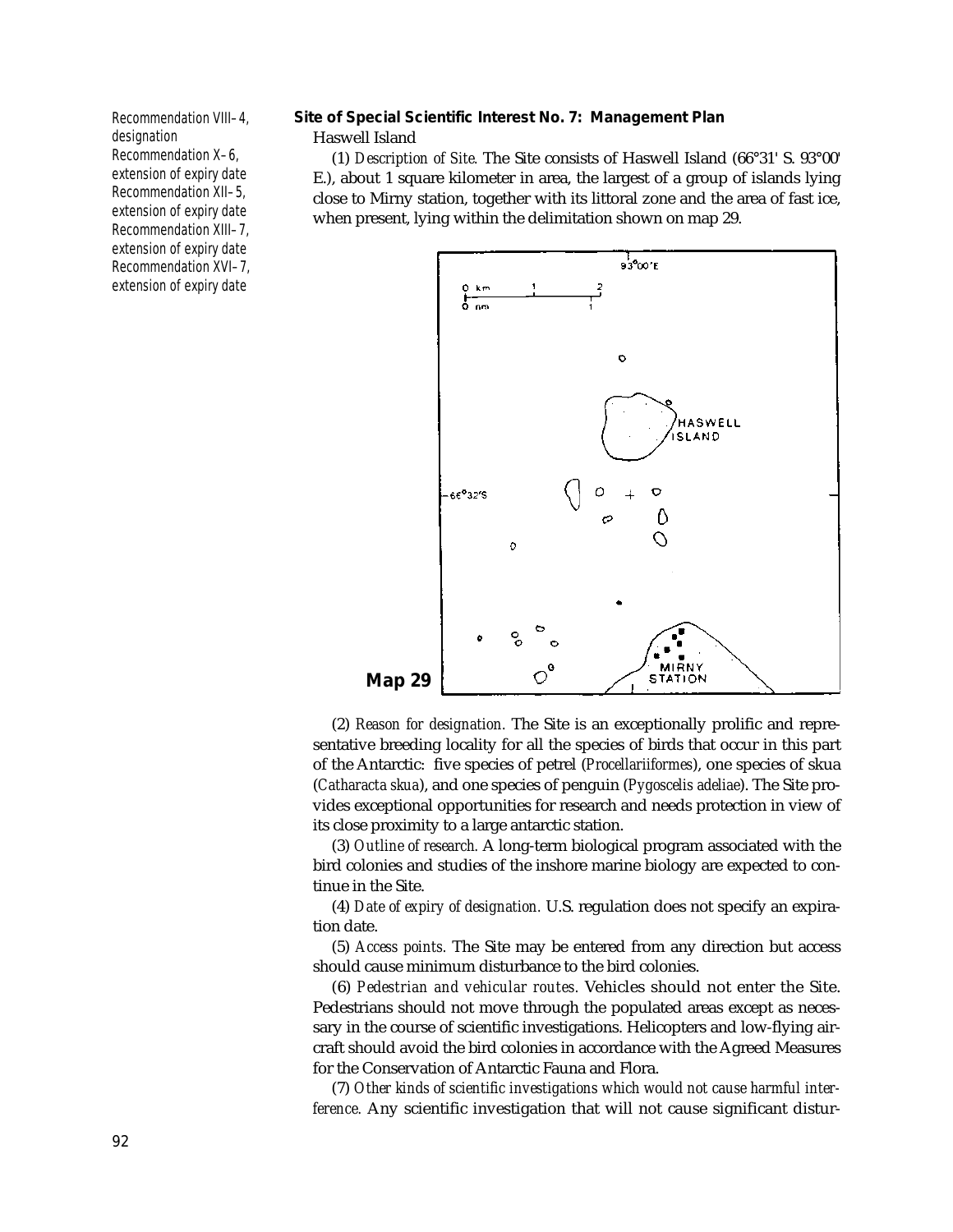Recommendation VIII–4, designation
Recommendation X–6, extension of expiry date
Recommendation XII–5, extension of expiry date
Recommendation XIII–7, extension of expiry date
Recommendation XVI–7, extension of expiry date

**Site of Special Scientific Interest No. 7: Management Plan**

Haswell Island

(1) *Description of Site.* The Site consists of Haswell Island (66°31' S. 93°00' E.), about 1 square kilometer in area, the largest of a group of islands lying close to Mirny station, together with its littoral zone and the area of fast ice, when present, lying within the delimitation shown on map 29.

**Map 29**

(2) *Reason for designation.* The Site is an exceptionally prolific and representative breeding locality for all the species of birds that occur in this part of the Antarctic: five species of petrel (*Procellariiformes*), one species of skua (*Catharacta skua*), and one species of penguin (*Pygoscelis adeliae*). The Site provides exceptional opportunities for research and needs protection in view of its close proximity to a large antarctic station.

(3) *Outline of research.* A long-term biological program associated with the bird colonies and studies of the inshore marine biology are expected to continue in the Site.

(4) *Date of expiry of designation.* U.S. regulation does not specify an expiration date.

(5) *Access points.* The Site may be entered from any direction but access should cause minimum disturbance to the bird colonies.

(6) *Pedestrian and vehicular routes.* Vehicles should not enter the Site. Pedestrians should not move through the populated areas except as necessary in the course of scientific investigations. Helicopters and low-flying aircraft should avoid the bird colonies in accordance with the Agreed Measures for the Conservation of Antarctic Fauna and Flora.

(7) *Other kinds of scientific investigations which would not cause harmful interference.* Any scientific investigation that will not cause significant distur-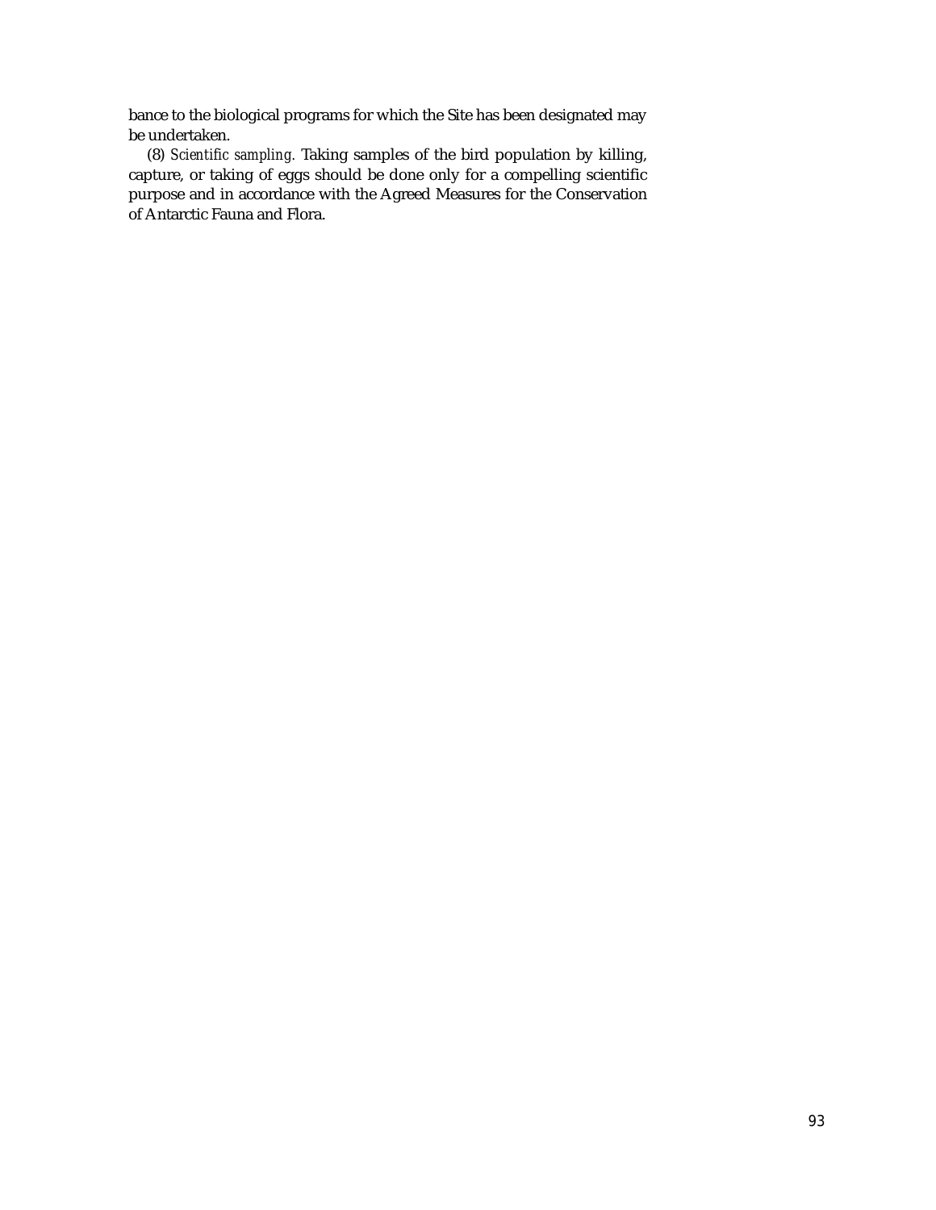bance to the biological programs for which the Site has been designated may be undertaken.

(8) *Scientific sampling.* Taking samples of the bird population by killing, capture, or taking of eggs should be done only for a compelling scientific purpose and in accordance with the Agreed Measures for the Conservation of Antarctic Fauna and Flora.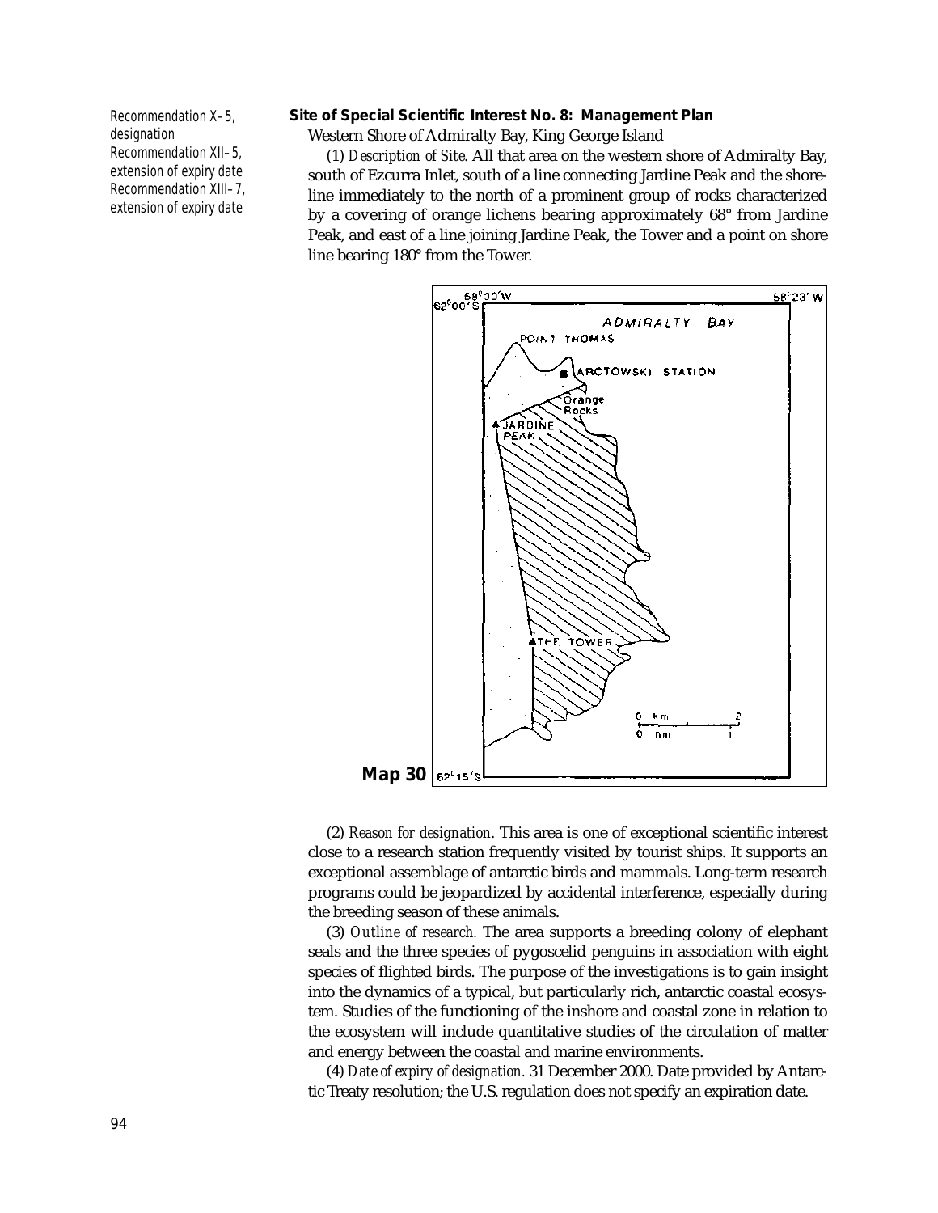Recommendation X–5, designation
Recommendation XII–5, extension of expiry date
Recommendation XIII–7, extension of expiry date

**Site of Special Scientific Interest No. 8: Management Plan**

Western Shore of Admiralty Bay, King George Island

(1) *Description of Site.* All that area on the western shore of Admiralty Bay, south of Ezcurra Inlet, south of a line connecting Jardine Peak and the shoreline immediately to the north of a prominent group of rocks characterized by a covering of orange lichens bearing approximately 68° from Jardine Peak, and east of a line joining Jardine Peak, the Tower and a point on shore line bearing 180° from the Tower.

**Map 30**

(2) *Reason for designation.* This area is one of exceptional scientific interest close to a research station frequently visited by tourist ships. It supports an exceptional assemblage of antarctic birds and mammals. Long-term research programs could be jeopardized by accidental interference, especially during the breeding season of these animals.

(3) *Outline of research.* The area supports a breeding colony of elephant seals and the three species of pygoscelid penguins in association with eight species of flighted birds. The purpose of the investigations is to gain insight into the dynamics of a typical, but particularly rich, antarctic coastal ecosystem. Studies of the functioning of the inshore and coastal zone in relation to the ecosystem will include quantitative studies of the circulation of matter and energy between the coastal and marine environments.

(4) *Date of expiry of designation.* 31 December 2000. Date provided by Antarctic Treaty resolution; the U.S. regulation does not specify an expiration date.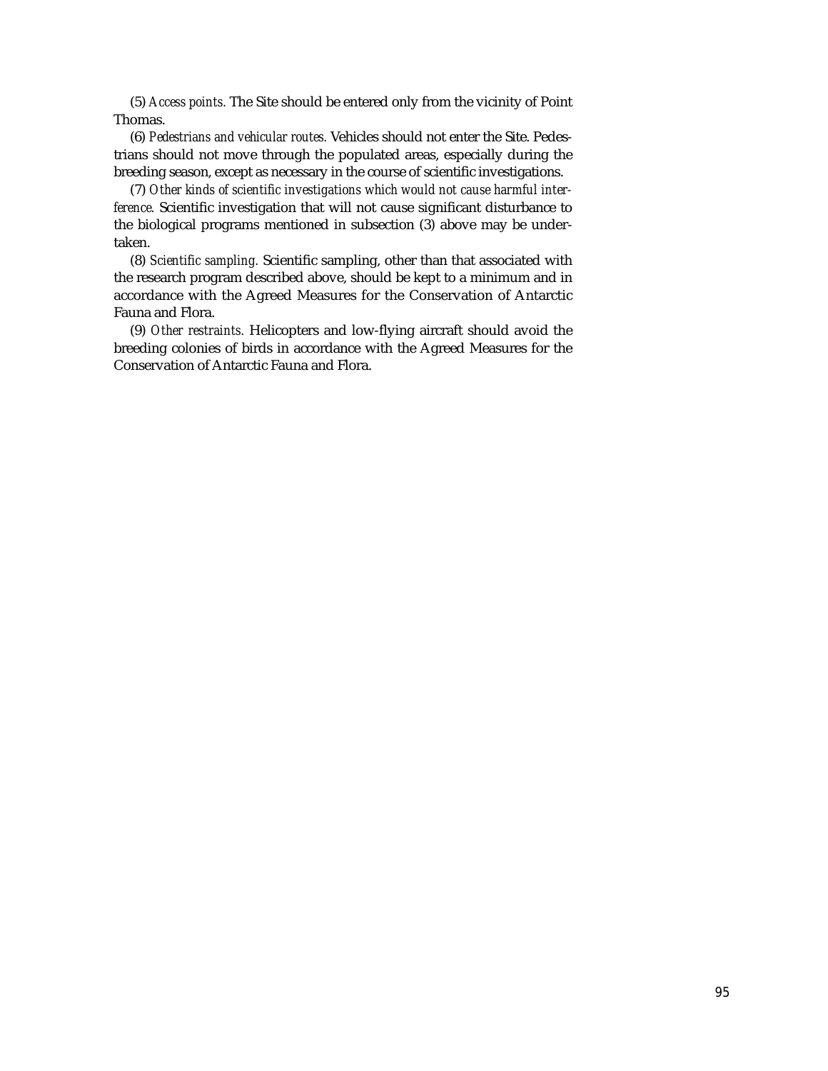(5) *Access points.* The Site should be entered only from the vicinity of Point Thomas.

(6) *Pedestrians and vehicular routes.* Vehicles should not enter the Site. Pedestrians should not move through the populated areas, especially during the breeding season, except as necessary in the course of scientific investigations.

(7) *Other kinds of scientific investigations which would not cause harmful interference.* Scientific investigation that will not cause significant disturbance to the biological programs mentioned in subsection (3) above may be undertaken.

(8) *Scientific sampling.* Scientific sampling, other than that associated with the research program described above, should be kept to a minimum and in accordance with the Agreed Measures for the Conservation of Antarctic Fauna and Flora.

(9) *Other restraints.* Helicopters and low-flying aircraft should avoid the breeding colonies of birds in accordance with the Agreed Measures for the Conservation of Antarctic Fauna and Flora.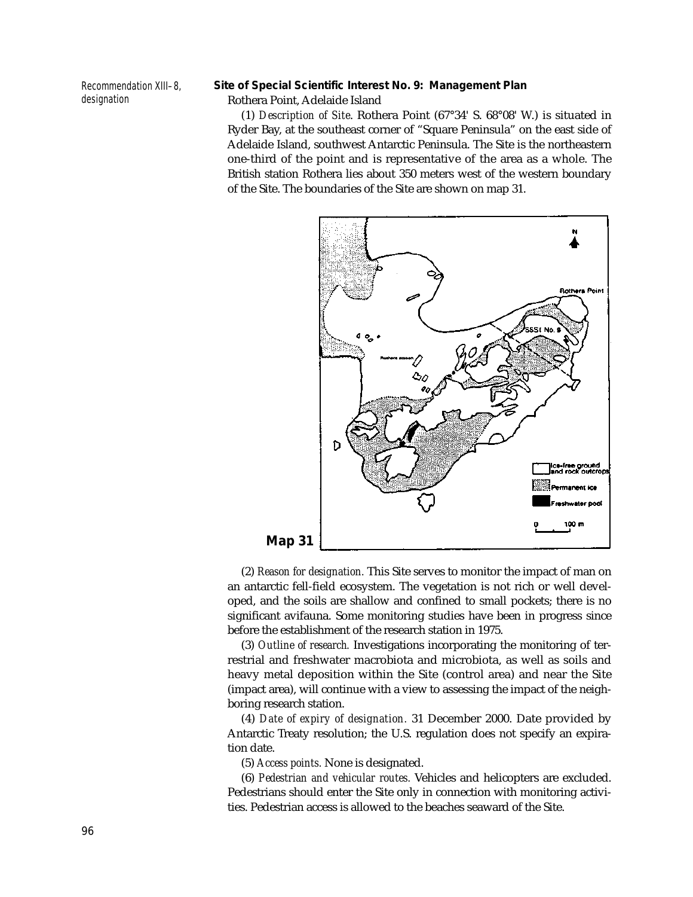Recommendation XIII–8, designation

### Site of Special Scientific Interest No. 9: Management Plan

Rothera Point, Adelaide Island

(1) *Description of Site.* Rothera Point (67°34' S. 68°08' W.) is situated in Ryder Bay, at the southeast corner of "Square Peninsula" on the east side of Adelaide Island, southwest Antarctic Peninsula. The Site is the northeastern one-third of the point and is representative of the area as a whole. The British station Rothera lies about 350 meters west of the western boundary of the Site. The boundaries of the Site are shown on map 31.

**Map 31**

(2) *Reason for designation.* This Site serves to monitor the impact of man on an antarctic fell-field ecosystem. The vegetation is not rich or well developed, and the soils are shallow and confined to small pockets; there is no significant avifauna. Some monitoring studies have been in progress since before the establishment of the research station in 1975.

(3) *Outline of research.* Investigations incorporating the monitoring of terrestrial and freshwater macrobiota and microbiota, as well as soils and heavy metal deposition within the Site (control area) and near the Site (impact area), will continue with a view to assessing the impact of the neighboring research station.

(4) *Date of expiry of designation.* 31 December 2000. Date provided by Antarctic Treaty resolution; the U.S. regulation does not specify an expiration date.

(5) *Access points.* None is designated.

(6) *Pedestrian and vehicular routes.* Vehicles and helicopters are excluded. Pedestrians should enter the Site only in connection with monitoring activities. Pedestrian access is allowed to the beaches seaward of the Site.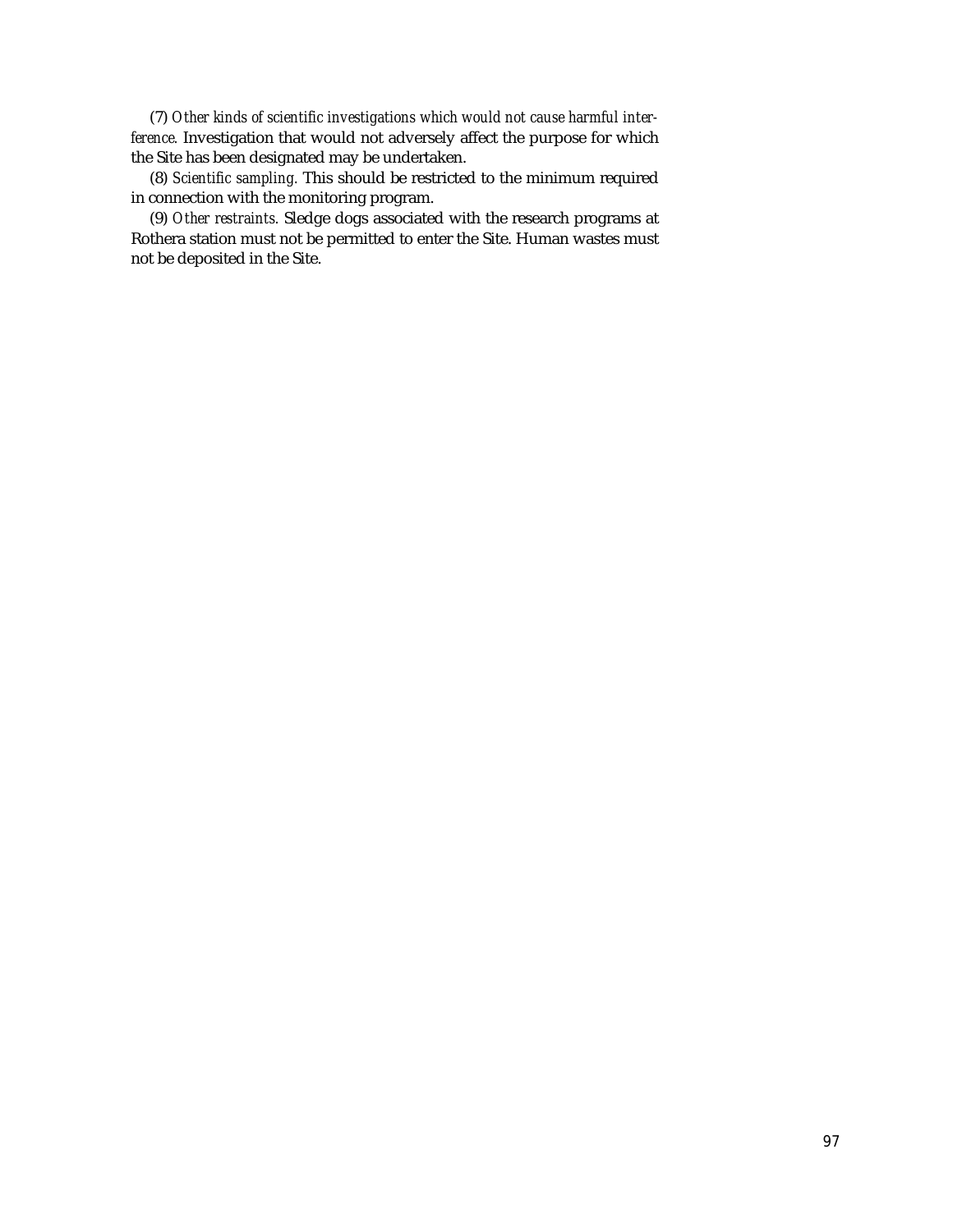(7) *Other kinds of scientific investigations which would not cause harmful interference.* Investigation that would not adversely affect the purpose for which the Site has been designated may be undertaken.

(8) *Scientific sampling.* This should be restricted to the minimum required in connection with the monitoring program.

(9) *Other restraints.* Sledge dogs associated with the research programs at Rothera station must not be permitted to enter the Site. Human wastes must not be deposited in the Site.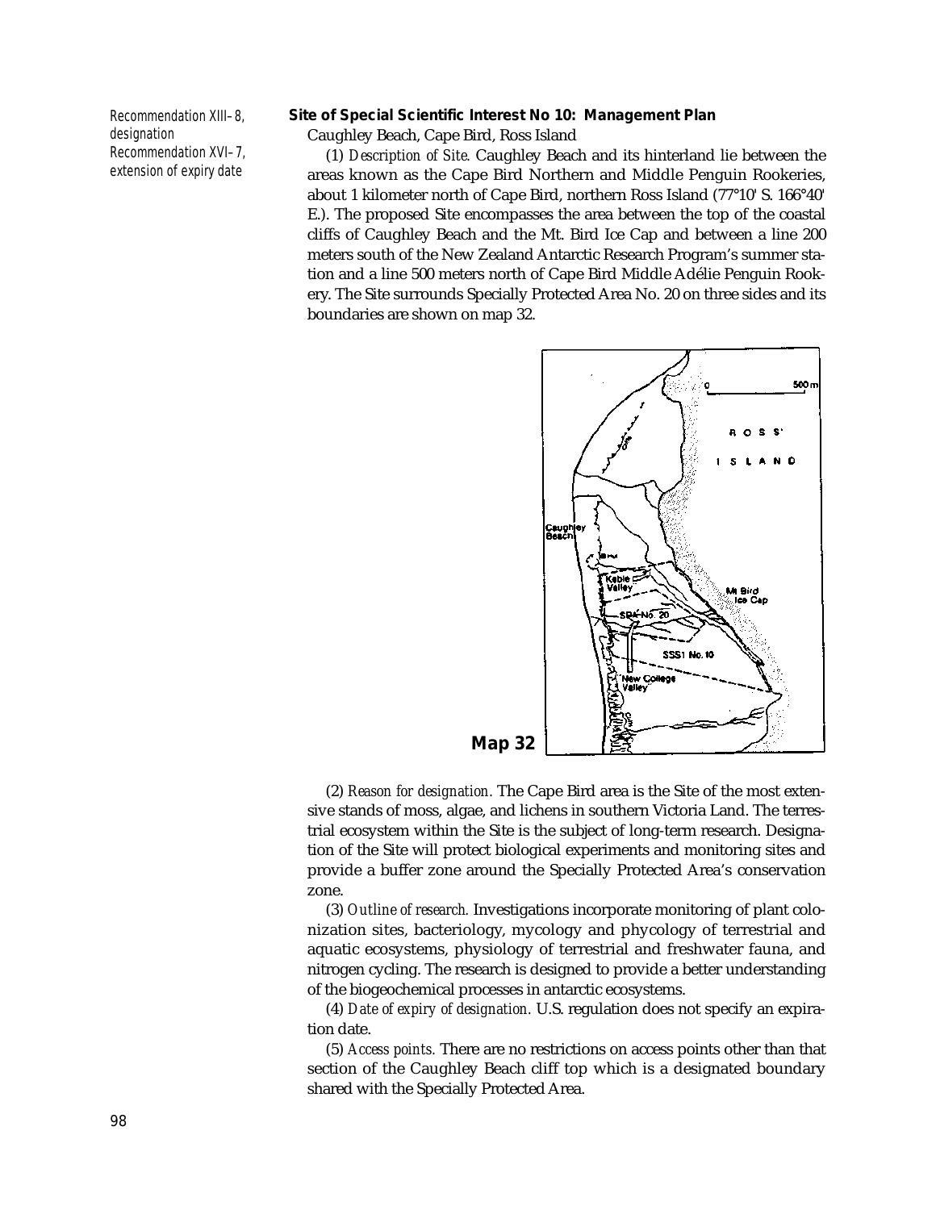Recommendation XIII–8, designation
Recommendation XVI–7, extension of expiry date

**Site of Special Scientific Interest No 10: Management Plan**

Caughley Beach, Cape Bird, Ross Island

(1) *Description of Site.* Caughley Beach and its hinterland lie between the areas known as the Cape Bird Northern and Middle Penguin Rookeries, about 1 kilometer north of Cape Bird, northern Ross Island (77°10' S. 166°40' E.). The proposed Site encompasses the area between the top of the coastal cliffs of Caughley Beach and the Mt. Bird Ice Cap and between a line 200 meters south of the New Zealand Antarctic Research Program's summer station and a line 500 meters north of Cape Bird Middle Adélie Penguin Rookery. The Site surrounds Specially Protected Area No. 20 on three sides and its boundaries are shown on map 32.

**Map 32**

(2) *Reason for designation.* The Cape Bird area is the Site of the most extensive stands of moss, algae, and lichens in southern Victoria Land. The terrestrial ecosystem within the Site is the subject of long-term research. Designation of the Site will protect biological experiments and monitoring sites and provide a buffer zone around the Specially Protected Area's conservation zone.

(3) *Outline of research.* Investigations incorporate monitoring of plant colonization sites, bacteriology, mycology and phycology of terrestrial and aquatic ecosystems, physiology of terrestrial and freshwater fauna, and nitrogen cycling. The research is designed to provide a better understanding of the biogeochemical processes in antarctic ecosystems.

(4) *Date of expiry of designation.* U.S. regulation does not specify an expiration date.

(5) *Access points.* There are no restrictions on access points other than that section of the Caughley Beach cliff top which is a designated boundary shared with the Specially Protected Area.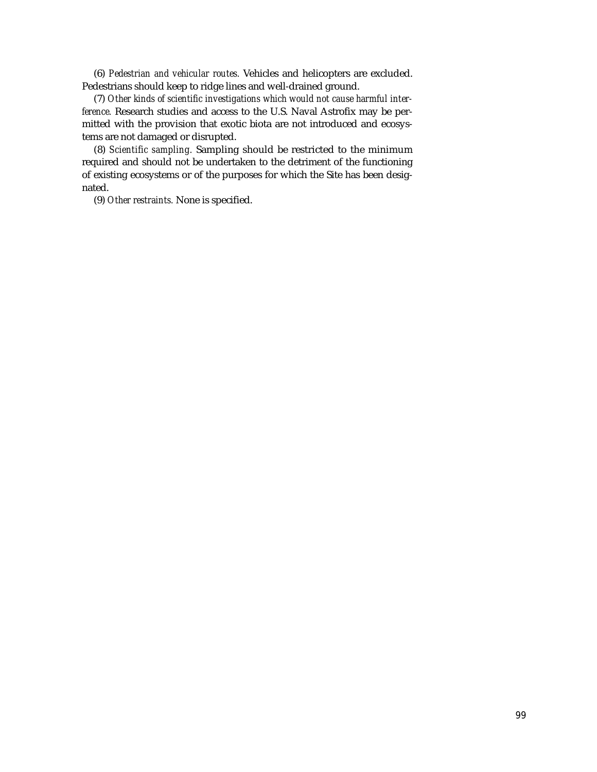(6) *Pedestrian and vehicular routes.* Vehicles and helicopters are excluded. Pedestrians should keep to ridge lines and well-drained ground.

(7) *Other kinds of scientific investigations which would not cause harmful interference.* Research studies and access to the U.S. Naval Astrofix may be permitted with the provision that exotic biota are not introduced and ecosystems are not damaged or disrupted.

(8) *Scientific sampling.* Sampling should be restricted to the minimum required and should not be undertaken to the detriment of the functioning of existing ecosystems or of the purposes for which the Site has been designated.

(9) *Other restraints.* None is specified.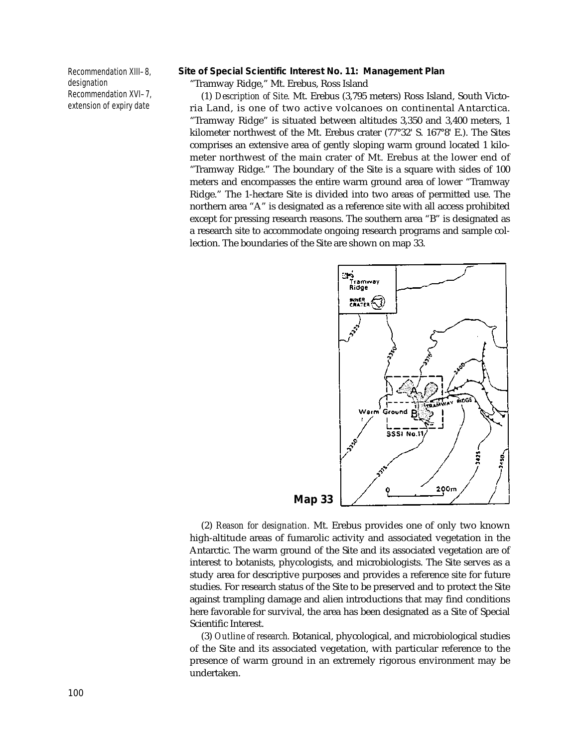Recommendation XIII–8, designation
Recommendation XVI–7, extension of expiry date

**Site of Special Scientific Interest No. 11: Management Plan**

"Tramway Ridge," Mt. Erebus, Ross Island

(1) *Description of Site.* Mt. Erebus (3,795 meters) Ross Island, South Victoria Land, is one of two active volcanoes on continental Antarctica. "Tramway Ridge" is situated between altitudes 3,350 and 3,400 meters, 1 kilometer northwest of the Mt. Erebus crater (77°32' S. 167°8' E.). The Sites comprises an extensive area of gently sloping warm ground located 1 kilometer northwest of the main crater of Mt. Erebus at the lower end of "Tramway Ridge." The boundary of the Site is a square with sides of 100 meters and encompasses the entire warm ground area of lower "Tramway Ridge." The 1-hectare Site is divided into two areas of permitted use. The northern area "A" is designated as a reference site with all access prohibited except for pressing research reasons. The southern area "B" is designated as a research site to accommodate ongoing research programs and sample collection. The boundaries of the Site are shown on map 33.

**Map 33**

(2) *Reason for designation.* Mt. Erebus provides one of only two known high-altitude areas of fumarolic activity and associated vegetation in the Antarctic. The warm ground of the Site and its associated vegetation are of interest to botanists, phycologists, and microbiologists. The Site serves as a study area for descriptive purposes and provides a reference site for future studies. For research status of the Site to be preserved and to protect the Site against trampling damage and alien introductions that may find conditions here favorable for survival, the area has been designated as a Site of Special Scientific Interest.

(3) *Outline of research.* Botanical, phycological, and microbiological studies of the Site and its associated vegetation, with particular reference to the presence of warm ground in an extremely rigorous environment may be undertaken.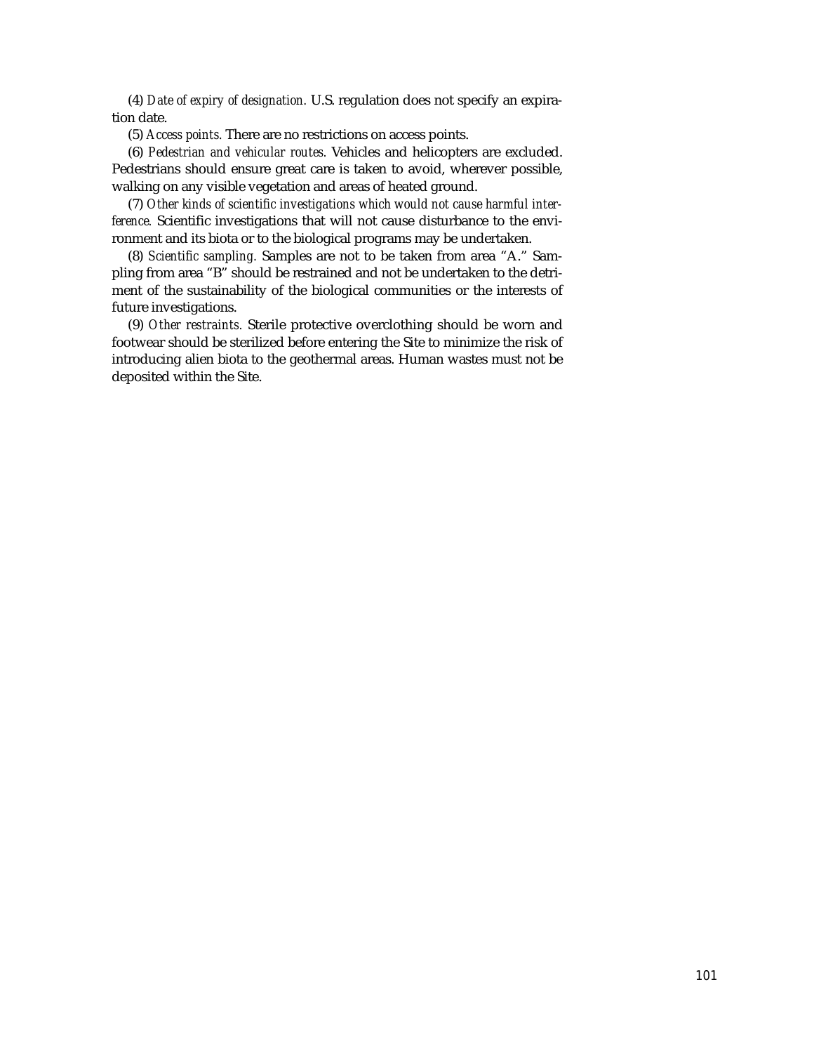(4) *Date of expiry of designation.* U.S. regulation does not specify an expiration date.

(5) *Access points.* There are no restrictions on access points.

(6) *Pedestrian and vehicular routes.* Vehicles and helicopters are excluded. Pedestrians should ensure great care is taken to avoid, wherever possible, walking on any visible vegetation and areas of heated ground.

(7) *Other kinds of scientific investigations which would not cause harmful interference.* Scientific investigations that will not cause disturbance to the environment and its biota or to the biological programs may be undertaken.

(8) *Scientific sampling.* Samples are not to be taken from area "A." Sampling from area "B" should be restrained and not be undertaken to the detriment of the sustainability of the biological communities or the interests of future investigations.

(9) *Other restraints.* Sterile protective overclothing should be worn and footwear should be sterilized before entering the Site to minimize the risk of introducing alien biota to the geothermal areas. Human wastes must not be deposited within the Site.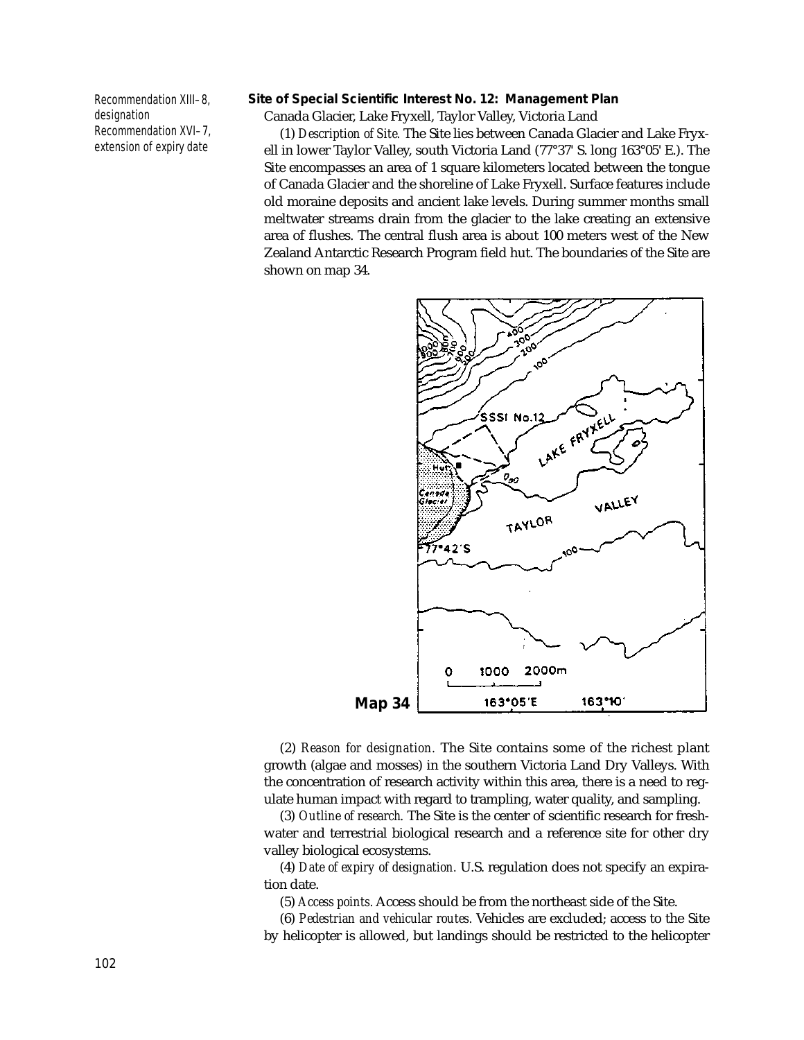Recommendation XIII–8, designation
Recommendation XVI–7, extension of expiry date

**Site of Special Scientific Interest No. 12: Management Plan**

Canada Glacier, Lake Fryxell, Taylor Valley, Victoria Land

(1) *Description of Site.* The Site lies between Canada Glacier and Lake Fryxell in lower Taylor Valley, south Victoria Land (77°37' S. long 163°05' E.). The Site encompasses an area of 1 square kilometers located between the tongue of Canada Glacier and the shoreline of Lake Fryxell. Surface features include old moraine deposits and ancient lake levels. During summer months small meltwater streams drain from the glacier to the lake creating an extensive area of flushes. The central flush area is about 100 meters west of the New Zealand Antarctic Research Program field hut. The boundaries of the Site are shown on map 34.

**Map 34**

(2) *Reason for designation.* The Site contains some of the richest plant growth (algae and mosses) in the southern Victoria Land Dry Valleys. With the concentration of research activity within this area, there is a need to regulate human impact with regard to trampling, water quality, and sampling.

(3) *Outline of research.* The Site is the center of scientific research for freshwater and terrestrial biological research and a reference site for other dry valley biological ecosystems.

(4) *Date of expiry of designation.* U.S. regulation does not specify an expiration date.

(5) *Access points.* Access should be from the northeast side of the Site.

(6) *Pedestrian and vehicular routes.* Vehicles are excluded; access to the Site by helicopter is allowed, but landings should be restricted to the helicopter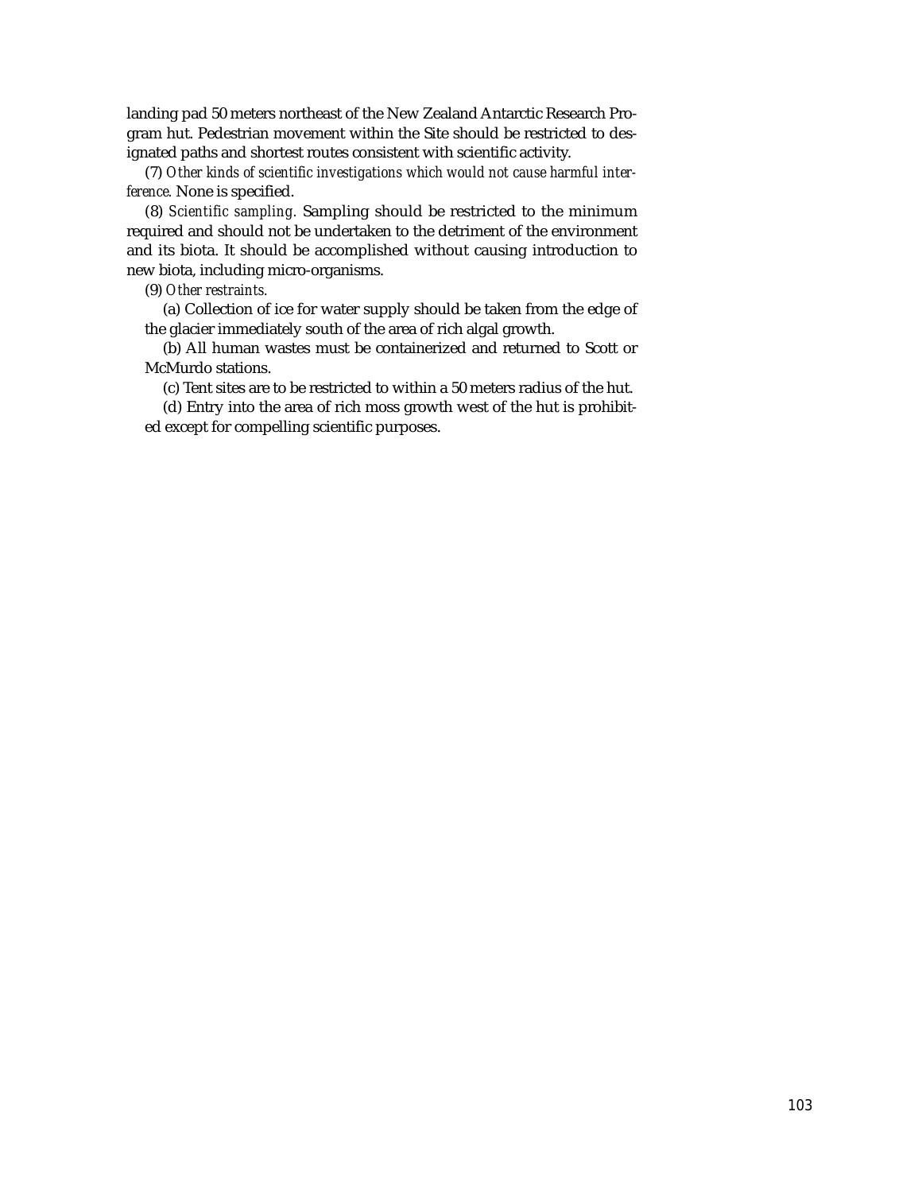landing pad 50 meters northeast of the New Zealand Antarctic Research Program hut. Pedestrian movement within the Site should be restricted to designated paths and shortest routes consistent with scientific activity.

(7) *Other kinds of scientific investigations which would not cause harmful interference.* None is specified.

(8) *Scientific sampling.* Sampling should be restricted to the minimum required and should not be undertaken to the detriment of the environment and its biota. It should be accomplished without causing introduction to new biota, including micro-organisms.

(9) *Other restraints.*

(a) Collection of ice for water supply should be taken from the edge of the glacier immediately south of the area of rich algal growth.

(b) All human wastes must be containerized and returned to Scott or McMurdo stations.

(c) Tent sites are to be restricted to within a 50 meters radius of the hut.

(d) Entry into the area of rich moss growth west of the hut is prohibited except for compelling scientific purposes.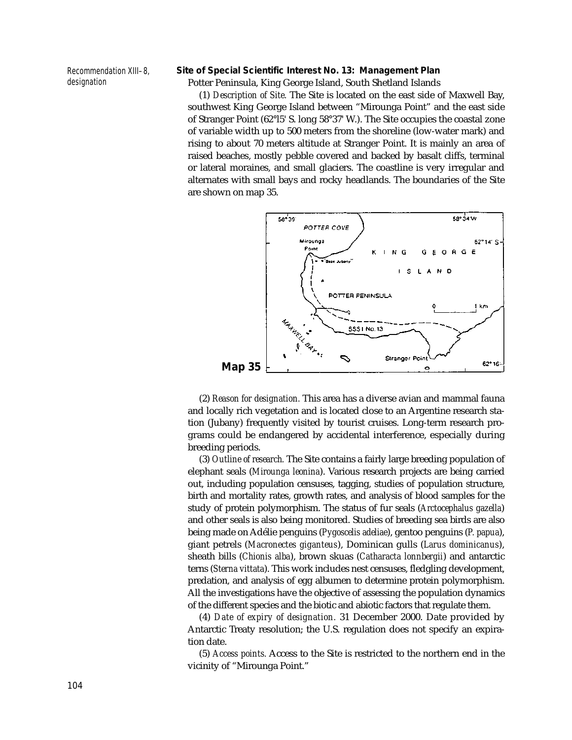Recommendation XIII–8, designation

**Site of Special Scientific Interest No. 13: Management Plan**

Potter Peninsula, King George Island, South Shetland Islands

(1) *Description of Site.* The Site is located on the east side of Maxwell Bay, southwest King George Island between "Mirounga Point" and the east side of Stranger Point (62°l5' S. long 58°37' W.). The Site occupies the coastal zone of variable width up to 500 meters from the shoreline (low-water mark) and rising to about 70 meters altitude at Stranger Point. It is mainly an area of raised beaches, mostly pebble covered and backed by basalt cliffs, terminal or lateral moraines, and small glaciers. The coastline is very irregular and alternates with small bays and rocky headlands. The boundaries of the Site are shown on map 35.

**Map 35**

(2) *Reason for designation.* This area has a diverse avian and mammal fauna and locally rich vegetation and is located close to an Argentine research station (Jubany) frequently visited by tourist cruises. Long-term research programs could be endangered by accidental interference, especially during breeding periods.

(3) *Outline of research.* The Site contains a fairly large breeding population of elephant seals (*Mirounga leonina*). Various research projects are being carried out, including population censuses, tagging, studies of population structure, birth and mortality rates, growth rates, and analysis of blood samples for the study of protein polymorphism. The status of fur seals (*Arctocephalus gazella*) and other seals is also being monitored. Studies of breeding sea birds are also being made on Adélie penguins (*Pygoscelis adeliae*), gentoo penguins (*P. papua*), giant petrels (*Macronectes giganteus*), Dominican gulls (*Larus dominicanus*), sheath bills (*Chionis alba*), brown skuas (*Catharacta lonnbergii*) and antarctic terns (*Sterna vittata*). This work includes nest censuses, fledgling development, predation, and analysis of egg albumen to determine protein polymorphism. All the investigations have the objective of assessing the population dynamics of the different species and the biotic and abiotic factors that regulate them.

(4) *Date of expiry of designation.* 31 December 2000. Date provided by Antarctic Treaty resolution; the U.S. regulation does not specify an expiration date.

(5) *Access points.* Access to the Site is restricted to the northern end in the vicinity of "Mirounga Point."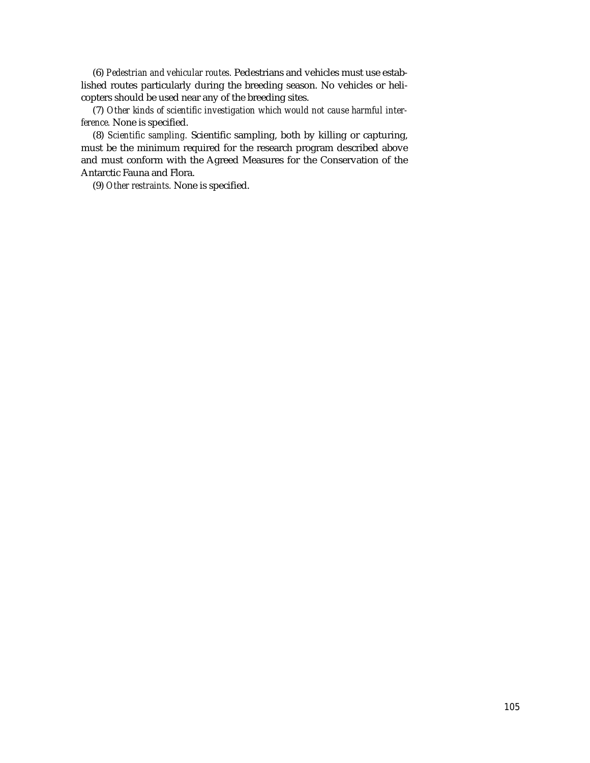(6) *Pedestrian and vehicular routes.* Pedestrians and vehicles must use established routes particularly during the breeding season. No vehicles or helicopters should be used near any of the breeding sites.

(7) *Other kinds of scientific investigation which would not cause harmful interference.* None is specified.

(8) *Scientific sampling.* Scientific sampling, both by killing or capturing, must be the minimum required for the research program described above and must conform with the Agreed Measures for the Conservation of the Antarctic Fauna and Flora.

(9) *Other restraints.* None is specified.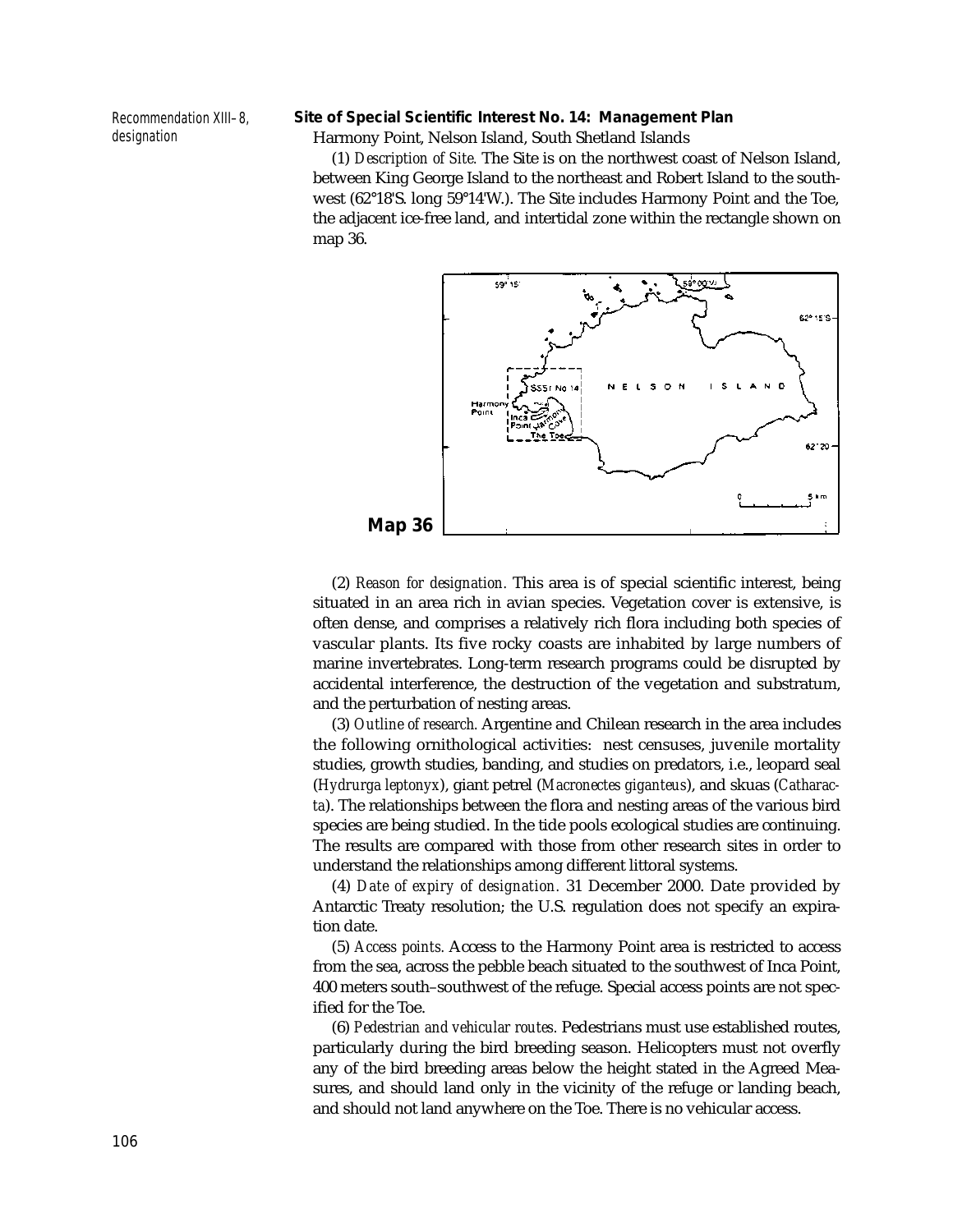Recommendation XIII–8, designation

**Site of Special Scientific Interest No. 14: Management Plan**

Harmony Point, Nelson Island, South Shetland Islands

(1) *Description of Site.* The Site is on the northwest coast of Nelson Island, between King George Island to the northeast and Robert Island to the southwest (62°18'S. long 59°14'W.). The Site includes Harmony Point and the Toe, the adjacent ice-free land, and intertidal zone within the rectangle shown on map 36.

**Map 36**

(2) *Reason for designation.* This area is of special scientific interest, being situated in an area rich in avian species. Vegetation cover is extensive, is often dense, and comprises a relatively rich flora including both species of vascular plants. Its five rocky coasts are inhabited by large numbers of marine invertebrates. Long-term research programs could be disrupted by accidental interference, the destruction of the vegetation and substratum, and the perturbation of nesting areas.

(3) *Outline of research.* Argentine and Chilean research in the area includes the following ornithological activities: nest censuses, juvenile mortality studies, growth studies, banding, and studies on predators, i.e., leopard seal (*Hydrurga leptonyx*), giant petrel (*Macronectes giganteus*), and skuas (*Catharacta*). The relationships between the flora and nesting areas of the various bird species are being studied. In the tide pools ecological studies are continuing. The results are compared with those from other research sites in order to understand the relationships among different littoral systems.

(4) *Date of expiry of designation.* 31 December 2000. Date provided by Antarctic Treaty resolution; the U.S. regulation does not specify an expiration date.

(5) *Access points.* Access to the Harmony Point area is restricted to access from the sea, across the pebble beach situated to the southwest of Inca Point, 400 meters south–southwest of the refuge. Special access points are not specified for the Toe.

(6) *Pedestrian and vehicular routes.* Pedestrians must use established routes, particularly during the bird breeding season. Helicopters must not overfly any of the bird breeding areas below the height stated in the Agreed Measures, and should land only in the vicinity of the refuge or landing beach, and should not land anywhere on the Toe. There is no vehicular access.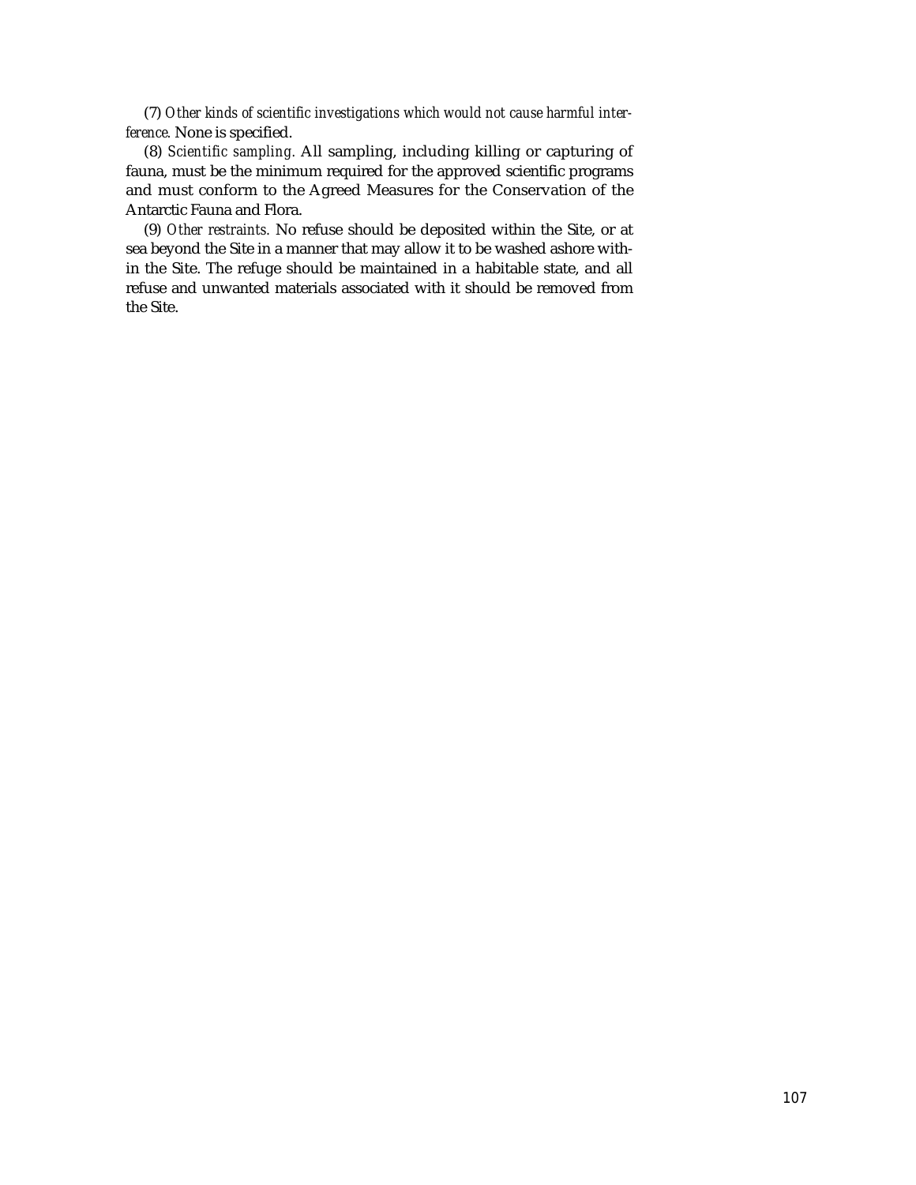(7) *Other kinds of scientific investigations which would not cause harmful interference.* None is specified.

(8) *Scientific sampling.* All sampling, including killing or capturing of fauna, must be the minimum required for the approved scientific programs and must conform to the Agreed Measures for the Conservation of the Antarctic Fauna and Flora.

(9) *Other restraints.* No refuse should be deposited within the Site, or at sea beyond the Site in a manner that may allow it to be washed ashore within the Site. The refuge should be maintained in a habitable state, and all refuse and unwanted materials associated with it should be removed from the Site.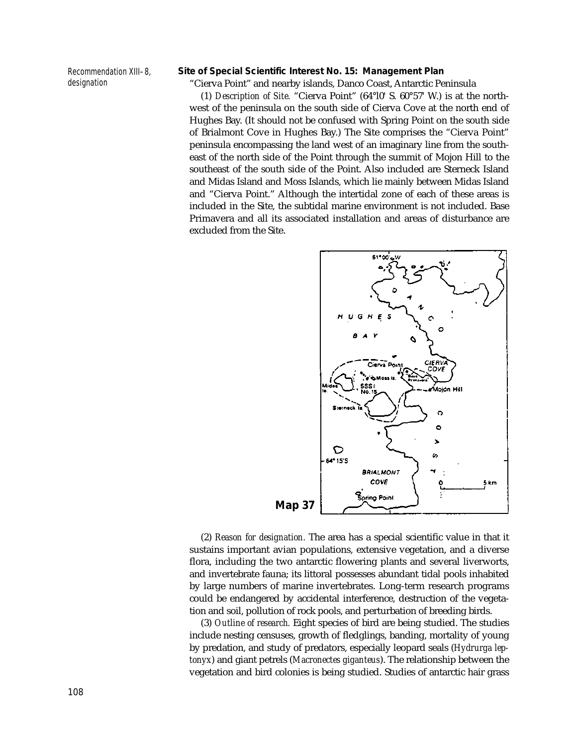Recommendation XIII–8, designation

**Site of Special Scientific Interest No. 15: Management Plan**

"Cierva Point" and nearby islands, Danco Coast, Antarctic Peninsula

(1) *Description of Site.* "Cierva Point" (64°l0' S. 60°57' W.) is at the northwest of the peninsula on the south side of Cierva Cove at the north end of Hughes Bay. (It should not be confused with Spring Point on the south side of Brialmont Cove in Hughes Bay.) The Site comprises the "Cierva Point" peninsula encompassing the land west of an imaginary line from the southeast of the north side of the Point through the summit of Mojon Hill to the southeast of the south side of the Point. Also included are Sterneck Island and Midas Island and Moss Islands, which lie mainly between Midas Island and "Cierva Point." Although the intertidal zone of each of these areas is included in the Site, the subtidal marine environment is not included. Base Primavera and all its associated installation and areas of disturbance are excluded from the Site.

**Map 37**

(2) *Reason for designation.* The area has a special scientific value in that it sustains important avian populations, extensive vegetation, and a diverse flora, including the two antarctic flowering plants and several liverworts, and invertebrate fauna; its littoral possesses abundant tidal pools inhabited by large numbers of marine invertebrates. Long-term research programs could be endangered by accidental interference, destruction of the vegetation and soil, pollution of rock pools, and perturbation of breeding birds.

(3) *Outline of research.* Eight species of bird are being studied. The studies include nesting censuses, growth of fledglings, banding, mortality of young by predation, and study of predators, especially leopard seals (*Hydrurga leptonyx*) and giant petrels (*Macronectes giganteus*). The relationship between the vegetation and bird colonies is being studied. Studies of antarctic hair grass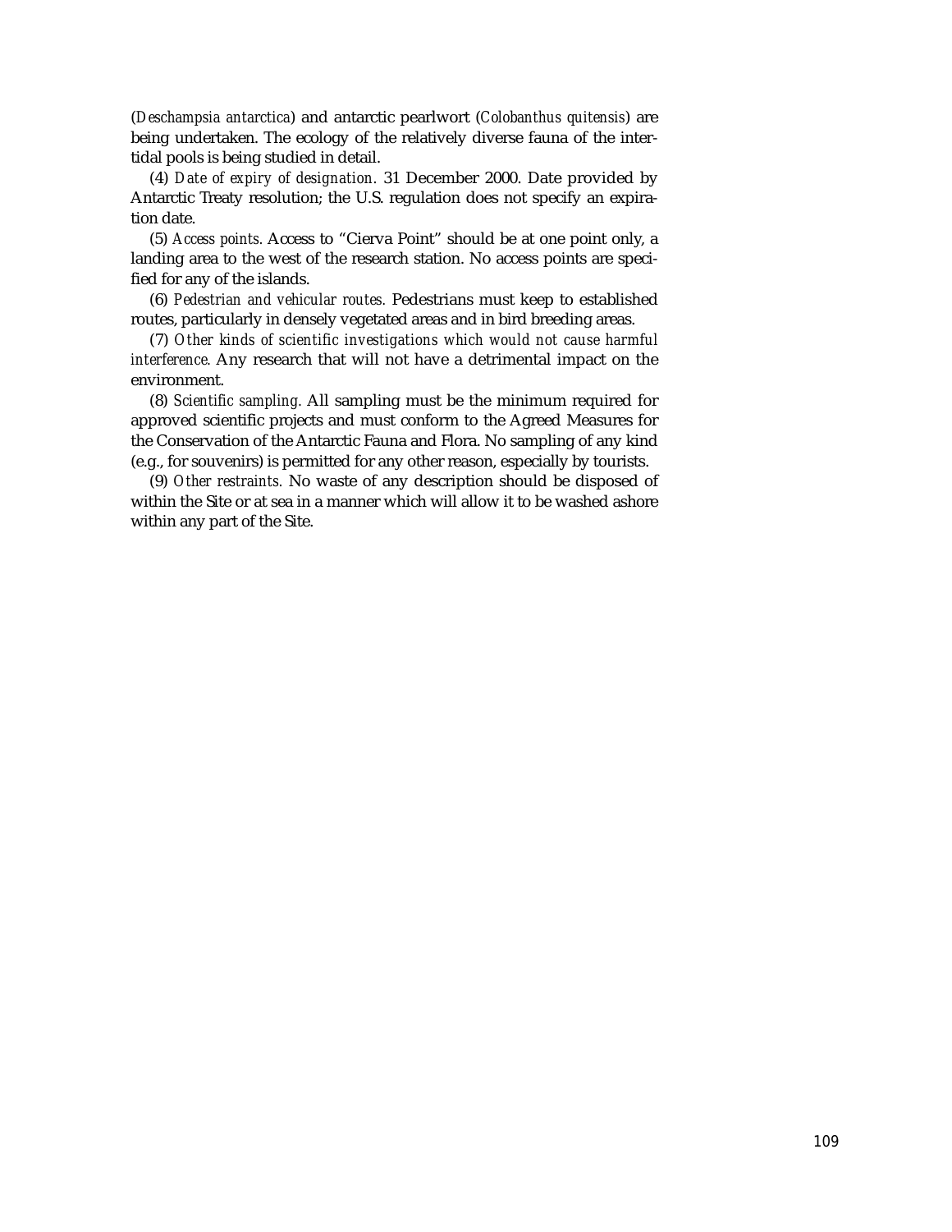(*Deschampsia antarctica*) and antarctic pearlwort (*Colobanthus quitensis*) are being undertaken. The ecology of the relatively diverse fauna of the intertidal pools is being studied in detail.

(4) *Date of expiry of designation.* 31 December 2000. Date provided by Antarctic Treaty resolution; the U.S. regulation does not specify an expiration date.

(5) *Access points.* Access to "Cierva Point" should be at one point only, a landing area to the west of the research station. No access points are specified for any of the islands.

(6) *Pedestrian and vehicular routes.* Pedestrians must keep to established routes, particularly in densely vegetated areas and in bird breeding areas.

(7) *Other kinds of scientific investigations which would not cause harmful interference.* Any research that will not have a detrimental impact on the environment.

(8) *Scientific sampling.* All sampling must be the minimum required for approved scientific projects and must conform to the Agreed Measures for the Conservation of the Antarctic Fauna and Flora. No sampling of any kind (e.g., for souvenirs) is permitted for any other reason, especially by tourists.

(9) *Other restraints.* No waste of any description should be disposed of within the Site or at sea in a manner which will allow it to be washed ashore within any part of the Site.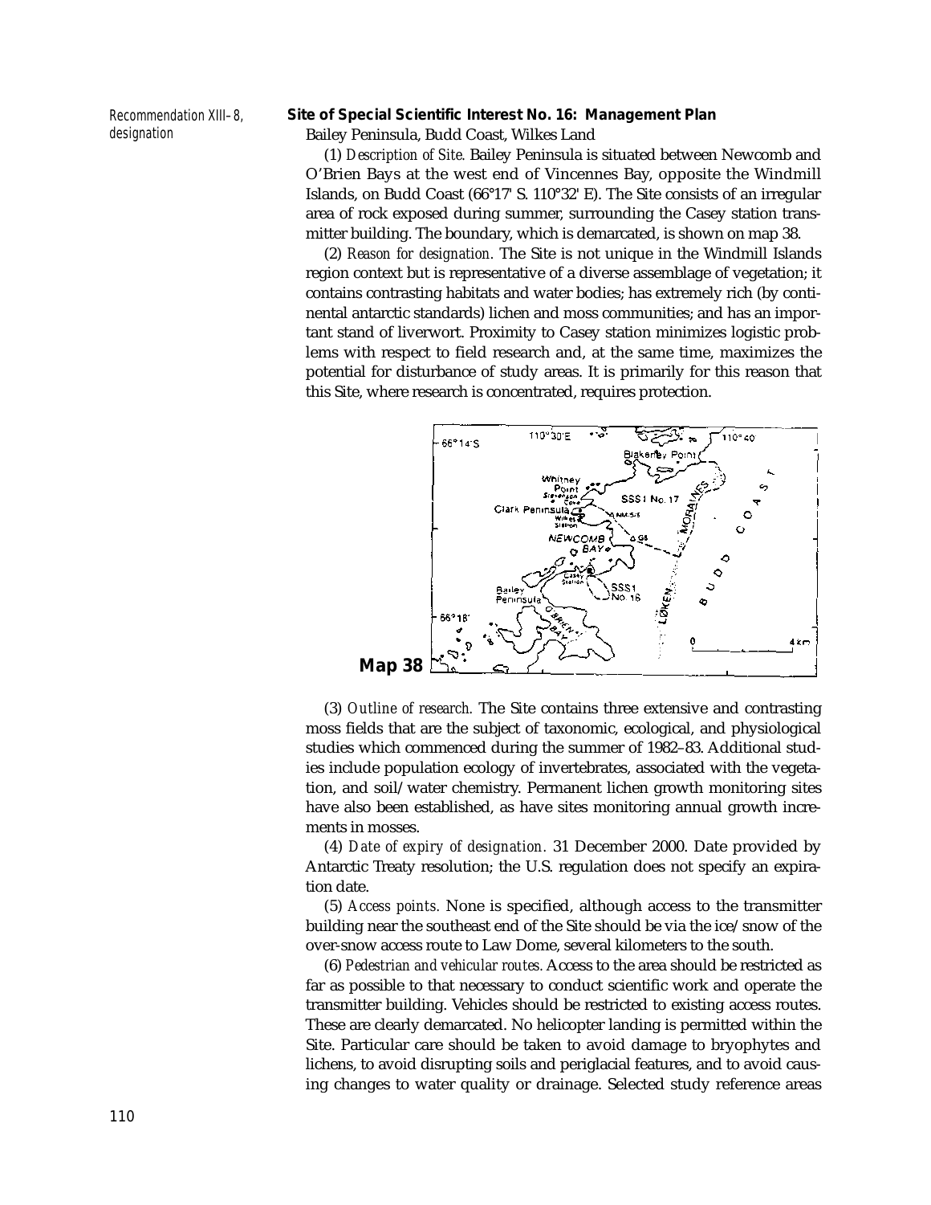Recommendation XIII–8, designation

## Site of Special Scientific Interest No. 16: Management Plan

Bailey Peninsula, Budd Coast, Wilkes Land

(1) *Description of Site.* Bailey Peninsula is situated between Newcomb and O'Brien Bays at the west end of Vincennes Bay, opposite the Windmill Islands, on Budd Coast (66°17' S. 110°32' E). The Site consists of an irregular area of rock exposed during summer, surrounding the Casey station transmitter building. The boundary, which is demarcated, is shown on map 38.

(2) *Reason for designation.* The Site is not unique in the Windmill Islands region context but is representative of a diverse assemblage of vegetation; it contains contrasting habitats and water bodies; has extremely rich (by continental antarctic standards) lichen and moss communities; and has an important stand of liverwort. Proximity to Casey station minimizes logistic problems with respect to field research and, at the same time, maximizes the potential for disturbance of study areas. It is primarily for this reason that this Site, where research is concentrated, requires protection.

**Map 38**

(3) *Outline of research.* The Site contains three extensive and contrasting moss fields that are the subject of taxonomic, ecological, and physiological studies which commenced during the summer of 1982–83. Additional studies include population ecology of invertebrates, associated with the vegetation, and soil/water chemistry. Permanent lichen growth monitoring sites have also been established, as have sites monitoring annual growth increments in mosses.

(4) *Date of expiry of designation.* 31 December 2000. Date provided by Antarctic Treaty resolution; the U.S. regulation does not specify an expiration date.

(5) *Access points.* None is specified, although access to the transmitter building near the southeast end of the Site should be via the ice/snow of the over-snow access route to Law Dome, several kilometers to the south.

(6) *Pedestrian and vehicular routes.* Access to the area should be restricted as far as possible to that necessary to conduct scientific work and operate the transmitter building. Vehicles should be restricted to existing access routes. These are clearly demarcated. No helicopter landing is permitted within the Site. Particular care should be taken to avoid damage to bryophytes and lichens, to avoid disrupting soils and periglacial features, and to avoid causing changes to water quality or drainage. Selected study reference areas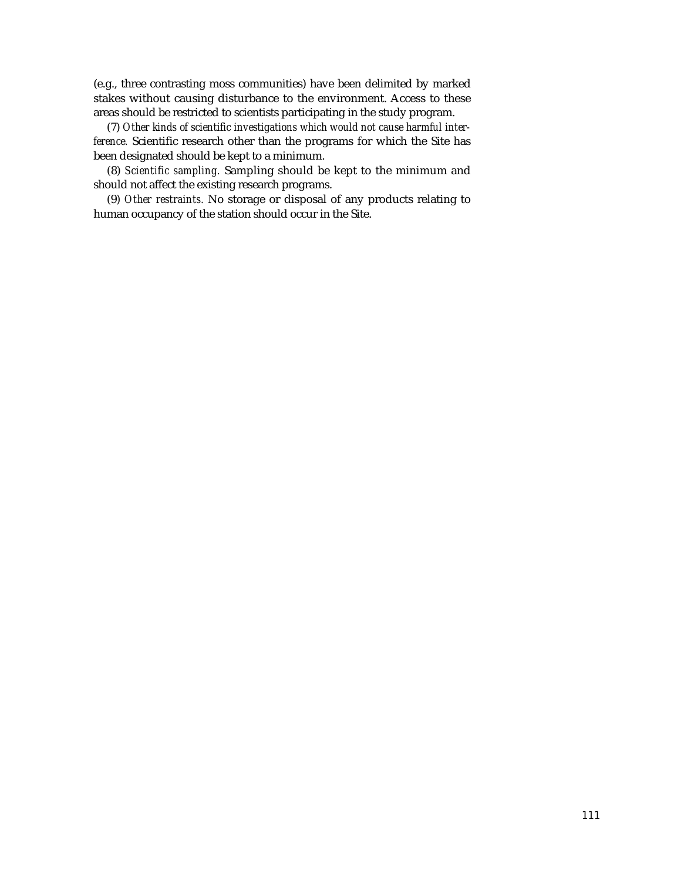(e.g., three contrasting moss communities) have been delimited by marked stakes without causing disturbance to the environment. Access to these areas should be restricted to scientists participating in the study program.

(7) *Other kinds of scientific investigations which would not cause harmful interference.* Scientific research other than the programs for which the Site has been designated should be kept to a minimum.

(8) *Scientific sampling.* Sampling should be kept to the minimum and should not affect the existing research programs.

(9) *Other restraints.* No storage or disposal of any products relating to human occupancy of the station should occur in the Site.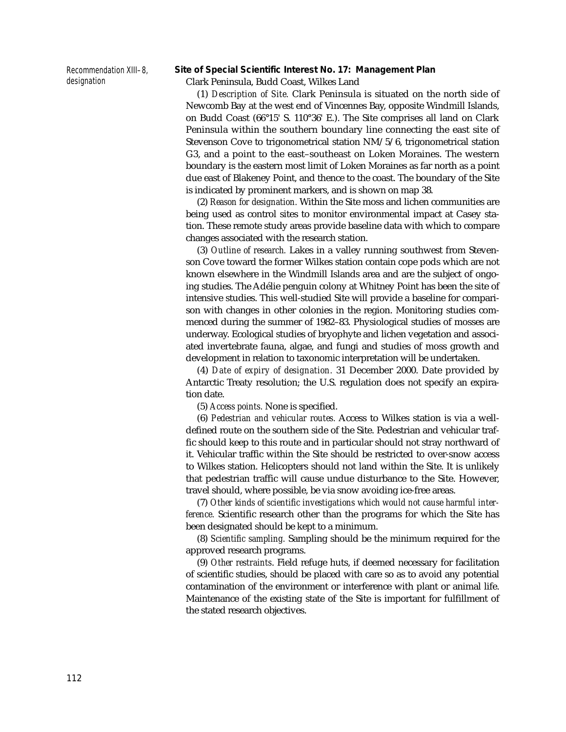Recommendation XIII–8, designation

## Site of Special Scientific Interest No. 17: Management Plan

Clark Peninsula, Budd Coast, Wilkes Land

(1) *Description of Site.* Clark Peninsula is situated on the north side of Newcomb Bay at the west end of Vincennes Bay, opposite Windmill Islands, on Budd Coast (66°15' S. 110°36' E.). The Site comprises all land on Clark Peninsula within the southern boundary line connecting the east site of Stevenson Cove to trigonometrical station NM/5/6, trigonometrical station G3, and a point to the east–southeast on Loken Moraines. The western boundary is the eastern most limit of Loken Moraines as far north as a point due east of Blakeney Point, and thence to the coast. The boundary of the Site is indicated by prominent markers, and is shown on map 38.

(2) *Reason for designation.* Within the Site moss and lichen communities are being used as control sites to monitor environmental impact at Casey station. These remote study areas provide baseline data with which to compare changes associated with the research station.

(3) *Outline of research.* Lakes in a valley running southwest from Stevenson Cove toward the former Wilkes station contain cope pods which are not known elsewhere in the Windmill Islands area and are the subject of ongoing studies. The Adélie penguin colony at Whitney Point has been the site of intensive studies. This well-studied Site will provide a baseline for comparison with changes in other colonies in the region. Monitoring studies commenced during the summer of 1982–83. Physiological studies of mosses are underway. Ecological studies of bryophyte and lichen vegetation and associated invertebrate fauna, algae, and fungi and studies of moss growth and development in relation to taxonomic interpretation will be undertaken.

(4) *Date of expiry of designation.* 31 December 2000. Date provided by Antarctic Treaty resolution; the U.S. regulation does not specify an expiration date.

(5) *Access points.* None is specified.

(6) *Pedestrian and vehicular routes.* Access to Wilkes station is via a well-defined route on the southern side of the Site. Pedestrian and vehicular traffic should keep to this route and in particular should not stray northward of it. Vehicular traffic within the Site should be restricted to over-snow access to Wilkes station. Helicopters should not land within the Site. It is unlikely that pedestrian traffic will cause undue disturbance to the Site. However, travel should, where possible, be via snow avoiding ice-free areas.

(7) *Other kinds of scientific investigations which would not cause harmful interference.* Scientific research other than the programs for which the Site has been designated should be kept to a minimum.

(8) *Scientific sampling.* Sampling should be the minimum required for the approved research programs.

(9) *Other restraints.* Field refuge huts, if deemed necessary for facilitation of scientific studies, should be placed with care so as to avoid any potential contamination of the environment or interference with plant or animal life. Maintenance of the existing state of the Site is important for fulfillment of the stated research objectives.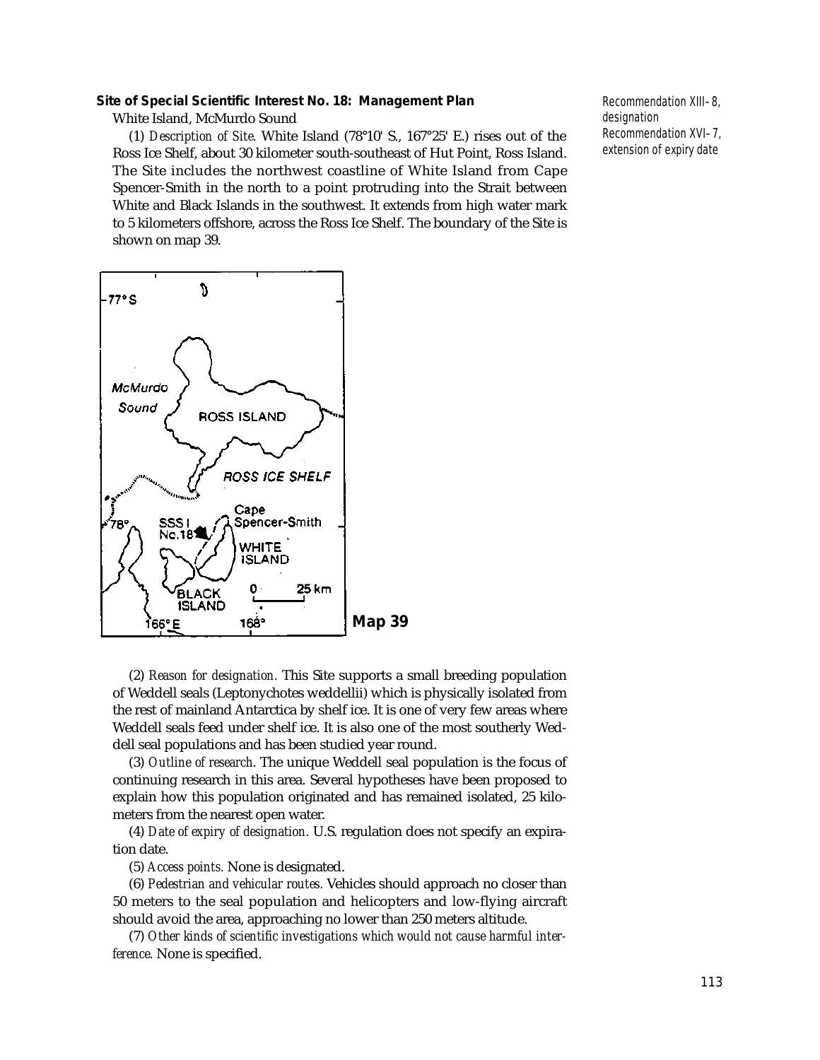**Site of Special Scientific Interest No. 18: Management Plan**

White Island, McMurdo Sound

Recommendation XIII–8, designation
Recommendation XVI–7, extension of expiry date

(1) *Description of Site.* White Island (78°10' S., 167°25' E.) rises out of the Ross Ice Shelf, about 30 kilometer south-southeast of Hut Point, Ross Island. The Site includes the northwest coastline of White Island from Cape Spencer-Smith in the north to a point protruding into the Strait between White and Black Islands in the southwest. It extends from high water mark to 5 kilometers offshore, across the Ross Ice Shelf. The boundary of the Site is shown on map 39.

**Map 39**

(2) *Reason for designation.* This Site supports a small breeding population of Weddell seals (Leptonychotes weddellii) which is physically isolated from the rest of mainland Antarctica by shelf ice. It is one of very few areas where Weddell seals feed under shelf ice. It is also one of the most southerly Weddell seal populations and has been studied year round.

(3) *Outline of research*. The unique Weddell seal population is the focus of continuing research in this area. Several hypotheses have been proposed to explain how this population originated and has remained isolated, 25 kilometers from the nearest open water.

(4) *Date of expiry of designation.* U.S. regulation does not specify an expiration date.

(5) *Access points.* None is designated.

(6) *Pedestrian and vehicular routes.* Vehicles should approach no closer than 50 meters to the seal population and helicopters and low-flying aircraft should avoid the area, approaching no lower than 250 meters altitude.

(7) *Other kinds of scientific investigations which would not cause harmful interference.* None is specified.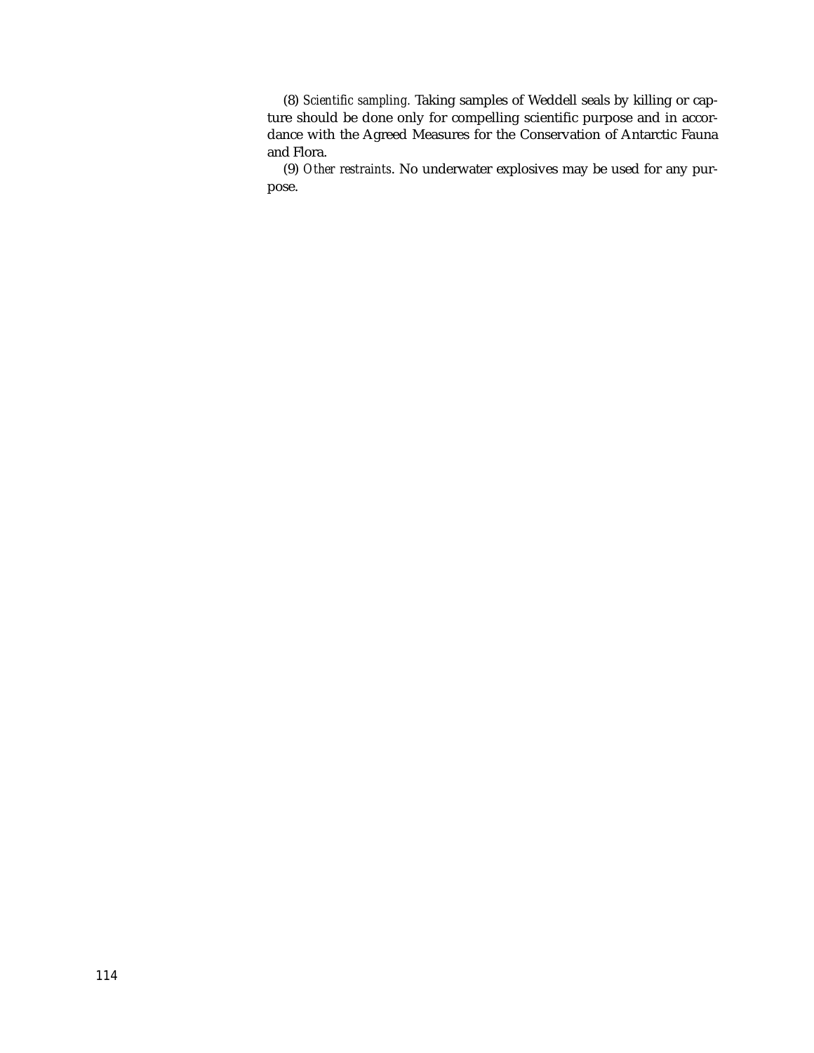(8) *Scientific sampling.* Taking samples of Weddell seals by killing or capture should be done only for compelling scientific purpose and in accordance with the Agreed Measures for the Conservation of Antarctic Fauna and Flora.

(9) *Other restraints.* No underwater explosives may be used for any purpose.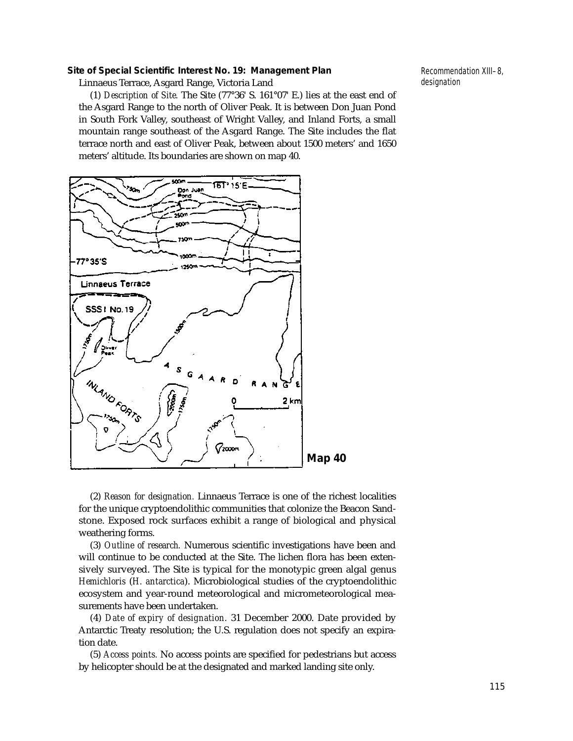### Site of Special Scientific Interest No. 19: Management Plan

Recommendation XIII–8, designation

Linnaeus Terrace, Asgard Range, Victoria Land

(1) *Description of Site.* The Site (77°36' S. 161°07' E.) lies at the east end of the Asgard Range to the north of Oliver Peak. It is between Don Juan Pond in South Fork Valley, southeast of Wright Valley, and Inland Forts, a small mountain range southeast of the Asgard Range. The Site includes the flat terrace north and east of Oliver Peak, between about 1500 meters' and 1650 meters' altitude. Its boundaries are shown on map 40.

**Map 40**

(2) *Reason for designation.* Linnaeus Terrace is one of the richest localities for the unique cryptoendolithic communities that colonize the Beacon Sandstone. Exposed rock surfaces exhibit a range of biological and physical weathering forms.

(3) *Outline of research.* Numerous scientific investigations have been and will continue to be conducted at the Site. The lichen flora has been extensively surveyed. The Site is typical for the monotypic green algal genus *Hemichloris* (*H. antarctica*). Microbiological studies of the cryptoendolithic ecosystem and year-round meteorological and micrometeorological measurements have been undertaken.

(4) *Date of expiry of designation.* 31 December 2000. Date provided by Antarctic Treaty resolution; the U.S. regulation does not specify an expiration date.

(5) *Access points.* No access points are specified for pedestrians but access by helicopter should be at the designated and marked landing site only.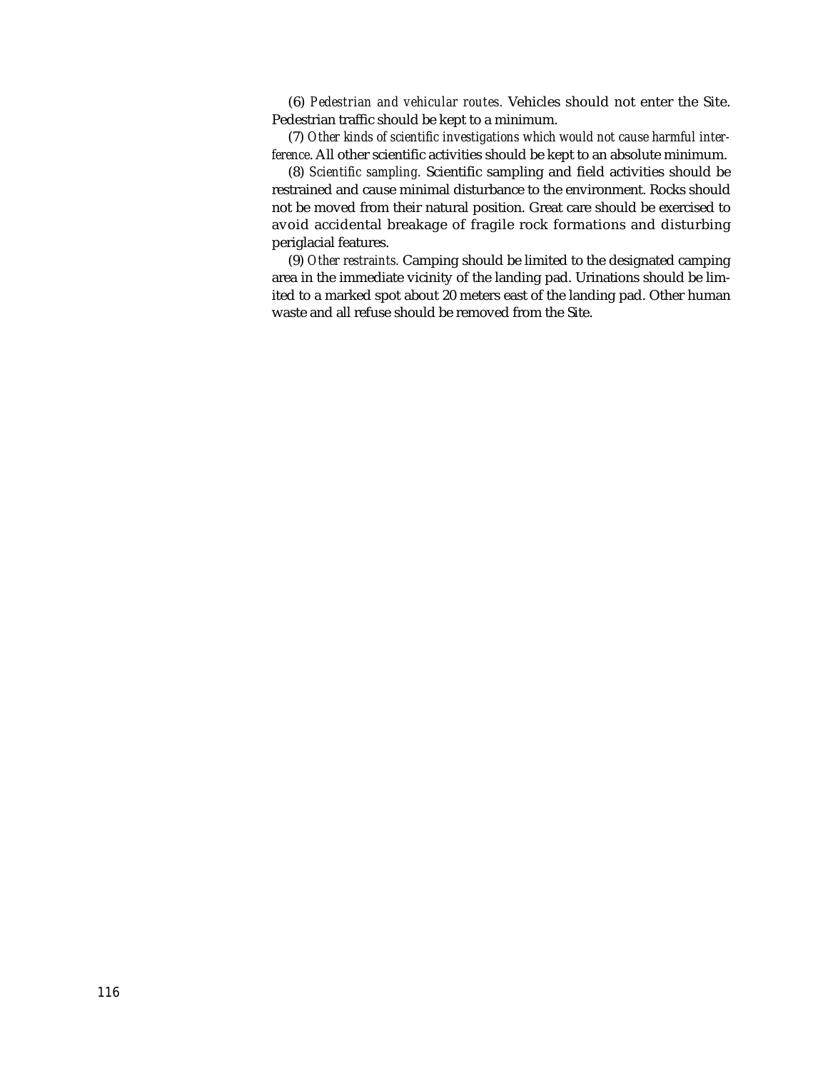(6) *Pedestrian and vehicular routes.* Vehicles should not enter the Site. Pedestrian traffic should be kept to a minimum.

(7) *Other kinds of scientific investigations which would not cause harmful interference.* All other scientific activities should be kept to an absolute minimum.

(8) *Scientific sampling.* Scientific sampling and field activities should be restrained and cause minimal disturbance to the environment. Rocks should not be moved from their natural position. Great care should be exercised to avoid accidental breakage of fragile rock formations and disturbing periglacial features.

(9) *Other restraints.* Camping should be limited to the designated camping area in the immediate vicinity of the landing pad. Urinations should be limited to a marked spot about 20 meters east of the landing pad. Other human waste and all refuse should be removed from the Site.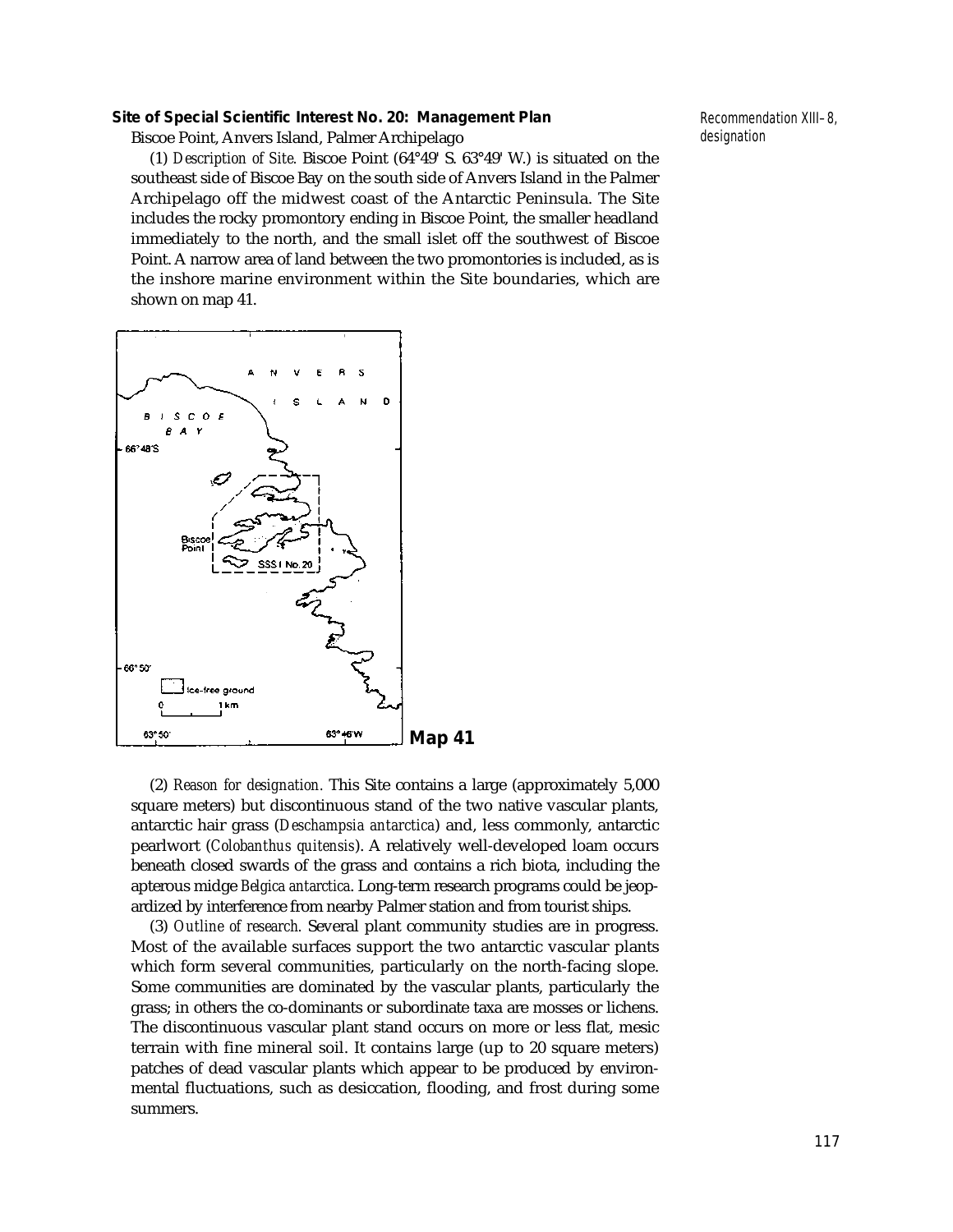## Site of Special Scientific Interest No. 20: Management Plan

Recommendation XIII–8, designation

Biscoe Point, Anvers Island, Palmer Archipelago

(1) *Description of Site.* Biscoe Point (64°49' S. 63°49' W.) is situated on the southeast side of Biscoe Bay on the south side of Anvers Island in the Palmer Archipelago off the midwest coast of the Antarctic Peninsula. The Site includes the rocky promontory ending in Biscoe Point, the smaller headland immediately to the north, and the small islet off the southwest of Biscoe Point. A narrow area of land between the two promontories is included, as is the inshore marine environment within the Site boundaries, which are shown on map 41.

**Map 41**

(2) *Reason for designation.* This Site contains a large (approximately 5,000 square meters) but discontinuous stand of the two native vascular plants, antarctic hair grass (*Deschampsia antarctica*) and, less commonly, antarctic pearlwort (*Colobanthus quitensis*). A relatively well-developed loam occurs beneath closed swards of the grass and contains a rich biota, including the apterous midge *Belgica antarctica*. Long-term research programs could be jeopardized by interference from nearby Palmer station and from tourist ships.

(3) *Outline of research.* Several plant community studies are in progress. Most of the available surfaces support the two antarctic vascular plants which form several communities, particularly on the north-facing slope. Some communities are dominated by the vascular plants, particularly the grass; in others the co-dominants or subordinate taxa are mosses or lichens. The discontinuous vascular plant stand occurs on more or less flat, mesic terrain with fine mineral soil. It contains large (up to 20 square meters) patches of dead vascular plants which appear to be produced by environmental fluctuations, such as desiccation, flooding, and frost during some summers.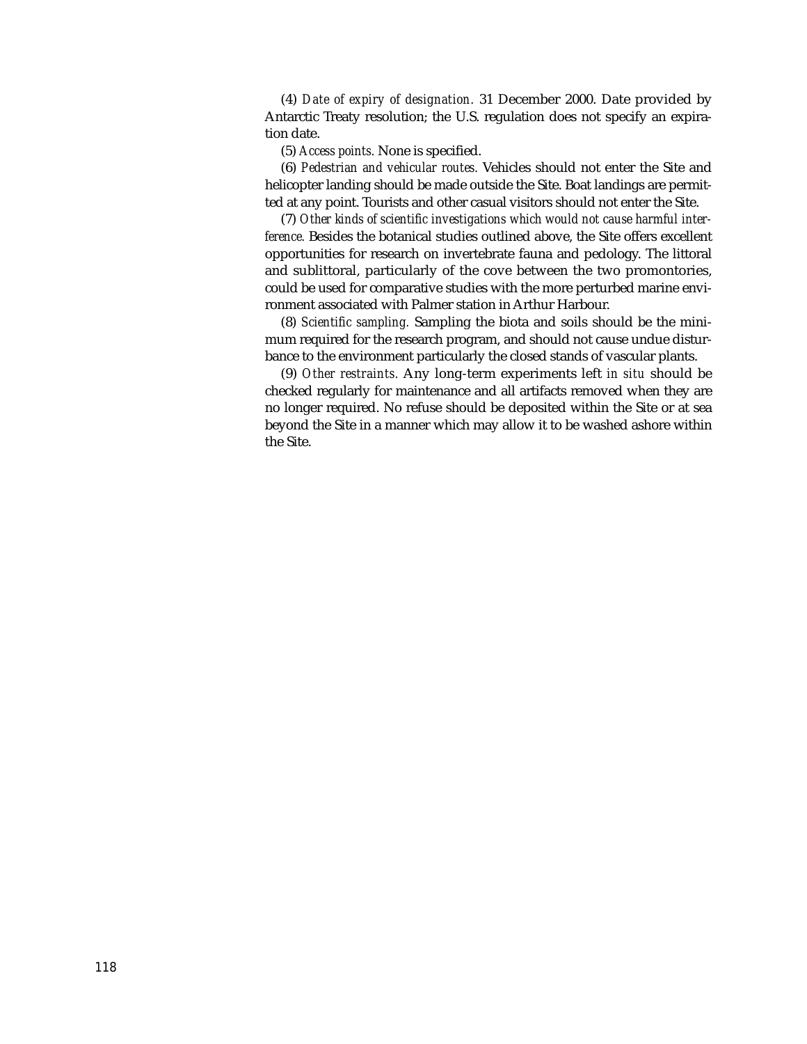(4) *Date of expiry of designation.* 31 December 2000. Date provided by Antarctic Treaty resolution; the U.S. regulation does not specify an expiration date.

(5) *Access points.* None is specified.

(6) *Pedestrian and vehicular routes.* Vehicles should not enter the Site and helicopter landing should be made outside the Site. Boat landings are permitted at any point. Tourists and other casual visitors should not enter the Site.

(7) *Other kinds of scientific investigations which would not cause harmful interference.* Besides the botanical studies outlined above, the Site offers excellent opportunities for research on invertebrate fauna and pedology. The littoral and sublittoral, particularly of the cove between the two promontories, could be used for comparative studies with the more perturbed marine environment associated with Palmer station in Arthur Harbour.

(8) *Scientific sampling.* Sampling the biota and soils should be the minimum required for the research program, and should not cause undue disturbance to the environment particularly the closed stands of vascular plants.

(9) *Other restraints.* Any long-term experiments left *in situ* should be checked regularly for maintenance and all artifacts removed when they are no longer required. No refuse should be deposited within the Site or at sea beyond the Site in a manner which may allow it to be washed ashore within the Site.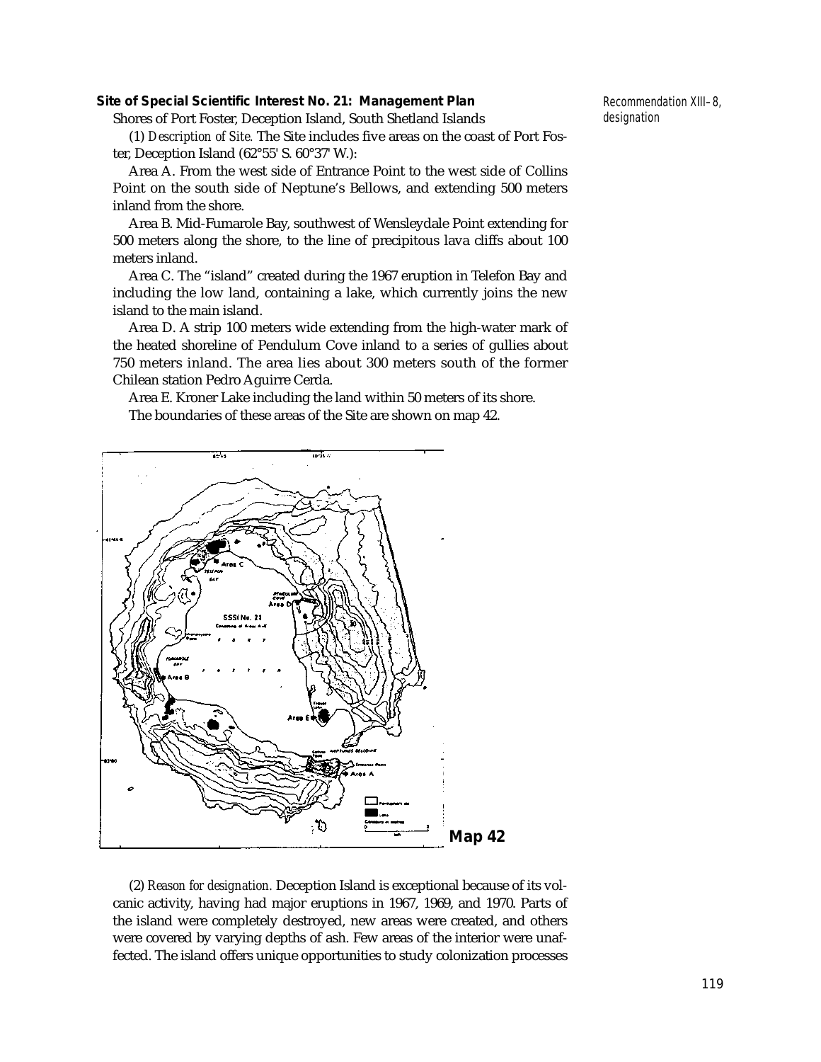**Site of Special Scientific Interest No. 21: Management Plan**

Recommendation XIII–8, designation

Shores of Port Foster, Deception Island, South Shetland Islands

(1) *Description of Site.* The Site includes five areas on the coast of Port Foster, Deception Island (62°55' S. 60°37' W.):

Area A. From the west side of Entrance Point to the west side of Collins Point on the south side of Neptune's Bellows, and extending 500 meters inland from the shore.

Area B. Mid-Fumarole Bay, southwest of Wensleydale Point extending for 500 meters along the shore, to the line of precipitous lava cliffs about 100 meters inland.

Area C. The "island" created during the 1967 eruption in Telefon Bay and including the low land, containing a lake, which currently joins the new island to the main island.

Area D. A strip 100 meters wide extending from the high-water mark of the heated shoreline of Pendulum Cove inland to a series of gullies about 750 meters inland. The area lies about 300 meters south of the former Chilean station Pedro Aguirre Cerda.

Area E. Kroner Lake including the land within 50 meters of its shore.

The boundaries of these areas of the Site are shown on map 42.

**Map 42**

(2) *Reason for designation.* Deception Island is exceptional because of its volcanic activity, having had major eruptions in 1967, 1969, and 1970. Parts of the island were completely destroyed, new areas were created, and others were covered by varying depths of ash. Few areas of the interior were unaffected. The island offers unique opportunities to study colonization processes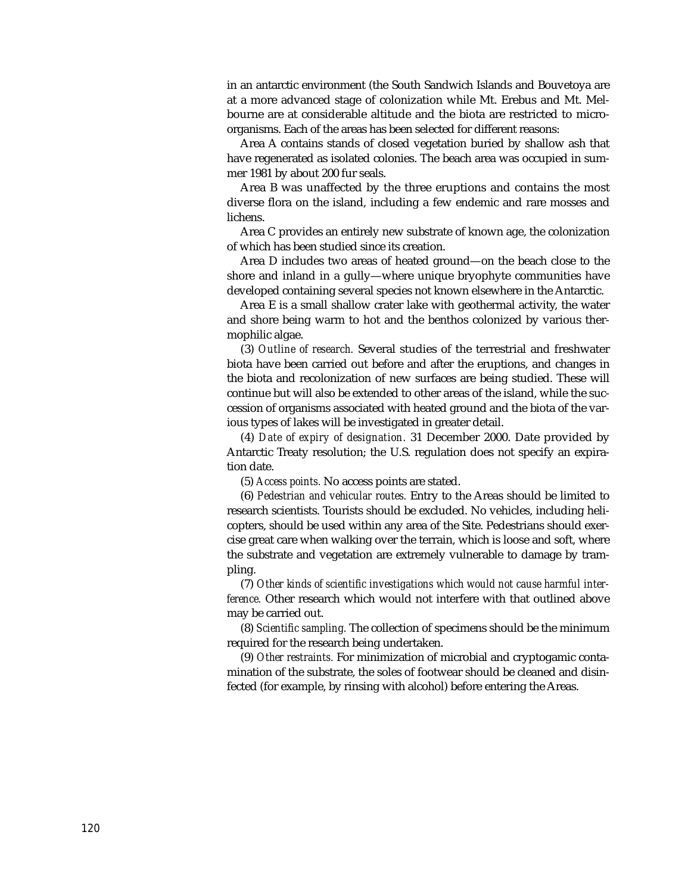in an antarctic environment (the South Sandwich Islands and Bouvetoya are at a more advanced stage of colonization while Mt. Erebus and Mt. Melbourne are at considerable altitude and the biota are restricted to microorganisms. Each of the areas has been selected for different reasons:

Area A contains stands of closed vegetation buried by shallow ash that have regenerated as isolated colonies. The beach area was occupied in summer 1981 by about 200 fur seals.

Area B was unaffected by the three eruptions and contains the most diverse flora on the island, including a few endemic and rare mosses and lichens.

Area C provides an entirely new substrate of known age, the colonization of which has been studied since its creation.

Area D includes two areas of heated ground—on the beach close to the shore and inland in a gully—where unique bryophyte communities have developed containing several species not known elsewhere in the Antarctic.

Area E is a small shallow crater lake with geothermal activity, the water and shore being warm to hot and the benthos colonized by various thermophilic algae.

(3) *Outline of research.* Several studies of the terrestrial and freshwater biota have been carried out before and after the eruptions, and changes in the biota and recolonization of new surfaces are being studied. These will continue but will also be extended to other areas of the island, while the succession of organisms associated with heated ground and the biota of the various types of lakes will be investigated in greater detail.

(4) *Date of expiry of designation.* 31 December 2000. Date provided by Antarctic Treaty resolution; the U.S. regulation does not specify an expiration date.

(5) *Access points.* No access points are stated.

(6) *Pedestrian and vehicular routes.* Entry to the Areas should be limited to research scientists. Tourists should be excluded. No vehicles, including helicopters, should be used within any area of the Site. Pedestrians should exercise great care when walking over the terrain, which is loose and soft, where the substrate and vegetation are extremely vulnerable to damage by trampling.

(7) *Other kinds of scientific investigations which would not cause harmful interference.* Other research which would not interfere with that outlined above may be carried out.

(8) *Scientific sampling.* The collection of specimens should be the minimum required for the research being undertaken.

(9) *Other restraints.* For minimization of microbial and cryptogamic contamination of the substrate, the soles of footwear should be cleaned and disinfected (for example, by rinsing with alcohol) before entering the Areas.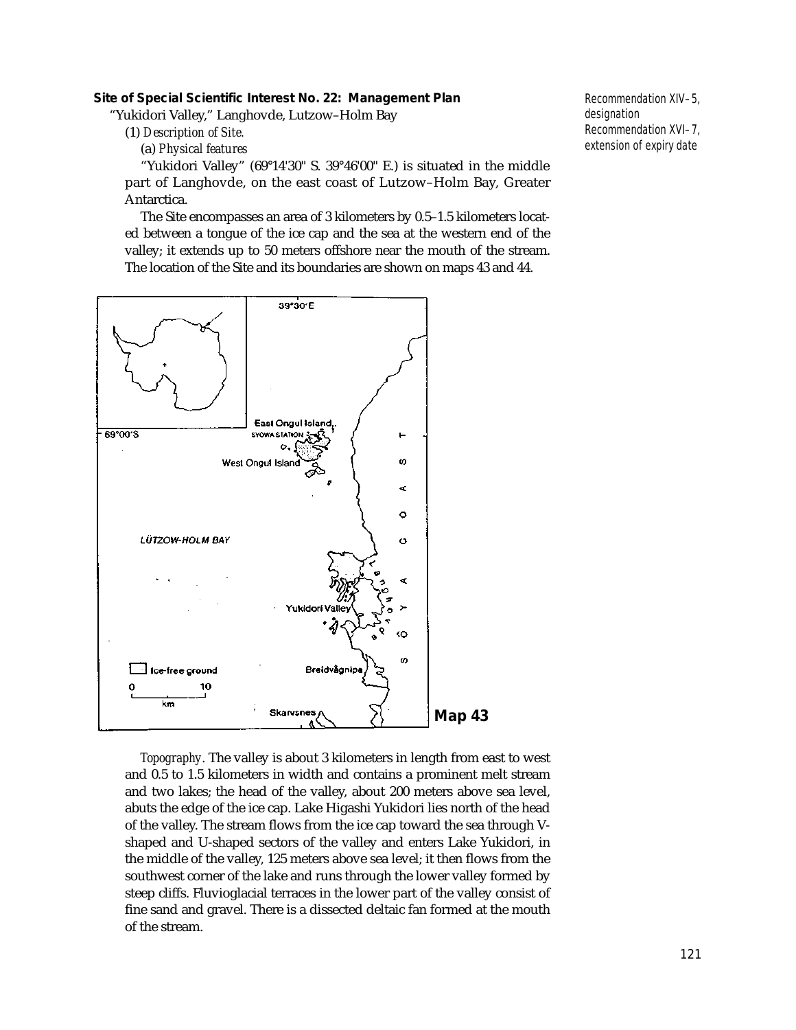### Site of Special Scientific Interest No. 22: Management Plan

Recommendation XIV–5, designation
Recommendation XVI–7, extension of expiry date

"Yukidori Valley," Langhovde, Lutzow–Holm Bay

(1) *Description of Site.*

(a) *Physical features*

"Yukidori Valley" (69°14'30" S. 39°46'00" E.) is situated in the middle part of Langhovde, on the east coast of Lutzow–Holm Bay, Greater Antarctica.

The Site encompasses an area of 3 kilometers by 0.5–1.5 kilometers located between a tongue of the ice cap and the sea at the western end of the valley; it extends up to 50 meters offshore near the mouth of the stream. The location of the Site and its boundaries are shown on maps 43 and 44.

**Map 43**

*Topography*. The valley is about 3 kilometers in length from east to west and 0.5 to 1.5 kilometers in width and contains a prominent melt stream and two lakes; the head of the valley, about 200 meters above sea level, abuts the edge of the ice cap. Lake Higashi Yukidori lies north of the head of the valley. The stream flows from the ice cap toward the sea through V-shaped and U-shaped sectors of the valley and enters Lake Yukidori, in the middle of the valley, 125 meters above sea level; it then flows from the southwest corner of the lake and runs through the lower valley formed by steep cliffs. Fluvioglacial terraces in the lower part of the valley consist of fine sand and gravel. There is a dissected deltaic fan formed at the mouth of the stream.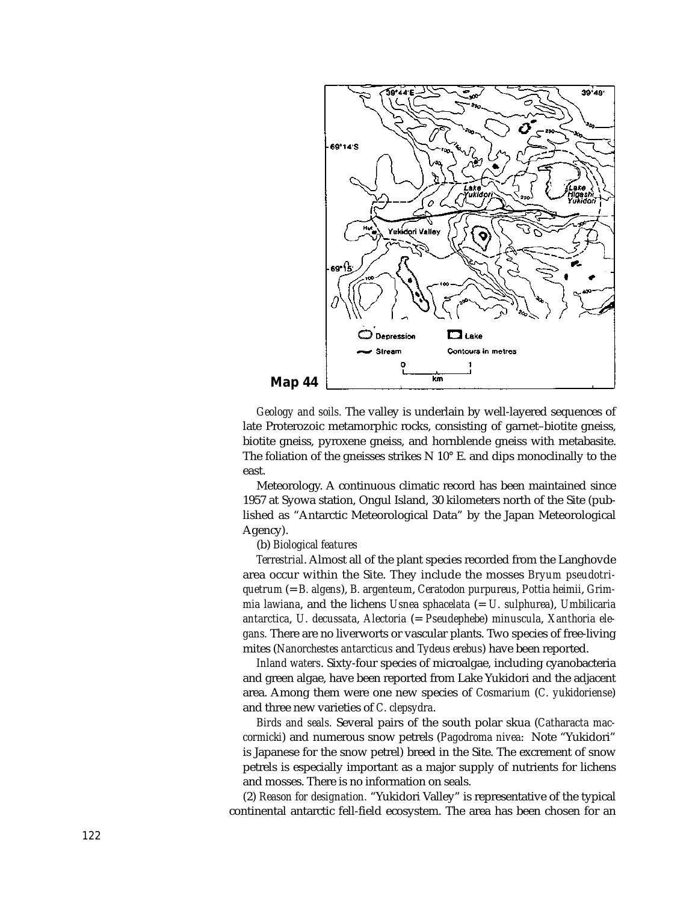**Map 44**

*Geology and soils*. The valley is underlain by well-layered sequences of late Proterozoic metamorphic rocks, consisting of garnet–biotite gneiss, biotite gneiss, pyroxene gneiss, and hornblende gneiss with metabasite. The foliation of the gneisses strikes N 10° E. and dips monoclinally to the east.

Meteorology. A continuous climatic record has been maintained since 1957 at Syowa station, Ongul Island, 30 kilometers north of the Site (published as "Antarctic Meteorological Data" by the Japan Meteorological Agency).

(b) *Biological features*

*Terrestrial*. Almost all of the plant species recorded from the Langhovde area occur within the Site. They include the mosses *Bryum pseudotriquetrum* (= *B. algens*), *B. argenteum*, *Ceratodon purpureus*, *Pottia heimii*, *Grimmia lawiana*, and the lichens *Usnea sphacelata* (= *U. sulphurea*), *Umbilicaria antarctica*, *U. decussata*, *Alectoria* (= *Pseudephebe*) *minuscula*, *Xanthoria elegans*. There are no liverworts or vascular plants. Two species of free-living mites (*Nanorchestes antarcticus* and *Tydeus erebus*) have been reported.

*Inland waters*. Sixty-four species of microalgae, including cyanobacteria and green algae, have been reported from Lake Yukidori and the adjacent area. Among them were one new species of *Cosmarium* (*C. yukidoriense*) and three new varieties of *C. clepsydra*.

*Birds and seals*. Several pairs of the south polar skua (*Catharacta maccormicki*) and numerous snow petrels (*Pagodroma nivea*: Note "Yukidori" is Japanese for the snow petrel) breed in the Site. The excrement of snow petrels is especially important as a major supply of nutrients for lichens and mosses. There is no information on seals.

(2) *Reason for designation*. "Yukidori Valley" is representative of the typical continental antarctic fell-field ecosystem. The area has been chosen for an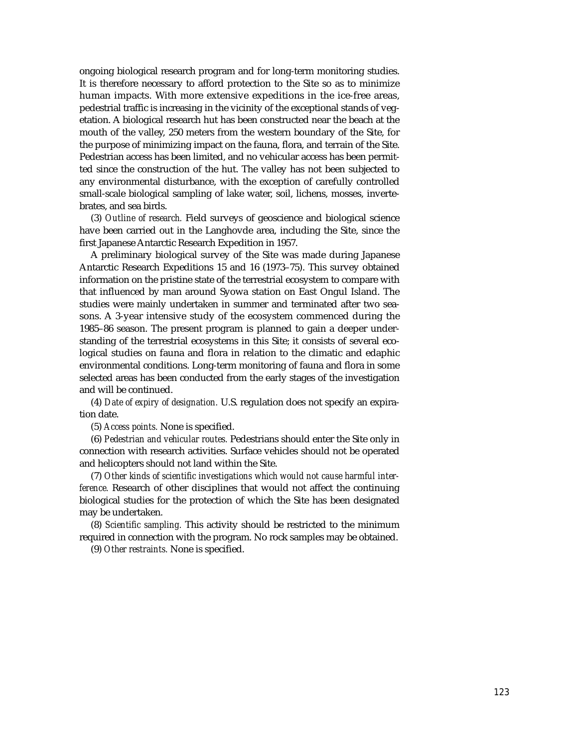ongoing biological research program and for long-term monitoring studies. It is therefore necessary to afford protection to the Site so as to minimize human impacts. With more extensive expeditions in the ice-free areas, pedestrial traffic is increasing in the vicinity of the exceptional stands of vegetation. A biological research hut has been constructed near the beach at the mouth of the valley, 250 meters from the western boundary of the Site, for the purpose of minimizing impact on the fauna, flora, and terrain of the Site. Pedestrian access has been limited, and no vehicular access has been permitted since the construction of the hut. The valley has not been subjected to any environmental disturbance, with the exception of carefully controlled small-scale biological sampling of lake water, soil, lichens, mosses, invertebrates, and sea birds.

(3) *Outline of research.* Field surveys of geoscience and biological science have been carried out in the Langhovde area, including the Site, since the first Japanese Antarctic Research Expedition in 1957.

A preliminary biological survey of the Site was made during Japanese Antarctic Research Expeditions 15 and 16 (1973–75). This survey obtained information on the pristine state of the terrestrial ecosystem to compare with that influenced by man around Syowa station on East Ongul Island. The studies were mainly undertaken in summer and terminated after two seasons. A 3-year intensive study of the ecosystem commenced during the 1985–86 season. The present program is planned to gain a deeper understanding of the terrestrial ecosystems in this Site; it consists of several ecological studies on fauna and flora in relation to the climatic and edaphic environmental conditions. Long-term monitoring of fauna and flora in some selected areas has been conducted from the early stages of the investigation and will be continued.

(4) *Date of expiry of designation.* U.S. regulation does not specify an expiration date.

(5) *Access points.* None is specified.

(6) *Pedestrian and vehicular routes.* Pedestrians should enter the Site only in connection with research activities. Surface vehicles should not be operated and helicopters should not land within the Site.

(7) *Other kinds of scientific investigations which would not cause harmful interference.* Research of other disciplines that would not affect the continuing biological studies for the protection of which the Site has been designated may be undertaken.

(8) *Scientific sampling.* This activity should be restricted to the minimum required in connection with the program. No rock samples may be obtained.

(9) *Other restraints.* None is specified.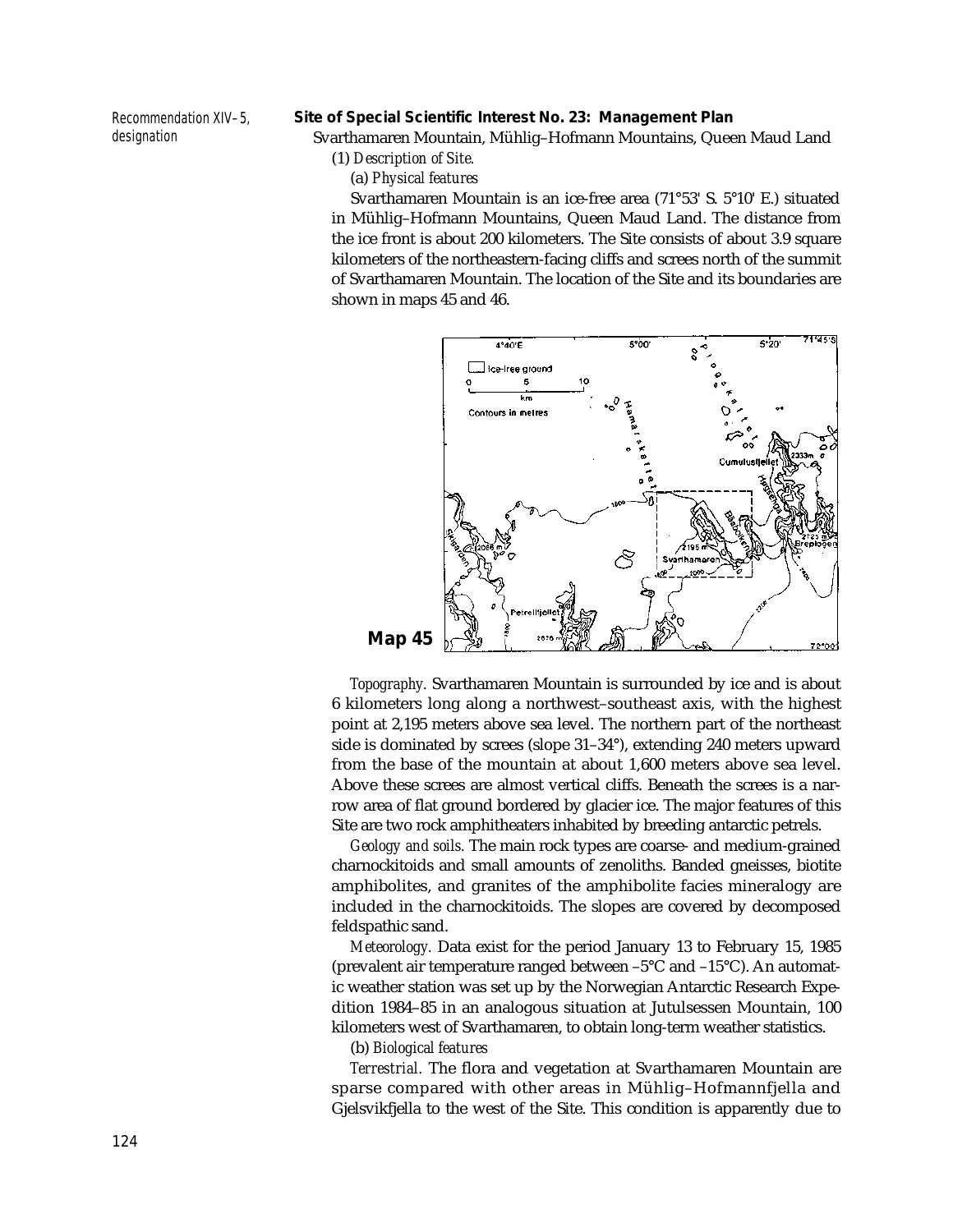Recommendation XIV–5, designation

## Site of Special Scientific Interest No. 23: Management Plan

Svarthamaren Mountain, Mühlig–Hofmann Mountains, Queen Maud Land

(1) *Description of Site.*

(a) *Physical features*

Svarthamaren Mountain is an ice-free area (71°53' S. 5°10' E.) situated in Mühlig–Hofmann Mountains, Queen Maud Land. The distance from the ice front is about 200 kilometers. The Site consists of about 3.9 square kilometers of the northeastern-facing cliffs and screes north of the summit of Svarthamaren Mountain. The location of the Site and its boundaries are shown in maps 45 and 46.

**Map 45**

*Topography.* Svarthamaren Mountain is surrounded by ice and is about 6 kilometers long along a northwest–southeast axis, with the highest point at 2,195 meters above sea level. The northern part of the northeast side is dominated by screes (slope 31–34°), extending 240 meters upward from the base of the mountain at about 1,600 meters above sea level. Above these screes are almost vertical cliffs. Beneath the screes is a narrow area of flat ground bordered by glacier ice. The major features of this Site are two rock amphitheaters inhabited by breeding antarctic petrels.

*Geology and soils.* The main rock types are coarse- and medium-grained charnockitoids and small amounts of zenoliths. Banded gneisses, biotite amphibolites, and granites of the amphibolite facies mineralogy are included in the charnockitoids. The slopes are covered by decomposed feldspathic sand.

*Meteorology.* Data exist for the period January 13 to February 15, 1985 (prevalent air temperature ranged between –5°C and –15°C). An automatic weather station was set up by the Norwegian Antarctic Research Expedition 1984–85 in an analogous situation at Jutulsessen Mountain, 100 kilometers west of Svarthamaren, to obtain long-term weather statistics.

(b) *Biological features*

*Terrestrial.* The flora and vegetation at Svarthamaren Mountain are sparse compared with other areas in Mühlig–Hofmannfjella and Gjelsvikfjella to the west of the Site. This condition is apparently due to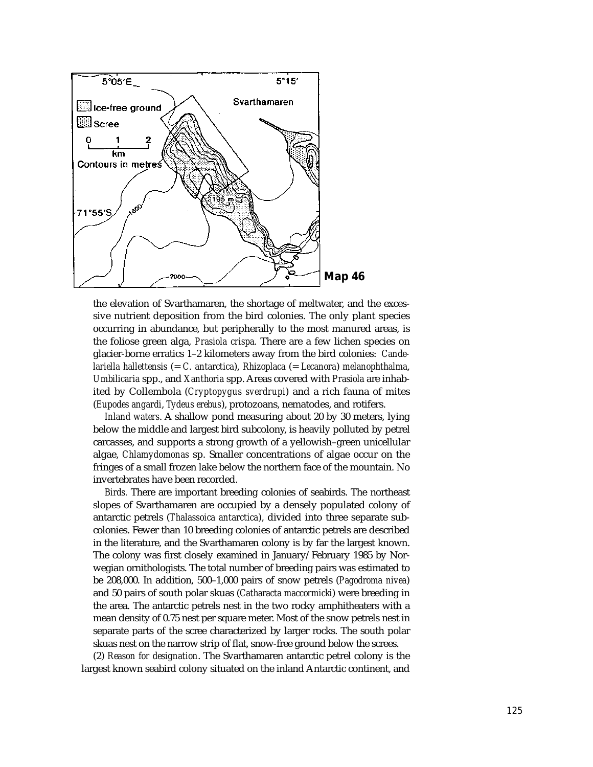Map 46

the elevation of Svarthamaren, the shortage of meltwater, and the excessive nutrient deposition from the bird colonies. The only plant species occurring in abundance, but peripherally to the most manured areas, is the foliose green alga, *Prasiola crispa.* There are a few lichen species on glacier-borne erratics 1–2 kilometers away from the bird colonies: *Candelariella hallettensis* (= *C. antarctica*), *Rhizoplaca* (= *Lecanora*) *melanophthalma*, *Umbilicaria* spp., and *Xanthoria* spp. Areas covered with *Prasiola* are inhabited by Collembola (*Cryptopygus sverdrupi*) and a rich fauna of mites (*Eupodes angardi*, *Tydeus erebus*), protozoans, nematodes, and rotifers.

*Inland waters*. A shallow pond measuring about 20 by 30 meters, lying below the middle and largest bird subcolony, is heavily polluted by petrel carcasses, and supports a strong growth of a yellowish–green unicellular algae, *Chlamydomonas* sp. Smaller concentrations of algae occur on the fringes of a small frozen lake below the northern face of the mountain. No invertebrates have been recorded.

*Birds.* There are important breeding colonies of seabirds. The northeast slopes of Svarthamaren are occupied by a densely populated colony of antarctic petrels (*Thalassoica antarctica*), divided into three separate subcolonies. Fewer than 10 breeding colonies of antarctic petrels are described in the literature, and the Svarthamaren colony is by far the largest known. The colony was first closely examined in January/February 1985 by Norwegian ornithologists. The total number of breeding pairs was estimated to be 208,000. In addition, 500–1,000 pairs of snow petrels (*Pagodroma nivea*) and 50 pairs of south polar skuas (*Catharacta maccormicki*) were breeding in the area. The antarctic petrels nest in the two rocky amphitheaters with a mean density of 0.75 nest per square meter. Most of the snow petrels nest in separate parts of the scree characterized by larger rocks. The south polar skuas nest on the narrow strip of flat, snow-free ground below the screes.

(2) *Reason for designation*. The Svarthamaren antarctic petrel colony is the largest known seabird colony situated on the inland Antarctic continent, and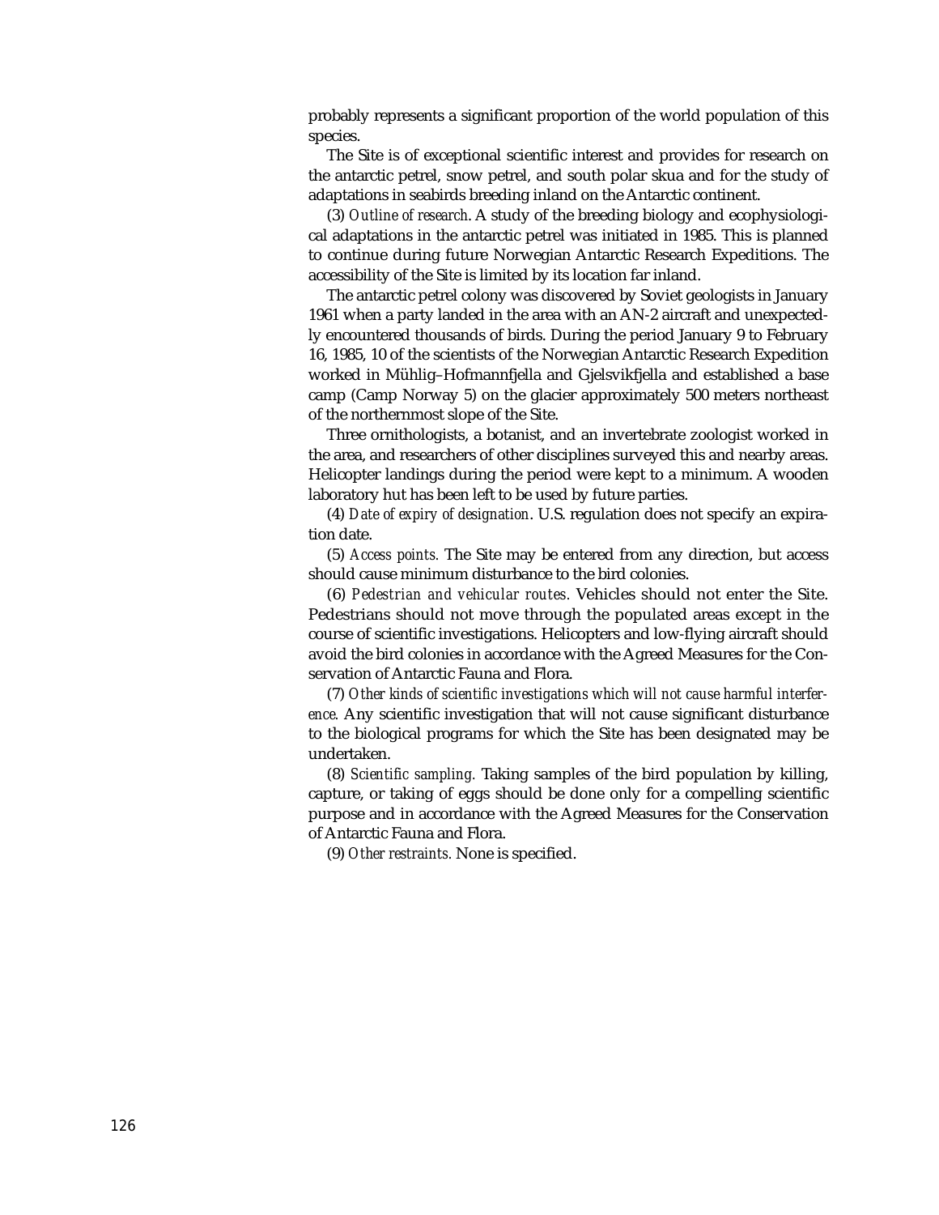probably represents a significant proportion of the world population of this species.

The Site is of exceptional scientific interest and provides for research on the antarctic petrel, snow petrel, and south polar skua and for the study of adaptations in seabirds breeding inland on the Antarctic continent.

(3) *Outline of research*. A study of the breeding biology and ecophysiological adaptations in the antarctic petrel was initiated in 1985. This is planned to continue during future Norwegian Antarctic Research Expeditions. The accessibility of the Site is limited by its location far inland.

The antarctic petrel colony was discovered by Soviet geologists in January 1961 when a party landed in the area with an AN-2 aircraft and unexpectedly encountered thousands of birds. During the period January 9 to February 16, 1985, 10 of the scientists of the Norwegian Antarctic Research Expedition worked in Mühlig–Hofmannfjella and Gjelsvikfjella and established a base camp (Camp Norway 5) on the glacier approximately 500 meters northeast of the northernmost slope of the Site.

Three ornithologists, a botanist, and an invertebrate zoologist worked in the area, and researchers of other disciplines surveyed this and nearby areas. Helicopter landings during the period were kept to a minimum. A wooden laboratory hut has been left to be used by future parties.

(4) *Date of expiry of designation*. U.S. regulation does not specify an expiration date.

(5) *Access points.* The Site may be entered from any direction, but access should cause minimum disturbance to the bird colonies.

(6) *Pedestrian and vehicular routes.* Vehicles should not enter the Site. Pedestrians should not move through the populated areas except in the course of scientific investigations. Helicopters and low-flying aircraft should avoid the bird colonies in accordance with the Agreed Measures for the Conservation of Antarctic Fauna and Flora.

(7) *Other kinds of scientific investigations which will not cause harmful interference.* Any scientific investigation that will not cause significant disturbance to the biological programs for which the Site has been designated may be undertaken.

(8) *Scientific sampling.* Taking samples of the bird population by killing, capture, or taking of eggs should be done only for a compelling scientific purpose and in accordance with the Agreed Measures for the Conservation of Antarctic Fauna and Flora.

(9) *Other restraints.* None is specified.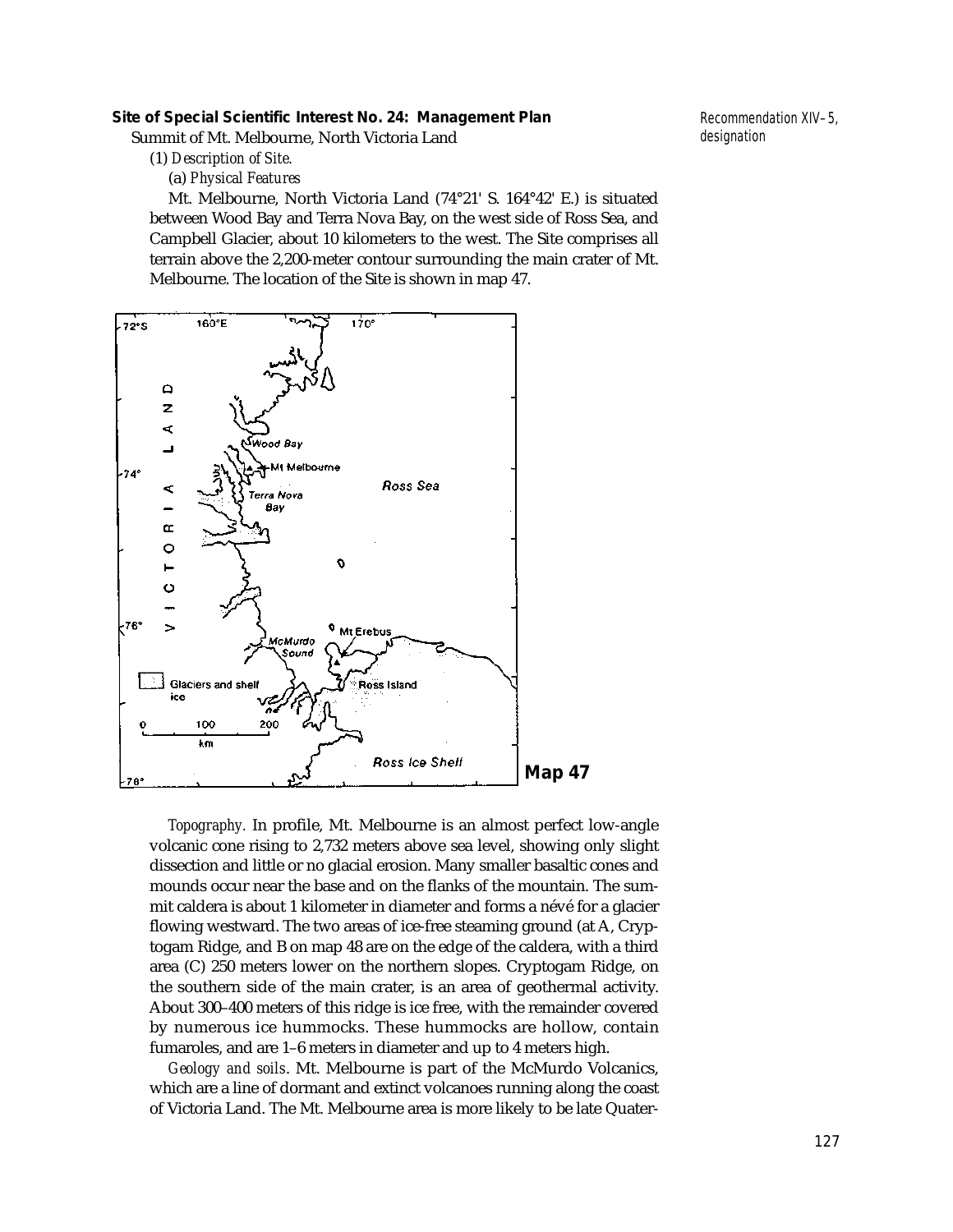## Site of Special Scientific Interest No. 24: Management Plan

Recommendation XIV–5, designation

Summit of Mt. Melbourne, North Victoria Land

(1) *Description of Site.*

(a) *Physical Features*

Mt. Melbourne, North Victoria Land (74°21' S. 164°42' E.) is situated between Wood Bay and Terra Nova Bay, on the west side of Ross Sea, and Campbell Glacier, about 10 kilometers to the west. The Site comprises all terrain above the 2,200-meter contour surrounding the main crater of Mt. Melbourne. The location of the Site is shown in map 47.

**Map 47**

*Topography.* In profile, Mt. Melbourne is an almost perfect low-angle volcanic cone rising to 2,732 meters above sea level, showing only slight dissection and little or no glacial erosion. Many smaller basaltic cones and mounds occur near the base and on the flanks of the mountain. The summit caldera is about 1 kilometer in diameter and forms a névé for a glacier flowing westward. The two areas of ice-free steaming ground (at A, Cryptogam Ridge, and B on map 48 are on the edge of the caldera, with a third area (C) 250 meters lower on the northern slopes. Cryptogam Ridge, on the southern side of the main crater, is an area of geothermal activity. About 300–400 meters of this ridge is ice free, with the remainder covered by numerous ice hummocks. These hummocks are hollow, contain fumaroles, and are 1–6 meters in diameter and up to 4 meters high.

*Geology and soils*. Mt. Melbourne is part of the McMurdo Volcanics, which are a line of dormant and extinct volcanoes running along the coast of Victoria Land. The Mt. Melbourne area is more likely to be late Quater-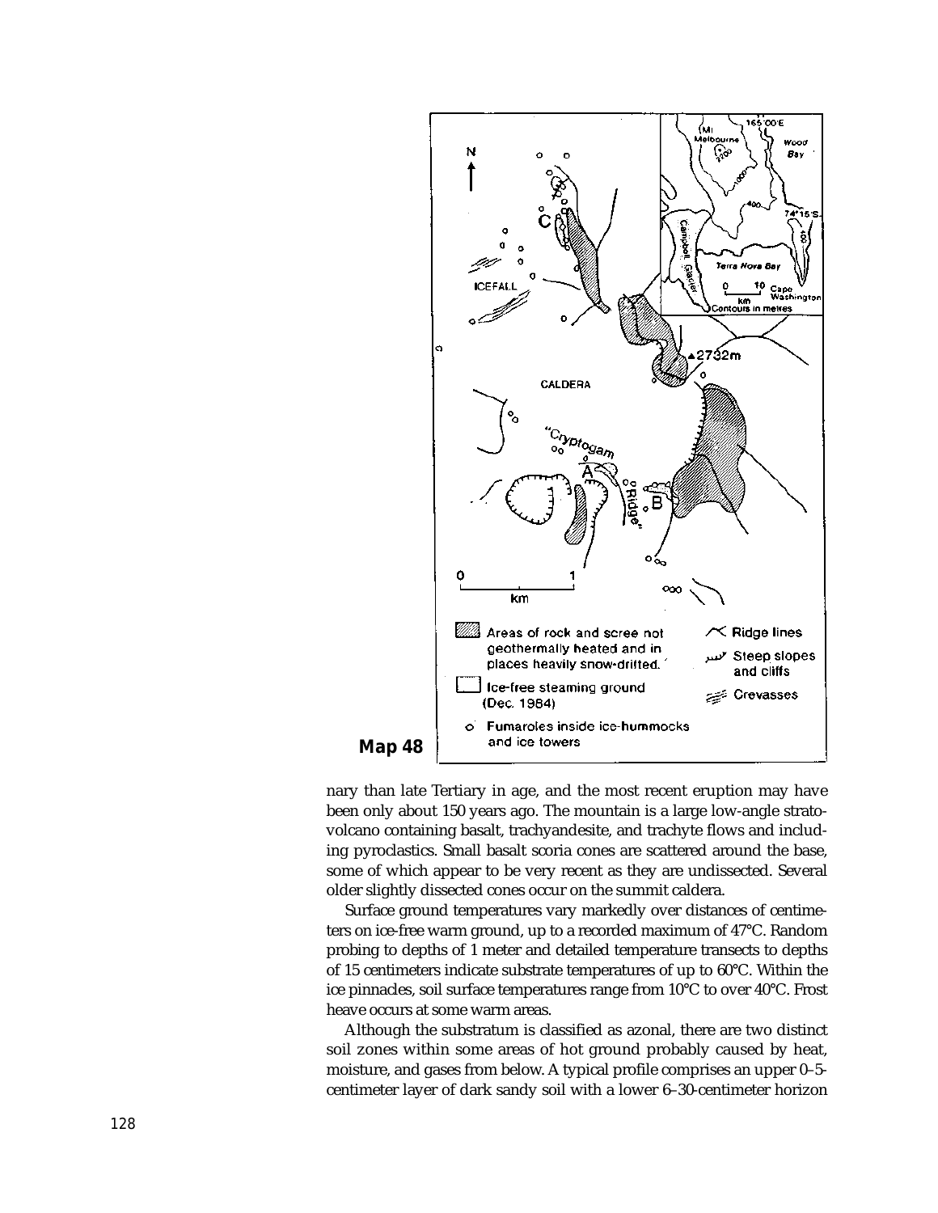**Map 48**

nary than late Tertiary in age, and the most recent eruption may have been only about 150 years ago. The mountain is a large low-angle stratovolcano containing basalt, trachyandesite, and trachyte flows and including pyroclastics. Small basalt scoria cones are scattered around the base, some of which appear to be very recent as they are undissected. Several older slightly dissected cones occur on the summit caldera.

Surface ground temperatures vary markedly over distances of centimeters on ice-free warm ground, up to a recorded maximum of 47°C. Random probing to depths of 1 meter and detailed temperature transects to depths of 15 centimeters indicate substrate temperatures of up to 60°C. Within the ice pinnacles, soil surface temperatures range from 10°C to over 40°C. Frost heave occurs at some warm areas.

Although the substratum is classified as azonal, there are two distinct soil zones within some areas of hot ground probably caused by heat, moisture, and gases from below. A typical profile comprises an upper 0–5-centimeter layer of dark sandy soil with a lower 6–30-centimeter horizon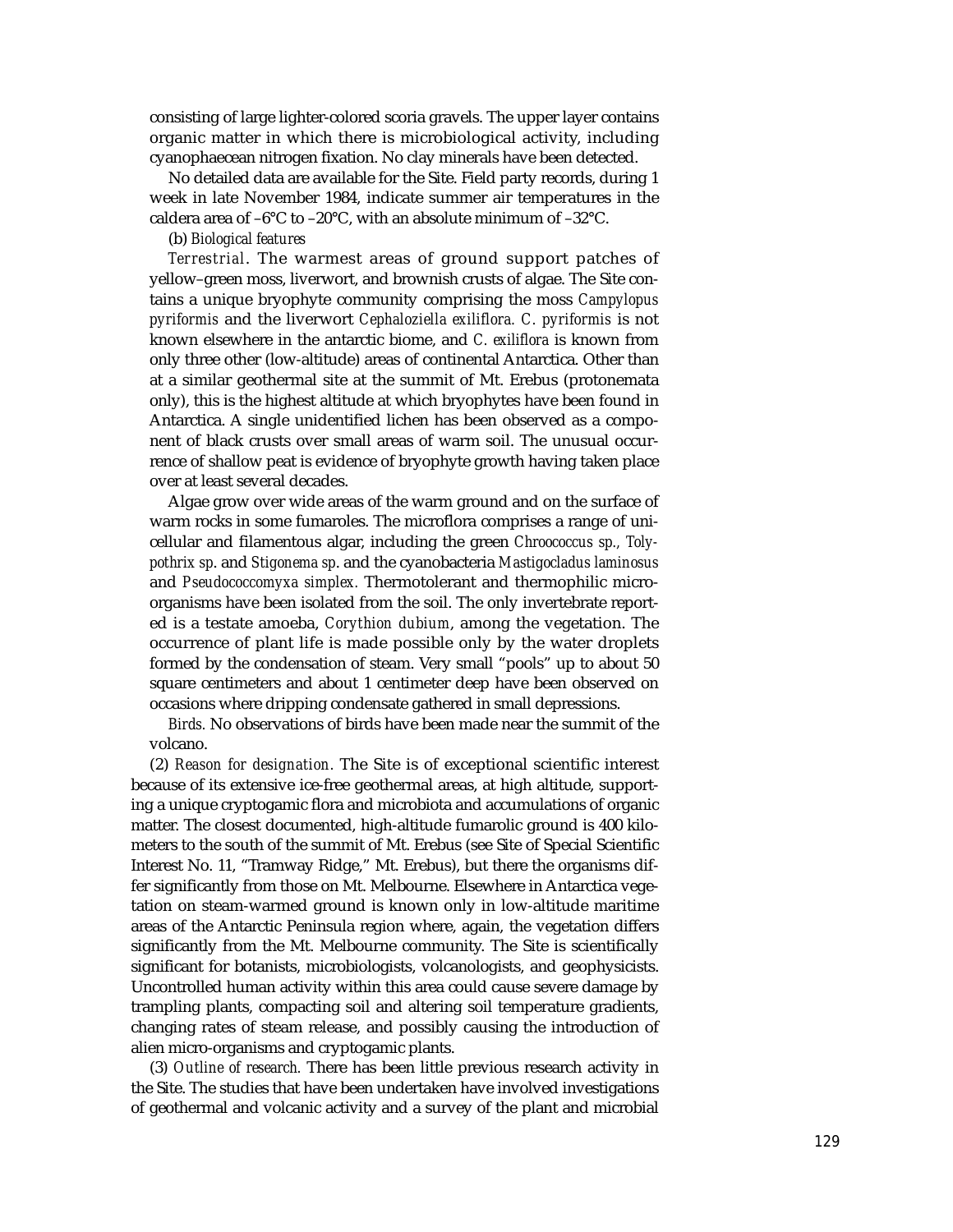consisting of large lighter-colored scoria gravels. The upper layer contains organic matter in which there is microbiological activity, including cyanophaecean nitrogen fixation. No clay minerals have been detected.

No detailed data are available for the Site. Field party records, during 1 week in late November 1984, indicate summer air temperatures in the caldera area of –6°C to –20°C, with an absolute minimum of –32°C.

(b) *Biological features*

*Terrestrial*. The warmest areas of ground support patches of yellow–green moss, liverwort, and brownish crusts of algae. The Site contains a unique bryophyte community comprising the moss *Campylopus pyriformis* and the liverwort *Cephaloziella exiliflora*. *C. pyriformis* is not known elsewhere in the antarctic biome, and *C. exiliflora* is known from only three other (low-altitude) areas of continental Antarctica. Other than at a similar geothermal site at the summit of Mt. Erebus (protonemata only), this is the highest altitude at which bryophytes have been found in Antarctica. A single unidentified lichen has been observed as a component of black crusts over small areas of warm soil. The unusual occurrence of shallow peat is evidence of bryophyte growth having taken place over at least several decades.

Algae grow over wide areas of the warm ground and on the surface of warm rocks in some fumaroles. The microflora comprises a range of unicellular and filamentous algar, including the green *Chroococcus sp., Tolypothrix sp*. and *Stigonema sp*. and the cyanobacteria *Mastigocladus laminosus* and *Pseudococcomyxa simplex*. Thermotolerant and thermophilic microorganisms have been isolated from the soil. The only invertebrate reported is a testate amoeba, *Corythion dubium*, among the vegetation. The occurrence of plant life is made possible only by the water droplets formed by the condensation of steam. Very small "pools" up to about 50 square centimeters and about 1 centimeter deep have been observed on occasions where dripping condensate gathered in small depressions.

*Birds*. No observations of birds have been made near the summit of the volcano.

(2) *Reason for designation*. The Site is of exceptional scientific interest because of its extensive ice-free geothermal areas, at high altitude, supporting a unique cryptogamic flora and microbiota and accumulations of organic matter. The closest documented, high-altitude fumarolic ground is 400 kilometers to the south of the summit of Mt. Erebus (see Site of Special Scientific Interest No. 11, "Tramway Ridge," Mt. Erebus), but there the organisms differ significantly from those on Mt. Melbourne. Elsewhere in Antarctica vegetation on steam-warmed ground is known only in low-altitude maritime areas of the Antarctic Peninsula region where, again, the vegetation differs significantly from the Mt. Melbourne community. The Site is scientifically significant for botanists, microbiologists, volcanologists, and geophysicists. Uncontrolled human activity within this area could cause severe damage by trampling plants, compacting soil and altering soil temperature gradients, changing rates of steam release, and possibly causing the introduction of alien micro-organisms and cryptogamic plants.

(3) *Outline of research*. There has been little previous research activity in the Site. The studies that have been undertaken have involved investigations of geothermal and volcanic activity and a survey of the plant and microbial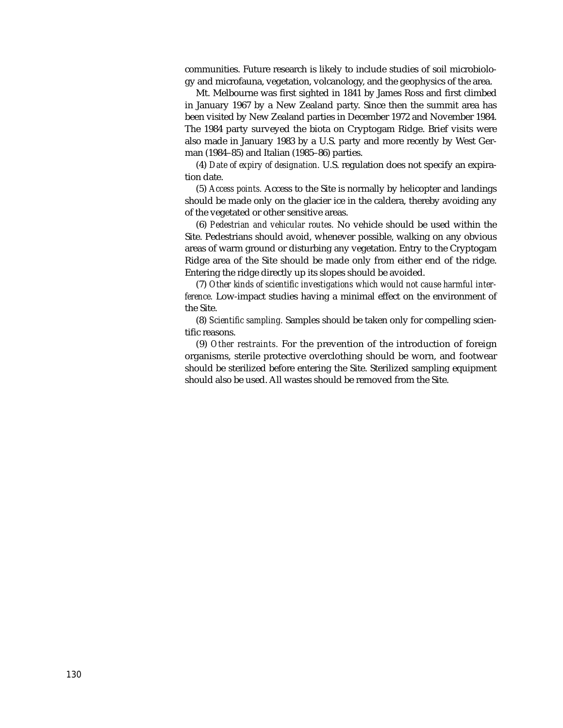communities. Future research is likely to include studies of soil microbiology and microfauna, vegetation, volcanology, and the geophysics of the area.

Mt. Melbourne was first sighted in 1841 by James Ross and first climbed in January 1967 by a New Zealand party. Since then the summit area has been visited by New Zealand parties in December 1972 and November 1984. The 1984 party surveyed the biota on Cryptogam Ridge. Brief visits were also made in January 1983 by a U.S. party and more recently by West German (1984–85) and Italian (1985–86) parties.

(4) *Date of expiry of designation.* U.S. regulation does not specify an expiration date.

(5) *Access points.* Access to the Site is normally by helicopter and landings should be made only on the glacier ice in the caldera, thereby avoiding any of the vegetated or other sensitive areas.

(6) *Pedestrian and vehicular routes.* No vehicle should be used within the Site. Pedestrians should avoid, whenever possible, walking on any obvious areas of warm ground or disturbing any vegetation. Entry to the Cryptogam Ridge area of the Site should be made only from either end of the ridge. Entering the ridge directly up its slopes should be avoided.

(7) *Other kinds of scientific investigations which would not cause harmful interference.* Low-impact studies having a minimal effect on the environment of the Site.

(8) *Scientific sampling.* Samples should be taken only for compelling scientific reasons.

(9) *Other restraints.* For the prevention of the introduction of foreign organisms, sterile protective overclothing should be worn, and footwear should be sterilized before entering the Site. Sterilized sampling equipment should also be used. All wastes should be removed from the Site.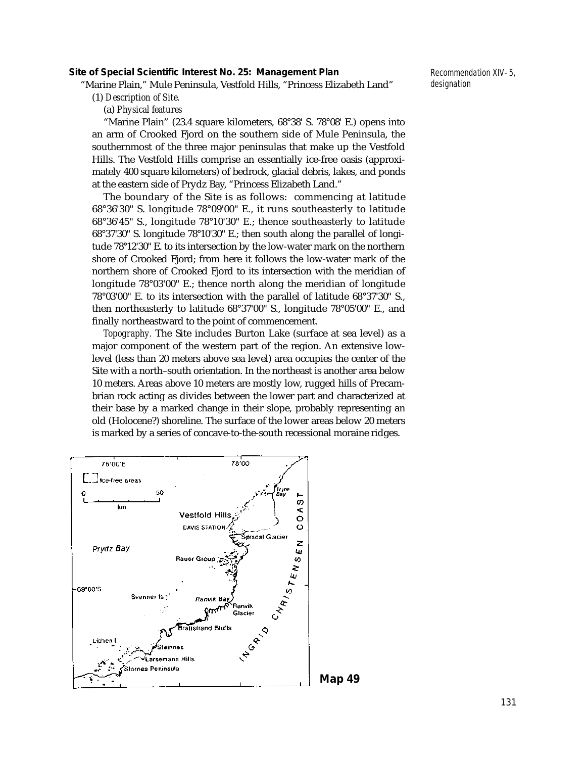**Site of Special Scientific Interest No. 25: Management Plan**

Recommendation XIV–5, designation

"Marine Plain," Mule Peninsula, Vestfold Hills, "Princess Elizabeth Land"

(1) *Description of Site.*

(a) *Physical features*

"Marine Plain" (23.4 square kilometers, 68°38' S. 78°08' E.) opens into an arm of Crooked Fjord on the southern side of Mule Peninsula, the southernmost of the three major peninsulas that make up the Vestfold Hills. The Vestfold Hills comprise an essentially ice-free oasis (approximately 400 square kilometers) of bedrock, glacial debris, lakes, and ponds at the eastern side of Prydz Bay, "Princess Elizabeth Land."

The boundary of the Site is as follows: commencing at latitude 68°36'30" S. longitude 78°09'00" E., it runs southeasterly to latitude 68°36'45" S., longitude 78°10'30" E.; thence southeasterly to latitude 68°37'30" S. longitude 78°10'30" E.; then south along the parallel of longitude 78°12'30" E. to its intersection by the low-water mark on the northern shore of Crooked Fjord; from here it follows the low-water mark of the northern shore of Crooked Fjord to its intersection with the meridian of longitude 78°03'00" E.; thence north along the meridian of longitude 78°03'00" E. to its intersection with the parallel of latitude 68°37'30" S., then northeasterly to latitude 68°37'00" S., longitude 78°05'00" E., and finally northeastward to the point of commencement.

*Topography.* The Site includes Burton Lake (surface at sea level) as a major component of the western part of the region. An extensive low-level (less than 20 meters above sea level) area occupies the center of the Site with a north–south orientation. In the northeast is another area below 10 meters. Areas above 10 meters are mostly low, rugged hills of Precambrian rock acting as divides between the lower part and characterized at their base by a marked change in their slope, probably representing an old (Holocene?) shoreline. The surface of the lower areas below 20 meters is marked by a series of concave-to-the-south recessional moraine ridges.

**Map 49**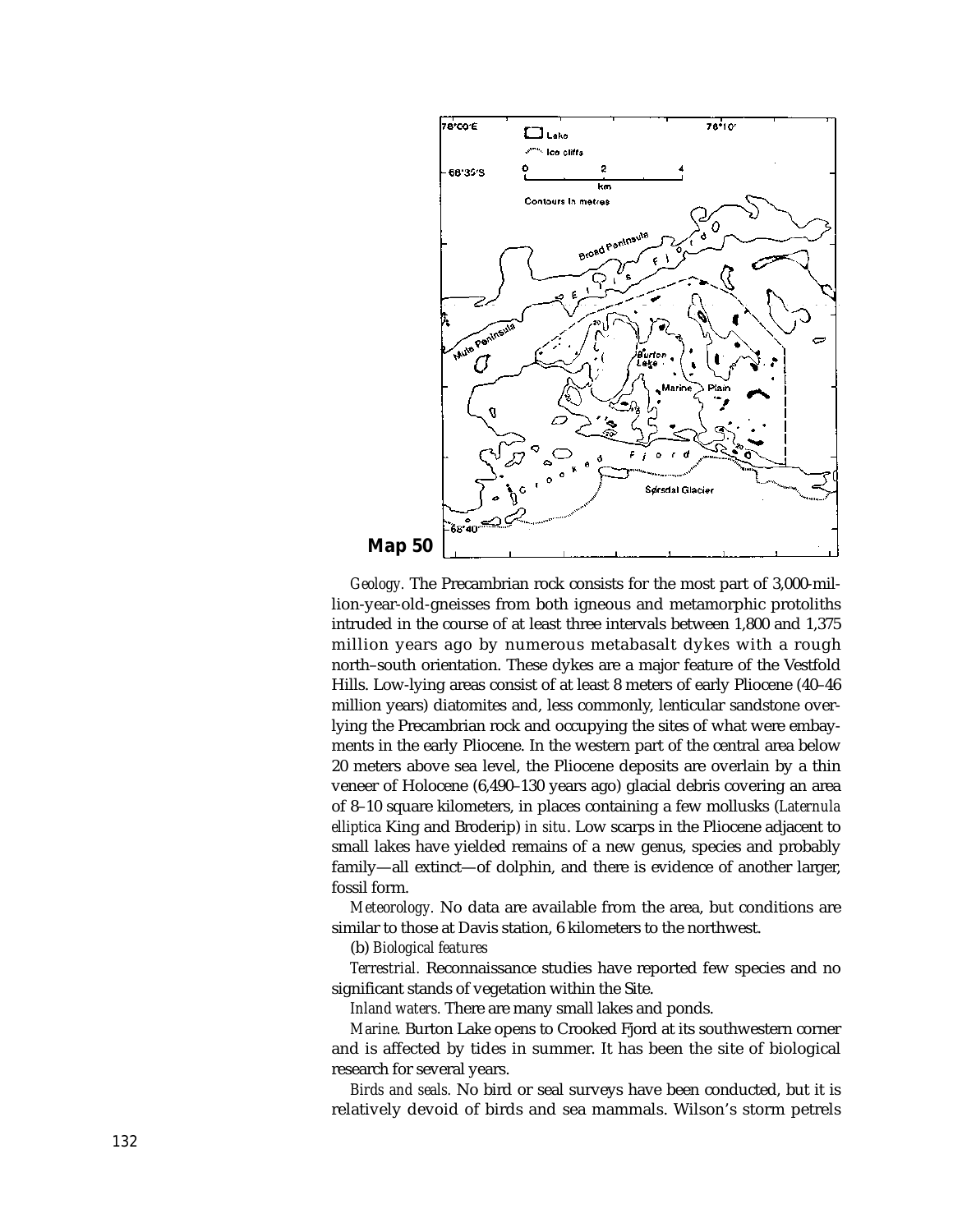**Map 50**

*Geology.* The Precambrian rock consists for the most part of 3,000-million-year-old-gneisses from both igneous and metamorphic protoliths intruded in the course of at least three intervals between 1,800 and 1,375 million years ago by numerous metabasalt dykes with a rough north–south orientation. These dykes are a major feature of the Vestfold Hills. Low-lying areas consist of at least 8 meters of early Pliocene (40–46 million years) diatomites and, less commonly, lenticular sandstone overlying the Precambrian rock and occupying the sites of what were embayments in the early Pliocene. In the western part of the central area below 20 meters above sea level, the Pliocene deposits are overlain by a thin veneer of Holocene (6,490–130 years ago) glacial debris covering an area of 8–10 square kilometers, in places containing a few mollusks (*Laternula elliptica* King and Broderip) *in situ*. Low scarps in the Pliocene adjacent to small lakes have yielded remains of a new genus, species and probably family—all extinct—of dolphin, and there is evidence of another larger, fossil form.

*Meteorology.* No data are available from the area, but conditions are similar to those at Davis station, 6 kilometers to the northwest.

(b) *Biological features*

*Terrestrial.* Reconnaissance studies have reported few species and no significant stands of vegetation within the Site.

*Inland waters.* There are many small lakes and ponds.

*Marine.* Burton Lake opens to Crooked Fjord at its southwestern corner and is affected by tides in summer. It has been the site of biological research for several years.

*Birds and seals.* No bird or seal surveys have been conducted, but it is relatively devoid of birds and sea mammals. Wilson's storm petrels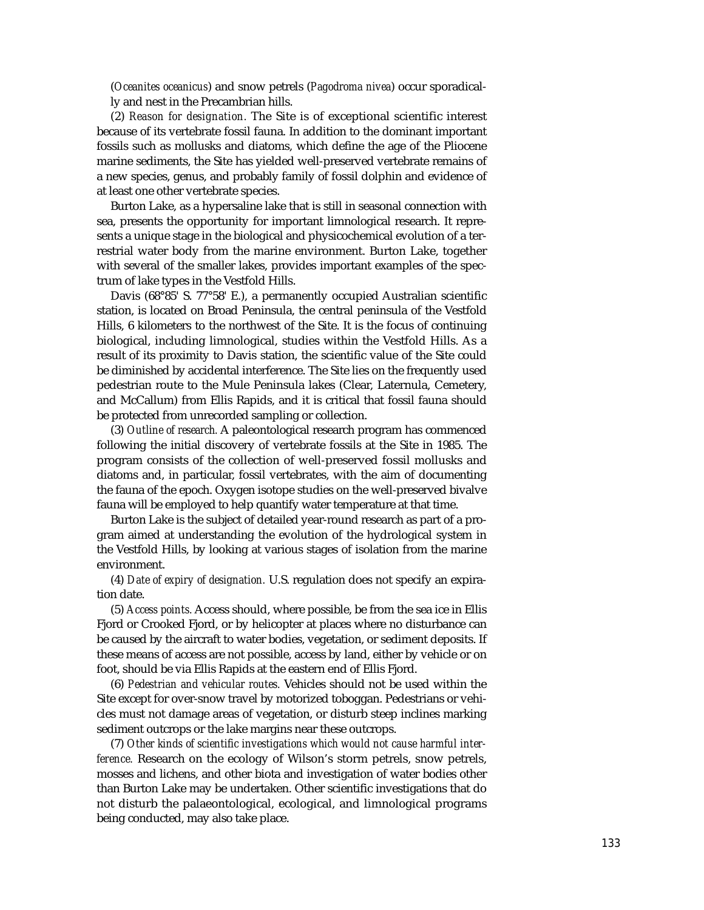(*Oceanites oceanicus*) and snow petrels (*Pagodroma nivea*) occur sporadically and nest in the Precambrian hills.

(2) *Reason for designation.* The Site is of exceptional scientific interest because of its vertebrate fossil fauna. In addition to the dominant important fossils such as mollusks and diatoms, which define the age of the Pliocene marine sediments, the Site has yielded well-preserved vertebrate remains of a new species, genus, and probably family of fossil dolphin and evidence of at least one other vertebrate species.

Burton Lake, as a hypersaline lake that is still in seasonal connection with sea, presents the opportunity for important limnological research. It represents a unique stage in the biological and physicochemical evolution of a terrestrial water body from the marine environment. Burton Lake, together with several of the smaller lakes, provides important examples of the spectrum of lake types in the Vestfold Hills.

Davis (68°85' S. 77°58' E.), a permanently occupied Australian scientific station, is located on Broad Peninsula, the central peninsula of the Vestfold Hills, 6 kilometers to the northwest of the Site. It is the focus of continuing biological, including limnological, studies within the Vestfold Hills. As a result of its proximity to Davis station, the scientific value of the Site could be diminished by accidental interference. The Site lies on the frequently used pedestrian route to the Mule Peninsula lakes (Clear, Laternula, Cemetery, and McCallum) from Ellis Rapids, and it is critical that fossil fauna should be protected from unrecorded sampling or collection.

(3) *Outline of research.* A paleontological research program has commenced following the initial discovery of vertebrate fossils at the Site in 1985. The program consists of the collection of well-preserved fossil mollusks and diatoms and, in particular, fossil vertebrates, with the aim of documenting the fauna of the epoch. Oxygen isotope studies on the well-preserved bivalve fauna will be employed to help quantify water temperature at that time.

Burton Lake is the subject of detailed year-round research as part of a program aimed at understanding the evolution of the hydrological system in the Vestfold Hills, by looking at various stages of isolation from the marine environment.

(4) *Date of expiry of designation.* U.S. regulation does not specify an expiration date.

(5) *Access points.* Access should, where possible, be from the sea ice in Ellis Fjord or Crooked Fjord, or by helicopter at places where no disturbance can be caused by the aircraft to water bodies, vegetation, or sediment deposits. If these means of access are not possible, access by land, either by vehicle or on foot, should be via Ellis Rapids at the eastern end of Ellis Fjord.

(6) *Pedestrian and vehicular routes.* Vehicles should not be used within the Site except for over-snow travel by motorized toboggan. Pedestrians or vehicles must not damage areas of vegetation, or disturb steep inclines marking sediment outcrops or the lake margins near these outcrops.

(7) *Other kinds of scientific investigations which would not cause harmful interference.* Research on the ecology of Wilson's storm petrels, snow petrels, mosses and lichens, and other biota and investigation of water bodies other than Burton Lake may be undertaken. Other scientific investigations that do not disturb the palaeontological, ecological, and limnological programs being conducted, may also take place.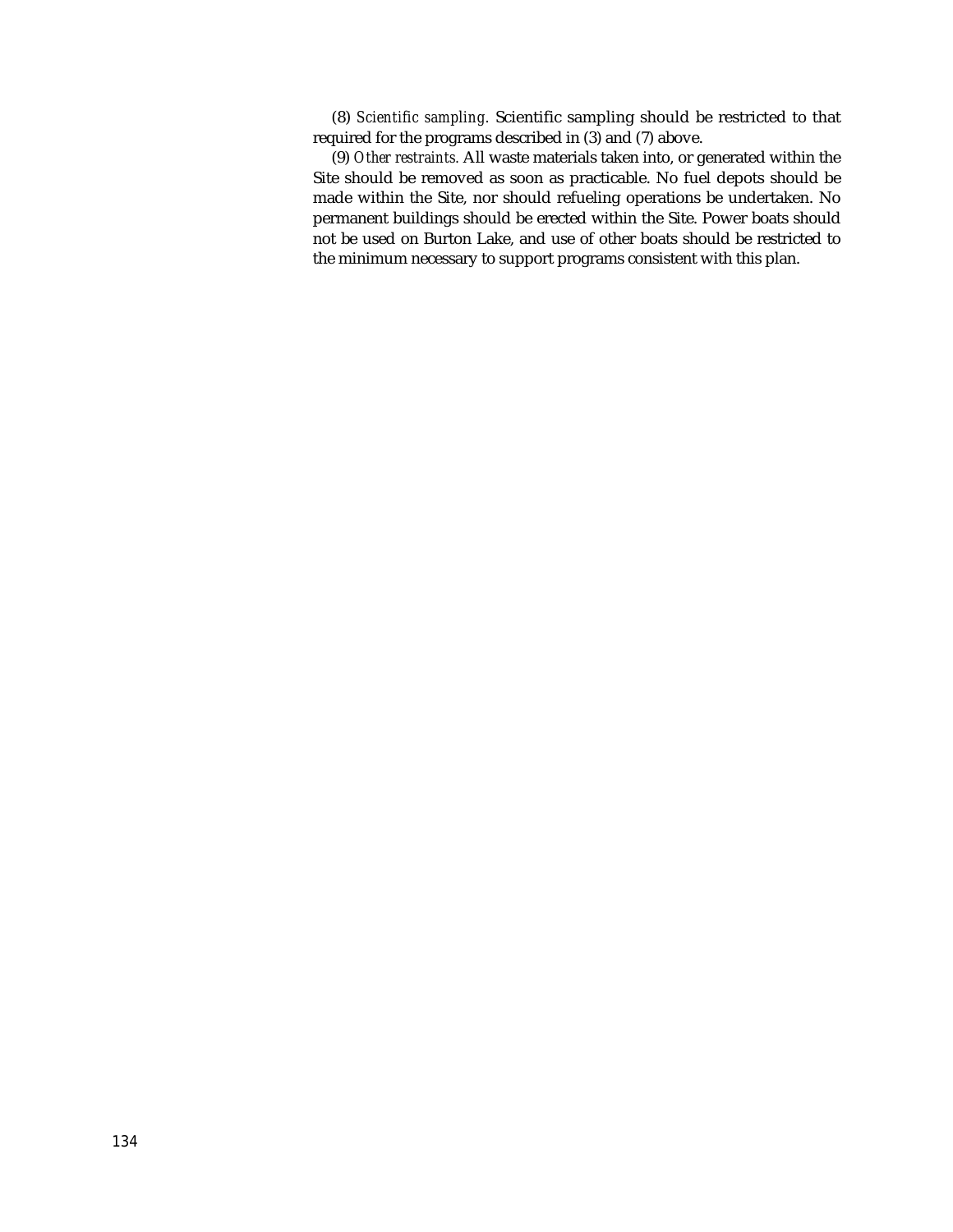(8) *Scientific sampling.* Scientific sampling should be restricted to that required for the programs described in (3) and (7) above.

(9) *Other restraints.* All waste materials taken into, or generated within the Site should be removed as soon as practicable. No fuel depots should be made within the Site, nor should refueling operations be undertaken. No permanent buildings should be erected within the Site. Power boats should not be used on Burton Lake, and use of other boats should be restricted to the minimum necessary to support programs consistent with this plan.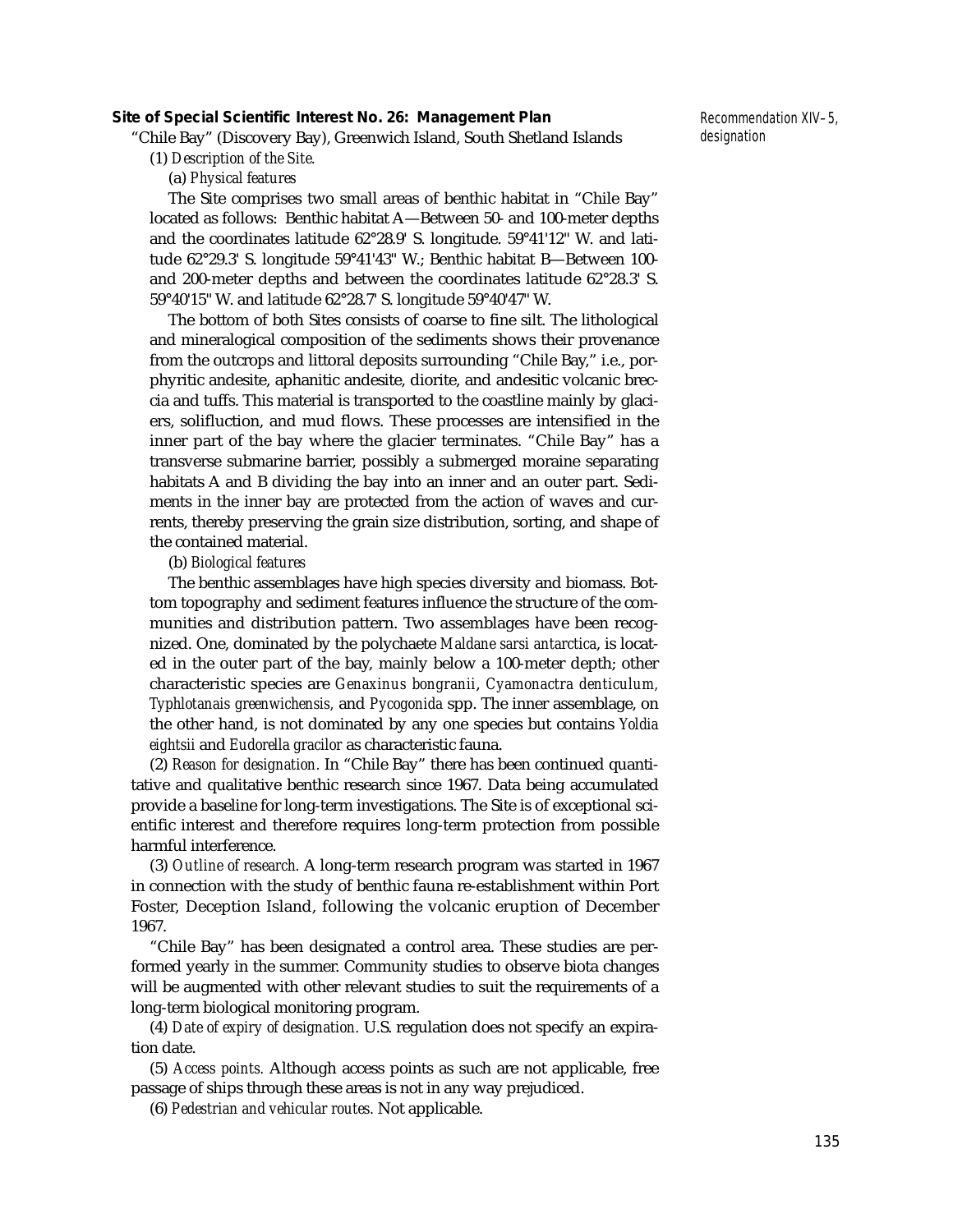### Site of Special Scientific Interest No. 26: Management Plan

Recommendation XIV–5, designation

"Chile Bay" (Discovery Bay), Greenwich Island, South Shetland Islands

(1) *Description of the Site.*

(a) *Physical features*

The Site comprises two small areas of benthic habitat in "Chile Bay" located as follows: Benthic habitat A—Between 50- and 100-meter depths and the coordinates latitude 62°28.9' S. longitude. 59°41'12" W. and latitude 62°29.3' S. longitude 59°41'43" W.; Benthic habitat B—Between 100- and 200-meter depths and between the coordinates latitude 62°28.3' S. 59°40'15" W. and latitude 62°28.7' S. longitude 59°40'47" W.

The bottom of both Sites consists of coarse to fine silt. The lithological and mineralogical composition of the sediments shows their provenance from the outcrops and littoral deposits surrounding "Chile Bay," i.e., porphyritic andesite, aphanitic andesite, diorite, and andesitic volcanic breccia and tuffs. This material is transported to the coastline mainly by glaciers, solifluction, and mud flows. These processes are intensified in the inner part of the bay where the glacier terminates. "Chile Bay" has a transverse submarine barrier, possibly a submerged moraine separating habitats A and B dividing the bay into an inner and an outer part. Sediments in the inner bay are protected from the action of waves and currents, thereby preserving the grain size distribution, sorting, and shape of the contained material.

(b) *Biological features*

The benthic assemblages have high species diversity and biomass. Bottom topography and sediment features influence the structure of the communities and distribution pattern. Two assemblages have been recognized. One, dominated by the polychaete *Maldane sarsi antarctica*, is located in the outer part of the bay, mainly below a 100-meter depth; other characteristic species are *Genaxinus bongranii*, *Cyamonactra denticulum*, *Typhlotanais greenwichensis*, and *Pycogonida* spp. The inner assemblage, on the other hand, is not dominated by any one species but contains *Yoldia eightsii* and *Eudorella gracilor* as characteristic fauna.

(2) *Reason for designation.* In "Chile Bay" there has been continued quantitative and qualitative benthic research since 1967. Data being accumulated provide a baseline for long-term investigations. The Site is of exceptional scientific interest and therefore requires long-term protection from possible harmful interference.

(3) *Outline of research.* A long-term research program was started in 1967 in connection with the study of benthic fauna re-establishment within Port Foster, Deception Island, following the volcanic eruption of December 1967.

"Chile Bay" has been designated a control area. These studies are performed yearly in the summer. Community studies to observe biota changes will be augmented with other relevant studies to suit the requirements of a long-term biological monitoring program.

(4) *Date of expiry of designation.* U.S. regulation does not specify an expiration date.

(5) *Access points.* Although access points as such are not applicable, free passage of ships through these areas is not in any way prejudiced.

(6) *Pedestrian and vehicular routes.* Not applicable.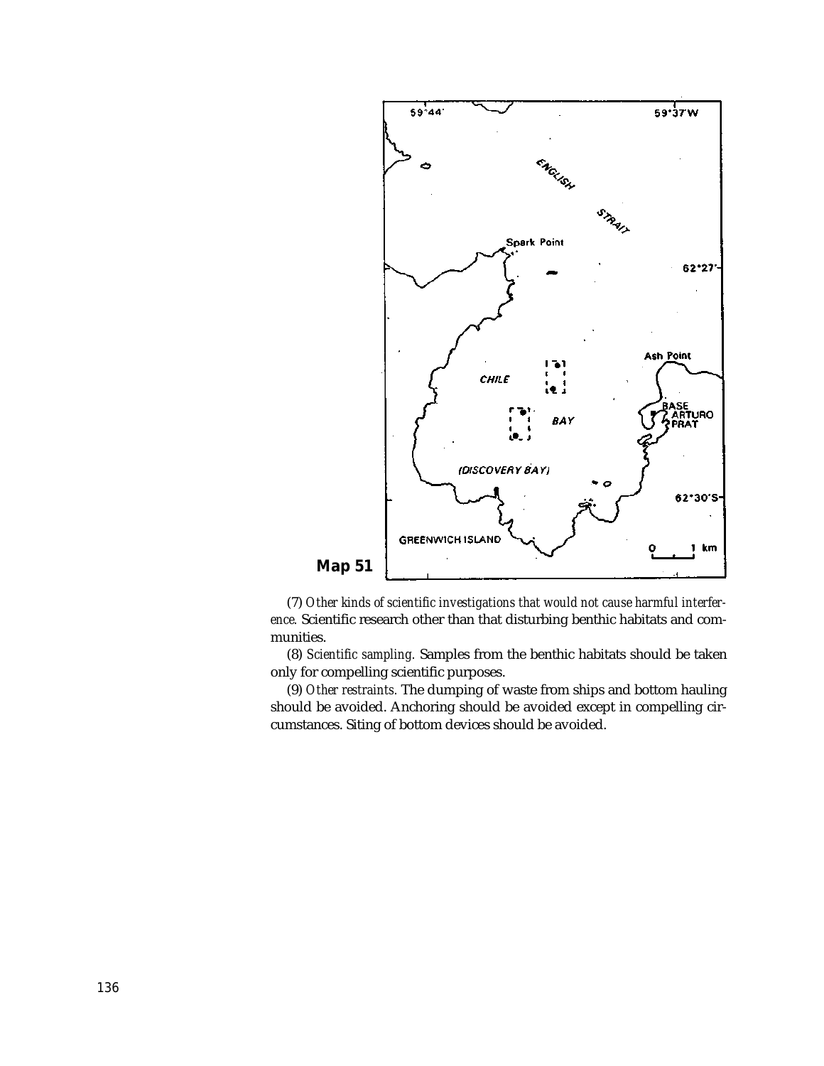**Map 51**

(7) *Other kinds of scientific investigations that would not cause harmful interference.* Scientific research other than that disturbing benthic habitats and communities.

(8) *Scientific sampling.* Samples from the benthic habitats should be taken only for compelling scientific purposes.

(9) *Other restraints.* The dumping of waste from ships and bottom hauling should be avoided. Anchoring should be avoided except in compelling circumstances. Siting of bottom devices should be avoided.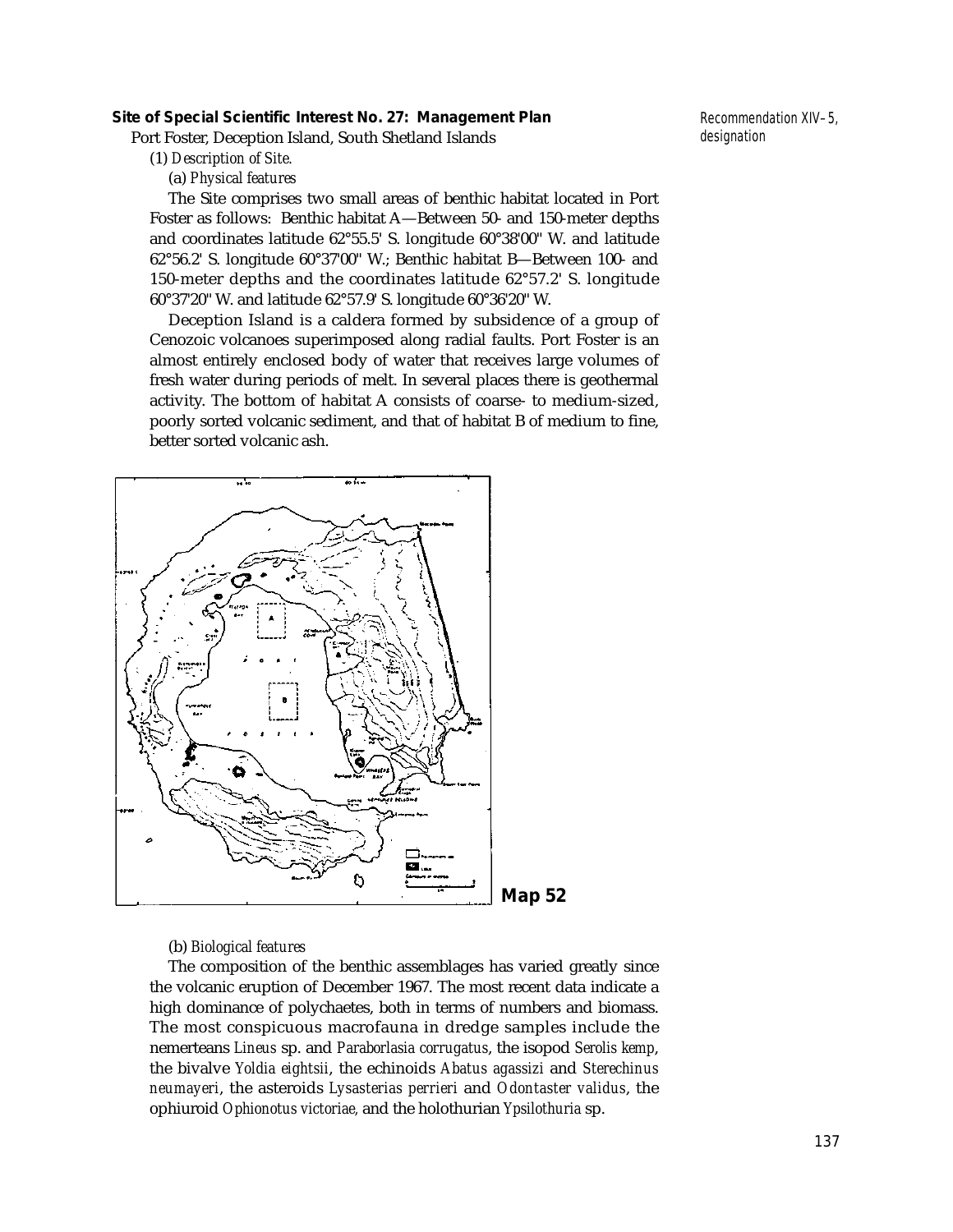**Site of Special Scientific Interest No. 27: Management Plan**

Port Foster, Deception Island, South Shetland Islands

Recommendation XIV–5, designation

(1) *Description of Site.*

(a) *Physical features*

The Site comprises two small areas of benthic habitat located in Port Foster as follows: Benthic habitat A—Between 50- and 150-meter depths and coordinates latitude 62°55.5' S. longitude 60°38'00" W. and latitude 62°56.2' S. longitude 60°37'00" W.; Benthic habitat B—Between 100- and 150-meter depths and the coordinates latitude 62°57.2' S. longitude 60°37'20" W. and latitude 62°57.9' S. longitude 60°36'20" W.

Deception Island is a caldera formed by subsidence of a group of Cenozoic volcanoes superimposed along radial faults. Port Foster is an almost entirely enclosed body of water that receives large volumes of fresh water during periods of melt. In several places there is geothermal activity. The bottom of habitat A consists of coarse- to medium-sized, poorly sorted volcanic sediment, and that of habitat B of medium to fine, better sorted volcanic ash.

**Map 52**

(b) *Biological features*

The composition of the benthic assemblages has varied greatly since the volcanic eruption of December 1967. The most recent data indicate a high dominance of polychaetes, both in terms of numbers and biomass. The most conspicuous macrofauna in dredge samples include the nemerteans *Lineus* sp. and *Paraborlasia corrugatus*, the isopod *Serolis kemp*, the bivalve *Yoldia eightsii*, the echinoids *Abatus agassizi* and *Sterechinus neumayeri*, the asteroids *Lysasterias perrieri* and *Odontaster validus*, the ophiuroid *Ophionotus victoriae*, and the holothurian *Ypsilothuria* sp.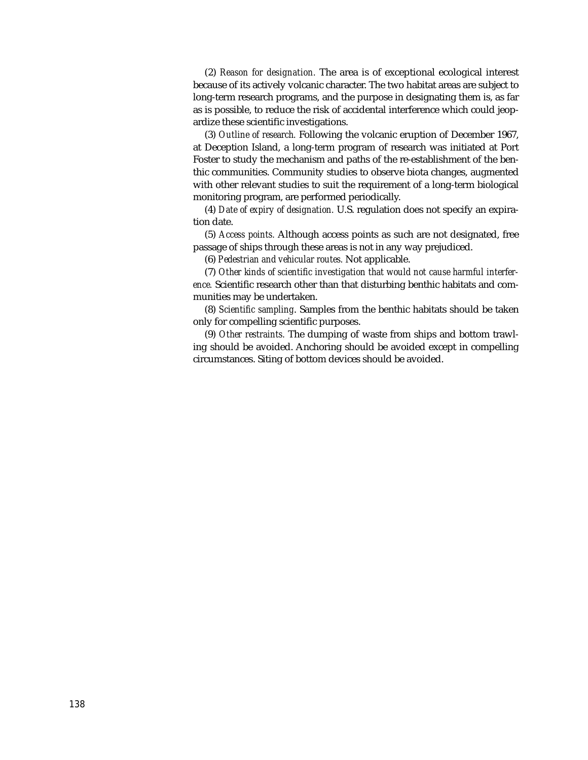(2) *Reason for designation.* The area is of exceptional ecological interest because of its actively volcanic character. The two habitat areas are subject to long-term research programs, and the purpose in designating them is, as far as is possible, to reduce the risk of accidental interference which could jeopardize these scientific investigations.

(3) *Outline of research.* Following the volcanic eruption of December 1967, at Deception Island, a long-term program of research was initiated at Port Foster to study the mechanism and paths of the re-establishment of the benthic communities. Community studies to observe biota changes, augmented with other relevant studies to suit the requirement of a long-term biological monitoring program, are performed periodically.

(4) *Date of expiry of designation.* U.S. regulation does not specify an expiration date.

(5) *Access points.* Although access points as such are not designated, free passage of ships through these areas is not in any way prejudiced.

(6) *Pedestrian and vehicular routes.* Not applicable.

(7) *Other kinds of scientific investigation that would not cause harmful interference.* Scientific research other than that disturbing benthic habitats and communities may be undertaken.

(8) *Scientific sampling.* Samples from the benthic habitats should be taken only for compelling scientific purposes.

(9) *Other restraints.* The dumping of waste from ships and bottom trawling should be avoided. Anchoring should be avoided except in compelling circumstances. Siting of bottom devices should be avoided.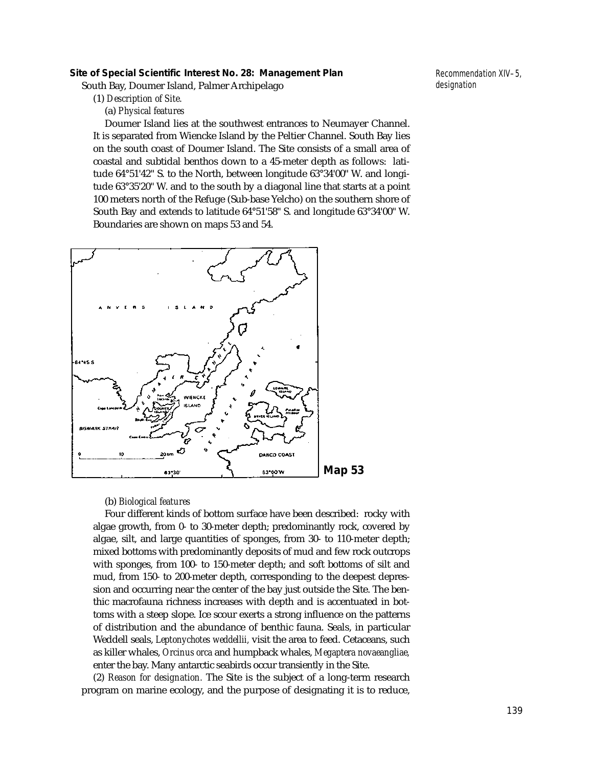### Site of Special Scientific Interest No. 28: Management Plan

South Bay, Doumer Island, Palmer Archipelago

Recommendation XIV–5, designation

(1) *Description of Site.*

(a) *Physical features*

Doumer Island lies at the southwest entrances to Neumayer Channel. It is separated from Wiencke Island by the Peltier Channel. South Bay lies on the south coast of Doumer Island. The Site consists of a small area of coastal and subtidal benthos down to a 45-meter depth as follows: latitude 64°51'42" S. to the North, between longitude 63°34'00" W. and longitude 63°35'20" W. and to the south by a diagonal line that starts at a point 100 meters north of the Refuge (Sub-base Yelcho) on the southern shore of South Bay and extends to latitude 64°51'58" S. and longitude 63°34'00" W. Boundaries are shown on maps 53 and 54.

**Map 53**

(b) *Biological features*

Four different kinds of bottom surface have been described: rocky with algae growth, from 0- to 30-meter depth; predominantly rock, covered by algae, silt, and large quantities of sponges, from 30- to 110-meter depth; mixed bottoms with predominantly deposits of mud and few rock outcrops with sponges, from 100- to 150-meter depth; and soft bottoms of silt and mud, from 150- to 200-meter depth, corresponding to the deepest depression and occurring near the center of the bay just outside the Site. The benthic macrofauna richness increases with depth and is accentuated in bottoms with a steep slope. Ice scour exerts a strong influence on the patterns of distribution and the abundance of benthic fauna. Seals, in particular Weddell seals, *Leptonychotes weddellii,* visit the area to feed. Cetaceans, such as killer whales, *Orcinus orca* and humpback whales, *Megaptera novaeangliae,* enter the bay. Many antarctic seabirds occur transiently in the Site.

(2) *Reason for designation.* The Site is the subject of a long-term research program on marine ecology, and the purpose of designating it is to reduce,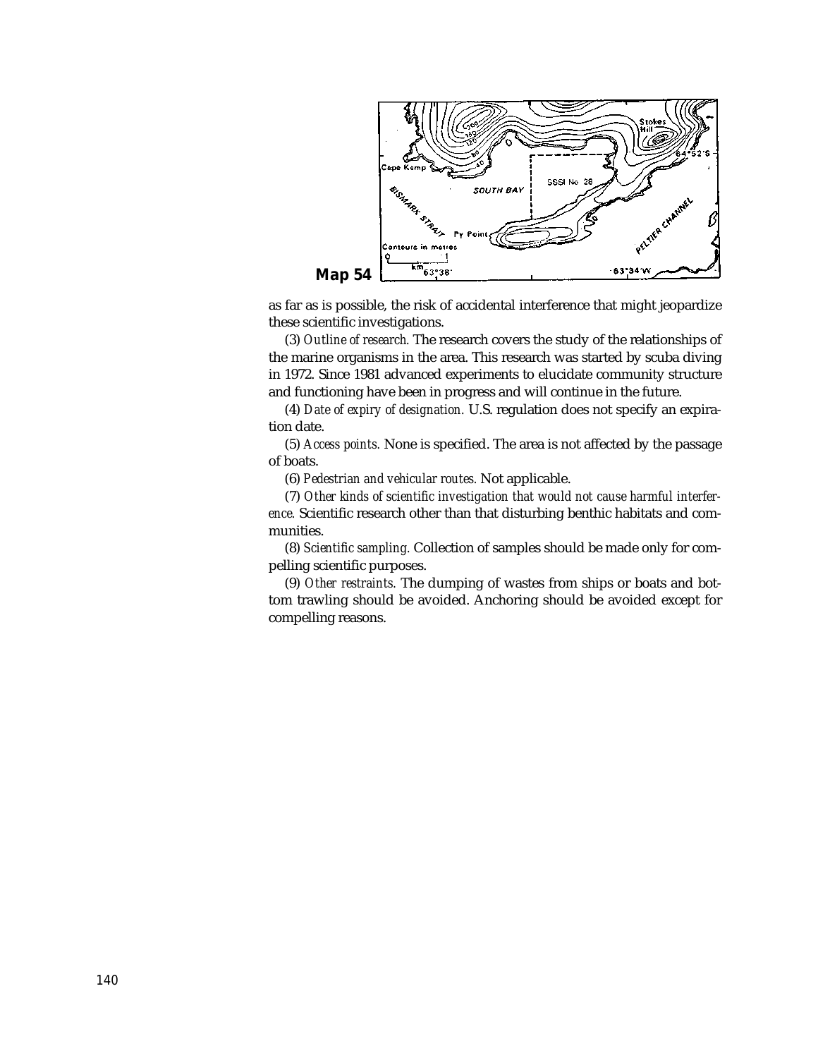**Map 54**

as far as is possible, the risk of accidental interference that might jeopardize these scientific investigations.

(3) *Outline of research.* The research covers the study of the relationships of the marine organisms in the area. This research was started by scuba diving in 1972. Since 1981 advanced experiments to elucidate community structure and functioning have been in progress and will continue in the future.

(4) *Date of expiry of designation.* U.S. regulation does not specify an expiration date.

(5) *Access points.* None is specified. The area is not affected by the passage of boats.

(6) *Pedestrian and vehicular routes.* Not applicable.

(7) *Other kinds of scientific investigation that would not cause harmful interference.* Scientific research other than that disturbing benthic habitats and communities.

(8) *Scientific sampling.* Collection of samples should be made only for compelling scientific purposes.

(9) *Other restraints.* The dumping of wastes from ships or boats and bottom trawling should be avoided. Anchoring should be avoided except for compelling reasons.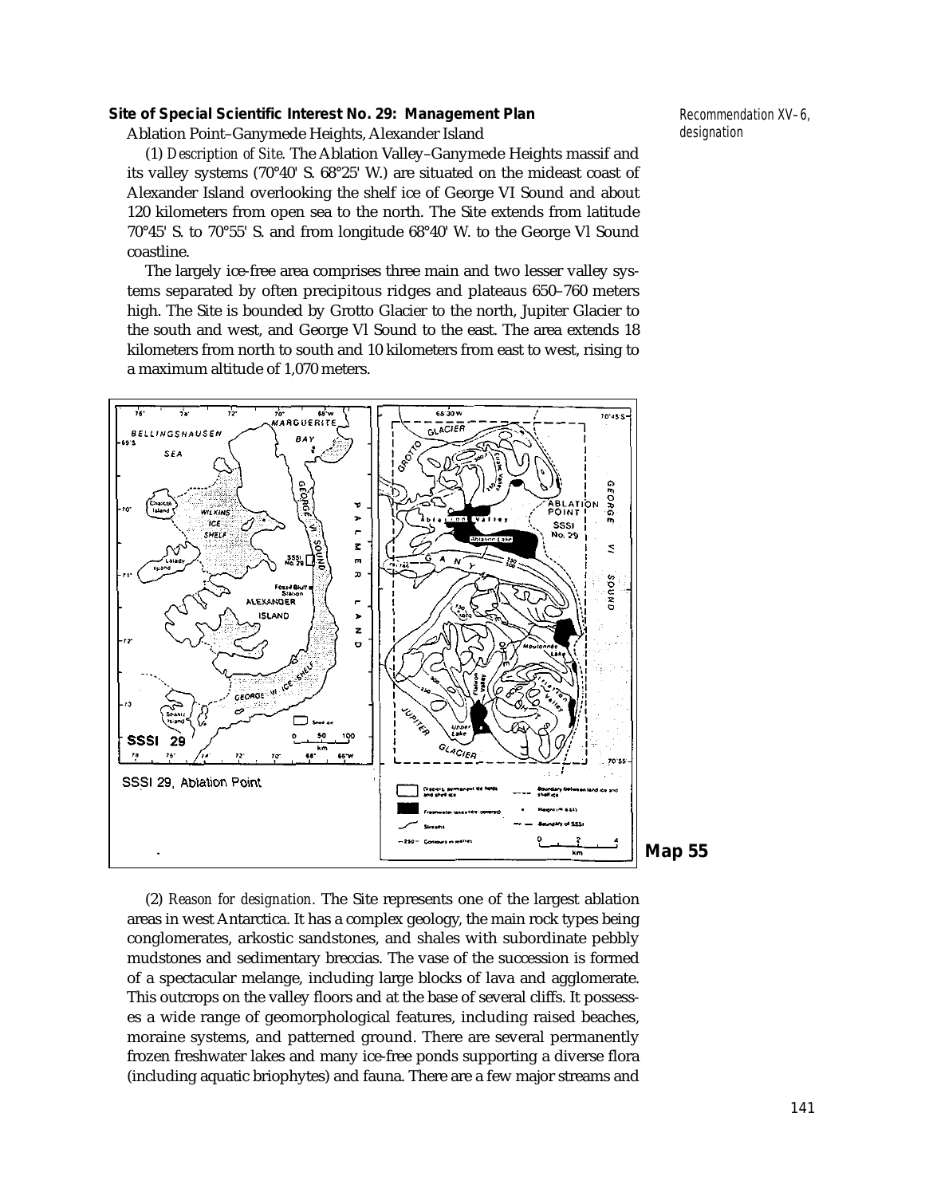**Site of Special Scientific Interest No. 29: Management Plan**

Recommendation XV–6, designation

Ablation Point–Ganymede Heights, Alexander Island

(1) *Description of Site.* The Ablation Valley–Ganymede Heights massif and its valley systems (70°40' S. 68°25' W.) are situated on the mideast coast of Alexander Island overlooking the shelf ice of George VI Sound and about 120 kilometers from open sea to the north. The Site extends from latitude 70°45' S. to 70°55' S. and from longitude 68°40' W. to the George Vl Sound coastline.

The largely ice-free area comprises three main and two lesser valley systems separated by often precipitous ridges and plateaus 650–760 meters high. The Site is bounded by Grotto Glacier to the north, Jupiter Glacier to the south and west, and George Vl Sound to the east. The area extends 18 kilometers from north to south and 10 kilometers from east to west, rising to a maximum altitude of 1,070 meters.

SSSI 29, Ablation Point

**Map 55**

(2) *Reason for designation.* The Site represents one of the largest ablation areas in west Antarctica. It has a complex geology, the main rock types being conglomerates, arkostic sandstones, and shales with subordinate pebbly mudstones and sedimentary breccias. The vase of the succession is formed of a spectacular melange, including large blocks of lava and agglomerate. This outcrops on the valley floors and at the base of several cliffs. It possesses a wide range of geomorphological features, including raised beaches, moraine systems, and patterned ground. There are several permanently frozen freshwater lakes and many ice-free ponds supporting a diverse flora (including aquatic briophytes) and fauna. There are a few major streams and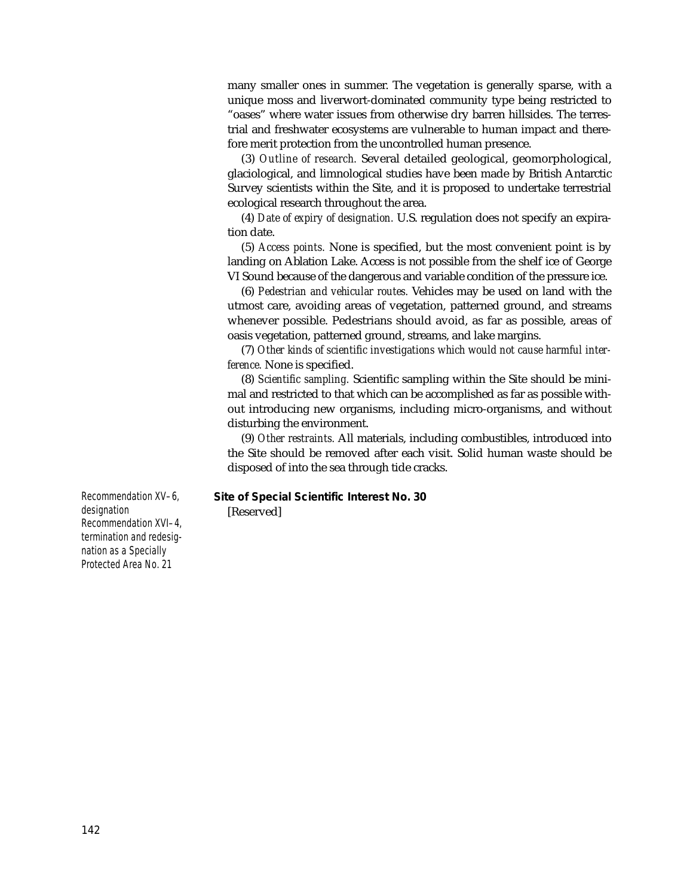many smaller ones in summer. The vegetation is generally sparse, with a unique moss and liverwort-dominated community type being restricted to "oases" where water issues from otherwise dry barren hillsides. The terrestrial and freshwater ecosystems are vulnerable to human impact and therefore merit protection from the uncontrolled human presence.

(3) *Outline of research.* Several detailed geological, geomorphological, glaciological, and limnological studies have been made by British Antarctic Survey scientists within the Site, and it is proposed to undertake terrestrial ecological research throughout the area.

(4) *Date of expiry of designation.* U.S. regulation does not specify an expiration date.

(5) *Access points.* None is specified, but the most convenient point is by landing on Ablation Lake. Access is not possible from the shelf ice of George VI Sound because of the dangerous and variable condition of the pressure ice.

(6) *Pedestrian and vehicular routes.* Vehicles may be used on land with the utmost care, avoiding areas of vegetation, patterned ground, and streams whenever possible. Pedestrians should avoid, as far as possible, areas of oasis vegetation, patterned ground, streams, and lake margins.

(7) *Other kinds of scientific investigations which would not cause harmful interference.* None is specified.

(8) *Scientific sampling.* Scientific sampling within the Site should be minimal and restricted to that which can be accomplished as far as possible without introducing new organisms, including micro-organisms, and without disturbing the environment.

(9) *Other restraints.* All materials, including combustibles, introduced into the Site should be removed after each visit. Solid human waste should be disposed of into the sea through tide cracks.

*Recommendation XV–6, designation*
*Recommendation XVI–4, termination and redesignation as a Specially Protected Area No. 21*

**Site of Special Scientific Interest No. 30**

[Reserved]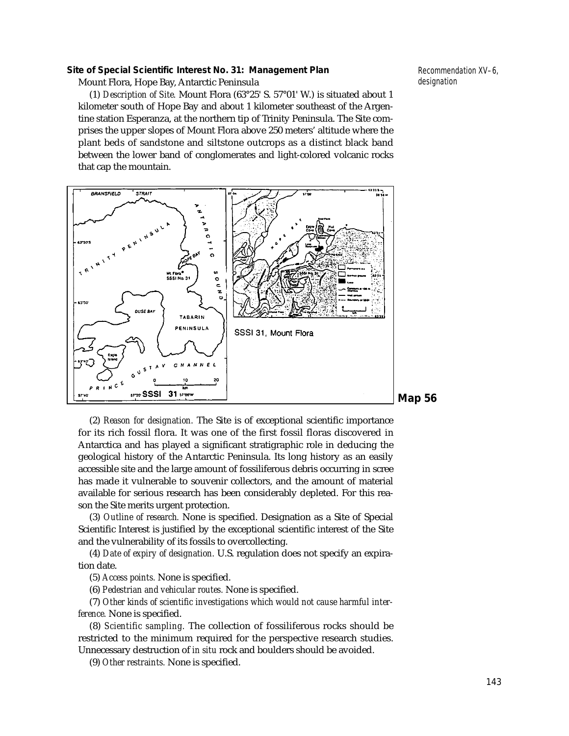**Site of Special Scientific Interest No. 31: Management Plan**

Recommendation XV–6, designation

Mount Flora, Hope Bay, Antarctic Peninsula

(1) *Description of Site.* Mount Flora (63°25' S. 57°01' W.) is situated about 1 kilometer south of Hope Bay and about 1 kilometer southeast of the Argentine station Esperanza, at the northern tip of Trinity Peninsula. The Site comprises the upper slopes of Mount Flora above 250 meters' altitude where the plant beds of sandstone and siltstone outcrops as a distinct black band between the lower band of conglomerates and light-colored volcanic rocks that cap the mountain.

SSSI 31, Mount Flora

**Map 56**

(2) *Reason for designation.* The Site is of exceptional scientific importance for its rich fossil flora. It was one of the first fossil floras discovered in Antarctica and has played a significant stratigraphic role in deducing the geological history of the Antarctic Peninsula. Its long history as an easily accessible site and the large amount of fossiliferous debris occurring in scree has made it vulnerable to souvenir collectors, and the amount of material available for serious research has been considerably depleted. For this reason the Site merits urgent protection.

(3) *Outline of research.* None is specified. Designation as a Site of Special Scientific Interest is justified by the exceptional scientific interest of the Site and the vulnerability of its fossils to overcollecting.

(4) *Date of expiry of designation.* U.S. regulation does not specify an expiration date.

(5) *Access points.* None is specified.

(6) *Pedestrian and vehicular routes.* None is specified.

(7) *Other kinds of scientific investigations which would not cause harmful interference.* None is specified.

(8) *Scientific sampling.* The collection of fossiliferous rocks should be restricted to the minimum required for the perspective research studies. Unnecessary destruction of *in situ* rock and boulders should be avoided.

(9) *Other restraints.* None is specified.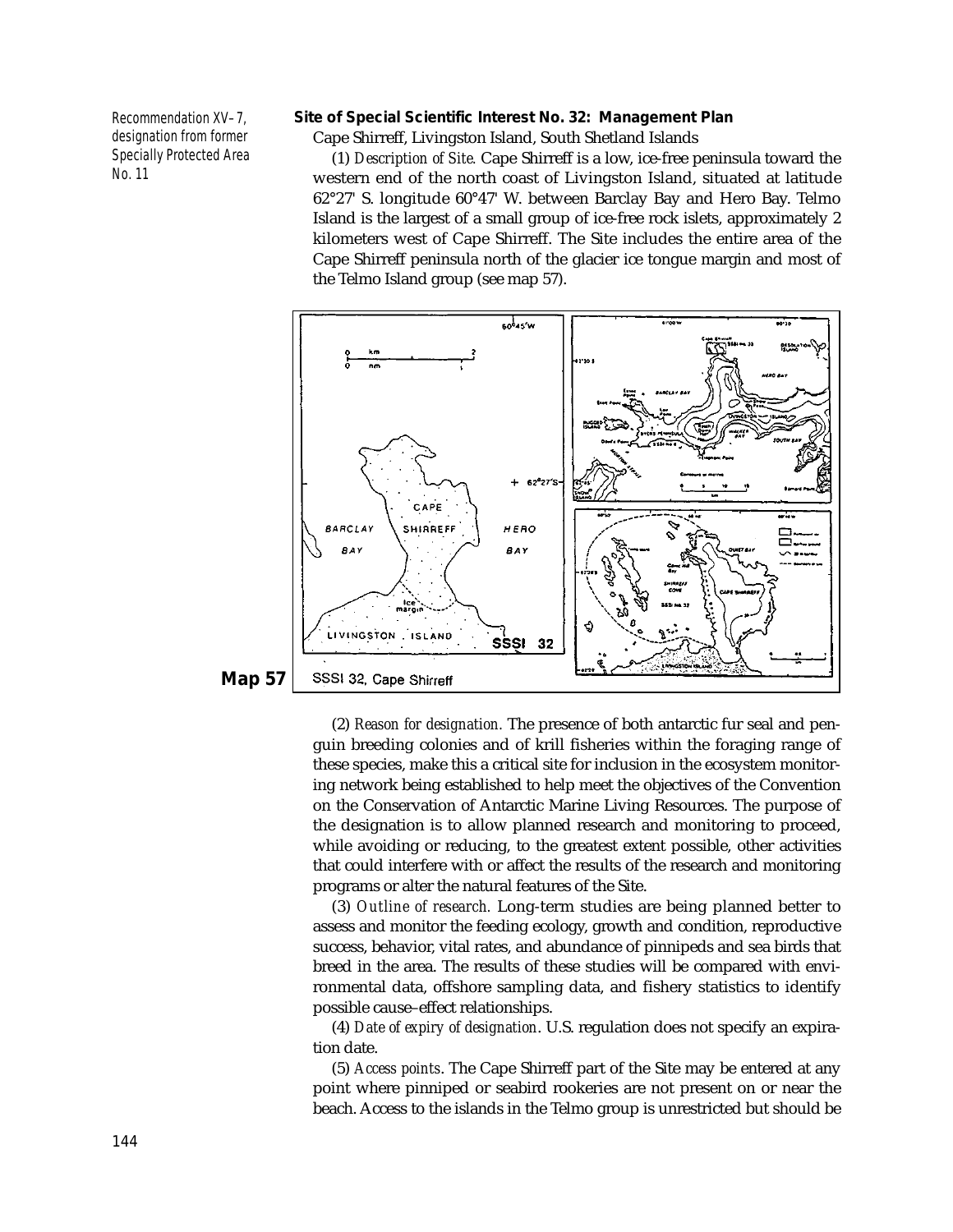Recommendation XV–7, designation from former Specially Protected Area No. 11

**Site of Special Scientific Interest No. 32: Management Plan**

Cape Shirreff, Livingston Island, South Shetland Islands

(1) *Description of Site.* Cape Shirreff is a low, ice-free peninsula toward the western end of the north coast of Livingston Island, situated at latitude 62°27' S. longitude 60°47' W. between Barclay Bay and Hero Bay. Telmo Island is the largest of a small group of ice-free rock islets, approximately 2 kilometers west of Cape Shirreff. The Site includes the entire area of the Cape Shirreff peninsula north of the glacier ice tongue margin and most of the Telmo Island group (see map 57).

**Map 57** SSSI 32, Cape Shirreff

(2) *Reason for designation.* The presence of both antarctic fur seal and penguin breeding colonies and of krill fisheries within the foraging range of these species, make this a critical site for inclusion in the ecosystem monitoring network being established to help meet the objectives of the Convention on the Conservation of Antarctic Marine Living Resources. The purpose of the designation is to allow planned research and monitoring to proceed, while avoiding or reducing, to the greatest extent possible, other activities that could interfere with or affect the results of the research and monitoring programs or alter the natural features of the Site.

(3) *Outline of research.* Long-term studies are being planned better to assess and monitor the feeding ecology, growth and condition, reproductive success, behavior, vital rates, and abundance of pinnipeds and sea birds that breed in the area. The results of these studies will be compared with environmental data, offshore sampling data, and fishery statistics to identify possible cause–effect relationships.

(4) *Date of expiry of designation*. U.S. regulation does not specify an expiration date.

(5) *Access points*. The Cape Shirreff part of the Site may be entered at any point where pinniped or seabird rookeries are not present on or near the beach. Access to the islands in the Telmo group is unrestricted but should be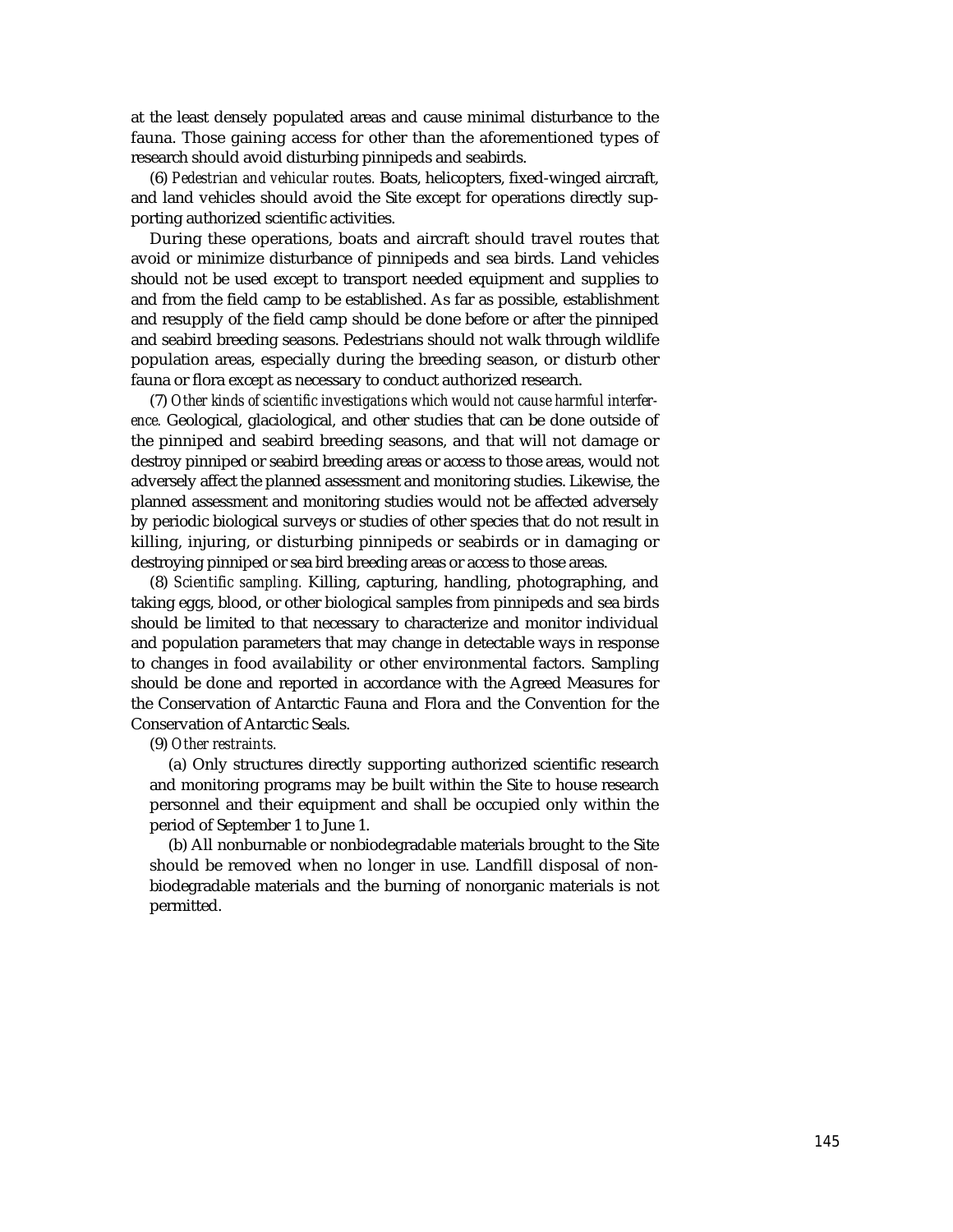at the least densely populated areas and cause minimal disturbance to the fauna. Those gaining access for other than the aforementioned types of research should avoid disturbing pinnipeds and seabirds.

(6) *Pedestrian and vehicular routes.* Boats, helicopters, fixed-winged aircraft, and land vehicles should avoid the Site except for operations directly supporting authorized scientific activities.

During these operations, boats and aircraft should travel routes that avoid or minimize disturbance of pinnipeds and sea birds. Land vehicles should not be used except to transport needed equipment and supplies to and from the field camp to be established. As far as possible, establishment and resupply of the field camp should be done before or after the pinniped and seabird breeding seasons. Pedestrians should not walk through wildlife population areas, especially during the breeding season, or disturb other fauna or flora except as necessary to conduct authorized research.

(7) *Other kinds of scientific investigations which would not cause harmful interference.* Geological, glaciological, and other studies that can be done outside of the pinniped and seabird breeding seasons, and that will not damage or destroy pinniped or seabird breeding areas or access to those areas, would not adversely affect the planned assessment and monitoring studies. Likewise, the planned assessment and monitoring studies would not be affected adversely by periodic biological surveys or studies of other species that do not result in killing, injuring, or disturbing pinnipeds or seabirds or in damaging or destroying pinniped or sea bird breeding areas or access to those areas.

(8) *Scientific sampling.* Killing, capturing, handling, photographing, and taking eggs, blood, or other biological samples from pinnipeds and sea birds should be limited to that necessary to characterize and monitor individual and population parameters that may change in detectable ways in response to changes in food availability or other environmental factors. Sampling should be done and reported in accordance with the Agreed Measures for the Conservation of Antarctic Fauna and Flora and the Convention for the Conservation of Antarctic Seals.

(9) *Other restraints.*

(a) Only structures directly supporting authorized scientific research and monitoring programs may be built within the Site to house research personnel and their equipment and shall be occupied only within the period of September 1 to June 1.

(b) All nonburnable or nonbiodegradable materials brought to the Site should be removed when no longer in use. Landfill disposal of non-biodegradable materials and the burning of nonorganic materials is not permitted.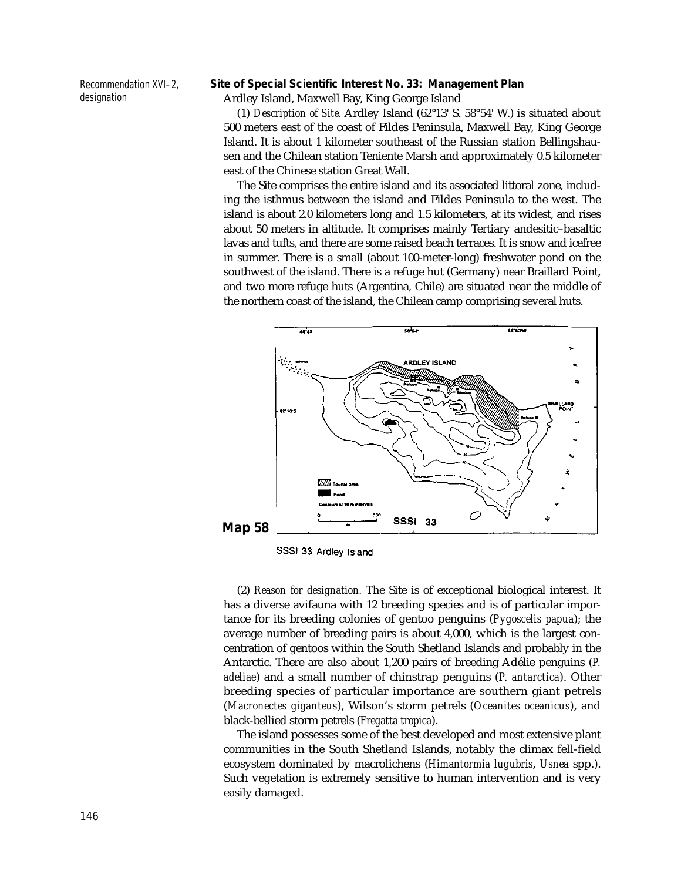Recommendation XVI–2, designation

**Site of Special Scientific Interest No. 33: Management Plan**

Ardley Island, Maxwell Bay, King George Island

(1) *Description of Site.* Ardley Island (62°13' S. 58°54' W.) is situated about 500 meters east of the coast of Fildes Peninsula, Maxwell Bay, King George Island. It is about 1 kilometer southeast of the Russian station Bellingshausen and the Chilean station Teniente Marsh and approximately 0.5 kilometer east of the Chinese station Great Wall.

The Site comprises the entire island and its associated littoral zone, including the isthmus between the island and Fildes Peninsula to the west. The island is about 2.0 kilometers long and 1.5 kilometers, at its widest, and rises about 50 meters in altitude. It comprises mainly Tertiary andesitic–basaltic lavas and tufts, and there are some raised beach terraces. It is snow and icefree in summer. There is a small (about 100-meter-long) freshwater pond on the southwest of the island. There is a refuge hut (Germany) near Braillard Point, and two more refuge huts (Argentina, Chile) are situated near the middle of the northern coast of the island, the Chilean camp comprising several huts.

**Map 58**

SSSI 33 Ardley Island

(2) *Reason for designation.* The Site is of exceptional biological interest. It has a diverse avifauna with 12 breeding species and is of particular importance for its breeding colonies of gentoo penguins (*Pygoscelis papua*); the average number of breeding pairs is about 4,000, which is the largest concentration of gentoos within the South Shetland Islands and probably in the Antarctic. There are also about 1,200 pairs of breeding Adélie penguins (*P. adeliae*) and a small number of chinstrap penguins (*P. antarctica*). Other breeding species of particular importance are southern giant petrels (*Macronectes giganteus*), Wilson's storm petrels (*Oceanites oceanicus*), and black-bellied storm petrels (*Fregatta tropica*).

The island possesses some of the best developed and most extensive plant communities in the South Shetland Islands, notably the climax fell-field ecosystem dominated by macrolichens (*Himantormia lugubris*, *Usnea* spp.). Such vegetation is extremely sensitive to human intervention and is very easily damaged.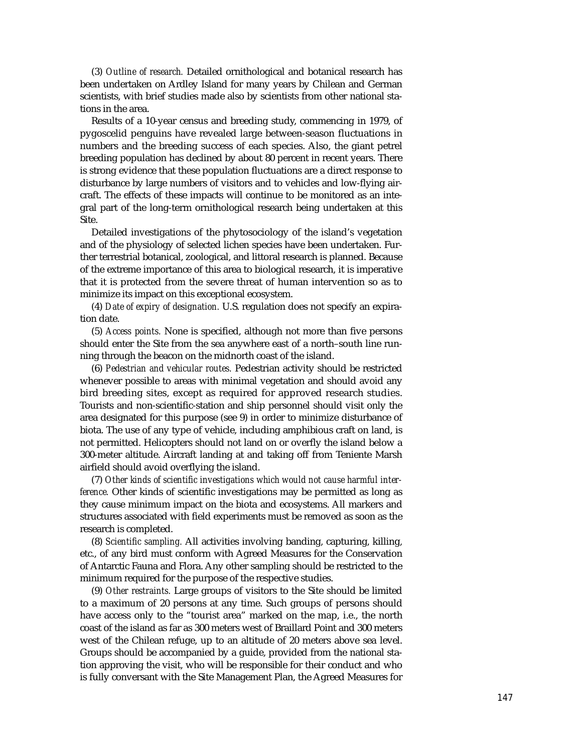(3) *Outline of research.* Detailed ornithological and botanical research has been undertaken on Ardley Island for many years by Chilean and German scientists, with brief studies made also by scientists from other national stations in the area.

Results of a 10-year census and breeding study, commencing in 1979, of pygoscelid penguins have revealed large between-season fluctuations in numbers and the breeding success of each species. Also, the giant petrel breeding population has declined by about 80 percent in recent years. There is strong evidence that these population fluctuations are a direct response to disturbance by large numbers of visitors and to vehicles and low-flying aircraft. The effects of these impacts will continue to be monitored as an integral part of the long-term ornithological research being undertaken at this Site.

Detailed investigations of the phytosociology of the island's vegetation and of the physiology of selected lichen species have been undertaken. Further terrestrial botanical, zoological, and littoral research is planned. Because of the extreme importance of this area to biological research, it is imperative that it is protected from the severe threat of human intervention so as to minimize its impact on this exceptional ecosystem.

(4) *Date of expiry of designation.* U.S. regulation does not specify an expiration date.

(5) *Access points.* None is specified, although not more than five persons should enter the Site from the sea anywhere east of a north–south line running through the beacon on the midnorth coast of the island.

(6) *Pedestrian and vehicular routes.* Pedestrian activity should be restricted whenever possible to areas with minimal vegetation and should avoid any bird breeding sites, except as required for approved research studies. Tourists and non-scientific-station and ship personnel should visit only the area designated for this purpose (see 9) in order to minimize disturbance of biota. The use of any type of vehicle, including amphibious craft on land, is not permitted. Helicopters should not land on or overfly the island below a 300-meter altitude. Aircraft landing at and taking off from Teniente Marsh airfield should avoid overflying the island.

(7) *Other kinds of scientific investigations which would not cause harmful interference.* Other kinds of scientific investigations may be permitted as long as they cause minimum impact on the biota and ecosystems. All markers and structures associated with field experiments must be removed as soon as the research is completed.

(8) *Scientific sampling.* All activities involving banding, capturing, killing, etc., of any bird must conform with Agreed Measures for the Conservation of Antarctic Fauna and Flora. Any other sampling should be restricted to the minimum required for the purpose of the respective studies.

(9) *Other restraints.* Large groups of visitors to the Site should be limited to a maximum of 20 persons at any time. Such groups of persons should have access only to the "tourist area" marked on the map, i.e., the north coast of the island as far as 300 meters west of Braillard Point and 300 meters west of the Chilean refuge, up to an altitude of 20 meters above sea level. Groups should be accompanied by a guide, provided from the national station approving the visit, who will be responsible for their conduct and who is fully conversant with the Site Management Plan, the Agreed Measures for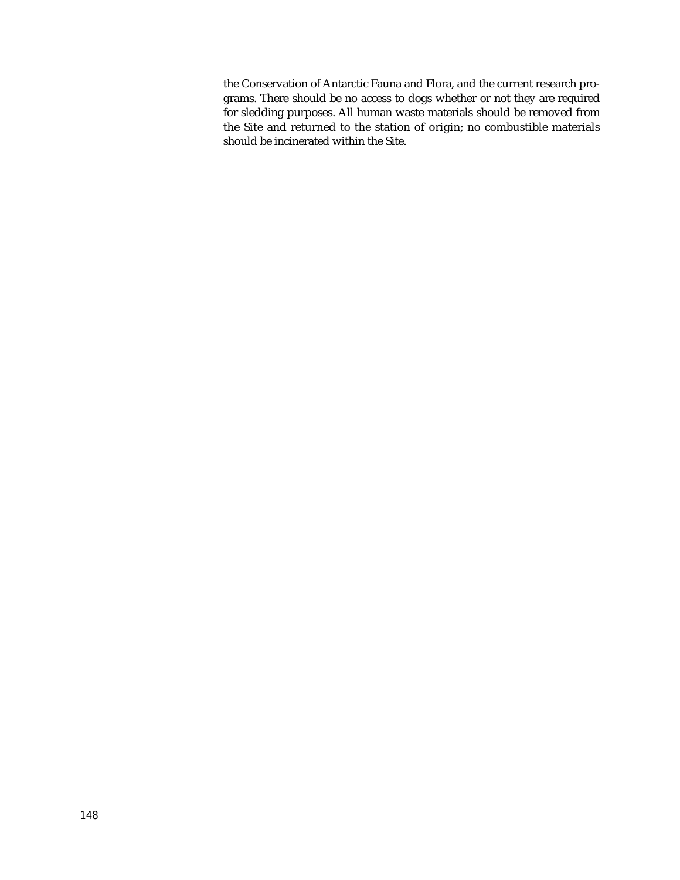the Conservation of Antarctic Fauna and Flora, and the current research programs. There should be no access to dogs whether or not they are required for sledding purposes. All human waste materials should be removed from the Site and returned to the station of origin; no combustible materials should be incinerated within the Site.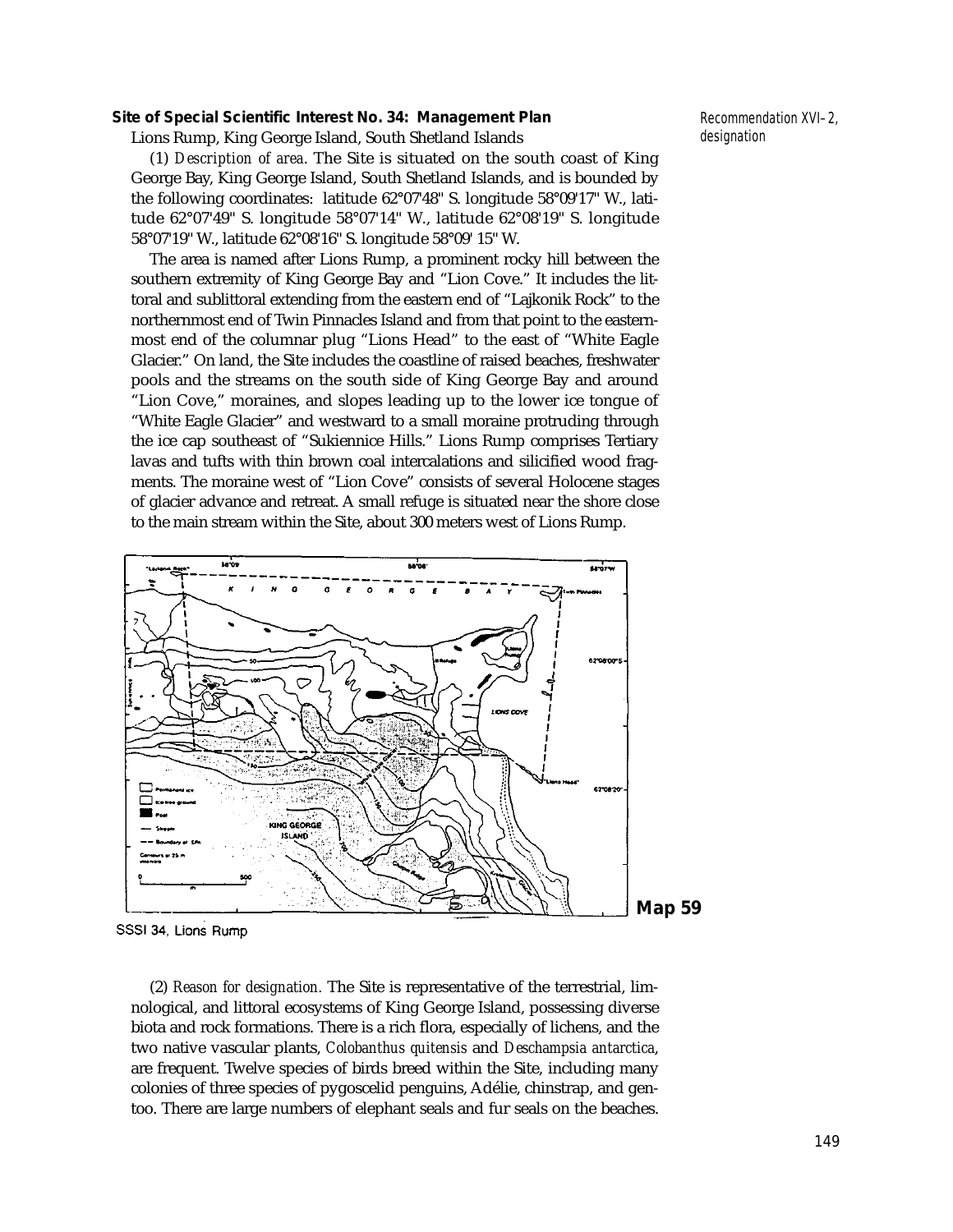**Site of Special Scientific Interest No. 34: Management Plan**

Recommendation XVI–2, designation

Lions Rump, King George Island, South Shetland Islands

(1) *Description of area*. The Site is situated on the south coast of King George Bay, King George Island, South Shetland Islands, and is bounded by the following coordinates: latitude 62°07'48" S. longitude 58°09'17" W., latitude 62°07'49" S. longitude 58°07'14" W., latitude 62°08'19" S. longitude 58°07'19" W., latitude 62°08'16" S. longitude 58°09' 15" W.

The area is named after Lions Rump, a prominent rocky hill between the southern extremity of King George Bay and "Lion Cove." It includes the littoral and sublittoral extending from the eastern end of "Lajkonik Rock" to the northernmost end of Twin Pinnacles Island and from that point to the easternmost end of the columnar plug "Lions Head" to the east of "White Eagle Glacier." On land, the Site includes the coastline of raised beaches, freshwater pools and the streams on the south side of King George Bay and around "Lion Cove," moraines, and slopes leading up to the lower ice tongue of "White Eagle Glacier" and westward to a small moraine protruding through the ice cap southeast of "Sukiennice Hills." Lions Rump comprises Tertiary lavas and tufts with thin brown coal intercalations and silicified wood fragments. The moraine west of "Lion Cove" consists of several Holocene stages of glacier advance and retreat. A small refuge is situated near the shore close to the main stream within the Site, about 300 meters west of Lions Rump.

**Map 59**

SSSI 34, Lions Rump

(2) *Reason for designation*. The Site is representative of the terrestrial, limnological, and littoral ecosystems of King George Island, possessing diverse biota and rock formations. There is a rich flora, especially of lichens, and the two native vascular plants, *Colobanthus quitensis* and *Deschampsia antarctica*, are frequent. Twelve species of birds breed within the Site, including many colonies of three species of pygoscelid penguins, Adélie, chinstrap, and gentoo. There are large numbers of elephant seals and fur seals on the beaches.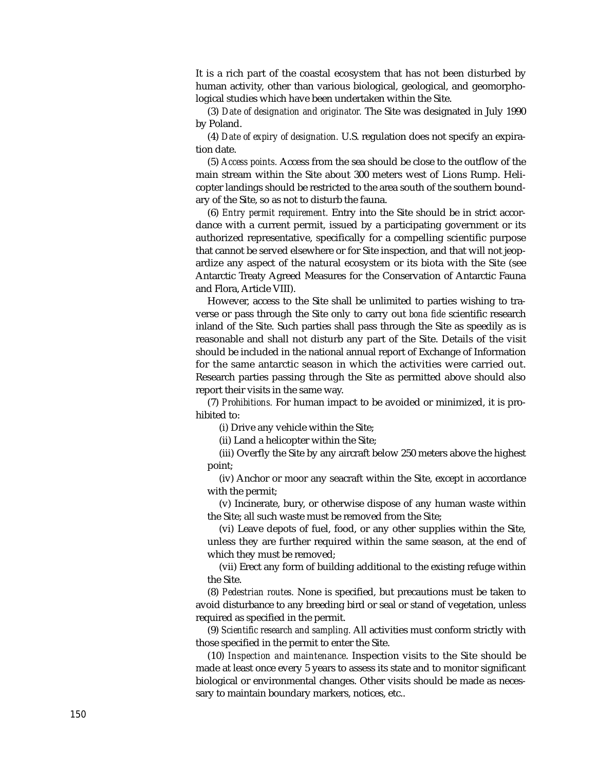It is a rich part of the coastal ecosystem that has not been disturbed by human activity, other than various biological, geological, and geomorphological studies which have been undertaken within the Site.

(3) *Date of designation and originator.* The Site was designated in July 1990 by Poland.

(4) *Date of expiry of designation.* U.S. regulation does not specify an expiration date.

(5) *Access points.* Access from the sea should be close to the outflow of the main stream within the Site about 300 meters west of Lions Rump. Helicopter landings should be restricted to the area south of the southern boundary of the Site, so as not to disturb the fauna.

(6) *Entry permit requirement.* Entry into the Site should be in strict accordance with a current permit, issued by a participating government or its authorized representative, specifically for a compelling scientific purpose that cannot be served elsewhere or for Site inspection, and that will not jeopardize any aspect of the natural ecosystem or its biota with the Site (see Antarctic Treaty Agreed Measures for the Conservation of Antarctic Fauna and Flora, Article VIII).

However, access to the Site shall be unlimited to parties wishing to traverse or pass through the Site only to carry out *bona fide* scientific research inland of the Site. Such parties shall pass through the Site as speedily as is reasonable and shall not disturb any part of the Site. Details of the visit should be included in the national annual report of Exchange of Information for the same antarctic season in which the activities were carried out. Research parties passing through the Site as permitted above should also report their visits in the same way.

(7) *Prohibitions.* For human impact to be avoided or minimized, it is prohibited to:

(i) Drive any vehicle within the Site;

(ii) Land a helicopter within the Site;

(iii) Overfly the Site by any aircraft below 250 meters above the highest point;

(iv) Anchor or moor any seacraft within the Site, except in accordance with the permit;

(v) Incinerate, bury, or otherwise dispose of any human waste within the Site; all such waste must be removed from the Site;

(vi) Leave depots of fuel, food, or any other supplies within the Site, unless they are further required within the same season, at the end of which they must be removed;

(vii) Erect any form of building additional to the existing refuge within the Site.

(8) *Pedestrian routes.* None is specified, but precautions must be taken to avoid disturbance to any breeding bird or seal or stand of vegetation, unless required as specified in the permit.

(9) *Scientific research and sampling.* All activities must conform strictly with those specified in the permit to enter the Site.

(10) *Inspection and maintenance*. Inspection visits to the Site should be made at least once every 5 years to assess its state and to monitor significant biological or environmental changes. Other visits should be made as necessary to maintain boundary markers, notices, etc..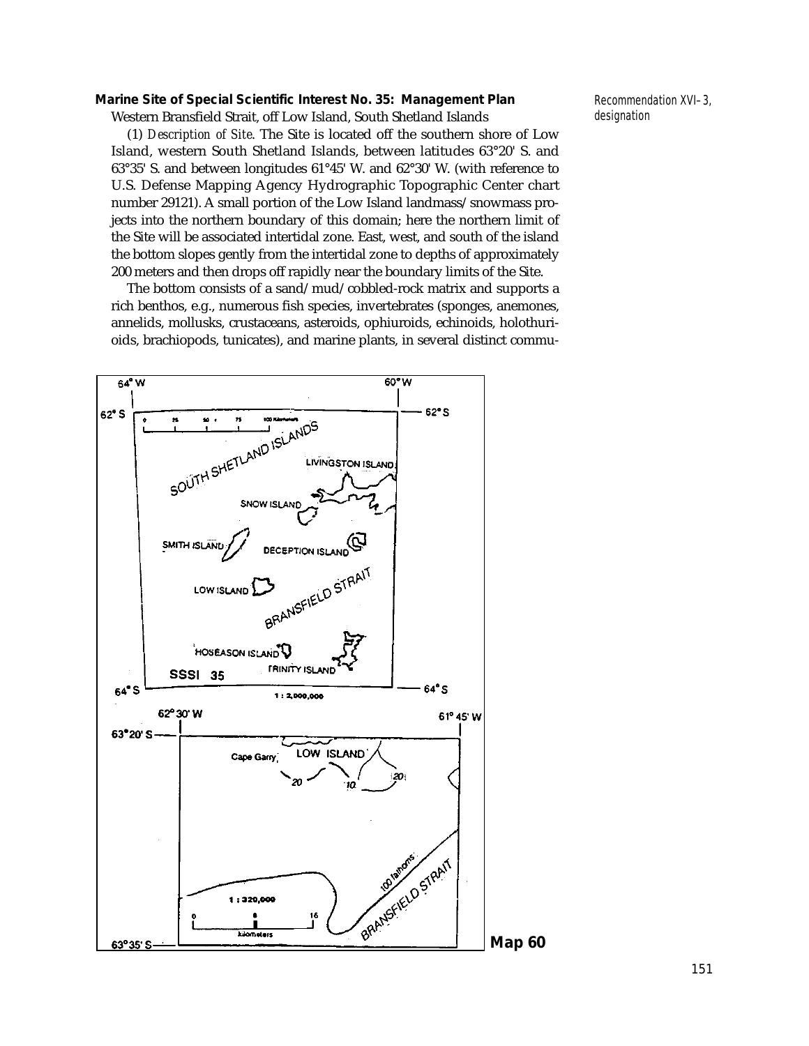**Marine Site of Special Scientific Interest No. 35: Management Plan**

Western Bransfield Strait, off Low Island, South Shetland Islands

Recommendation XVI–3, designation

(1) *Description of Site*. The Site is located off the southern shore of Low Island, western South Shetland Islands, between latitudes 63°20' S. and 63°35' S. and between longitudes 61°45' W. and 62°30' W. (with reference to U.S. Defense Mapping Agency Hydrographic Topographic Center chart number 29121). A small portion of the Low Island landmass/snowmass projects into the northern boundary of this domain; here the northern limit of the Site will be associated intertidal zone. East, west, and south of the island the bottom slopes gently from the intertidal zone to depths of approximately 200 meters and then drops off rapidly near the boundary limits of the Site.

The bottom consists of a sand/mud/cobbled-rock matrix and supports a rich benthos, e.g., numerous fish species, invertebrates (sponges, anemones, annelids, mollusks, crustaceans, asteroids, ophiuroids, echinoids, holothurioids, brachiopods, tunicates), and marine plants, in several distinct commu-

**Map 60**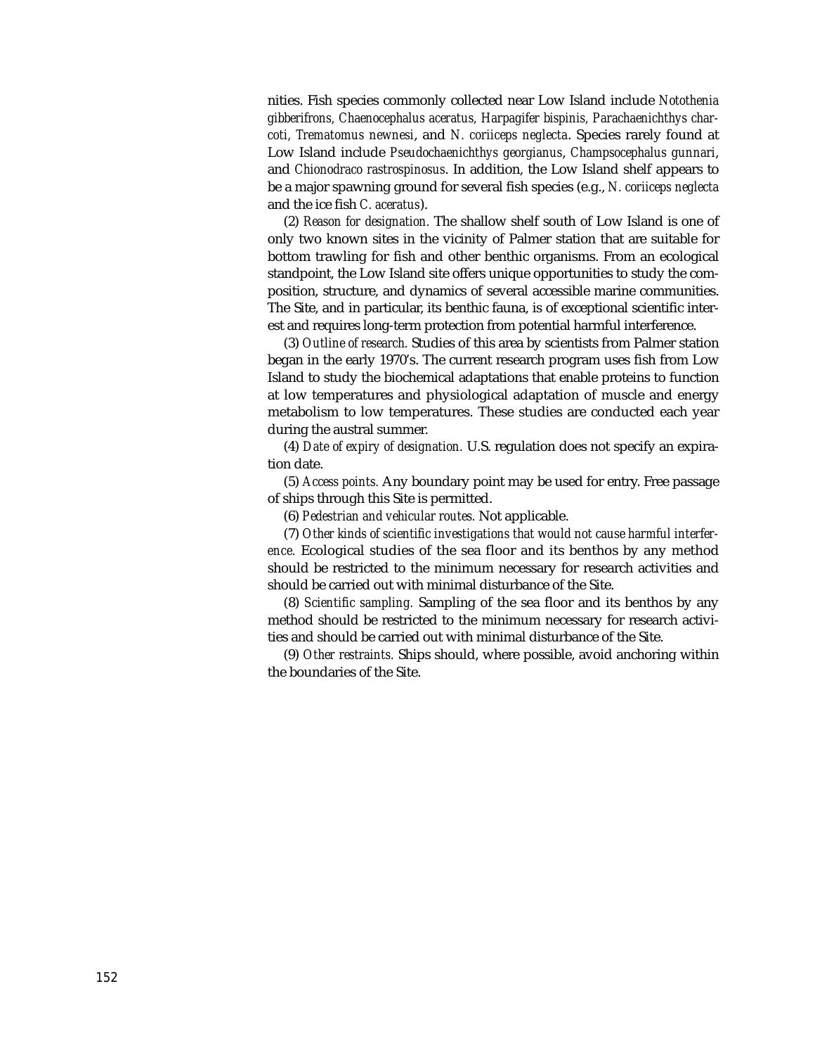nities. Fish species commonly collected near Low Island include *Notothenia gibberifrons, Chaenocephalus aceratus, Harpagifer bispinis, Parachaenichthys charcoti, Trematomus newnesi*, and *N. coriiceps neglecta*. Species rarely found at Low Island include *Pseudochaenichthys georgianus*, *Champsocephalus gunnari*, and *Chionodraco rastrospinosus*. In addition, the Low Island shelf appears to be a major spawning ground for several fish species (e.g., *N. coriiceps neglecta* and the ice fish *C. aceratus*).

(2) *Reason for designation.* The shallow shelf south of Low Island is one of only two known sites in the vicinity of Palmer station that are suitable for bottom trawling for fish and other benthic organisms. From an ecological standpoint, the Low Island site offers unique opportunities to study the composition, structure, and dynamics of several accessible marine communities. The Site, and in particular, its benthic fauna, is of exceptional scientific interest and requires long-term protection from potential harmful interference.

(3) *Outline of research.* Studies of this area by scientists from Palmer station began in the early 1970's. The current research program uses fish from Low Island to study the biochemical adaptations that enable proteins to function at low temperatures and physiological adaptation of muscle and energy metabolism to low temperatures. These studies are conducted each year during the austral summer.

(4) *Date of expiry of designation.* U.S. regulation does not specify an expiration date.

(5) *Access points.* Any boundary point may be used for entry. Free passage of ships through this Site is permitted.

(6) *Pedestrian and vehicular routes.* Not applicable.

(7) *Other kinds of scientific investigations that would not cause harmful interference.* Ecological studies of the sea floor and its benthos by any method should be restricted to the minimum necessary for research activities and should be carried out with minimal disturbance of the Site.

(8) *Scientific sampling.* Sampling of the sea floor and its benthos by any method should be restricted to the minimum necessary for research activities and should be carried out with minimal disturbance of the Site.

(9) *Other restraints.* Ships should, where possible, avoid anchoring within the boundaries of the Site.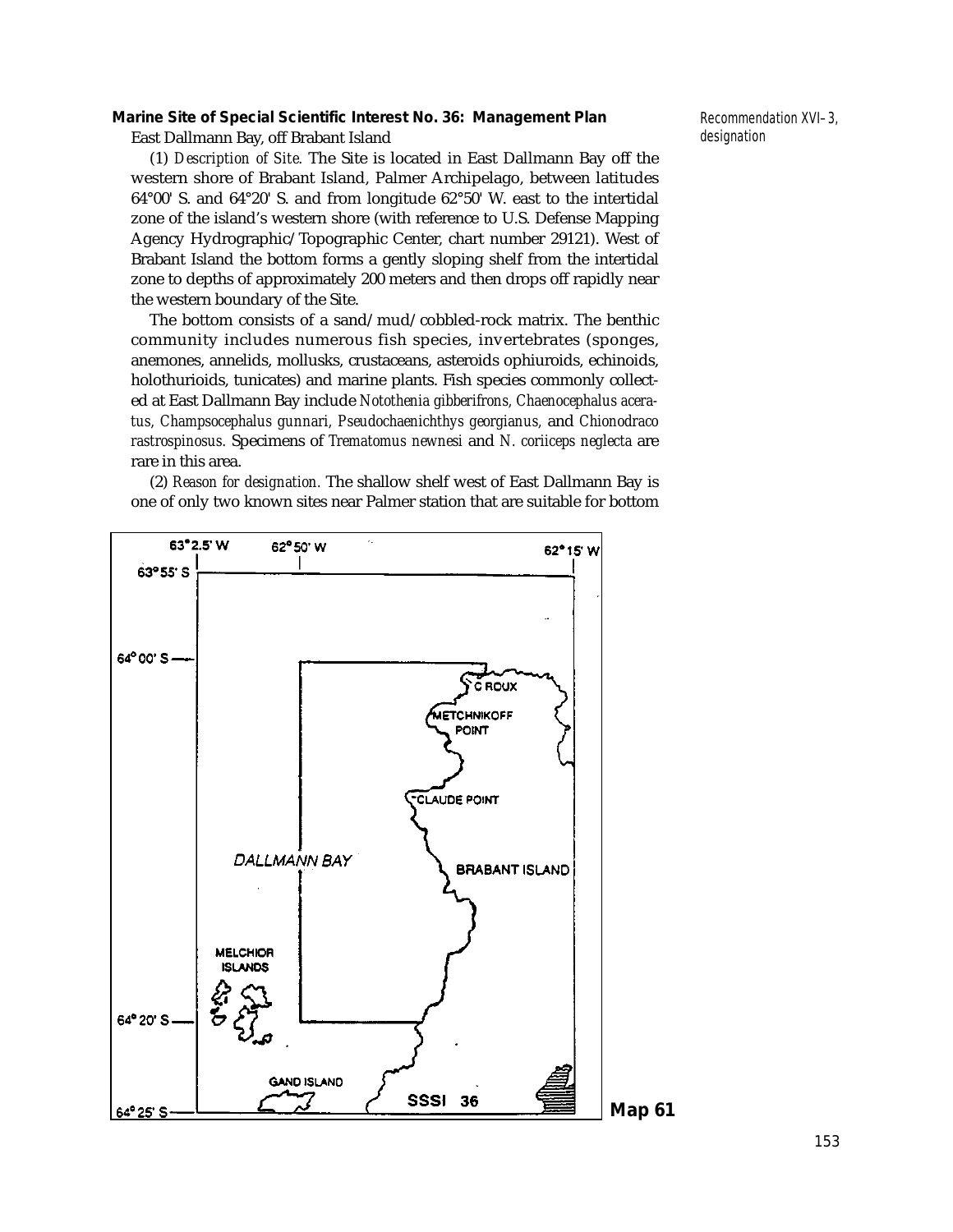### Marine Site of Special Scientific Interest No. 36: Management Plan

Recommendation XVI–3, designation

East Dallmann Bay, off Brabant Island

(1) *Description of Site.* The Site is located in East Dallmann Bay off the western shore of Brabant Island, Palmer Archipelago, between latitudes 64°00' S. and 64°20' S. and from longitude 62°50' W. east to the intertidal zone of the island's western shore (with reference to U.S. Defense Mapping Agency Hydrographic/Topographic Center, chart number 29121). West of Brabant Island the bottom forms a gently sloping shelf from the intertidal zone to depths of approximately 200 meters and then drops off rapidly near the western boundary of the Site.

The bottom consists of a sand/mud/cobbled-rock matrix. The benthic community includes numerous fish species, invertebrates (sponges, anemones, annelids, mollusks, crustaceans, asteroids ophiuroids, echinoids, holothurioids, tunicates) and marine plants. Fish species commonly collected at East Dallmann Bay include *Notothenia gibberifrons, Chaenocephalus aceratus, Champsocephalus gunnari, Pseudochaenichthys georgianus,* and *Chionodraco rastrospinosus.* Specimens of *Trematomus newnesi* and *N. coriiceps neglecta* are rare in this area.

(2) *Reason for designation.* The shallow shelf west of East Dallmann Bay is one of only two known sites near Palmer station that are suitable for bottom

63°2.5' W 62°50' W 62°15' W
63°55' S
64°00' S
64°20' S
64°25' S
C ROUX
METCHNIKOFF POINT
CLAUDE POINT
DALLMANN BAY
BRABANT ISLAND
MELCHIOR ISLANDS
GAND ISLAND
SSSI 36

**Map 61**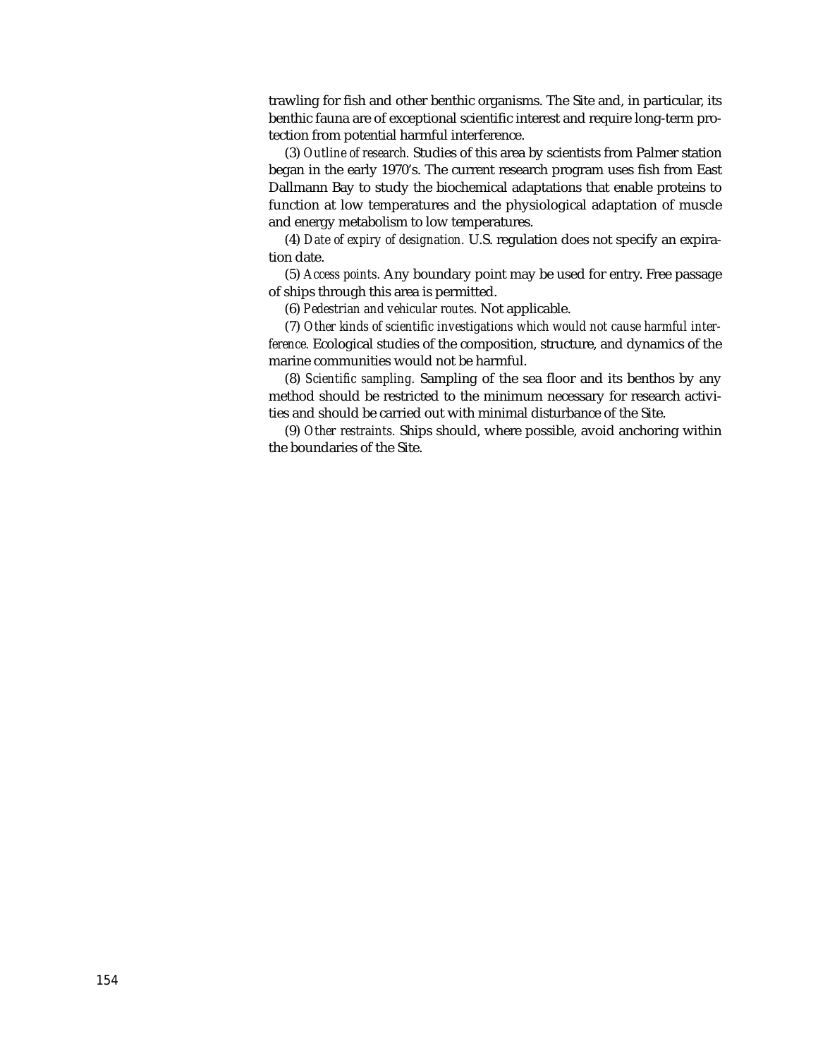trawling for fish and other benthic organisms. The Site and, in particular, its benthic fauna are of exceptional scientific interest and require long-term protection from potential harmful interference.

(3) *Outline of research.* Studies of this area by scientists from Palmer station began in the early 1970's. The current research program uses fish from East Dallmann Bay to study the biochemical adaptations that enable proteins to function at low temperatures and the physiological adaptation of muscle and energy metabolism to low temperatures.

(4) *Date of expiry of designation.* U.S. regulation does not specify an expiration date.

(5) *Access points.* Any boundary point may be used for entry. Free passage of ships through this area is permitted.

(6) *Pedestrian and vehicular routes.* Not applicable.

(7) *Other kinds of scientific investigations which would not cause harmful interference.* Ecological studies of the composition, structure, and dynamics of the marine communities would not be harmful.

(8) *Scientific sampling.* Sampling of the sea floor and its benthos by any method should be restricted to the minimum necessary for research activities and should be carried out with minimal disturbance of the Site.

(9) *Other restraints.* Ships should, where possible, avoid anchoring within the boundaries of the Site.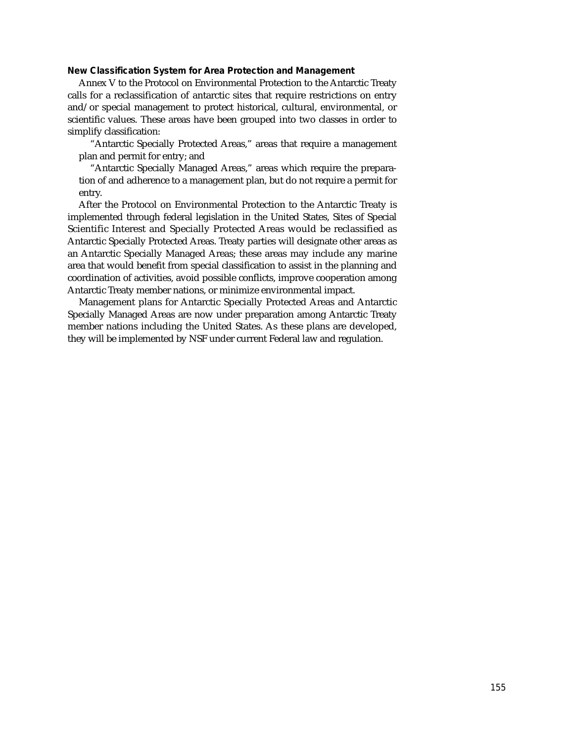### New Classification System for Area Protection and Management

Annex V to the Protocol on Environmental Protection to the Antarctic Treaty calls for a reclassification of antarctic sites that require restrictions on entry and/or special management to protect historical, cultural, environmental, or scientific values. These areas have been grouped into two classes in order to simplify classification:

> "Antarctic Specially Protected Areas," areas that require a management plan and permit for entry; and
>
> "Antarctic Specially Managed Areas," areas which require the preparation of and adherence to a management plan, but do not require a permit for entry.

After the Protocol on Environmental Protection to the Antarctic Treaty is implemented through federal legislation in the United States, Sites of Special Scientific Interest and Specially Protected Areas would be reclassified as Antarctic Specially Protected Areas. Treaty parties will designate other areas as an Antarctic Specially Managed Areas; these areas may include any marine area that would benefit from special classification to assist in the planning and coordination of activities, avoid possible conflicts, improve cooperation among Antarctic Treaty member nations, or minimize environmental impact.

Management plans for Antarctic Specially Protected Areas and Antarctic Specially Managed Areas are now under preparation among Antarctic Treaty member nations including the United States. As these plans are developed, they will be implemented by NSF under current Federal law and regulation.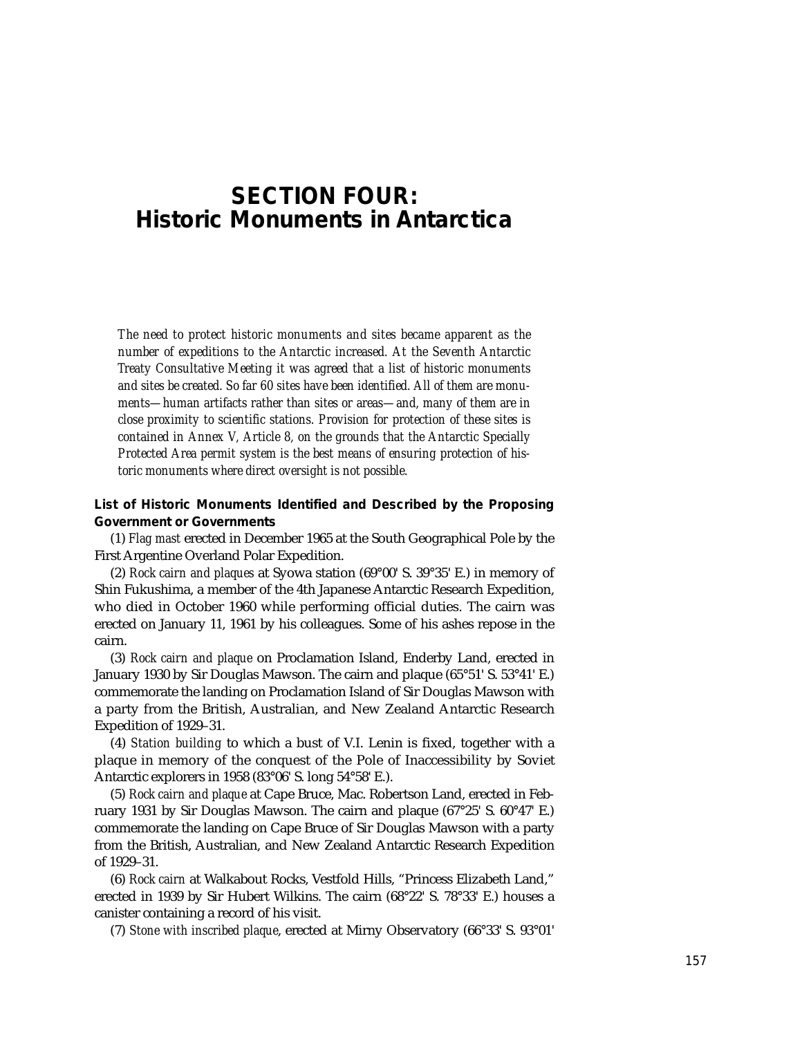# SECTION FOUR: Historic Monuments in Antarctica

*The need to protect historic monuments and sites became apparent as the number of expeditions to the Antarctic increased. At the Seventh Antarctic Treaty Consultative Meeting it was agreed that a list of historic monuments and sites be created. So far 60 sites have been identified. All of them are monuments—human artifacts rather than sites or areas—and, many of them are in close proximity to scientific stations. Provision for protection of these sites is contained in Annex V, Article 8, on the grounds that the Antarctic Specially Protected Area permit system is the best means of ensuring protection of historic monuments where direct oversight is not possible.*

### List of Historic Monuments Identified and Described by the Proposing Government or Governments

(1) *Flag mast* erected in December 1965 at the South Geographical Pole by the First Argentine Overland Polar Expedition.

(2) *Rock cairn and plaques* at Syowa station (69°00' S. 39°35' E.) in memory of Shin Fukushima, a member of the 4th Japanese Antarctic Research Expedition, who died in October 1960 while performing official duties. The cairn was erected on January 11, 1961 by his colleagues. Some of his ashes repose in the cairn.

(3) *Rock cairn and plaque* on Proclamation Island, Enderby Land, erected in January 1930 by Sir Douglas Mawson. The cairn and plaque (65°51' S. 53°41' E.) commemorate the landing on Proclamation Island of Sir Douglas Mawson with a party from the British, Australian, and New Zealand Antarctic Research Expedition of 1929–31.

(4) *Station building* to which a bust of V.I. Lenin is fixed, together with a plaque in memory of the conquest of the Pole of Inaccessibility by Soviet Antarctic explorers in 1958 (83°06' S. long 54°58' E.).

(5) *Rock cairn and plaque* at Cape Bruce, Mac. Robertson Land, erected in February 1931 by Sir Douglas Mawson. The cairn and plaque (67°25' S. 60°47' E.) commemorate the landing on Cape Bruce of Sir Douglas Mawson with a party from the British, Australian, and New Zealand Antarctic Research Expedition of 1929–31.

(6) *Rock cairn* at Walkabout Rocks, Vestfold Hills, "Princess Elizabeth Land," erected in 1939 by Sir Hubert Wilkins. The cairn (68°22' S. 78°33' E.) houses a canister containing a record of his visit.

(7) *Stone with inscribed plaque*, erected at Mirny Observatory (66°33' S. 93°01'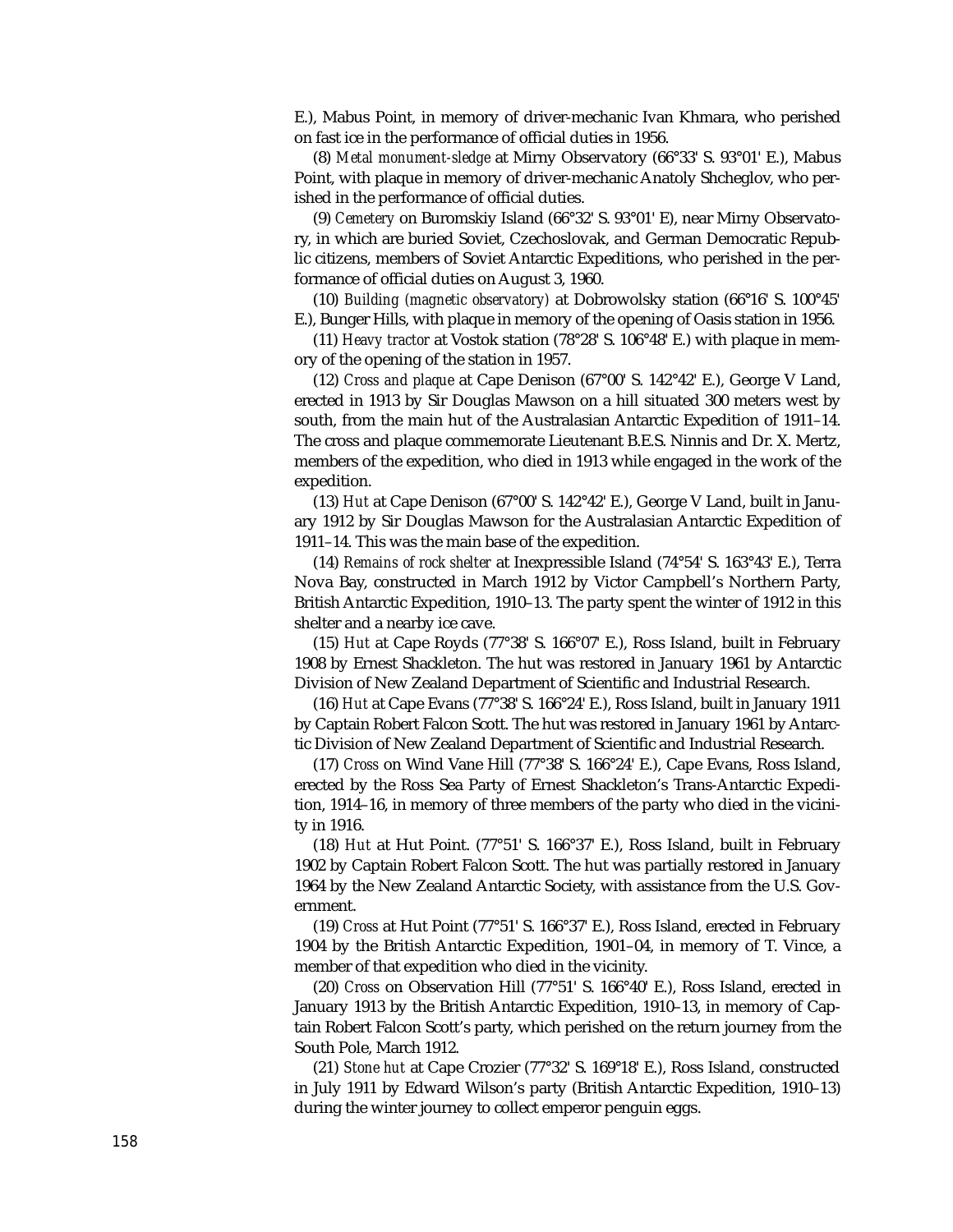E.), Mabus Point, in memory of driver-mechanic Ivan Khmara, who perished on fast ice in the performance of official duties in 1956.

(8) *Metal monument-sledge* at Mirny Observatory (66°33' S. 93°01' E.), Mabus Point, with plaque in memory of driver-mechanic Anatoly Shcheglov, who perished in the performance of official duties.

(9) *Cemetery* on Buromskiy Island (66°32' S. 93°01' E), near Mirny Observatory, in which are buried Soviet, Czechoslovak, and German Democratic Republic citizens, members of Soviet Antarctic Expeditions, who perished in the performance of official duties on August 3, 1960.

(10) *Building (magnetic observatory)* at Dobrowolsky station (66°16' S. 100°45' E.), Bunger Hills, with plaque in memory of the opening of Oasis station in 1956.

(11) *Heavy tractor* at Vostok station (78°28' S. 106°48' E.) with plaque in memory of the opening of the station in 1957.

(12) *Cross and plaque* at Cape Denison (67°00' S. 142°42' E.), George V Land, erected in 1913 by Sir Douglas Mawson on a hill situated 300 meters west by south, from the main hut of the Australasian Antarctic Expedition of 1911–14. The cross and plaque commemorate Lieutenant B.E.S. Ninnis and Dr. X. Mertz, members of the expedition, who died in 1913 while engaged in the work of the expedition.

(13) *Hut* at Cape Denison (67°00' S. 142°42' E.), George V Land, built in January 1912 by Sir Douglas Mawson for the Australasian Antarctic Expedition of 1911–14. This was the main base of the expedition.

(14) *Remains of rock shelter* at Inexpressible Island (74°54' S. 163°43' E.), Terra Nova Bay, constructed in March 1912 by Victor Campbell's Northern Party, British Antarctic Expedition, 1910–13. The party spent the winter of 1912 in this shelter and a nearby ice cave.

(15) *Hut* at Cape Royds (77°38' S. 166°07' E.), Ross Island, built in February 1908 by Ernest Shackleton. The hut was restored in January 1961 by Antarctic Division of New Zealand Department of Scientific and Industrial Research.

(16) *Hut* at Cape Evans (77°38' S. 166°24' E.), Ross Island, built in January 1911 by Captain Robert Falcon Scott. The hut was restored in January 1961 by Antarctic Division of New Zealand Department of Scientific and Industrial Research.

(17) *Cross* on Wind Vane Hill (77°38' S. 166°24' E.), Cape Evans, Ross Island, erected by the Ross Sea Party of Ernest Shackleton's Trans-Antarctic Expedition, 1914–16, in memory of three members of the party who died in the vicinity in 1916.

(18) *Hut* at Hut Point. (77°51' S. 166°37' E.), Ross Island, built in February 1902 by Captain Robert Falcon Scott. The hut was partially restored in January 1964 by the New Zealand Antarctic Society, with assistance from the U.S. Government.

(19) *Cross* at Hut Point (77°51' S. 166°37' E.), Ross Island, erected in February 1904 by the British Antarctic Expedition, 1901–04, in memory of T. Vince, a member of that expedition who died in the vicinity.

(20) *Cross* on Observation Hill (77°51' S. 166°40' E.), Ross Island, erected in January 1913 by the British Antarctic Expedition, 1910–13, in memory of Captain Robert Falcon Scott's party, which perished on the return journey from the South Pole, March 1912.

(21) *Stone hut* at Cape Crozier (77°32' S. 169°18' E.), Ross Island, constructed in July 1911 by Edward Wilson's party (British Antarctic Expedition, 1910–13) during the winter journey to collect emperor penguin eggs.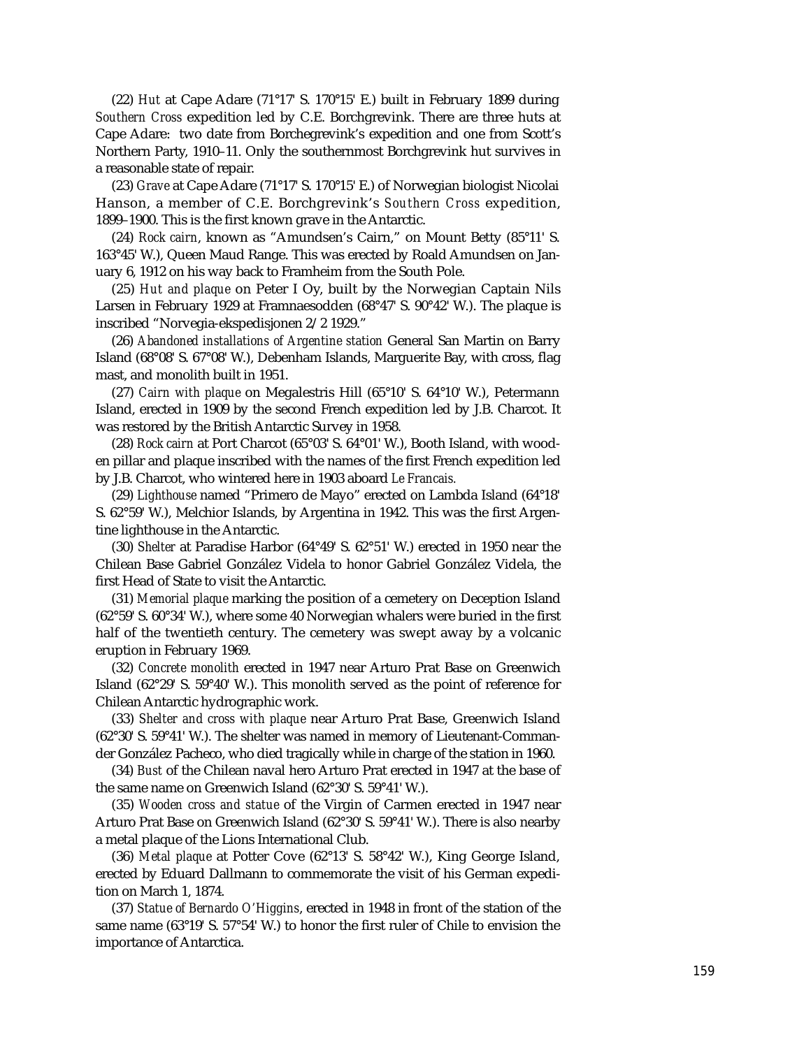(22) *Hut* at Cape Adare (71°17' S. 170°15' E.) built in February 1899 during *Southern Cross* expedition led by C.E. Borchgrevink. There are three huts at Cape Adare: two date from Borchegrevink's expedition and one from Scott's Northern Party, 1910–11. Only the southernmost Borchgrevink hut survives in a reasonable state of repair.

(23) *Grave* at Cape Adare (71°17' S. 170°15' E.) of Norwegian biologist Nicolai Hanson, a member of C.E. Borchgrevink's *Southern Cross* expedition, 1899–1900. This is the first known grave in the Antarctic.

(24) *Rock cairn*, known as "Amundsen's Cairn," on Mount Betty (85°11' S. 163°45' W.), Queen Maud Range. This was erected by Roald Amundsen on January 6, 1912 on his way back to Framheim from the South Pole.

(25) *Hut and plaque* on Peter I Oy, built by the Norwegian Captain Nils Larsen in February 1929 at Framnaesodden (68°47' S. 90°42' W.). The plaque is inscribed "Norvegia-ekspedisjonen 2/2 1929."

(26) *Abandoned installations of Argentine station* General San Martin on Barry Island (68°08' S. 67°08' W.), Debenham Islands, Marguerite Bay, with cross, flag mast, and monolith built in 1951.

(27) *Cairn with plaque* on Megalestris Hill (65°10' S. 64°10' W.), Petermann Island, erected in 1909 by the second French expedition led by J.B. Charcot. It was restored by the British Antarctic Survey in 1958.

(28) *Rock cairn* at Port Charcot (65°03' S. 64°01' W.), Booth Island, with wooden pillar and plaque inscribed with the names of the first French expedition led by J.B. Charcot, who wintered here in 1903 aboard *Le Francais.*

(29) *Lighthouse* named "Primero de Mayo" erected on Lambda Island (64°18' S. 62°59' W.), Melchior Islands, by Argentina in 1942. This was the first Argentine lighthouse in the Antarctic.

(30) *Shelter* at Paradise Harbor (64°49' S. 62°51' W.) erected in 1950 near the Chilean Base Gabriel González Videla to honor Gabriel González Videla, the first Head of State to visit the Antarctic.

(31) *Memorial plaque* marking the position of a cemetery on Deception Island (62°59' S. 60°34' W.), where some 40 Norwegian whalers were buried in the first half of the twentieth century. The cemetery was swept away by a volcanic eruption in February 1969.

(32) *Concrete monolith* erected in 1947 near Arturo Prat Base on Greenwich Island (62°29' S. 59°40' W.). This monolith served as the point of reference for Chilean Antarctic hydrographic work.

(33) *Shelter and cross with plaque* near Arturo Prat Base, Greenwich Island (62°30' S. 59°41' W.). The shelter was named in memory of Lieutenant-Commander González Pacheco, who died tragically while in charge of the station in 1960.

(34) *Bust* of the Chilean naval hero Arturo Prat erected in 1947 at the base of the same name on Greenwich Island (62°30' S. 59°41' W.).

(35) *Wooden cross and statue* of the Virgin of Carmen erected in 1947 near Arturo Prat Base on Greenwich Island (62°30' S. 59°41' W.). There is also nearby a metal plaque of the Lions International Club.

(36) *Metal plaque* at Potter Cove (62°13' S. 58°42' W.), King George Island, erected by Eduard Dallmann to commemorate the visit of his German expedition on March 1, 1874.

(37) *Statue of Bernardo O'Higgins*, erected in 1948 in front of the station of the same name (63°19' S. 57°54' W.) to honor the first ruler of Chile to envision the importance of Antarctica.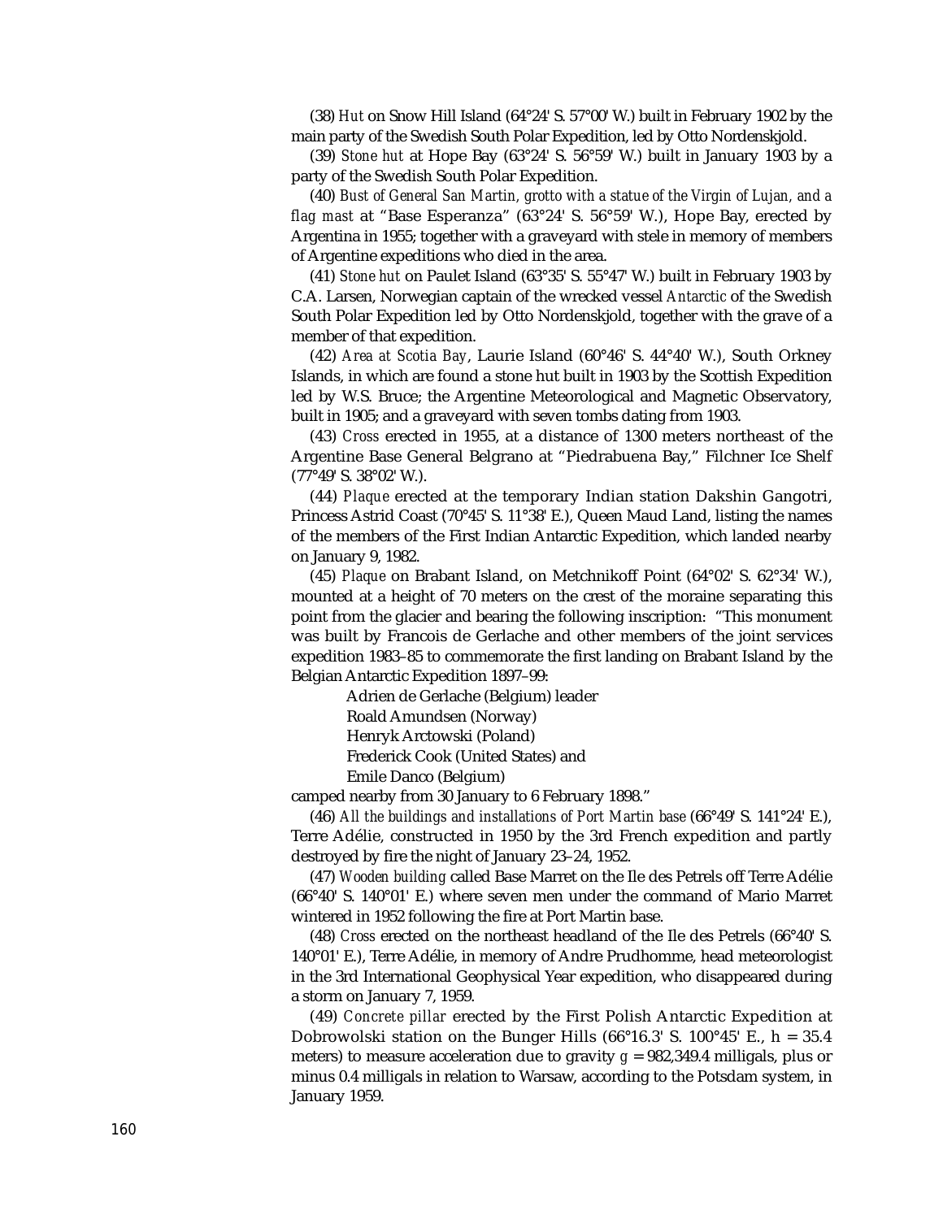(38) *Hut* on Snow Hill Island (64°24' S. 57°00' W.) built in February 1902 by the main party of the Swedish South Polar Expedition, led by Otto Nordenskjold.

(39) *Stone hut* at Hope Bay (63°24' S. 56°59' W.) built in January 1903 by a party of the Swedish South Polar Expedition.

(40) *Bust of General San Martin, grotto with a statue of the Virgin of Lujan, and a flag mast* at "Base Esperanza" (63°24' S. 56°59' W.), Hope Bay, erected by Argentina in 1955; together with a graveyard with stele in memory of members of Argentine expeditions who died in the area.

(41) *Stone hut* on Paulet Island (63°35' S. 55°47' W.) built in February 1903 by C.A. Larsen, Norwegian captain of the wrecked vessel *Antarctic* of the Swedish South Polar Expedition led by Otto Nordenskjold, together with the grave of a member of that expedition.

(42) *Area at Scotia Bay*, Laurie Island (60°46' S. 44°40' W.), South Orkney Islands, in which are found a stone hut built in 1903 by the Scottish Expedition led by W.S. Bruce; the Argentine Meteorological and Magnetic Observatory, built in 1905; and a graveyard with seven tombs dating from 1903.

(43) *Cross* erected in 1955, at a distance of 1300 meters northeast of the Argentine Base General Belgrano at "Piedrabuena Bay," Filchner Ice Shelf (77°49' S. 38°02' W.).

(44) *Plaque* erected at the temporary Indian station Dakshin Gangotri, Princess Astrid Coast (70°45' S. 11°38' E.), Queen Maud Land, listing the names of the members of the First Indian Antarctic Expedition, which landed nearby on January 9, 1982.

(45) *Plaque* on Brabant Island, on Metchnikoff Point (64°02' S. 62°34' W.), mounted at a height of 70 meters on the crest of the moraine separating this point from the glacier and bearing the following inscription: "This monument was built by Francois de Gerlache and other members of the joint services expedition 1983–85 to commemorate the first landing on Brabant Island by the Belgian Antarctic Expedition 1897–99:

Adrien de Gerlache (Belgium) leader
Roald Amundsen (Norway)
Henryk Arctowski (Poland)
Frederick Cook (United States) and
Emile Danco (Belgium)

camped nearby from 30 January to 6 February 1898."

(46) *All the buildings and installations of Port Martin base* (66°49' S. 141°24' E.), Terre Adélie, constructed in 1950 by the 3rd French expedition and partly destroyed by fire the night of January 23–24, 1952.

(47) *Wooden building* called Base Marret on the Ile des Petrels off Terre Adélie (66°40' S. 140°01' E.) where seven men under the command of Mario Marret wintered in 1952 following the fire at Port Martin base.

(48) *Cross* erected on the northeast headland of the Ile des Petrels (66°40' S. 140°01' E.), Terre Adélie, in memory of Andre Prudhomme, head meteorologist in the 3rd International Geophysical Year expedition, who disappeared during a storm on January 7, 1959.

(49) *Concrete pillar* erected by the First Polish Antarctic Expedition at Dobrowolski station on the Bunger Hills (66°16.3' S. 100°45' E., h = 35.4 meters) to measure acceleration due to gravity $g$ = 982,349.4 milligals, plus or minus 0.4 milligals in relation to Warsaw, according to the Potsdam system, in January 1959.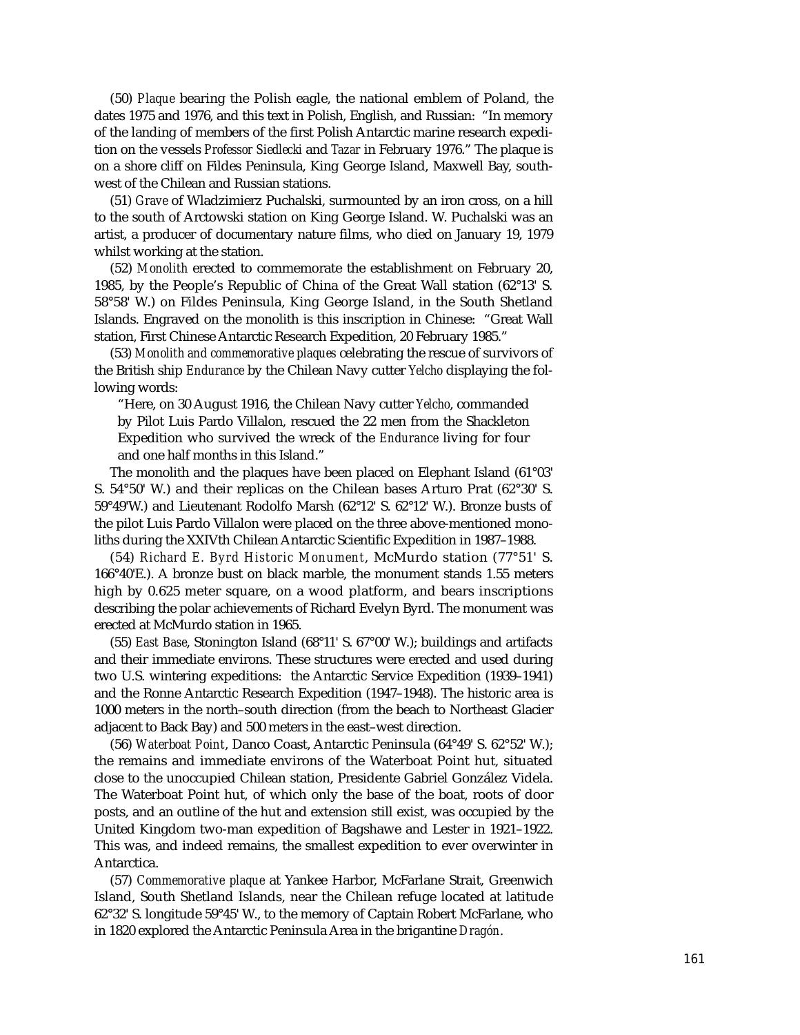(50) *Plaque* bearing the Polish eagle, the national emblem of Poland, the dates 1975 and 1976, and this text in Polish, English, and Russian: "In memory of the landing of members of the first Polish Antarctic marine research expedition on the vessels *Professor Siedlecki* and *Tazar* in February 1976." The plaque is on a shore cliff on Fildes Peninsula, King George Island, Maxwell Bay, southwest of the Chilean and Russian stations.

(51) *Grave* of Wladzimierz Puchalski, surmounted by an iron cross, on a hill to the south of Arctowski station on King George Island. W. Puchalski was an artist, a producer of documentary nature films, who died on January 19, 1979 whilst working at the station.

(52) *Monolith* erected to commemorate the establishment on February 20, 1985, by the People's Republic of China of the Great Wall station (62°13' S. 58°58' W.) on Fildes Peninsula, King George Island, in the South Shetland Islands. Engraved on the monolith is this inscription in Chinese: "Great Wall station, First Chinese Antarctic Research Expedition, 20 February 1985."

(53) *Monolith and commemorative plaques* celebrating the rescue of survivors of the British ship *Endurance* by the Chilean Navy cutter *Yelcho* displaying the following words:

> "Here, on 30 August 1916, the Chilean Navy cutter *Yelcho*, commanded by Pilot Luis Pardo Villalon, rescued the 22 men from the Shackleton Expedition who survived the wreck of the *Endurance* living for four and one half months in this Island."

The monolith and the plaques have been placed on Elephant Island (61°03' S. 54°50' W.) and their replicas on the Chilean bases Arturo Prat (62°30' S. 59°49'W.) and Lieutenant Rodolfo Marsh (62°12' S. 62°12' W.). Bronze busts of the pilot Luis Pardo Villalon were placed on the three above-mentioned monoliths during the XXIVth Chilean Antarctic Scientific Expedition in 1987–1988.

(54) *Richard E. Byrd Historic Monument*, McMurdo station (77°51' S. 166°40'E.). A bronze bust on black marble, the monument stands 1.55 meters high by 0.625 meter square, on a wood platform, and bears inscriptions describing the polar achievements of Richard Evelyn Byrd. The monument was erected at McMurdo station in 1965.

(55) *East Base*, Stonington Island (68°11' S. 67°00' W.); buildings and artifacts and their immediate environs. These structures were erected and used during two U.S. wintering expeditions: the Antarctic Service Expedition (1939–1941) and the Ronne Antarctic Research Expedition (1947–1948). The historic area is 1000 meters in the north–south direction (from the beach to Northeast Glacier adjacent to Back Bay) and 500 meters in the east–west direction.

(56) *Waterboat Point*, Danco Coast, Antarctic Peninsula (64°49' S. 62°52' W.); the remains and immediate environs of the Waterboat Point hut, situated close to the unoccupied Chilean station, Presidente Gabriel González Videla. The Waterboat Point hut, of which only the base of the boat, roots of door posts, and an outline of the hut and extension still exist, was occupied by the United Kingdom two-man expedition of Bagshawe and Lester in 1921–1922. This was, and indeed remains, the smallest expedition to ever overwinter in Antarctica.

(57) *Commemorative plaque* at Yankee Harbor, McFarlane Strait, Greenwich Island, South Shetland Islands, near the Chilean refuge located at latitude 62°32' S. longitude 59°45' W., to the memory of Captain Robert McFarlane, who in 1820 explored the Antarctic Peninsula Area in the brigantine *Dragón*.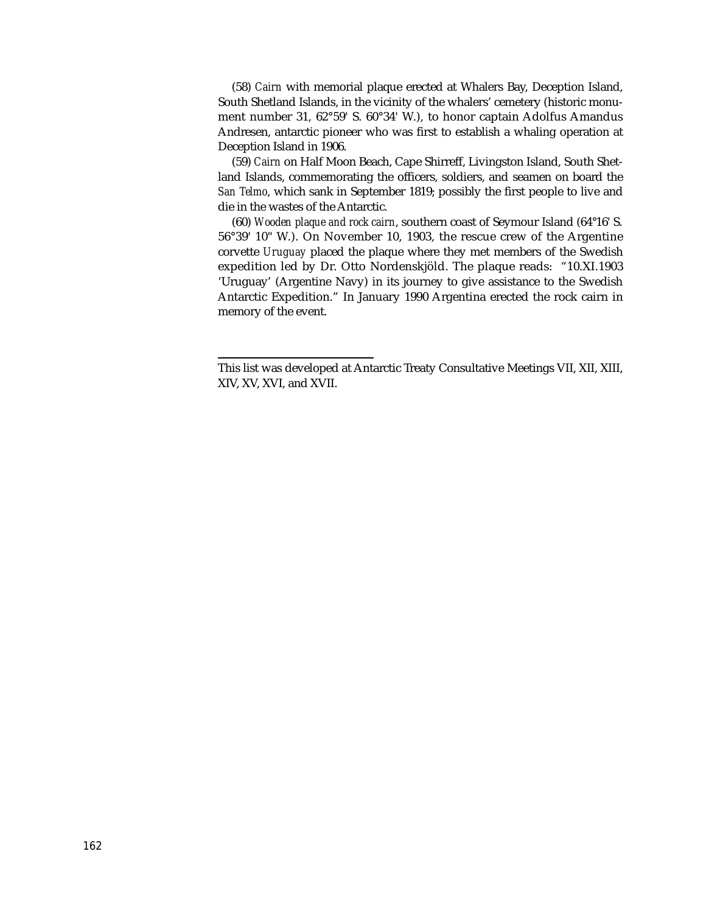(58) *Cairn* with memorial plaque erected at Whalers Bay, Deception Island, South Shetland Islands, in the vicinity of the whalers' cemetery (historic monument number 31, 62°59' S. 60°34' W.), to honor captain Adolfus Amandus Andresen, antarctic pioneer who was first to establish a whaling operation at Deception Island in 1906.

(59) *Cairn* on Half Moon Beach, Cape Shirreff, Livingston Island, South Shetland Islands, commemorating the officers, soldiers, and seamen on board the *San Telmo*, which sank in September 1819; possibly the first people to live and die in the wastes of the Antarctic.

(60) *Wooden plaque and rock cairn*, southern coast of Seymour Island (64°16' S. 56°39' 10" W.). On November 10, 1903, the rescue crew of the Argentine corvette *Uruguay* placed the plaque where they met members of the Swedish expedition led by Dr. Otto Nordenskjöld. The plaque reads: "10.XI.1903 'Uruguay' (Argentine Navy) in its journey to give assistance to the Swedish Antarctic Expedition." In January 1990 Argentina erected the rock cairn in memory of the event.

---

This list was developed at Antarctic Treaty Consultative Meetings VII, XII, XIII, XIV, XV, XVI, and XVII.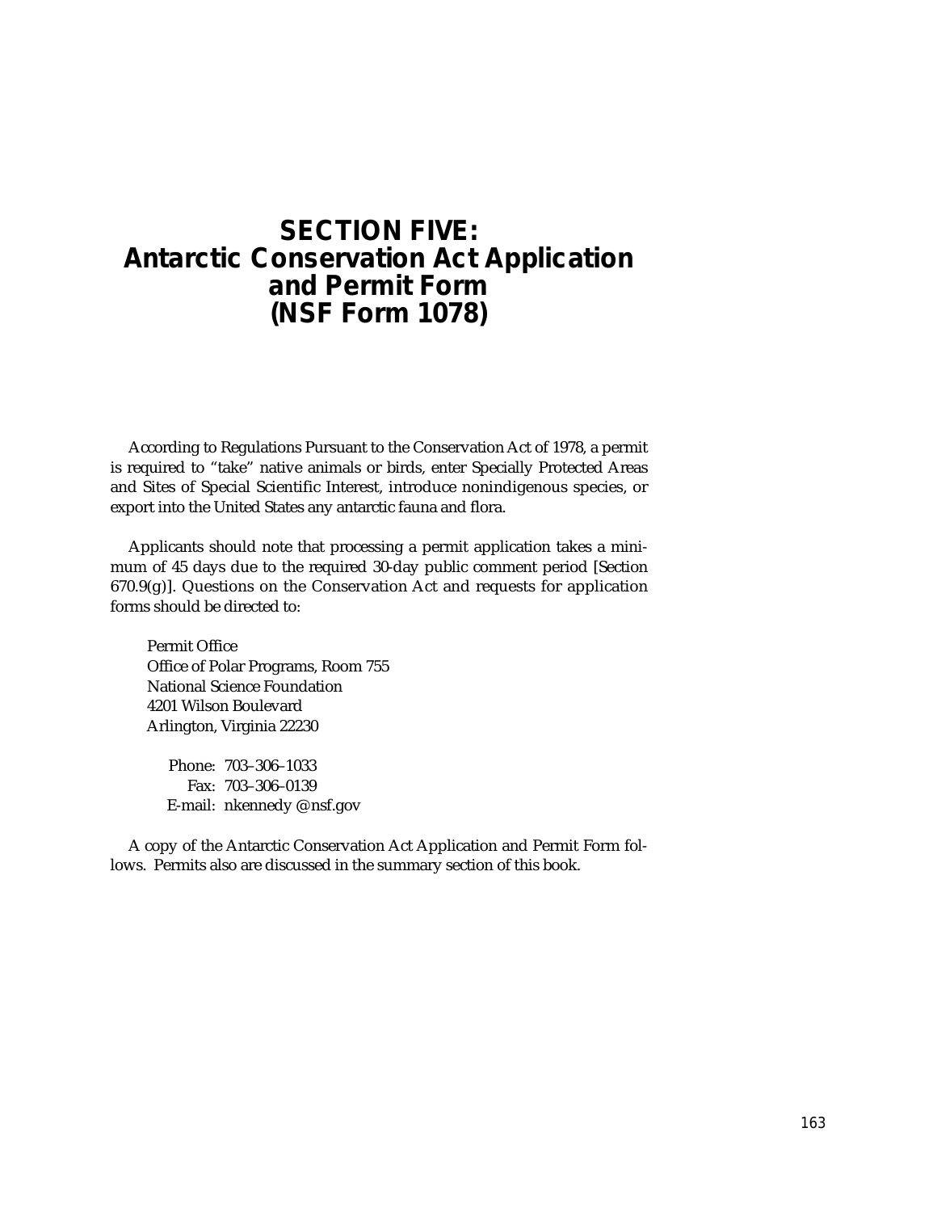# SECTION FIVE: Antarctic Conservation Act Application and Permit Form (NSF Form 1078)

According to Regulations Pursuant to the Conservation Act of 1978, a permit is required to "take" native animals or birds, enter Specially Protected Areas and Sites of Special Scientific Interest, introduce nonindigenous species, or export into the United States any antarctic fauna and flora.

Applicants should note that processing a permit application takes a minimum of 45 days due to the required 30-day public comment period [Section 670.9(g)]. Questions on the Conservation Act and requests for application forms should be directed to:

Permit Office
Office of Polar Programs, Room 755
National Science Foundation
4201 Wilson Boulevard
Arlington, Virginia 22230

Phone: 703–306–1033
Fax: 703–306–0139
E-mail: nkennedy @nsf.gov

A copy of the Antarctic Conservation Act Application and Permit Form follows. Permits also are discussed in the summary section of this book.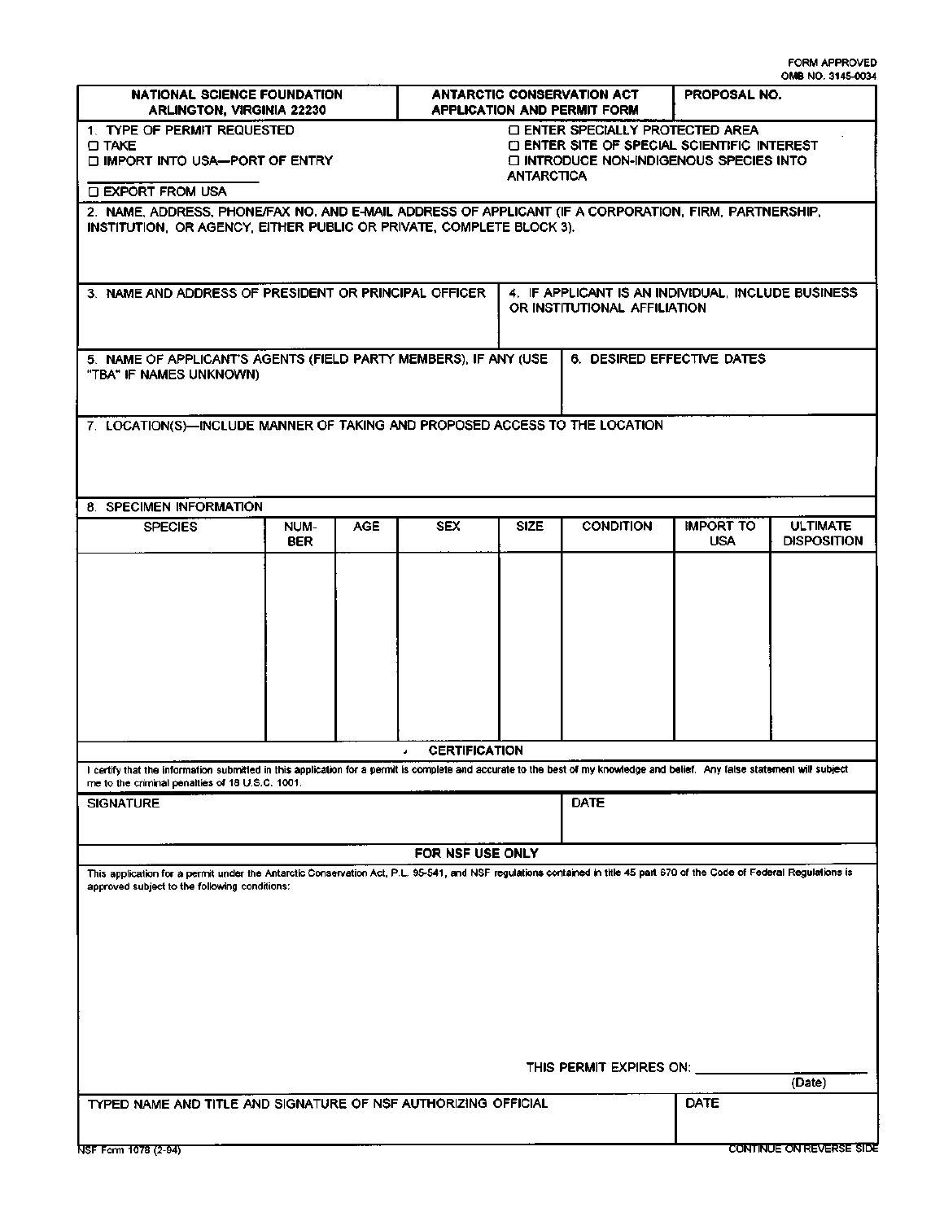FORM APPROVED
OMB NO. 3145-0034

| NATIONAL SCIENCE FOUNDATION ARLINGTON, VIRGINIA 22230 | ANTARCTIC CONSERVATION ACT APPLICATION AND PERMIT FORM | PROPOSAL NO. |
|---|---|---|

**1. TYPE OF PERMIT REQUESTED**

- ☐ TAKE
- ☐ IMPORT INTO USA—PORT OF ENTRY ____________
- ☐ EXPORT FROM USA
- ☐ ENTER SPECIALLY PROTECTED AREA
- ☐ ENTER SITE OF SPECIAL SCIENTIFIC INTEREST
- ☐ INTRODUCE NON-INDIGENOUS SPECIES INTO ANTARCTICA

**2. NAME, ADDRESS, PHONE/FAX NO. AND E-MAIL ADDRESS OF APPLICANT (IF A CORPORATION, FIRM, PARTNERSHIP, INSTITUTION, OR AGENCY, EITHER PUBLIC OR PRIVATE, COMPLETE BLOCK 3).**

| 3. NAME AND ADDRESS OF PRESIDENT OR PRINCIPAL OFFICER | 4. IF APPLICANT IS AN INDIVIDUAL, INCLUDE BUSINESS OR INSTITUTIONAL AFFILIATION |
|---|---|
| | |

| 5. NAME OF APPLICANT'S AGENTS (FIELD PARTY MEMBERS), IF ANY (USE "TBA" IF NAMES UNKNOWN) | 6. DESIRED EFFECTIVE DATES |
|---|---|
| | |

**7. LOCATION(S)—INCLUDE MANNER OF TAKING AND PROPOSED ACCESS TO THE LOCATION**

**8. SPECIMEN INFORMATION**

| SPECIES | NUMBER | AGE | SEX | SIZE | CONDITION | IMPORT TO USA | ULTIMATE DISPOSITION |
|---|---|---|---|---|---|---|---|
| | | | | | | | |

**CERTIFICATION**

I certify that the information submitted in this application for a permit is complete and accurate to the best of my knowledge and belief. Any false statement will subject me to the criminal penalties of 18 U.S.C. 1001.

| SIGNATURE | DATE |
|---|---|
| | |

**FOR NSF USE ONLY**

This application for a permit under the Antarctic Conservation Act, P.L. 95-541, and NSF regulations contained in title 45 part 670 of the Code of Federal Regulations is approved subject to the following conditions:

THIS PERMIT EXPIRES ON: ________________
(Date)

| TYPED NAME AND TITLE AND SIGNATURE OF NSF AUTHORIZING OFFICIAL | DATE |
|---|---|
| | |

NSF Form 1078 (2-04)

CONTINUE ON REVERSE SIDE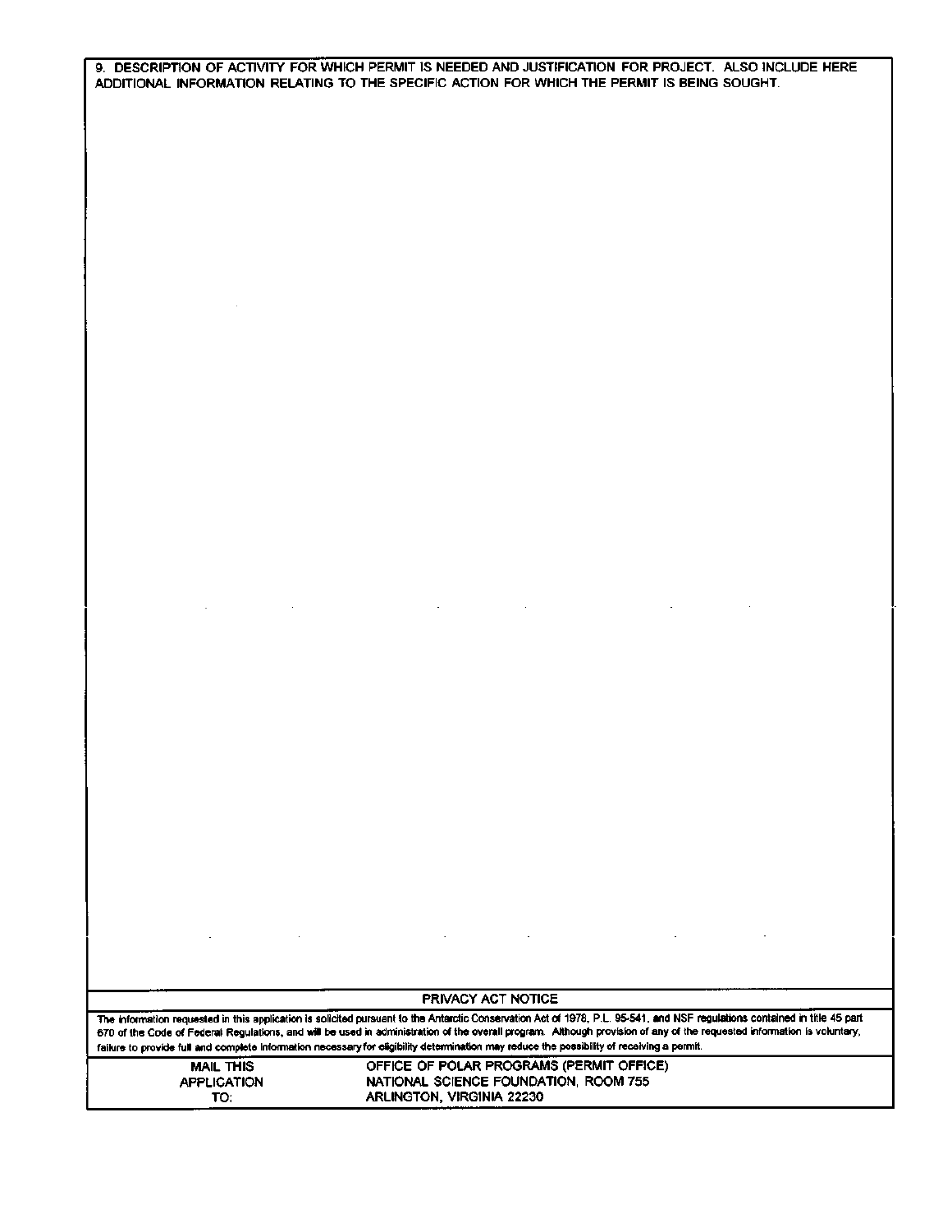9. DESCRIPTION OF ACTIVITY FOR WHICH PERMIT IS NEEDED AND JUSTIFICATION FOR PROJECT. ALSO INCLUDE HERE ADDITIONAL INFORMATION RELATING TO THE SPECIFIC ACTION FOR WHICH THE PERMIT IS BEING SOUGHT.

**PRIVACY ACT NOTICE**

The information requested in this application is solicited pursuant to the Antarctic Conservation Act of 1978, P.L. 95-541, and NSF regulations contained in title 45 part 670 of the Code of Federal Regulations, and will be used in administration of the overall program. Although provision of any of the requested information is voluntary, failure to provide full and complete information necessary for eligibility determination may reduce the possibility of receiving a permit.

| MAIL THIS APPLICATION TO: | OFFICE OF POLAR PROGRAMS (PERMIT OFFICE)<br>NATIONAL SCIENCE FOUNDATION, ROOM 755<br>ARLINGTON, VIRGINIA 22230 |
|---|---|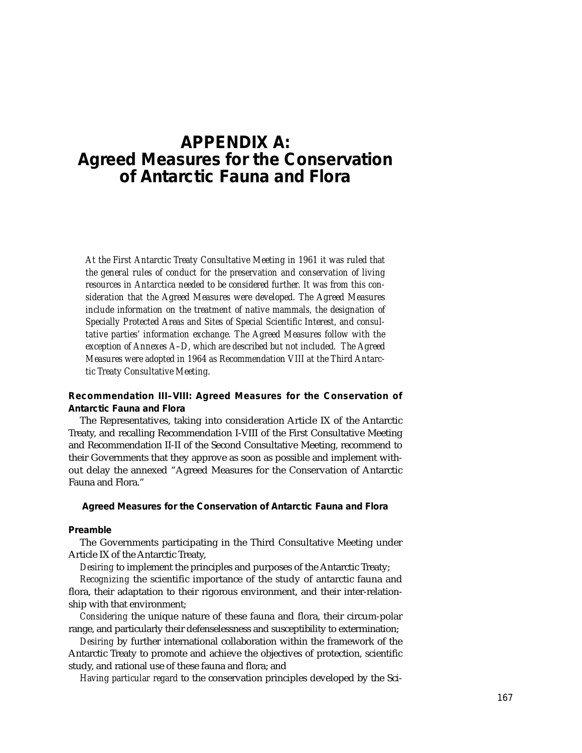# APPENDIX A: Agreed Measures for the Conservation of Antarctic Fauna and Flora

*At the First Antarctic Treaty Consultative Meeting in 1961 it was ruled that the general rules of conduct for the preservation and conservation of living resources in Antarctica needed to be considered further. It was from this consideration that the Agreed Measures were developed. The Agreed Measures include information on the treatment of native mammals, the designation of Specially Protected Areas and Sites of Special Scientific Interest, and consultative parties' information exchange. The Agreed Measures follow with the exception of Annexes A–D, which are described but not included. The Agreed Measures were adopted in 1964 as Recommendation VIII at the Third Antarctic Treaty Consultative Meeting.*

### Recommendation III–VIII: Agreed Measures for the Conservation of Antarctic Fauna and Flora

The Representatives, taking into consideration Article IX of the Antarctic Treaty, and recalling Recommendation I-VIII of the First Consultative Meeting and Recommendation II-II of the Second Consultative Meeting, recommend to their Governments that they approve as soon as possible and implement without delay the annexed "Agreed Measures for the Conservation of Antarctic Fauna and Flora."

#### Agreed Measures for the Conservation of Antarctic Fauna and Flora

#### Preamble

The Governments participating in the Third Consultative Meeting under Article IX of the Antarctic Treaty,

*Desiring* to implement the principles and purposes of the Antarctic Treaty;

*Recognizing* the scientific importance of the study of antarctic fauna and flora, their adaptation to their rigorous environment, and their inter-relationship with that environment;

*Considering* the unique nature of these fauna and flora, their circum-polar range, and particularly their defenselessness and susceptibility to extermination;

*Desiring* by further international collaboration within the framework of the Antarctic Treaty to promote and achieve the objectives of protection, scientific study, and rational use of these fauna and flora; and

*Having particular regard* to the conservation principles developed by the Sci-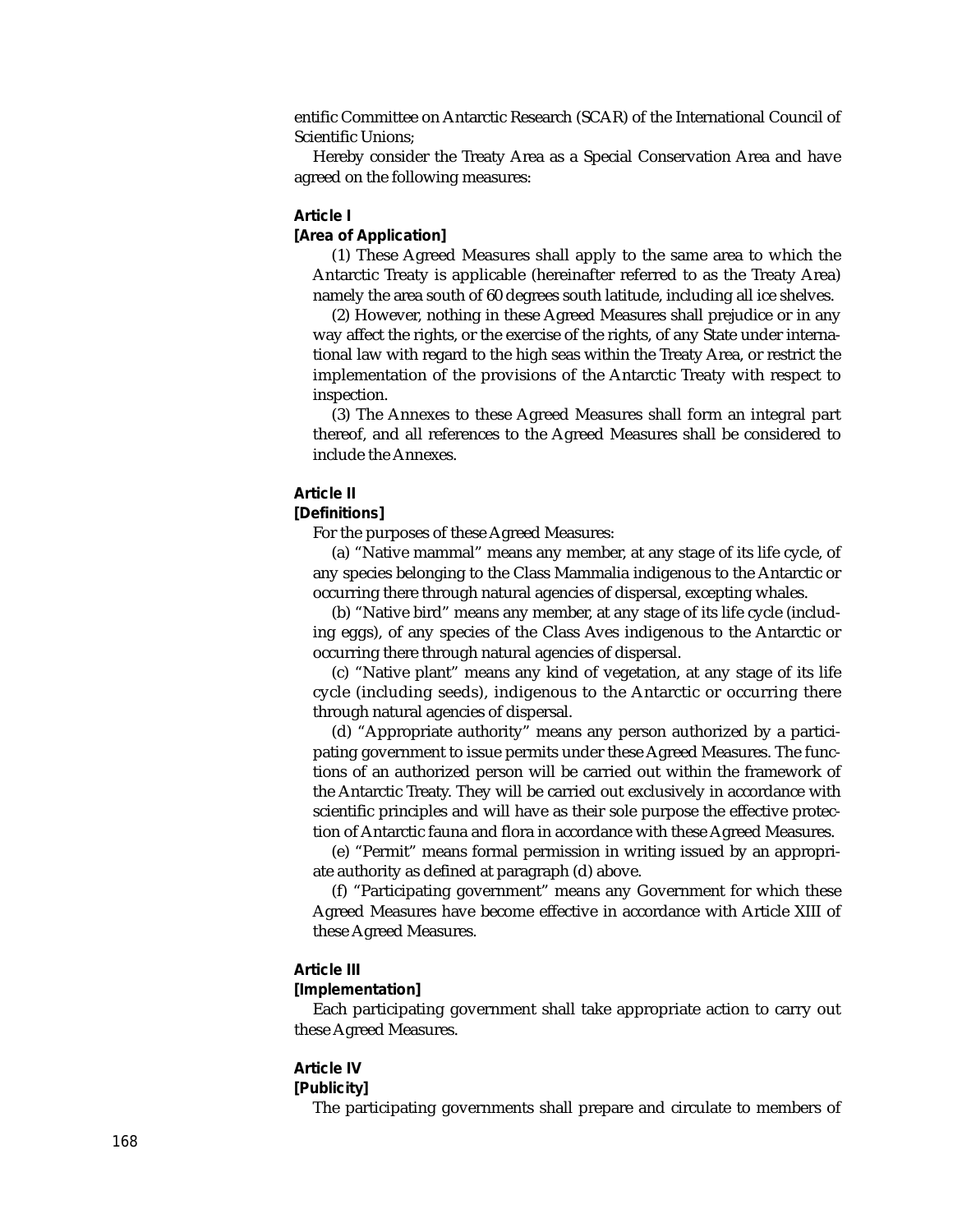entific Committee on Antarctic Research (SCAR) of the International Council of Scientific Unions;

Hereby consider the Treaty Area as a Special Conservation Area and have agreed on the following measures:

**Article I**

**[Area of Application]**

(1) These Agreed Measures shall apply to the same area to which the Antarctic Treaty is applicable (hereinafter referred to as the Treaty Area) namely the area south of 60 degrees south latitude, including all ice shelves.

(2) However, nothing in these Agreed Measures shall prejudice or in any way affect the rights, or the exercise of the rights, of any State under international law with regard to the high seas within the Treaty Area, or restrict the implementation of the provisions of the Antarctic Treaty with respect to inspection.

(3) The Annexes to these Agreed Measures shall form an integral part thereof, and all references to the Agreed Measures shall be considered to include the Annexes.

**Article II**

**[Definitions]**

For the purposes of these Agreed Measures:

(a) "Native mammal" means any member, at any stage of its life cycle, of any species belonging to the Class Mammalia indigenous to the Antarctic or occurring there through natural agencies of dispersal, excepting whales.

(b) "Native bird" means any member, at any stage of its life cycle (including eggs), of any species of the Class Aves indigenous to the Antarctic or occurring there through natural agencies of dispersal.

(c) "Native plant" means any kind of vegetation, at any stage of its life cycle (including seeds), indigenous to the Antarctic or occurring there through natural agencies of dispersal.

(d) "Appropriate authority" means any person authorized by a participating government to issue permits under these Agreed Measures. The functions of an authorized person will be carried out within the framework of the Antarctic Treaty. They will be carried out exclusively in accordance with scientific principles and will have as their sole purpose the effective protection of Antarctic fauna and flora in accordance with these Agreed Measures.

(e) "Permit" means formal permission in writing issued by an appropriate authority as defined at paragraph (d) above.

(f) "Participating government" means any Government for which these Agreed Measures have become effective in accordance with Article XIII of these Agreed Measures.

**Article III**

**[Implementation]**

Each participating government shall take appropriate action to carry out these Agreed Measures.

**Article IV**

**[Publicity]**

The participating governments shall prepare and circulate to members of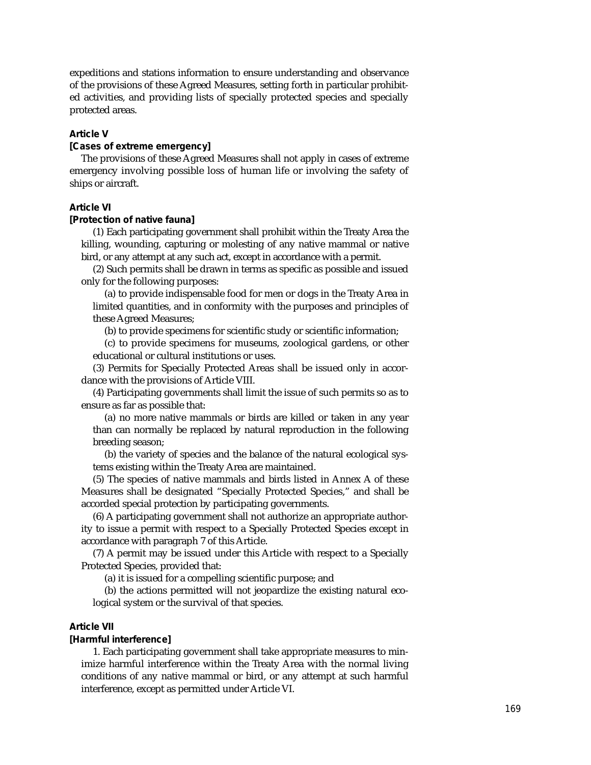expeditions and stations information to ensure understanding and observance of the provisions of these Agreed Measures, setting forth in particular prohibited activities, and providing lists of specially protected species and specially protected areas.

**Article V**

**[Cases of extreme emergency]**

The provisions of these Agreed Measures shall not apply in cases of extreme emergency involving possible loss of human life or involving the safety of ships or aircraft.

**Article VI**

**[Protection of native fauna]**

(1) Each participating government shall prohibit within the Treaty Area the killing, wounding, capturing or molesting of any native mammal or native bird, or any attempt at any such act, except in accordance with a permit.

(2) Such permits shall be drawn in terms as specific as possible and issued only for the following purposes:

(a) to provide indispensable food for men or dogs in the Treaty Area in limited quantities, and in conformity with the purposes and principles of these Agreed Measures;

(b) to provide specimens for scientific study or scientific information;

(c) to provide specimens for museums, zoological gardens, or other educational or cultural institutions or uses.

(3) Permits for Specially Protected Areas shall be issued only in accordance with the provisions of Article VIII.

(4) Participating governments shall limit the issue of such permits so as to ensure as far as possible that:

(a) no more native mammals or birds are killed or taken in any year than can normally be replaced by natural reproduction in the following breeding season;

(b) the variety of species and the balance of the natural ecological systems existing within the Treaty Area are maintained.

(5) The species of native mammals and birds listed in Annex A of these Measures shall be designated "Specially Protected Species," and shall be accorded special protection by participating governments.

(6) A participating government shall not authorize an appropriate authority to issue a permit with respect to a Specially Protected Species except in accordance with paragraph 7 of this Article.

(7) A permit may be issued under this Article with respect to a Specially Protected Species, provided that:

(a) it is issued for a compelling scientific purpose; and

(b) the actions permitted will not jeopardize the existing natural ecological system or the survival of that species.

**Article VII**

**[Harmful interference]**

1. Each participating government shall take appropriate measures to minimize harmful interference within the Treaty Area with the normal living conditions of any native mammal or bird, or any attempt at such harmful interference, except as permitted under Article VI.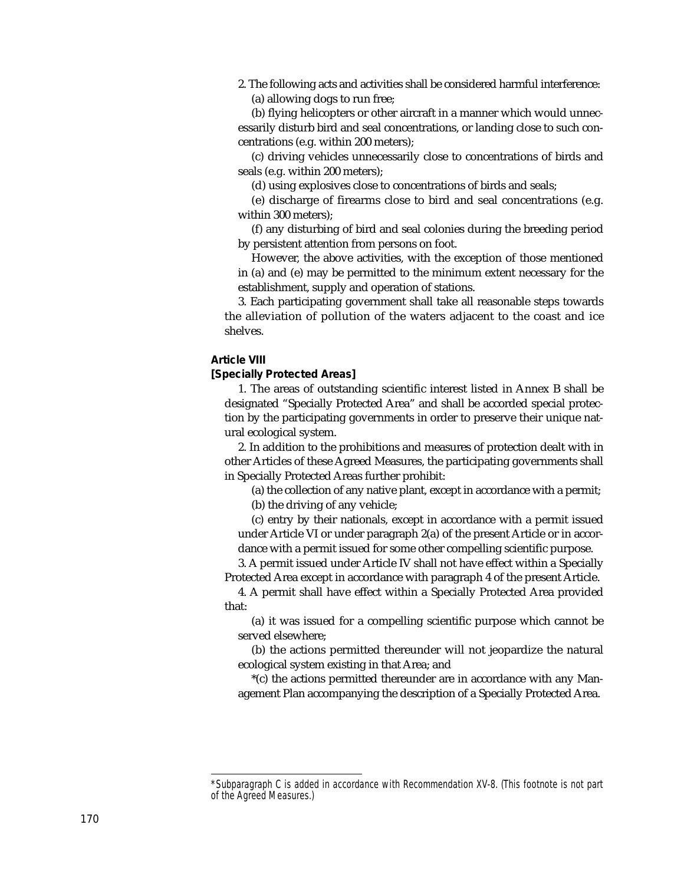2. The following acts and activities shall be considered harmful interference:

(a) allowing dogs to run free;

(b) flying helicopters or other aircraft in a manner which would unnecessarily disturb bird and seal concentrations, or landing close to such concentrations (e.g. within 200 meters);

(c) driving vehicles unnecessarily close to concentrations of birds and seals (e.g. within 200 meters);

(d) using explosives close to concentrations of birds and seals;

(e) discharge of firearms close to bird and seal concentrations (e.g. within 300 meters);

(f) any disturbing of bird and seal colonies during the breeding period by persistent attention from persons on foot.

However, the above activities, with the exception of those mentioned in (a) and (e) may be permitted to the minimum extent necessary for the establishment, supply and operation of stations.

3. Each participating government shall take all reasonable steps towards the alleviation of pollution of the waters adjacent to the coast and ice shelves.

**Article VIII**
**[Specially Protected Areas]**

1. The areas of outstanding scientific interest listed in Annex B shall be designated "Specially Protected Area" and shall be accorded special protection by the participating governments in order to preserve their unique natural ecological system.

2. In addition to the prohibitions and measures of protection dealt with in other Articles of these Agreed Measures, the participating governments shall in Specially Protected Areas further prohibit:

(a) the collection of any native plant, except in accordance with a permit;

(b) the driving of any vehicle;

(c) entry by their nationals, except in accordance with a permit issued under Article VI or under paragraph 2(a) of the present Article or in accordance with a permit issued for some other compelling scientific purpose.

3. A permit issued under Article IV shall not have effect within a Specially Protected Area except in accordance with paragraph 4 of the present Article.

4. A permit shall have effect within a Specially Protected Area provided that:

(a) it was issued for a compelling scientific purpose which cannot be served elsewhere;

(b) the actions permitted thereunder will not jeopardize the natural ecological system existing in that Area; and

*(c) the actions permitted thereunder are in accordance with any Management Plan accompanying the description of a Specially Protected Area.

---

*Subparagraph C is added in accordance with Recommendation XV-8. (This footnote is not part of the Agreed Measures.)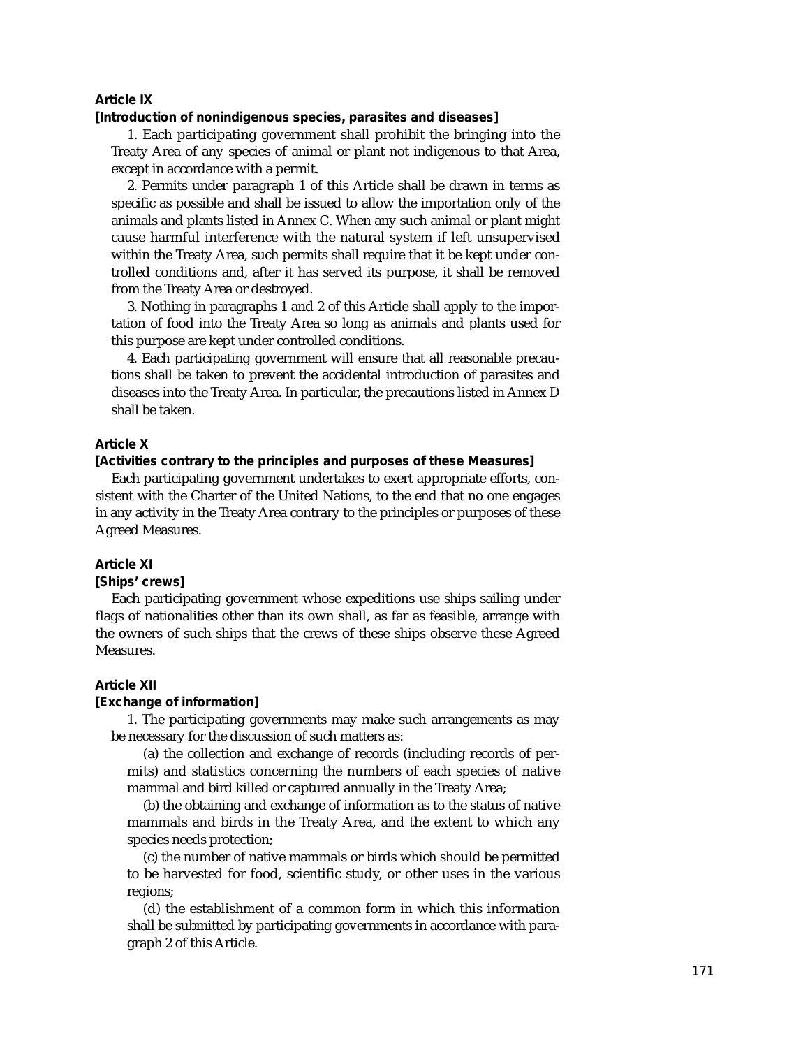**Article IX**

**[Introduction of nonindigenous species, parasites and diseases]**

1. Each participating government shall prohibit the bringing into the Treaty Area of any species of animal or plant not indigenous to that Area, except in accordance with a permit.

2. Permits under paragraph 1 of this Article shall be drawn in terms as specific as possible and shall be issued to allow the importation only of the animals and plants listed in Annex C. When any such animal or plant might cause harmful interference with the natural system if left unsupervised within the Treaty Area, such permits shall require that it be kept under controlled conditions and, after it has served its purpose, it shall be removed from the Treaty Area or destroyed.

3. Nothing in paragraphs 1 and 2 of this Article shall apply to the importation of food into the Treaty Area so long as animals and plants used for this purpose are kept under controlled conditions.

4. Each participating government will ensure that all reasonable precautions shall be taken to prevent the accidental introduction of parasites and diseases into the Treaty Area. In particular, the precautions listed in Annex D shall be taken.

**Article X**

**[Activities contrary to the principles and purposes of these Measures]**

Each participating government undertakes to exert appropriate efforts, consistent with the Charter of the United Nations, to the end that no one engages in any activity in the Treaty Area contrary to the principles or purposes of these Agreed Measures.

**Article XI**

**[Ships' crews]**

Each participating government whose expeditions use ships sailing under flags of nationalities other than its own shall, as far as feasible, arrange with the owners of such ships that the crews of these ships observe these Agreed Measures.

**Article XII**

**[Exchange of information]**

1. The participating governments may make such arrangements as may be necessary for the discussion of such matters as:

(a) the collection and exchange of records (including records of permits) and statistics concerning the numbers of each species of native mammal and bird killed or captured annually in the Treaty Area;

(b) the obtaining and exchange of information as to the status of native mammals and birds in the Treaty Area, and the extent to which any species needs protection;

(c) the number of native mammals or birds which should be permitted to be harvested for food, scientific study, or other uses in the various regions;

(d) the establishment of a common form in which this information shall be submitted by participating governments in accordance with paragraph 2 of this Article.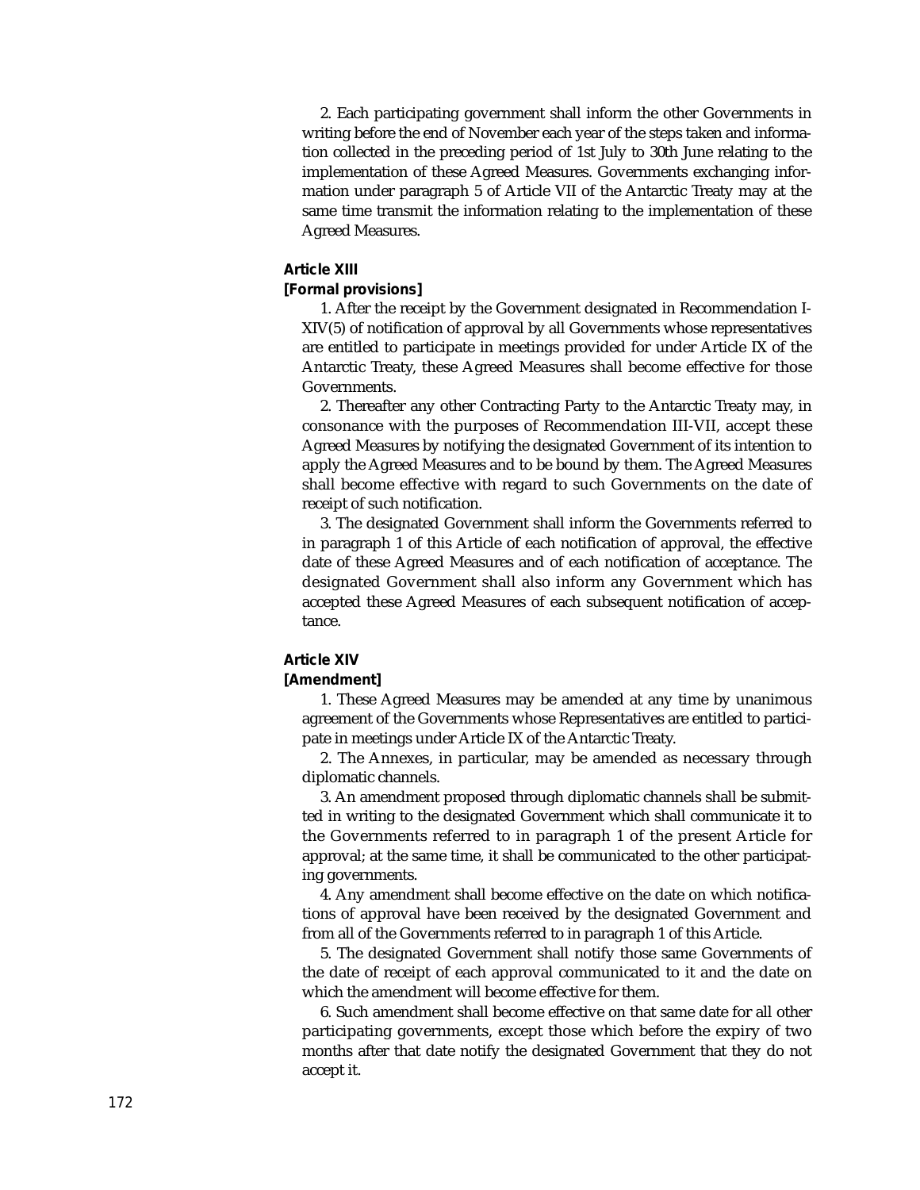2. Each participating government shall inform the other Governments in writing before the end of November each year of the steps taken and information collected in the preceding period of 1st July to 30th June relating to the implementation of these Agreed Measures. Governments exchanging information under paragraph 5 of Article VII of the Antarctic Treaty may at the same time transmit the information relating to the implementation of these Agreed Measures.

**Article XIII**
**[Formal provisions]**

1. After the receipt by the Government designated in Recommendation I-XIV(5) of notification of approval by all Governments whose representatives are entitled to participate in meetings provided for under Article IX of the Antarctic Treaty, these Agreed Measures shall become effective for those Governments.

2. Thereafter any other Contracting Party to the Antarctic Treaty may, in consonance with the purposes of Recommendation III-VII, accept these Agreed Measures by notifying the designated Government of its intention to apply the Agreed Measures and to be bound by them. The Agreed Measures shall become effective with regard to such Governments on the date of receipt of such notification.

3. The designated Government shall inform the Governments referred to in paragraph 1 of this Article of each notification of approval, the effective date of these Agreed Measures and of each notification of acceptance. The designated Government shall also inform any Government which has accepted these Agreed Measures of each subsequent notification of acceptance.

**Article XIV**
**[Amendment]**

1. These Agreed Measures may be amended at any time by unanimous agreement of the Governments whose Representatives are entitled to participate in meetings under Article IX of the Antarctic Treaty.

2. The Annexes, in particular, may be amended as necessary through diplomatic channels.

3. An amendment proposed through diplomatic channels shall be submitted in writing to the designated Government which shall communicate it to the Governments referred to in paragraph 1 of the present Article for approval; at the same time, it shall be communicated to the other participating governments.

4. Any amendment shall become effective on the date on which notifications of approval have been received by the designated Government and from all of the Governments referred to in paragraph 1 of this Article.

5. The designated Government shall notify those same Governments of the date of receipt of each approval communicated to it and the date on which the amendment will become effective for them.

6. Such amendment shall become effective on that same date for all other participating governments, except those which before the expiry of two months after that date notify the designated Government that they do not accept it.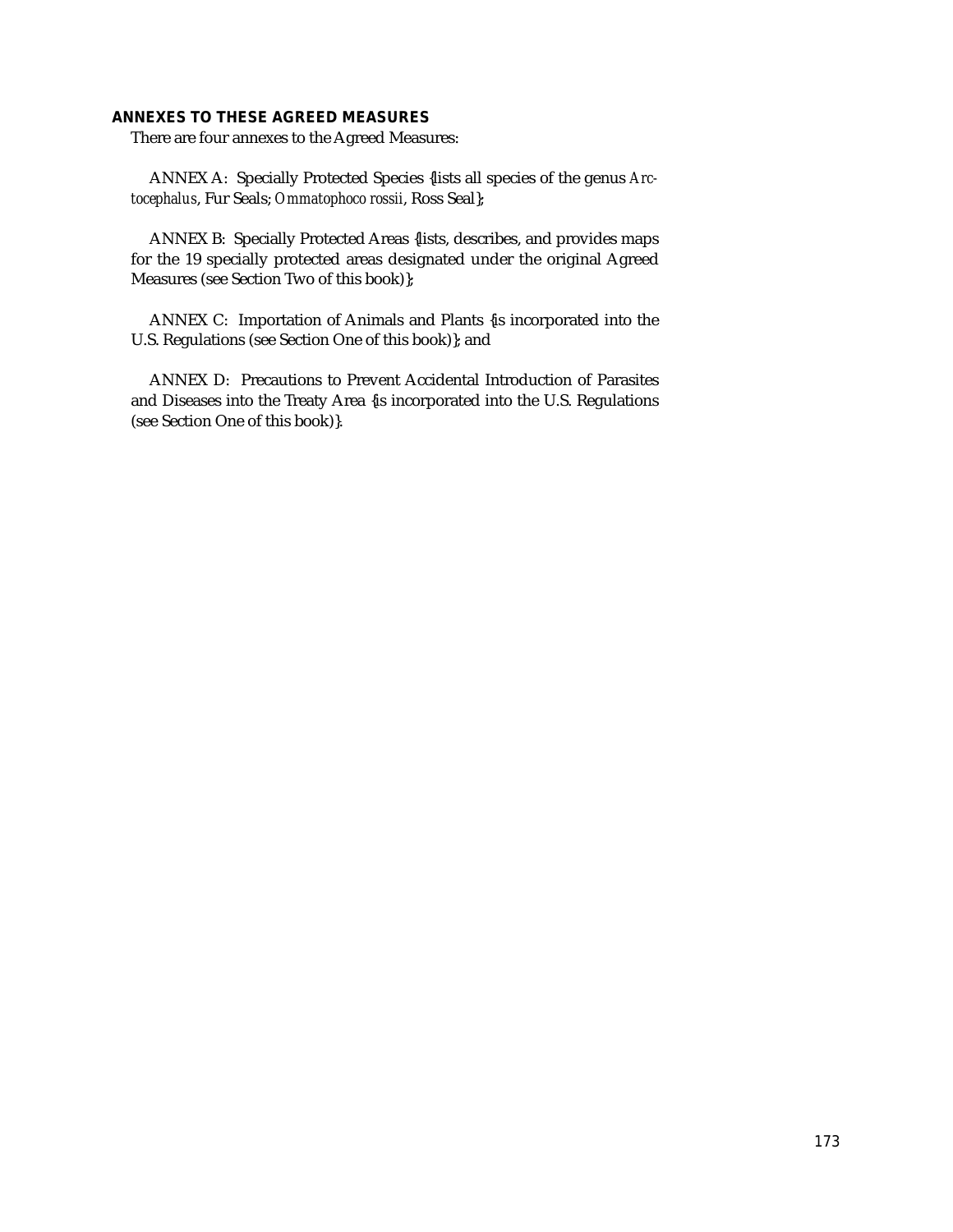## ANNEXES TO THESE AGREED MEASURES

There are four annexes to the Agreed Measures:

ANNEX A: Specially Protected Species {lists all species of the genus *Arctocephalus*, Fur Seals; *Ommatophoco rossii*, Ross Seal};

ANNEX B: Specially Protected Areas {lists, describes, and provides maps for the 19 specially protected areas designated under the original Agreed Measures (see Section Two of this book)};

ANNEX C: Importation of Animals and Plants {is incorporated into the U.S. Regulations (see Section One of this book)}; and

ANNEX D: Precautions to Prevent Accidental Introduction of Parasites and Diseases into the Treaty Area {is incorporated into the U.S. Regulations (see Section One of this book)}.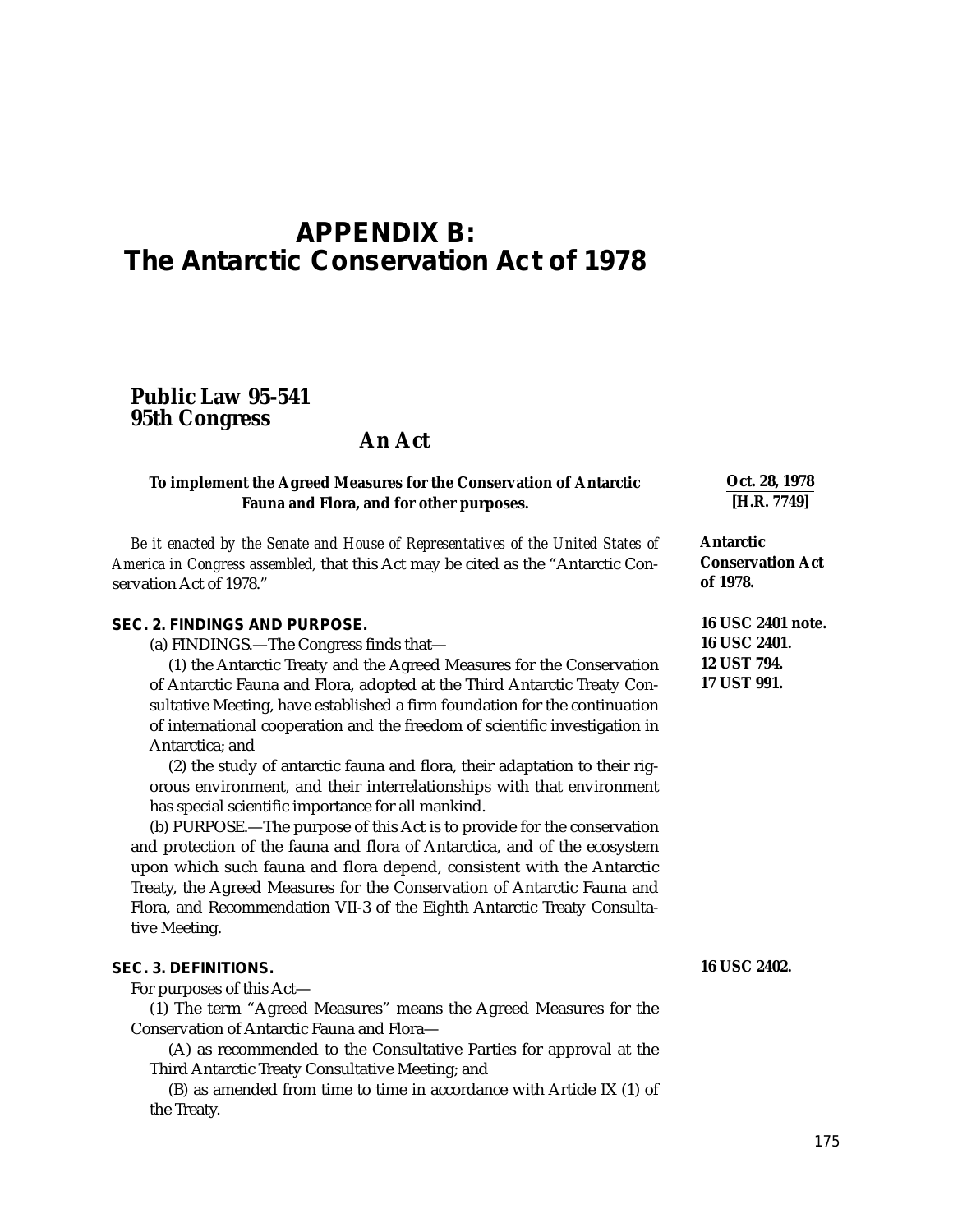# APPENDIX B: The Antarctic Conservation Act of 1978

## Public Law 95-541
## 95th Congress

### An Act

**To implement the Agreed Measures for the Conservation of Antarctic Fauna and Flora, and for other purposes.**

**Oct. 28, 1978**
**[H.R. 7749]**

*Be it enacted by the Senate and House of Representatives of the United States of America in Congress assembled,* that this Act may be cited as the "Antarctic Conservation Act of 1978."

**Antarctic Conservation Act of 1978.**

**SEC. 2. FINDINGS AND PURPOSE.**

**16 USC 2401 note.**
**16 USC 2401.**
**12 UST 794.**
**17 UST 991.**

(a) FINDINGS.—The Congress finds that—

(1) the Antarctic Treaty and the Agreed Measures for the Conservation of Antarctic Fauna and Flora, adopted at the Third Antarctic Treaty Consultative Meeting, have established a firm foundation for the continuation of international cooperation and the freedom of scientific investigation in Antarctica; and

(2) the study of antarctic fauna and flora, their adaptation to their rigorous environment, and their interrelationships with that environment has special scientific importance for all mankind.

(b) PURPOSE.—The purpose of this Act is to provide for the conservation and protection of the fauna and flora of Antarctica, and of the ecosystem upon which such fauna and flora depend, consistent with the Antarctic Treaty, the Agreed Measures for the Conservation of Antarctic Fauna and Flora, and Recommendation VII-3 of the Eighth Antarctic Treaty Consultative Meeting.

**SEC. 3. DEFINITIONS.**

**16 USC 2402.**

For purposes of this Act—

(1) The term "Agreed Measures" means the Agreed Measures for the Conservation of Antarctic Fauna and Flora—

(A) as recommended to the Consultative Parties for approval at the Third Antarctic Treaty Consultative Meeting; and

(B) as amended from time to time in accordance with Article IX (1) of the Treaty.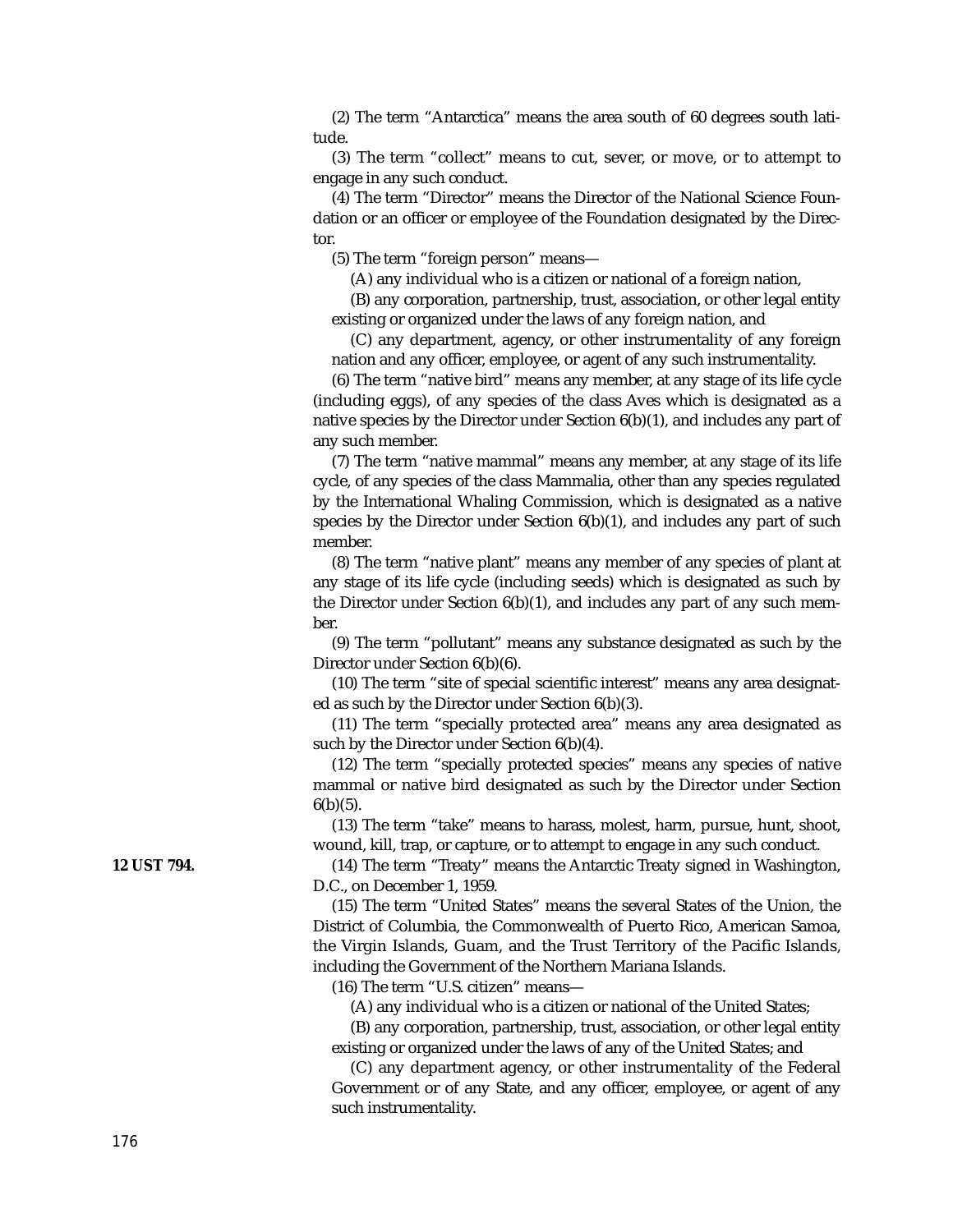(2) The term "Antarctica" means the area south of 60 degrees south latitude.

(3) The term "collect" means to cut, sever, or move, or to attempt to engage in any such conduct.

(4) The term "Director" means the Director of the National Science Foundation or an officer or employee of the Foundation designated by the Director.

(5) The term "foreign person" means—

(A) any individual who is a citizen or national of a foreign nation,

(B) any corporation, partnership, trust, association, or other legal entity existing or organized under the laws of any foreign nation, and

(C) any department, agency, or other instrumentality of any foreign nation and any officer, employee, or agent of any such instrumentality.

(6) The term "native bird" means any member, at any stage of its life cycle (including eggs), of any species of the class Aves which is designated as a native species by the Director under Section 6(b)(1), and includes any part of any such member.

(7) The term "native mammal" means any member, at any stage of its life cycle, of any species of the class Mammalia, other than any species regulated by the International Whaling Commission, which is designated as a native species by the Director under Section 6(b)(1), and includes any part of such member.

(8) The term "native plant" means any member of any species of plant at any stage of its life cycle (including seeds) which is designated as such by the Director under Section 6(b)(1), and includes any part of any such member.

(9) The term "pollutant" means any substance designated as such by the Director under Section 6(b)(6).

(10) The term "site of special scientific interest" means any area designated as such by the Director under Section 6(b)(3).

(11) The term "specially protected area" means any area designated as such by the Director under Section 6(b)(4).

(12) The term "specially protected species" means any species of native mammal or native bird designated as such by the Director under Section 6(b)(5).

(13) The term "take" means to harass, molest, harm, pursue, hunt, shoot, wound, kill, trap, or capture, or to attempt to engage in any such conduct.

**12 UST 794.**

(14) The term "Treaty" means the Antarctic Treaty signed in Washington, D.C., on December 1, 1959.

(15) The term "United States" means the several States of the Union, the District of Columbia, the Commonwealth of Puerto Rico, American Samoa, the Virgin Islands, Guam, and the Trust Territory of the Pacific Islands, including the Government of the Northern Mariana Islands.

(16) The term "U.S. citizen" means—

(A) any individual who is a citizen or national of the United States;

(B) any corporation, partnership, trust, association, or other legal entity existing or organized under the laws of any of the United States; and

(C) any department agency, or other instrumentality of the Federal Government or of any State, and any officer, employee, or agent of any such instrumentality.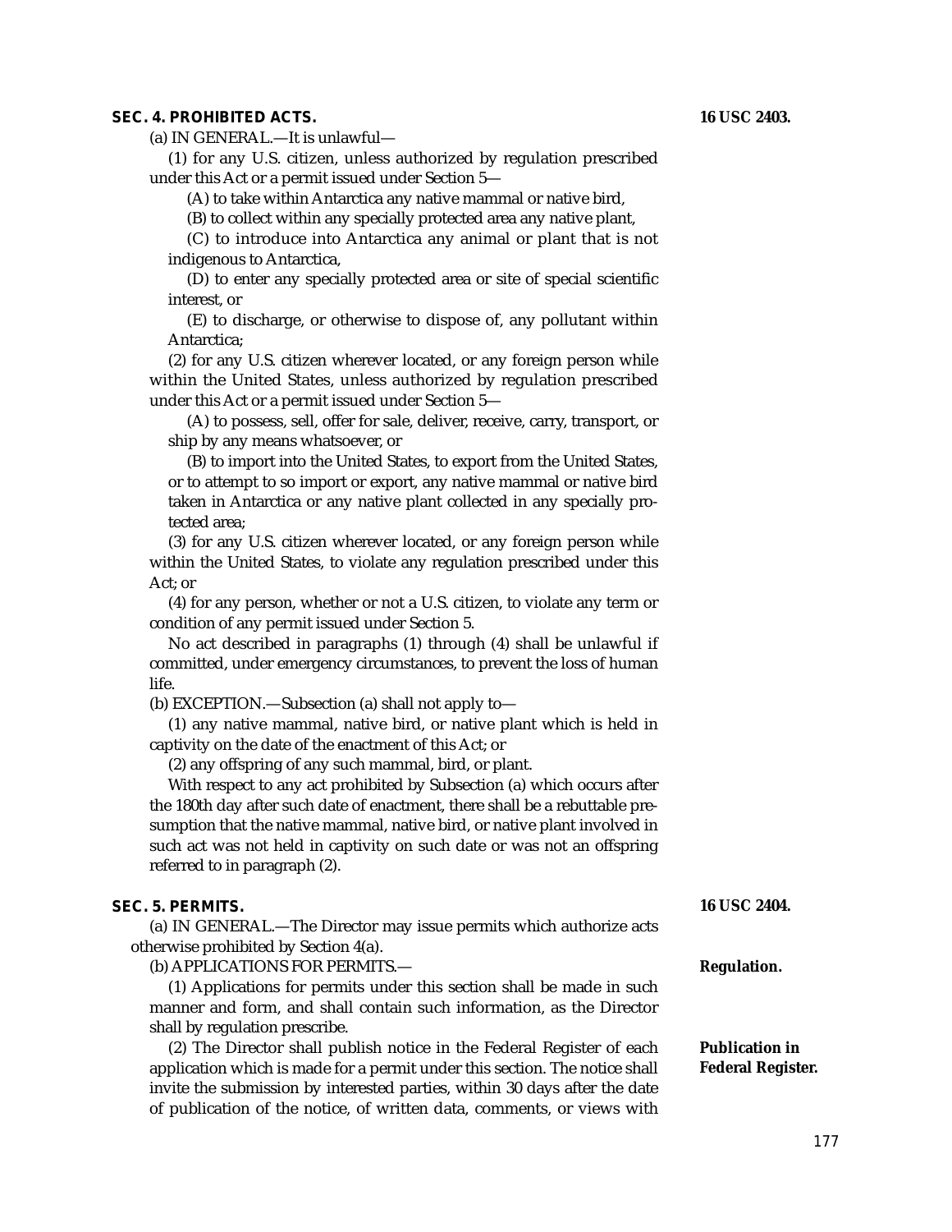## SEC. 4. PROHIBITED ACTS.

**16 USC 2403.**

(a) IN GENERAL.—It is unlawful—

(1) for any U.S. citizen, unless authorized by regulation prescribed under this Act or a permit issued under Section 5—

(A) to take within Antarctica any native mammal or native bird,

(B) to collect within any specially protected area any native plant,

(C) to introduce into Antarctica any animal or plant that is not indigenous to Antarctica,

(D) to enter any specially protected area or site of special scientific interest, or

(E) to discharge, or otherwise to dispose of, any pollutant within Antarctica;

(2) for any U.S. citizen wherever located, or any foreign person while within the United States, unless authorized by regulation prescribed under this Act or a permit issued under Section 5—

(A) to possess, sell, offer for sale, deliver, receive, carry, transport, or ship by any means whatsoever, or

(B) to import into the United States, to export from the United States, or to attempt to so import or export, any native mammal or native bird taken in Antarctica or any native plant collected in any specially protected area;

(3) for any U.S. citizen wherever located, or any foreign person while within the United States, to violate any regulation prescribed under this Act; or

(4) for any person, whether or not a U.S. citizen, to violate any term or condition of any permit issued under Section 5.

No act described in paragraphs (1) through (4) shall be unlawful if committed, under emergency circumstances, to prevent the loss of human life.

(b) EXCEPTION.—Subsection (a) shall not apply to—

(1) any native mammal, native bird, or native plant which is held in captivity on the date of the enactment of this Act; or

(2) any offspring of any such mammal, bird, or plant.

With respect to any act prohibited by Subsection (a) which occurs after the 180th day after such date of enactment, there shall be a rebuttable presumption that the native mammal, native bird, or native plant involved in such act was not held in captivity on such date or was not an offspring referred to in paragraph (2).

## SEC. 5. PERMITS.

**16 USC 2404.**

(a) IN GENERAL.—The Director may issue permits which authorize acts otherwise prohibited by Section 4(a).

(b) APPLICATIONS FOR PERMITS.—

**Regulation.**

(1) Applications for permits under this section shall be made in such manner and form, and shall contain such information, as the Director shall by regulation prescribe.

**Publication in Federal Register.**

(2) The Director shall publish notice in the Federal Register of each application which is made for a permit under this section. The notice shall invite the submission by interested parties, within 30 days after the date of publication of the notice, of written data, comments, or views with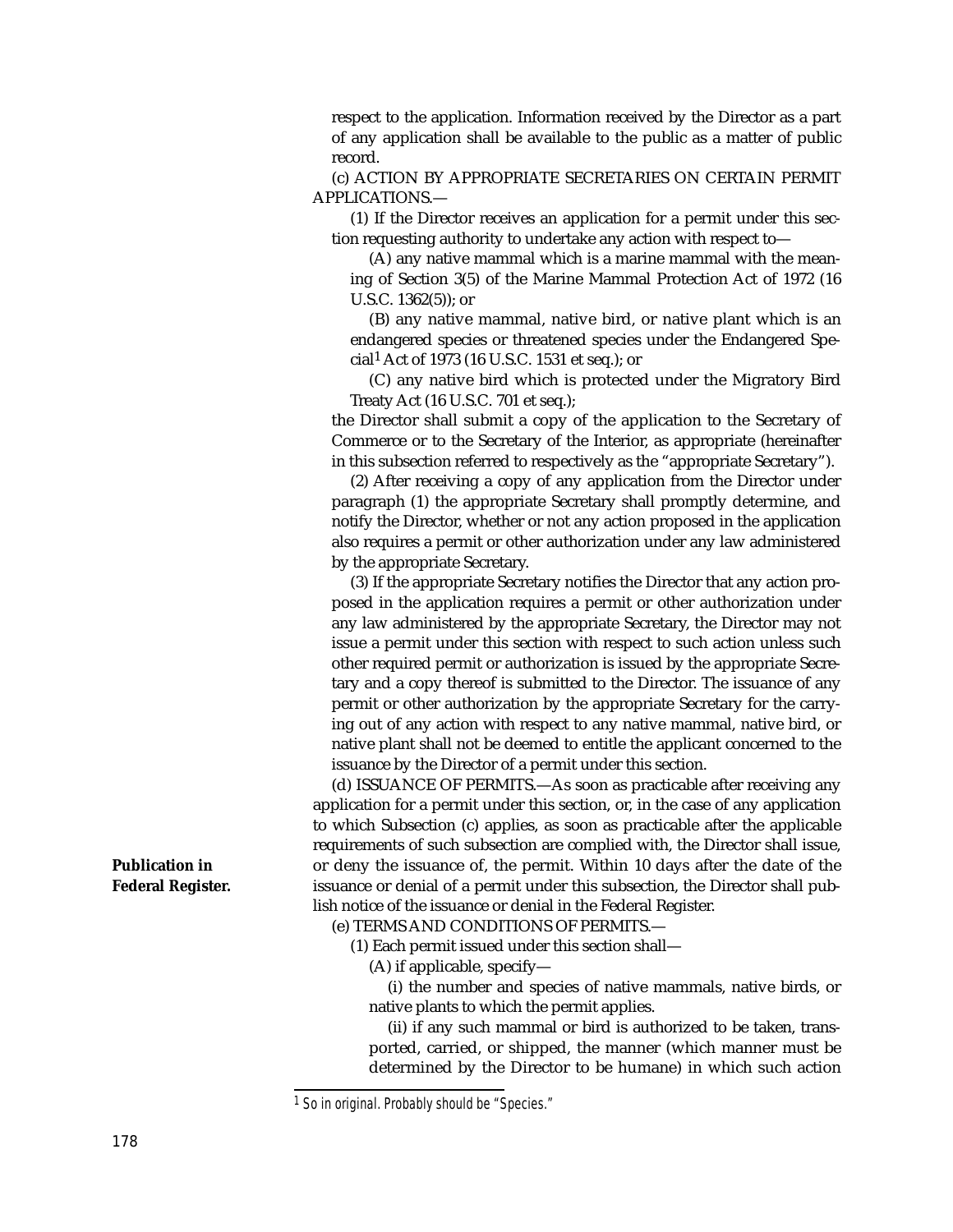respect to the application. Information received by the Director as a part of any application shall be available to the public as a matter of public record.

(c) ACTION BY APPROPRIATE SECRETARIES ON CERTAIN PERMIT APPLICATIONS.—

(1) If the Director receives an application for a permit under this section requesting authority to undertake any action with respect to—

(A) any native mammal which is a marine mammal with the meaning of Section 3(5) of the Marine Mammal Protection Act of 1972 (16 U.S.C. 1362(5)); or

(B) any native mammal, native bird, or native plant which is an endangered species or threatened species under the Endangered Special[1] Act of 1973 (16 U.S.C. 1531 et seq.); or

(C) any native bird which is protected under the Migratory Bird Treaty Act (16 U.S.C. 701 et seq.);

the Director shall submit a copy of the application to the Secretary of Commerce or to the Secretary of the Interior, as appropriate (hereinafter in this subsection referred to respectively as the "appropriate Secretary").

(2) After receiving a copy of any application from the Director under paragraph (1) the appropriate Secretary shall promptly determine, and notify the Director, whether or not any action proposed in the application also requires a permit or other authorization under any law administered by the appropriate Secretary.

(3) If the appropriate Secretary notifies the Director that any action proposed in the application requires a permit or other authorization under any law administered by the appropriate Secretary, the Director may not issue a permit under this section with respect to such action unless such other required permit or authorization is issued by the appropriate Secretary and a copy thereof is submitted to the Director. The issuance of any permit or other authorization by the appropriate Secretary for the carrying out of any action with respect to any native mammal, native bird, or native plant shall not be deemed to entitle the applicant concerned to the issuance by the Director of a permit under this section.

(d) ISSUANCE OF PERMITS.—As soon as practicable after receiving any application for a permit under this section, or, in the case of any application to which Subsection (c) applies, as soon as practicable after the applicable requirements of such subsection are complied with, the Director shall issue, or deny the issuance of, the permit. Within 10 days after the date of the issuance or denial of a permit under this subsection, the Director shall publish notice of the issuance or denial in the Federal Register.

**Publication in Federal Register.**

(e) TERMS AND CONDITIONS OF PERMITS.—

(1) Each permit issued under this section shall—

(A) if applicable, specify—

(i) the number and species of native mammals, native birds, or native plants to which the permit applies.

(ii) if any such mammal or bird is authorized to be taken, transported, carried, or shipped, the manner (which manner must be determined by the Director to be humane) in which such action

[1] So in original. Probably should be "Species."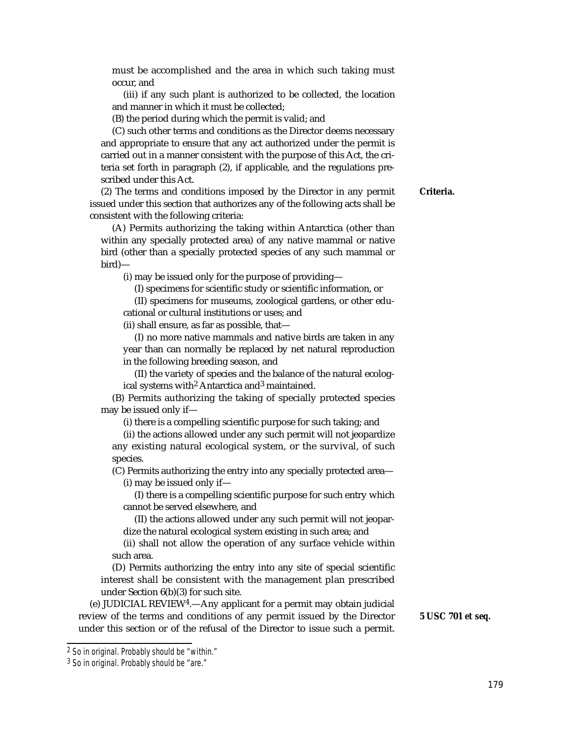must be accomplished and the area in which such taking must occur, and

(iii) if any such plant is authorized to be collected, the location and manner in which it must be collected;

(B) the period during which the permit is valid; and

(C) such other terms and conditions as the Director deems necessary and appropriate to ensure that any act authorized under the permit is carried out in a manner consistent with the purpose of this Act, the criteria set forth in paragraph (2), if applicable, and the regulations prescribed under this Act.

**Criteria.**

(2) The terms and conditions imposed by the Director in any permit issued under this section that authorizes any of the following acts shall be consistent with the following criteria:

(A) Permits authorizing the taking within Antarctica (other than within any specially protected area) of any native mammal or native bird (other than a specially protected species of any such mammal or bird)—

(i) may be issued only for the purpose of providing—

(I) specimens for scientific study or scientific information, or

(II) specimens for museums, zoological gardens, or other educational or cultural institutions or uses; and

(ii) shall ensure, as far as possible, that—

(I) no more native mammals and native birds are taken in any year than can normally be replaced by net natural reproduction in the following breeding season, and

(II) the variety of species and the balance of the natural ecological systems with[2] Antarctica and[3] maintained.

(B) Permits authorizing the taking of specially protected species may be issued only if—

(i) there is a compelling scientific purpose for such taking; and

(ii) the actions allowed under any such permit will not jeopardize any existing natural ecological system, or the survival, of such species.

(C) Permits authorizing the entry into any specially protected area—

(i) may be issued only if—

(I) there is a compelling scientific purpose for such entry which cannot be served elsewhere, and

(II) the actions allowed under any such permit will not jeopardize the natural ecological system existing in such area; and

(ii) shall not allow the operation of any surface vehicle within such area.

(D) Permits authorizing the entry into any site of special scientific interest shall be consistent with the management plan prescribed under Section 6(b)(3) for such site.

**5 USC 701 *et seq.***

(e) JUDICIAL REVIEW[4].—Any applicant for a permit may obtain judicial review of the terms and conditions of any permit issued by the Director under this section or of the refusal of the Director to issue such a permit.

---

[2] So in original. Probably should be "within."

[3] So in original. Probably should be "are."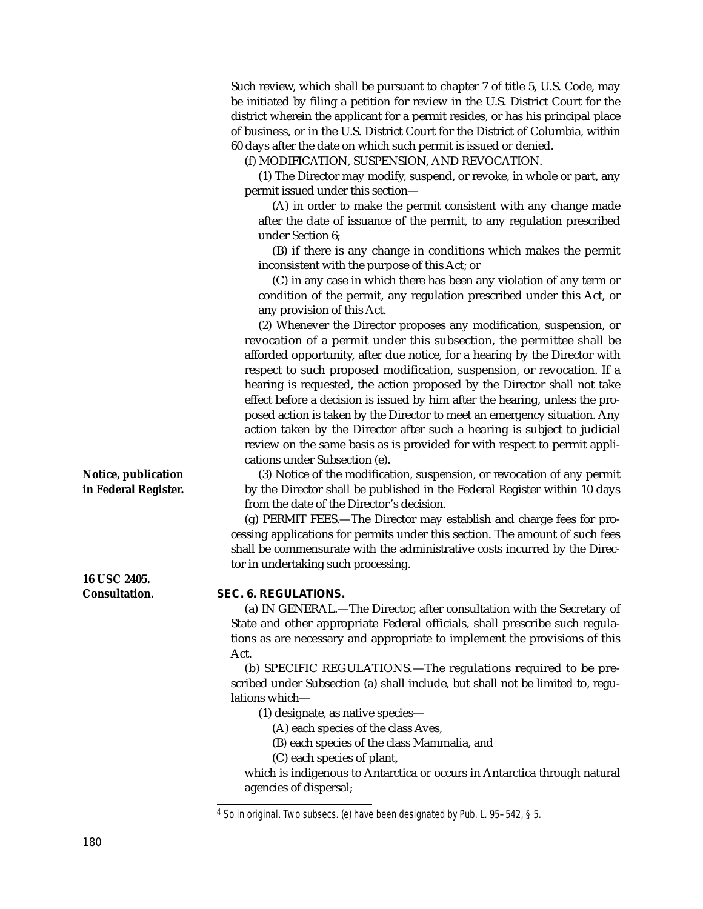Such review, which shall be pursuant to chapter 7 of title 5, U.S. Code, may be initiated by filing a petition for review in the U.S. District Court for the district wherein the applicant for a permit resides, or has his principal place of business, or in the U.S. District Court for the District of Columbia, within 60 days after the date on which such permit is issued or denied.

(f) MODIFICATION, SUSPENSION, AND REVOCATION.

(1) The Director may modify, suspend, or revoke, in whole or part, any permit issued under this section—

(A) in order to make the permit consistent with any change made after the date of issuance of the permit, to any regulation prescribed under Section 6;

(B) if there is any change in conditions which makes the permit inconsistent with the purpose of this Act; or

(C) in any case in which there has been any violation of any term or condition of the permit, any regulation prescribed under this Act, or any provision of this Act.

(2) Whenever the Director proposes any modification, suspension, or revocation of a permit under this subsection, the permittee shall be afforded opportunity, after due notice, for a hearing by the Director with respect to such proposed modification, suspension, or revocation. If a hearing is requested, the action proposed by the Director shall not take effect before a decision is issued by him after the hearing, unless the proposed action is taken by the Director to meet an emergency situation. Any action taken by the Director after such a hearing is subject to judicial review on the same basis as is provided for with respect to permit applications under Subsection (e).

**Notice, publication in Federal Register.**

(3) Notice of the modification, suspension, or revocation of any permit by the Director shall be published in the Federal Register within 10 days from the date of the Director's decision.

(g) PERMIT FEES.—The Director may establish and charge fees for processing applications for permits under this section. The amount of such fees shall be commensurate with the administrative costs incurred by the Director in undertaking such processing.

**16 USC 2405. Consultation.**

## SEC. 6. REGULATIONS.

(a) IN GENERAL.—The Director, after consultation with the Secretary of State and other appropriate Federal officials, shall prescribe such regulations as are necessary and appropriate to implement the provisions of this Act.

(b) SPECIFIC REGULATIONS.—The regulations required to be prescribed under Subsection (a) shall include, but shall not be limited to, regulations which—

(1) designate, as native species—

(A) each species of the class Aves,

(B) each species of the class Mammalia, and

(C) each species of plant,

which is indigenous to Antarctica or occurs in Antarctica through natural agencies of dispersal;

---

[4] So in original. Two subsecs. (e) have been designated by Pub. L. 95–542, § 5.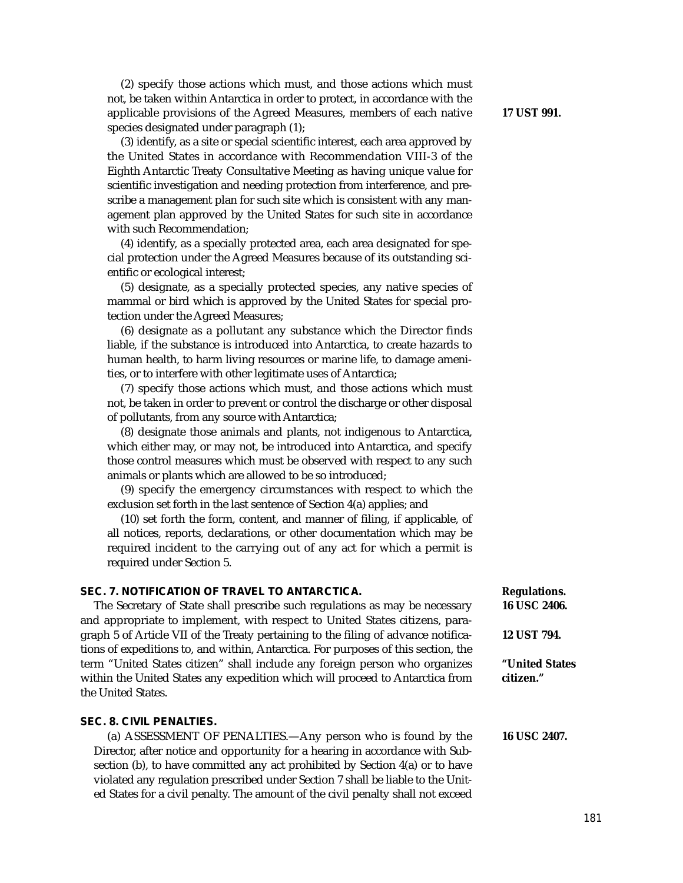(2) specify those actions which must, and those actions which must not, be taken within Antarctica in order to protect, in accordance with the applicable provisions of the Agreed Measures, members of each native species designated under paragraph (1);

**17 UST 991.**

(3) identify, as a site or special scientific interest, each area approved by the United States in accordance with Recommendation VIII-3 of the Eighth Antarctic Treaty Consultative Meeting as having unique value for scientific investigation and needing protection from interference, and prescribe a management plan for such site which is consistent with any management plan approved by the United States for such site in accordance with such Recommendation;

(4) identify, as a specially protected area, each area designated for special protection under the Agreed Measures because of its outstanding scientific or ecological interest;

(5) designate, as a specially protected species, any native species of mammal or bird which is approved by the United States for special protection under the Agreed Measures;

(6) designate as a pollutant any substance which the Director finds liable, if the substance is introduced into Antarctica, to create hazards to human health, to harm living resources or marine life, to damage amenities, or to interfere with other legitimate uses of Antarctica;

(7) specify those actions which must, and those actions which must not, be taken in order to prevent or control the discharge or other disposal of pollutants, from any source with Antarctica;

(8) designate those animals and plants, not indigenous to Antarctica, which either may, or may not, be introduced into Antarctica, and specify those control measures which must be observed with respect to any such animals or plants which are allowed to be so introduced;

(9) specify the emergency circumstances with respect to which the exclusion set forth in the last sentence of Section 4(a) applies; and

(10) set forth the form, content, and manner of filing, if applicable, of all notices, reports, declarations, or other documentation which may be required incident to the carrying out of any act for which a permit is required under Section 5.

## SEC. 7. NOTIFICATION OF TRAVEL TO ANTARCTICA.

**Regulations.**
**16 USC 2406.**

The Secretary of State shall prescribe such regulations as may be necessary and appropriate to implement, with respect to United States citizens, paragraph 5 of Article VII of the Treaty pertaining to the filing of advance notifications of expeditions to, and within, Antarctica. For purposes of this section, the term "United States citizen" shall include any foreign person who organizes within the United States any expedition which will proceed to Antarctica from the United States.

**12 UST 794.**

**"United States citizen."**

## SEC. 8. CIVIL PENALTIES.

**16 USC 2407.**

(a) ASSESSMENT OF PENALTIES.—Any person who is found by the Director, after notice and opportunity for a hearing in accordance with Subsection (b), to have committed any act prohibited by Section 4(a) or to have violated any regulation prescribed under Section 7 shall be liable to the United States for a civil penalty. The amount of the civil penalty shall not exceed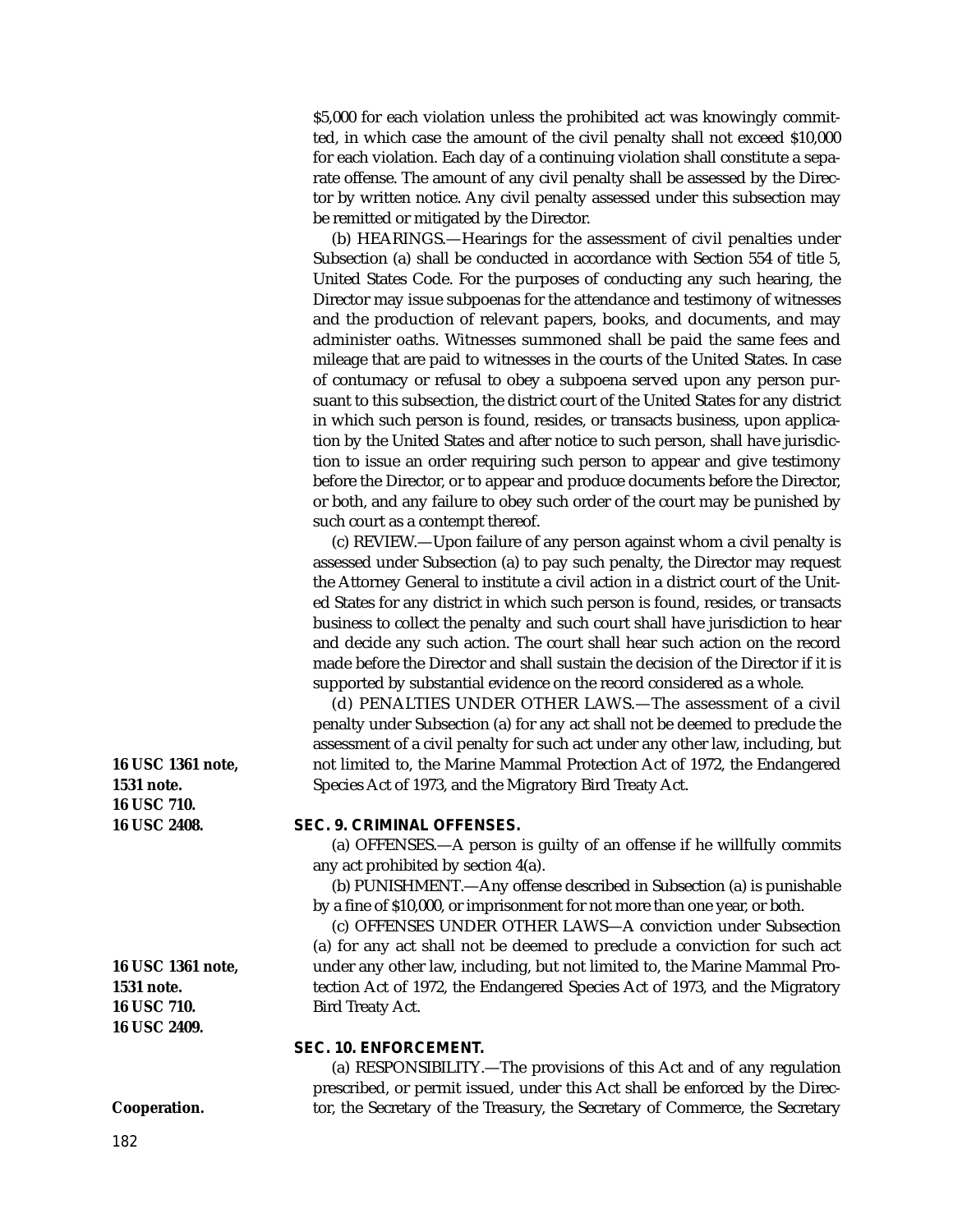$5,000 for each violation unless the prohibited act was knowingly committed, in which case the amount of the civil penalty shall not exceed $10,000 for each violation. Each day of a continuing violation shall constitute a separate offense. The amount of any civil penalty shall be assessed by the Director by written notice. Any civil penalty assessed under this subsection may be remitted or mitigated by the Director.

(b) HEARINGS.—Hearings for the assessment of civil penalties under Subsection (a) shall be conducted in accordance with Section 554 of title 5, United States Code. For the purposes of conducting any such hearing, the Director may issue subpoenas for the attendance and testimony of witnesses and the production of relevant papers, books, and documents, and may administer oaths. Witnesses summoned shall be paid the same fees and mileage that are paid to witnesses in the courts of the United States. In case of contumacy or refusal to obey a subpoena served upon any person pursuant to this subsection, the district court of the United States for any district in which such person is found, resides, or transacts business, upon application by the United States and after notice to such person, shall have jurisdiction to issue an order requiring such person to appear and give testimony before the Director, or to appear and produce documents before the Director, or both, and any failure to obey such order of the court may be punished by such court as a contempt thereof.

(c) REVIEW.—Upon failure of any person against whom a civil penalty is assessed under Subsection (a) to pay such penalty, the Director may request the Attorney General to institute a civil action in a district court of the United States for any district in which such person is found, resides, or transacts business to collect the penalty and such court shall have jurisdiction to hear and decide any such action. The court shall hear such action on the record made before the Director and shall sustain the decision of the Director if it is supported by substantial evidence on the record considered as a whole.

(d) PENALTIES UNDER OTHER LAWS.—The assessment of a civil penalty under Subsection (a) for any act shall not be deemed to preclude the assessment of a civil penalty for such act under any other law, including, but not limited to, the Marine Mammal Protection Act of 1972, the Endangered Species Act of 1973, and the Migratory Bird Treaty Act.

**16 USC 1361 note, 1531 note. 16 USC 710.**

**16 USC 2408.**

## SEC. 9. CRIMINAL OFFENSES.

(a) OFFENSES.—A person is guilty of an offense if he willfully commits any act prohibited by section 4(a).

(b) PUNISHMENT.—Any offense described in Subsection (a) is punishable by a fine of $10,000, or imprisonment for not more than one year, or both.

(c) OFFENSES UNDER OTHER LAWS—A conviction under Subsection (a) for any act shall not be deemed to preclude a conviction for such act under any other law, including, but not limited to, the Marine Mammal Protection Act of 1972, the Endangered Species Act of 1973, and the Migratory Bird Treaty Act.

**16 USC 1361 note, 1531 note. 16 USC 710.**

**16 USC 2409.**

## SEC. 10. ENFORCEMENT.

**Cooperation.**

(a) RESPONSIBILITY.—The provisions of this Act and of any regulation prescribed, or permit issued, under this Act shall be enforced by the Director, the Secretary of the Treasury, the Secretary of Commerce, the Secretary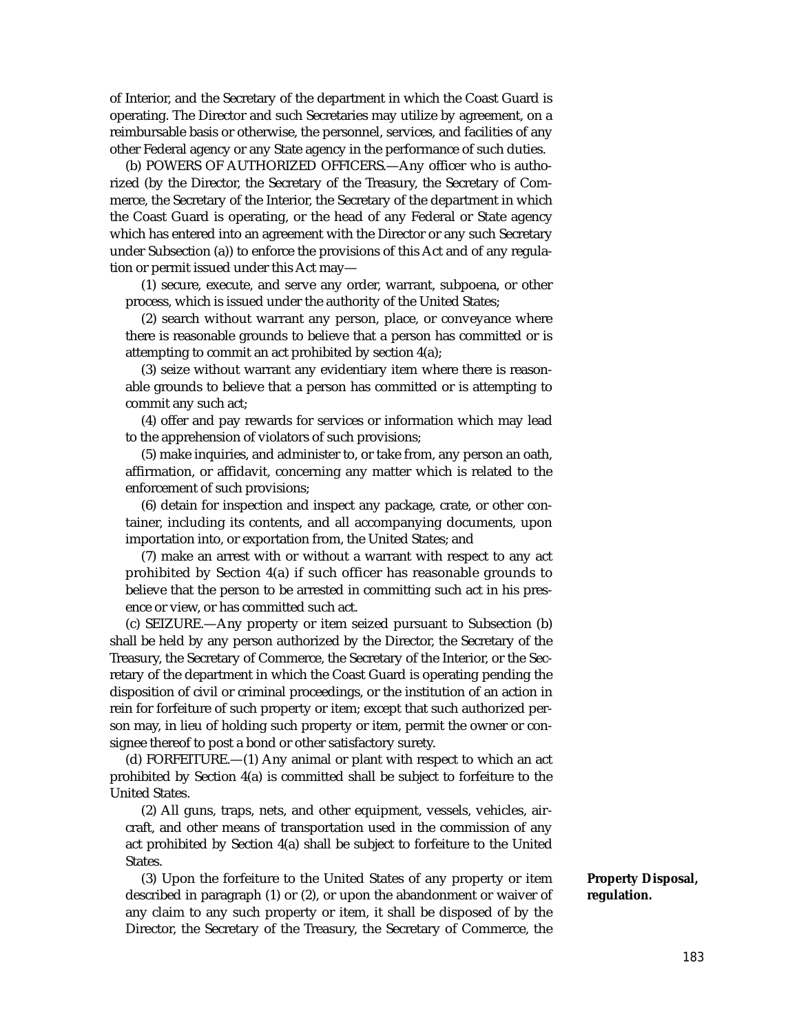of Interior, and the Secretary of the department in which the Coast Guard is operating. The Director and such Secretaries may utilize by agreement, on a reimbursable basis or otherwise, the personnel, services, and facilities of any other Federal agency or any State agency in the performance of such duties.

(b) POWERS OF AUTHORIZED OFFICERS.—Any officer who is authorized (by the Director, the Secretary of the Treasury, the Secretary of Commerce, the Secretary of the Interior, the Secretary of the department in which the Coast Guard is operating, or the head of any Federal or State agency which has entered into an agreement with the Director or any such Secretary under Subsection (a)) to enforce the provisions of this Act and of any regulation or permit issued under this Act may—

(1) secure, execute, and serve any order, warrant, subpoena, or other process, which is issued under the authority of the United States;

(2) search without warrant any person, place, or conveyance where there is reasonable grounds to believe that a person has committed or is attempting to commit an act prohibited by section 4(a);

(3) seize without warrant any evidentiary item where there is reasonable grounds to believe that a person has committed or is attempting to commit any such act;

(4) offer and pay rewards for services or information which may lead to the apprehension of violators of such provisions;

(5) make inquiries, and administer to, or take from, any person an oath, affirmation, or affidavit, concerning any matter which is related to the enforcement of such provisions;

(6) detain for inspection and inspect any package, crate, or other container, including its contents, and all accompanying documents, upon importation into, or exportation from, the United States; and

(7) make an arrest with or without a warrant with respect to any act prohibited by Section 4(a) if such officer has reasonable grounds to believe that the person to be arrested in committing such act in his presence or view, or has committed such act.

(c) SEIZURE.—Any property or item seized pursuant to Subsection (b) shall be held by any person authorized by the Director, the Secretary of the Treasury, the Secretary of Commerce, the Secretary of the Interior, or the Secretary of the department in which the Coast Guard is operating pending the disposition of civil or criminal proceedings, or the institution of an action in rein for forfeiture of such property or item; except that such authorized person may, in lieu of holding such property or item, permit the owner or consignee thereof to post a bond or other satisfactory surety.

(d) FORFEITURE.—(1) Any animal or plant with respect to which an act prohibited by Section 4(a) is committed shall be subject to forfeiture to the United States.

(2) All guns, traps, nets, and other equipment, vessels, vehicles, aircraft, and other means of transportation used in the commission of any act prohibited by Section 4(a) shall be subject to forfeiture to the United States.

**Property Disposal, regulation.**

(3) Upon the forfeiture to the United States of any property or item described in paragraph (1) or (2), or upon the abandonment or waiver of any claim to any such property or item, it shall be disposed of by the Director, the Secretary of the Treasury, the Secretary of Commerce, the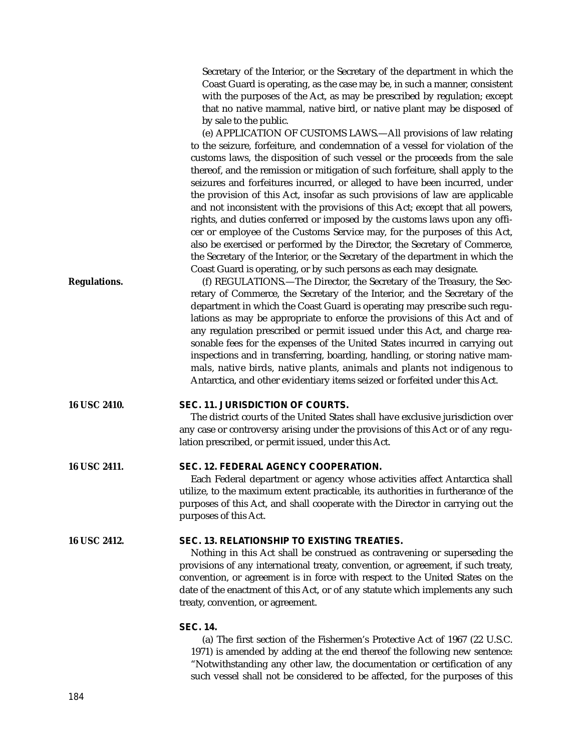Secretary of the Interior, or the Secretary of the department in which the Coast Guard is operating, as the case may be, in such a manner, consistent with the purposes of the Act, as may be prescribed by regulation; except that no native mammal, native bird, or native plant may be disposed of by sale to the public.

(e) APPLICATION OF CUSTOMS LAWS.—All provisions of law relating to the seizure, forfeiture, and condemnation of a vessel for violation of the customs laws, the disposition of such vessel or the proceeds from the sale thereof, and the remission or mitigation of such forfeiture, shall apply to the seizures and forfeitures incurred, or alleged to have been incurred, under the provision of this Act, insofar as such provisions of law are applicable and not inconsistent with the provisions of this Act; except that all powers, rights, and duties conferred or imposed by the customs laws upon any officer or employee of the Customs Service may, for the purposes of this Act, also be exercised or performed by the Director, the Secretary of Commerce, the Secretary of the Interior, or the Secretary of the department in which the Coast Guard is operating, or by such persons as each may designate.

**Regulations.**

(f) REGULATIONS.—The Director, the Secretary of the Treasury, the Secretary of Commerce, the Secretary of the Interior, and the Secretary of the department in which the Coast Guard is operating may prescribe such regulations as may be appropriate to enforce the provisions of this Act and of any regulation prescribed or permit issued under this Act, and charge reasonable fees for the expenses of the United States incurred in carrying out inspections and in transferring, boarding, handling, or storing native mammals, native birds, native plants, animals and plants not indigenous to Antarctica, and other evidentiary items seized or forfeited under this Act.

**16 USC 2410.**

## SEC. 11. JURISDICTION OF COURTS.

The district courts of the United States shall have exclusive jurisdiction over any case or controversy arising under the provisions of this Act or of any regulation prescribed, or permit issued, under this Act.

**16 USC 2411.**

## SEC. 12. FEDERAL AGENCY COOPERATION.

Each Federal department or agency whose activities affect Antarctica shall utilize, to the maximum extent practicable, its authorities in furtherance of the purposes of this Act, and shall cooperate with the Director in carrying out the purposes of this Act.

**16 USC 2412.**

## SEC. 13. RELATIONSHIP TO EXISTING TREATIES.

Nothing in this Act shall be construed as contravening or superseding the provisions of any international treaty, convention, or agreement, if such treaty, convention, or agreement is in force with respect to the United States on the date of the enactment of this Act, or of any statute which implements any such treaty, convention, or agreement.

## SEC. 14.

(a) The first section of the Fishermen's Protective Act of 1967 (22 U.S.C. 1971) is amended by adding at the end thereof the following new sentence: "Notwithstanding any other law, the documentation or certification of any such vessel shall not be considered to be affected, for the purposes of this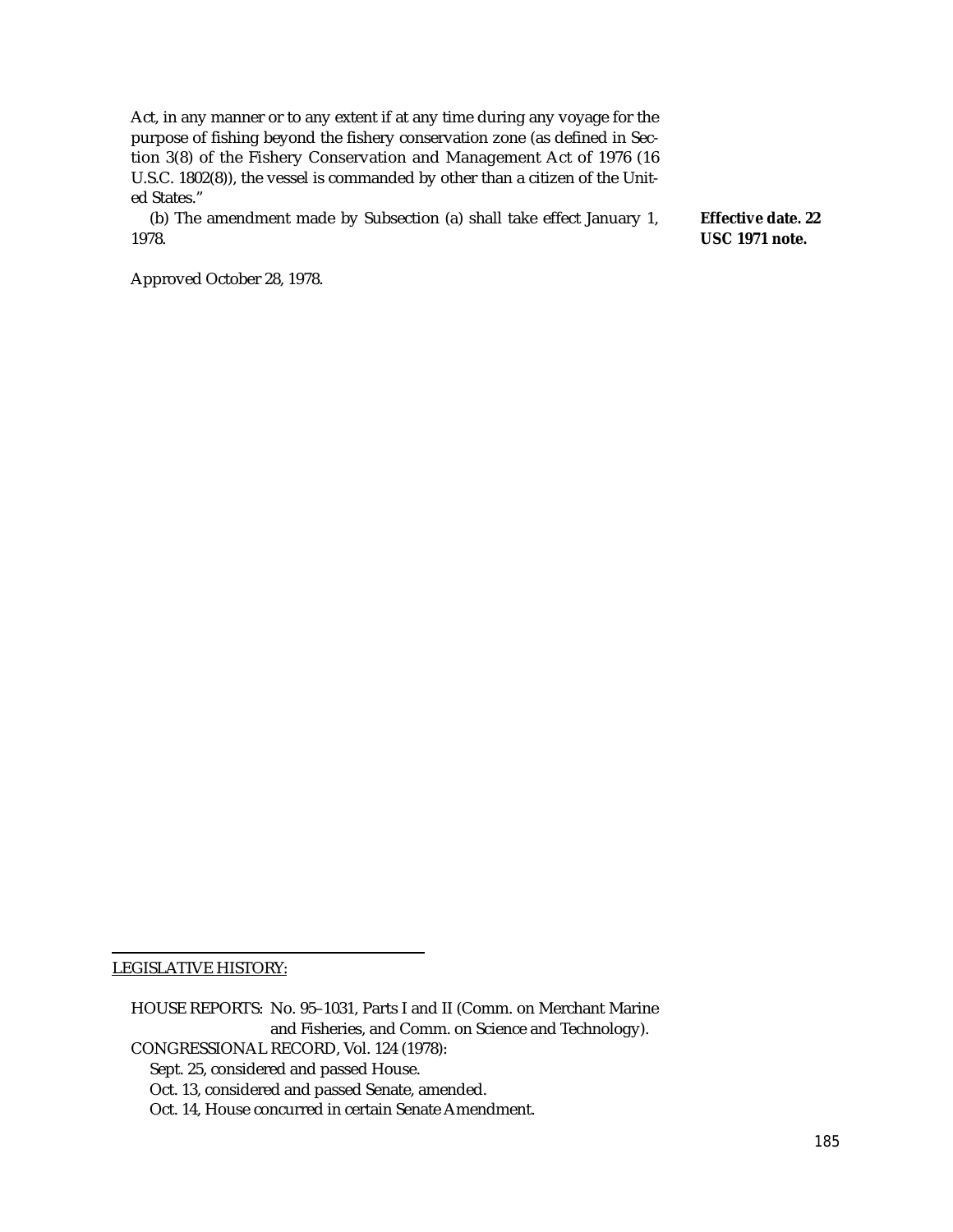Act, in any manner or to any extent if at any time during any voyage for the purpose of fishing beyond the fishery conservation zone (as defined in Section 3(8) of the Fishery Conservation and Management Act of 1976 (16 U.S.C. 1802(8)), the vessel is commanded by other than a citizen of the United States."

(b) The amendment made by Subsection (a) shall take effect January 1, 1978.

**Effective date. 22 USC 1971 note.**

Approved October 28, 1978.

---

LEGISLATIVE HISTORY:

HOUSE REPORTS: No. 95–1031, Parts I and II (Comm. on Merchant Marine and Fisheries, and Comm. on Science and Technology).

CONGRESSIONAL RECORD, Vol. 124 (1978):

Sept. 25, considered and passed House.

Oct. 13, considered and passed Senate, amended.

Oct. 14, House concurred in certain Senate Amendment.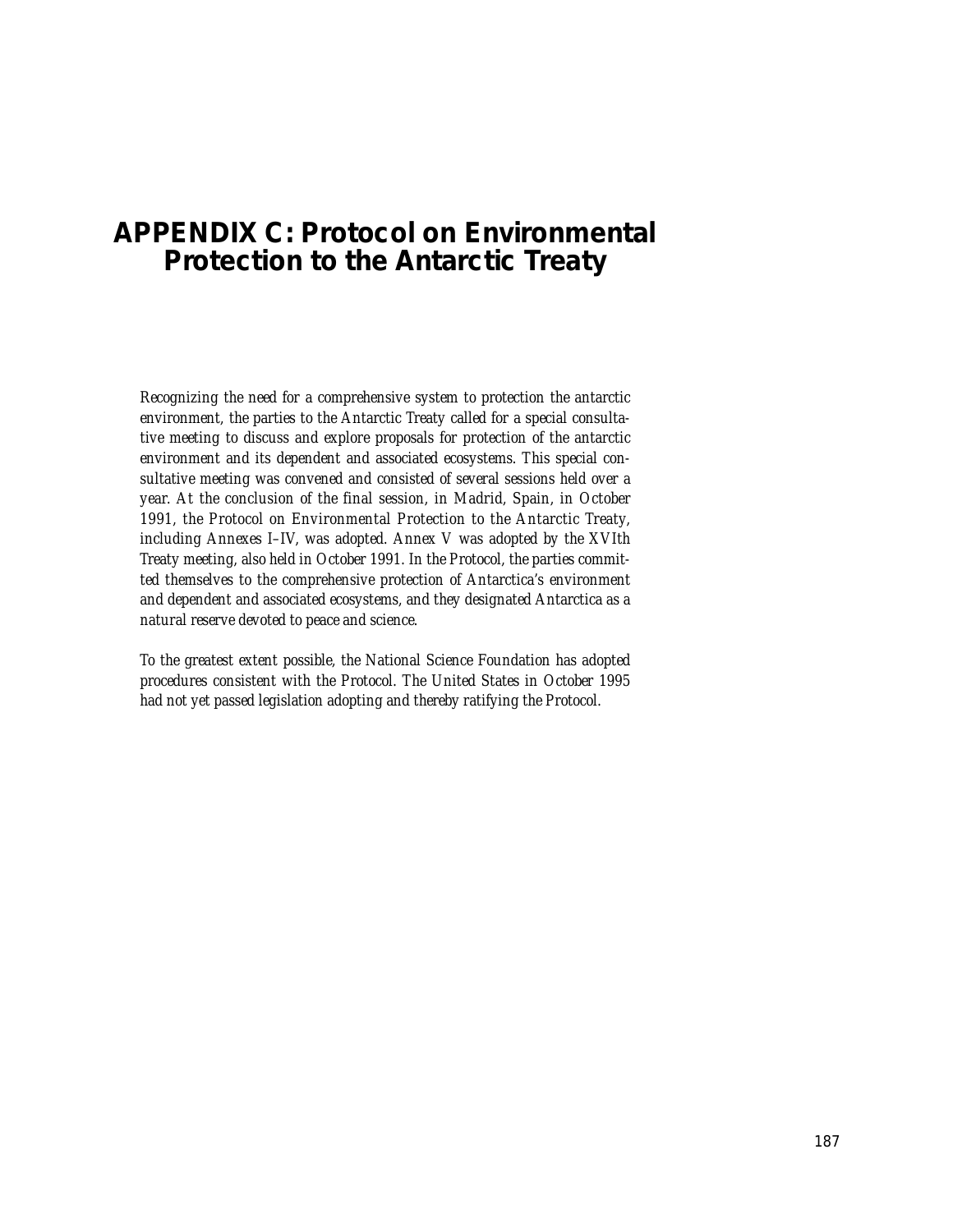# APPENDIX C: Protocol on Environmental Protection to the Antarctic Treaty

*Recognizing the need for a comprehensive system to protection the antarctic environment, the parties to the Antarctic Treaty called for a special consultative meeting to discuss and explore proposals for protection of the antarctic environment and its dependent and associated ecosystems. This special consultative meeting was convened and consisted of several sessions held over a year. At the conclusion of the final session, in Madrid, Spain, in October 1991, the Protocol on Environmental Protection to the Antarctic Treaty, including Annexes I–IV, was adopted. Annex V was adopted by the XVIth Treaty meeting, also held in October 1991. In the Protocol, the parties committed themselves to the comprehensive protection of Antarctica's environment and dependent and associated ecosystems, and they designated Antarctica as a natural reserve devoted to peace and science.*

*To the greatest extent possible, the National Science Foundation has adopted procedures consistent with the Protocol. The United States in October 1995 had not yet passed legislation adopting and thereby ratifying the Protocol.*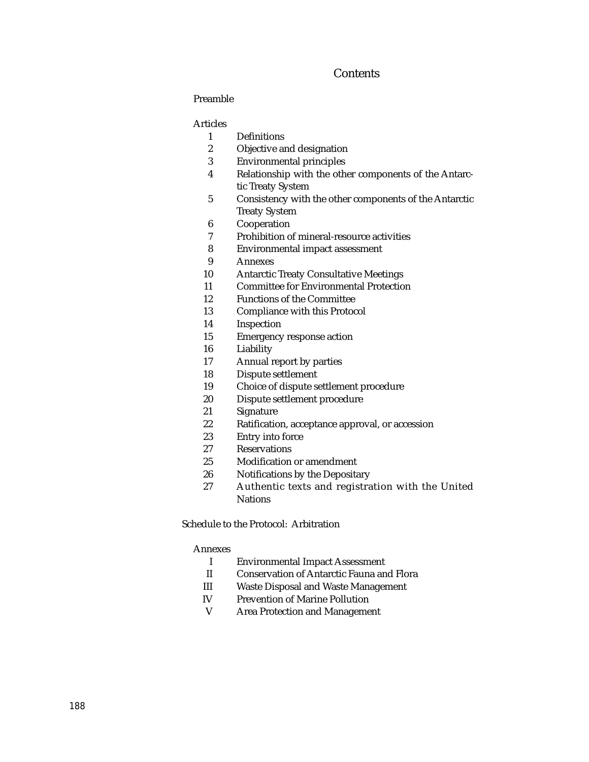# Contents

Preamble

Articles

1 Definitions
2 Objective and designation
3 Environmental principles
4 Relationship with the other components of the Antarctic Treaty System
5 Consistency with the other components of the Antarctic Treaty System
6 Cooperation
7 Prohibition of mineral-resource activities
8 Environmental impact assessment
9 Annexes
10 Antarctic Treaty Consultative Meetings
11 Committee for Environmental Protection
12 Functions of the Committee
13 Compliance with this Protocol
14 Inspection
15 Emergency response action
16 Liability
17 Annual report by parties
18 Dispute settlement
19 Choice of dispute settlement procedure
20 Dispute settlement procedure
21 Signature
22 Ratification, acceptance approval, or accession
23 Entry into force
27 Reservations
25 Modification or amendment
26 Notifications by the Depositary
27 Authentic texts and registration with the United Nations

Schedule to the Protocol: Arbitration

Annexes

I Environmental Impact Assessment
II Conservation of Antarctic Fauna and Flora
III Waste Disposal and Waste Management
IV Prevention of Marine Pollution
V Area Protection and Management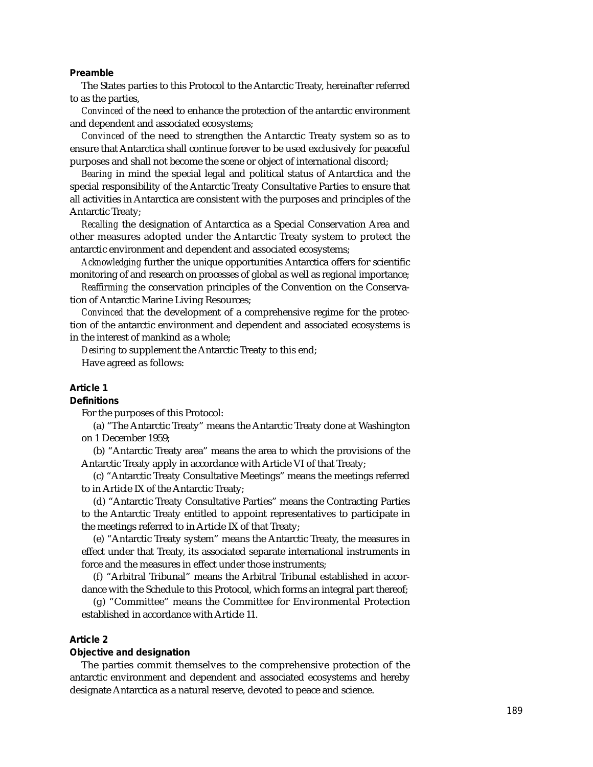**Preamble**

The States parties to this Protocol to the Antarctic Treaty, hereinafter referred to as the parties,

*Convinced* of the need to enhance the protection of the antarctic environment and dependent and associated ecosystems;

*Convinced* of the need to strengthen the Antarctic Treaty system so as to ensure that Antarctica shall continue forever to be used exclusively for peaceful purposes and shall not become the scene or object of international discord;

*Bearing* in mind the special legal and political status of Antarctica and the special responsibility of the Antarctic Treaty Consultative Parties to ensure that all activities in Antarctica are consistent with the purposes and principles of the Antarctic Treaty;

*Recalling* the designation of Antarctica as a Special Conservation Area and other measures adopted under the Antarctic Treaty system to protect the antarctic environment and dependent and associated ecosystems;

*Acknowledging* further the unique opportunities Antarctica offers for scientific monitoring of and research on processes of global as well as regional importance;

*Reaffirming* the conservation principles of the Convention on the Conservation of Antarctic Marine Living Resources;

*Convinced* that the development of a comprehensive regime for the protection of the antarctic environment and dependent and associated ecosystems is in the interest of mankind as a whole;

*Desiring* to supplement the Antarctic Treaty to this end;

Have agreed as follows:

**Article 1**
**Definitions**

For the purposes of this Protocol:

(a) "The Antarctic Treaty" means the Antarctic Treaty done at Washington on 1 December 1959;

(b) "Antarctic Treaty area" means the area to which the provisions of the Antarctic Treaty apply in accordance with Article VI of that Treaty;

(c) "Antarctic Treaty Consultative Meetings" means the meetings referred to in Article IX of the Antarctic Treaty;

(d) "Antarctic Treaty Consultative Parties" means the Contracting Parties to the Antarctic Treaty entitled to appoint representatives to participate in the meetings referred to in Article IX of that Treaty;

(e) "Antarctic Treaty system" means the Antarctic Treaty, the measures in effect under that Treaty, its associated separate international instruments in force and the measures in effect under those instruments;

(f) "Arbitral Tribunal" means the Arbitral Tribunal established in accordance with the Schedule to this Protocol, which forms an integral part thereof;

(g) "Committee" means the Committee for Environmental Protection established in accordance with Article 11.

**Article 2**
**Objective and designation**

The parties commit themselves to the comprehensive protection of the antarctic environment and dependent and associated ecosystems and hereby designate Antarctica as a natural reserve, devoted to peace and science.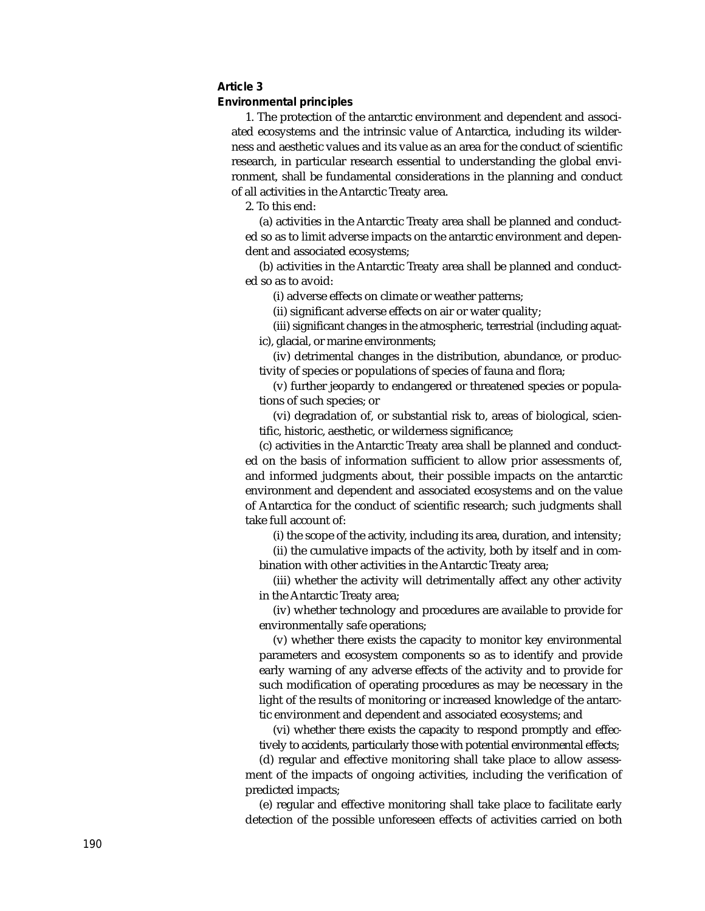**Article 3**

**Environmental principles**

1. The protection of the antarctic environment and dependent and associated ecosystems and the intrinsic value of Antarctica, including its wilderness and aesthetic values and its value as an area for the conduct of scientific research, in particular research essential to understanding the global environment, shall be fundamental considerations in the planning and conduct of all activities in the Antarctic Treaty area.

2. To this end:

(a) activities in the Antarctic Treaty area shall be planned and conducted so as to limit adverse impacts on the antarctic environment and dependent and associated ecosystems;

(b) activities in the Antarctic Treaty area shall be planned and conducted so as to avoid:

(i) adverse effects on climate or weather patterns;

(ii) significant adverse effects on air or water quality;

(iii) significant changes in the atmospheric, terrestrial (including aquatic), glacial, or marine environments;

(iv) detrimental changes in the distribution, abundance, or productivity of species or populations of species of fauna and flora;

(v) further jeopardy to endangered or threatened species or populations of such species; or

(vi) degradation of, or substantial risk to, areas of biological, scientific, historic, aesthetic, or wilderness significance;

(c) activities in the Antarctic Treaty area shall be planned and conducted on the basis of information sufficient to allow prior assessments of, and informed judgments about, their possible impacts on the antarctic environment and dependent and associated ecosystems and on the value of Antarctica for the conduct of scientific research; such judgments shall take full account of:

(i) the scope of the activity, including its area, duration, and intensity;

(ii) the cumulative impacts of the activity, both by itself and in combination with other activities in the Antarctic Treaty area;

(iii) whether the activity will detrimentally affect any other activity in the Antarctic Treaty area;

(iv) whether technology and procedures are available to provide for environmentally safe operations;

(v) whether there exists the capacity to monitor key environmental parameters and ecosystem components so as to identify and provide early warning of any adverse effects of the activity and to provide for such modification of operating procedures as may be necessary in the light of the results of monitoring or increased knowledge of the antarctic environment and dependent and associated ecosystems; and

(vi) whether there exists the capacity to respond promptly and effectively to accidents, particularly those with potential environmental effects;

(d) regular and effective monitoring shall take place to allow assessment of the impacts of ongoing activities, including the verification of predicted impacts;

(e) regular and effective monitoring shall take place to facilitate early detection of the possible unforeseen effects of activities carried on both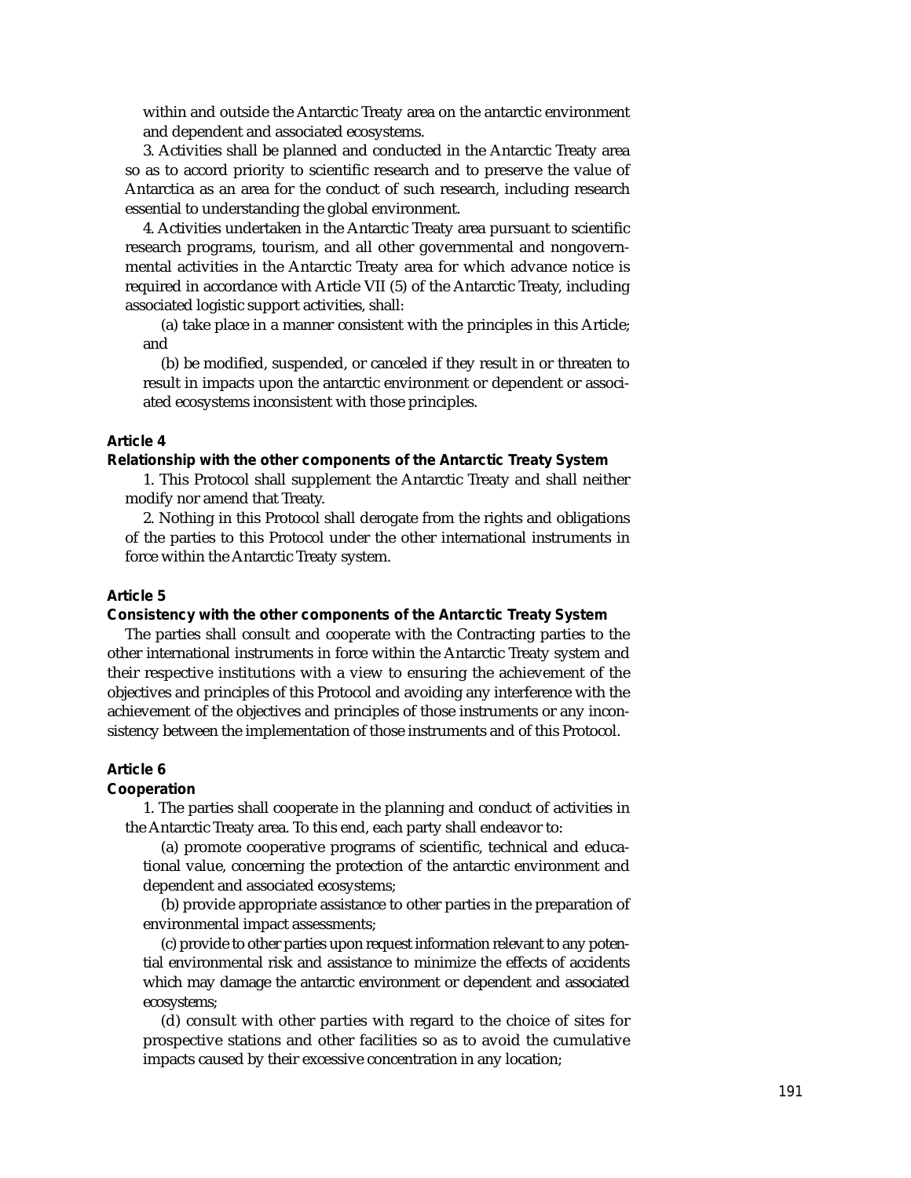within and outside the Antarctic Treaty area on the antarctic environment and dependent and associated ecosystems.

3. Activities shall be planned and conducted in the Antarctic Treaty area so as to accord priority to scientific research and to preserve the value of Antarctica as an area for the conduct of such research, including research essential to understanding the global environment.

4. Activities undertaken in the Antarctic Treaty area pursuant to scientific research programs, tourism, and all other governmental and nongovernmental activities in the Antarctic Treaty area for which advance notice is required in accordance with Article VII (5) of the Antarctic Treaty, including associated logistic support activities, shall:

(a) take place in a manner consistent with the principles in this Article; and

(b) be modified, suspended, or canceled if they result in or threaten to result in impacts upon the antarctic environment or dependent or associated ecosystems inconsistent with those principles.

**Article 4**

**Relationship with the other components of the Antarctic Treaty System**

1. This Protocol shall supplement the Antarctic Treaty and shall neither modify nor amend that Treaty.

2. Nothing in this Protocol shall derogate from the rights and obligations of the parties to this Protocol under the other international instruments in force within the Antarctic Treaty system.

**Article 5**

**Consistency with the other components of the Antarctic Treaty System**

The parties shall consult and cooperate with the Contracting parties to the other international instruments in force within the Antarctic Treaty system and their respective institutions with a view to ensuring the achievement of the objectives and principles of this Protocol and avoiding any interference with the achievement of the objectives and principles of those instruments or any inconsistency between the implementation of those instruments and of this Protocol.

**Article 6**

**Cooperation**

1. The parties shall cooperate in the planning and conduct of activities in the Antarctic Treaty area. To this end, each party shall endeavor to:

(a) promote cooperative programs of scientific, technical and educational value, concerning the protection of the antarctic environment and dependent and associated ecosystems;

(b) provide appropriate assistance to other parties in the preparation of environmental impact assessments;

(c) provide to other parties upon request information relevant to any potential environmental risk and assistance to minimize the effects of accidents which may damage the antarctic environment or dependent and associated ecosystems;

(d) consult with other parties with regard to the choice of sites for prospective stations and other facilities so as to avoid the cumulative impacts caused by their excessive concentration in any location;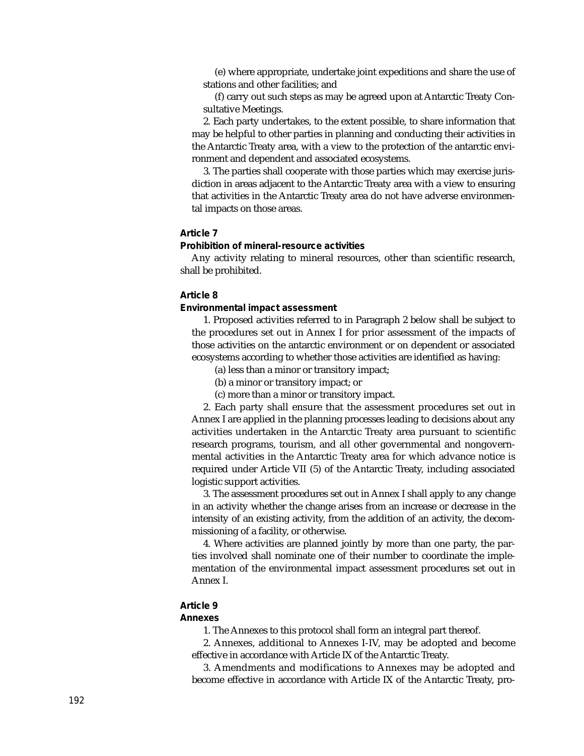(e) where appropriate, undertake joint expeditions and share the use of stations and other facilities; and

(f) carry out such steps as may be agreed upon at Antarctic Treaty Consultative Meetings.

2. Each party undertakes, to the extent possible, to share information that may be helpful to other parties in planning and conducting their activities in the Antarctic Treaty area, with a view to the protection of the antarctic environment and dependent and associated ecosystems.

3. The parties shall cooperate with those parties which may exercise jurisdiction in areas adjacent to the Antarctic Treaty area with a view to ensuring that activities in the Antarctic Treaty area do not have adverse environmental impacts on those areas.

**Article 7**

**Prohibition of mineral-resource activities**

Any activity relating to mineral resources, other than scientific research, shall be prohibited.

**Article 8**

**Environmental impact assessment**

1. Proposed activities referred to in Paragraph 2 below shall be subject to the procedures set out in Annex I for prior assessment of the impacts of those activities on the antarctic environment or on dependent or associated ecosystems according to whether those activities are identified as having:

(a) less than a minor or transitory impact;

(b) a minor or transitory impact; or

(c) more than a minor or transitory impact.

2. Each party shall ensure that the assessment procedures set out in Annex I are applied in the planning processes leading to decisions about any activities undertaken in the Antarctic Treaty area pursuant to scientific research programs, tourism, and all other governmental and nongovernmental activities in the Antarctic Treaty area for which advance notice is required under Article VII (5) of the Antarctic Treaty, including associated logistic support activities.

3. The assessment procedures set out in Annex I shall apply to any change in an activity whether the change arises from an increase or decrease in the intensity of an existing activity, from the addition of an activity, the decommissioning of a facility, or otherwise.

4. Where activities are planned jointly by more than one party, the parties involved shall nominate one of their number to coordinate the implementation of the environmental impact assessment procedures set out in Annex I.

**Article 9**

**Annexes**

1. The Annexes to this protocol shall form an integral part thereof.

2. Annexes, additional to Annexes I-IV, may be adopted and become effective in accordance with Article IX of the Antarctic Treaty.

3. Amendments and modifications to Annexes may be adopted and become effective in accordance with Article IX of the Antarctic Treaty, pro-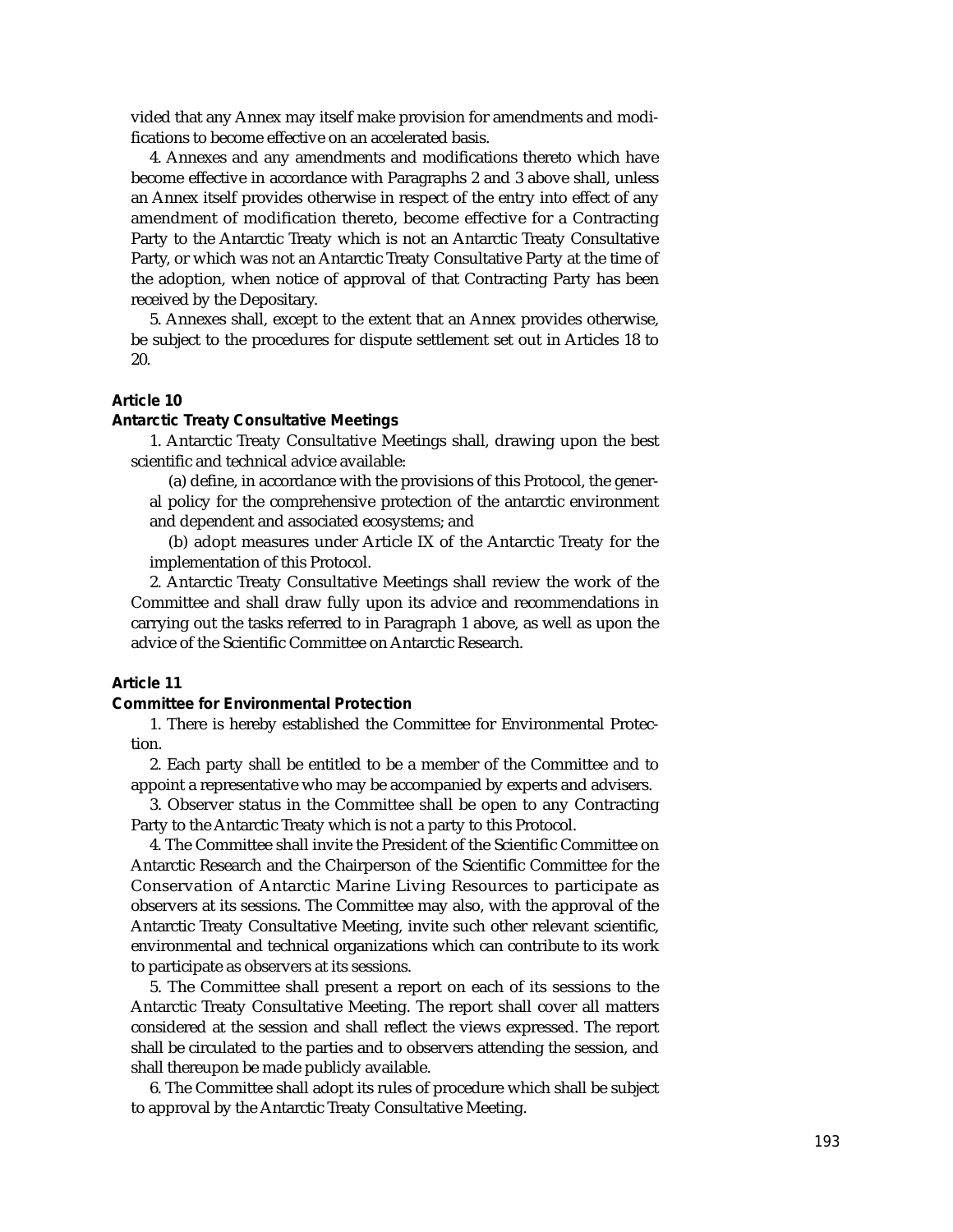vided that any Annex may itself make provision for amendments and modifications to become effective on an accelerated basis.

4. Annexes and any amendments and modifications thereto which have become effective in accordance with Paragraphs 2 and 3 above shall, unless an Annex itself provides otherwise in respect of the entry into effect of any amendment of modification thereto, become effective for a Contracting Party to the Antarctic Treaty which is not an Antarctic Treaty Consultative Party, or which was not an Antarctic Treaty Consultative Party at the time of the adoption, when notice of approval of that Contracting Party has been received by the Depositary.

5. Annexes shall, except to the extent that an Annex provides otherwise, be subject to the procedures for dispute settlement set out in Articles 18 to 20.

**Article 10**

**Antarctic Treaty Consultative Meetings**

1. Antarctic Treaty Consultative Meetings shall, drawing upon the best scientific and technical advice available:

(a) define, in accordance with the provisions of this Protocol, the general policy for the comprehensive protection of the antarctic environment and dependent and associated ecosystems; and

(b) adopt measures under Article IX of the Antarctic Treaty for the implementation of this Protocol.

2. Antarctic Treaty Consultative Meetings shall review the work of the Committee and shall draw fully upon its advice and recommendations in carrying out the tasks referred to in Paragraph 1 above, as well as upon the advice of the Scientific Committee on Antarctic Research.

**Article 11**

**Committee for Environmental Protection**

1. There is hereby established the Committee for Environmental Protection.

2. Each party shall be entitled to be a member of the Committee and to appoint a representative who may be accompanied by experts and advisers.

3. Observer status in the Committee shall be open to any Contracting Party to the Antarctic Treaty which is not a party to this Protocol.

4. The Committee shall invite the President of the Scientific Committee on Antarctic Research and the Chairperson of the Scientific Committee for the Conservation of Antarctic Marine Living Resources to participate as observers at its sessions. The Committee may also, with the approval of the Antarctic Treaty Consultative Meeting, invite such other relevant scientific, environmental and technical organizations which can contribute to its work to participate as observers at its sessions.

5. The Committee shall present a report on each of its sessions to the Antarctic Treaty Consultative Meeting. The report shall cover all matters considered at the session and shall reflect the views expressed. The report shall be circulated to the parties and to observers attending the session, and shall thereupon be made publicly available.

6. The Committee shall adopt its rules of procedure which shall be subject to approval by the Antarctic Treaty Consultative Meeting.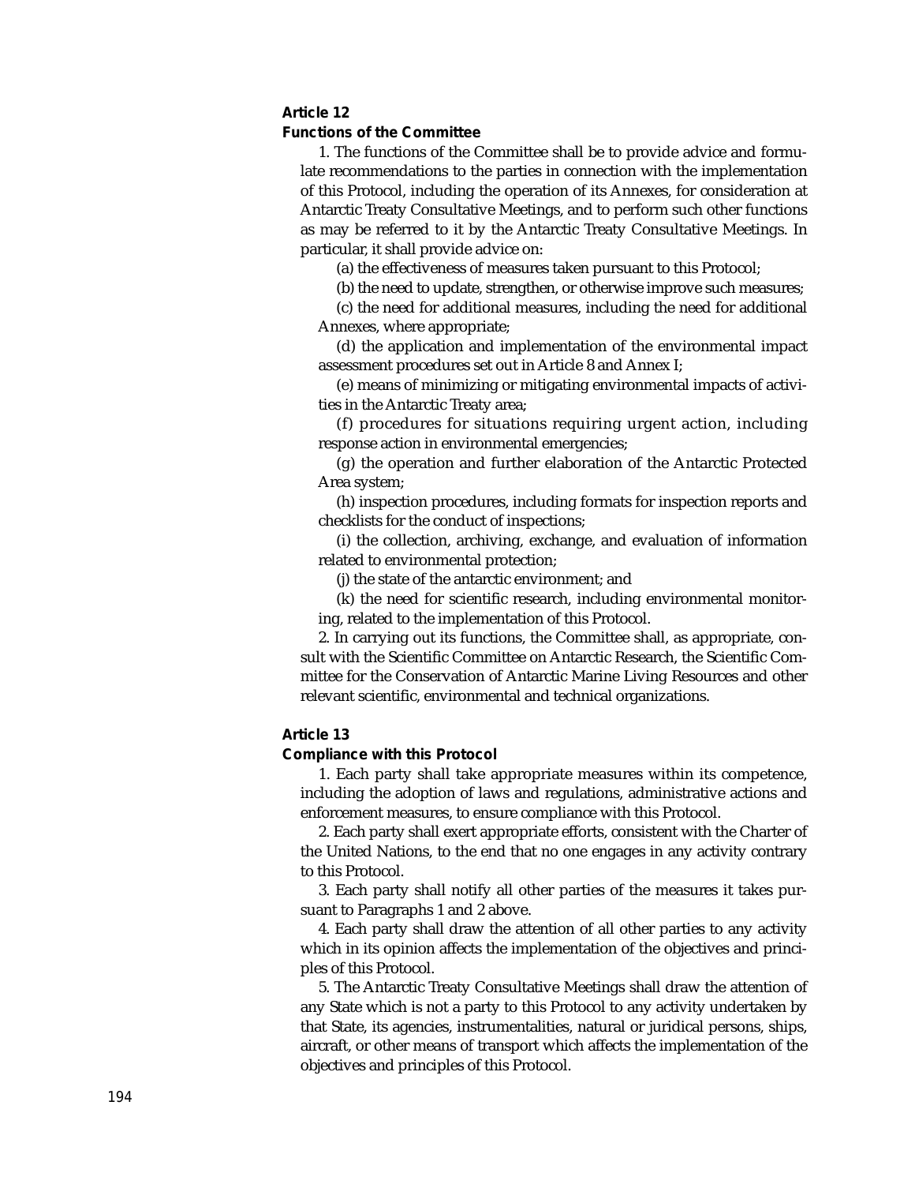### Article 12

### Functions of the Committee

1. The functions of the Committee shall be to provide advice and formulate recommendations to the parties in connection with the implementation of this Protocol, including the operation of its Annexes, for consideration at Antarctic Treaty Consultative Meetings, and to perform such other functions as may be referred to it by the Antarctic Treaty Consultative Meetings. In particular, it shall provide advice on:

(a) the effectiveness of measures taken pursuant to this Protocol;

(b) the need to update, strengthen, or otherwise improve such measures;

(c) the need for additional measures, including the need for additional Annexes, where appropriate;

(d) the application and implementation of the environmental impact assessment procedures set out in Article 8 and Annex I;

(e) means of minimizing or mitigating environmental impacts of activities in the Antarctic Treaty area;

(f) procedures for situations requiring urgent action, including response action in environmental emergencies;

(g) the operation and further elaboration of the Antarctic Protected Area system;

(h) inspection procedures, including formats for inspection reports and checklists for the conduct of inspections;

(i) the collection, archiving, exchange, and evaluation of information related to environmental protection;

(j) the state of the antarctic environment; and

(k) the need for scientific research, including environmental monitoring, related to the implementation of this Protocol.

2. In carrying out its functions, the Committee shall, as appropriate, consult with the Scientific Committee on Antarctic Research, the Scientific Committee for the Conservation of Antarctic Marine Living Resources and other relevant scientific, environmental and technical organizations.

### Article 13

### Compliance with this Protocol

1. Each party shall take appropriate measures within its competence, including the adoption of laws and regulations, administrative actions and enforcement measures, to ensure compliance with this Protocol.

2. Each party shall exert appropriate efforts, consistent with the Charter of the United Nations, to the end that no one engages in any activity contrary to this Protocol.

3. Each party shall notify all other parties of the measures it takes pursuant to Paragraphs 1 and 2 above.

4. Each party shall draw the attention of all other parties to any activity which in its opinion affects the implementation of the objectives and principles of this Protocol.

5. The Antarctic Treaty Consultative Meetings shall draw the attention of any State which is not a party to this Protocol to any activity undertaken by that State, its agencies, instrumentalities, natural or juridical persons, ships, aircraft, or other means of transport which affects the implementation of the objectives and principles of this Protocol.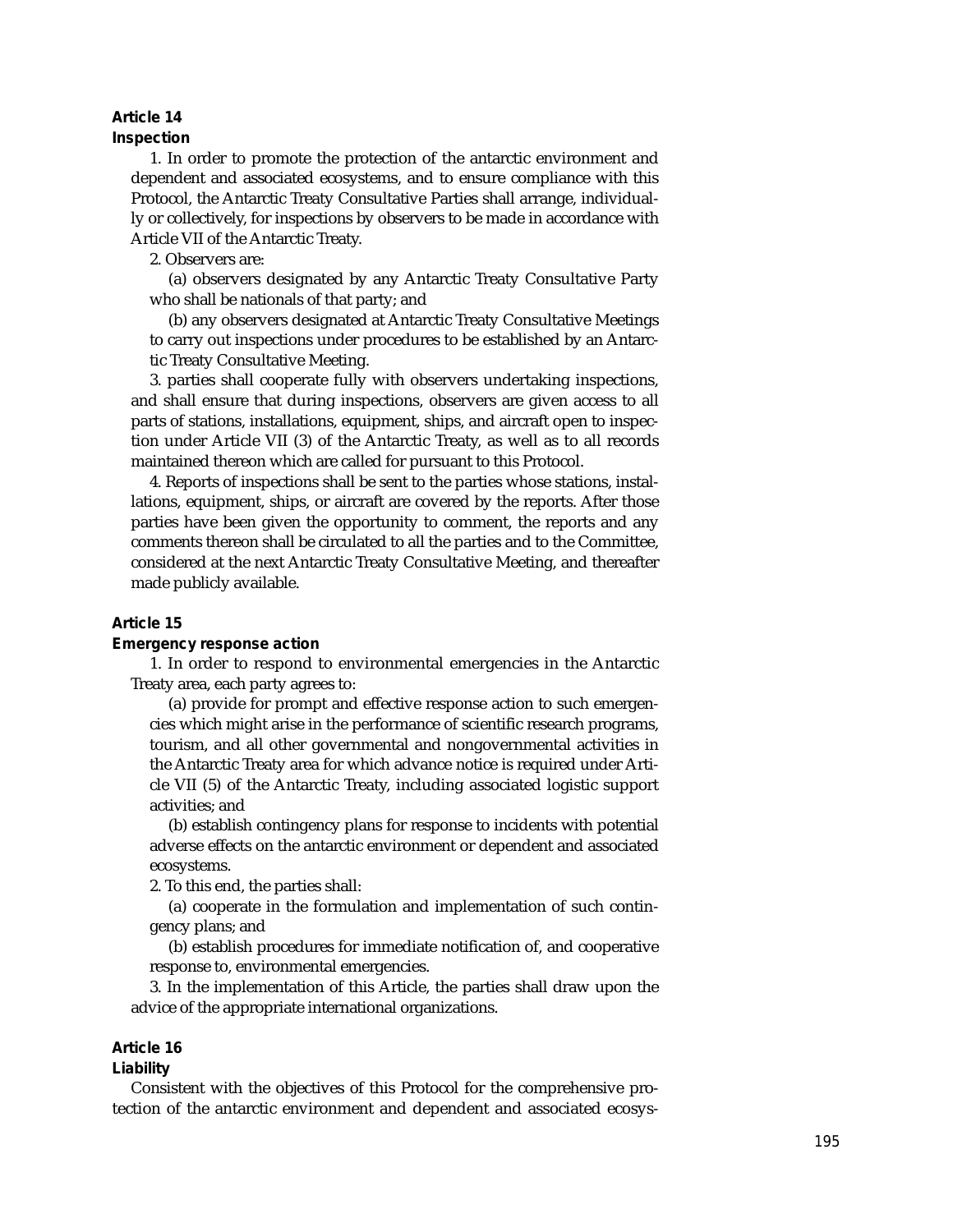**Article 14**
**Inspection**

1. In order to promote the protection of the antarctic environment and dependent and associated ecosystems, and to ensure compliance with this Protocol, the Antarctic Treaty Consultative Parties shall arrange, individually or collectively, for inspections by observers to be made in accordance with Article VII of the Antarctic Treaty.

2. Observers are:

(a) observers designated by any Antarctic Treaty Consultative Party who shall be nationals of that party; and

(b) any observers designated at Antarctic Treaty Consultative Meetings to carry out inspections under procedures to be established by an Antarctic Treaty Consultative Meeting.

3. parties shall cooperate fully with observers undertaking inspections, and shall ensure that during inspections, observers are given access to all parts of stations, installations, equipment, ships, and aircraft open to inspection under Article VII (3) of the Antarctic Treaty, as well as to all records maintained thereon which are called for pursuant to this Protocol.

4. Reports of inspections shall be sent to the parties whose stations, installations, equipment, ships, or aircraft are covered by the reports. After those parties have been given the opportunity to comment, the reports and any comments thereon shall be circulated to all the parties and to the Committee, considered at the next Antarctic Treaty Consultative Meeting, and thereafter made publicly available.

**Article 15**
**Emergency response action**

1. In order to respond to environmental emergencies in the Antarctic Treaty area, each party agrees to:

(a) provide for prompt and effective response action to such emergencies which might arise in the performance of scientific research programs, tourism, and all other governmental and nongovernmental activities in the Antarctic Treaty area for which advance notice is required under Article VII (5) of the Antarctic Treaty, including associated logistic support activities; and

(b) establish contingency plans for response to incidents with potential adverse effects on the antarctic environment or dependent and associated ecosystems.

2. To this end, the parties shall:

(a) cooperate in the formulation and implementation of such contingency plans; and

(b) establish procedures for immediate notification of, and cooperative response to, environmental emergencies.

3. In the implementation of this Article, the parties shall draw upon the advice of the appropriate international organizations.

**Article 16**
**Liability**

Consistent with the objectives of this Protocol for the comprehensive protection of the antarctic environment and dependent and associated ecosys-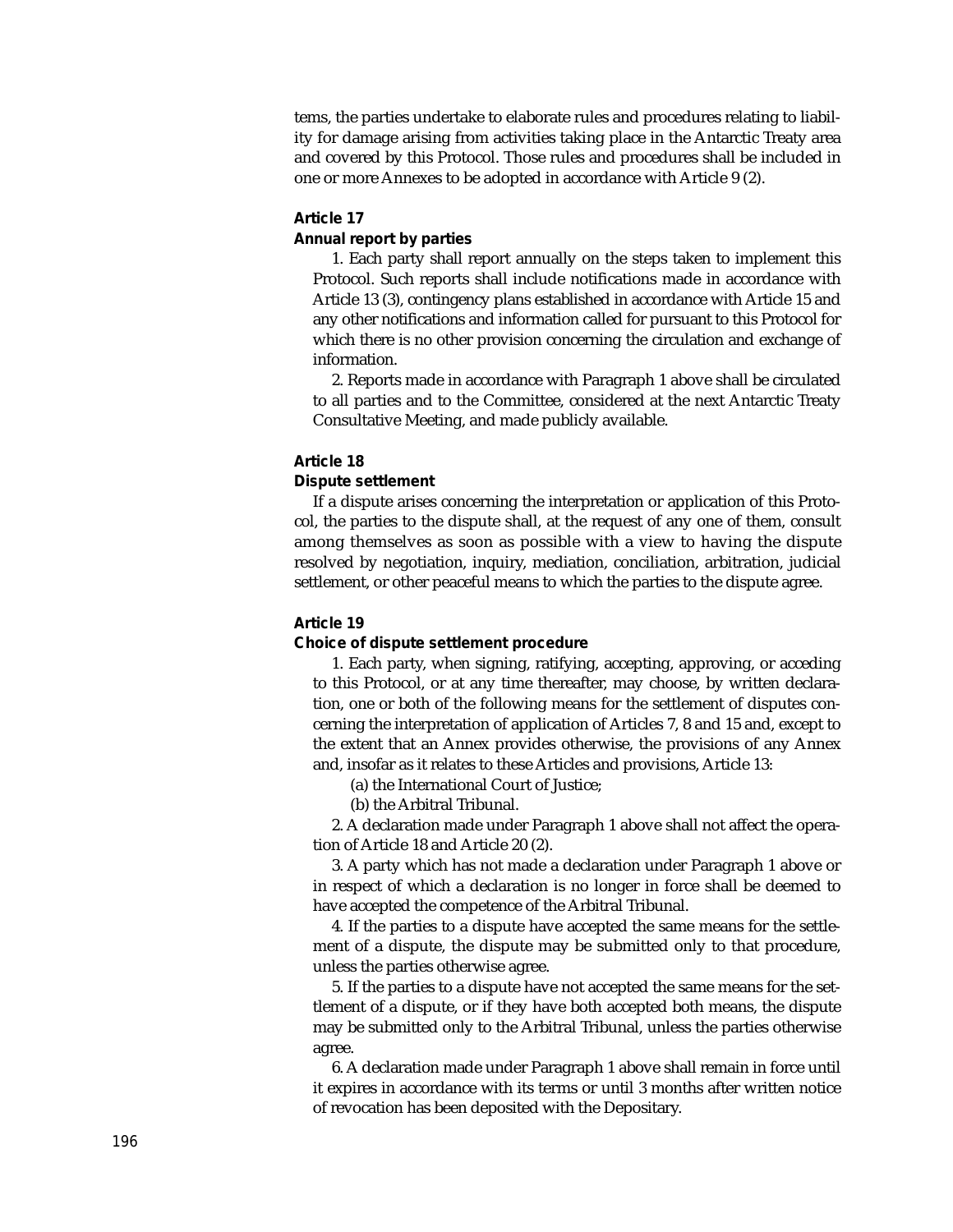tems, the parties undertake to elaborate rules and procedures relating to liability for damage arising from activities taking place in the Antarctic Treaty area and covered by this Protocol. Those rules and procedures shall be included in one or more Annexes to be adopted in accordance with Article 9 (2).

**Article 17**

**Annual report by parties**

1. Each party shall report annually on the steps taken to implement this Protocol. Such reports shall include notifications made in accordance with Article 13 (3), contingency plans established in accordance with Article 15 and any other notifications and information called for pursuant to this Protocol for which there is no other provision concerning the circulation and exchange of information.

2. Reports made in accordance with Paragraph 1 above shall be circulated to all parties and to the Committee, considered at the next Antarctic Treaty Consultative Meeting, and made publicly available.

**Article 18**

**Dispute settlement**

If a dispute arises concerning the interpretation or application of this Protocol, the parties to the dispute shall, at the request of any one of them, consult among themselves as soon as possible with a view to having the dispute resolved by negotiation, inquiry, mediation, conciliation, arbitration, judicial settlement, or other peaceful means to which the parties to the dispute agree.

**Article 19**

**Choice of dispute settlement procedure**

1. Each party, when signing, ratifying, accepting, approving, or acceding to this Protocol, or at any time thereafter, may choose, by written declaration, one or both of the following means for the settlement of disputes concerning the interpretation of application of Articles 7, 8 and 15 and, except to the extent that an Annex provides otherwise, the provisions of any Annex and, insofar as it relates to these Articles and provisions, Article 13:

(a) the International Court of Justice;

(b) the Arbitral Tribunal.

2. A declaration made under Paragraph 1 above shall not affect the operation of Article 18 and Article 20 (2).

3. A party which has not made a declaration under Paragraph 1 above or in respect of which a declaration is no longer in force shall be deemed to have accepted the competence of the Arbitral Tribunal.

4. If the parties to a dispute have accepted the same means for the settlement of a dispute, the dispute may be submitted only to that procedure, unless the parties otherwise agree.

5. If the parties to a dispute have not accepted the same means for the settlement of a dispute, or if they have both accepted both means, the dispute may be submitted only to the Arbitral Tribunal, unless the parties otherwise agree.

6. A declaration made under Paragraph 1 above shall remain in force until it expires in accordance with its terms or until 3 months after written notice of revocation has been deposited with the Depositary.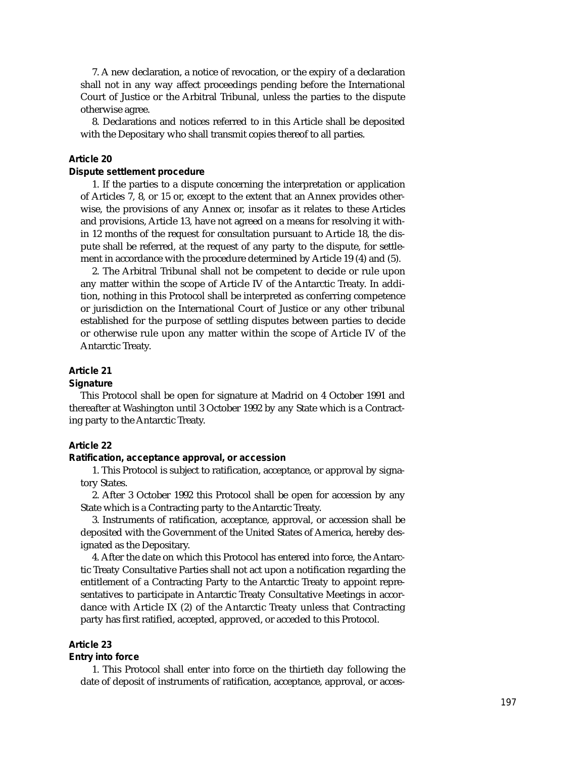7. A new declaration, a notice of revocation, or the expiry of a declaration shall not in any way affect proceedings pending before the International Court of Justice or the Arbitral Tribunal, unless the parties to the dispute otherwise agree.

8. Declarations and notices referred to in this Article shall be deposited with the Depositary who shall transmit copies thereof to all parties.

**Article 20**

**Dispute settlement procedure**

1. If the parties to a dispute concerning the interpretation or application of Articles 7, 8, or 15 or, except to the extent that an Annex provides otherwise, the provisions of any Annex or, insofar as it relates to these Articles and provisions, Article 13, have not agreed on a means for resolving it within 12 months of the request for consultation pursuant to Article 18, the dispute shall be referred, at the request of any party to the dispute, for settlement in accordance with the procedure determined by Article 19 (4) and (5).

2. The Arbitral Tribunal shall not be competent to decide or rule upon any matter within the scope of Article IV of the Antarctic Treaty. In addition, nothing in this Protocol shall be interpreted as conferring competence or jurisdiction on the International Court of Justice or any other tribunal established for the purpose of settling disputes between parties to decide or otherwise rule upon any matter within the scope of Article IV of the Antarctic Treaty.

**Article 21**

**Signature**

This Protocol shall be open for signature at Madrid on 4 October 1991 and thereafter at Washington until 3 October 1992 by any State which is a Contracting party to the Antarctic Treaty.

**Article 22**

**Ratification, acceptance approval, or accession**

1. This Protocol is subject to ratification, acceptance, or approval by signatory States.

2. After 3 October 1992 this Protocol shall be open for accession by any State which is a Contracting party to the Antarctic Treaty.

3. Instruments of ratification, acceptance, approval, or accession shall be deposited with the Government of the United States of America, hereby designated as the Depositary.

4. After the date on which this Protocol has entered into force, the Antarctic Treaty Consultative Parties shall not act upon a notification regarding the entitlement of a Contracting Party to the Antarctic Treaty to appoint representatives to participate in Antarctic Treaty Consultative Meetings in accordance with Article IX (2) of the Antarctic Treaty unless that Contracting party has first ratified, accepted, approved, or acceded to this Protocol.

**Article 23**

**Entry into force**

1. This Protocol shall enter into force on the thirtieth day following the date of deposit of instruments of ratification, acceptance, approval, or acces-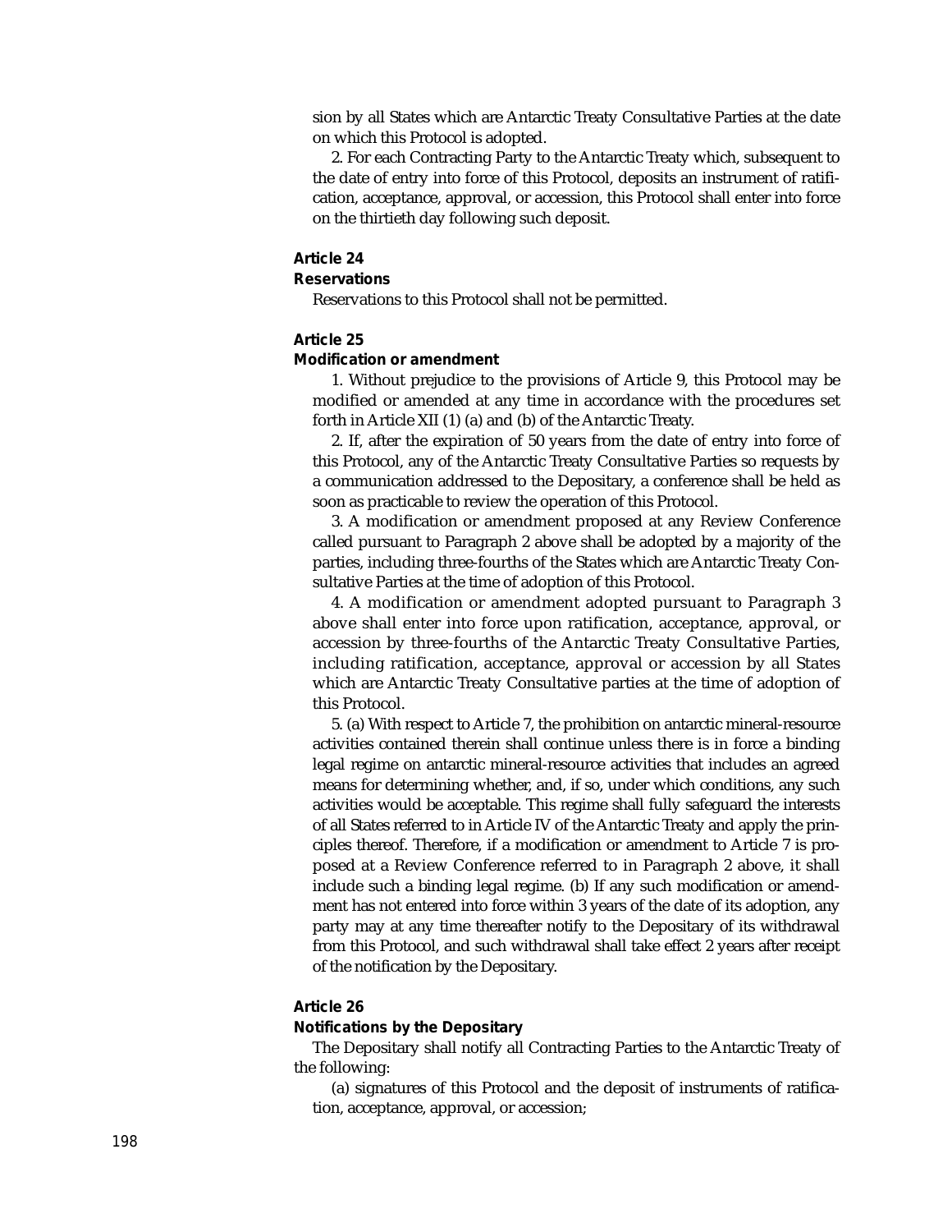sion by all States which are Antarctic Treaty Consultative Parties at the date on which this Protocol is adopted.

2. For each Contracting Party to the Antarctic Treaty which, subsequent to the date of entry into force of this Protocol, deposits an instrument of ratification, acceptance, approval, or accession, this Protocol shall enter into force on the thirtieth day following such deposit.

**Article 24**

**Reservations**

Reservations to this Protocol shall not be permitted.

**Article 25**

**Modification or amendment**

1. Without prejudice to the provisions of Article 9, this Protocol may be modified or amended at any time in accordance with the procedures set forth in Article XII (1) (a) and (b) of the Antarctic Treaty.

2. If, after the expiration of 50 years from the date of entry into force of this Protocol, any of the Antarctic Treaty Consultative Parties so requests by a communication addressed to the Depositary, a conference shall be held as soon as practicable to review the operation of this Protocol.

3. A modification or amendment proposed at any Review Conference called pursuant to Paragraph 2 above shall be adopted by a majority of the parties, including three-fourths of the States which are Antarctic Treaty Consultative Parties at the time of adoption of this Protocol.

4. A modification or amendment adopted pursuant to Paragraph 3 above shall enter into force upon ratification, acceptance, approval, or accession by three-fourths of the Antarctic Treaty Consultative Parties, including ratification, acceptance, approval or accession by all States which are Antarctic Treaty Consultative parties at the time of adoption of this Protocol.

5. (a) With respect to Article 7, the prohibition on antarctic mineral-resource activities contained therein shall continue unless there is in force a binding legal regime on antarctic mineral-resource activities that includes an agreed means for determining whether, and, if so, under which conditions, any such activities would be acceptable. This regime shall fully safeguard the interests of all States referred to in Article IV of the Antarctic Treaty and apply the principles thereof. Therefore, if a modification or amendment to Article 7 is proposed at a Review Conference referred to in Paragraph 2 above, it shall include such a binding legal regime. (b) If any such modification or amendment has not entered into force within 3 years of the date of its adoption, any party may at any time thereafter notify to the Depositary of its withdrawal from this Protocol, and such withdrawal shall take effect 2 years after receipt of the notification by the Depositary.

**Article 26**

**Notifications by the Depositary**

The Depositary shall notify all Contracting Parties to the Antarctic Treaty of the following:

(a) signatures of this Protocol and the deposit of instruments of ratification, acceptance, approval, or accession;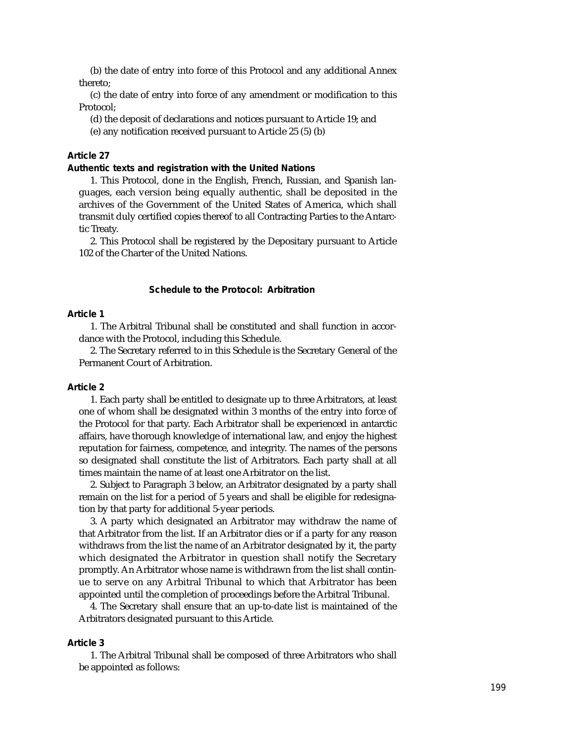(b) the date of entry into force of this Protocol and any additional Annex thereto;

(c) the date of entry into force of any amendment or modification to this Protocol;

(d) the deposit of declarations and notices pursuant to Article 19; and

(e) any notification received pursuant to Article 25 (5) (b)

**Article 27**

**Authentic texts and registration with the United Nations**

1. This Protocol, done in the English, French, Russian, and Spanish languages, each version being equally authentic, shall be deposited in the archives of the Government of the United States of America, which shall transmit duly certified copies thereof to all Contracting Parties to the Antarctic Treaty.

2. This Protocol shall be registered by the Depositary pursuant to Article 102 of the Charter of the United Nations.

## Schedule to the Protocol: Arbitration

**Article 1**

1. The Arbitral Tribunal shall be constituted and shall function in accordance with the Protocol, including this Schedule.

2. The Secretary referred to in this Schedule is the Secretary General of the Permanent Court of Arbitration.

**Article 2**

1. Each party shall be entitled to designate up to three Arbitrators, at least one of whom shall be designated within 3 months of the entry into force of the Protocol for that party. Each Arbitrator shall be experienced in antarctic affairs, have thorough knowledge of international law, and enjoy the highest reputation for fairness, competence, and integrity. The names of the persons so designated shall constitute the list of Arbitrators. Each party shall at all times maintain the name of at least one Arbitrator on the list.

2. Subject to Paragraph 3 below, an Arbitrator designated by a party shall remain on the list for a period of 5 years and shall be eligible for redesignation by that party for additional 5-year periods.

3. A party which designated an Arbitrator may withdraw the name of that Arbitrator from the list. If an Arbitrator dies or if a party for any reason withdraws from the list the name of an Arbitrator designated by it, the party which designated the Arbitrator in question shall notify the Secretary promptly. An Arbitrator whose name is withdrawn from the list shall continue to serve on any Arbitral Tribunal to which that Arbitrator has been appointed until the completion of proceedings before the Arbitral Tribunal.

4. The Secretary shall ensure that an up-to-date list is maintained of the Arbitrators designated pursuant to this Article.

**Article 3**

1. The Arbitral Tribunal shall be composed of three Arbitrators who shall be appointed as follows: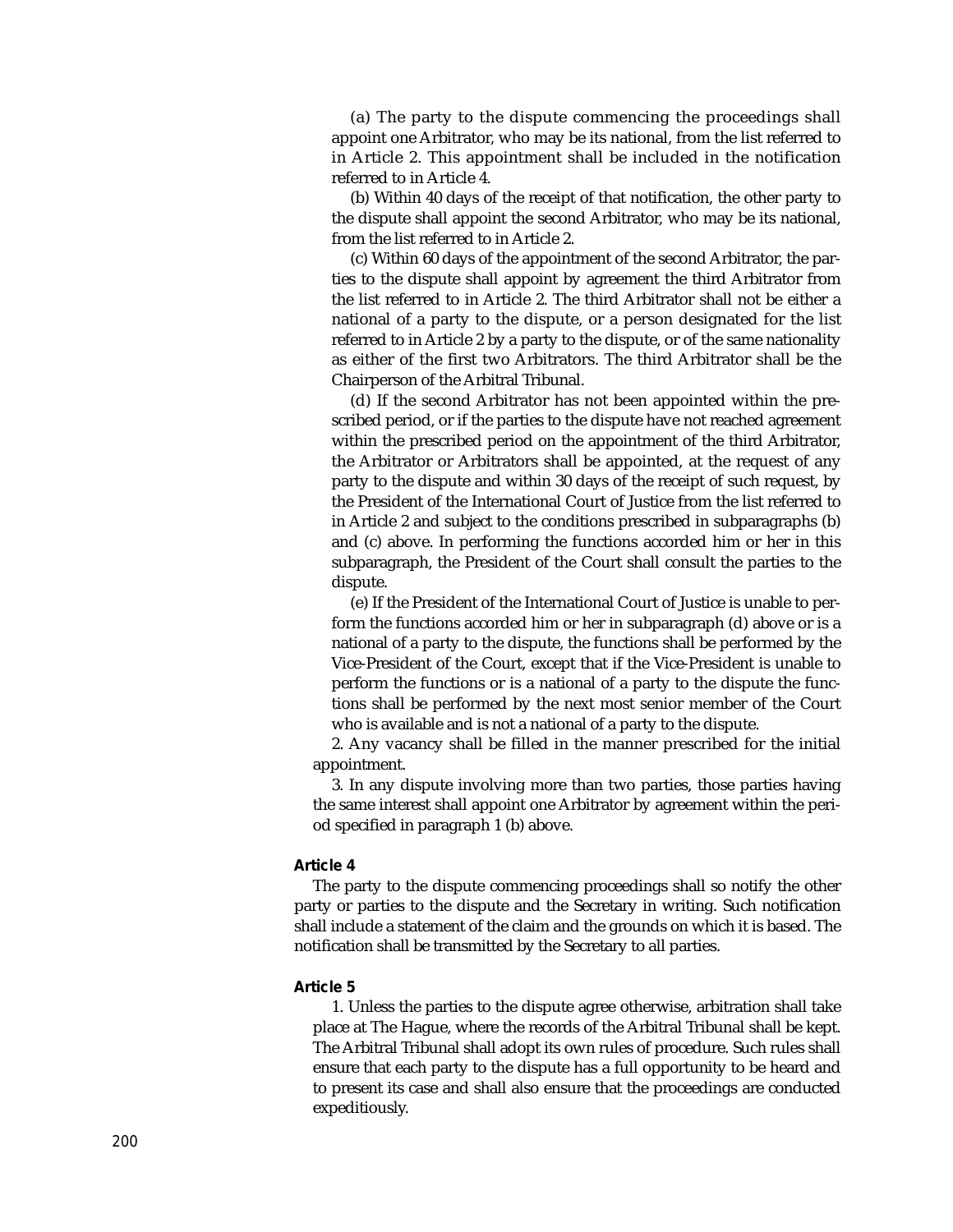(a) The party to the dispute commencing the proceedings shall appoint one Arbitrator, who may be its national, from the list referred to in Article 2. This appointment shall be included in the notification referred to in Article 4.

(b) Within 40 days of the receipt of that notification, the other party to the dispute shall appoint the second Arbitrator, who may be its national, from the list referred to in Article 2.

(c) Within 60 days of the appointment of the second Arbitrator, the parties to the dispute shall appoint by agreement the third Arbitrator from the list referred to in Article 2. The third Arbitrator shall not be either a national of a party to the dispute, or a person designated for the list referred to in Article 2 by a party to the dispute, or of the same nationality as either of the first two Arbitrators. The third Arbitrator shall be the Chairperson of the Arbitral Tribunal.

(d) If the second Arbitrator has not been appointed within the prescribed period, or if the parties to the dispute have not reached agreement within the prescribed period on the appointment of the third Arbitrator, the Arbitrator or Arbitrators shall be appointed, at the request of any party to the dispute and within 30 days of the receipt of such request, by the President of the International Court of Justice from the list referred to in Article 2 and subject to the conditions prescribed in subparagraphs (b) and (c) above. In performing the functions accorded him or her in this subparagraph, the President of the Court shall consult the parties to the dispute.

(e) If the President of the International Court of Justice is unable to perform the functions accorded him or her in subparagraph (d) above or is a national of a party to the dispute, the functions shall be performed by the Vice-President of the Court, except that if the Vice-President is unable to perform the functions or is a national of a party to the dispute the functions shall be performed by the next most senior member of the Court who is available and is not a national of a party to the dispute.

2. Any vacancy shall be filled in the manner prescribed for the initial appointment.

3. In any dispute involving more than two parties, those parties having the same interest shall appoint one Arbitrator by agreement within the period specified in paragraph 1 (b) above.

**Article 4**

The party to the dispute commencing proceedings shall so notify the other party or parties to the dispute and the Secretary in writing. Such notification shall include a statement of the claim and the grounds on which it is based. The notification shall be transmitted by the Secretary to all parties.

**Article 5**

1. Unless the parties to the dispute agree otherwise, arbitration shall take place at The Hague, where the records of the Arbitral Tribunal shall be kept. The Arbitral Tribunal shall adopt its own rules of procedure. Such rules shall ensure that each party to the dispute has a full opportunity to be heard and to present its case and shall also ensure that the proceedings are conducted expeditiously.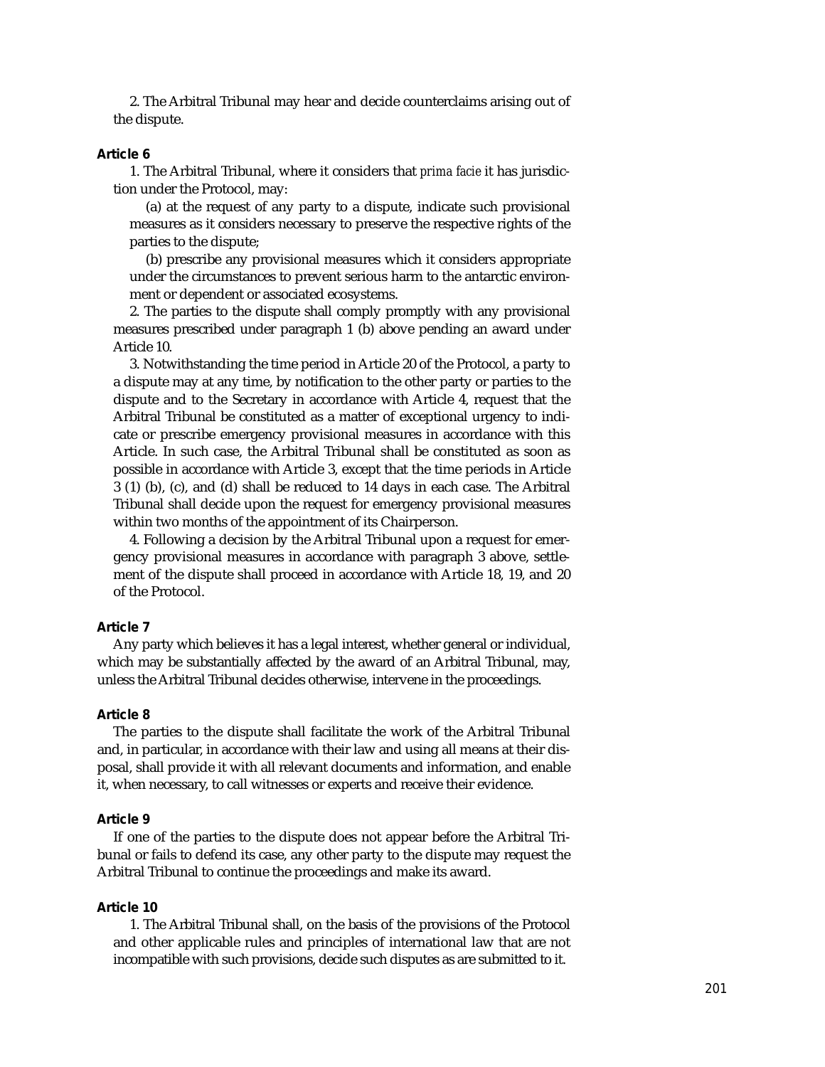2. The Arbitral Tribunal may hear and decide counterclaims arising out of the dispute.

**Article 6**

1. The Arbitral Tribunal, where it considers that *prima facie* it has jurisdiction under the Protocol, may:

(a) at the request of any party to a dispute, indicate such provisional measures as it considers necessary to preserve the respective rights of the parties to the dispute;

(b) prescribe any provisional measures which it considers appropriate under the circumstances to prevent serious harm to the antarctic environment or dependent or associated ecosystems.

2. The parties to the dispute shall comply promptly with any provisional measures prescribed under paragraph 1 (b) above pending an award under Article 10.

3. Notwithstanding the time period in Article 20 of the Protocol, a party to a dispute may at any time, by notification to the other party or parties to the dispute and to the Secretary in accordance with Article 4, request that the Arbitral Tribunal be constituted as a matter of exceptional urgency to indicate or prescribe emergency provisional measures in accordance with this Article. In such case, the Arbitral Tribunal shall be constituted as soon as possible in accordance with Article 3, except that the time periods in Article 3 (1) (b), (c), and (d) shall be reduced to 14 days in each case. The Arbitral Tribunal shall decide upon the request for emergency provisional measures within two months of the appointment of its Chairperson.

4. Following a decision by the Arbitral Tribunal upon a request for emergency provisional measures in accordance with paragraph 3 above, settlement of the dispute shall proceed in accordance with Article 18, 19, and 20 of the Protocol.

**Article 7**

Any party which believes it has a legal interest, whether general or individual, which may be substantially affected by the award of an Arbitral Tribunal, may, unless the Arbitral Tribunal decides otherwise, intervene in the proceedings.

**Article 8**

The parties to the dispute shall facilitate the work of the Arbitral Tribunal and, in particular, in accordance with their law and using all means at their disposal, shall provide it with all relevant documents and information, and enable it, when necessary, to call witnesses or experts and receive their evidence.

**Article 9**

If one of the parties to the dispute does not appear before the Arbitral Tribunal or fails to defend its case, any other party to the dispute may request the Arbitral Tribunal to continue the proceedings and make its award.

**Article 10**

1. The Arbitral Tribunal shall, on the basis of the provisions of the Protocol and other applicable rules and principles of international law that are not incompatible with such provisions, decide such disputes as are submitted to it.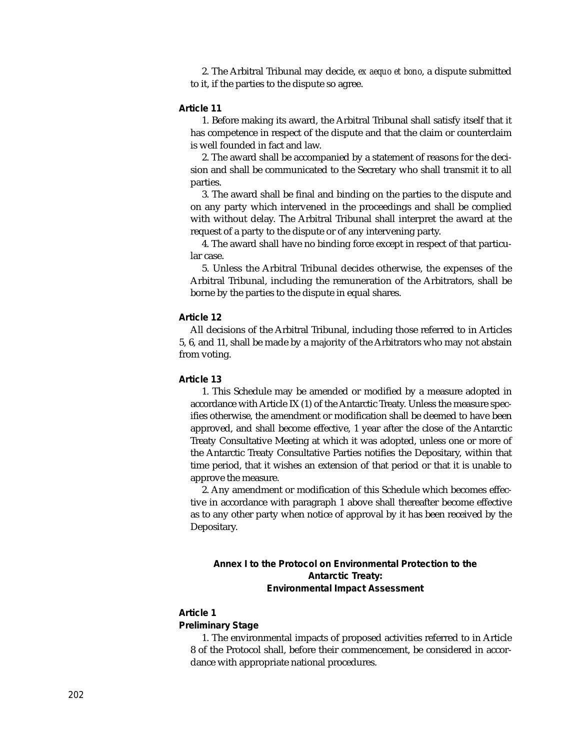2. The Arbitral Tribunal may decide, *ex aequo et bono*, a dispute submitted to it, if the parties to the dispute so agree.

**Article 11**

1. Before making its award, the Arbitral Tribunal shall satisfy itself that it has competence in respect of the dispute and that the claim or counterclaim is well founded in fact and law.

2. The award shall be accompanied by a statement of reasons for the decision and shall be communicated to the Secretary who shall transmit it to all parties.

3. The award shall be final and binding on the parties to the dispute and on any party which intervened in the proceedings and shall be complied with without delay. The Arbitral Tribunal shall interpret the award at the request of a party to the dispute or of any intervening party.

4. The award shall have no binding force except in respect of that particular case.

5. Unless the Arbitral Tribunal decides otherwise, the expenses of the Arbitral Tribunal, including the remuneration of the Arbitrators, shall be borne by the parties to the dispute in equal shares.

**Article 12**

All decisions of the Arbitral Tribunal, including those referred to in Articles 5, 6, and 11, shall be made by a majority of the Arbitrators who may not abstain from voting.

**Article 13**

1. This Schedule may be amended or modified by a measure adopted in accordance with Article IX (1) of the Antarctic Treaty. Unless the measure specifies otherwise, the amendment or modification shall be deemed to have been approved, and shall become effective, 1 year after the close of the Antarctic Treaty Consultative Meeting at which it was adopted, unless one or more of the Antarctic Treaty Consultative Parties notifies the Depositary, within that time period, that it wishes an extension of that period or that it is unable to approve the measure.

2. Any amendment or modification of this Schedule which becomes effective in accordance with paragraph 1 above shall thereafter become effective as to any other party when notice of approval by it has been received by the Depositary.

## Annex I to the Protocol on Environmental Protection to the Antarctic Treaty: Environmental Impact Assessment

**Article 1**
**Preliminary Stage**

1. The environmental impacts of proposed activities referred to in Article 8 of the Protocol shall, before their commencement, be considered in accordance with appropriate national procedures.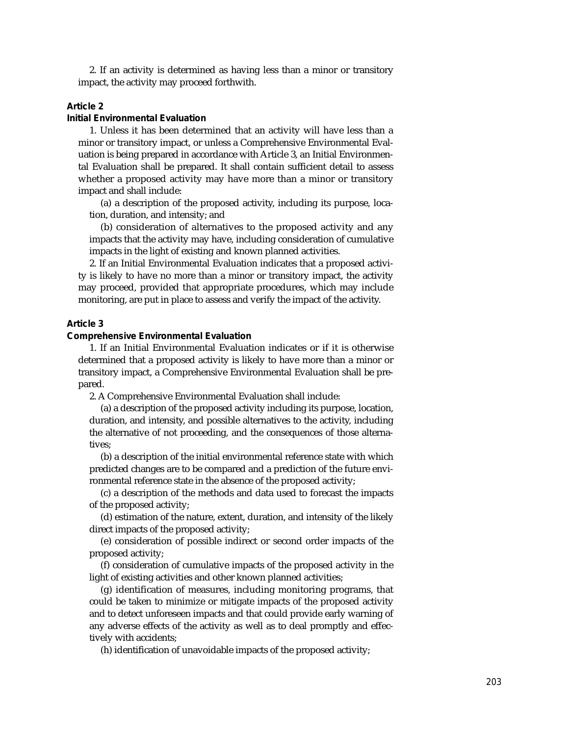2. If an activity is determined as having less than a minor or transitory impact, the activity may proceed forthwith.

### Article 2

### Initial Environmental Evaluation

1. Unless it has been determined that an activity will have less than a minor or transitory impact, or unless a Comprehensive Environmental Evaluation is being prepared in accordance with Article 3, an Initial Environmental Evaluation shall be prepared. It shall contain sufficient detail to assess whether a proposed activity may have more than a minor or transitory impact and shall include:

(a) a description of the proposed activity, including its purpose, location, duration, and intensity; and

(b) consideration of alternatives to the proposed activity and any impacts that the activity may have, including consideration of cumulative impacts in the light of existing and known planned activities.

2. If an Initial Environmental Evaluation indicates that a proposed activity is likely to have no more than a minor or transitory impact, the activity may proceed, provided that appropriate procedures, which may include monitoring, are put in place to assess and verify the impact of the activity.

### Article 3

### Comprehensive Environmental Evaluation

1. If an Initial Environmental Evaluation indicates or if it is otherwise determined that a proposed activity is likely to have more than a minor or transitory impact, a Comprehensive Environmental Evaluation shall be prepared.

2. A Comprehensive Environmental Evaluation shall include:

(a) a description of the proposed activity including its purpose, location, duration, and intensity, and possible alternatives to the activity, including the alternative of not proceeding, and the consequences of those alternatives;

(b) a description of the initial environmental reference state with which predicted changes are to be compared and a prediction of the future environmental reference state in the absence of the proposed activity;

(c) a description of the methods and data used to forecast the impacts of the proposed activity;

(d) estimation of the nature, extent, duration, and intensity of the likely direct impacts of the proposed activity;

(e) consideration of possible indirect or second order impacts of the proposed activity;

(f) consideration of cumulative impacts of the proposed activity in the light of existing activities and other known planned activities;

(g) identification of measures, including monitoring programs, that could be taken to minimize or mitigate impacts of the proposed activity and to detect unforeseen impacts and that could provide early warning of any adverse effects of the activity as well as to deal promptly and effectively with accidents;

(h) identification of unavoidable impacts of the proposed activity;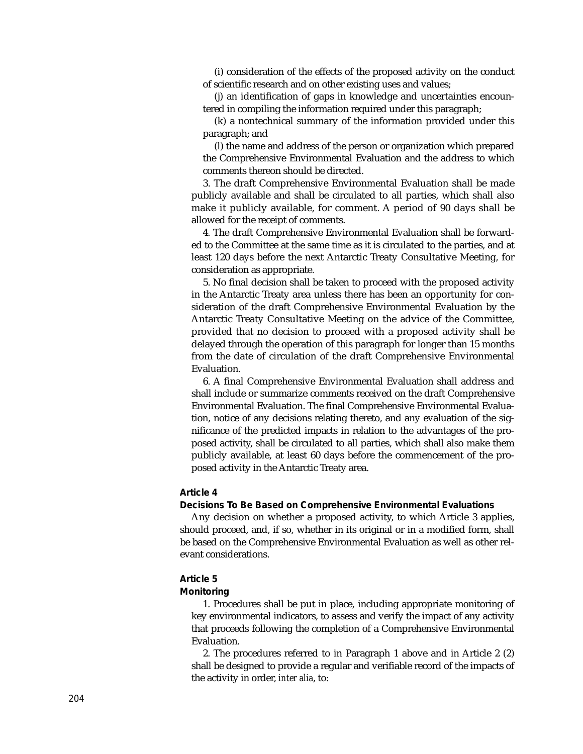(i) consideration of the effects of the proposed activity on the conduct of scientific research and on other existing uses and values;

(j) an identification of gaps in knowledge and uncertainties encountered in compiling the information required under this paragraph;

(k) a nontechnical summary of the information provided under this paragraph; and

(l) the name and address of the person or organization which prepared the Comprehensive Environmental Evaluation and the address to which comments thereon should be directed.

3. The draft Comprehensive Environmental Evaluation shall be made publicly available and shall be circulated to all parties, which shall also make it publicly available, for comment. A period of 90 days shall be allowed for the receipt of comments.

4. The draft Comprehensive Environmental Evaluation shall be forwarded to the Committee at the same time as it is circulated to the parties, and at least 120 days before the next Antarctic Treaty Consultative Meeting, for consideration as appropriate.

5. No final decision shall be taken to proceed with the proposed activity in the Antarctic Treaty area unless there has been an opportunity for consideration of the draft Comprehensive Environmental Evaluation by the Antarctic Treaty Consultative Meeting on the advice of the Committee, provided that no decision to proceed with a proposed activity shall be delayed through the operation of this paragraph for longer than 15 months from the date of circulation of the draft Comprehensive Environmental Evaluation.

6. A final Comprehensive Environmental Evaluation shall address and shall include or summarize comments received on the draft Comprehensive Environmental Evaluation. The final Comprehensive Environmental Evaluation, notice of any decisions relating thereto, and any evaluation of the significance of the predicted impacts in relation to the advantages of the proposed activity, shall be circulated to all parties, which shall also make them publicly available, at least 60 days before the commencement of the proposed activity in the Antarctic Treaty area.

**Article 4**

**Decisions To Be Based on Comprehensive Environmental Evaluations**

Any decision on whether a proposed activity, to which Article 3 applies, should proceed, and, if so, whether in its original or in a modified form, shall be based on the Comprehensive Environmental Evaluation as well as other relevant considerations.

**Article 5**

**Monitoring**

1. Procedures shall be put in place, including appropriate monitoring of key environmental indicators, to assess and verify the impact of any activity that proceeds following the completion of a Comprehensive Environmental Evaluation.

2. The procedures referred to in Paragraph 1 above and in Article 2 (2) shall be designed to provide a regular and verifiable record of the impacts of the activity in order, *inter alia*, to: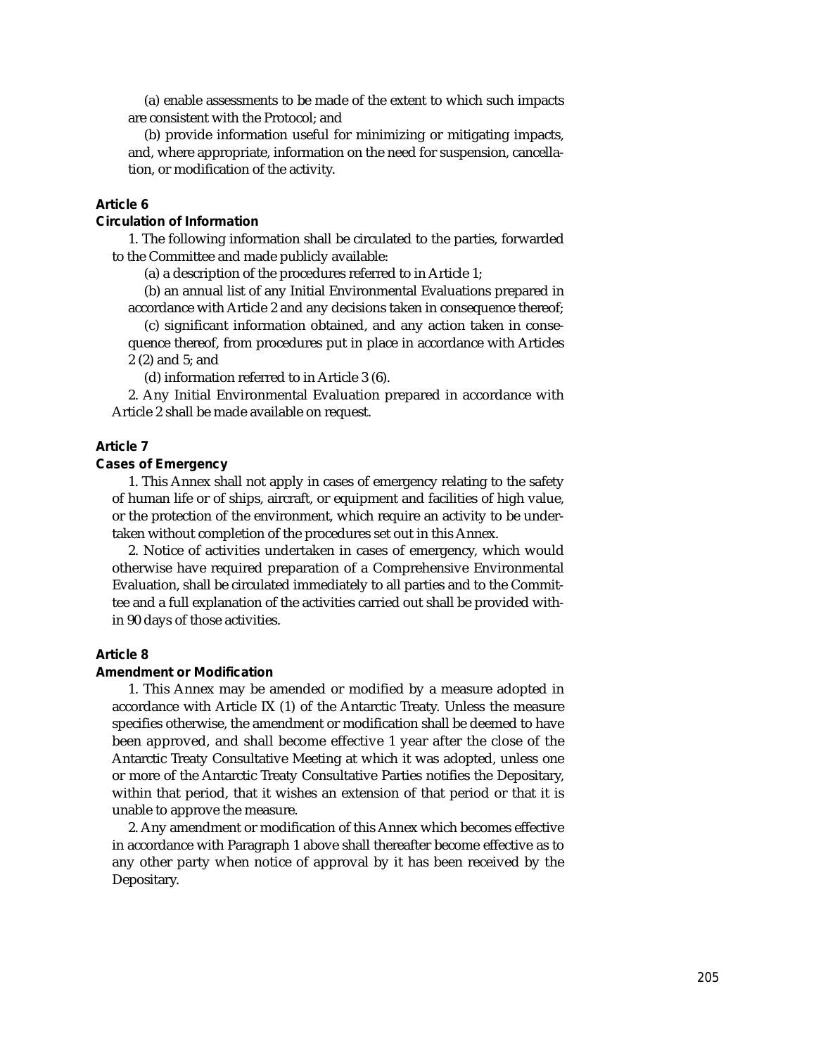(a) enable assessments to be made of the extent to which such impacts are consistent with the Protocol; and

(b) provide information useful for minimizing or mitigating impacts, and, where appropriate, information on the need for suspension, cancellation, or modification of the activity.

### Article 6

**Circulation of Information**

1. The following information shall be circulated to the parties, forwarded to the Committee and made publicly available:

(a) a description of the procedures referred to in Article 1;

(b) an annual list of any Initial Environmental Evaluations prepared in accordance with Article 2 and any decisions taken in consequence thereof;

(c) significant information obtained, and any action taken in consequence thereof, from procedures put in place in accordance with Articles 2 (2) and 5; and

(d) information referred to in Article 3 (6).

2. Any Initial Environmental Evaluation prepared in accordance with Article 2 shall be made available on request.

### Article 7

**Cases of Emergency**

1. This Annex shall not apply in cases of emergency relating to the safety of human life or of ships, aircraft, or equipment and facilities of high value, or the protection of the environment, which require an activity to be undertaken without completion of the procedures set out in this Annex.

2. Notice of activities undertaken in cases of emergency, which would otherwise have required preparation of a Comprehensive Environmental Evaluation, shall be circulated immediately to all parties and to the Committee and a full explanation of the activities carried out shall be provided within 90 days of those activities.

### Article 8

**Amendment or Modification**

1. This Annex may be amended or modified by a measure adopted in accordance with Article IX (1) of the Antarctic Treaty. Unless the measure specifies otherwise, the amendment or modification shall be deemed to have been approved, and shall become effective 1 year after the close of the Antarctic Treaty Consultative Meeting at which it was adopted, unless one or more of the Antarctic Treaty Consultative Parties notifies the Depositary, within that period, that it wishes an extension of that period or that it is unable to approve the measure.

2. Any amendment or modification of this Annex which becomes effective in accordance with Paragraph 1 above shall thereafter become effective as to any other party when notice of approval by it has been received by the Depositary.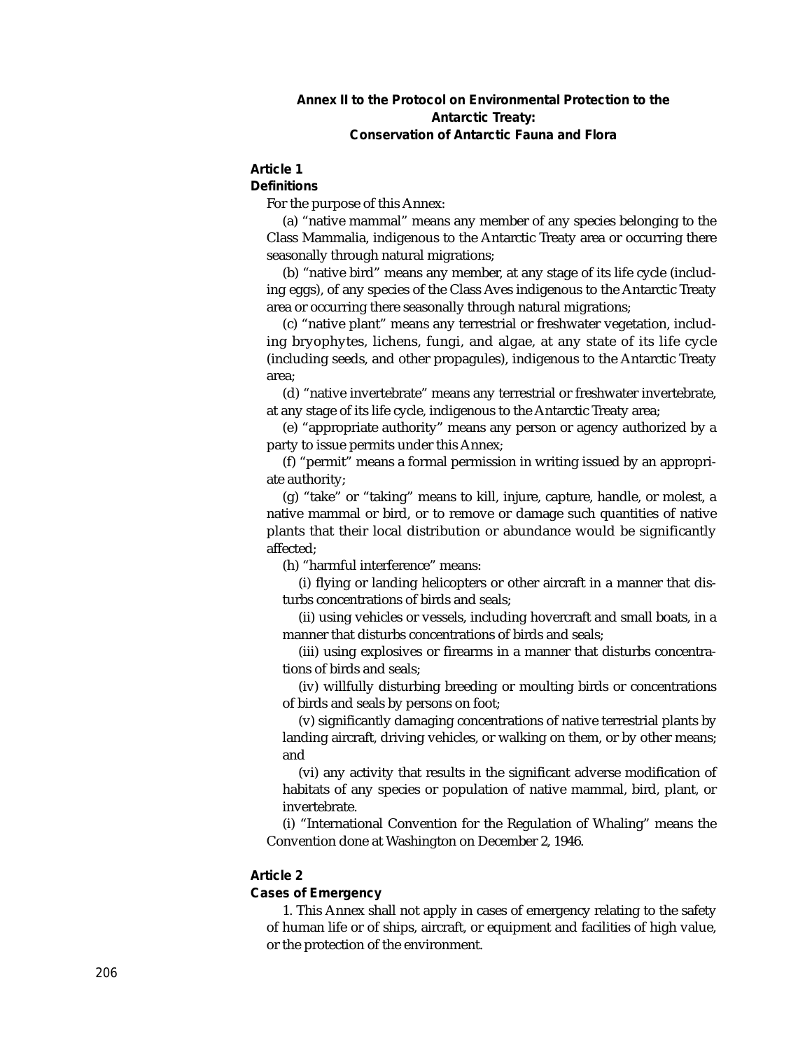## Annex II to the Protocol on Environmental Protection to the Antarctic Treaty: Conservation of Antarctic Fauna and Flora

### Article 1
### Definitions

For the purpose of this Annex:

(a) "native mammal" means any member of any species belonging to the Class Mammalia, indigenous to the Antarctic Treaty area or occurring there seasonally through natural migrations;

(b) "native bird" means any member, at any stage of its life cycle (including eggs), of any species of the Class Aves indigenous to the Antarctic Treaty area or occurring there seasonally through natural migrations;

(c) "native plant" means any terrestrial or freshwater vegetation, including bryophytes, lichens, fungi, and algae, at any state of its life cycle (including seeds, and other propagules), indigenous to the Antarctic Treaty area;

(d) "native invertebrate" means any terrestrial or freshwater invertebrate, at any stage of its life cycle, indigenous to the Antarctic Treaty area;

(e) "appropriate authority" means any person or agency authorized by a party to issue permits under this Annex;

(f) "permit" means a formal permission in writing issued by an appropriate authority;

(g) "take" or "taking" means to kill, injure, capture, handle, or molest, a native mammal or bird, or to remove or damage such quantities of native plants that their local distribution or abundance would be significantly affected;

(h) "harmful interference" means:

(i) flying or landing helicopters or other aircraft in a manner that disturbs concentrations of birds and seals;

(ii) using vehicles or vessels, including hovercraft and small boats, in a manner that disturbs concentrations of birds and seals;

(iii) using explosives or firearms in a manner that disturbs concentrations of birds and seals;

(iv) willfully disturbing breeding or moulting birds or concentrations of birds and seals by persons on foot;

(v) significantly damaging concentrations of native terrestrial plants by landing aircraft, driving vehicles, or walking on them, or by other means; and

(vi) any activity that results in the significant adverse modification of habitats of any species or population of native mammal, bird, plant, or invertebrate.

(i) "International Convention for the Regulation of Whaling" means the Convention done at Washington on December 2, 1946.

### Article 2
### Cases of Emergency

1. This Annex shall not apply in cases of emergency relating to the safety of human life or of ships, aircraft, or equipment and facilities of high value, or the protection of the environment.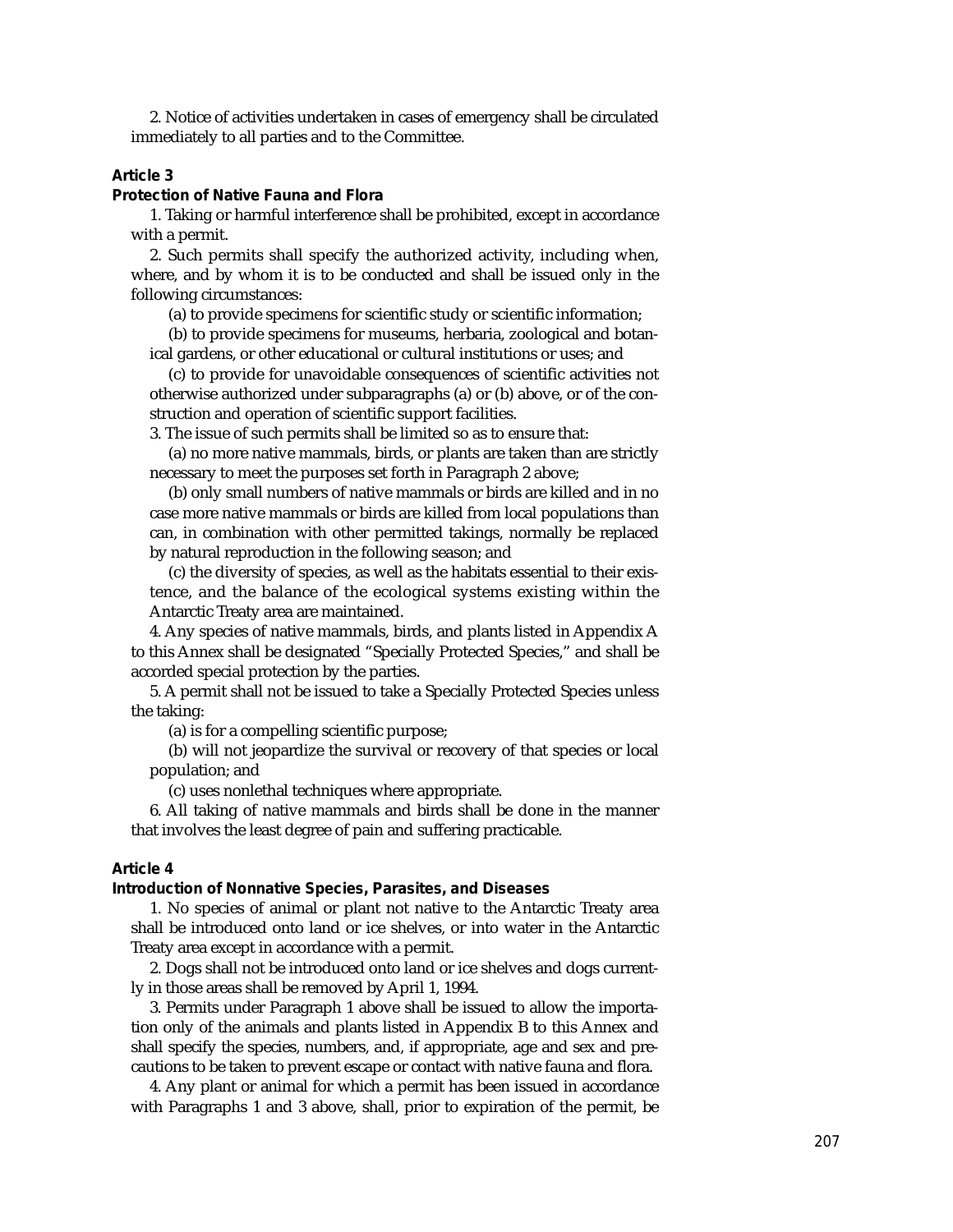2. Notice of activities undertaken in cases of emergency shall be circulated immediately to all parties and to the Committee.

**Article 3**

**Protection of Native Fauna and Flora**

1. Taking or harmful interference shall be prohibited, except in accordance with a permit.

2. Such permits shall specify the authorized activity, including when, where, and by whom it is to be conducted and shall be issued only in the following circumstances:

(a) to provide specimens for scientific study or scientific information;

(b) to provide specimens for museums, herbaria, zoological and botanical gardens, or other educational or cultural institutions or uses; and

(c) to provide for unavoidable consequences of scientific activities not otherwise authorized under subparagraphs (a) or (b) above, or of the construction and operation of scientific support facilities.

3. The issue of such permits shall be limited so as to ensure that:

(a) no more native mammals, birds, or plants are taken than are strictly necessary to meet the purposes set forth in Paragraph 2 above;

(b) only small numbers of native mammals or birds are killed and in no case more native mammals or birds are killed from local populations than can, in combination with other permitted takings, normally be replaced by natural reproduction in the following season; and

(c) the diversity of species, as well as the habitats essential to their existence, and the balance of the ecological systems existing within the Antarctic Treaty area are maintained.

4. Any species of native mammals, birds, and plants listed in Appendix A to this Annex shall be designated "Specially Protected Species," and shall be accorded special protection by the parties.

5. A permit shall not be issued to take a Specially Protected Species unless the taking:

(a) is for a compelling scientific purpose;

(b) will not jeopardize the survival or recovery of that species or local population; and

(c) uses nonlethal techniques where appropriate.

6. All taking of native mammals and birds shall be done in the manner that involves the least degree of pain and suffering practicable.

**Article 4**

**Introduction of Nonnative Species, Parasites, and Diseases**

1. No species of animal or plant not native to the Antarctic Treaty area shall be introduced onto land or ice shelves, or into water in the Antarctic Treaty area except in accordance with a permit.

2. Dogs shall not be introduced onto land or ice shelves and dogs currently in those areas shall be removed by April 1, 1994.

3. Permits under Paragraph 1 above shall be issued to allow the importation only of the animals and plants listed in Appendix B to this Annex and shall specify the species, numbers, and, if appropriate, age and sex and precautions to be taken to prevent escape or contact with native fauna and flora.

4. Any plant or animal for which a permit has been issued in accordance with Paragraphs 1 and 3 above, shall, prior to expiration of the permit, be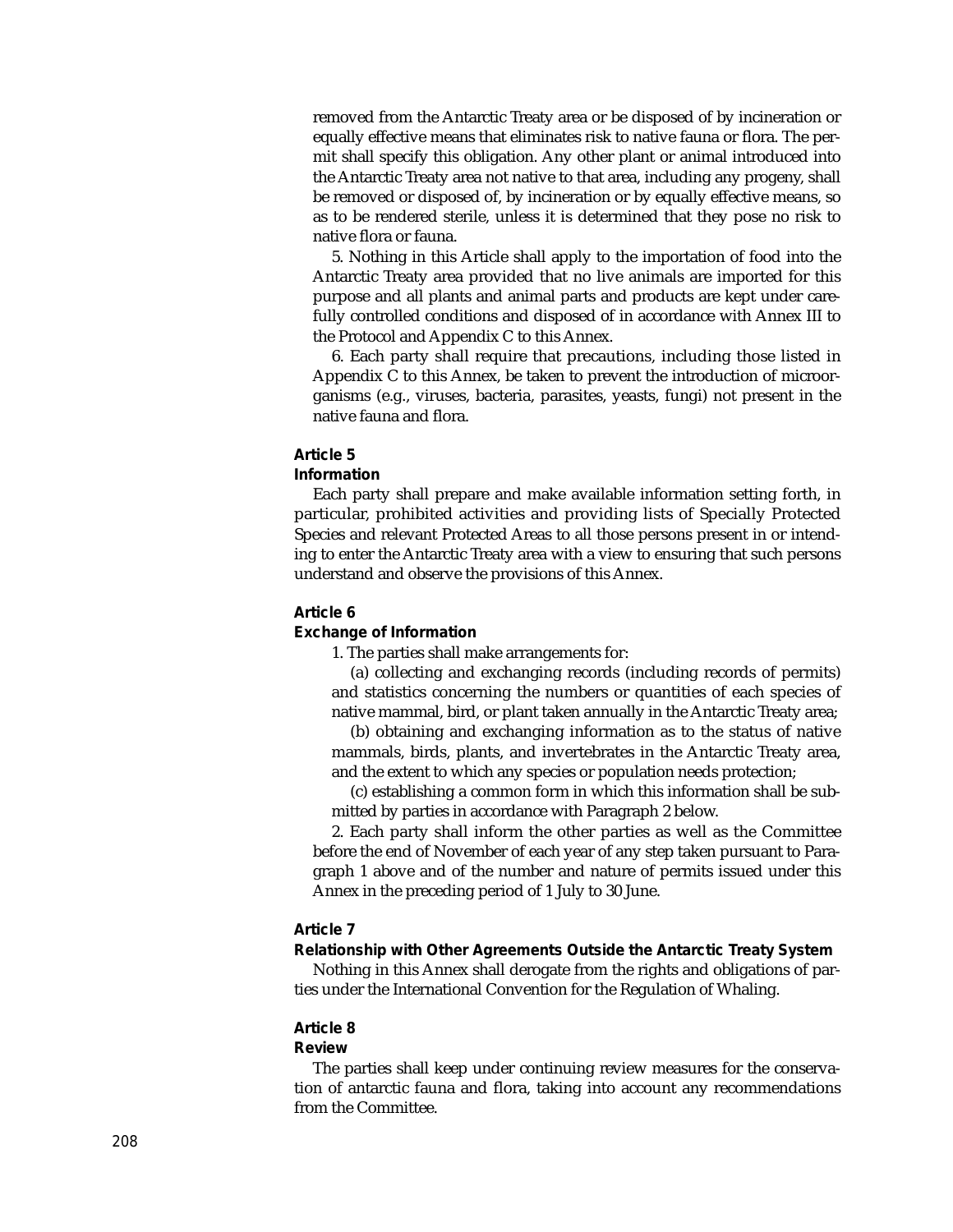removed from the Antarctic Treaty area or be disposed of by incineration or equally effective means that eliminates risk to native fauna or flora. The permit shall specify this obligation. Any other plant or animal introduced into the Antarctic Treaty area not native to that area, including any progeny, shall be removed or disposed of, by incineration or by equally effective means, so as to be rendered sterile, unless it is determined that they pose no risk to native flora or fauna.

5. Nothing in this Article shall apply to the importation of food into the Antarctic Treaty area provided that no live animals are imported for this purpose and all plants and animal parts and products are kept under carefully controlled conditions and disposed of in accordance with Annex III to the Protocol and Appendix C to this Annex.

6. Each party shall require that precautions, including those listed in Appendix C to this Annex, be taken to prevent the introduction of microorganisms (e.g., viruses, bacteria, parasites, yeasts, fungi) not present in the native fauna and flora.

**Article 5**
**Information**

Each party shall prepare and make available information setting forth, in particular, prohibited activities and providing lists of Specially Protected Species and relevant Protected Areas to all those persons present in or intending to enter the Antarctic Treaty area with a view to ensuring that such persons understand and observe the provisions of this Annex.

**Article 6**
**Exchange of Information**

1. The parties shall make arrangements for:

(a) collecting and exchanging records (including records of permits) and statistics concerning the numbers or quantities of each species of native mammal, bird, or plant taken annually in the Antarctic Treaty area;

(b) obtaining and exchanging information as to the status of native mammals, birds, plants, and invertebrates in the Antarctic Treaty area, and the extent to which any species or population needs protection;

(c) establishing a common form in which this information shall be submitted by parties in accordance with Paragraph 2 below.

2. Each party shall inform the other parties as well as the Committee before the end of November of each year of any step taken pursuant to Paragraph 1 above and of the number and nature of permits issued under this Annex in the preceding period of 1 July to 30 June.

**Article 7**
**Relationship with Other Agreements Outside the Antarctic Treaty System**

Nothing in this Annex shall derogate from the rights and obligations of parties under the International Convention for the Regulation of Whaling.

**Article 8**
**Review**

The parties shall keep under continuing review measures for the conservation of antarctic fauna and flora, taking into account any recommendations from the Committee.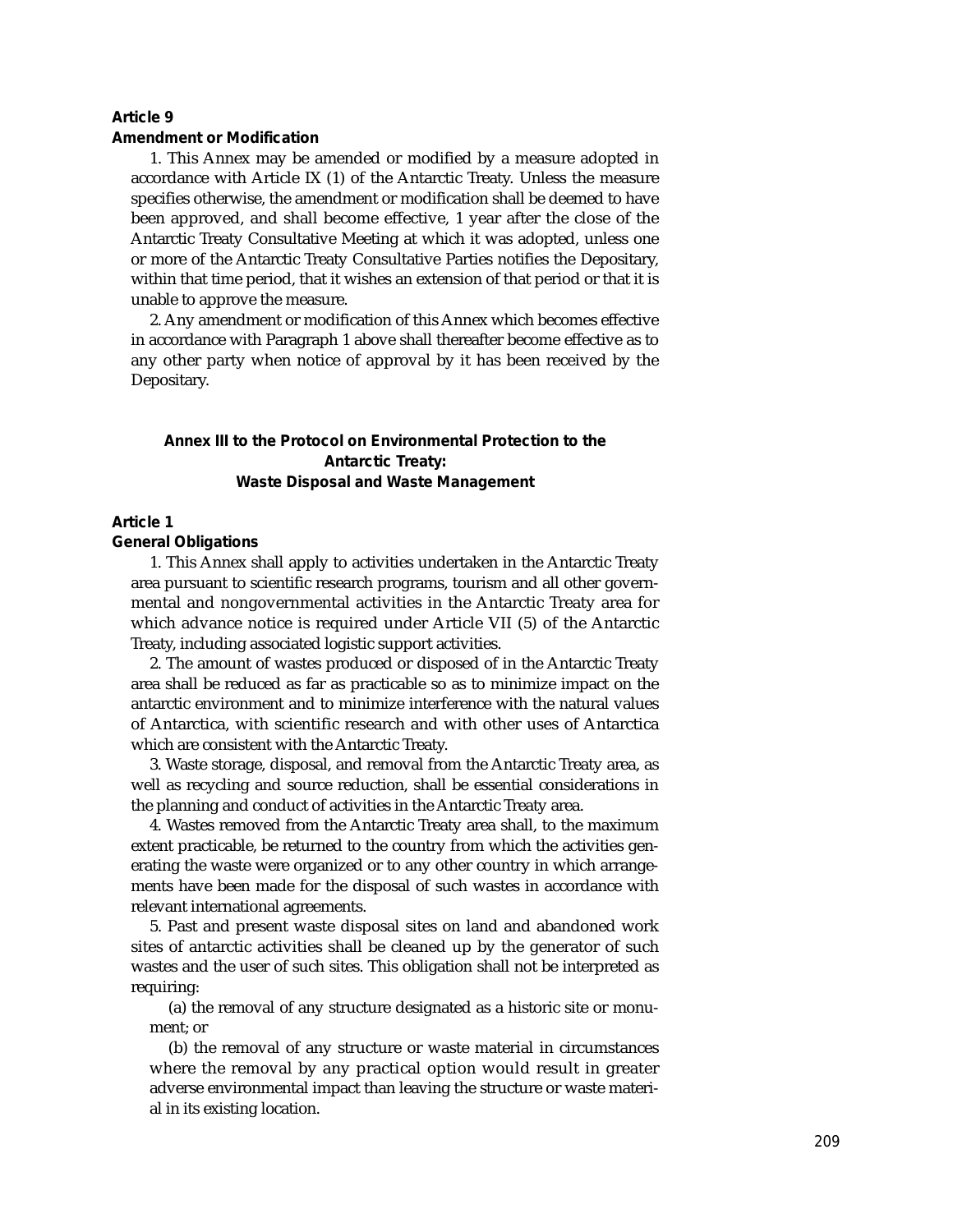**Article 9**

**Amendment or Modification**

1. This Annex may be amended or modified by a measure adopted in accordance with Article IX (1) of the Antarctic Treaty. Unless the measure specifies otherwise, the amendment or modification shall be deemed to have been approved, and shall become effective, 1 year after the close of the Antarctic Treaty Consultative Meeting at which it was adopted, unless one or more of the Antarctic Treaty Consultative Parties notifies the Depositary, within that time period, that it wishes an extension of that period or that it is unable to approve the measure.

2. Any amendment or modification of this Annex which becomes effective in accordance with Paragraph 1 above shall thereafter become effective as to any other party when notice of approval by it has been received by the Depositary.

## Annex III to the Protocol on Environmental Protection to the Antarctic Treaty: Waste Disposal and Waste Management

**Article 1**

**General Obligations**

1. This Annex shall apply to activities undertaken in the Antarctic Treaty area pursuant to scientific research programs, tourism and all other governmental and nongovernmental activities in the Antarctic Treaty area for which advance notice is required under Article VII (5) of the Antarctic Treaty, including associated logistic support activities.

2. The amount of wastes produced or disposed of in the Antarctic Treaty area shall be reduced as far as practicable so as to minimize impact on the antarctic environment and to minimize interference with the natural values of Antarctica, with scientific research and with other uses of Antarctica which are consistent with the Antarctic Treaty.

3. Waste storage, disposal, and removal from the Antarctic Treaty area, as well as recycling and source reduction, shall be essential considerations in the planning and conduct of activities in the Antarctic Treaty area.

4. Wastes removed from the Antarctic Treaty area shall, to the maximum extent practicable, be returned to the country from which the activities generating the waste were organized or to any other country in which arrangements have been made for the disposal of such wastes in accordance with relevant international agreements.

5. Past and present waste disposal sites on land and abandoned work sites of antarctic activities shall be cleaned up by the generator of such wastes and the user of such sites. This obligation shall not be interpreted as requiring:

(a) the removal of any structure designated as a historic site or monument; or

(b) the removal of any structure or waste material in circumstances where the removal by any practical option would result in greater adverse environmental impact than leaving the structure or waste material in its existing location.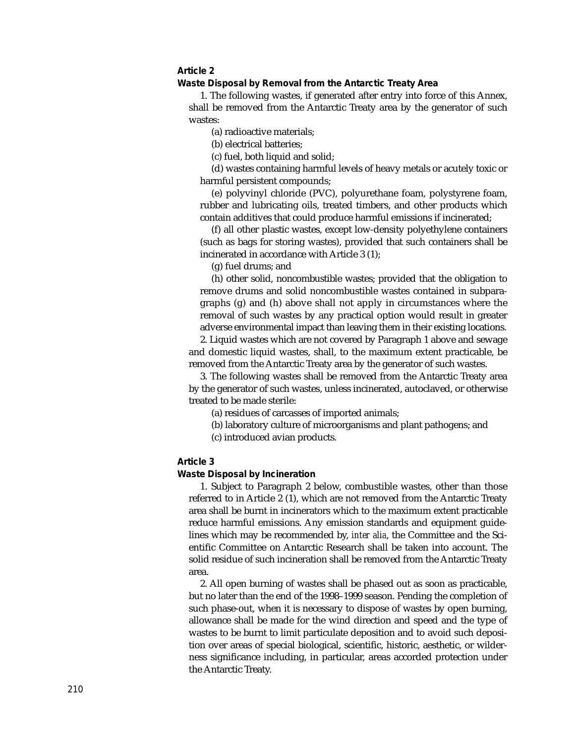### Article 2

### Waste Disposal by Removal from the Antarctic Treaty Area

1. The following wastes, if generated after entry into force of this Annex, shall be removed from the Antarctic Treaty area by the generator of such wastes:

(a) radioactive materials;

(b) electrical batteries;

(c) fuel, both liquid and solid;

(d) wastes containing harmful levels of heavy metals or acutely toxic or harmful persistent compounds;

(e) polyvinyl chloride (PVC), polyurethane foam, polystyrene foam, rubber and lubricating oils, treated timbers, and other products which contain additives that could produce harmful emissions if incinerated;

(f) all other plastic wastes, except low-density polyethylene containers (such as bags for storing wastes), provided that such containers shall be incinerated in accordance with Article 3 (1);

(g) fuel drums; and

(h) other solid, noncombustible wastes; provided that the obligation to remove drums and solid noncombustible wastes contained in subparagraphs (g) and (h) above shall not apply in circumstances where the removal of such wastes by any practical option would result in greater adverse environmental impact than leaving them in their existing locations.

2. Liquid wastes which are not covered by Paragraph 1 above and sewage and domestic liquid wastes, shall, to the maximum extent practicable, be removed from the Antarctic Treaty area by the generator of such wastes.

3. The following wastes shall be removed from the Antarctic Treaty area by the generator of such wastes, unless incinerated, autoclaved, or otherwise treated to be made sterile:

(a) residues of carcasses of imported animals;

(b) laboratory culture of microorganisms and plant pathogens; and

(c) introduced avian products.

### Article 3

### Waste Disposal by Incineration

1. Subject to Paragraph 2 below, combustible wastes, other than those referred to in Article 2 (1), which are not removed from the Antarctic Treaty area shall be burnt in incinerators which to the maximum extent practicable reduce harmful emissions. Any emission standards and equipment guidelines which may be recommended by, *inter alia*, the Committee and the Scientific Committee on Antarctic Research shall be taken into account. The solid residue of such incineration shall be removed from the Antarctic Treaty area.

2. All open burning of wastes shall be phased out as soon as practicable, but no later than the end of the 1998–1999 season. Pending the completion of such phase-out, when it is necessary to dispose of wastes by open burning, allowance shall be made for the wind direction and speed and the type of wastes to be burnt to limit particulate deposition and to avoid such deposition over areas of special biological, scientific, historic, aesthetic, or wilderness significance including, in particular, areas accorded protection under the Antarctic Treaty.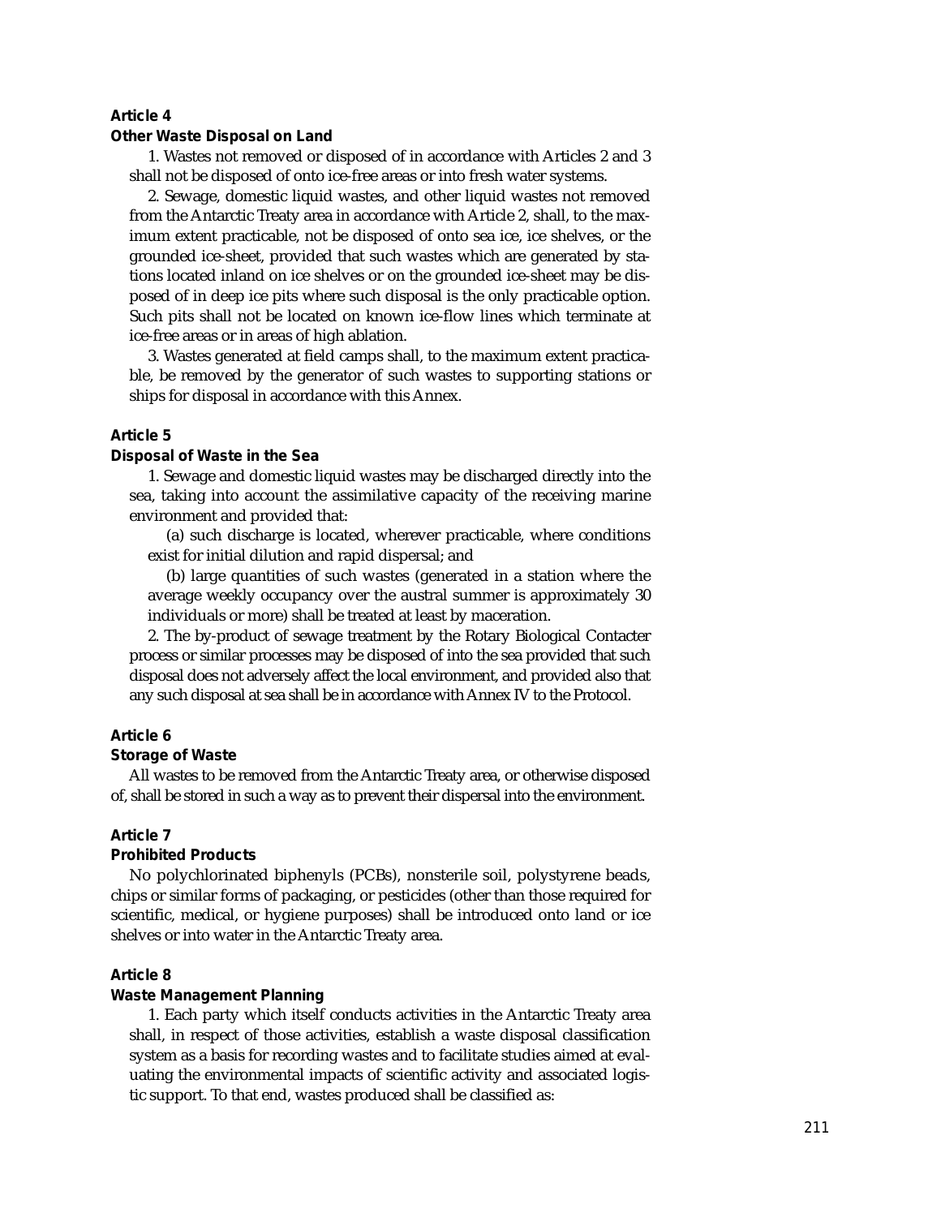**Article 4**

**Other Waste Disposal on Land**

1. Wastes not removed or disposed of in accordance with Articles 2 and 3 shall not be disposed of onto ice-free areas or into fresh water systems.

2. Sewage, domestic liquid wastes, and other liquid wastes not removed from the Antarctic Treaty area in accordance with Article 2, shall, to the maximum extent practicable, not be disposed of onto sea ice, ice shelves, or the grounded ice-sheet, provided that such wastes which are generated by stations located inland on ice shelves or on the grounded ice-sheet may be disposed of in deep ice pits where such disposal is the only practicable option. Such pits shall not be located on known ice-flow lines which terminate at ice-free areas or in areas of high ablation.

3. Wastes generated at field camps shall, to the maximum extent practicable, be removed by the generator of such wastes to supporting stations or ships for disposal in accordance with this Annex.

**Article 5**

**Disposal of Waste in the Sea**

1. Sewage and domestic liquid wastes may be discharged directly into the sea, taking into account the assimilative capacity of the receiving marine environment and provided that:

(a) such discharge is located, wherever practicable, where conditions exist for initial dilution and rapid dispersal; and

(b) large quantities of such wastes (generated in a station where the average weekly occupancy over the austral summer is approximately 30 individuals or more) shall be treated at least by maceration.

2. The by-product of sewage treatment by the Rotary Biological Contacter process or similar processes may be disposed of into the sea provided that such disposal does not adversely affect the local environment, and provided also that any such disposal at sea shall be in accordance with Annex IV to the Protocol.

**Article 6**

**Storage of Waste**

All wastes to be removed from the Antarctic Treaty area, or otherwise disposed of, shall be stored in such a way as to prevent their dispersal into the environment.

**Article 7**

**Prohibited Products**

No polychlorinated biphenyls (PCBs), nonsterile soil, polystyrene beads, chips or similar forms of packaging, or pesticides (other than those required for scientific, medical, or hygiene purposes) shall be introduced onto land or ice shelves or into water in the Antarctic Treaty area.

**Article 8**

**Waste Management Planning**

1. Each party which itself conducts activities in the Antarctic Treaty area shall, in respect of those activities, establish a waste disposal classification system as a basis for recording wastes and to facilitate studies aimed at evaluating the environmental impacts of scientific activity and associated logistic support. To that end, wastes produced shall be classified as: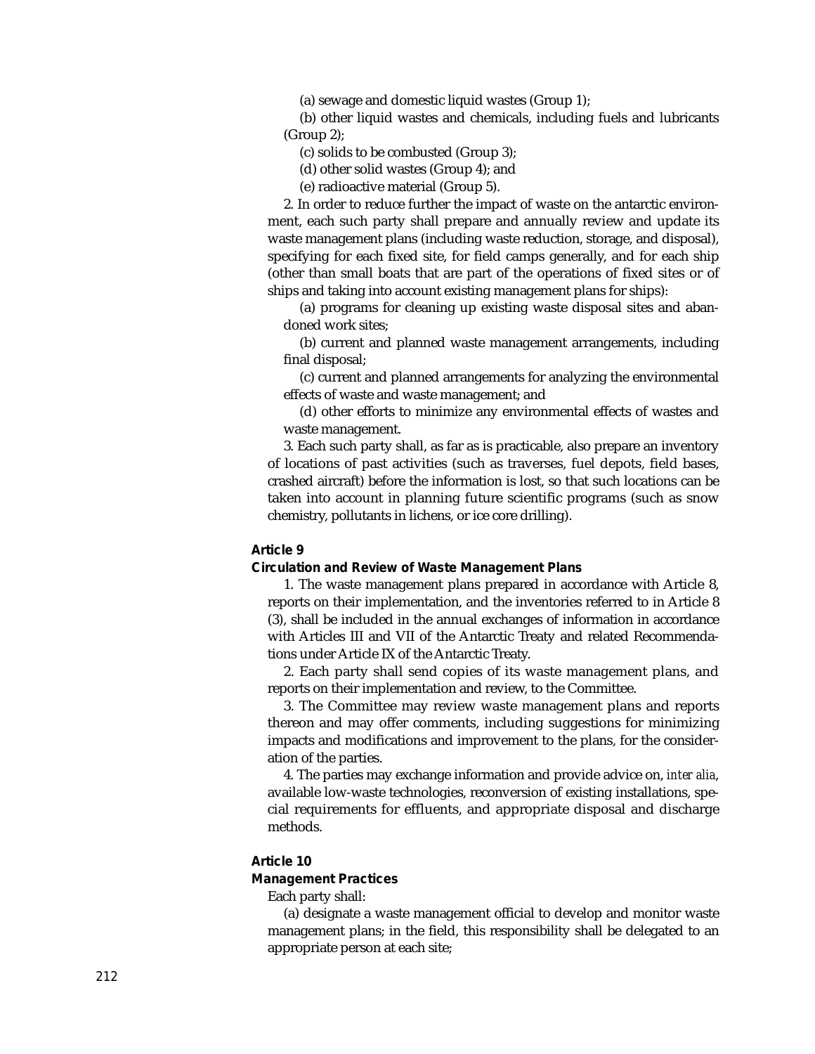(a) sewage and domestic liquid wastes (Group 1);

(b) other liquid wastes and chemicals, including fuels and lubricants (Group 2);

(c) solids to be combusted (Group 3);

(d) other solid wastes (Group 4); and

(e) radioactive material (Group 5).

2. In order to reduce further the impact of waste on the antarctic environment, each such party shall prepare and annually review and update its waste management plans (including waste reduction, storage, and disposal), specifying for each fixed site, for field camps generally, and for each ship (other than small boats that are part of the operations of fixed sites or of ships and taking into account existing management plans for ships):

(a) programs for cleaning up existing waste disposal sites and abandoned work sites;

(b) current and planned waste management arrangements, including final disposal;

(c) current and planned arrangements for analyzing the environmental effects of waste and waste management; and

(d) other efforts to minimize any environmental effects of wastes and waste management.

3. Each such party shall, as far as is practicable, also prepare an inventory of locations of past activities (such as traverses, fuel depots, field bases, crashed aircraft) before the information is lost, so that such locations can be taken into account in planning future scientific programs (such as snow chemistry, pollutants in lichens, or ice core drilling).

### Article 9

### Circulation and Review of Waste Management Plans

1. The waste management plans prepared in accordance with Article 8, reports on their implementation, and the inventories referred to in Article 8 (3), shall be included in the annual exchanges of information in accordance with Articles III and VII of the Antarctic Treaty and related Recommendations under Article IX of the Antarctic Treaty.

2. Each party shall send copies of its waste management plans, and reports on their implementation and review, to the Committee.

3. The Committee may review waste management plans and reports thereon and may offer comments, including suggestions for minimizing impacts and modifications and improvement to the plans, for the consideration of the parties.

4. The parties may exchange information and provide advice on, *inter alia*, available low-waste technologies, reconversion of existing installations, special requirements for effluents, and appropriate disposal and discharge methods.

### Article 10

### Management Practices

Each party shall:

(a) designate a waste management official to develop and monitor waste management plans; in the field, this responsibility shall be delegated to an appropriate person at each site;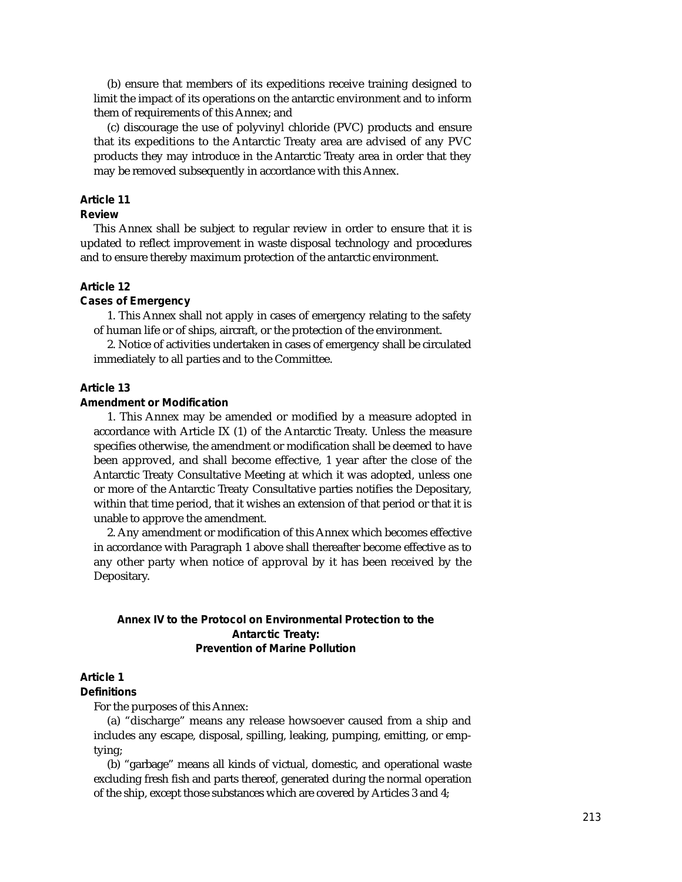(b) ensure that members of its expeditions receive training designed to limit the impact of its operations on the antarctic environment and to inform them of requirements of this Annex; and

(c) discourage the use of polyvinyl chloride (PVC) products and ensure that its expeditions to the Antarctic Treaty area are advised of any PVC products they may introduce in the Antarctic Treaty area in order that they may be removed subsequently in accordance with this Annex.

**Article 11**
**Review**

This Annex shall be subject to regular review in order to ensure that it is updated to reflect improvement in waste disposal technology and procedures and to ensure thereby maximum protection of the antarctic environment.

**Article 12**
**Cases of Emergency**

1. This Annex shall not apply in cases of emergency relating to the safety of human life or of ships, aircraft, or the protection of the environment.

2. Notice of activities undertaken in cases of emergency shall be circulated immediately to all parties and to the Committee.

**Article 13**
**Amendment or Modification**

1. This Annex may be amended or modified by a measure adopted in accordance with Article IX (1) of the Antarctic Treaty. Unless the measure specifies otherwise, the amendment or modification shall be deemed to have been approved, and shall become effective, 1 year after the close of the Antarctic Treaty Consultative Meeting at which it was adopted, unless one or more of the Antarctic Treaty Consultative parties notifies the Depositary, within that time period, that it wishes an extension of that period or that it is unable to approve the amendment.

2. Any amendment or modification of this Annex which becomes effective in accordance with Paragraph 1 above shall thereafter become effective as to any other party when notice of approval by it has been received by the Depositary.

## Annex IV to the Protocol on Environmental Protection to the Antarctic Treaty: Prevention of Marine Pollution

**Article 1**
**Definitions**

For the purposes of this Annex:

(a) "discharge" means any release howsoever caused from a ship and includes any escape, disposal, spilling, leaking, pumping, emitting, or emptying;

(b) "garbage" means all kinds of victual, domestic, and operational waste excluding fresh fish and parts thereof, generated during the normal operation of the ship, except those substances which are covered by Articles 3 and 4;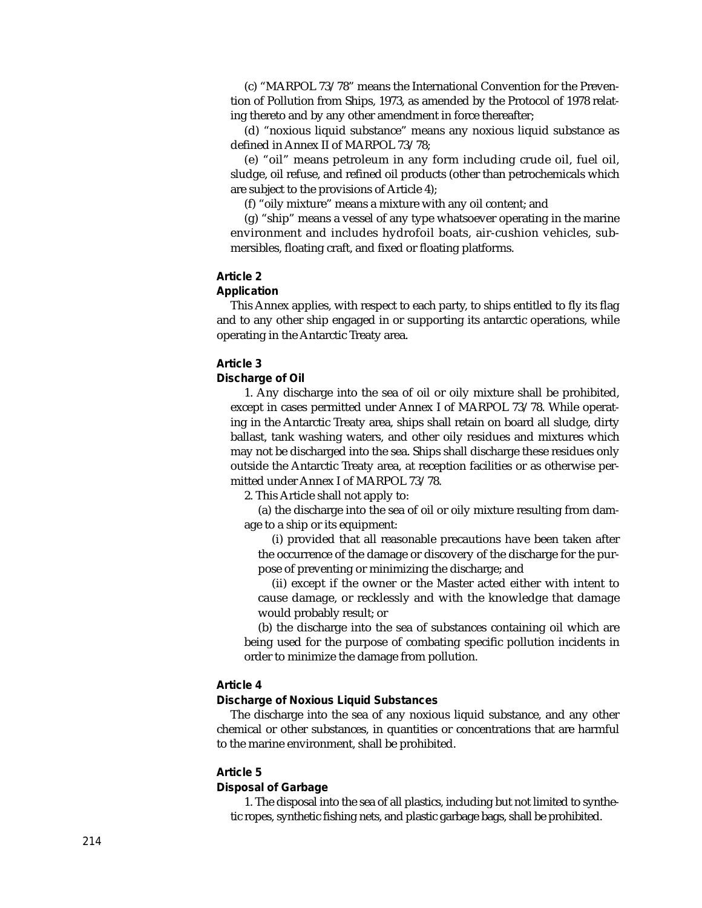(c) "MARPOL 73/78" means the International Convention for the Prevention of Pollution from Ships, 1973, as amended by the Protocol of 1978 relating thereto and by any other amendment in force thereafter;

(d) "noxious liquid substance" means any noxious liquid substance as defined in Annex II of MARPOL 73/78;

(e) "oil" means petroleum in any form including crude oil, fuel oil, sludge, oil refuse, and refined oil products (other than petrochemicals which are subject to the provisions of Article 4);

(f) "oily mixture" means a mixture with any oil content; and

(g) "ship" means a vessel of any type whatsoever operating in the marine environment and includes hydrofoil boats, air-cushion vehicles, submersibles, floating craft, and fixed or floating platforms.

#### Article 2
#### Application

This Annex applies, with respect to each party, to ships entitled to fly its flag and to any other ship engaged in or supporting its antarctic operations, while operating in the Antarctic Treaty area.

#### Article 3
#### Discharge of Oil

1. Any discharge into the sea of oil or oily mixture shall be prohibited, except in cases permitted under Annex I of MARPOL 73/78. While operating in the Antarctic Treaty area, ships shall retain on board all sludge, dirty ballast, tank washing waters, and other oily residues and mixtures which may not be discharged into the sea. Ships shall discharge these residues only outside the Antarctic Treaty area, at reception facilities or as otherwise permitted under Annex I of MARPOL 73/78.

2. This Article shall not apply to:

(a) the discharge into the sea of oil or oily mixture resulting from damage to a ship or its equipment:

(i) provided that all reasonable precautions have been taken after the occurrence of the damage or discovery of the discharge for the purpose of preventing or minimizing the discharge; and

(ii) except if the owner or the Master acted either with intent to cause damage, or recklessly and with the knowledge that damage would probably result; or

(b) the discharge into the sea of substances containing oil which are being used for the purpose of combating specific pollution incidents in order to minimize the damage from pollution.

#### Article 4
#### Discharge of Noxious Liquid Substances

The discharge into the sea of any noxious liquid substance, and any other chemical or other substances, in quantities or concentrations that are harmful to the marine environment, shall be prohibited.

#### Article 5
#### Disposal of Garbage

1. The disposal into the sea of all plastics, including but not limited to synthetic ropes, synthetic fishing nets, and plastic garbage bags, shall be prohibited.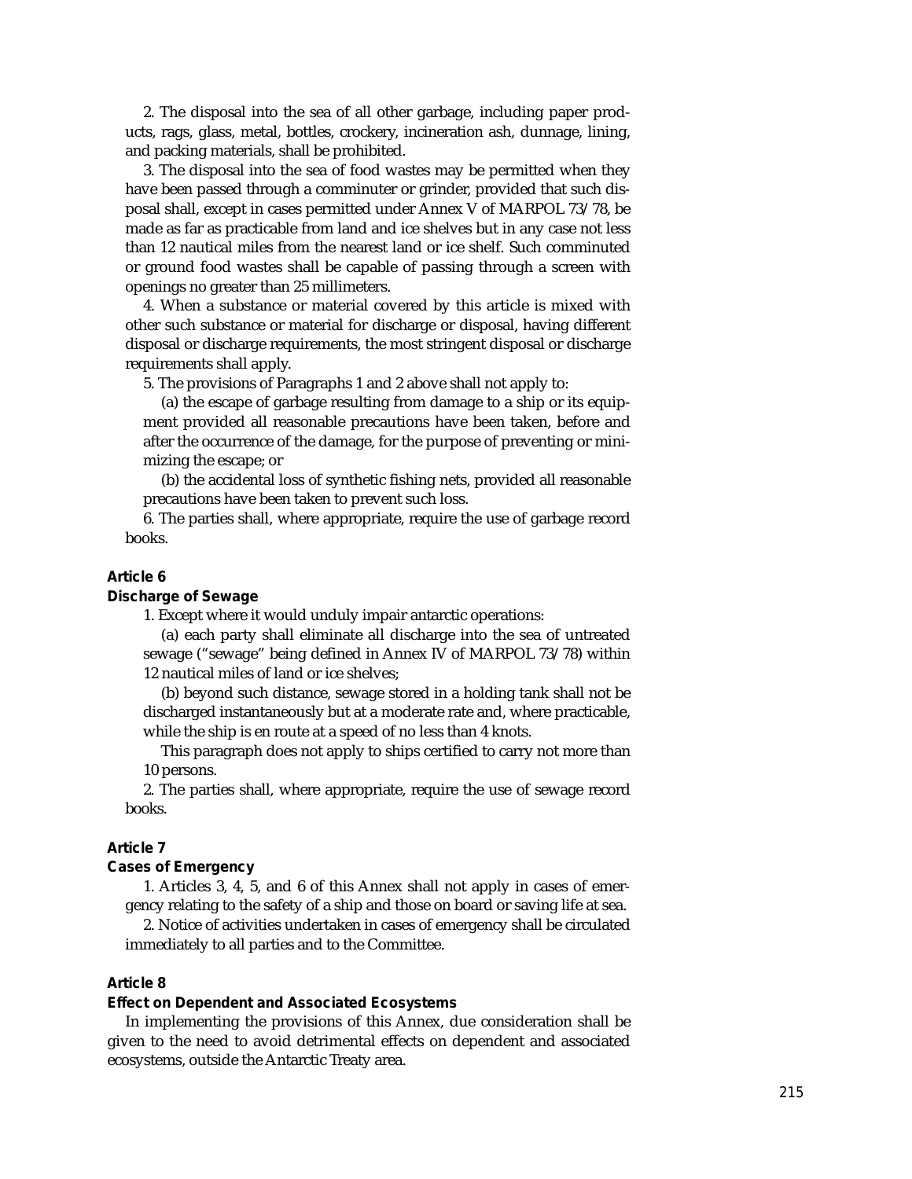2. The disposal into the sea of all other garbage, including paper products, rags, glass, metal, bottles, crockery, incineration ash, dunnage, lining, and packing materials, shall be prohibited.

3. The disposal into the sea of food wastes may be permitted when they have been passed through a comminuter or grinder, provided that such disposal shall, except in cases permitted under Annex V of MARPOL 73/78, be made as far as practicable from land and ice shelves but in any case not less than 12 nautical miles from the nearest land or ice shelf. Such comminuted or ground food wastes shall be capable of passing through a screen with openings no greater than 25 millimeters.

4. When a substance or material covered by this article is mixed with other such substance or material for discharge or disposal, having different disposal or discharge requirements, the most stringent disposal or discharge requirements shall apply.

5. The provisions of Paragraphs 1 and 2 above shall not apply to:

(a) the escape of garbage resulting from damage to a ship or its equipment provided all reasonable precautions have been taken, before and after the occurrence of the damage, for the purpose of preventing or minimizing the escape; or

(b) the accidental loss of synthetic fishing nets, provided all reasonable precautions have been taken to prevent such loss.

6. The parties shall, where appropriate, require the use of garbage record books.

### Article 6

#### Discharge of Sewage

1. Except where it would unduly impair antarctic operations:

(a) each party shall eliminate all discharge into the sea of untreated sewage ("sewage" being defined in Annex IV of MARPOL 73/78) within 12 nautical miles of land or ice shelves;

(b) beyond such distance, sewage stored in a holding tank shall not be discharged instantaneously but at a moderate rate and, where practicable, while the ship is en route at a speed of no less than 4 knots.

This paragraph does not apply to ships certified to carry not more than 10 persons.

2. The parties shall, where appropriate, require the use of sewage record books.

### Article 7

#### Cases of Emergency

1. Articles 3, 4, 5, and 6 of this Annex shall not apply in cases of emergency relating to the safety of a ship and those on board or saving life at sea.

2. Notice of activities undertaken in cases of emergency shall be circulated immediately to all parties and to the Committee.

### Article 8

#### Effect on Dependent and Associated Ecosystems

In implementing the provisions of this Annex, due consideration shall be given to the need to avoid detrimental effects on dependent and associated ecosystems, outside the Antarctic Treaty area.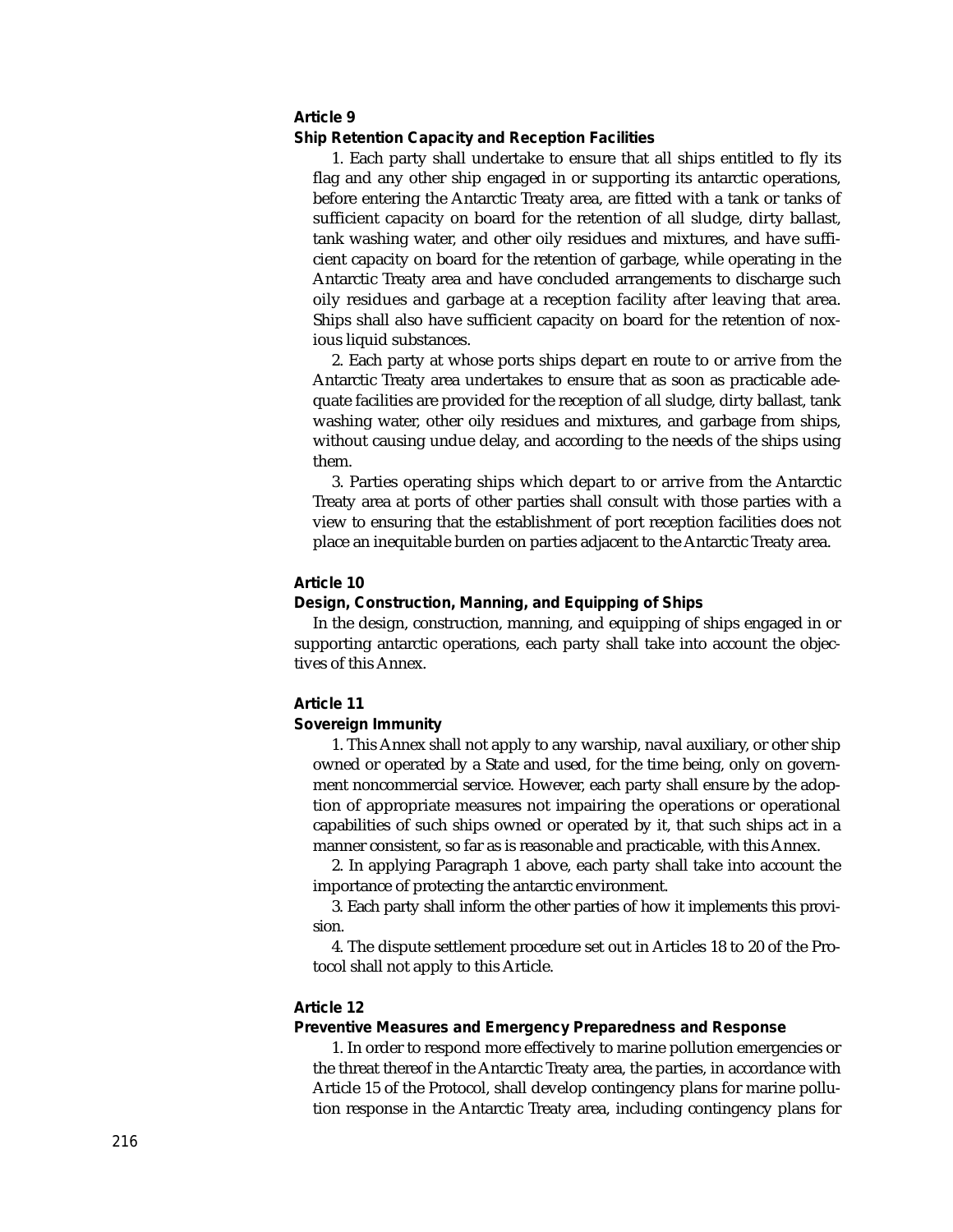### Article 9

**Ship Retention Capacity and Reception Facilities**

1. Each party shall undertake to ensure that all ships entitled to fly its flag and any other ship engaged in or supporting its antarctic operations, before entering the Antarctic Treaty area, are fitted with a tank or tanks of sufficient capacity on board for the retention of all sludge, dirty ballast, tank washing water, and other oily residues and mixtures, and have sufficient capacity on board for the retention of garbage, while operating in the Antarctic Treaty area and have concluded arrangements to discharge such oily residues and garbage at a reception facility after leaving that area. Ships shall also have sufficient capacity on board for the retention of noxious liquid substances.

2. Each party at whose ports ships depart en route to or arrive from the Antarctic Treaty area undertakes to ensure that as soon as practicable adequate facilities are provided for the reception of all sludge, dirty ballast, tank washing water, other oily residues and mixtures, and garbage from ships, without causing undue delay, and according to the needs of the ships using them.

3. Parties operating ships which depart to or arrive from the Antarctic Treaty area at ports of other parties shall consult with those parties with a view to ensuring that the establishment of port reception facilities does not place an inequitable burden on parties adjacent to the Antarctic Treaty area.

### Article 10

**Design, Construction, Manning, and Equipping of Ships**

In the design, construction, manning, and equipping of ships engaged in or supporting antarctic operations, each party shall take into account the objectives of this Annex.

### Article 11

**Sovereign Immunity**

1. This Annex shall not apply to any warship, naval auxiliary, or other ship owned or operated by a State and used, for the time being, only on government noncommercial service. However, each party shall ensure by the adoption of appropriate measures not impairing the operations or operational capabilities of such ships owned or operated by it, that such ships act in a manner consistent, so far as is reasonable and practicable, with this Annex.

2. In applying Paragraph 1 above, each party shall take into account the importance of protecting the antarctic environment.

3. Each party shall inform the other parties of how it implements this provision.

4. The dispute settlement procedure set out in Articles 18 to 20 of the Protocol shall not apply to this Article.

### Article 12

**Preventive Measures and Emergency Preparedness and Response**

1. In order to respond more effectively to marine pollution emergencies or the threat thereof in the Antarctic Treaty area, the parties, in accordance with Article 15 of the Protocol, shall develop contingency plans for marine pollution response in the Antarctic Treaty area, including contingency plans for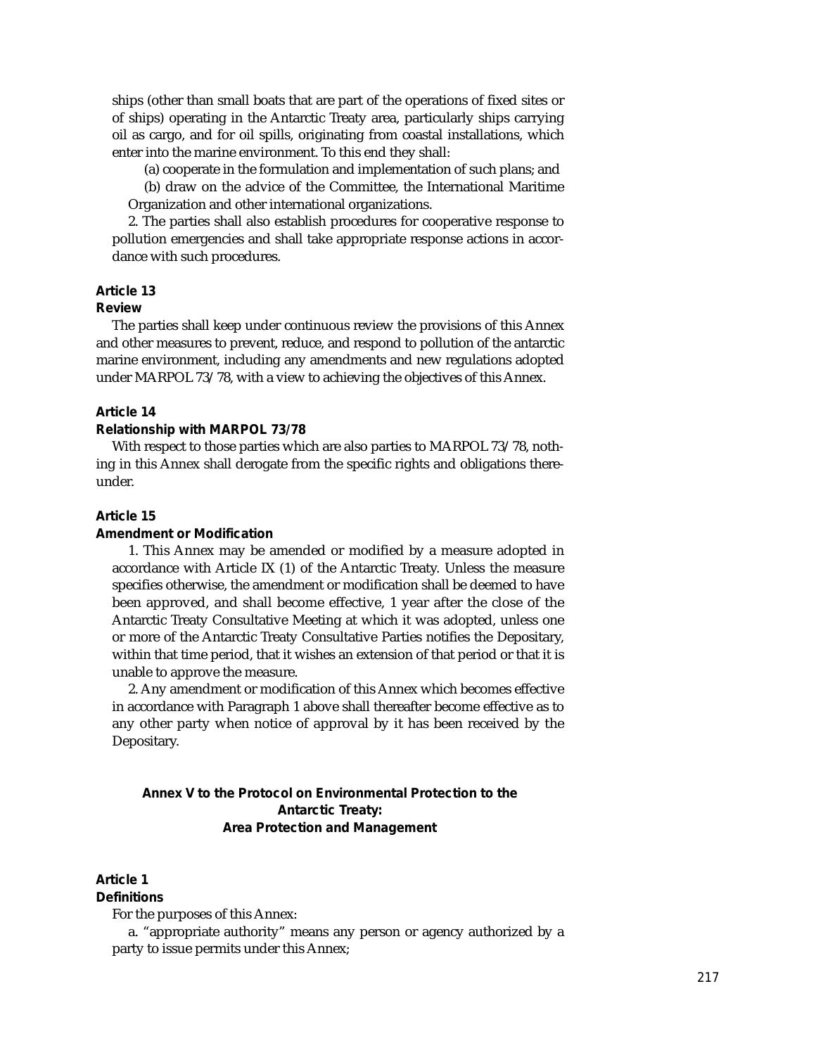ships (other than small boats that are part of the operations of fixed sites or of ships) operating in the Antarctic Treaty area, particularly ships carrying oil as cargo, and for oil spills, originating from coastal installations, which enter into the marine environment. To this end they shall:

(a) cooperate in the formulation and implementation of such plans; and

(b) draw on the advice of the Committee, the International Maritime Organization and other international organizations.

2. The parties shall also establish procedures for cooperative response to pollution emergencies and shall take appropriate response actions in accordance with such procedures.

**Article 13**

**Review**

The parties shall keep under continuous review the provisions of this Annex and other measures to prevent, reduce, and respond to pollution of the antarctic marine environment, including any amendments and new regulations adopted under MARPOL 73/78, with a view to achieving the objectives of this Annex.

**Article 14**

**Relationship with MARPOL 73/78**

With respect to those parties which are also parties to MARPOL 73/78, nothing in this Annex shall derogate from the specific rights and obligations thereunder.

**Article 15**

**Amendment or Modification**

1. This Annex may be amended or modified by a measure adopted in accordance with Article IX (1) of the Antarctic Treaty. Unless the measure specifies otherwise, the amendment or modification shall be deemed to have been approved, and shall become effective, 1 year after the close of the Antarctic Treaty Consultative Meeting at which it was adopted, unless one or more of the Antarctic Treaty Consultative Parties notifies the Depositary, within that time period, that it wishes an extension of that period or that it is unable to approve the measure.

2. Any amendment or modification of this Annex which becomes effective in accordance with Paragraph 1 above shall thereafter become effective as to any other party when notice of approval by it has been received by the Depositary.

## Annex V to the Protocol on Environmental Protection to the Antarctic Treaty: Area Protection and Management

**Article 1**

**Definitions**

For the purposes of this Annex:

a. "appropriate authority" means any person or agency authorized by a party to issue permits under this Annex;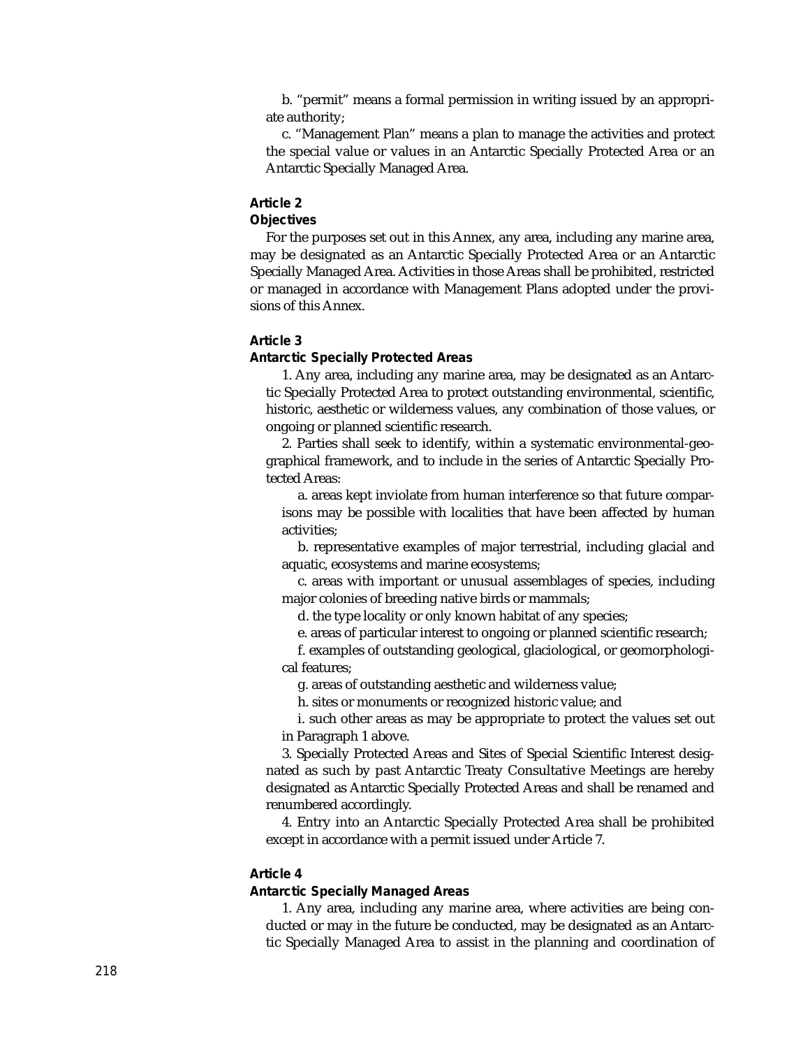b. "permit" means a formal permission in writing issued by an appropriate authority;

c. "Management Plan" means a plan to manage the activities and protect the special value or values in an Antarctic Specially Protected Area or an Antarctic Specially Managed Area.

**Article 2**
**Objectives**

For the purposes set out in this Annex, any area, including any marine area, may be designated as an Antarctic Specially Protected Area or an Antarctic Specially Managed Area. Activities in those Areas shall be prohibited, restricted or managed in accordance with Management Plans adopted under the provisions of this Annex.

**Article 3**
**Antarctic Specially Protected Areas**

1. Any area, including any marine area, may be designated as an Antarctic Specially Protected Area to protect outstanding environmental, scientific, historic, aesthetic or wilderness values, any combination of those values, or ongoing or planned scientific research.

2. Parties shall seek to identify, within a systematic environmental-geographical framework, and to include in the series of Antarctic Specially Protected Areas:

a. areas kept inviolate from human interference so that future comparisons may be possible with localities that have been affected by human activities;

b. representative examples of major terrestrial, including glacial and aquatic, ecosystems and marine ecosystems;

c. areas with important or unusual assemblages of species, including major colonies of breeding native birds or mammals;

d. the type locality or only known habitat of any species;

e. areas of particular interest to ongoing or planned scientific research;

f. examples of outstanding geological, glaciological, or geomorphological features;

g. areas of outstanding aesthetic and wilderness value;

h. sites or monuments or recognized historic value; and

i. such other areas as may be appropriate to protect the values set out in Paragraph 1 above.

3. Specially Protected Areas and Sites of Special Scientific Interest designated as such by past Antarctic Treaty Consultative Meetings are hereby designated as Antarctic Specially Protected Areas and shall be renamed and renumbered accordingly.

4. Entry into an Antarctic Specially Protected Area shall be prohibited except in accordance with a permit issued under Article 7.

**Article 4**
**Antarctic Specially Managed Areas**

1. Any area, including any marine area, where activities are being conducted or may in the future be conducted, may be designated as an Antarctic Specially Managed Area to assist in the planning and coordination of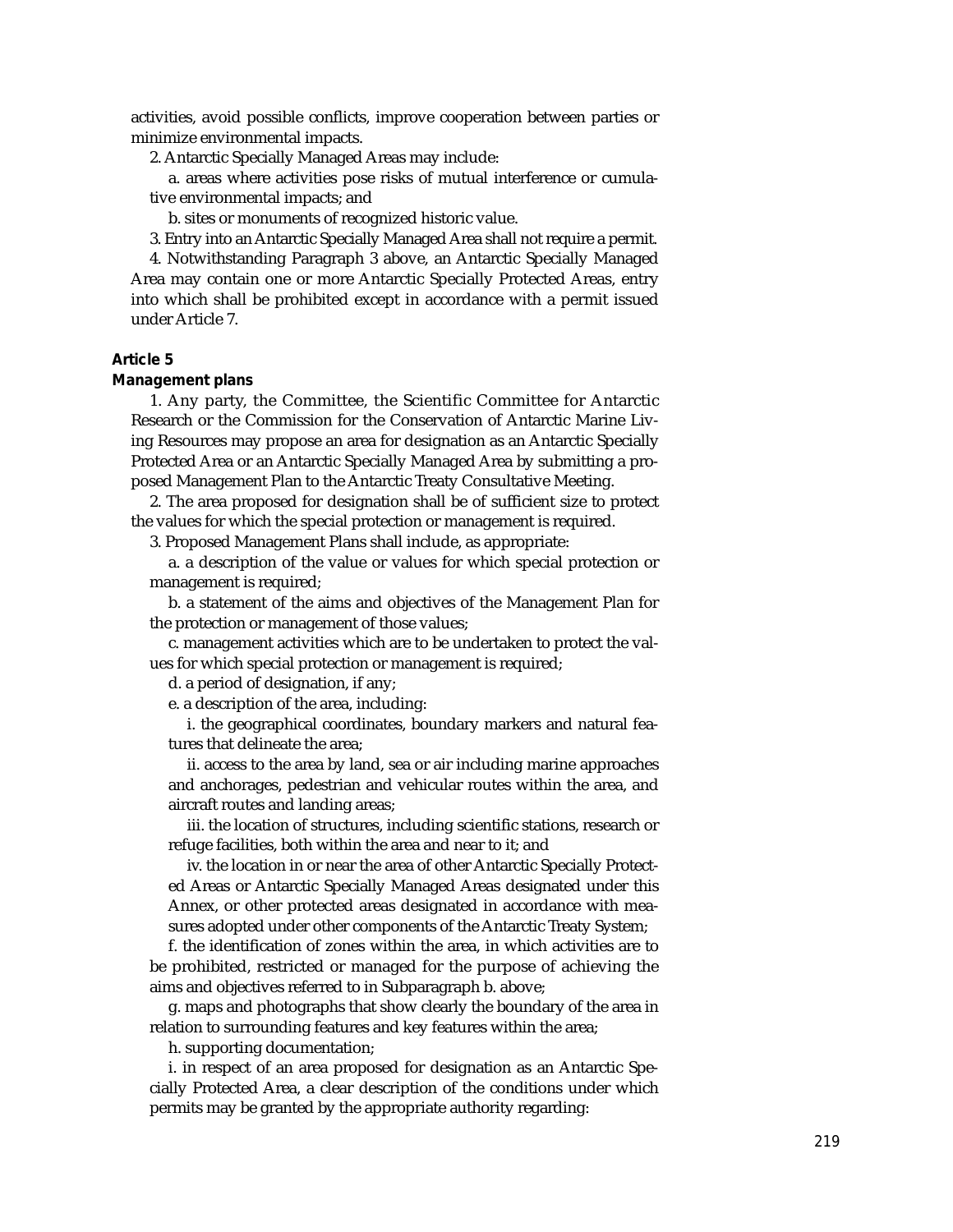activities, avoid possible conflicts, improve cooperation between parties or minimize environmental impacts.

2. Antarctic Specially Managed Areas may include:

a. areas where activities pose risks of mutual interference or cumulative environmental impacts; and

b. sites or monuments of recognized historic value.

3. Entry into an Antarctic Specially Managed Area shall not require a permit.

4. Notwithstanding Paragraph 3 above, an Antarctic Specially Managed Area may contain one or more Antarctic Specially Protected Areas, entry into which shall be prohibited except in accordance with a permit issued under Article 7.

**Article 5**

**Management plans**

1. Any party, the Committee, the Scientific Committee for Antarctic Research or the Commission for the Conservation of Antarctic Marine Living Resources may propose an area for designation as an Antarctic Specially Protected Area or an Antarctic Specially Managed Area by submitting a proposed Management Plan to the Antarctic Treaty Consultative Meeting.

2. The area proposed for designation shall be of sufficient size to protect the values for which the special protection or management is required.

3. Proposed Management Plans shall include, as appropriate:

a. a description of the value or values for which special protection or management is required;

b. a statement of the aims and objectives of the Management Plan for the protection or management of those values;

c. management activities which are to be undertaken to protect the values for which special protection or management is required;

d. a period of designation, if any;

e. a description of the area, including:

i. the geographical coordinates, boundary markers and natural features that delineate the area;

ii. access to the area by land, sea or air including marine approaches and anchorages, pedestrian and vehicular routes within the area, and aircraft routes and landing areas;

iii. the location of structures, including scientific stations, research or refuge facilities, both within the area and near to it; and

iv. the location in or near the area of other Antarctic Specially Protected Areas or Antarctic Specially Managed Areas designated under this Annex, or other protected areas designated in accordance with measures adopted under other components of the Antarctic Treaty System;

f. the identification of zones within the area, in which activities are to be prohibited, restricted or managed for the purpose of achieving the aims and objectives referred to in Subparagraph b. above;

g. maps and photographs that show clearly the boundary of the area in relation to surrounding features and key features within the area;

h. supporting documentation;

i. in respect of an area proposed for designation as an Antarctic Specially Protected Area, a clear description of the conditions under which permits may be granted by the appropriate authority regarding: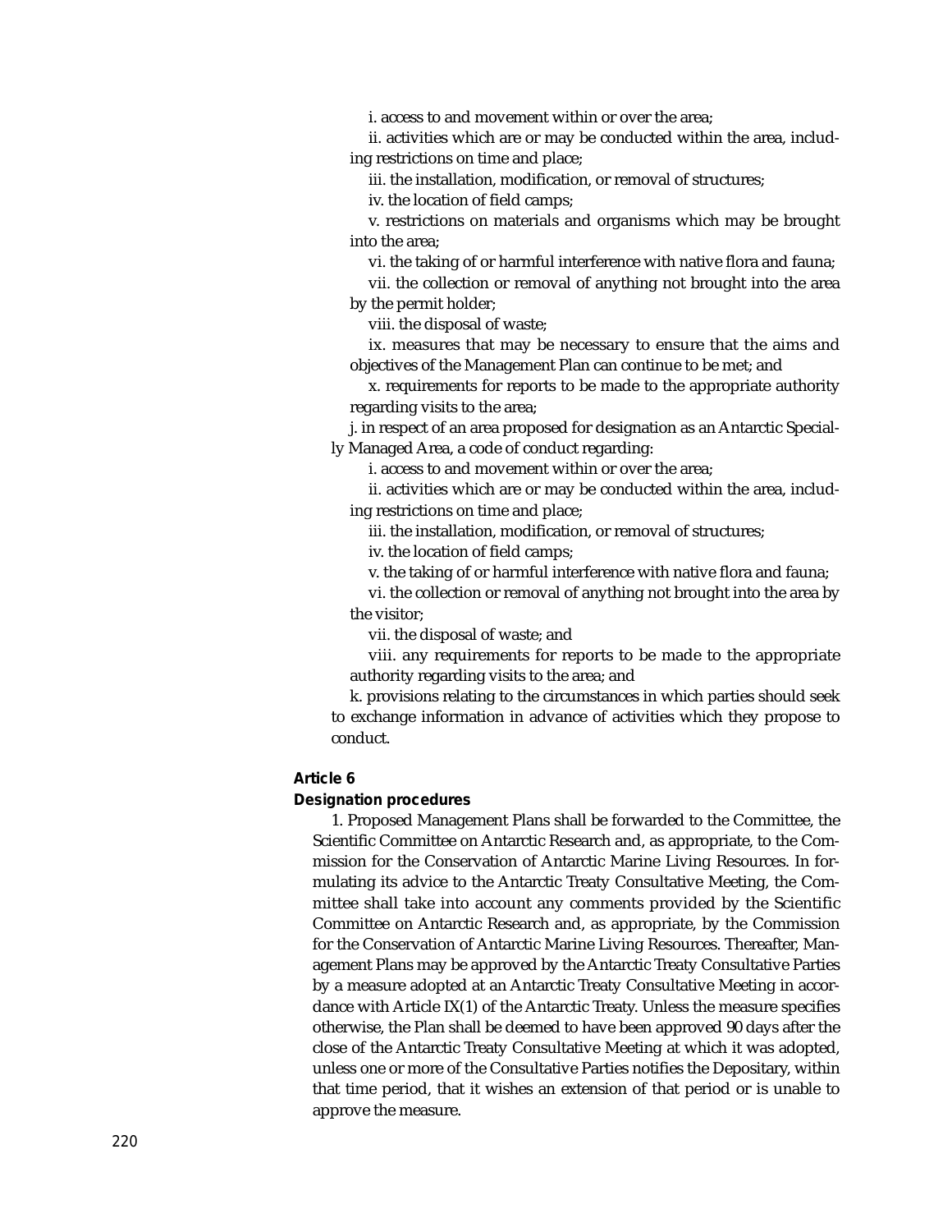i. access to and movement within or over the area;

ii. activities which are or may be conducted within the area, including restrictions on time and place;

iii. the installation, modification, or removal of structures;

iv. the location of field camps;

v. restrictions on materials and organisms which may be brought into the area;

vi. the taking of or harmful interference with native flora and fauna;

vii. the collection or removal of anything not brought into the area by the permit holder;

viii. the disposal of waste;

ix. measures that may be necessary to ensure that the aims and objectives of the Management Plan can continue to be met; and

x. requirements for reports to be made to the appropriate authority regarding visits to the area;

j. in respect of an area proposed for designation as an Antarctic Specially Managed Area, a code of conduct regarding:

i. access to and movement within or over the area;

ii. activities which are or may be conducted within the area, including restrictions on time and place;

iii. the installation, modification, or removal of structures;

iv. the location of field camps;

v. the taking of or harmful interference with native flora and fauna;

vi. the collection or removal of anything not brought into the area by the visitor;

vii. the disposal of waste; and

viii. any requirements for reports to be made to the appropriate authority regarding visits to the area; and

k. provisions relating to the circumstances in which parties should seek to exchange information in advance of activities which they propose to conduct.

**Article 6**

**Designation procedures**

1. Proposed Management Plans shall be forwarded to the Committee, the Scientific Committee on Antarctic Research and, as appropriate, to the Commission for the Conservation of Antarctic Marine Living Resources. In formulating its advice to the Antarctic Treaty Consultative Meeting, the Committee shall take into account any comments provided by the Scientific Committee on Antarctic Research and, as appropriate, by the Commission for the Conservation of Antarctic Marine Living Resources. Thereafter, Management Plans may be approved by the Antarctic Treaty Consultative Parties by a measure adopted at an Antarctic Treaty Consultative Meeting in accordance with Article IX(1) of the Antarctic Treaty. Unless the measure specifies otherwise, the Plan shall be deemed to have been approved 90 days after the close of the Antarctic Treaty Consultative Meeting at which it was adopted, unless one or more of the Consultative Parties notifies the Depositary, within that time period, that it wishes an extension of that period or is unable to approve the measure.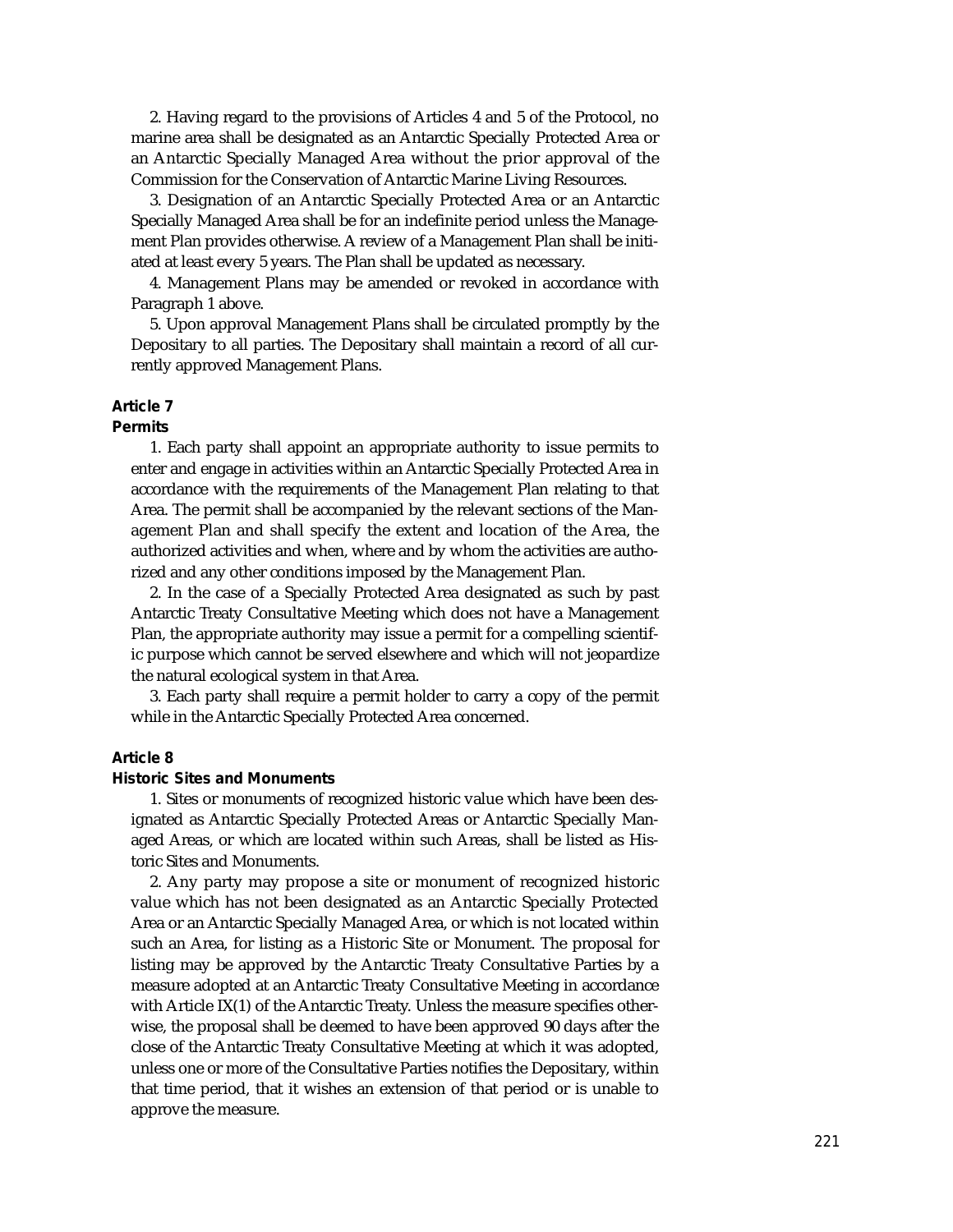2. Having regard to the provisions of Articles 4 and 5 of the Protocol, no marine area shall be designated as an Antarctic Specially Protected Area or an Antarctic Specially Managed Area without the prior approval of the Commission for the Conservation of Antarctic Marine Living Resources.

3. Designation of an Antarctic Specially Protected Area or an Antarctic Specially Managed Area shall be for an indefinite period unless the Management Plan provides otherwise. A review of a Management Plan shall be initiated at least every 5 years. The Plan shall be updated as necessary.

4. Management Plans may be amended or revoked in accordance with Paragraph 1 above.

5. Upon approval Management Plans shall be circulated promptly by the Depositary to all parties. The Depositary shall maintain a record of all currently approved Management Plans.

**Article 7**
**Permits**

1. Each party shall appoint an appropriate authority to issue permits to enter and engage in activities within an Antarctic Specially Protected Area in accordance with the requirements of the Management Plan relating to that Area. The permit shall be accompanied by the relevant sections of the Management Plan and shall specify the extent and location of the Area, the authorized activities and when, where and by whom the activities are authorized and any other conditions imposed by the Management Plan.

2. In the case of a Specially Protected Area designated as such by past Antarctic Treaty Consultative Meeting which does not have a Management Plan, the appropriate authority may issue a permit for a compelling scientific purpose which cannot be served elsewhere and which will not jeopardize the natural ecological system in that Area.

3. Each party shall require a permit holder to carry a copy of the permit while in the Antarctic Specially Protected Area concerned.

**Article 8**
**Historic Sites and Monuments**

1. Sites or monuments of recognized historic value which have been designated as Antarctic Specially Protected Areas or Antarctic Specially Managed Areas, or which are located within such Areas, shall be listed as Historic Sites and Monuments.

2. Any party may propose a site or monument of recognized historic value which has not been designated as an Antarctic Specially Protected Area or an Antarctic Specially Managed Area, or which is not located within such an Area, for listing as a Historic Site or Monument. The proposal for listing may be approved by the Antarctic Treaty Consultative Parties by a measure adopted at an Antarctic Treaty Consultative Meeting in accordance with Article IX(1) of the Antarctic Treaty. Unless the measure specifies otherwise, the proposal shall be deemed to have been approved 90 days after the close of the Antarctic Treaty Consultative Meeting at which it was adopted, unless one or more of the Consultative Parties notifies the Depositary, within that time period, that it wishes an extension of that period or is unable to approve the measure.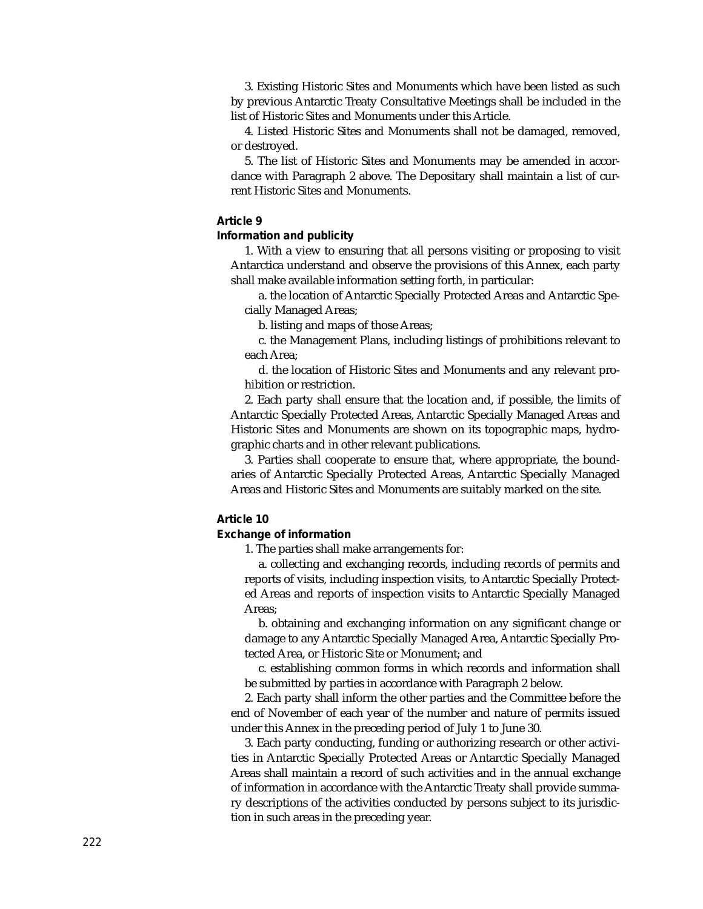3. Existing Historic Sites and Monuments which have been listed as such by previous Antarctic Treaty Consultative Meetings shall be included in the list of Historic Sites and Monuments under this Article.

4. Listed Historic Sites and Monuments shall not be damaged, removed, or destroyed.

5. The list of Historic Sites and Monuments may be amended in accordance with Paragraph 2 above. The Depositary shall maintain a list of current Historic Sites and Monuments.

**Article 9**

**Information and publicity**

1. With a view to ensuring that all persons visiting or proposing to visit Antarctica understand and observe the provisions of this Annex, each party shall make available information setting forth, in particular:

a. the location of Antarctic Specially Protected Areas and Antarctic Specially Managed Areas;

b. listing and maps of those Areas;

c. the Management Plans, including listings of prohibitions relevant to each Area;

d. the location of Historic Sites and Monuments and any relevant prohibition or restriction.

2. Each party shall ensure that the location and, if possible, the limits of Antarctic Specially Protected Areas, Antarctic Specially Managed Areas and Historic Sites and Monuments are shown on its topographic maps, hydrographic charts and in other relevant publications.

3. Parties shall cooperate to ensure that, where appropriate, the boundaries of Antarctic Specially Protected Areas, Antarctic Specially Managed Areas and Historic Sites and Monuments are suitably marked on the site.

**Article 10**

**Exchange of information**

1. The parties shall make arrangements for:

a. collecting and exchanging records, including records of permits and reports of visits, including inspection visits, to Antarctic Specially Protected Areas and reports of inspection visits to Antarctic Specially Managed Areas;

b. obtaining and exchanging information on any significant change or damage to any Antarctic Specially Managed Area, Antarctic Specially Protected Area, or Historic Site or Monument; and

c. establishing common forms in which records and information shall be submitted by parties in accordance with Paragraph 2 below.

2. Each party shall inform the other parties and the Committee before the end of November of each year of the number and nature of permits issued under this Annex in the preceding period of July 1 to June 30.

3. Each party conducting, funding or authorizing research or other activities in Antarctic Specially Protected Areas or Antarctic Specially Managed Areas shall maintain a record of such activities and in the annual exchange of information in accordance with the Antarctic Treaty shall provide summary descriptions of the activities conducted by persons subject to its jurisdiction in such areas in the preceding year.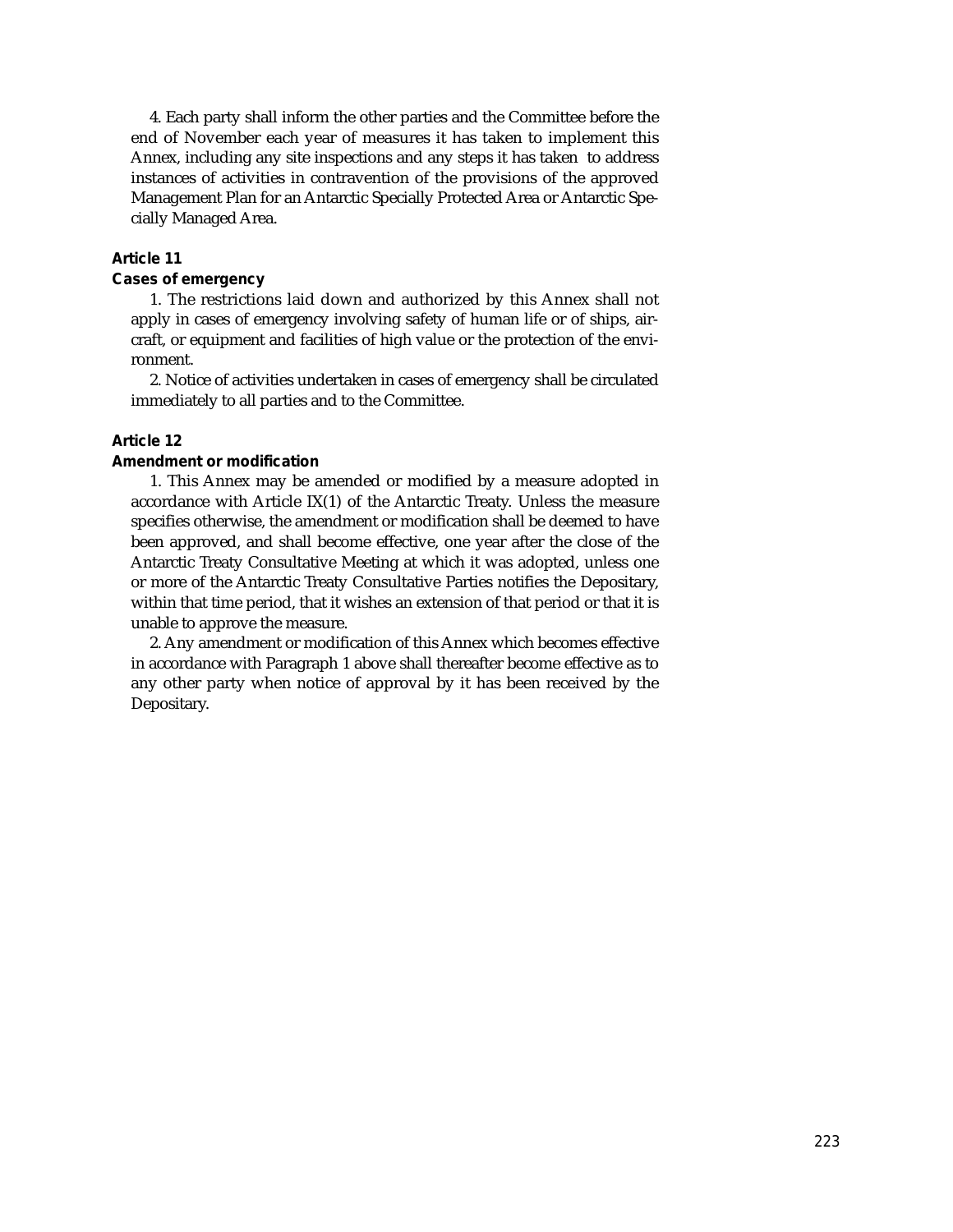4. Each party shall inform the other parties and the Committee before the end of November each year of measures it has taken to implement this Annex, including any site inspections and any steps it has taken to address instances of activities in contravention of the provisions of the approved Management Plan for an Antarctic Specially Protected Area or Antarctic Specially Managed Area.

**Article 11**

**Cases of emergency**

1. The restrictions laid down and authorized by this Annex shall not apply in cases of emergency involving safety of human life or of ships, aircraft, or equipment and facilities of high value or the protection of the environment.

2. Notice of activities undertaken in cases of emergency shall be circulated immediately to all parties and to the Committee.

**Article 12**

**Amendment or modification**

1. This Annex may be amended or modified by a measure adopted in accordance with Article IX(1) of the Antarctic Treaty. Unless the measure specifies otherwise, the amendment or modification shall be deemed to have been approved, and shall become effective, one year after the close of the Antarctic Treaty Consultative Meeting at which it was adopted, unless one or more of the Antarctic Treaty Consultative Parties notifies the Depositary, within that time period, that it wishes an extension of that period or that it is unable to approve the measure.

2. Any amendment or modification of this Annex which becomes effective in accordance with Paragraph 1 above shall thereafter become effective as to any other party when notice of approval by it has been received by the Depositary.